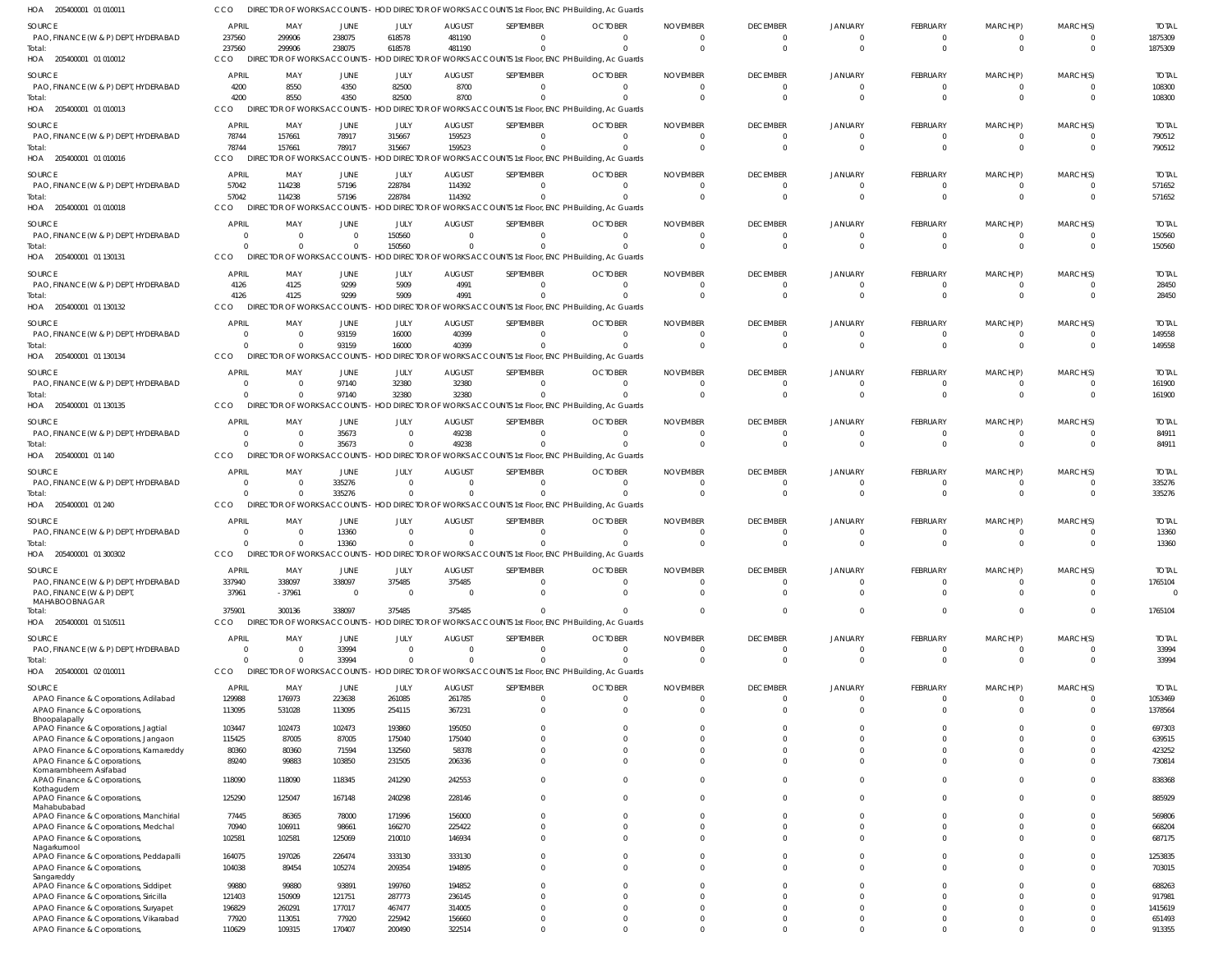HOA 205400001 01 010011 CCO DIRECTOR OF WORKS ACCOUNTS - HOD DIRECTOR OF WORKS ACCOUNTS 1st Floor, ENC PH Building, Ac Guards

| SOURCE | APRIL | MAY | JUNE | JULY | AUGUST | SEPTEMBER | OCTOBER | NOVEMBER | DECEMBER | JANUARY | FEBRUARY | MARCH(P) | MARCH(S) | TOTAL |
|---|---|---|---|---|---|---|---|---|---|---|---|---|---|---|
| PAO, FINANCE (W & P) DEPT, HYDERABAD | 237560 | 299906 | 238075 | 618578 | 481190 | 0 | 0 | 0 | 0 | 0 | 0 | 0 | 0 | 1875309 |
| Total: | 237560 | 299906 | 238075 | 618578 | 481190 | 0 | 0 | 0 | 0 | 0 | 0 | 0 | 0 | 1875309 |

HOA 205400001 01 010012 CCO DIRECTOR OF WORKS ACCOUNTS - HOD DIRECTOR OF WORKS ACCOUNTS 1st Floor, ENC PH Building, Ac Guards

| SOURCE | APRIL | MAY | JUNE | JULY | AUGUST | SEPTEMBER | OCTOBER | NOVEMBER | DECEMBER | JANUARY | FEBRUARY | MARCH(P) | MARCH(S) | TOTAL |
|---|---|---|---|---|---|---|---|---|---|---|---|---|---|---|
| PAO, FINANCE (W & P) DEPT, HYDERABAD | 4200 | 8550 | 4350 | 82500 | 8700 | 0 | 0 | 0 | 0 | 0 | 0 | 0 | 0 | 108300 |
| Total: | 4200 | 8550 | 4350 | 82500 | 8700 | 0 | 0 | 0 | 0 | 0 | 0 | 0 | 0 | 108300 |

HOA 205400001 01 010013 CCO DIRECTOR OF WORKS ACCOUNTS - HOD DIRECTOR OF WORKS ACCOUNTS 1st Floor, ENC PH Building, Ac Guards

| SOURCE | APRIL | MAY | JUNE | JULY | AUGUST | SEPTEMBER | OCTOBER | NOVEMBER | DECEMBER | JANUARY | FEBRUARY | MARCH(P) | MARCH(S) | TOTAL |
|---|---|---|---|---|---|---|---|---|---|---|---|---|---|---|
| PAO, FINANCE (W & P) DEPT, HYDERABAD | 78744 | 157661 | 78917 | 315667 | 159523 | 0 | 0 | 0 | 0 | 0 | 0 | 0 | 0 | 790512 |
| Total: | 78744 | 157661 | 78917 | 315667 | 159523 | 0 | 0 | 0 | 0 | 0 | 0 | 0 | 0 | 790512 |

HOA 205400001 01 010016 CCO DIRECTOR OF WORKS ACCOUNTS - HOD DIRECTOR OF WORKS ACCOUNTS 1st Floor, ENC PH Building, Ac Guards

| SOURCE | APRIL | MAY | JUNE | JULY | AUGUST | SEPTEMBER | OCTOBER | NOVEMBER | DECEMBER | JANUARY | FEBRUARY | MARCH(P) | MARCH(S) | TOTAL |
|---|---|---|---|---|---|---|---|---|---|---|---|---|---|---|
| PAO, FINANCE (W & P) DEPT, HYDERABAD | 57042 | 114238 | 57196 | 228784 | 114392 | 0 | 0 | 0 | 0 | 0 | 0 | 0 | 0 | 571652 |
| Total: | 57042 | 114238 | 57196 | 228784 | 114392 | 0 | 0 | 0 | 0 | 0 | 0 | 0 | 0 | 571652 |

HOA 205400001 01 010018 CCO DIRECTOR OF WORKS ACCOUNTS - HOD DIRECTOR OF WORKS ACCOUNTS 1st Floor, ENC PH Building, Ac Guards

| SOURCE | APRIL | MAY | JUNE | JULY | AUGUST | SEPTEMBER | OCTOBER | NOVEMBER | DECEMBER | JANUARY | FEBRUARY | MARCH(P) | MARCH(S) | TOTAL |
|---|---|---|---|---|---|---|---|---|---|---|---|---|---|---|
| PAO, FINANCE (W & P) DEPT, HYDERABAD | 0 | 0 | 0 | 150560 | 0 | 0 | 0 | 0 | 0 | 0 | 0 | 0 | 0 | 150560 |
| Total: | 0 | 0 | 0 | 150560 | 0 | 0 | 0 | 0 | 0 | 0 | 0 | 0 | 0 | 150560 |

HOA 205400001 01 130131 CCO DIRECTOR OF WORKS ACCOUNTS - HOD DIRECTOR OF WORKS ACCOUNTS 1st Floor, ENC PH Building, Ac Guards

| SOURCE | APRIL | MAY | JUNE | JULY | AUGUST | SEPTEMBER | OCTOBER | NOVEMBER | DECEMBER | JANUARY | FEBRUARY | MARCH(P) | MARCH(S) | TOTAL |
|---|---|---|---|---|---|---|---|---|---|---|---|---|---|---|
| PAO, FINANCE (W & P) DEPT, HYDERABAD | 4126 | 4125 | 9299 | 5909 | 4991 | 0 | 0 | 0 | 0 | 0 | 0 | 0 | 0 | 28450 |
| Total: | 4126 | 4125 | 9299 | 5909 | 4991 | 0 | 0 | 0 | 0 | 0 | 0 | 0 | 0 | 28450 |

HOA 205400001 01 130132 CCO DIRECTOR OF WORKS ACCOUNTS - HOD DIRECTOR OF WORKS ACCOUNTS 1st Floor, ENC PH Building, Ac Guards

| SOURCE | APRIL | MAY | JUNE | JULY | AUGUST | SEPTEMBER | OCTOBER | NOVEMBER | DECEMBER | JANUARY | FEBRUARY | MARCH(P) | MARCH(S) | TOTAL |
|---|---|---|---|---|---|---|---|---|---|---|---|---|---|---|
| PAO, FINANCE (W & P) DEPT, HYDERABAD | 0 | 0 | 93159 | 16000 | 40399 | 0 | 0 | 0 | 0 | 0 | 0 | 0 | 0 | 149558 |
| Total: | 0 | 0 | 93159 | 16000 | 40399 | 0 | 0 | 0 | 0 | 0 | 0 | 0 | 0 | 149558 |

HOA 205400001 01 130134 CCO DIRECTOR OF WORKS ACCOUNTS - HOD DIRECTOR OF WORKS ACCOUNTS 1st Floor, ENC PH Building, Ac Guards

| SOURCE | APRIL | MAY | JUNE | JULY | AUGUST | SEPTEMBER | OCTOBER | NOVEMBER | DECEMBER | JANUARY | FEBRUARY | MARCH(P) | MARCH(S) | TOTAL |
|---|---|---|---|---|---|---|---|---|---|---|---|---|---|---|
| PAO, FINANCE (W & P) DEPT, HYDERABAD | 0 | 0 | 97140 | 32380 | 32380 | 0 | 0 | 0 | 0 | 0 | 0 | 0 | 0 | 161900 |
| Total: | 0 | 0 | 97140 | 32380 | 32380 | 0 | 0 | 0 | 0 | 0 | 0 | 0 | 0 | 161900 |

HOA 205400001 01 130135 CCO DIRECTOR OF WORKS ACCOUNTS - HOD DIRECTOR OF WORKS ACCOUNTS 1st Floor, ENC PH Building, Ac Guards

| SOURCE | APRIL | MAY | JUNE | JULY | AUGUST | SEPTEMBER | OCTOBER | NOVEMBER | DECEMBER | JANUARY | FEBRUARY | MARCH(P) | MARCH(S) | TOTAL |
|---|---|---|---|---|---|---|---|---|---|---|---|---|---|---|
| PAO, FINANCE (W & P) DEPT, HYDERABAD | 0 | 0 | 35673 | 0 | 49238 | 0 | 0 | 0 | 0 | 0 | 0 | 0 | 0 | 84911 |
| Total: | 0 | 0 | 35673 | 0 | 49238 | 0 | 0 | 0 | 0 | 0 | 0 | 0 | 0 | 84911 |

HOA 205400001 01 140 CCO DIRECTOR OF WORKS ACCOUNTS - HOD DIRECTOR OF WORKS ACCOUNTS 1st Floor, ENC PH Building, Ac Guards

| SOURCE | APRIL | MAY | JUNE | JULY | AUGUST | SEPTEMBER | OCTOBER | NOVEMBER | DECEMBER | JANUARY | FEBRUARY | MARCH(P) | MARCH(S) | TOTAL |
|---|---|---|---|---|---|---|---|---|---|---|---|---|---|---|
| PAO, FINANCE (W & P) DEPT, HYDERABAD | 0 | 0 | 335276 | 0 | 0 | 0 | 0 | 0 | 0 | 0 | 0 | 0 | 0 | 335276 |
| Total: | 0 | 0 | 335276 | 0 | 0 | 0 | 0 | 0 | 0 | 0 | 0 | 0 | 0 | 335276 |

HOA 205400001 01 240 CCO DIRECTOR OF WORKS ACCOUNTS - HOD DIRECTOR OF WORKS ACCOUNTS 1st Floor, ENC PH Building, Ac Guards

| SOURCE | APRIL | MAY | JUNE | JULY | AUGUST | SEPTEMBER | OCTOBER | NOVEMBER | DECEMBER | JANUARY | FEBRUARY | MARCH(P) | MARCH(S) | TOTAL |
|---|---|---|---|---|---|---|---|---|---|---|---|---|---|---|
| PAO, FINANCE (W & P) DEPT, HYDERABAD | 0 | 0 | 13360 | 0 | 0 | 0 | 0 | 0 | 0 | 0 | 0 | 0 | 0 | 13360 |
| Total: | 0 | 0 | 13360 | 0 | 0 | 0 | 0 | 0 | 0 | 0 | 0 | 0 | 0 | 13360 |

HOA 205400001 01 300302 CCO DIRECTOR OF WORKS ACCOUNTS - HOD DIRECTOR OF WORKS ACCOUNTS 1st Floor, ENC PH Building, Ac Guards

| SOURCE | APRIL | MAY | JUNE | JULY | AUGUST | SEPTEMBER | OCTOBER | NOVEMBER | DECEMBER | JANUARY | FEBRUARY | MARCH(P) | MARCH(S) | TOTAL |
|---|---|---|---|---|---|---|---|---|---|---|---|---|---|---|
| PAO, FINANCE (W & P) DEPT, HYDERABAD | 337940 | 338097 | 338097 | 375485 | 375485 | 0 | 0 | 0 | 0 | 0 | 0 | 0 | 0 | 1765104 |
| PAO, FINANCE (W & P) DEPT, MAHABOOBNAGAR | 37961 | -37961 | 0 | 0 | 0 | 0 | 0 | 0 | 0 | 0 | 0 | 0 | 0 | 0 |
| Total: | 375901 | 300136 | 338097 | 375485 | 375485 | 0 | 0 | 0 | 0 | 0 | 0 | 0 | 0 | 1765104 |

HOA 205400001 01 510511 CCO DIRECTOR OF WORKS ACCOUNTS - HOD DIRECTOR OF WORKS ACCOUNTS 1st Floor, ENC PH Building, Ac Guards

| SOURCE | APRIL | MAY | JUNE | JULY | AUGUST | SEPTEMBER | OCTOBER | NOVEMBER | DECEMBER | JANUARY | FEBRUARY | MARCH(P) | MARCH(S) | TOTAL |
|---|---|---|---|---|---|---|---|---|---|---|---|---|---|---|
| PAO, FINANCE (W & P) DEPT, HYDERABAD | 0 | 0 | 33994 | 0 | 0 | 0 | 0 | 0 | 0 | 0 | 0 | 0 | 0 | 33994 |
| Total: | 0 | 0 | 33994 | 0 | 0 | 0 | 0 | 0 | 0 | 0 | 0 | 0 | 0 | 33994 |

HOA 205400001 02 010011 CCO DIRECTOR OF WORKS ACCOUNTS - HOD DIRECTOR OF WORKS ACCOUNTS 1st Floor, ENC PH Building, Ac Guards

| SOURCE | APRIL | MAY | JUNE | JULY | AUGUST | SEPTEMBER | OCTOBER | NOVEMBER | DECEMBER | JANUARY | FEBRUARY | MARCH(P) | MARCH(S) | TOTAL |
|---|---|---|---|---|---|---|---|---|---|---|---|---|---|---|
| APAO Finance & Corporations, Adilabad | 129988 | 176973 | 223638 | 261085 | 261785 | 0 | 0 | 0 | 0 | 0 | 0 | 0 | 0 | 1053469 |
| APAO Finance & Corporations, Bhoopalapally | 113095 | 531028 | 113095 | 254115 | 367231 | 0 | 0 | 0 | 0 | 0 | 0 | 0 | 0 | 1378564 |
| APAO Finance & Corporations, Jagtial | 103447 | 102473 | 102473 | 193860 | 195050 | 0 | 0 | 0 | 0 | 0 | 0 | 0 | 0 | 697303 |
| APAO Finance & Corporations, Jangaon | 115425 | 87005 | 87005 | 175040 | 175040 | 0 | 0 | 0 | 0 | 0 | 0 | 0 | 0 | 639515 |
| APAO Finance & Corporations, Kamareddy | 80360 | 80360 | 71594 | 132560 | 58378 | 0 | 0 | 0 | 0 | 0 | 0 | 0 | 0 | 423252 |
| APAO Finance & Corporations, Komarambheem Asifabad | 89240 | 99883 | 103850 | 231505 | 206336 | 0 | 0 | 0 | 0 | 0 | 0 | 0 | 0 | 730814 |
| APAO Finance & Corporations, Kothagudem | 118090 | 118090 | 118345 | 241290 | 242553 | 0 | 0 | 0 | 0 | 0 | 0 | 0 | 0 | 838368 |
| APAO Finance & Corporations, Mahabubabad | 125290 | 125047 | 167148 | 240298 | 228146 | 0 | 0 | 0 | 0 | 0 | 0 | 0 | 0 | 885929 |
| APAO Finance & Corporations, Manchirial | 77445 | 86365 | 78000 | 171996 | 156000 | 0 | 0 | 0 | 0 | 0 | 0 | 0 | 0 | 569806 |
| APAO Finance & Corporations, Medchal | 70940 | 106911 | 98661 | 166270 | 225422 | 0 | 0 | 0 | 0 | 0 | 0 | 0 | 0 | 668204 |
| APAO Finance & Corporations, Nagarkurnool | 102581 | 102581 | 125069 | 210010 | 146934 | 0 | 0 | 0 | 0 | 0 | 0 | 0 | 0 | 687175 |
| APAO Finance & Corporations, Peddapalli | 164075 | 197026 | 226474 | 333130 | 333130 | 0 | 0 | 0 | 0 | 0 | 0 | 0 | 0 | 1253835 |
| APAO Finance & Corporations, Sangareddy | 104038 | 89454 | 105274 | 209354 | 194895 | 0 | 0 | 0 | 0 | 0 | 0 | 0 | 0 | 703015 |
| APAO Finance & Corporations, Siddipet | 99880 | 99880 | 93891 | 199760 | 194852 | 0 | 0 | 0 | 0 | 0 | 0 | 0 | 0 | 688263 |
| APAO Finance & Corporations, Siricilla | 121403 | 150909 | 121751 | 287773 | 236145 | 0 | 0 | 0 | 0 | 0 | 0 | 0 | 0 | 917981 |
| APAO Finance & Corporations, Suryapet | 196829 | 260291 | 177017 | 467477 | 314005 | 0 | 0 | 0 | 0 | 0 | 0 | 0 | 0 | 1415619 |
| APAO Finance & Corporations, Vikarabad | 77920 | 113051 | 77920 | 225942 | 156660 | 0 | 0 | 0 | 0 | 0 | 0 | 0 | 0 | 651493 |
| APAO Finance & Corporations, | 110629 | 109315 | 170407 | 200490 | 322514 | 0 | 0 | 0 | 0 | 0 | 0 | 0 | 0 | 913355 |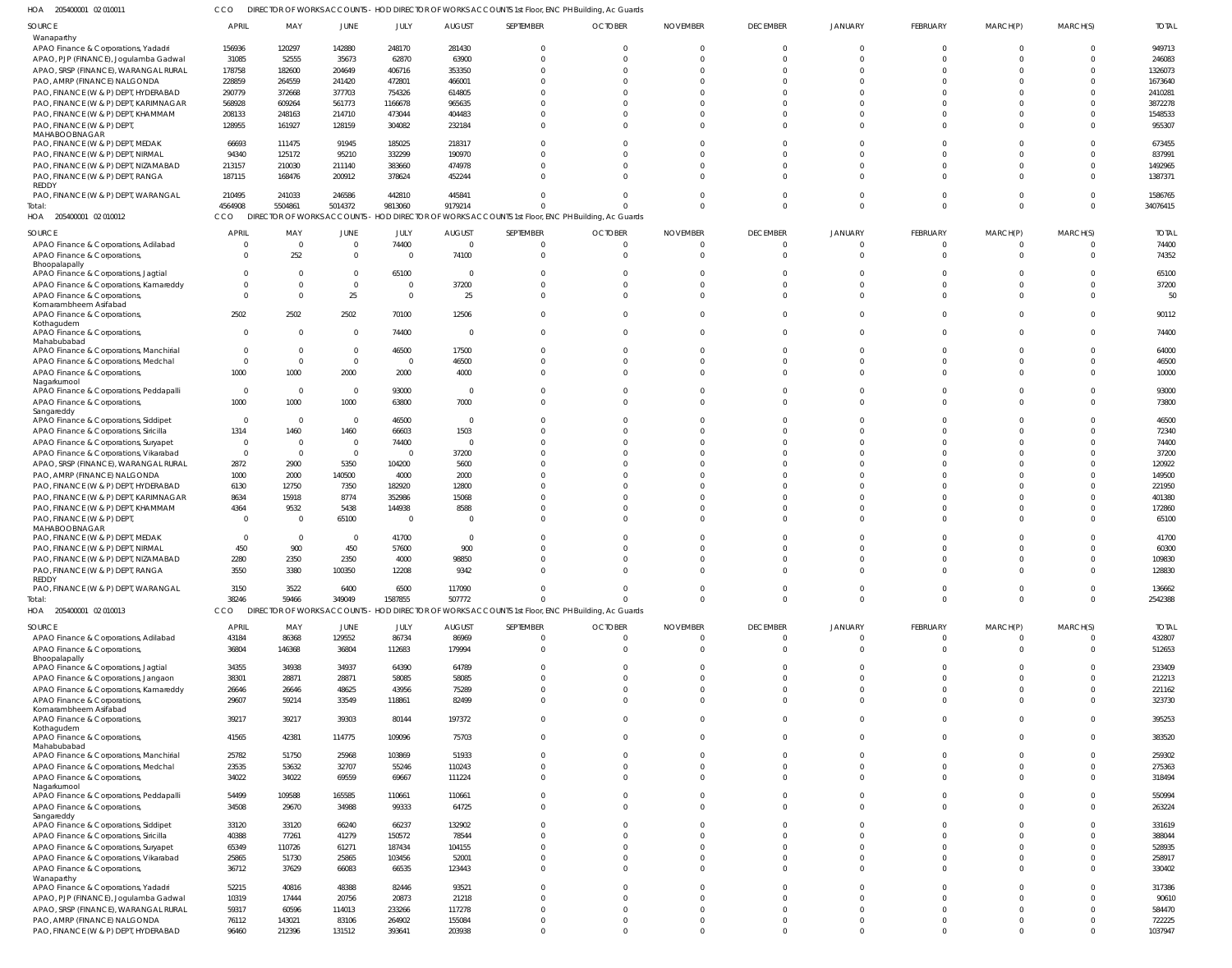HOA 205400001 02 010011 CCO DIRECTOR OF WORKS ACCOUNTS - HOD DIRECTOR OF WORKS ACCOUNTS 1st Floor, ENC PH Building, Ac Guards

| SOURCE | APRIL | MAY | JUNE | JULY | AUGUST | SEPTEMBER | OCTOBER | NOVEMBER | DECEMBER | JANUARY | FEBRUARY | MARCH(P) | MARCH(S) | TOTAL |
|---|---|---|---|---|---|---|---|---|---|---|---|---|---|---|
| Wanaparthy | | | | | | | | | | | | | | |
| APAO Finance & Corporations, Yadadri | 156936 | 120297 | 142880 | 248170 | 281430 | 0 | 0 | 0 | 0 | 0 | 0 | 0 | 0 | 949713 |
| APAO, PJP (FINANCE), Jogulamba Gadwal | 31085 | 52555 | 35673 | 62870 | 63900 | 0 | 0 | 0 | 0 | 0 | 0 | 0 | 0 | 246083 |
| APAO, SRSP (FINANCE), WARANGAL RURAL | 178758 | 182600 | 204649 | 406716 | 353350 | 0 | 0 | 0 | 0 | 0 | 0 | 0 | 0 | 1326073 |
| PAO, AMRP (FINANCE) NALGONDA | 228859 | 264559 | 241420 | 472801 | 466001 | 0 | 0 | 0 | 0 | 0 | 0 | 0 | 0 | 1673640 |
| PAO, FINANCE (W & P) DEPT, HYDERABAD | 290779 | 372668 | 377703 | 754326 | 614805 | 0 | 0 | 0 | 0 | 0 | 0 | 0 | 0 | 2410281 |
| PAO, FINANCE (W & P) DEPT, KARIMNAGAR | 568928 | 609264 | 561773 | 1166678 | 965635 | 0 | 0 | 0 | 0 | 0 | 0 | 0 | 0 | 3872278 |
| PAO, FINANCE (W & P) DEPT, KHAMMAM | 208133 | 248163 | 214710 | 473044 | 404483 | 0 | 0 | 0 | 0 | 0 | 0 | 0 | 0 | 1548533 |
| PAO, FINANCE (W & P) DEPT, MAHABOOBNAGAR | 128955 | 161927 | 128159 | 304082 | 232184 | 0 | 0 | 0 | 0 | 0 | 0 | 0 | 0 | 955307 |
| PAO, FINANCE (W & P) DEPT, MEDAK | 66693 | 111475 | 91945 | 185025 | 218317 | 0 | 0 | 0 | 0 | 0 | 0 | 0 | 0 | 673455 |
| PAO, FINANCE (W & P) DEPT, NIRMAL | 94340 | 125172 | 95210 | 332299 | 190970 | 0 | 0 | 0 | 0 | 0 | 0 | 0 | 0 | 837991 |
| PAO, FINANCE (W & P) DEPT, NIZAMABAD | 213157 | 210030 | 211140 | 383660 | 474978 | 0 | 0 | 0 | 0 | 0 | 0 | 0 | 0 | 1492965 |
| PAO, FINANCE (W & P) DEPT, RANGA REDDY | 187115 | 168476 | 200912 | 378624 | 452244 | 0 | 0 | 0 | 0 | 0 | 0 | 0 | 0 | 1387371 |
| PAO, FINANCE (W & P) DEPT, WARANGAL | 210495 | 241033 | 246586 | 442810 | 445841 | 0 | 0 | 0 | 0 | 0 | 0 | 0 | 0 | 1586765 |
| Total: | 4564908 | 5504861 | 5014372 | 9813060 | 9179214 | 0 | 0 | 0 | 0 | 0 | 0 | 0 | 0 | 34076415 |

HOA 205400001 02 010012 CCO DIRECTOR OF WORKS ACCOUNTS - HOD DIRECTOR OF WORKS ACCOUNTS 1st Floor, ENC PH Building, Ac Guards

| SOURCE | APRIL | MAY | JUNE | JULY | AUGUST | SEPTEMBER | OCTOBER | NOVEMBER | DECEMBER | JANUARY | FEBRUARY | MARCH(P) | MARCH(S) | TOTAL |
|---|---|---|---|---|---|---|---|---|---|---|---|---|---|---|
| APAO Finance & Corporations, Adilabad | 0 | 0 | 0 | 74400 | 0 | 0 | 0 | 0 | 0 | 0 | 0 | 0 | 0 | 74400 |
| APAO Finance & Corporations, Bhoopalapally | 0 | 252 | 0 | 0 | 74100 | 0 | 0 | 0 | 0 | 0 | 0 | 0 | 0 | 74352 |
| APAO Finance & Corporations, Jagtial | 0 | 0 | 0 | 65100 | 0 | 0 | 0 | 0 | 0 | 0 | 0 | 0 | 0 | 65100 |
| APAO Finance & Corporations, Kamareddy | 0 | 0 | 0 | 0 | 37200 | 0 | 0 | 0 | 0 | 0 | 0 | 0 | 0 | 37200 |
| APAO Finance & Corporations, Komarambheem Asifabad | 0 | 0 | 25 | 0 | 25 | 0 | 0 | 0 | 0 | 0 | 0 | 0 | 0 | 50 |
| APAO Finance & Corporations, Kothagudem | 2502 | 2502 | 2502 | 70100 | 12506 | 0 | 0 | 0 | 0 | 0 | 0 | 0 | 0 | 90112 |
| APAO Finance & Corporations, Mahabubabad | 0 | 0 | 0 | 74400 | 0 | 0 | 0 | 0 | 0 | 0 | 0 | 0 | 0 | 74400 |
| APAO Finance & Corporations, Manchirial | 0 | 0 | 0 | 46500 | 17500 | 0 | 0 | 0 | 0 | 0 | 0 | 0 | 0 | 64000 |
| APAO Finance & Corporations, Medchal | 0 | 0 | 0 | 0 | 46500 | 0 | 0 | 0 | 0 | 0 | 0 | 0 | 0 | 46500 |
| APAO Finance & Corporations, Nagarkurnool | 1000 | 1000 | 2000 | 2000 | 4000 | 0 | 0 | 0 | 0 | 0 | 0 | 0 | 0 | 10000 |
| APAO Finance & Corporations, Peddapalli | 0 | 0 | 0 | 93000 | 0 | 0 | 0 | 0 | 0 | 0 | 0 | 0 | 0 | 93000 |
| APAO Finance & Corporations, Sangareddy | 1000 | 1000 | 1000 | 63800 | 7000 | 0 | 0 | 0 | 0 | 0 | 0 | 0 | 0 | 73800 |
| APAO Finance & Corporations, Siddipet | 0 | 0 | 0 | 46500 | 0 | 0 | 0 | 0 | 0 | 0 | 0 | 0 | 0 | 46500 |
| APAO Finance & Corporations, Siricilla | 1314 | 1460 | 1460 | 66603 | 1503 | 0 | 0 | 0 | 0 | 0 | 0 | 0 | 0 | 72340 |
| APAO Finance & Corporations, Suryapet | 0 | 0 | 0 | 74400 | 0 | 0 | 0 | 0 | 0 | 0 | 0 | 0 | 0 | 74400 |
| APAO Finance & Corporations, Vikarabad | 0 | 0 | 0 | 0 | 37200 | 0 | 0 | 0 | 0 | 0 | 0 | 0 | 0 | 37200 |
| APAO, SRSP (FINANCE), WARANGAL RURAL | 2872 | 2900 | 5350 | 104200 | 5600 | 0 | 0 | 0 | 0 | 0 | 0 | 0 | 0 | 120922 |
| PAO, AMRP (FINANCE) NALGONDA | 1000 | 2000 | 140500 | 4000 | 2000 | 0 | 0 | 0 | 0 | 0 | 0 | 0 | 0 | 149500 |
| PAO, FINANCE (W & P) DEPT, HYDERABAD | 6130 | 12750 | 7350 | 182920 | 12800 | 0 | 0 | 0 | 0 | 0 | 0 | 0 | 0 | 221950 |
| PAO, FINANCE (W & P) DEPT, KARIMNAGAR | 8634 | 15918 | 8774 | 352986 | 15068 | 0 | 0 | 0 | 0 | 0 | 0 | 0 | 0 | 401380 |
| PAO, FINANCE (W & P) DEPT, KHAMMAM | 4364 | 9532 | 5438 | 144938 | 8588 | 0 | 0 | 0 | 0 | 0 | 0 | 0 | 0 | 172860 |
| PAO, FINANCE (W & P) DEPT, MAHABOOBNAGAR | 0 | 0 | 65100 | 0 | 0 | 0 | 0 | 0 | 0 | 0 | 0 | 0 | 0 | 65100 |
| PAO, FINANCE (W & P) DEPT, MEDAK | 0 | 0 | 0 | 41700 | 0 | 0 | 0 | 0 | 0 | 0 | 0 | 0 | 0 | 41700 |
| PAO, FINANCE (W & P) DEPT, NIRMAL | 450 | 900 | 450 | 57600 | 900 | 0 | 0 | 0 | 0 | 0 | 0 | 0 | 0 | 60300 |
| PAO, FINANCE (W & P) DEPT, NIZAMABAD | 2280 | 2350 | 2350 | 4000 | 98850 | 0 | 0 | 0 | 0 | 0 | 0 | 0 | 0 | 109830 |
| PAO, FINANCE (W & P) DEPT, RANGA REDDY | 3550 | 3380 | 100350 | 12208 | 9342 | 0 | 0 | 0 | 0 | 0 | 0 | 0 | 0 | 128830 |
| PAO, FINANCE (W & P) DEPT, WARANGAL | 3150 | 3522 | 6400 | 6500 | 117090 | 0 | 0 | 0 | 0 | 0 | 0 | 0 | 0 | 136662 |
| Total: | 38246 | 59466 | 349049 | 1587855 | 507772 | 0 | 0 | 0 | 0 | 0 | 0 | 0 | 0 | 2542388 |

HOA 205400001 02 010013 CCO DIRECTOR OF WORKS ACCOUNTS - HOD DIRECTOR OF WORKS ACCOUNTS 1st Floor, ENC PH Building, Ac Guards

| SOURCE | APRIL | MAY | JUNE | JULY | AUGUST | SEPTEMBER | OCTOBER | NOVEMBER | DECEMBER | JANUARY | FEBRUARY | MARCH(P) | MARCH(S) | TOTAL |
|---|---|---|---|---|---|---|---|---|---|---|---|---|---|---|
| APAO Finance & Corporations, Adilabad | 43184 | 86368 | 129552 | 86734 | 86969 | 0 | 0 | 0 | 0 | 0 | 0 | 0 | 0 | 432807 |
| APAO Finance & Corporations, Bhoopalapally | 36804 | 146368 | 36804 | 112683 | 179994 | 0 | 0 | 0 | 0 | 0 | 0 | 0 | 0 | 512653 |
| APAO Finance & Corporations, Jagtial | 34355 | 34938 | 34937 | 64390 | 64789 | 0 | 0 | 0 | 0 | 0 | 0 | 0 | 0 | 233409 |
| APAO Finance & Corporations, Jangaon | 38301 | 28871 | 28871 | 58085 | 58085 | 0 | 0 | 0 | 0 | 0 | 0 | 0 | 0 | 212213 |
| APAO Finance & Corporations, Kamareddy | 26646 | 26646 | 48625 | 43956 | 75289 | 0 | 0 | 0 | 0 | 0 | 0 | 0 | 0 | 221162 |
| APAO Finance & Corporations, Komarambheem Asifabad | 29607 | 59214 | 33549 | 118861 | 82499 | 0 | 0 | 0 | 0 | 0 | 0 | 0 | 0 | 323730 |
| APAO Finance & Corporations, Kothagudem | 39217 | 39217 | 39303 | 80144 | 197372 | 0 | 0 | 0 | 0 | 0 | 0 | 0 | 0 | 395253 |
| APAO Finance & Corporations, Mahabubabad | 41565 | 42381 | 114775 | 109096 | 75703 | 0 | 0 | 0 | 0 | 0 | 0 | 0 | 0 | 383520 |
| APAO Finance & Corporations, Manchirial | 25782 | 51750 | 25968 | 103869 | 51933 | 0 | 0 | 0 | 0 | 0 | 0 | 0 | 0 | 259302 |
| APAO Finance & Corporations, Medchal | 23535 | 53632 | 32707 | 55246 | 110243 | 0 | 0 | 0 | 0 | 0 | 0 | 0 | 0 | 275363 |
| APAO Finance & Corporations, Nagarkurnool | 34022 | 34022 | 69559 | 69667 | 111224 | 0 | 0 | 0 | 0 | 0 | 0 | 0 | 0 | 318494 |
| APAO Finance & Corporations, Peddapalli | 54499 | 109588 | 165585 | 110661 | 110661 | 0 | 0 | 0 | 0 | 0 | 0 | 0 | 0 | 550994 |
| APAO Finance & Corporations, Sangareddy | 34508 | 29670 | 34988 | 99333 | 64725 | 0 | 0 | 0 | 0 | 0 | 0 | 0 | 0 | 263224 |
| APAO Finance & Corporations, Siddipet | 33120 | 33120 | 66240 | 66237 | 132902 | 0 | 0 | 0 | 0 | 0 | 0 | 0 | 0 | 331619 |
| APAO Finance & Corporations, Siricilla | 40388 | 77261 | 41279 | 150572 | 78544 | 0 | 0 | 0 | 0 | 0 | 0 | 0 | 0 | 388044 |
| APAO Finance & Corporations, Suryapet | 65349 | 110726 | 61271 | 187434 | 104155 | 0 | 0 | 0 | 0 | 0 | 0 | 0 | 0 | 528935 |
| APAO Finance & Corporations, Vikarabad | 25865 | 51730 | 25865 | 103456 | 52001 | 0 | 0 | 0 | 0 | 0 | 0 | 0 | 0 | 258917 |
| APAO Finance & Corporations, Wanaparthy | 36712 | 37629 | 66083 | 66535 | 123443 | 0 | 0 | 0 | 0 | 0 | 0 | 0 | 0 | 330402 |
| APAO Finance & Corporations, Yadadri | 52215 | 40816 | 48388 | 82446 | 93521 | 0 | 0 | 0 | 0 | 0 | 0 | 0 | 0 | 317386 |
| APAO, PJP (FINANCE), Jogulamba Gadwal | 10319 | 17444 | 20756 | 20873 | 21218 | 0 | 0 | 0 | 0 | 0 | 0 | 0 | 0 | 90610 |
| APAO, SRSP (FINANCE), WARANGAL RURAL | 59317 | 60596 | 114013 | 233266 | 117278 | 0 | 0 | 0 | 0 | 0 | 0 | 0 | 0 | 584470 |
| PAO, AMRP (FINANCE) NALGONDA | 76112 | 143021 | 83106 | 264902 | 155084 | 0 | 0 | 0 | 0 | 0 | 0 | 0 | 0 | 722225 |
| PAO, FINANCE (W & P) DEPT, HYDERABAD | 96460 | 212396 | 131512 | 393641 | 203938 | 0 | 0 | 0 | 0 | 0 | 0 | 0 | 0 | 1037947 |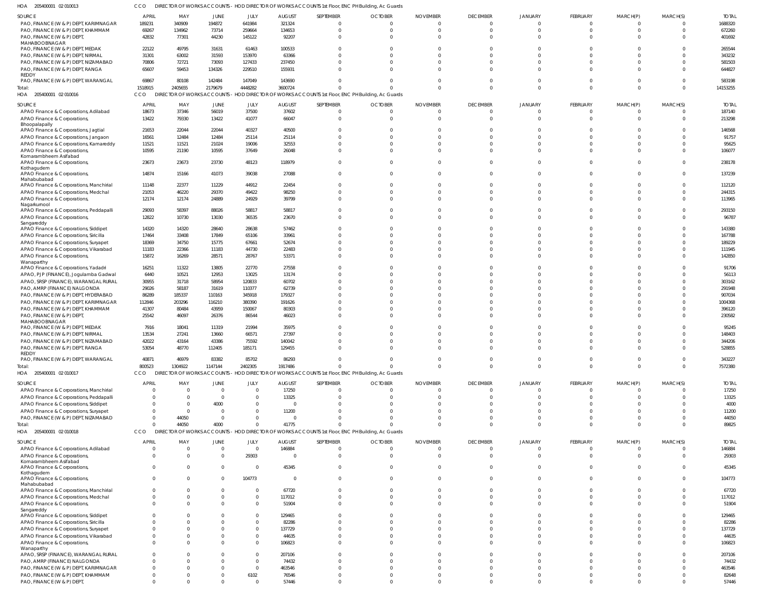HOA 205400001 02 010013 CCO DIRECTOR OF WORKS ACCOUNTS - HOD DIRECTOR OF WORKS ACCOUNTS 1st Floor, ENC PH Building, Ac Guards

| SOURCE | APRIL | MAY | JUNE | JULY | AUGUST | SEPTEMBER | OCTOBER | NOVEMBER | DECEMBER | JANUARY | FEBRUARY | MARCH(P) | MARCH(S) | TOTAL |
|---|---|---|---|---|---|---|---|---|---|---|---|---|---|---|
| PAO, FINANCE (W & P) DEPT, KARIMNAGAR | 189231 | 340909 | 194872 | 641984 | 321324 | 0 | 0 | 0 | 0 | 0 | 0 | 0 | 0 | 1688320 |
| PAO, FINANCE (W & P) DEPT, KHAMMAM | 69267 | 134962 | 73714 | 259664 | 134653 | 0 | 0 | 0 | 0 | 0 | 0 | 0 | 0 | 672260 |
| PAO, FINANCE (W & P) DEPT, MAHABOOBNAGAR | 42832 | 77301 | 44230 | 145122 | 92207 | 0 | 0 | 0 | 0 | 0 | 0 | 0 | 0 | 401692 |
| PAO, FINANCE (W & P) DEPT, MEDAK | 22122 | 49795 | 31631 | 61463 | 100533 | 0 | 0 | 0 | 0 | 0 | 0 | 0 | 0 | 265544 |
| PAO, FINANCE (W & P) DEPT, NIRMAL | 31301 | 63002 | 31593 | 153970 | 63366 | 0 | 0 | 0 | 0 | 0 | 0 | 0 | 0 | 343232 |
| PAO, FINANCE (W & P) DEPT, NIZAMABAD | 70806 | 72721 | 73093 | 127433 | 237450 | 0 | 0 | 0 | 0 | 0 | 0 | 0 | 0 | 581503 |
| PAO, FINANCE (W & P) DEPT, RANGA REDDY | 65607 | 59453 | 134326 | 229510 | 155931 | 0 | 0 | 0 | 0 | 0 | 0 | 0 | 0 | 644827 |
| PAO, FINANCE (W & P) DEPT, WARANGAL | 69867 | 80108 | 142484 | 147049 | 143690 | 0 | 0 | 0 | 0 | 0 | 0 | 0 | 0 | 583198 |
| Total: | 1518915 | 2405655 | 2179679 | 4448282 | 3600724 | 0 | 0 | 0 | 0 | 0 | 0 | 0 | 0 | 14153255 |

HOA 205400001 02 010016 CCO DIRECTOR OF WORKS ACCOUNTS - HOD DIRECTOR OF WORKS ACCOUNTS 1st Floor, ENC PH Building, Ac Guards

| SOURCE | APRIL | MAY | JUNE | JULY | AUGUST | SEPTEMBER | OCTOBER | NOVEMBER | DECEMBER | JANUARY | FEBRUARY | MARCH(P) | MARCH(S) | TOTAL |
|---|---|---|---|---|---|---|---|---|---|---|---|---|---|---|
| APAO Finance & Corporations, Adilabad | 18673 | 37346 | 56019 | 37500 | 37602 | 0 | 0 | 0 | 0 | 0 | 0 | 0 | 0 | 187140 |
| APAO Finance & Corporations, Bhoopalapally | 13422 | 79330 | 13422 | 41077 | 66047 | 0 | 0 | 0 | 0 | 0 | 0 | 0 | 0 | 213298 |
| APAO Finance & Corporations, Jagtial | 21653 | 22044 | 22044 | 40327 | 40500 | 0 | 0 | 0 | 0 | 0 | 0 | 0 | 0 | 146568 |
| APAO Finance & Corporations, Jangaon | 16561 | 12484 | 12484 | 25114 | 25114 | 0 | 0 | 0 | 0 | 0 | 0 | 0 | 0 | 91757 |
| APAO Finance & Corporations, Kamareddy | 11521 | 11521 | 21024 | 19006 | 32553 | 0 | 0 | 0 | 0 | 0 | 0 | 0 | 0 | 95625 |
| APAO Finance & Corporations, Komarambheem Asifabad | 10595 | 21190 | 10595 | 37649 | 26048 | 0 | 0 | 0 | 0 | 0 | 0 | 0 | 0 | 106077 |
| APAO Finance & Corporations, Kothagudem | 23673 | 23673 | 23730 | 48123 | 118979 | 0 | 0 | 0 | 0 | 0 | 0 | 0 | 0 | 238178 |
| APAO Finance & Corporations, Mahabubabad | 14874 | 15166 | 41073 | 39038 | 27088 | 0 | 0 | 0 | 0 | 0 | 0 | 0 | 0 | 137239 |
| APAO Finance & Corporations, Manchirial | 11148 | 22377 | 11229 | 44912 | 22454 | 0 | 0 | 0 | 0 | 0 | 0 | 0 | 0 | 112120 |
| APAO Finance & Corporations, Medchal | 21053 | 46220 | 29370 | 49422 | 98250 | 0 | 0 | 0 | 0 | 0 | 0 | 0 | 0 | 244315 |
| APAO Finance & Corporations, Nagarkurnool | 12174 | 12174 | 24889 | 24929 | 39799 | 0 | 0 | 0 | 0 | 0 | 0 | 0 | 0 | 113965 |
| APAO Finance & Corporations, Peddapalli | 29093 | 58397 | 88026 | 58817 | 58817 | 0 | 0 | 0 | 0 | 0 | 0 | 0 | 0 | 293150 |
| APAO Finance & Corporations, Sangareddy | 12822 | 10730 | 13030 | 36535 | 23670 | 0 | 0 | 0 | 0 | 0 | 0 | 0 | 0 | 96787 |
| APAO Finance & Corporations, Siddipet | 14320 | 14320 | 28640 | 28638 | 57462 | 0 | 0 | 0 | 0 | 0 | 0 | 0 | 0 | 143380 |
| APAO Finance & Corporations, Siricilla | 17464 | 33408 | 17849 | 65106 | 33961 | 0 | 0 | 0 | 0 | 0 | 0 | 0 | 0 | 167788 |
| APAO Finance & Corporations, Suryapet | 18369 | 34750 | 15775 | 67661 | 52674 | 0 | 0 | 0 | 0 | 0 | 0 | 0 | 0 | 189229 |
| APAO Finance & Corporations, Vikarabad | 11183 | 22366 | 11183 | 44730 | 22483 | 0 | 0 | 0 | 0 | 0 | 0 | 0 | 0 | 111945 |
| APAO Finance & Corporations, Wanaparthy | 15872 | 16269 | 28571 | 28767 | 53371 | 0 | 0 | 0 | 0 | 0 | 0 | 0 | 0 | 142850 |
| APAO Finance & Corporations, Yadadri | 16251 | 11322 | 13805 | 22770 | 27558 | 0 | 0 | 0 | 0 | 0 | 0 | 0 | 0 | 91706 |
| APAO, PJP (FINANCE), Jogulamba Gadwal | 6440 | 10521 | 12953 | 13025 | 13174 | 0 | 0 | 0 | 0 | 0 | 0 | 0 | 0 | 56113 |
| APAO, SRSP (FINANCE), WARANGAL RURAL | 30955 | 31718 | 58954 | 120833 | 60702 | 0 | 0 | 0 | 0 | 0 | 0 | 0 | 0 | 303162 |
| PAO, AMRP (FINANCE) NALGONDA | 29026 | 58187 | 31619 | 110377 | 62739 | 0 | 0 | 0 | 0 | 0 | 0 | 0 | 0 | 291948 |
| PAO, FINANCE (W & P) DEPT, HYDERABAD | 86289 | 185337 | 110163 | 345918 | 179327 | 0 | 0 | 0 | 0 | 0 | 0 | 0 | 0 | 907034 |
| PAO, FINANCE (W & P) DEPT, KARIMNAGAR | 112846 | 203296 | 116210 | 380390 | 191626 | 0 | 0 | 0 | 0 | 0 | 0 | 0 | 0 | 1004368 |
| PAO, FINANCE (W & P) DEPT, KHAMMAM | 41307 | 80484 | 43959 | 150067 | 80303 | 0 | 0 | 0 | 0 | 0 | 0 | 0 | 0 | 396120 |
| PAO, FINANCE (W & P) DEPT, MAHABOOBNAGAR | 25542 | 46097 | 26376 | 86544 | 46023 | 0 | 0 | 0 | 0 | 0 | 0 | 0 | 0 | 230582 |
| PAO, FINANCE (W & P) DEPT, MEDAK | 7916 | 18041 | 11319 | 21994 | 35975 | 0 | 0 | 0 | 0 | 0 | 0 | 0 | 0 | 95245 |
| PAO, FINANCE (W & P) DEPT, NIRMAL | 13534 | 27241 | 13660 | 66571 | 27397 | 0 | 0 | 0 | 0 | 0 | 0 | 0 | 0 | 148403 |
| PAO, FINANCE (W & P) DEPT, NIZAMABAD | 42022 | 43164 | 43386 | 75592 | 140042 | 0 | 0 | 0 | 0 | 0 | 0 | 0 | 0 | 344206 |
| PAO, FINANCE (W & P) DEPT, RANGA REDDY | 53054 | 48770 | 112405 | 185171 | 129455 | 0 | 0 | 0 | 0 | 0 | 0 | 0 | 0 | 528855 |
| PAO, FINANCE (W & P) DEPT, WARANGAL | 40871 | 46979 | 83382 | 85702 | 86293 | 0 | 0 | 0 | 0 | 0 | 0 | 0 | 0 | 343227 |
| Total: | 800523 | 1304922 | 1147144 | 2402305 | 1917486 | 0 | 0 | 0 | 0 | 0 | 0 | 0 | 0 | 7572380 |

HOA 205400001 02 010017 CCO DIRECTOR OF WORKS ACCOUNTS - HOD DIRECTOR OF WORKS ACCOUNTS 1st Floor, ENC PH Building, Ac Guards

| SOURCE | APRIL | MAY | JUNE | JULY | AUGUST | SEPTEMBER | OCTOBER | NOVEMBER | DECEMBER | JANUARY | FEBRUARY | MARCH(P) | MARCH(S) | TOTAL |
|---|---|---|---|---|---|---|---|---|---|---|---|---|---|---|
| APAO Finance & Corporations, Manchirial | 0 | 0 | 0 | 0 | 17250 | 0 | 0 | 0 | 0 | 0 | 0 | 0 | 0 | 17250 |
| APAO Finance & Corporations, Peddapalli | 0 | 0 | 0 | 0 | 13325 | 0 | 0 | 0 | 0 | 0 | 0 | 0 | 0 | 13325 |
| APAO Finance & Corporations, Siddipet | 0 | 0 | 4000 | 0 | 0 | 0 | 0 | 0 | 0 | 0 | 0 | 0 | 0 | 4000 |
| APAO Finance & Corporations, Suryapet | 0 | 0 | 0 | 0 | 11200 | 0 | 0 | 0 | 0 | 0 | 0 | 0 | 0 | 11200 |
| PAO, FINANCE (W & P) DEPT, NIZAMABAD | 0 | 44050 | 0 | 0 | 0 | 0 | 0 | 0 | 0 | 0 | 0 | 0 | 0 | 44050 |
| Total: | 0 | 44050 | 4000 | 0 | 41775 | 0 | 0 | 0 | 0 | 0 | 0 | 0 | 0 | 89825 |

HOA 205400001 02 010018 CCO DIRECTOR OF WORKS ACCOUNTS - HOD DIRECTOR OF WORKS ACCOUNTS 1st Floor, ENC PH Building, Ac Guards

| SOURCE | APRIL | MAY | JUNE | JULY | AUGUST | SEPTEMBER | OCTOBER | NOVEMBER | DECEMBER | JANUARY | FEBRUARY | MARCH(P) | MARCH(S) | TOTAL |
|---|---|---|---|---|---|---|---|---|---|---|---|---|---|---|
| APAO Finance & Corporations, Adilabad | 0 | 0 | 0 | 0 | 146884 | 0 | 0 | 0 | 0 | 0 | 0 | 0 | 0 | 146884 |
| APAO Finance & Corporations, Komarambheem Asifabad | 0 | 0 | 0 | 29303 | 0 | 0 | 0 | 0 | 0 | 0 | 0 | 0 | 0 | 29303 |
| APAO Finance & Corporations, Kothagudem | 0 | 0 | 0 | 0 | 45345 | 0 | 0 | 0 | 0 | 0 | 0 | 0 | 0 | 45345 |
| APAO Finance & Corporations, Mahabubabad | 0 | 0 | 0 | 104773 | 0 | 0 | 0 | 0 | 0 | 0 | 0 | 0 | 0 | 104773 |
| APAO Finance & Corporations, Manchirial | 0 | 0 | 0 | 0 | 67720 | 0 | 0 | 0 | 0 | 0 | 0 | 0 | 0 | 67720 |
| APAO Finance & Corporations, Medchal | 0 | 0 | 0 | 0 | 117012 | 0 | 0 | 0 | 0 | 0 | 0 | 0 | 0 | 117012 |
| APAO Finance & Corporations, Sangareddy | 0 | 0 | 0 | 0 | 51904 | 0 | 0 | 0 | 0 | 0 | 0 | 0 | 0 | 51904 |
| APAO Finance & Corporations, Siddipet | 0 | 0 | 0 | 0 | 129465 | 0 | 0 | 0 | 0 | 0 | 0 | 0 | 0 | 129465 |
| APAO Finance & Corporations, Siricilla | 0 | 0 | 0 | 0 | 82286 | 0 | 0 | 0 | 0 | 0 | 0 | 0 | 0 | 82286 |
| APAO Finance & Corporations, Suryapet | 0 | 0 | 0 | 0 | 137729 | 0 | 0 | 0 | 0 | 0 | 0 | 0 | 0 | 137729 |
| APAO Finance & Corporations, Vikarabad | 0 | 0 | 0 | 0 | 44635 | 0 | 0 | 0 | 0 | 0 | 0 | 0 | 0 | 44635 |
| APAO Finance & Corporations, Wanaparthy | 0 | 0 | 0 | 0 | 106823 | 0 | 0 | 0 | 0 | 0 | 0 | 0 | 0 | 106823 |
| APAO, SRSP (FINANCE), WARANGAL RURAL | 0 | 0 | 0 | 0 | 207106 | 0 | 0 | 0 | 0 | 0 | 0 | 0 | 0 | 207106 |
| PAO, AMRP (FINANCE) NALGONDA | 0 | 0 | 0 | 0 | 74432 | 0 | 0 | 0 | 0 | 0 | 0 | 0 | 0 | 74432 |
| PAO, FINANCE (W & P) DEPT, KARIMNAGAR | 0 | 0 | 0 | 0 | 463546 | 0 | 0 | 0 | 0 | 0 | 0 | 0 | 0 | 463546 |
| PAO, FINANCE (W & P) DEPT, KHAMMAM | 0 | 0 | 0 | 6102 | 76546 | 0 | 0 | 0 | 0 | 0 | 0 | 0 | 0 | 82648 |
| PAO, FINANCE (W & P) DEPT, | 0 | 0 | 0 | 0 | 57446 | 0 | 0 | 0 | 0 | 0 | 0 | 0 | 0 | 57446 |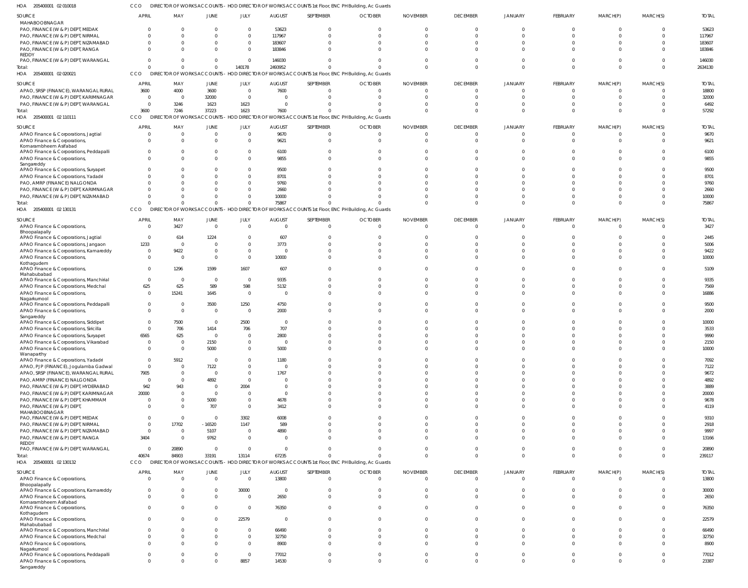HOA 205400001 02 010018 CCO DIRECTOR OF WORKS ACCOUNTS - HOD DIRECTOR OF WORKS ACCOUNTS 1st Floor, ENC PH Building, Ac Guards

| SOURCE | APRIL | MAY | JUNE | JULY | AUGUST | SEPTEMBER | OCTOBER | NOVEMBER | DECEMBER | JANUARY | FEBRUARY | MARCH(P) | MARCH(S) | TOTAL |
|---|---|---|---|---|---|---|---|---|---|---|---|---|---|---|
| MAHABOOBNAGAR | | | | | | | | | | | | | | |
| PAO, FINANCE (W & P) DEPT, MEDAK | 0 | 0 | 0 | 0 | 53623 | 0 | 0 | 0 | 0 | 0 | 0 | 0 | 0 | 53623 |
| PAO, FINANCE (W & P) DEPT, NIRMAL | 0 | 0 | 0 | 0 | 117967 | 0 | 0 | 0 | 0 | 0 | 0 | 0 | 0 | 117967 |
| PAO, FINANCE (W & P) DEPT, NIZAMABAD | 0 | 0 | 0 | 0 | 183607 | 0 | 0 | 0 | 0 | 0 | 0 | 0 | 0 | 183607 |
| PAO, FINANCE (W & P) DEPT, RANGA REDDY | 0 | 0 | 0 | 0 | 183846 | 0 | 0 | 0 | 0 | 0 | 0 | 0 | 0 | 183846 |
| PAO, FINANCE (W & P) DEPT, WARANGAL | 0 | 0 | 0 | 0 | 146030 | 0 | 0 | 0 | 0 | 0 | 0 | 0 | 0 | 146030 |
| Total: | 0 | 0 | 0 | 140178 | 2493952 | 0 | 0 | 0 | 0 | 0 | 0 | 0 | 0 | 2634130 |

HOA 205400001 02 020021 CCO DIRECTOR OF WORKS ACCOUNTS - HOD DIRECTOR OF WORKS ACCOUNTS 1st Floor, ENC PH Building, Ac Guards

| SOURCE | APRIL | MAY | JUNE | JULY | AUGUST | SEPTEMBER | OCTOBER | NOVEMBER | DECEMBER | JANUARY | FEBRUARY | MARCH(P) | MARCH(S) | TOTAL |
|---|---|---|---|---|---|---|---|---|---|---|---|---|---|---|
| APAO, SRSP (FINANCE), WARANGAL RURAL | 3600 | 4000 | 3600 | 0 | 7600 | 0 | 0 | 0 | 0 | 0 | 0 | 0 | 0 | 18800 |
| PAO, FINANCE (W & P) DEPT, KARIMNAGAR | 0 | 0 | 32000 | 0 | 0 | 0 | 0 | 0 | 0 | 0 | 0 | 0 | 0 | 32000 |
| PAO, FINANCE (W & P) DEPT, WARANGAL | 0 | 3246 | 1623 | 1623 | 0 | 0 | 0 | 0 | 0 | 0 | 0 | 0 | 0 | 6492 |
| Total: | 3600 | 7246 | 37223 | 1623 | 7600 | 0 | 0 | 0 | 0 | 0 | 0 | 0 | 0 | 57292 |

HOA 205400001 02 110111 CCO DIRECTOR OF WORKS ACCOUNTS - HOD DIRECTOR OF WORKS ACCOUNTS 1st Floor, ENC PH Building, Ac Guards

| SOURCE | APRIL | MAY | JUNE | JULY | AUGUST | SEPTEMBER | OCTOBER | NOVEMBER | DECEMBER | JANUARY | FEBRUARY | MARCH(P) | MARCH(S) | TOTAL |
|---|---|---|---|---|---|---|---|---|---|---|---|---|---|---|
| APAO Finance & Corporations, Jagtial | 0 | 0 | 0 | 0 | 9670 | 0 | 0 | 0 | 0 | 0 | 0 | 0 | 0 | 9670 |
| APAO Finance & Corporations, Komarambheem Asifabad | 0 | 0 | 0 | 0 | 9621 | 0 | 0 | 0 | 0 | 0 | 0 | 0 | 0 | 9621 |
| APAO Finance & Corporations, Peddapalli | 0 | 0 | 0 | 0 | 6100 | 0 | 0 | 0 | 0 | 0 | 0 | 0 | 0 | 6100 |
| APAO Finance & Corporations, Sangareddy | 0 | 0 | 0 | 0 | 9855 | 0 | 0 | 0 | 0 | 0 | 0 | 0 | 0 | 9855 |
| APAO Finance & Corporations, Suryapet | 0 | 0 | 0 | 0 | 9500 | 0 | 0 | 0 | 0 | 0 | 0 | 0 | 0 | 9500 |
| APAO Finance & Corporations, Yadadri | 0 | 0 | 0 | 0 | 8701 | 0 | 0 | 0 | 0 | 0 | 0 | 0 | 0 | 8701 |
| PAO, AMRP (FINANCE) NALGONDA | 0 | 0 | 0 | 0 | 9760 | 0 | 0 | 0 | 0 | 0 | 0 | 0 | 0 | 9760 |
| PAO, FINANCE (W & P) DEPT, KARIMNAGAR | 0 | 0 | 0 | 0 | 2660 | 0 | 0 | 0 | 0 | 0 | 0 | 0 | 0 | 2660 |
| PAO, FINANCE (W & P) DEPT, NIZAMABAD | 0 | 0 | 0 | 0 | 10000 | 0 | 0 | 0 | 0 | 0 | 0 | 0 | 0 | 10000 |
| Total: | 0 | 0 | 0 | 0 | 75867 | 0 | 0 | 0 | 0 | 0 | 0 | 0 | 0 | 75867 |

HOA 205400001 02 130131 CCO DIRECTOR OF WORKS ACCOUNTS - HOD DIRECTOR OF WORKS ACCOUNTS 1st Floor, ENC PH Building, Ac Guards

| SOURCE | APRIL | MAY | JUNE | JULY | AUGUST | SEPTEMBER | OCTOBER | NOVEMBER | DECEMBER | JANUARY | FEBRUARY | MARCH(P) | MARCH(S) | TOTAL |
|---|---|---|---|---|---|---|---|---|---|---|---|---|---|---|
| APAO Finance & Corporations, Bhoopalapally | 0 | 3427 | 0 | 0 | 0 | 0 | 0 | 0 | 0 | 0 | 0 | 0 | 0 | 3427 |
| APAO Finance & Corporations, Jagtial | 0 | 614 | 1224 | 0 | 607 | 0 | 0 | 0 | 0 | 0 | 0 | 0 | 0 | 2445 |
| APAO Finance & Corporations, Jangaon | 1233 | 0 | 0 | 0 | 3773 | 0 | 0 | 0 | 0 | 0 | 0 | 0 | 0 | 5006 |
| APAO Finance & Corporations, Kamareddy | 0 | 9422 | 0 | 0 | 0 | 0 | 0 | 0 | 0 | 0 | 0 | 0 | 0 | 9422 |
| APAO Finance & Corporations, Kothagudem | 0 | 0 | 0 | 0 | 10000 | 0 | 0 | 0 | 0 | 0 | 0 | 0 | 0 | 10000 |
| APAO Finance & Corporations, Mahabubabad | 0 | 1296 | 1599 | 1607 | 607 | 0 | 0 | 0 | 0 | 0 | 0 | 0 | 0 | 5109 |
| APAO Finance & Corporations, Manchirial | 0 | 0 | 0 | 0 | 9335 | 0 | 0 | 0 | 0 | 0 | 0 | 0 | 0 | 9335 |
| APAO Finance & Corporations, Medchal | 625 | 625 | 589 | 598 | 5132 | 0 | 0 | 0 | 0 | 0 | 0 | 0 | 0 | 7569 |
| APAO Finance & Corporations, Nagarkurnool | 0 | 15241 | 1645 | 0 | 0 | 0 | 0 | 0 | 0 | 0 | 0 | 0 | 0 | 16886 |
| APAO Finance & Corporations, Peddapalli | 0 | 0 | 3500 | 1250 | 4750 | 0 | 0 | 0 | 0 | 0 | 0 | 0 | 0 | 9500 |
| APAO Finance & Corporations, Sangareddy | 0 | 0 | 0 | 0 | 2000 | 0 | 0 | 0 | 0 | 0 | 0 | 0 | 0 | 2000 |
| APAO Finance & Corporations, Siddipet | 0 | 7500 | 0 | 2500 | 0 | 0 | 0 | 0 | 0 | 0 | 0 | 0 | 0 | 10000 |
| APAO Finance & Corporations, Siricilla | 0 | 706 | 1414 | 706 | 707 | 0 | 0 | 0 | 0 | 0 | 0 | 0 | 0 | 3533 |
| APAO Finance & Corporations, Suryapet | 6565 | 625 | 0 | 0 | 2800 | 0 | 0 | 0 | 0 | 0 | 0 | 0 | 0 | 9990 |
| APAO Finance & Corporations, Vikarabad | 0 | 0 | 2150 | 0 | 0 | 0 | 0 | 0 | 0 | 0 | 0 | 0 | 0 | 2150 |
| APAO Finance & Corporations, Wanaparthy | 0 | 0 | 5000 | 0 | 5000 | 0 | 0 | 0 | 0 | 0 | 0 | 0 | 0 | 10000 |
| APAO Finance & Corporations, Yadadri | 0 | 5912 | 0 | 0 | 1180 | 0 | 0 | 0 | 0 | 0 | 0 | 0 | 0 | 7092 |
| APAO, PJP (FINANCE), Jogulamba Gadwal | 0 | 0 | 7122 | 0 | 0 | 0 | 0 | 0 | 0 | 0 | 0 | 0 | 0 | 7122 |
| APAO, SRSP (FINANCE), WARANGAL RURAL | 7905 | 0 | 0 | 0 | 1767 | 0 | 0 | 0 | 0 | 0 | 0 | 0 | 0 | 9672 |
| PAO, AMRP (FINANCE) NALGONDA | 0 | 0 | 4892 | 0 | 0 | 0 | 0 | 0 | 0 | 0 | 0 | 0 | 0 | 4892 |
| PAO, FINANCE (W & P) DEPT, HYDERABAD | 942 | 943 | 0 | 2004 | 0 | 0 | 0 | 0 | 0 | 0 | 0 | 0 | 0 | 3889 |
| PAO, FINANCE (W & P) DEPT, KARIMNAGAR | 20000 | 0 | 0 | 0 | 0 | 0 | 0 | 0 | 0 | 0 | 0 | 0 | 0 | 20000 |
| PAO, FINANCE (W & P) DEPT, KHAMMAM | 0 | 0 | 5000 | 0 | 4678 | 0 | 0 | 0 | 0 | 0 | 0 | 0 | 0 | 9678 |
| PAO, FINANCE (W & P) DEPT, MAHABOOBNAGAR | 0 | 0 | 707 | 0 | 3412 | 0 | 0 | 0 | 0 | 0 | 0 | 0 | 0 | 4119 |
| PAO, FINANCE (W & P) DEPT, MEDAK | 0 | 0 | 0 | 3302 | 6008 | 0 | 0 | 0 | 0 | 0 | 0 | 0 | 0 | 9310 |
| PAO, FINANCE (W & P) DEPT, NIRMAL | 0 | 17702 | -16520 | 1147 | 589 | 0 | 0 | 0 | 0 | 0 | 0 | 0 | 0 | 2918 |
| PAO, FINANCE (W & P) DEPT, NIZAMABAD | 0 | 0 | 5107 | 0 | 4890 | 0 | 0 | 0 | 0 | 0 | 0 | 0 | 0 | 9997 |
| PAO, FINANCE (W & P) DEPT, RANGA REDDY | 3404 | 0 | 9762 | 0 | 0 | 0 | 0 | 0 | 0 | 0 | 0 | 0 | 0 | 13166 |
| PAO, FINANCE (W & P) DEPT, WARANGAL | 0 | 20890 | 0 | 0 | 0 | 0 | 0 | 0 | 0 | 0 | 0 | 0 | 0 | 20890 |
| Total: | 40674 | 84903 | 33191 | 13114 | 67235 | 0 | 0 | 0 | 0 | 0 | 0 | 0 | 0 | 239117 |

HOA 205400001 02 130132 CCO DIRECTOR OF WORKS ACCOUNTS - HOD DIRECTOR OF WORKS ACCOUNTS 1st Floor, ENC PH Building, Ac Guards

| SOURCE | APRIL | MAY | JUNE | JULY | AUGUST | SEPTEMBER | OCTOBER | NOVEMBER | DECEMBER | JANUARY | FEBRUARY | MARCH(P) | MARCH(S) | TOTAL |
|---|---|---|---|---|---|---|---|---|---|---|---|---|---|---|
| APAO Finance & Corporations, Bhoopalapally | 0 | 0 | 0 | 0 | 13800 | 0 | 0 | 0 | 0 | 0 | 0 | 0 | 0 | 13800 |
| APAO Finance & Corporations, Kamareddy | 0 | 0 | 0 | 30000 | 0 | 0 | 0 | 0 | 0 | 0 | 0 | 0 | 0 | 30000 |
| APAO Finance & Corporations, Komarambheem Asifabad | 0 | 0 | 0 | 0 | 2650 | 0 | 0 | 0 | 0 | 0 | 0 | 0 | 0 | 2650 |
| APAO Finance & Corporations, Kothagudem | 0 | 0 | 0 | 0 | 76350 | 0 | 0 | 0 | 0 | 0 | 0 | 0 | 0 | 76350 |
| APAO Finance & Corporations, Mahabubabad | 0 | 0 | 0 | 22579 | 0 | 0 | 0 | 0 | 0 | 0 | 0 | 0 | 0 | 22579 |
| APAO Finance & Corporations, Manchirial | 0 | 0 | 0 | 0 | 66490 | 0 | 0 | 0 | 0 | 0 | 0 | 0 | 0 | 66490 |
| APAO Finance & Corporations, Medchal | 0 | 0 | 0 | 0 | 32750 | 0 | 0 | 0 | 0 | 0 | 0 | 0 | 0 | 32750 |
| APAO Finance & Corporations, Nagarkurnool | 0 | 0 | 0 | 0 | 8900 | 0 | 0 | 0 | 0 | 0 | 0 | 0 | 0 | 8900 |
| APAO Finance & Corporations, Peddapalli | 0 | 0 | 0 | 0 | 77012 | 0 | 0 | 0 | 0 | 0 | 0 | 0 | 0 | 77012 |
| APAO Finance & Corporations, Sangareddy | 0 | 0 | 0 | 8857 | 14530 | 0 | 0 | 0 | 0 | 0 | 0 | 0 | 0 | 23387 |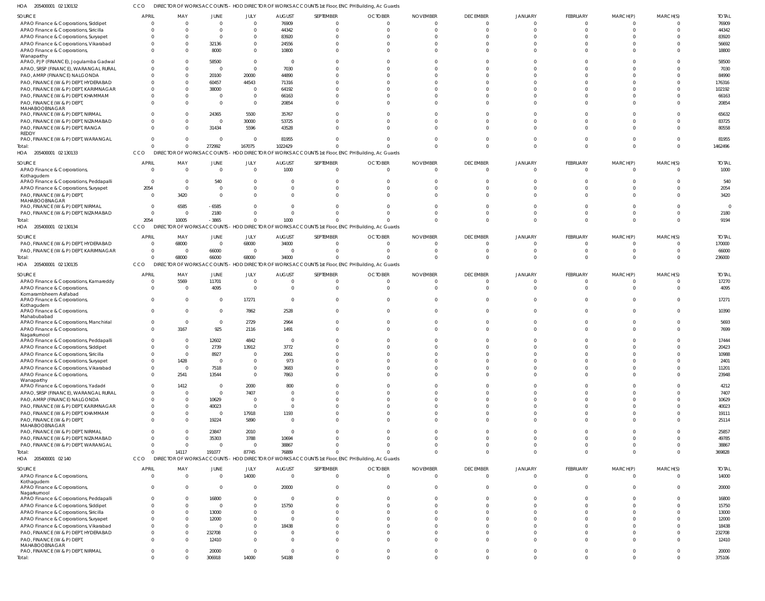HOA 205400001 02 130132 CCO DIRECTOR OF WORKS ACCOUNTS - HOD DIRECTOR OF WORKS ACCOUNTS 1st Floor, ENC PH Building, Ac Guards

| SOURCE | APRIL | MAY | JUNE | JULY | AUGUST | SEPTEMBER | OCTOBER | NOVEMBER | DECEMBER | JANUARY | FEBRUARY | MARCH(P) | MARCH(S) | TOTAL |
|---|---|---|---|---|---|---|---|---|---|---|---|---|---|---|
| APAO Finance & Corporations, Siddipet | 0 | 0 | 0 | 0 | 76909 | 0 | 0 | 0 | 0 | 0 | 0 | 0 | 0 | 76909 |
| APAO Finance & Corporations, Siricilla | 0 | 0 | 0 | 0 | 44342 | 0 | 0 | 0 | 0 | 0 | 0 | 0 | 0 | 44342 |
| APAO Finance & Corporations, Suryapet | 0 | 0 | 0 | 0 | 83920 | 0 | 0 | 0 | 0 | 0 | 0 | 0 | 0 | 83920 |
| APAO Finance & Corporations, Vikarabad | 0 | 0 | 32136 | 0 | 24556 | 0 | 0 | 0 | 0 | 0 | 0 | 0 | 0 | 56692 |
| APAO Finance & Corporations, Wanaparthy | 0 | 0 | 8000 | 0 | 10800 | 0 | 0 | 0 | 0 | 0 | 0 | 0 | 0 | 18800 |
| APAO, PJP (FINANCE), Jogulamba Gadwal | 0 | 0 | 58500 | 0 | 0 | 0 | 0 | 0 | 0 | 0 | 0 | 0 | 0 | 58500 |
| APAO, SRSP (FINANCE), WARANGAL RURAL | 0 | 0 | 0 | 0 | 7030 | 0 | 0 | 0 | 0 | 0 | 0 | 0 | 0 | 7030 |
| PAO, AMRP (FINANCE) NALGONDA | 0 | 0 | 20100 | 20000 | 44890 | 0 | 0 | 0 | 0 | 0 | 0 | 0 | 0 | 84990 |
| PAO, FINANCE (W & P) DEPT, HYDERABAD | 0 | 0 | 60457 | 44543 | 71316 | 0 | 0 | 0 | 0 | 0 | 0 | 0 | 0 | 176316 |
| PAO, FINANCE (W & P) DEPT, KARIMNAGAR | 0 | 0 | 38000 | 0 | 64192 | 0 | 0 | 0 | 0 | 0 | 0 | 0 | 0 | 102192 |
| PAO, FINANCE (W & P) DEPT, KHAMMAM | 0 | 0 | 0 | 0 | 66163 | 0 | 0 | 0 | 0 | 0 | 0 | 0 | 0 | 66163 |
| PAO, FINANCE (W & P) DEPT, MAHABOOBNAGAR | 0 | 0 | 0 | 0 | 20854 | 0 | 0 | 0 | 0 | 0 | 0 | 0 | 0 | 20854 |
| PAO, FINANCE (W & P) DEPT, NIRMAL | 0 | 0 | 24365 | 5500 | 35767 | 0 | 0 | 0 | 0 | 0 | 0 | 0 | 0 | 65632 |
| PAO, FINANCE (W & P) DEPT, NIZAMABAD | 0 | 0 | 0 | 30000 | 53725 | 0 | 0 | 0 | 0 | 0 | 0 | 0 | 0 | 83725 |
| PAO, FINANCE (W & P) DEPT, RANGA REDDY | 0 | 0 | 31434 | 5596 | 43528 | 0 | 0 | 0 | 0 | 0 | 0 | 0 | 0 | 80558 |
| PAO, FINANCE (W & P) DEPT, WARANGAL | 0 | 0 | 0 | 0 | 81955 | 0 | 0 | 0 | 0 | 0 | 0 | 0 | 0 | 81955 |
| Total: | 0 | 0 | 272992 | 167075 | 1022429 | 0 | 0 | 0 | 0 | 0 | 0 | 0 | 0 | 1462496 |

HOA 205400001 02 130133 CCO DIRECTOR OF WORKS ACCOUNTS - HOD DIRECTOR OF WORKS ACCOUNTS 1st Floor, ENC PH Building, Ac Guards

| SOURCE | APRIL | MAY | JUNE | JULY | AUGUST | SEPTEMBER | OCTOBER | NOVEMBER | DECEMBER | JANUARY | FEBRUARY | MARCH(P) | MARCH(S) | TOTAL |
|---|---|---|---|---|---|---|---|---|---|---|---|---|---|---|
| APAO Finance & Corporations, Kothagudem | 0 | 0 | 0 | 0 | 1000 | 0 | 0 | 0 | 0 | 0 | 0 | 0 | 0 | 1000 |
| APAO Finance & Corporations, Peddapalli | 0 | 0 | 540 | 0 | 0 | 0 | 0 | 0 | 0 | 0 | 0 | 0 | 0 | 540 |
| APAO Finance & Corporations, Suryapet | 2054 | 0 | 0 | 0 | 0 | 0 | 0 | 0 | 0 | 0 | 0 | 0 | 0 | 2054 |
| PAO, FINANCE (W & P) DEPT, MAHABOOBNAGAR | 0 | 3420 | 0 | 0 | 0 | 0 | 0 | 0 | 0 | 0 | 0 | 0 | 0 | 3420 |
| PAO, FINANCE (W & P) DEPT, NIRMAL | 0 | 6585 | -6585 | 0 | 0 | 0 | 0 | 0 | 0 | 0 | 0 | 0 | 0 | 0 |
| PAO, FINANCE (W & P) DEPT, NIZAMABAD | 0 | 0 | 2180 | 0 | 0 | 0 | 0 | 0 | 0 | 0 | 0 | 0 | 0 | 2180 |
| Total: | 2054 | 10005 | -3865 | 0 | 1000 | 0 | 0 | 0 | 0 | 0 | 0 | 0 | 0 | 9194 |

HOA 205400001 02 130134 CCO DIRECTOR OF WORKS ACCOUNTS - HOD DIRECTOR OF WORKS ACCOUNTS 1st Floor, ENC PH Building, Ac Guards

| SOURCE | APRIL | MAY | JUNE | JULY | AUGUST | SEPTEMBER | OCTOBER | NOVEMBER | DECEMBER | JANUARY | FEBRUARY | MARCH(P) | MARCH(S) | TOTAL |
|---|---|---|---|---|---|---|---|---|---|---|---|---|---|---|
| PAO, FINANCE (W & P) DEPT, HYDERABAD | 0 | 68000 | 0 | 68000 | 34000 | 0 | 0 | 0 | 0 | 0 | 0 | 0 | 0 | 170000 |
| PAO, FINANCE (W & P) DEPT, KARIMNAGAR | 0 | 0 | 66000 | 0 | 0 | 0 | 0 | 0 | 0 | 0 | 0 | 0 | 0 | 66000 |
| Total: | 0 | 68000 | 66000 | 68000 | 34000 | 0 | 0 | 0 | 0 | 0 | 0 | 0 | 0 | 236000 |

HOA 205400001 02 130135 CCO DIRECTOR OF WORKS ACCOUNTS - HOD DIRECTOR OF WORKS ACCOUNTS 1st Floor, ENC PH Building, Ac Guards

| SOURCE | APRIL | MAY | JUNE | JULY | AUGUST | SEPTEMBER | OCTOBER | NOVEMBER | DECEMBER | JANUARY | FEBRUARY | MARCH(P) | MARCH(S) | TOTAL |
|---|---|---|---|---|---|---|---|---|---|---|---|---|---|---|
| APAO Finance & Corporations, Kamareddy | 0 | 5569 | 11701 | 0 | 0 | 0 | 0 | 0 | 0 | 0 | 0 | 0 | 0 | 17270 |
| APAO Finance & Corporations, Komarambheem Asifabad | 0 | 0 | 4095 | 0 | 0 | 0 | 0 | 0 | 0 | 0 | 0 | 0 | 0 | 4095 |
| APAO Finance & Corporations, Kothagudem | 0 | 0 | 0 | 17271 | 0 | 0 | 0 | 0 | 0 | 0 | 0 | 0 | 0 | 17271 |
| APAO Finance & Corporations, Mahabubabad | 0 | 0 | 0 | 7862 | 2528 | 0 | 0 | 0 | 0 | 0 | 0 | 0 | 0 | 10390 |
| APAO Finance & Corporations, Manchirial | 0 | 0 | 0 | 2729 | 2964 | 0 | 0 | 0 | 0 | 0 | 0 | 0 | 0 | 5693 |
| APAO Finance & Corporations, Nagarkurnool | 0 | 3167 | 925 | 2116 | 1491 | 0 | 0 | 0 | 0 | 0 | 0 | 0 | 0 | 7699 |
| APAO Finance & Corporations, Peddapalli | 0 | 0 | 12602 | 4842 | 0 | 0 | 0 | 0 | 0 | 0 | 0 | 0 | 0 | 17444 |
| APAO Finance & Corporations, Siddipet | 0 | 0 | 2739 | 13912 | 3772 | 0 | 0 | 0 | 0 | 0 | 0 | 0 | 0 | 20423 |
| APAO Finance & Corporations, Siricilla | 0 | 0 | 8927 | 0 | 2061 | 0 | 0 | 0 | 0 | 0 | 0 | 0 | 0 | 10988 |
| APAO Finance & Corporations, Suryapet | 0 | 1428 | 0 | 0 | 973 | 0 | 0 | 0 | 0 | 0 | 0 | 0 | 0 | 2401 |
| APAO Finance & Corporations, Vikarabad | 0 | 0 | 7518 | 0 | 3683 | 0 | 0 | 0 | 0 | 0 | 0 | 0 | 0 | 11201 |
| APAO Finance & Corporations, Wanaparthy | 0 | 2541 | 13544 | 0 | 7863 | 0 | 0 | 0 | 0 | 0 | 0 | 0 | 0 | 23948 |
| APAO Finance & Corporations, Yadadri | 0 | 1412 | 0 | 2000 | 800 | 0 | 0 | 0 | 0 | 0 | 0 | 0 | 0 | 4212 |
| APAO, SRSP (FINANCE), WARANGAL RURAL | 0 | 0 | 0 | 7407 | 0 | 0 | 0 | 0 | 0 | 0 | 0 | 0 | 0 | 7407 |
| PAO, AMRP (FINANCE) NALGONDA | 0 | 0 | 10629 | 0 | 0 | 0 | 0 | 0 | 0 | 0 | 0 | 0 | 0 | 10629 |
| PAO, FINANCE (W & P) DEPT, KARIMNAGAR | 0 | 0 | 40023 | 0 | 0 | 0 | 0 | 0 | 0 | 0 | 0 | 0 | 0 | 40023 |
| PAO, FINANCE (W & P) DEPT, KHAMMAM | 0 | 0 | 0 | 17918 | 1193 | 0 | 0 | 0 | 0 | 0 | 0 | 0 | 0 | 19111 |
| PAO, FINANCE (W & P) DEPT, MAHABOOBNAGAR | 0 | 0 | 19224 | 5890 | 0 | 0 | 0 | 0 | 0 | 0 | 0 | 0 | 0 | 25114 |
| PAO, FINANCE (W & P) DEPT, NIRMAL | 0 | 0 | 23847 | 2010 | 0 | 0 | 0 | 0 | 0 | 0 | 0 | 0 | 0 | 25857 |
| PAO, FINANCE (W & P) DEPT, NIZAMABAD | 0 | 0 | 35303 | 3788 | 10694 | 0 | 0 | 0 | 0 | 0 | 0 | 0 | 0 | 49785 |
| PAO, FINANCE (W & P) DEPT, WARANGAL | 0 | 0 | 0 | 0 | 38867 | 0 | 0 | 0 | 0 | 0 | 0 | 0 | 0 | 38867 |
| Total: | 0 | 14117 | 191077 | 87745 | 76889 | 0 | 0 | 0 | 0 | 0 | 0 | 0 | 0 | 369828 |

HOA 205400001 02 140 CCO DIRECTOR OF WORKS ACCOUNTS - HOD DIRECTOR OF WORKS ACCOUNTS 1st Floor, ENC PH Building, Ac Guards

| SOURCE | APRIL | MAY | JUNE | JULY | AUGUST | SEPTEMBER | OCTOBER | NOVEMBER | DECEMBER | JANUARY | FEBRUARY | MARCH(P) | MARCH(S) | TOTAL |
|---|---|---|---|---|---|---|---|---|---|---|---|---|---|---|
| APAO Finance & Corporations, Kothagudem | 0 | 0 | 0 | 14000 | 0 | 0 | 0 | 0 | 0 | 0 | 0 | 0 | 0 | 14000 |
| APAO Finance & Corporations, Nagarkurnool | 0 | 0 | 0 | 0 | 20000 | 0 | 0 | 0 | 0 | 0 | 0 | 0 | 0 | 20000 |
| APAO Finance & Corporations, Peddapalli | 0 | 0 | 16800 | 0 | 0 | 0 | 0 | 0 | 0 | 0 | 0 | 0 | 0 | 16800 |
| APAO Finance & Corporations, Siddipet | 0 | 0 | 0 | 0 | 15750 | 0 | 0 | 0 | 0 | 0 | 0 | 0 | 0 | 15750 |
| APAO Finance & Corporations, Siricilla | 0 | 0 | 13000 | 0 | 0 | 0 | 0 | 0 | 0 | 0 | 0 | 0 | 0 | 13000 |
| APAO Finance & Corporations, Suryapet | 0 | 0 | 12000 | 0 | 0 | 0 | 0 | 0 | 0 | 0 | 0 | 0 | 0 | 12000 |
| APAO Finance & Corporations, Vikarabad | 0 | 0 | 0 | 0 | 18438 | 0 | 0 | 0 | 0 | 0 | 0 | 0 | 0 | 18438 |
| PAO, FINANCE (W & P) DEPT, HYDERABAD | 0 | 0 | 232708 | 0 | 0 | 0 | 0 | 0 | 0 | 0 | 0 | 0 | 0 | 232708 |
| PAO, FINANCE (W & P) DEPT, MAHABOOBNAGAR | 0 | 0 | 12410 | 0 | 0 | 0 | 0 | 0 | 0 | 0 | 0 | 0 | 0 | 12410 |
| PAO, FINANCE (W & P) DEPT, NIRMAL | 0 | 0 | 20000 | 0 | 0 | 0 | 0 | 0 | 0 | 0 | 0 | 0 | 0 | 20000 |
| Total: | 0 | 0 | 306918 | 14000 | 54188 | 0 | 0 | 0 | 0 | 0 | 0 | 0 | 0 | 375106 |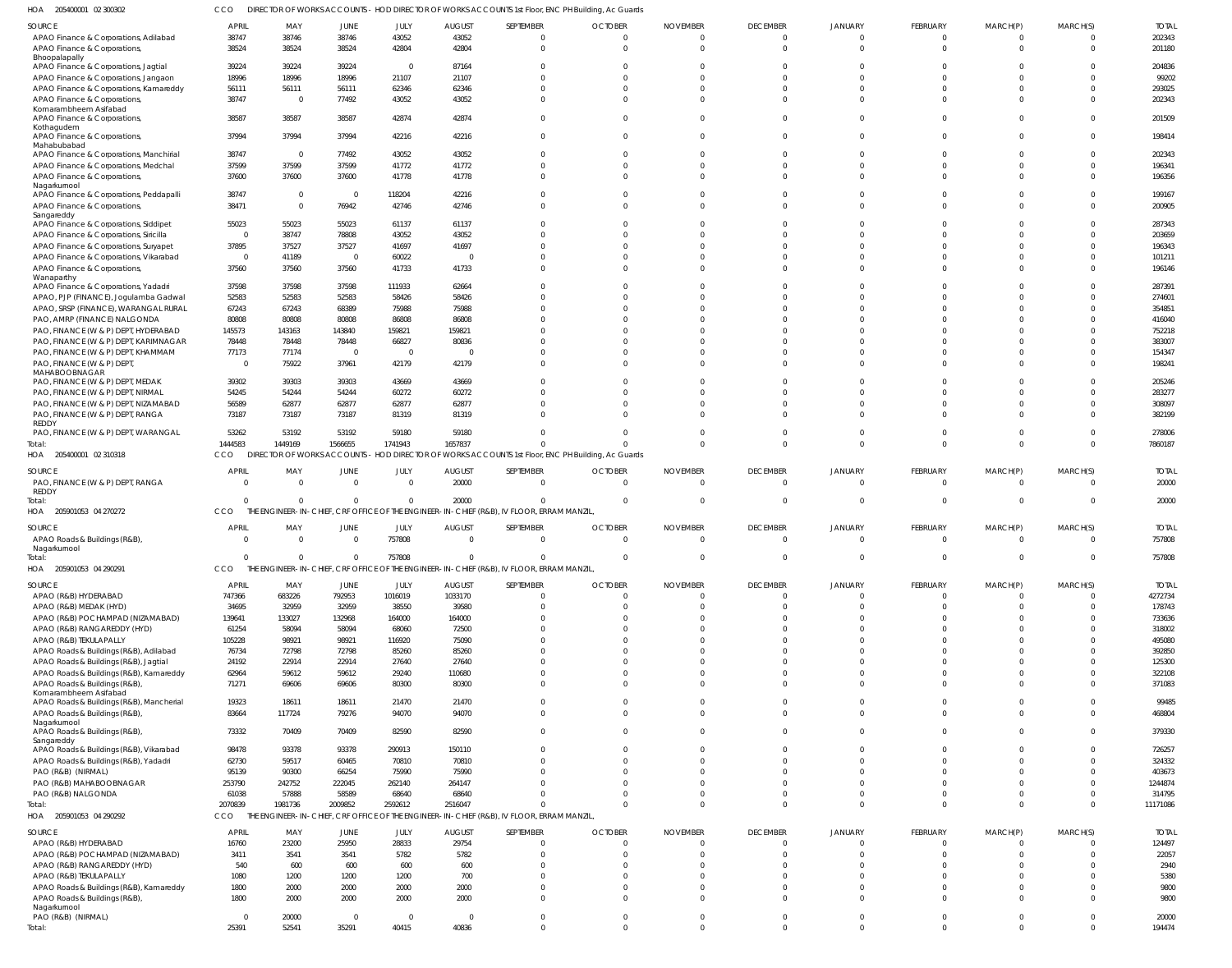HOA 205400001 02 300302 CCO DIRECTOR OF WORKS ACCOUNTS - HOD DIRECTOR OF WORKS ACCOUNTS 1st Floor, ENC PH Building, Ac Guards

| SOURCE | APRIL | MAY | JUNE | JULY | AUGUST | SEPTEMBER | OCTOBER | NOVEMBER | DECEMBER | JANUARY | FEBRUARY | MARCH(P) | MARCH(S) | TOTAL |
|---|---|---|---|---|---|---|---|---|---|---|---|---|---|---|
| APAO Finance & Corporations, Adilabad | 38747 | 38746 | 38746 | 43052 | 43052 | 0 | 0 | 0 | 0 | 0 | 0 | 0 | 0 | 202343 |
| APAO Finance & Corporations, Bhoopalapally | 38524 | 38524 | 38524 | 42804 | 42804 | 0 | 0 | 0 | 0 | 0 | 0 | 0 | 0 | 201180 |
| APAO Finance & Corporations, Jagtial | 39224 | 39224 | 39224 | 0 | 87164 | 0 | 0 | 0 | 0 | 0 | 0 | 0 | 0 | 204836 |
| APAO Finance & Corporations, Jangaon | 18996 | 18996 | 18996 | 21107 | 21107 | 0 | 0 | 0 | 0 | 0 | 0 | 0 | 0 | 99202 |
| APAO Finance & Corporations, Kamareddy | 56111 | 56111 | 56111 | 62346 | 62346 | 0 | 0 | 0 | 0 | 0 | 0 | 0 | 0 | 293025 |
| APAO Finance & Corporations, Komarambheem Asifabad | 38747 | 0 | 77492 | 43052 | 43052 | 0 | 0 | 0 | 0 | 0 | 0 | 0 | 0 | 202343 |
| APAO Finance & Corporations, Kothagudem | 38587 | 38587 | 38587 | 42874 | 42874 | 0 | 0 | 0 | 0 | 0 | 0 | 0 | 0 | 201509 |
| APAO Finance & Corporations, Mahabubabad | 37994 | 37994 | 37994 | 42216 | 42216 | 0 | 0 | 0 | 0 | 0 | 0 | 0 | 0 | 198414 |
| APAO Finance & Corporations, Manchirial | 38747 | 0 | 77492 | 43052 | 43052 | 0 | 0 | 0 | 0 | 0 | 0 | 0 | 0 | 202343 |
| APAO Finance & Corporations, Medchal | 37599 | 37599 | 37599 | 41772 | 41772 | 0 | 0 | 0 | 0 | 0 | 0 | 0 | 0 | 196341 |
| APAO Finance & Corporations, Nagarkurnool | 37600 | 37600 | 37600 | 41778 | 41778 | 0 | 0 | 0 | 0 | 0 | 0 | 0 | 0 | 196356 |
| APAO Finance & Corporations, Peddapalli | 38747 | 0 | 0 | 118204 | 42216 | 0 | 0 | 0 | 0 | 0 | 0 | 0 | 0 | 199167 |
| APAO Finance & Corporations, Sangareddy | 38471 | 0 | 76942 | 42746 | 42746 | 0 | 0 | 0 | 0 | 0 | 0 | 0 | 0 | 200905 |
| APAO Finance & Corporations, Siddipet | 55023 | 55023 | 55023 | 61137 | 61137 | 0 | 0 | 0 | 0 | 0 | 0 | 0 | 0 | 287343 |
| APAO Finance & Corporations, Siricilla | 0 | 38747 | 78808 | 43052 | 43052 | 0 | 0 | 0 | 0 | 0 | 0 | 0 | 0 | 203659 |
| APAO Finance & Corporations, Suryapet | 37895 | 37527 | 37527 | 41697 | 41697 | 0 | 0 | 0 | 0 | 0 | 0 | 0 | 0 | 196343 |
| APAO Finance & Corporations, Vikarabad | 0 | 41189 | 0 | 60022 | 0 | 0 | 0 | 0 | 0 | 0 | 0 | 0 | 0 | 101211 |
| APAO Finance & Corporations, Wanaparthy | 37560 | 37560 | 37560 | 41733 | 41733 | 0 | 0 | 0 | 0 | 0 | 0 | 0 | 0 | 196146 |
| APAO Finance & Corporations, Yadadri | 37598 | 37598 | 37598 | 111933 | 62664 | 0 | 0 | 0 | 0 | 0 | 0 | 0 | 0 | 287391 |
| APAO, PJP (FINANCE), Jogulamba Gadwal | 52583 | 52583 | 52583 | 58426 | 58426 | 0 | 0 | 0 | 0 | 0 | 0 | 0 | 0 | 274601 |
| APAO, SRSP (FINANCE), WARANGAL RURAL | 67243 | 67243 | 68389 | 75988 | 75988 | 0 | 0 | 0 | 0 | 0 | 0 | 0 | 0 | 354851 |
| PAO, AMRP (FINANCE) NALGONDA | 80808 | 80808 | 80808 | 86808 | 86808 | 0 | 0 | 0 | 0 | 0 | 0 | 0 | 0 | 416040 |
| PAO, FINANCE (W & P) DEPT, HYDERABAD | 145573 | 143163 | 143840 | 159821 | 159821 | 0 | 0 | 0 | 0 | 0 | 0 | 0 | 0 | 752218 |
| PAO, FINANCE (W & P) DEPT, KARIMNAGAR | 78448 | 78448 | 78448 | 66827 | 80836 | 0 | 0 | 0 | 0 | 0 | 0 | 0 | 0 | 383007 |
| PAO, FINANCE (W & P) DEPT, KHAMMAM | 77173 | 77174 | 0 | 0 | 0 | 0 | 0 | 0 | 0 | 0 | 0 | 0 | 0 | 154347 |
| PAO, FINANCE (W & P) DEPT, MAHABOOBNAGAR | 0 | 75922 | 37961 | 42179 | 42179 | 0 | 0 | 0 | 0 | 0 | 0 | 0 | 0 | 198241 |
| PAO, FINANCE (W & P) DEPT, MEDAK | 39302 | 39303 | 39303 | 43669 | 43669 | 0 | 0 | 0 | 0 | 0 | 0 | 0 | 0 | 205246 |
| PAO, FINANCE (W & P) DEPT, NIRMAL | 54245 | 54244 | 54244 | 60272 | 60272 | 0 | 0 | 0 | 0 | 0 | 0 | 0 | 0 | 283277 |
| PAO, FINANCE (W & P) DEPT, NIZAMABAD | 56589 | 62877 | 62877 | 62877 | 62877 | 0 | 0 | 0 | 0 | 0 | 0 | 0 | 0 | 308097 |
| PAO, FINANCE (W & P) DEPT, RANGA REDDY | 73187 | 73187 | 73187 | 81319 | 81319 | 0 | 0 | 0 | 0 | 0 | 0 | 0 | 0 | 382199 |
| PAO, FINANCE (W & P) DEPT, WARANGAL | 53262 | 53192 | 53192 | 59180 | 59180 | 0 | 0 | 0 | 0 | 0 | 0 | 0 | 0 | 278006 |
| Total: | 1444583 | 1449169 | 1566655 | 1741943 | 1657837 | 0 | 0 | 0 | 0 | 0 | 0 | 0 | 0 | 7860187 |

HOA 205400001 02 310318 CCO DIRECTOR OF WORKS ACCOUNTS - HOD DIRECTOR OF WORKS ACCOUNTS 1st Floor, ENC PH Building, Ac Guards

| SOURCE | APRIL | MAY | JUNE | JULY | AUGUST | SEPTEMBER | OCTOBER | NOVEMBER | DECEMBER | JANUARY | FEBRUARY | MARCH(P) | MARCH(S) | TOTAL |
|---|---|---|---|---|---|---|---|---|---|---|---|---|---|---|
| PAO, FINANCE (W & P) DEPT, RANGA REDDY | 0 | 0 | 0 | 0 | 20000 | 0 | 0 | 0 | 0 | 0 | 0 | 0 | 0 | 20000 |
| Total: | 0 | 0 | 0 | 0 | 20000 | 0 | 0 | 0 | 0 | 0 | 0 | 0 | 0 | 20000 |

HOA 205901053 04 270272 CCO THE ENGINEER-IN-CHIEF, CRF OFFICE OF THE ENGINEER-IN-CHIEF (R&B), IV FLOOR, ERRAM MANZIL,

| SOURCE | APRIL | MAY | JUNE | JULY | AUGUST | SEPTEMBER | OCTOBER | NOVEMBER | DECEMBER | JANUARY | FEBRUARY | MARCH(P) | MARCH(S) | TOTAL |
|---|---|---|---|---|---|---|---|---|---|---|---|---|---|---|
| APAO Roads & Buildings (R&B), Nagarkurnool | 0 | 0 | 0 | 757808 | 0 | 0 | 0 | 0 | 0 | 0 | 0 | 0 | 0 | 757808 |
| Total: | 0 | 0 | 0 | 757808 | 0 | 0 | 0 | 0 | 0 | 0 | 0 | 0 | 0 | 757808 |

HOA 205901053 04 290291 CCO THE ENGINEER-IN-CHIEF, CRF OFFICE OF THE ENGINEER-IN-CHIEF (R&B), IV FLOOR, ERRAM MANZIL,

| SOURCE | APRIL | MAY | JUNE | JULY | AUGUST | SEPTEMBER | OCTOBER | NOVEMBER | DECEMBER | JANUARY | FEBRUARY | MARCH(P) | MARCH(S) | TOTAL |
|---|---|---|---|---|---|---|---|---|---|---|---|---|---|---|
| APAO (R&B) HYDERABAD | 747366 | 683226 | 792953 | 1016019 | 1033170 | 0 | 0 | 0 | 0 | 0 | 0 | 0 | 0 | 4272734 |
| APAO (R&B) MEDAK (HYD) | 34695 | 32959 | 32959 | 38550 | 39580 | 0 | 0 | 0 | 0 | 0 | 0 | 0 | 0 | 178743 |
| APAO (R&B) POCHAMPAD (NIZAMABAD) | 139641 | 133027 | 132968 | 164000 | 164000 | 0 | 0 | 0 | 0 | 0 | 0 | 0 | 0 | 733636 |
| APAO (R&B) RANGAREDDY (HYD) | 61254 | 58094 | 58094 | 68060 | 72500 | 0 | 0 | 0 | 0 | 0 | 0 | 0 | 0 | 318002 |
| APAO (R&B) TEKULAPALLY | 105228 | 98921 | 98921 | 116920 | 75090 | 0 | 0 | 0 | 0 | 0 | 0 | 0 | 0 | 495080 |
| APAO Roads & Buildings (R&B), Adilabad | 76734 | 72798 | 72798 | 85260 | 85260 | 0 | 0 | 0 | 0 | 0 | 0 | 0 | 0 | 392850 |
| APAO Roads & Buildings (R&B), Jagtial | 24192 | 22914 | 22914 | 27640 | 27640 | 0 | 0 | 0 | 0 | 0 | 0 | 0 | 0 | 125300 |
| APAO Roads & Buildings (R&B), Kamareddy | 62964 | 59612 | 59612 | 29240 | 110680 | 0 | 0 | 0 | 0 | 0 | 0 | 0 | 0 | 322108 |
| APAO Roads & Buildings (R&B), Komarambheem Asifabad | 71271 | 69606 | 69606 | 80300 | 80300 | 0 | 0 | 0 | 0 | 0 | 0 | 0 | 0 | 371083 |
| APAO Roads & Buildings (R&B), Mancherial | 19323 | 18611 | 18611 | 21470 | 21470 | 0 | 0 | 0 | 0 | 0 | 0 | 0 | 0 | 99485 |
| APAO Roads & Buildings (R&B), Nagarkurnool | 83664 | 117724 | 79276 | 94070 | 94070 | 0 | 0 | 0 | 0 | 0 | 0 | 0 | 0 | 468804 |
| APAO Roads & Buildings (R&B), Sangareddy | 73332 | 70409 | 70409 | 82590 | 82590 | 0 | 0 | 0 | 0 | 0 | 0 | 0 | 0 | 379330 |
| APAO Roads & Buildings (R&B), Vikarabad | 98478 | 93378 | 93378 | 290913 | 150110 | 0 | 0 | 0 | 0 | 0 | 0 | 0 | 0 | 726257 |
| APAO Roads & Buildings (R&B), Yadadri | 62730 | 59517 | 60465 | 70810 | 70810 | 0 | 0 | 0 | 0 | 0 | 0 | 0 | 0 | 324332 |
| PAO (R&B) (NIRMAL) | 95139 | 90300 | 66254 | 75990 | 75990 | 0 | 0 | 0 | 0 | 0 | 0 | 0 | 0 | 403673 |
| PAO (R&B) MAHABOOBNAGAR | 253790 | 242752 | 222045 | 262140 | 264147 | 0 | 0 | 0 | 0 | 0 | 0 | 0 | 0 | 1244874 |
| PAO (R&B) NALGONDA | 61038 | 57888 | 58589 | 68640 | 68640 | 0 | 0 | 0 | 0 | 0 | 0 | 0 | 0 | 314795 |
| Total: | 2070839 | 1981736 | 2009852 | 2592612 | 2516047 | 0 | 0 | 0 | 0 | 0 | 0 | 0 | 0 | 11171086 |

HOA 205901053 04 290292 CCO THE ENGINEER-IN-CHIEF, CRF OFFICE OF THE ENGINEER-IN-CHIEF (R&B), IV FLOOR, ERRAM MANZIL,

| SOURCE | APRIL | MAY | JUNE | JULY | AUGUST | SEPTEMBER | OCTOBER | NOVEMBER | DECEMBER | JANUARY | FEBRUARY | MARCH(P) | MARCH(S) | TOTAL |
|---|---|---|---|---|---|---|---|---|---|---|---|---|---|---|
| APAO (R&B) HYDERABAD | 16760 | 23200 | 25950 | 28833 | 29754 | 0 | 0 | 0 | 0 | 0 | 0 | 0 | 0 | 124497 |
| APAO (R&B) POCHAMPAD (NIZAMABAD) | 3411 | 3541 | 3541 | 5782 | 5782 | 0 | 0 | 0 | 0 | 0 | 0 | 0 | 0 | 22057 |
| APAO (R&B) RANGAREDDY (HYD) | 540 | 600 | 600 | 600 | 600 | 0 | 0 | 0 | 0 | 0 | 0 | 0 | 0 | 2940 |
| APAO (R&B) TEKULAPALLY | 1080 | 1200 | 1200 | 1200 | 700 | 0 | 0 | 0 | 0 | 0 | 0 | 0 | 0 | 5380 |
| APAO Roads & Buildings (R&B), Kamareddy | 1800 | 2000 | 2000 | 2000 | 2000 | 0 | 0 | 0 | 0 | 0 | 0 | 0 | 0 | 9800 |
| APAO Roads & Buildings (R&B), Nagarkurnool | 1800 | 2000 | 2000 | 2000 | 2000 | 0 | 0 | 0 | 0 | 0 | 0 | 0 | 0 | 9800 |
| PAO (R&B) (NIRMAL) | 0 | 20000 | 0 | 0 | 0 | 0 | 0 | 0 | 0 | 0 | 0 | 0 | 0 | 20000 |
| Total: | 25391 | 52541 | 35291 | 40415 | 40836 | 0 | 0 | 0 | 0 | 0 | 0 | 0 | 0 | 194474 |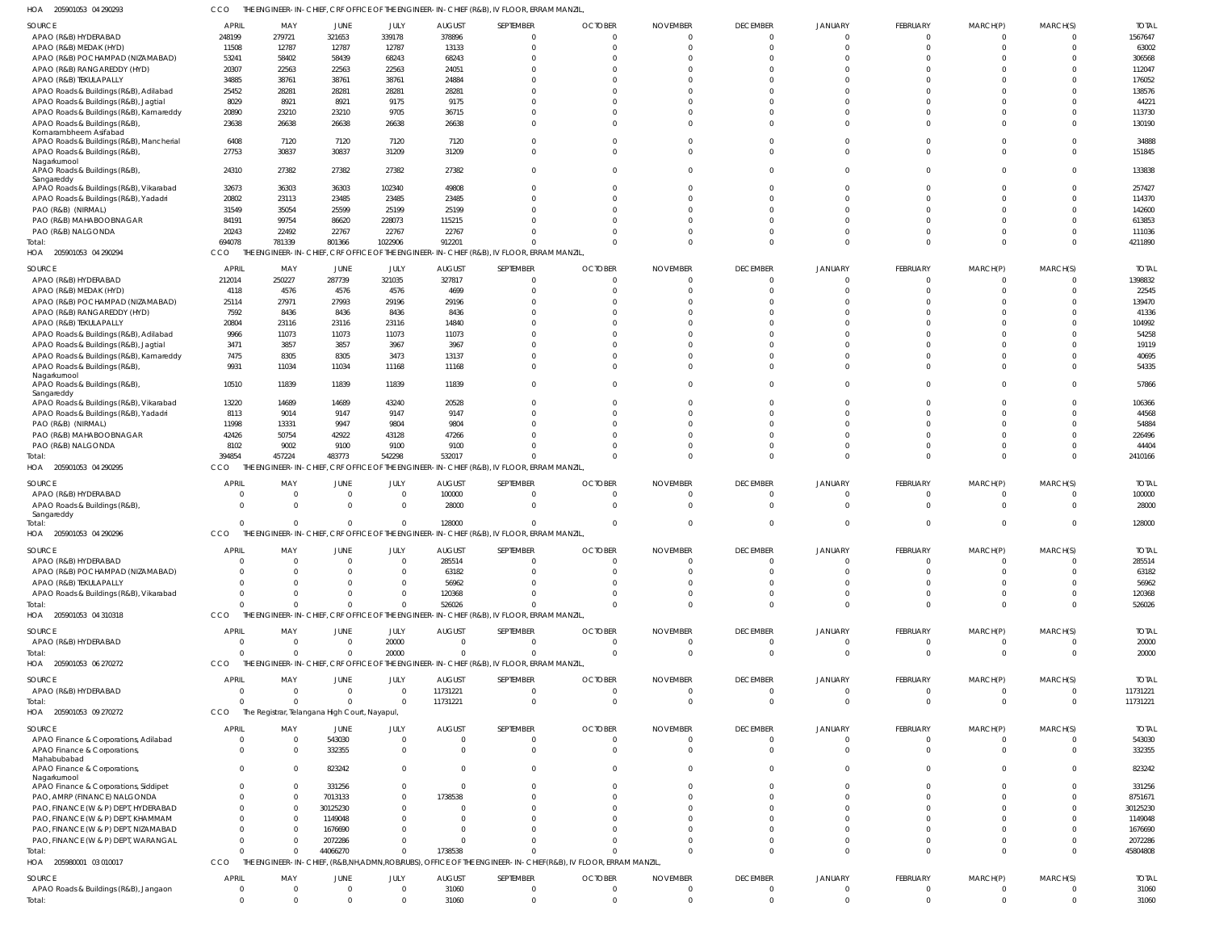HOA 205901053 04 290293 CCO THE ENGINEER-IN-CHIEF, CRF OFFICE OF THE ENGINEER-IN-CHIEF (R&B), IV FLOOR, ERRAM MANZIL,

| SOURCE | APRIL | MAY | JUNE | JULY | AUGUST | SEPTEMBER | OCTOBER | NOVEMBER | DECEMBER | JANUARY | FEBRUARY | MARCH(P) | MARCH(S) | TOTAL |
|---|---|---|---|---|---|---|---|---|---|---|---|---|---|---|
| APAO (R&B) HYDERABAD | 248199 | 279721 | 321653 | 339178 | 378896 | 0 | 0 | 0 | 0 | 0 | 0 | 0 | 0 | 1567647 |
| APAO (R&B) MEDAK (HYD) | 11508 | 12787 | 12787 | 12787 | 13133 | 0 | 0 | 0 | 0 | 0 | 0 | 0 | 0 | 63002 |
| APAO (R&B) POCHAMPAD (NIZAMABAD) | 53241 | 58402 | 58439 | 68243 | 68243 | 0 | 0 | 0 | 0 | 0 | 0 | 0 | 0 | 306568 |
| APAO (R&B) RANGAREDDY (HYD) | 20307 | 22563 | 22563 | 22563 | 24051 | 0 | 0 | 0 | 0 | 0 | 0 | 0 | 0 | 112047 |
| APAO (R&B) TEKULAPALLY | 34885 | 38761 | 38761 | 38761 | 24884 | 0 | 0 | 0 | 0 | 0 | 0 | 0 | 0 | 176052 |
| APAO Roads & Buildings (R&B), Adilabad | 25452 | 28281 | 28281 | 28281 | 28281 | 0 | 0 | 0 | 0 | 0 | 0 | 0 | 0 | 138576 |
| APAO Roads & Buildings (R&B), Jagtial | 8029 | 8921 | 8921 | 9175 | 9175 | 0 | 0 | 0 | 0 | 0 | 0 | 0 | 0 | 44221 |
| APAO Roads & Buildings (R&B), Kamareddy | 20890 | 23210 | 23210 | 9705 | 36715 | 0 | 0 | 0 | 0 | 0 | 0 | 0 | 0 | 113730 |
| APAO Roads & Buildings (R&B), Komarambheem Asifabad | 23638 | 26638 | 26638 | 26638 | 26638 | 0 | 0 | 0 | 0 | 0 | 0 | 0 | 0 | 130190 |
| APAO Roads & Buildings (R&B), Mancherial | 6408 | 7120 | 7120 | 7120 | 7120 | 0 | 0 | 0 | 0 | 0 | 0 | 0 | 0 | 34888 |
| APAO Roads & Buildings (R&B), Nagarkurnool | 27753 | 30837 | 30837 | 31209 | 31209 | 0 | 0 | 0 | 0 | 0 | 0 | 0 | 0 | 151845 |
| APAO Roads & Buildings (R&B), Sangareddy | 24310 | 27382 | 27382 | 27382 | 27382 | 0 | 0 | 0 | 0 | 0 | 0 | 0 | 0 | 133838 |
| APAO Roads & Buildings (R&B), Vikarabad | 32673 | 36303 | 36303 | 102340 | 49808 | 0 | 0 | 0 | 0 | 0 | 0 | 0 | 0 | 257427 |
| APAO Roads & Buildings (R&B), Yadadri | 20802 | 23113 | 23485 | 23485 | 23485 | 0 | 0 | 0 | 0 | 0 | 0 | 0 | 0 | 114370 |
| PAO (R&B) (NIRMAL) | 31549 | 35054 | 25599 | 25199 | 25199 | 0 | 0 | 0 | 0 | 0 | 0 | 0 | 0 | 142600 |
| PAO (R&B) MAHABOOBNAGAR | 84191 | 99754 | 86620 | 228073 | 115215 | 0 | 0 | 0 | 0 | 0 | 0 | 0 | 0 | 613853 |
| PAO (R&B) NALGONDA | 20243 | 22492 | 22767 | 22767 | 22767 | 0 | 0 | 0 | 0 | 0 | 0 | 0 | 0 | 111036 |
| Total: | 694078 | 781339 | 801366 | 1022906 | 912201 | 0 | 0 | 0 | 0 | 0 | 0 | 0 | 0 | 4211890 |

HOA 205901053 04 290294 CCO THE ENGINEER-IN-CHIEF, CRF OFFICE OF THE ENGINEER-IN-CHIEF (R&B), IV FLOOR, ERRAM MANZIL,

| SOURCE | APRIL | MAY | JUNE | JULY | AUGUST | SEPTEMBER | OCTOBER | NOVEMBER | DECEMBER | JANUARY | FEBRUARY | MARCH(P) | MARCH(S) | TOTAL |
|---|---|---|---|---|---|---|---|---|---|---|---|---|---|---|
| APAO (R&B) HYDERABAD | 212014 | 250227 | 287739 | 321035 | 327817 | 0 | 0 | 0 | 0 | 0 | 0 | 0 | 0 | 1398832 |
| APAO (R&B) MEDAK (HYD) | 4118 | 4576 | 4576 | 4576 | 4699 | 0 | 0 | 0 | 0 | 0 | 0 | 0 | 0 | 22545 |
| APAO (R&B) POCHAMPAD (NIZAMABAD) | 25114 | 27971 | 27993 | 29196 | 29196 | 0 | 0 | 0 | 0 | 0 | 0 | 0 | 0 | 139470 |
| APAO (R&B) RANGAREDDY (HYD) | 7592 | 8436 | 8436 | 8436 | 8436 | 0 | 0 | 0 | 0 | 0 | 0 | 0 | 0 | 41336 |
| APAO (R&B) TEKULAPALLY | 20804 | 23116 | 23116 | 23116 | 14840 | 0 | 0 | 0 | 0 | 0 | 0 | 0 | 0 | 104992 |
| APAO Roads & Buildings (R&B), Adilabad | 9966 | 11073 | 11073 | 11073 | 11073 | 0 | 0 | 0 | 0 | 0 | 0 | 0 | 0 | 54258 |
| APAO Roads & Buildings (R&B), Jagtial | 3471 | 3857 | 3857 | 3967 | 3967 | 0 | 0 | 0 | 0 | 0 | 0 | 0 | 0 | 19119 |
| APAO Roads & Buildings (R&B), Kamareddy | 7475 | 8305 | 8305 | 3473 | 13137 | 0 | 0 | 0 | 0 | 0 | 0 | 0 | 0 | 40695 |
| APAO Roads & Buildings (R&B), Nagarkurnool | 9931 | 11034 | 11034 | 11168 | 11168 | 0 | 0 | 0 | 0 | 0 | 0 | 0 | 0 | 54335 |
| APAO Roads & Buildings (R&B), Sangareddy | 10510 | 11839 | 11839 | 11839 | 11839 | 0 | 0 | 0 | 0 | 0 | 0 | 0 | 0 | 57866 |
| APAO Roads & Buildings (R&B), Vikarabad | 13220 | 14689 | 14689 | 43240 | 20528 | 0 | 0 | 0 | 0 | 0 | 0 | 0 | 0 | 106366 |
| APAO Roads & Buildings (R&B), Yadadri | 8113 | 9014 | 9147 | 9147 | 9147 | 0 | 0 | 0 | 0 | 0 | 0 | 0 | 0 | 44568 |
| PAO (R&B) (NIRMAL) | 11998 | 13331 | 9947 | 9804 | 9804 | 0 | 0 | 0 | 0 | 0 | 0 | 0 | 0 | 54884 |
| PAO (R&B) MAHABOOBNAGAR | 42426 | 50754 | 42922 | 43128 | 47266 | 0 | 0 | 0 | 0 | 0 | 0 | 0 | 0 | 226496 |
| PAO (R&B) NALGONDA | 8102 | 9002 | 9100 | 9100 | 9100 | 0 | 0 | 0 | 0 | 0 | 0 | 0 | 0 | 44404 |
| Total: | 394854 | 457224 | 483773 | 542298 | 532017 | 0 | 0 | 0 | 0 | 0 | 0 | 0 | 0 | 2410166 |

HOA 205901053 04 290295 CCO THE ENGINEER-IN-CHIEF, CRF OFFICE OF THE ENGINEER-IN-CHIEF (R&B), IV FLOOR, ERRAM MANZIL,

| SOURCE | APRIL | MAY | JUNE | JULY | AUGUST | SEPTEMBER | OCTOBER | NOVEMBER | DECEMBER | JANUARY | FEBRUARY | MARCH(P) | MARCH(S) | TOTAL |
|---|---|---|---|---|---|---|---|---|---|---|---|---|---|---|
| APAO (R&B) HYDERABAD | 0 | 0 | 0 | 0 | 100000 | 0 | 0 | 0 | 0 | 0 | 0 | 0 | 0 | 100000 |
| APAO Roads & Buildings (R&B), Sangareddy | 0 | 0 | 0 | 0 | 28000 | 0 | 0 | 0 | 0 | 0 | 0 | 0 | 0 | 28000 |
| Total: | 0 | 0 | 0 | 0 | 128000 | 0 | 0 | 0 | 0 | 0 | 0 | 0 | 0 | 128000 |

HOA 205901053 04 290296 CCO THE ENGINEER-IN-CHIEF, CRF OFFICE OF THE ENGINEER-IN-CHIEF (R&B), IV FLOOR, ERRAM MANZIL,

| SOURCE | APRIL | MAY | JUNE | JULY | AUGUST | SEPTEMBER | OCTOBER | NOVEMBER | DECEMBER | JANUARY | FEBRUARY | MARCH(P) | MARCH(S) | TOTAL |
|---|---|---|---|---|---|---|---|---|---|---|---|---|---|---|
| APAO (R&B) HYDERABAD | 0 | 0 | 0 | 0 | 285514 | 0 | 0 | 0 | 0 | 0 | 0 | 0 | 0 | 285514 |
| APAO (R&B) POCHAMPAD (NIZAMABAD) | 0 | 0 | 0 | 0 | 63182 | 0 | 0 | 0 | 0 | 0 | 0 | 0 | 0 | 63182 |
| APAO (R&B) TEKULAPALLY | 0 | 0 | 0 | 0 | 56962 | 0 | 0 | 0 | 0 | 0 | 0 | 0 | 0 | 56962 |
| APAO Roads & Buildings (R&B), Vikarabad | 0 | 0 | 0 | 0 | 120368 | 0 | 0 | 0 | 0 | 0 | 0 | 0 | 0 | 120368 |
| Total: | 0 | 0 | 0 | 0 | 526026 | 0 | 0 | 0 | 0 | 0 | 0 | 0 | 0 | 526026 |

HOA 205901053 04 310318 CCO THE ENGINEER-IN-CHIEF, CRF OFFICE OF THE ENGINEER-IN-CHIEF (R&B), IV FLOOR, ERRAM MANZIL,

| SOURCE | APRIL | MAY | JUNE | JULY | AUGUST | SEPTEMBER | OCTOBER | NOVEMBER | DECEMBER | JANUARY | FEBRUARY | MARCH(P) | MARCH(S) | TOTAL |
|---|---|---|---|---|---|---|---|---|---|---|---|---|---|---|
| APAO (R&B) HYDERABAD | 0 | 0 | 0 | 20000 | 0 | 0 | 0 | 0 | 0 | 0 | 0 | 0 | 0 | 20000 |
| Total: | 0 | 0 | 0 | 20000 | 0 | 0 | 0 | 0 | 0 | 0 | 0 | 0 | 0 | 20000 |

HOA 205901053 06 270272 CCO THE ENGINEER-IN-CHIEF, CRF OFFICE OF THE ENGINEER-IN-CHIEF (R&B), IV FLOOR, ERRAM MANZIL,

| SOURCE | APRIL | MAY | JUNE | JULY | AUGUST | SEPTEMBER | OCTOBER | NOVEMBER | DECEMBER | JANUARY | FEBRUARY | MARCH(P) | MARCH(S) | TOTAL |
|---|---|---|---|---|---|---|---|---|---|---|---|---|---|---|
| APAO (R&B) HYDERABAD | 0 | 0 | 0 | 0 | 11731221 | 0 | 0 | 0 | 0 | 0 | 0 | 0 | 0 | 11731221 |
| Total: | 0 | 0 | 0 | 0 | 11731221 | 0 | 0 | 0 | 0 | 0 | 0 | 0 | 0 | 11731221 |

HOA 205901053 09 270272 CCO The Registrar, Telangana High Court, Nayapul,

| SOURCE | APRIL | MAY | JUNE | JULY | AUGUST | SEPTEMBER | OCTOBER | NOVEMBER | DECEMBER | JANUARY | FEBRUARY | MARCH(P) | MARCH(S) | TOTAL |
|---|---|---|---|---|---|---|---|---|---|---|---|---|---|---|
| APAO Finance & Corporations, Adilabad | 0 | 0 | 543030 | 0 | 0 | 0 | 0 | 0 | 0 | 0 | 0 | 0 | 0 | 543030 |
| APAO Finance & Corporations, Mahabubabad | 0 | 0 | 332355 | 0 | 0 | 0 | 0 | 0 | 0 | 0 | 0 | 0 | 0 | 332355 |
| APAO Finance & Corporations, Nagarkurnool | 0 | 0 | 823242 | 0 | 0 | 0 | 0 | 0 | 0 | 0 | 0 | 0 | 0 | 823242 |
| APAO Finance & Corporations, Siddipet | 0 | 0 | 331256 | 0 | 0 | 0 | 0 | 0 | 0 | 0 | 0 | 0 | 0 | 331256 |
| PAO, AMRP (FINANCE) NALGONDA | 0 | 0 | 7013133 | 0 | 1738538 | 0 | 0 | 0 | 0 | 0 | 0 | 0 | 0 | 8751671 |
| PAO, FINANCE (W & P) DEPT, HYDERABAD | 0 | 0 | 30125230 | 0 | 0 | 0 | 0 | 0 | 0 | 0 | 0 | 0 | 0 | 30125230 |
| PAO, FINANCE (W & P) DEPT, KHAMMAM | 0 | 0 | 1149048 | 0 | 0 | 0 | 0 | 0 | 0 | 0 | 0 | 0 | 0 | 1149048 |
| PAO, FINANCE (W & P) DEPT, NIZAMABAD | 0 | 0 | 1676690 | 0 | 0 | 0 | 0 | 0 | 0 | 0 | 0 | 0 | 0 | 1676690 |
| PAO, FINANCE (W & P) DEPT, WARANGAL | 0 | 0 | 2072286 | 0 | 0 | 0 | 0 | 0 | 0 | 0 | 0 | 0 | 0 | 2072286 |
| Total: | 0 | 0 | 44066270 | 0 | 1738538 | 0 | 0 | 0 | 0 | 0 | 0 | 0 | 0 | 45804808 |

HOA 205980001 03 010017 CCO THE ENGINEER-IN-CHIEF, (R&B,NH,ADMN,ROB/RUBS), OFFICE OF THE ENGINEER-IN-CHIEF(R&B), IV FLOOR, ERRAM MANZIL,

| SOURCE | APRIL | MAY | JUNE | JULY | AUGUST | SEPTEMBER | OCTOBER | NOVEMBER | DECEMBER | JANUARY | FEBRUARY | MARCH(P) | MARCH(S) | TOTAL |
|---|---|---|---|---|---|---|---|---|---|---|---|---|---|---|
| APAO Roads & Buildings (R&B), Jangaon | 0 | 0 | 0 | 0 | 31060 | 0 | 0 | 0 | 0 | 0 | 0 | 0 | 0 | 31060 |
| Total: | 0 | 0 | 0 | 0 | 31060 | 0 | 0 | 0 | 0 | 0 | 0 | 0 | 0 | 31060 |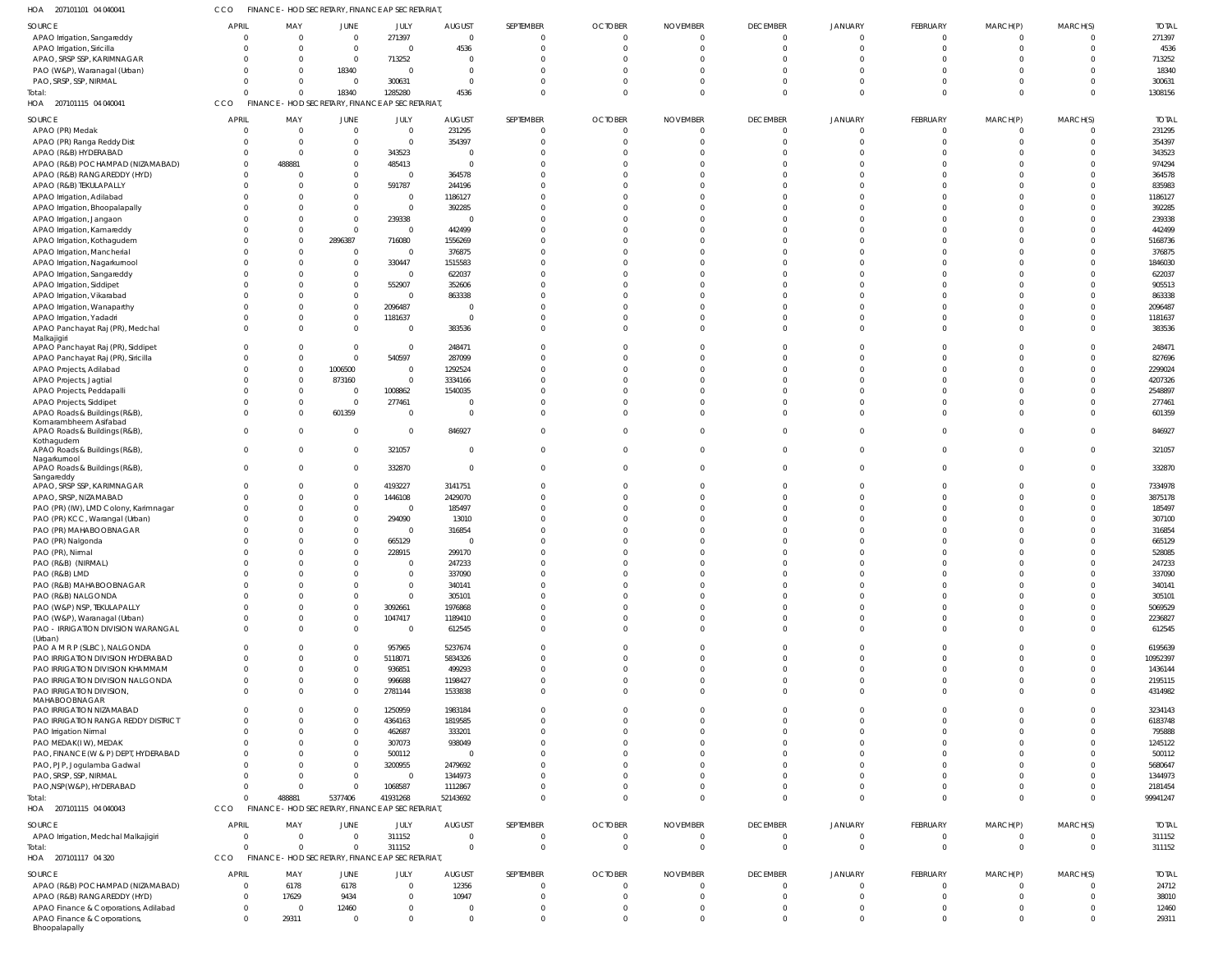HOA 207101101 04 040041 CCO FINANCE - HOD SECRETARY, FINANCE AP SECRETARIAT,

| SOURCE | APRIL | MAY | JUNE | JULY | AUGUST | SEPTEMBER | OCTOBER | NOVEMBER | DECEMBER | JANUARY | FEBRUARY | MARCH(P) | MARCH(S) | TOTAL |
|---|---|---|---|---|---|---|---|---|---|---|---|---|---|---|
| APAO Irrigation, Sangareddy | 0 | 0 | 0 | 271397 | 0 | 0 | 0 | 0 | 0 | 0 | 0 | 0 | 0 | 271397 |
| APAO Irrigation, Siricilla | 0 | 0 | 0 | 0 | 4536 | 0 | 0 | 0 | 0 | 0 | 0 | 0 | 0 | 4536 |
| APAO, SRSP SSP, KARIMNAGAR | 0 | 0 | 0 | 713252 | 0 | 0 | 0 | 0 | 0 | 0 | 0 | 0 | 0 | 713252 |
| PAO (W&P), Waranagal (Urban) | 0 | 0 | 18340 | 0 | 0 | 0 | 0 | 0 | 0 | 0 | 0 | 0 | 0 | 18340 |
| PAO, SRSP, SSP, NIRMAL | 0 | 0 | 0 | 300631 | 0 | 0 | 0 | 0 | 0 | 0 | 0 | 0 | 0 | 300631 |
| Total: | 0 | 0 | 18340 | 1285280 | 4536 | 0 | 0 | 0 | 0 | 0 | 0 | 0 | 0 | 1308156 |

HOA 207101115 04 040041 CCO FINANCE - HOD SECRETARY, FINANCE AP SECRETARIAT,

| SOURCE | APRIL | MAY | JUNE | JULY | AUGUST | SEPTEMBER | OCTOBER | NOVEMBER | DECEMBER | JANUARY | FEBRUARY | MARCH(P) | MARCH(S) | TOTAL |
|---|---|---|---|---|---|---|---|---|---|---|---|---|---|---|
| APAO (PR) Medak | 0 | 0 | 0 | 0 | 231295 | 0 | 0 | 0 | 0 | 0 | 0 | 0 | 0 | 231295 |
| APAO (PR) Ranga Reddy Dist | 0 | 0 | 0 | 0 | 354397 | 0 | 0 | 0 | 0 | 0 | 0 | 0 | 0 | 354397 |
| APAO (R&B) HYDERABAD | 0 | 0 | 0 | 343523 | 0 | 0 | 0 | 0 | 0 | 0 | 0 | 0 | 0 | 343523 |
| APAO (R&B) POCHAMPAD (NIZAMABAD) | 0 | 488881 | 0 | 485413 | 0 | 0 | 0 | 0 | 0 | 0 | 0 | 0 | 0 | 974294 |
| APAO (R&B) RANGAREDDY (HYD) | 0 | 0 | 0 | 0 | 364578 | 0 | 0 | 0 | 0 | 0 | 0 | 0 | 0 | 364578 |
| APAO (R&B) TEKULAPALLY | 0 | 0 | 0 | 591787 | 244196 | 0 | 0 | 0 | 0 | 0 | 0 | 0 | 0 | 835983 |
| APAO Irrigation, Adilabad | 0 | 0 | 0 | 0 | 1186127 | 0 | 0 | 0 | 0 | 0 | 0 | 0 | 0 | 1186127 |
| APAO Irrigation, Bhoopalapally | 0 | 0 | 0 | 0 | 392285 | 0 | 0 | 0 | 0 | 0 | 0 | 0 | 0 | 392285 |
| APAO Irrigation, Jangaon | 0 | 0 | 0 | 239338 | 0 | 0 | 0 | 0 | 0 | 0 | 0 | 0 | 0 | 239338 |
| APAO Irrigation, Kamareddy | 0 | 0 | 0 | 0 | 442499 | 0 | 0 | 0 | 0 | 0 | 0 | 0 | 0 | 442499 |
| APAO Irrigation, Kothagudem | 0 | 0 | 2896387 | 716080 | 1556269 | 0 | 0 | 0 | 0 | 0 | 0 | 0 | 0 | 5168736 |
| APAO Irrigation, Mancherial | 0 | 0 | 0 | 0 | 376875 | 0 | 0 | 0 | 0 | 0 | 0 | 0 | 0 | 376875 |
| APAO Irrigation, Nagarkurnool | 0 | 0 | 0 | 330447 | 1515583 | 0 | 0 | 0 | 0 | 0 | 0 | 0 | 0 | 1846030 |
| APAO Irrigation, Sangareddy | 0 | 0 | 0 | 0 | 622037 | 0 | 0 | 0 | 0 | 0 | 0 | 0 | 0 | 622037 |
| APAO Irrigation, Siddipet | 0 | 0 | 0 | 552907 | 352606 | 0 | 0 | 0 | 0 | 0 | 0 | 0 | 0 | 905513 |
| APAO Irrigation, Vikarabad | 0 | 0 | 0 | 0 | 863338 | 0 | 0 | 0 | 0 | 0 | 0 | 0 | 0 | 863338 |
| APAO Irrigation, Wanaparthy | 0 | 0 | 0 | 2096487 | 0 | 0 | 0 | 0 | 0 | 0 | 0 | 0 | 0 | 2096487 |
| APAO Irrigation, Yadadri | 0 | 0 | 0 | 1181637 | 0 | 0 | 0 | 0 | 0 | 0 | 0 | 0 | 0 | 1181637 |
| APAO Panchayat Raj (PR), Medchal Malkajigiri | 0 | 0 | 0 | 0 | 383536 | 0 | 0 | 0 | 0 | 0 | 0 | 0 | 0 | 383536 |
| APAO Panchayat Raj (PR), Siddipet | 0 | 0 | 0 | 0 | 248471 | 0 | 0 | 0 | 0 | 0 | 0 | 0 | 0 | 248471 |
| APAO Panchayat Raj (PR), Siricilla | 0 | 0 | 0 | 540597 | 287099 | 0 | 0 | 0 | 0 | 0 | 0 | 0 | 0 | 827696 |
| APAO Projects, Adilabad | 0 | 0 | 1006500 | 0 | 1292524 | 0 | 0 | 0 | 0 | 0 | 0 | 0 | 0 | 2299024 |
| APAO Projects, Jagtial | 0 | 0 | 873160 | 0 | 3334166 | 0 | 0 | 0 | 0 | 0 | 0 | 0 | 0 | 4207326 |
| APAO Projects, Peddapalli | 0 | 0 | 0 | 1008862 | 1540035 | 0 | 0 | 0 | 0 | 0 | 0 | 0 | 0 | 2548897 |
| APAO Projects, Siddipet | 0 | 0 | 0 | 277461 | 0 | 0 | 0 | 0 | 0 | 0 | 0 | 0 | 0 | 277461 |
| APAO Roads & Buildings (R&B), Komarambheem Asifabad | 0 | 0 | 601359 | 0 | 0 | 0 | 0 | 0 | 0 | 0 | 0 | 0 | 0 | 601359 |
| APAO Roads & Buildings (R&B), Kothagudem | 0 | 0 | 0 | 0 | 846927 | 0 | 0 | 0 | 0 | 0 | 0 | 0 | 0 | 846927 |
| APAO Roads & Buildings (R&B), Nagarkurnool | 0 | 0 | 0 | 321057 | 0 | 0 | 0 | 0 | 0 | 0 | 0 | 0 | 0 | 321057 |
| APAO Roads & Buildings (R&B), Sangareddy | 0 | 0 | 0 | 332870 | 0 | 0 | 0 | 0 | 0 | 0 | 0 | 0 | 0 | 332870 |
| APAO, SRSP SSP, KARIMNAGAR | 0 | 0 | 0 | 4193227 | 3141751 | 0 | 0 | 0 | 0 | 0 | 0 | 0 | 0 | 7334978 |
| APAO, SRSP, NIZAMABAD | 0 | 0 | 0 | 1446108 | 2429070 | 0 | 0 | 0 | 0 | 0 | 0 | 0 | 0 | 3875178 |
| PAO (PR) (IW), LMD Colony, Karimnagar | 0 | 0 | 0 | 0 | 185497 | 0 | 0 | 0 | 0 | 0 | 0 | 0 | 0 | 185497 |
| PAO (PR) KCC, Warangal (Urban) | 0 | 0 | 0 | 294090 | 13010 | 0 | 0 | 0 | 0 | 0 | 0 | 0 | 0 | 307100 |
| PAO (PR) MAHABOOBNAGAR | 0 | 0 | 0 | 0 | 316854 | 0 | 0 | 0 | 0 | 0 | 0 | 0 | 0 | 316854 |
| PAO (PR) Nalgonda | 0 | 0 | 0 | 665129 | 0 | 0 | 0 | 0 | 0 | 0 | 0 | 0 | 0 | 665129 |
| PAO (PR), Nirmal | 0 | 0 | 0 | 228915 | 299170 | 0 | 0 | 0 | 0 | 0 | 0 | 0 | 0 | 528085 |
| PAO (R&B) (NIRMAL) | 0 | 0 | 0 | 0 | 247233 | 0 | 0 | 0 | 0 | 0 | 0 | 0 | 0 | 247233 |
| PAO (R&B) LMD | 0 | 0 | 0 | 0 | 337090 | 0 | 0 | 0 | 0 | 0 | 0 | 0 | 0 | 337090 |
| PAO (R&B) MAHABOOBNAGAR | 0 | 0 | 0 | 0 | 340141 | 0 | 0 | 0 | 0 | 0 | 0 | 0 | 0 | 340141 |
| PAO (R&B) NALGONDA | 0 | 0 | 0 | 0 | 305101 | 0 | 0 | 0 | 0 | 0 | 0 | 0 | 0 | 305101 |
| PAO (W&P) NSP, TEKULAPALLY | 0 | 0 | 0 | 3092661 | 1976868 | 0 | 0 | 0 | 0 | 0 | 0 | 0 | 0 | 5069529 |
| PAO (W&P), Waranagal (Urban) | 0 | 0 | 0 | 1047417 | 1189410 | 0 | 0 | 0 | 0 | 0 | 0 | 0 | 0 | 2236827 |
| PAO - IRRIGATION DIVISION WARANGAL (Urban) | 0 | 0 | 0 | 0 | 612545 | 0 | 0 | 0 | 0 | 0 | 0 | 0 | 0 | 612545 |
| PAO A M R P (SLBC), NALGONDA | 0 | 0 | 0 | 957965 | 5237674 | 0 | 0 | 0 | 0 | 0 | 0 | 0 | 0 | 6195639 |
| PAO IRRIGATION DIVISION HYDERABAD | 0 | 0 | 0 | 5118071 | 5834326 | 0 | 0 | 0 | 0 | 0 | 0 | 0 | 0 | 10952397 |
| PAO IRRIGATION DIVISION KHAMMAM | 0 | 0 | 0 | 936851 | 499293 | 0 | 0 | 0 | 0 | 0 | 0 | 0 | 0 | 1436144 |
| PAO IRRIGATION DIVISION NALGONDA | 0 | 0 | 0 | 996688 | 1198427 | 0 | 0 | 0 | 0 | 0 | 0 | 0 | 0 | 2195115 |
| PAO IRRIGATION DIVISION, MAHABOOBNAGAR | 0 | 0 | 0 | 2781144 | 1533838 | 0 | 0 | 0 | 0 | 0 | 0 | 0 | 0 | 4314982 |
| PAO IRRIGATION NIZAMABAD | 0 | 0 | 0 | 1250959 | 1983184 | 0 | 0 | 0 | 0 | 0 | 0 | 0 | 0 | 3234143 |
| PAO IRRIGATION RANGA REDDY DISTRICT | 0 | 0 | 0 | 4364163 | 1819585 | 0 | 0 | 0 | 0 | 0 | 0 | 0 | 0 | 6183748 |
| PAO Irrigation Nirmal | 0 | 0 | 0 | 462687 | 333201 | 0 | 0 | 0 | 0 | 0 | 0 | 0 | 0 | 795888 |
| PAO MEDAK(IW), MEDAK | 0 | 0 | 0 | 307073 | 938049 | 0 | 0 | 0 | 0 | 0 | 0 | 0 | 0 | 1245122 |
| PAO, FINANCE (W & P) DEPT, HYDERABAD | 0 | 0 | 0 | 500112 | 0 | 0 | 0 | 0 | 0 | 0 | 0 | 0 | 0 | 500112 |
| PAO, PJP, Jogulamba Gadwal | 0 | 0 | 0 | 3200955 | 2479692 | 0 | 0 | 0 | 0 | 0 | 0 | 0 | 0 | 5680647 |
| PAO, SRSP, SSP, NIRMAL | 0 | 0 | 0 | 0 | 1344973 | 0 | 0 | 0 | 0 | 0 | 0 | 0 | 0 | 1344973 |
| PAO,NSP(W&P), HYDERABAD | 0 | 0 | 0 | 1068587 | 1112867 | 0 | 0 | 0 | 0 | 0 | 0 | 0 | 0 | 2181454 |
| Total: | 0 | 488881 | 5377406 | 41931268 | 52143692 | 0 | 0 | 0 | 0 | 0 | 0 | 0 | 0 | 99941247 |

HOA 207101115 04 040043 CCO FINANCE - HOD SECRETARY, FINANCE AP SECRETARIAT,

| SOURCE | APRIL | MAY | JUNE | JULY | AUGUST | SEPTEMBER | OCTOBER | NOVEMBER | DECEMBER | JANUARY | FEBRUARY | MARCH(P) | MARCH(S) | TOTAL |
|---|---|---|---|---|---|---|---|---|---|---|---|---|---|---|
| APAO Irrigation, Medchal Malkajigiri | 0 | 0 | 0 | 311152 | 0 | 0 | 0 | 0 | 0 | 0 | 0 | 0 | 0 | 311152 |
| Total: | 0 | 0 | 0 | 311152 | 0 | 0 | 0 | 0 | 0 | 0 | 0 | 0 | 0 | 311152 |

HOA 207101117 04 320 CCO FINANCE - HOD SECRETARY, FINANCE AP SECRETARIAT,

| SOURCE | APRIL | MAY | JUNE | JULY | AUGUST | SEPTEMBER | OCTOBER | NOVEMBER | DECEMBER | JANUARY | FEBRUARY | MARCH(P) | MARCH(S) | TOTAL |
|---|---|---|---|---|---|---|---|---|---|---|---|---|---|---|
| APAO (R&B) POCHAMPAD (NIZAMABAD) | 0 | 6178 | 6178 | 0 | 12356 | 0 | 0 | 0 | 0 | 0 | 0 | 0 | 0 | 24712 |
| APAO (R&B) RANGAREDDY (HYD) | 0 | 17629 | 9434 | 0 | 10947 | 0 | 0 | 0 | 0 | 0 | 0 | 0 | 0 | 38010 |
| APAO Finance & Corporations, Adilabad | 0 | 0 | 12460 | 0 | 0 | 0 | 0 | 0 | 0 | 0 | 0 | 0 | 0 | 12460 |
| APAO Finance & Corporations, Bhoopalapally | 0 | 29311 | 0 | 0 | 0 | 0 | 0 | 0 | 0 | 0 | 0 | 0 | 0 | 29311 |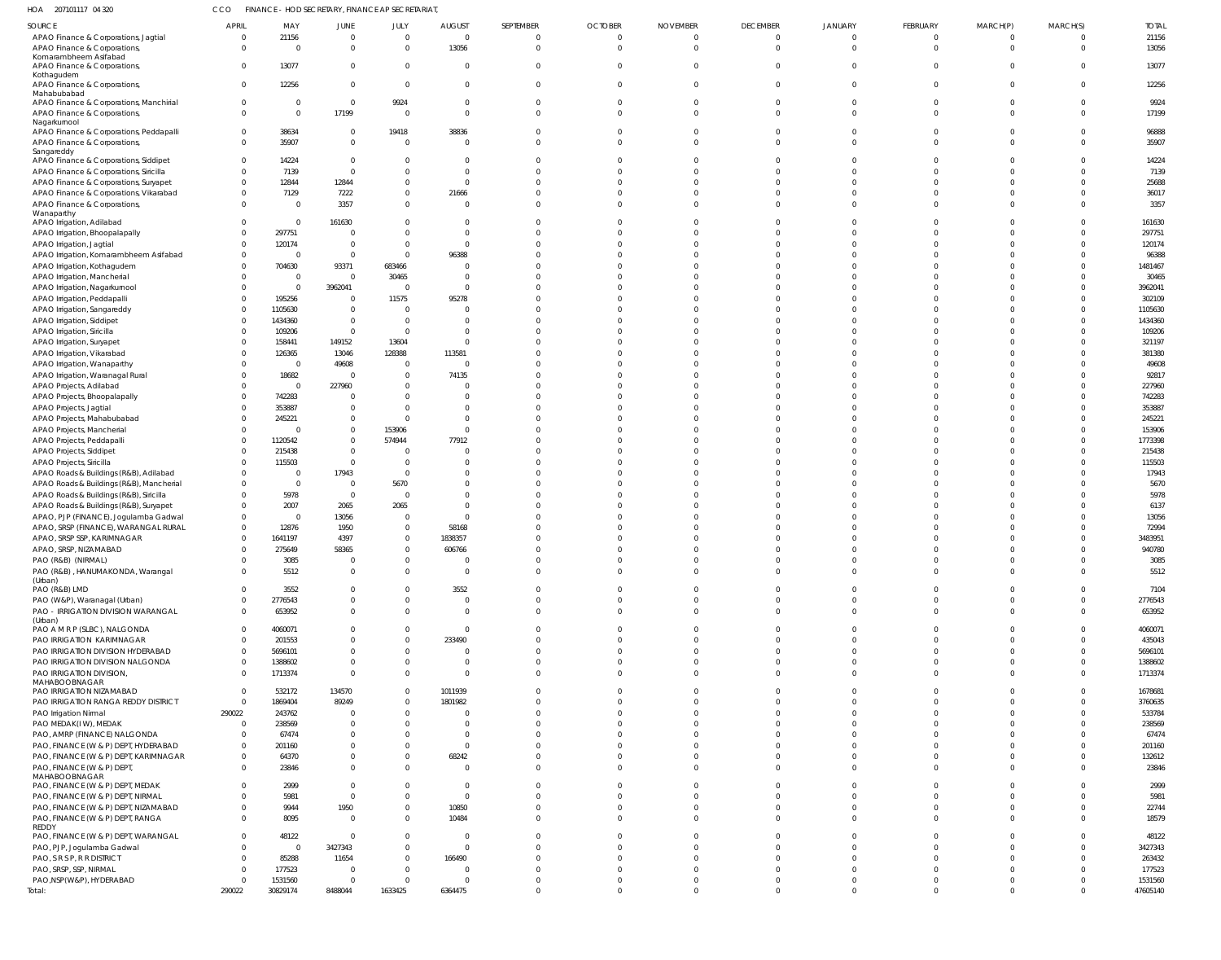HOA 207101117 04 320 CCO FINANCE - HOD SECRETARY, FINANCE AP SECRETARIAT,

| SOURCE | APRIL | MAY | JUNE | JULY | AUGUST | SEPTEMBER | OCTOBER | NOVEMBER | DECEMBER | JANUARY | FEBRUARY | MARCH(P) | MARCH(S) | TOTAL |
|---|---|---|---|---|---|---|---|---|---|---|---|---|---|---|
| APAO Finance & Corporations, Jagtial | 0 | 21156 | 0 | 0 | 0 | 0 | 0 | 0 | 0 | 0 | 0 | 0 | 0 | 21156 |
| APAO Finance & Corporations, Komarambheem Asifabad | 0 | 0 | 0 | 0 | 13056 | 0 | 0 | 0 | 0 | 0 | 0 | 0 | 0 | 13056 |
| APAO Finance & Corporations, Kothagudem | 0 | 13077 | 0 | 0 | 0 | 0 | 0 | 0 | 0 | 0 | 0 | 0 | 0 | 13077 |
| APAO Finance & Corporations, Mahabubabad | 0 | 12256 | 0 | 0 | 0 | 0 | 0 | 0 | 0 | 0 | 0 | 0 | 0 | 12256 |
| APAO Finance & Corporations, Manchirial | 0 | 0 | 0 | 9924 | 0 | 0 | 0 | 0 | 0 | 0 | 0 | 0 | 0 | 9924 |
| APAO Finance & Corporations, Nagarkurnool | 0 | 0 | 17199 | 0 | 0 | 0 | 0 | 0 | 0 | 0 | 0 | 0 | 0 | 17199 |
| APAO Finance & Corporations, Peddapalli | 0 | 38634 | 0 | 19418 | 38836 | 0 | 0 | 0 | 0 | 0 | 0 | 0 | 0 | 96888 |
| APAO Finance & Corporations, Sangareddy | 0 | 35907 | 0 | 0 | 0 | 0 | 0 | 0 | 0 | 0 | 0 | 0 | 0 | 35907 |
| APAO Finance & Corporations, Siddipet | 0 | 14224 | 0 | 0 | 0 | 0 | 0 | 0 | 0 | 0 | 0 | 0 | 0 | 14224 |
| APAO Finance & Corporations, Siricilla | 0 | 7139 | 0 | 0 | 0 | 0 | 0 | 0 | 0 | 0 | 0 | 0 | 0 | 7139 |
| APAO Finance & Corporations, Suryapet | 0 | 12844 | 12844 | 0 | 0 | 0 | 0 | 0 | 0 | 0 | 0 | 0 | 0 | 25688 |
| APAO Finance & Corporations, Vikarabad | 0 | 7129 | 7222 | 0 | 21666 | 0 | 0 | 0 | 0 | 0 | 0 | 0 | 0 | 36017 |
| APAO Finance & Corporations, Wanaparthy | 0 | 0 | 3357 | 0 | 0 | 0 | 0 | 0 | 0 | 0 | 0 | 0 | 0 | 3357 |
| APAO Irrigation, Adilabad | 0 | 0 | 161630 | 0 | 0 | 0 | 0 | 0 | 0 | 0 | 0 | 0 | 0 | 161630 |
| APAO Irrigation, Bhoopalapally | 0 | 297751 | 0 | 0 | 0 | 0 | 0 | 0 | 0 | 0 | 0 | 0 | 0 | 297751 |
| APAO Irrigation, Jagtial | 0 | 120174 | 0 | 0 | 0 | 0 | 0 | 0 | 0 | 0 | 0 | 0 | 0 | 120174 |
| APAO Irrigation, Komarambheem Asifabad | 0 | 0 | 0 | 0 | 96388 | 0 | 0 | 0 | 0 | 0 | 0 | 0 | 0 | 96388 |
| APAO Irrigation, Kothagudem | 0 | 704630 | 93371 | 683466 | 0 | 0 | 0 | 0 | 0 | 0 | 0 | 0 | 0 | 1481467 |
| APAO Irrigation, Mancherial | 0 | 0 | 0 | 30465 | 0 | 0 | 0 | 0 | 0 | 0 | 0 | 0 | 0 | 30465 |
| APAO Irrigation, Nagarkurnool | 0 | 0 | 3962041 | 0 | 0 | 0 | 0 | 0 | 0 | 0 | 0 | 0 | 0 | 3962041 |
| APAO Irrigation, Peddapalli | 0 | 195256 | 0 | 11575 | 95278 | 0 | 0 | 0 | 0 | 0 | 0 | 0 | 0 | 302109 |
| APAO Irrigation, Sangareddy | 0 | 1105630 | 0 | 0 | 0 | 0 | 0 | 0 | 0 | 0 | 0 | 0 | 0 | 1105630 |
| APAO Irrigation, Siddipet | 0 | 1434360 | 0 | 0 | 0 | 0 | 0 | 0 | 0 | 0 | 0 | 0 | 0 | 1434360 |
| APAO Irrigation, Siricilla | 0 | 109206 | 0 | 0 | 0 | 0 | 0 | 0 | 0 | 0 | 0 | 0 | 0 | 109206 |
| APAO Irrigation, Suryapet | 0 | 158441 | 149152 | 13604 | 0 | 0 | 0 | 0 | 0 | 0 | 0 | 0 | 0 | 321197 |
| APAO Irrigation, Vikarabad | 0 | 126365 | 13046 | 128388 | 113581 | 0 | 0 | 0 | 0 | 0 | 0 | 0 | 0 | 381380 |
| APAO Irrigation, Wanaparthy | 0 | 0 | 49608 | 0 | 0 | 0 | 0 | 0 | 0 | 0 | 0 | 0 | 0 | 49608 |
| APAO Irrigation, Waranagal Rural | 0 | 18682 | 0 | 0 | 74135 | 0 | 0 | 0 | 0 | 0 | 0 | 0 | 0 | 92817 |
| APAO Projects, Adilabad | 0 | 0 | 227960 | 0 | 0 | 0 | 0 | 0 | 0 | 0 | 0 | 0 | 0 | 227960 |
| APAO Projects, Bhoopalapally | 0 | 742283 | 0 | 0 | 0 | 0 | 0 | 0 | 0 | 0 | 0 | 0 | 0 | 742283 |
| APAO Projects, Jagtial | 0 | 353887 | 0 | 0 | 0 | 0 | 0 | 0 | 0 | 0 | 0 | 0 | 0 | 353887 |
| APAO Projects, Mahabubabad | 0 | 245221 | 0 | 0 | 0 | 0 | 0 | 0 | 0 | 0 | 0 | 0 | 0 | 245221 |
| APAO Projects, Mancherial | 0 | 0 | 0 | 153906 | 0 | 0 | 0 | 0 | 0 | 0 | 0 | 0 | 0 | 153906 |
| APAO Projects, Peddapalli | 0 | 1120542 | 0 | 574944 | 77912 | 0 | 0 | 0 | 0 | 0 | 0 | 0 | 0 | 1773398 |
| APAO Projects, Siddipet | 0 | 215438 | 0 | 0 | 0 | 0 | 0 | 0 | 0 | 0 | 0 | 0 | 0 | 215438 |
| APAO Projects, Siricilla | 0 | 115503 | 0 | 0 | 0 | 0 | 0 | 0 | 0 | 0 | 0 | 0 | 0 | 115503 |
| APAO Roads & Buildings (R&B), Adilabad | 0 | 0 | 17943 | 0 | 0 | 0 | 0 | 0 | 0 | 0 | 0 | 0 | 0 | 17943 |
| APAO Roads & Buildings (R&B), Mancherial | 0 | 0 | 0 | 5670 | 0 | 0 | 0 | 0 | 0 | 0 | 0 | 0 | 0 | 5670 |
| APAO Roads & Buildings (R&B), Siricilla | 0 | 5978 | 0 | 0 | 0 | 0 | 0 | 0 | 0 | 0 | 0 | 0 | 0 | 5978 |
| APAO Roads & Buildings (R&B), Suryapet | 0 | 2007 | 2065 | 2065 | 0 | 0 | 0 | 0 | 0 | 0 | 0 | 0 | 0 | 6137 |
| APAO, PJP (FINANCE), Jogulamba Gadwal | 0 | 0 | 13056 | 0 | 0 | 0 | 0 | 0 | 0 | 0 | 0 | 0 | 0 | 13056 |
| APAO, SRSP (FINANCE), WARANGAL RURAL | 0 | 12876 | 1950 | 0 | 58168 | 0 | 0 | 0 | 0 | 0 | 0 | 0 | 0 | 72994 |
| APAO, SRSP SSP, KARIMNAGAR | 0 | 1641197 | 4397 | 0 | 1838357 | 0 | 0 | 0 | 0 | 0 | 0 | 0 | 0 | 3483951 |
| APAO, SRSP, NIZAMABAD | 0 | 275649 | 58365 | 0 | 606766 | 0 | 0 | 0 | 0 | 0 | 0 | 0 | 0 | 940780 |
| PAO (R&B) (NIRMAL) | 0 | 3085 | 0 | 0 | 0 | 0 | 0 | 0 | 0 | 0 | 0 | 0 | 0 | 3085 |
| PAO (R&B) , HANUMAKONDA, Warangal (Urban) | 0 | 5512 | 0 | 0 | 0 | 0 | 0 | 0 | 0 | 0 | 0 | 0 | 0 | 5512 |
| PAO (R&B) LMD | 0 | 3552 | 0 | 0 | 3552 | 0 | 0 | 0 | 0 | 0 | 0 | 0 | 0 | 7104 |
| PAO (W&P), Waranagal (Urban) | 0 | 2776543 | 0 | 0 | 0 | 0 | 0 | 0 | 0 | 0 | 0 | 0 | 0 | 2776543 |
| PAO - IRRIGATION DIVISION WARANGAL (Urban) | 0 | 653952 | 0 | 0 | 0 | 0 | 0 | 0 | 0 | 0 | 0 | 0 | 0 | 653952 |
| PAO A M R P (SLBC), NALGONDA | 0 | 4060071 | 0 | 0 | 0 | 0 | 0 | 0 | 0 | 0 | 0 | 0 | 0 | 4060071 |
| PAO IRRIGATION KARIMNAGAR | 0 | 201553 | 0 | 0 | 233490 | 0 | 0 | 0 | 0 | 0 | 0 | 0 | 0 | 435043 |
| PAO IRRIGATION DIVISION HYDERABAD | 0 | 5696101 | 0 | 0 | 0 | 0 | 0 | 0 | 0 | 0 | 0 | 0 | 0 | 5696101 |
| PAO IRRIGATION DIVISION NALGONDA | 0 | 1388602 | 0 | 0 | 0 | 0 | 0 | 0 | 0 | 0 | 0 | 0 | 0 | 1388602 |
| PAO IRRIGATION DIVISION, MAHABOOBNAGAR | 0 | 1713374 | 0 | 0 | 0 | 0 | 0 | 0 | 0 | 0 | 0 | 0 | 0 | 1713374 |
| PAO IRRIGATION NIZAMABAD | 0 | 532172 | 134570 | 0 | 1011939 | 0 | 0 | 0 | 0 | 0 | 0 | 0 | 0 | 1678681 |
| PAO IRRIGATION RANGA REDDY DISTRICT | 0 | 1869404 | 89249 | 0 | 1801982 | 0 | 0 | 0 | 0 | 0 | 0 | 0 | 0 | 3760635 |
| PAO Irrigation Nirmal | 290022 | 243762 | 0 | 0 | 0 | 0 | 0 | 0 | 0 | 0 | 0 | 0 | 0 | 533784 |
| PAO MEDAK(IW), MEDAK | 0 | 238569 | 0 | 0 | 0 | 0 | 0 | 0 | 0 | 0 | 0 | 0 | 0 | 238569 |
| PAO, AMRP (FINANCE) NALGONDA | 0 | 67474 | 0 | 0 | 0 | 0 | 0 | 0 | 0 | 0 | 0 | 0 | 0 | 67474 |
| PAO, FINANCE (W & P) DEPT, HYDERABAD | 0 | 201160 | 0 | 0 | 0 | 0 | 0 | 0 | 0 | 0 | 0 | 0 | 0 | 201160 |
| PAO, FINANCE (W & P) DEPT, KARIMNAGAR | 0 | 64370 | 0 | 0 | 68242 | 0 | 0 | 0 | 0 | 0 | 0 | 0 | 0 | 132612 |
| PAO, FINANCE (W & P) DEPT, MAHABOOBNAGAR | 0 | 23846 | 0 | 0 | 0 | 0 | 0 | 0 | 0 | 0 | 0 | 0 | 0 | 23846 |
| PAO, FINANCE (W & P) DEPT, MEDAK | 0 | 2999 | 0 | 0 | 0 | 0 | 0 | 0 | 0 | 0 | 0 | 0 | 0 | 2999 |
| PAO, FINANCE (W & P) DEPT, NIRMAL | 0 | 5981 | 0 | 0 | 0 | 0 | 0 | 0 | 0 | 0 | 0 | 0 | 0 | 5981 |
| PAO, FINANCE (W & P) DEPT, NIZAMABAD | 0 | 9944 | 1950 | 0 | 10850 | 0 | 0 | 0 | 0 | 0 | 0 | 0 | 0 | 22744 |
| PAO, FINANCE (W & P) DEPT, RANGA REDDY | 0 | 8095 | 0 | 0 | 10484 | 0 | 0 | 0 | 0 | 0 | 0 | 0 | 0 | 18579 |
| PAO, FINANCE (W & P) DEPT, WARANGAL | 0 | 48122 | 0 | 0 | 0 | 0 | 0 | 0 | 0 | 0 | 0 | 0 | 0 | 48122 |
| PAO, PJP, Jogulamba Gadwal | 0 | 0 | 3427343 | 0 | 0 | 0 | 0 | 0 | 0 | 0 | 0 | 0 | 0 | 3427343 |
| PAO, S R S P, R R DISTRICT | 0 | 85288 | 11654 | 0 | 166490 | 0 | 0 | 0 | 0 | 0 | 0 | 0 | 0 | 263432 |
| PAO, SRSP, SSP, NIRMAL | 0 | 177523 | 0 | 0 | 0 | 0 | 0 | 0 | 0 | 0 | 0 | 0 | 0 | 177523 |
| PAO,NSP(W&P), HYDERABAD | 0 | 1531560 | 0 | 0 | 0 | 0 | 0 | 0 | 0 | 0 | 0 | 0 | 0 | 1531560 |
| Total: | 290022 | 30829174 | 8488044 | 1633425 | 6364475 | 0 | 0 | 0 | 0 | 0 | 0 | 0 | 0 | 47605140 |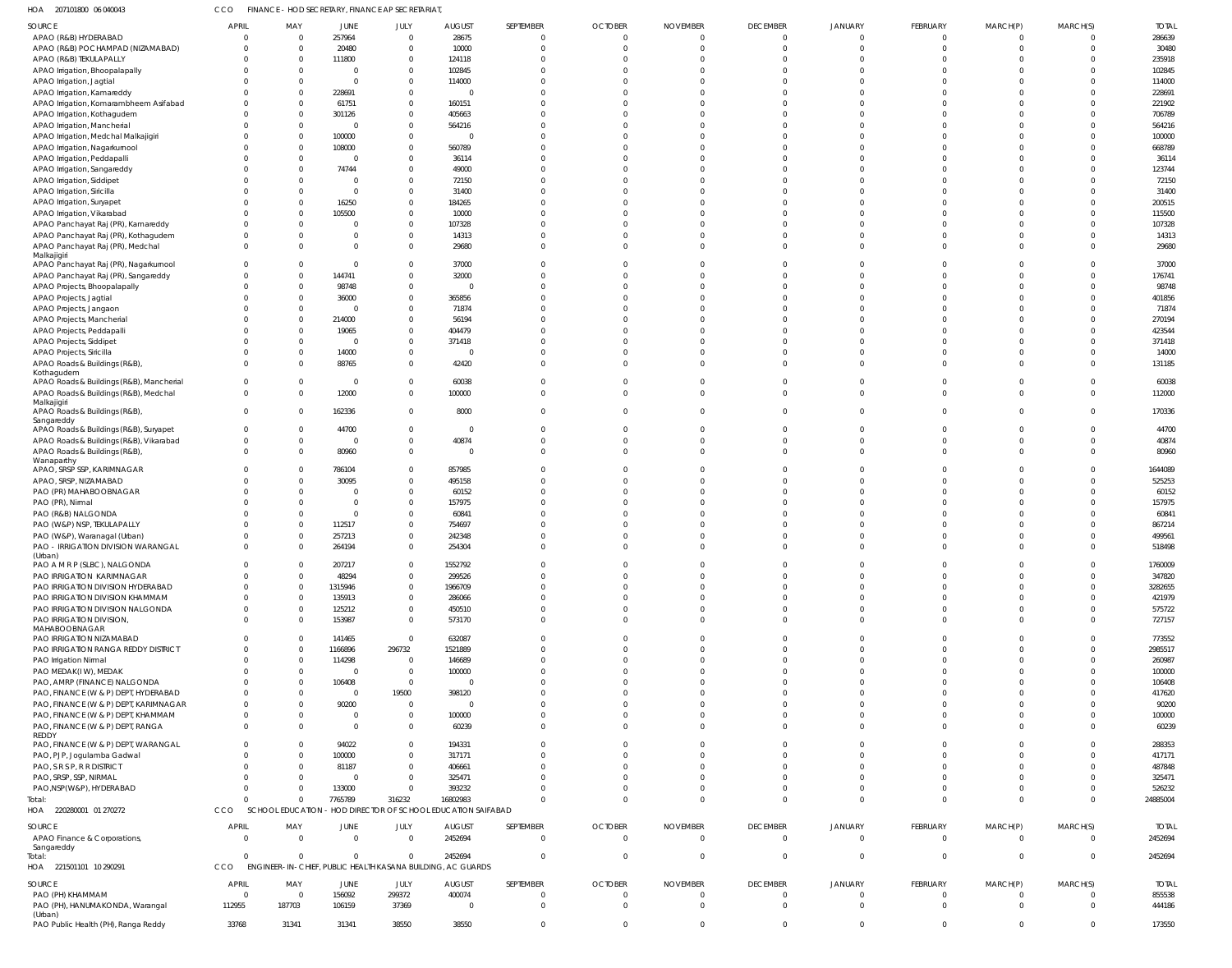HOA 207101800 06 040043 CCO FINANCE - HOD SECRETARY, FINANCE AP SECRETARIAT,

| SOURCE | APRIL | MAY | JUNE | JULY | AUGUST | SEPTEMBER | OCTOBER | NOVEMBER | DECEMBER | JANUARY | FEBRUARY | MARCH(P) | MARCH(S) | TOTAL |
|---|---|---|---|---|---|---|---|---|---|---|---|---|---|---|
| APAO (R&B) HYDERABAD | 0 | 0 | 257964 | 0 | 28675 | 0 | 0 | 0 | 0 | 0 | 0 | 0 | 0 | 286639 |
| APAO (R&B) POCHAMPAD (NIZAMABAD) | 0 | 0 | 20480 | 0 | 10000 | 0 | 0 | 0 | 0 | 0 | 0 | 0 | 0 | 30480 |
| APAO (R&B) TEKULAPALLY | 0 | 0 | 111800 | 0 | 124118 | 0 | 0 | 0 | 0 | 0 | 0 | 0 | 0 | 235918 |
| APAO Irrigation, Bhoopalapally | 0 | 0 | 0 | 0 | 102845 | 0 | 0 | 0 | 0 | 0 | 0 | 0 | 0 | 102845 |
| APAO Irrigation, Jagtial | 0 | 0 | 0 | 0 | 114000 | 0 | 0 | 0 | 0 | 0 | 0 | 0 | 0 | 114000 |
| APAO Irrigation, Kamareddy | 0 | 0 | 228691 | 0 | 0 | 0 | 0 | 0 | 0 | 0 | 0 | 0 | 0 | 228691 |
| APAO Irrigation, Komarambheem Asifabad | 0 | 0 | 61751 | 0 | 160151 | 0 | 0 | 0 | 0 | 0 | 0 | 0 | 0 | 221902 |
| APAO Irrigation, Kothagudem | 0 | 0 | 301126 | 0 | 405663 | 0 | 0 | 0 | 0 | 0 | 0 | 0 | 0 | 706789 |
| APAO Irrigation, Mancherial | 0 | 0 | 0 | 0 | 564216 | 0 | 0 | 0 | 0 | 0 | 0 | 0 | 0 | 564216 |
| APAO Irrigation, Medchal Malkajigiri | 0 | 0 | 100000 | 0 | 0 | 0 | 0 | 0 | 0 | 0 | 0 | 0 | 0 | 100000 |
| APAO Irrigation, Nagarkurnool | 0 | 0 | 108000 | 0 | 560789 | 0 | 0 | 0 | 0 | 0 | 0 | 0 | 0 | 668789 |
| APAO Irrigation, Peddapalli | 0 | 0 | 0 | 0 | 36114 | 0 | 0 | 0 | 0 | 0 | 0 | 0 | 0 | 36114 |
| APAO Irrigation, Sangareddy | 0 | 0 | 74744 | 0 | 49000 | 0 | 0 | 0 | 0 | 0 | 0 | 0 | 0 | 123744 |
| APAO Irrigation, Siddipet | 0 | 0 | 0 | 0 | 72150 | 0 | 0 | 0 | 0 | 0 | 0 | 0 | 0 | 72150 |
| APAO Irrigation, Siricilla | 0 | 0 | 0 | 0 | 31400 | 0 | 0 | 0 | 0 | 0 | 0 | 0 | 0 | 31400 |
| APAO Irrigation, Suryapet | 0 | 0 | 16250 | 0 | 184265 | 0 | 0 | 0 | 0 | 0 | 0 | 0 | 0 | 200515 |
| APAO Irrigation, Vikarabad | 0 | 0 | 105500 | 0 | 10000 | 0 | 0 | 0 | 0 | 0 | 0 | 0 | 0 | 115500 |
| APAO Panchayat Raj (PR), Kamareddy | 0 | 0 | 0 | 0 | 107328 | 0 | 0 | 0 | 0 | 0 | 0 | 0 | 0 | 107328 |
| APAO Panchayat Raj (PR), Kothagudem | 0 | 0 | 0 | 0 | 14313 | 0 | 0 | 0 | 0 | 0 | 0 | 0 | 0 | 14313 |
| APAO Panchayat Raj (PR), Medchal Malkajigiri | 0 | 0 | 0 | 0 | 29680 | 0 | 0 | 0 | 0 | 0 | 0 | 0 | 0 | 29680 |
| APAO Panchayat Raj (PR), Nagarkurnool | 0 | 0 | 0 | 0 | 37000 | 0 | 0 | 0 | 0 | 0 | 0 | 0 | 0 | 37000 |
| APAO Panchayat Raj (PR), Sangareddy | 0 | 0 | 144741 | 0 | 32000 | 0 | 0 | 0 | 0 | 0 | 0 | 0 | 0 | 176741 |
| APAO Projects, Bhoopalapally | 0 | 0 | 98748 | 0 | 0 | 0 | 0 | 0 | 0 | 0 | 0 | 0 | 0 | 98748 |
| APAO Projects, Jagtial | 0 | 0 | 36000 | 0 | 365856 | 0 | 0 | 0 | 0 | 0 | 0 | 0 | 0 | 401856 |
| APAO Projects, Jangaon | 0 | 0 | 0 | 0 | 71874 | 0 | 0 | 0 | 0 | 0 | 0 | 0 | 0 | 71874 |
| APAO Projects, Mancherial | 0 | 0 | 214000 | 0 | 56194 | 0 | 0 | 0 | 0 | 0 | 0 | 0 | 0 | 270194 |
| APAO Projects, Peddapalli | 0 | 0 | 19065 | 0 | 404479 | 0 | 0 | 0 | 0 | 0 | 0 | 0 | 0 | 423544 |
| APAO Projects, Siddipet | 0 | 0 | 0 | 0 | 371418 | 0 | 0 | 0 | 0 | 0 | 0 | 0 | 0 | 371418 |
| APAO Projects, Siricilla | 0 | 0 | 14000 | 0 | 0 | 0 | 0 | 0 | 0 | 0 | 0 | 0 | 0 | 14000 |
| APAO Roads & Buildings (R&B), Kothagudem | 0 | 0 | 88765 | 0 | 42420 | 0 | 0 | 0 | 0 | 0 | 0 | 0 | 0 | 131185 |
| APAO Roads & Buildings (R&B), Mancherial | 0 | 0 | 0 | 0 | 60038 | 0 | 0 | 0 | 0 | 0 | 0 | 0 | 0 | 60038 |
| APAO Roads & Buildings (R&B), Medchal Malkajigiri | 0 | 0 | 12000 | 0 | 100000 | 0 | 0 | 0 | 0 | 0 | 0 | 0 | 0 | 112000 |
| APAO Roads & Buildings (R&B), Sangareddy | 0 | 0 | 162336 | 0 | 8000 | 0 | 0 | 0 | 0 | 0 | 0 | 0 | 0 | 170336 |
| APAO Roads & Buildings (R&B), Suryapet | 0 | 0 | 44700 | 0 | 0 | 0 | 0 | 0 | 0 | 0 | 0 | 0 | 0 | 44700 |
| APAO Roads & Buildings (R&B), Vikarabad | 0 | 0 | 0 | 0 | 40874 | 0 | 0 | 0 | 0 | 0 | 0 | 0 | 0 | 40874 |
| APAO Roads & Buildings (R&B), Wanaparthy | 0 | 0 | 80960 | 0 | 0 | 0 | 0 | 0 | 0 | 0 | 0 | 0 | 0 | 80960 |
| APAO, SRSP SSP, KARIMNAGAR | 0 | 0 | 786104 | 0 | 857985 | 0 | 0 | 0 | 0 | 0 | 0 | 0 | 0 | 1644089 |
| APAO, SRSP, NIZAMABAD | 0 | 0 | 30095 | 0 | 495158 | 0 | 0 | 0 | 0 | 0 | 0 | 0 | 0 | 525253 |
| PAO (PR) MAHABOOBNAGAR | 0 | 0 | 0 | 0 | 60152 | 0 | 0 | 0 | 0 | 0 | 0 | 0 | 0 | 60152 |
| PAO (PR), Nirmal | 0 | 0 | 0 | 0 | 157975 | 0 | 0 | 0 | 0 | 0 | 0 | 0 | 0 | 157975 |
| PAO (R&B) NALGONDA | 0 | 0 | 0 | 0 | 60841 | 0 | 0 | 0 | 0 | 0 | 0 | 0 | 0 | 60841 |
| PAO (W&P) NSP, TEKULAPALLY | 0 | 0 | 112517 | 0 | 754697 | 0 | 0 | 0 | 0 | 0 | 0 | 0 | 0 | 867214 |
| PAO (W&P), Waranagal (Urban) | 0 | 0 | 257213 | 0 | 242348 | 0 | 0 | 0 | 0 | 0 | 0 | 0 | 0 | 499561 |
| PAO - IRRIGATION DIVISION WARANGAL (Urban) | 0 | 0 | 264194 | 0 | 254304 | 0 | 0 | 0 | 0 | 0 | 0 | 0 | 0 | 518498 |
| PAO A M R P (SLBC), NALGONDA | 0 | 0 | 207217 | 0 | 1552792 | 0 | 0 | 0 | 0 | 0 | 0 | 0 | 0 | 1760009 |
| PAO IRRIGATION KARIMNAGAR | 0 | 0 | 48294 | 0 | 299526 | 0 | 0 | 0 | 0 | 0 | 0 | 0 | 0 | 347820 |
| PAO IRRIGATION DIVISION HYDERABAD | 0 | 0 | 1315946 | 0 | 1966709 | 0 | 0 | 0 | 0 | 0 | 0 | 0 | 0 | 3282655 |
| PAO IRRIGATION DIVISION KHAMMAM | 0 | 0 | 135913 | 0 | 286066 | 0 | 0 | 0 | 0 | 0 | 0 | 0 | 0 | 421979 |
| PAO IRRIGATION DIVISION NALGONDA | 0 | 0 | 125212 | 0 | 450510 | 0 | 0 | 0 | 0 | 0 | 0 | 0 | 0 | 575722 |
| PAO IRRIGATION DIVISION, MAHABOOBNAGAR | 0 | 0 | 153987 | 0 | 573170 | 0 | 0 | 0 | 0 | 0 | 0 | 0 | 0 | 727157 |
| PAO IRRIGATION NIZAMABAD | 0 | 0 | 141465 | 0 | 632087 | 0 | 0 | 0 | 0 | 0 | 0 | 0 | 0 | 773552 |
| PAO IRRIGATION RANGA REDDY DISTRICT | 0 | 0 | 1166896 | 296732 | 1521889 | 0 | 0 | 0 | 0 | 0 | 0 | 0 | 0 | 2985517 |
| PAO Irrigation Nirmal | 0 | 0 | 114298 | 0 | 146689 | 0 | 0 | 0 | 0 | 0 | 0 | 0 | 0 | 260987 |
| PAO MEDAK(IW), MEDAK | 0 | 0 | 0 | 0 | 100000 | 0 | 0 | 0 | 0 | 0 | 0 | 0 | 0 | 100000 |
| PAO, AMRP (FINANCE) NALGONDA | 0 | 0 | 106408 | 0 | 0 | 0 | 0 | 0 | 0 | 0 | 0 | 0 | 0 | 106408 |
| PAO, FINANCE (W & P) DEPT, HYDERABAD | 0 | 0 | 0 | 19500 | 398120 | 0 | 0 | 0 | 0 | 0 | 0 | 0 | 0 | 417620 |
| PAO, FINANCE (W & P) DEPT, KARIMNAGAR | 0 | 0 | 90200 | 0 | 0 | 0 | 0 | 0 | 0 | 0 | 0 | 0 | 0 | 90200 |
| PAO, FINANCE (W & P) DEPT, KHAMMAM | 0 | 0 | 0 | 0 | 100000 | 0 | 0 | 0 | 0 | 0 | 0 | 0 | 0 | 100000 |
| PAO, FINANCE (W & P) DEPT, RANGA REDDY | 0 | 0 | 0 | 0 | 60239 | 0 | 0 | 0 | 0 | 0 | 0 | 0 | 0 | 60239 |
| PAO, FINANCE (W & P) DEPT, WARANGAL | 0 | 0 | 94022 | 0 | 194331 | 0 | 0 | 0 | 0 | 0 | 0 | 0 | 0 | 288353 |
| PAO, PJP, Jogulamba Gadwal | 0 | 0 | 100000 | 0 | 317171 | 0 | 0 | 0 | 0 | 0 | 0 | 0 | 0 | 417171 |
| PAO, S R S P, R R DISTRICT | 0 | 0 | 81187 | 0 | 406661 | 0 | 0 | 0 | 0 | 0 | 0 | 0 | 0 | 487848 |
| PAO, SRSP, SSP, NIRMAL | 0 | 0 | 0 | 0 | 325471 | 0 | 0 | 0 | 0 | 0 | 0 | 0 | 0 | 325471 |
| PAO,NSP(W&P), HYDERABAD | 0 | 0 | 133000 | 0 | 393232 | 0 | 0 | 0 | 0 | 0 | 0 | 0 | 0 | 526232 |
| Total: | 0 | 0 | 7765789 | 316232 | 16802983 | 0 | 0 | 0 | 0 | 0 | 0 | 0 | 0 | 24885004 |

HOA 220280001 01 270272 CCO SCHOOL EDUCATION - HOD DIRECTOR OF SCHOOL EDUCATION SAIFABAD

| SOURCE | APRIL | MAY | JUNE | JULY | AUGUST | SEPTEMBER | OCTOBER | NOVEMBER | DECEMBER | JANUARY | FEBRUARY | MARCH(P) | MARCH(S) | TOTAL |
|---|---|---|---|---|---|---|---|---|---|---|---|---|---|---|
| APAO Finance & Corporations, Sangareddy | 0 | 0 | 0 | 0 | 2452694 | 0 | 0 | 0 | 0 | 0 | 0 | 0 | 0 | 2452694 |
| Total: | 0 | 0 | 0 | 0 | 2452694 | 0 | 0 | 0 | 0 | 0 | 0 | 0 | 0 | 2452694 |

HOA 221501101 10 290291 CCO ENGINEER-IN-CHIEF, PUBLIC HEALTH KASANA BUILDING, AC GUARDS

| SOURCE | APRIL | MAY | JUNE | JULY | AUGUST | SEPTEMBER | OCTOBER | NOVEMBER | DECEMBER | JANUARY | FEBRUARY | MARCH(P) | MARCH(S) | TOTAL |
|---|---|---|---|---|---|---|---|---|---|---|---|---|---|---|
| PAO (PH) KHAMMAM | 0 | 0 | 156092 | 299372 | 400074 | 0 | 0 | 0 | 0 | 0 | 0 | 0 | 0 | 855538 |
| PAO (PH), HANUMAKONDA, Warangal (Urban) | 112955 | 187703 | 106159 | 37369 | 0 | 0 | 0 | 0 | 0 | 0 | 0 | 0 | 0 | 444186 |
| PAO Public Health (PH), Ranga Reddy | 33768 | 31341 | 31341 | 38550 | 38550 | 0 | 0 | 0 | 0 | 0 | 0 | 0 | 0 | 173550 |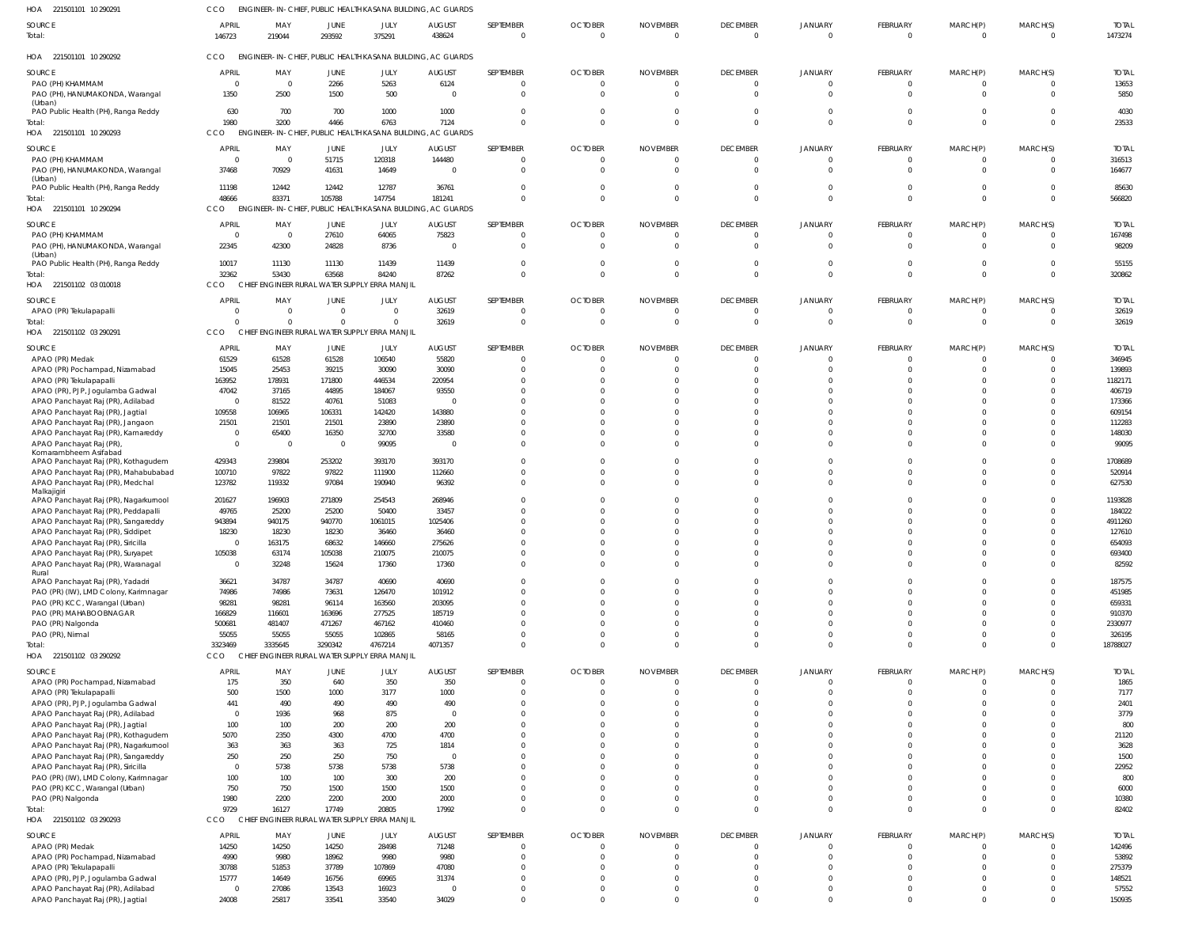HOA 221501101 10 290291 CCO ENGINEER-IN-CHIEF, PUBLIC HEALTH KASANA BUILDING, AC GUARDS

| SOURCE | APRIL | MAY | JUNE | JULY | AUGUST | SEPTEMBER | OCTOBER | NOVEMBER | DECEMBER | JANUARY | FEBRUARY | MARCH(P) | MARCH(S) | TOTAL |
|---|---|---|---|---|---|---|---|---|---|---|---|---|---|---|
| Total: | 146723 | 219044 | 293592 | 375291 | 438624 | 0 | 0 | 0 | 0 | 0 | 0 | 0 | 0 | 1473274 |

HOA 221501101 10 290292 CCO ENGINEER-IN-CHIEF, PUBLIC HEALTH KASANA BUILDING, AC GUARDS

| SOURCE | APRIL | MAY | JUNE | JULY | AUGUST | SEPTEMBER | OCTOBER | NOVEMBER | DECEMBER | JANUARY | FEBRUARY | MARCH(P) | MARCH(S) | TOTAL |
|---|---|---|---|---|---|---|---|---|---|---|---|---|---|---|
| PAO (PH) KHAMMAM | 0 | 0 | 2266 | 5263 | 6124 | 0 | 0 | 0 | 0 | 0 | 0 | 0 | 0 | 13653 |
| PAO (PH), HANUMAKONDA, Warangal (Urban) | 1350 | 2500 | 1500 | 500 | 0 | 0 | 0 | 0 | 0 | 0 | 0 | 0 | 0 | 5850 |
| PAO Public Health (PH), Ranga Reddy | 630 | 700 | 700 | 1000 | 1000 | 0 | 0 | 0 | 0 | 0 | 0 | 0 | 0 | 4030 |
| Total: | 1980 | 3200 | 4466 | 6763 | 7124 | 0 | 0 | 0 | 0 | 0 | 0 | 0 | 0 | 23533 |

HOA 221501101 10 290293 CCO ENGINEER-IN-CHIEF, PUBLIC HEALTH KASANA BUILDING, AC GUARDS

| SOURCE | APRIL | MAY | JUNE | JULY | AUGUST | SEPTEMBER | OCTOBER | NOVEMBER | DECEMBER | JANUARY | FEBRUARY | MARCH(P) | MARCH(S) | TOTAL |
|---|---|---|---|---|---|---|---|---|---|---|---|---|---|---|
| PAO (PH) KHAMMAM | 0 | 0 | 51715 | 120318 | 144480 | 0 | 0 | 0 | 0 | 0 | 0 | 0 | 0 | 316513 |
| PAO (PH), HANUMAKONDA, Warangal (Urban) | 37468 | 70929 | 41631 | 14649 | 0 | 0 | 0 | 0 | 0 | 0 | 0 | 0 | 0 | 164677 |
| PAO Public Health (PH), Ranga Reddy | 11198 | 12442 | 12442 | 12787 | 36761 | 0 | 0 | 0 | 0 | 0 | 0 | 0 | 0 | 85630 |
| Total: | 48666 | 83371 | 105788 | 147754 | 181241 | 0 | 0 | 0 | 0 | 0 | 0 | 0 | 0 | 566820 |

HOA 221501101 10 290294 CCO ENGINEER-IN-CHIEF, PUBLIC HEALTH KASANA BUILDING, AC GUARDS

| SOURCE | APRIL | MAY | JUNE | JULY | AUGUST | SEPTEMBER | OCTOBER | NOVEMBER | DECEMBER | JANUARY | FEBRUARY | MARCH(P) | MARCH(S) | TOTAL |
|---|---|---|---|---|---|---|---|---|---|---|---|---|---|---|
| PAO (PH) KHAMMAM | 0 | 0 | 27610 | 64065 | 75823 | 0 | 0 | 0 | 0 | 0 | 0 | 0 | 0 | 167498 |
| PAO (PH), HANUMAKONDA, Warangal (Urban) | 22345 | 42300 | 24828 | 8736 | 0 | 0 | 0 | 0 | 0 | 0 | 0 | 0 | 0 | 98209 |
| PAO Public Health (PH), Ranga Reddy | 10017 | 11130 | 11130 | 11439 | 11439 | 0 | 0 | 0 | 0 | 0 | 0 | 0 | 0 | 55155 |
| Total: | 32362 | 53430 | 63568 | 84240 | 87262 | 0 | 0 | 0 | 0 | 0 | 0 | 0 | 0 | 320862 |

HOA 221501102 03 010018 CCO CHIEF ENGINEER RURAL WATER SUPPLY ERRA MANJIL

| SOURCE | APRIL | MAY | JUNE | JULY | AUGUST | SEPTEMBER | OCTOBER | NOVEMBER | DECEMBER | JANUARY | FEBRUARY | MARCH(P) | MARCH(S) | TOTAL |
|---|---|---|---|---|---|---|---|---|---|---|---|---|---|---|
| APAO (PR) Tekulapapalli | 0 | 0 | 0 | 0 | 32619 | 0 | 0 | 0 | 0 | 0 | 0 | 0 | 0 | 32619 |
| Total: | 0 | 0 | 0 | 0 | 32619 | 0 | 0 | 0 | 0 | 0 | 0 | 0 | 0 | 32619 |

HOA 221501102 03 290291 CCO CHIEF ENGINEER RURAL WATER SUPPLY ERRA MANJIL

| SOURCE | APRIL | MAY | JUNE | JULY | AUGUST | SEPTEMBER | OCTOBER | NOVEMBER | DECEMBER | JANUARY | FEBRUARY | MARCH(P) | MARCH(S) | TOTAL |
|---|---|---|---|---|---|---|---|---|---|---|---|---|---|---|
| APAO (PR) Medak | 61529 | 61528 | 61528 | 106540 | 55820 | 0 | 0 | 0 | 0 | 0 | 0 | 0 | 0 | 346945 |
| APAO (PR) Pochampad, Nizamabad | 15045 | 25453 | 39215 | 30090 | 30090 | 0 | 0 | 0 | 0 | 0 | 0 | 0 | 0 | 139893 |
| APAO (PR) Tekulapapalli | 163952 | 178931 | 171800 | 446534 | 220954 | 0 | 0 | 0 | 0 | 0 | 0 | 0 | 0 | 1182171 |
| APAO (PR), PJP, Jogulamba Gadwal | 47042 | 37165 | 44895 | 184067 | 93550 | 0 | 0 | 0 | 0 | 0 | 0 | 0 | 0 | 406719 |
| APAO Panchayat Raj (PR), Adilabad | 0 | 81522 | 40761 | 51083 | 0 | 0 | 0 | 0 | 0 | 0 | 0 | 0 | 0 | 173366 |
| APAO Panchayat Raj (PR), Jagtial | 109558 | 106965 | 106331 | 142420 | 143880 | 0 | 0 | 0 | 0 | 0 | 0 | 0 | 0 | 609154 |
| APAO Panchayat Raj (PR), Jangaon | 21501 | 21501 | 21501 | 23890 | 23890 | 0 | 0 | 0 | 0 | 0 | 0 | 0 | 0 | 112283 |
| APAO Panchayat Raj (PR), Kamareddy | 0 | 65400 | 16350 | 32700 | 33580 | 0 | 0 | 0 | 0 | 0 | 0 | 0 | 0 | 148030 |
| APAO Panchayat Raj (PR), Komarambheem Asifabad | 0 | 0 | 0 | 99095 | 0 | 0 | 0 | 0 | 0 | 0 | 0 | 0 | 0 | 99095 |
| APAO Panchayat Raj (PR), Kothagudem | 429343 | 239804 | 253202 | 393170 | 393170 | 0 | 0 | 0 | 0 | 0 | 0 | 0 | 0 | 1708689 |
| APAO Panchayat Raj (PR), Mahabubabad | 100710 | 97822 | 97822 | 111900 | 112660 | 0 | 0 | 0 | 0 | 0 | 0 | 0 | 0 | 520914 |
| APAO Panchayat Raj (PR), Medchal Malkajigiri | 123782 | 119332 | 97084 | 190940 | 96392 | 0 | 0 | 0 | 0 | 0 | 0 | 0 | 0 | 627530 |
| APAO Panchayat Raj (PR), Nagarkurnool | 201627 | 196903 | 271809 | 254543 | 268946 | 0 | 0 | 0 | 0 | 0 | 0 | 0 | 0 | 1193828 |
| APAO Panchayat Raj (PR), Peddapalli | 49765 | 25200 | 25200 | 50400 | 33457 | 0 | 0 | 0 | 0 | 0 | 0 | 0 | 0 | 184022 |
| APAO Panchayat Raj (PR), Sangareddy | 943894 | 940175 | 940770 | 1061015 | 1025406 | 0 | 0 | 0 | 0 | 0 | 0 | 0 | 0 | 4911260 |
| APAO Panchayat Raj (PR), Siddipet | 18230 | 18230 | 18230 | 36460 | 36460 | 0 | 0 | 0 | 0 | 0 | 0 | 0 | 0 | 127610 |
| APAO Panchayat Raj (PR), Siricilla | 0 | 163175 | 68632 | 146660 | 275626 | 0 | 0 | 0 | 0 | 0 | 0 | 0 | 0 | 654093 |
| APAO Panchayat Raj (PR), Suryapet | 105038 | 63174 | 105038 | 210075 | 210075 | 0 | 0 | 0 | 0 | 0 | 0 | 0 | 0 | 693400 |
| APAO Panchayat Raj (PR), Waranagal Rural | 0 | 32248 | 15624 | 17360 | 17360 | 0 | 0 | 0 | 0 | 0 | 0 | 0 | 0 | 82592 |
| APAO Panchayat Raj (PR), Yadadri | 36621 | 34787 | 34787 | 40690 | 40690 | 0 | 0 | 0 | 0 | 0 | 0 | 0 | 0 | 187575 |
| PAO (PR) (IW), LMD Colony, Karimnagar | 74986 | 74986 | 73631 | 126470 | 101912 | 0 | 0 | 0 | 0 | 0 | 0 | 0 | 0 | 451985 |
| PAO (PR) KCC, Warangal (Urban) | 98281 | 98281 | 96114 | 163560 | 203095 | 0 | 0 | 0 | 0 | 0 | 0 | 0 | 0 | 659331 |
| PAO (PR) MAHABOOBNAGAR | 166829 | 116601 | 163696 | 277525 | 185719 | 0 | 0 | 0 | 0 | 0 | 0 | 0 | 0 | 910370 |
| PAO (PR) Nalgonda | 500681 | 481407 | 471267 | 467162 | 410460 | 0 | 0 | 0 | 0 | 0 | 0 | 0 | 0 | 2330977 |
| PAO (PR), Nirmal | 55055 | 55055 | 55055 | 102865 | 58165 | 0 | 0 | 0 | 0 | 0 | 0 | 0 | 0 | 326195 |
| Total: | 3323469 | 3335645 | 3290342 | 4767214 | 4071357 | 0 | 0 | 0 | 0 | 0 | 0 | 0 | 0 | 18788027 |

HOA 221501102 03 290292 CCO CHIEF ENGINEER RURAL WATER SUPPLY ERRA MANJIL

| SOURCE | APRIL | MAY | JUNE | JULY | AUGUST | SEPTEMBER | OCTOBER | NOVEMBER | DECEMBER | JANUARY | FEBRUARY | MARCH(P) | MARCH(S) | TOTAL |
|---|---|---|---|---|---|---|---|---|---|---|---|---|---|---|
| APAO (PR) Pochampad, Nizamabad | 175 | 350 | 640 | 350 | 350 | 0 | 0 | 0 | 0 | 0 | 0 | 0 | 0 | 1865 |
| APAO (PR) Tekulapapalli | 500 | 1500 | 1000 | 3177 | 1000 | 0 | 0 | 0 | 0 | 0 | 0 | 0 | 0 | 7177 |
| APAO (PR), PJP, Jogulamba Gadwal | 441 | 490 | 490 | 490 | 490 | 0 | 0 | 0 | 0 | 0 | 0 | 0 | 0 | 2401 |
| APAO Panchayat Raj (PR), Adilabad | 0 | 1936 | 968 | 875 | 0 | 0 | 0 | 0 | 0 | 0 | 0 | 0 | 0 | 3779 |
| APAO Panchayat Raj (PR), Jagtial | 100 | 100 | 200 | 200 | 200 | 0 | 0 | 0 | 0 | 0 | 0 | 0 | 0 | 800 |
| APAO Panchayat Raj (PR), Kothagudem | 5070 | 2350 | 4300 | 4700 | 4700 | 0 | 0 | 0 | 0 | 0 | 0 | 0 | 0 | 21120 |
| APAO Panchayat Raj (PR), Nagarkurnool | 363 | 363 | 363 | 725 | 1814 | 0 | 0 | 0 | 0 | 0 | 0 | 0 | 0 | 3628 |
| APAO Panchayat Raj (PR), Sangareddy | 250 | 250 | 250 | 750 | 0 | 0 | 0 | 0 | 0 | 0 | 0 | 0 | 0 | 1500 |
| APAO Panchayat Raj (PR), Siricilla | 0 | 5738 | 5738 | 5738 | 5738 | 0 | 0 | 0 | 0 | 0 | 0 | 0 | 0 | 22952 |
| PAO (PR) (IW), LMD Colony, Karimnagar | 100 | 100 | 100 | 300 | 200 | 0 | 0 | 0 | 0 | 0 | 0 | 0 | 0 | 800 |
| PAO (PR) KCC, Warangal (Urban) | 750 | 750 | 1500 | 1500 | 1500 | 0 | 0 | 0 | 0 | 0 | 0 | 0 | 0 | 6000 |
| PAO (PR) Nalgonda | 1980 | 2200 | 2200 | 2000 | 2000 | 0 | 0 | 0 | 0 | 0 | 0 | 0 | 0 | 10380 |
| Total: | 9729 | 16127 | 17749 | 20805 | 17992 | 0 | 0 | 0 | 0 | 0 | 0 | 0 | 0 | 82402 |

HOA 221501102 03 290293 CCO CHIEF ENGINEER RURAL WATER SUPPLY ERRA MANJIL

| SOURCE | APRIL | MAY | JUNE | JULY | AUGUST | SEPTEMBER | OCTOBER | NOVEMBER | DECEMBER | JANUARY | FEBRUARY | MARCH(P) | MARCH(S) | TOTAL |
|---|---|---|---|---|---|---|---|---|---|---|---|---|---|---|
| APAO (PR) Medak | 14250 | 14250 | 14250 | 28498 | 71248 | 0 | 0 | 0 | 0 | 0 | 0 | 0 | 0 | 142496 |
| APAO (PR) Pochampad, Nizamabad | 4990 | 9980 | 18962 | 9980 | 9980 | 0 | 0 | 0 | 0 | 0 | 0 | 0 | 0 | 53892 |
| APAO (PR) Tekulapapalli | 30788 | 51853 | 37789 | 107869 | 47080 | 0 | 0 | 0 | 0 | 0 | 0 | 0 | 0 | 275379 |
| APAO (PR), PJP, Jogulamba Gadwal | 15777 | 14649 | 16756 | 69965 | 31374 | 0 | 0 | 0 | 0 | 0 | 0 | 0 | 0 | 148521 |
| APAO Panchayat Raj (PR), Adilabad | 0 | 27086 | 13543 | 16923 | 0 | 0 | 0 | 0 | 0 | 0 | 0 | 0 | 0 | 57552 |
| APAO Panchayat Raj (PR), Jagtial | 24008 | 25817 | 33541 | 33540 | 34029 | 0 | 0 | 0 | 0 | 0 | 0 | 0 | 0 | 150935 |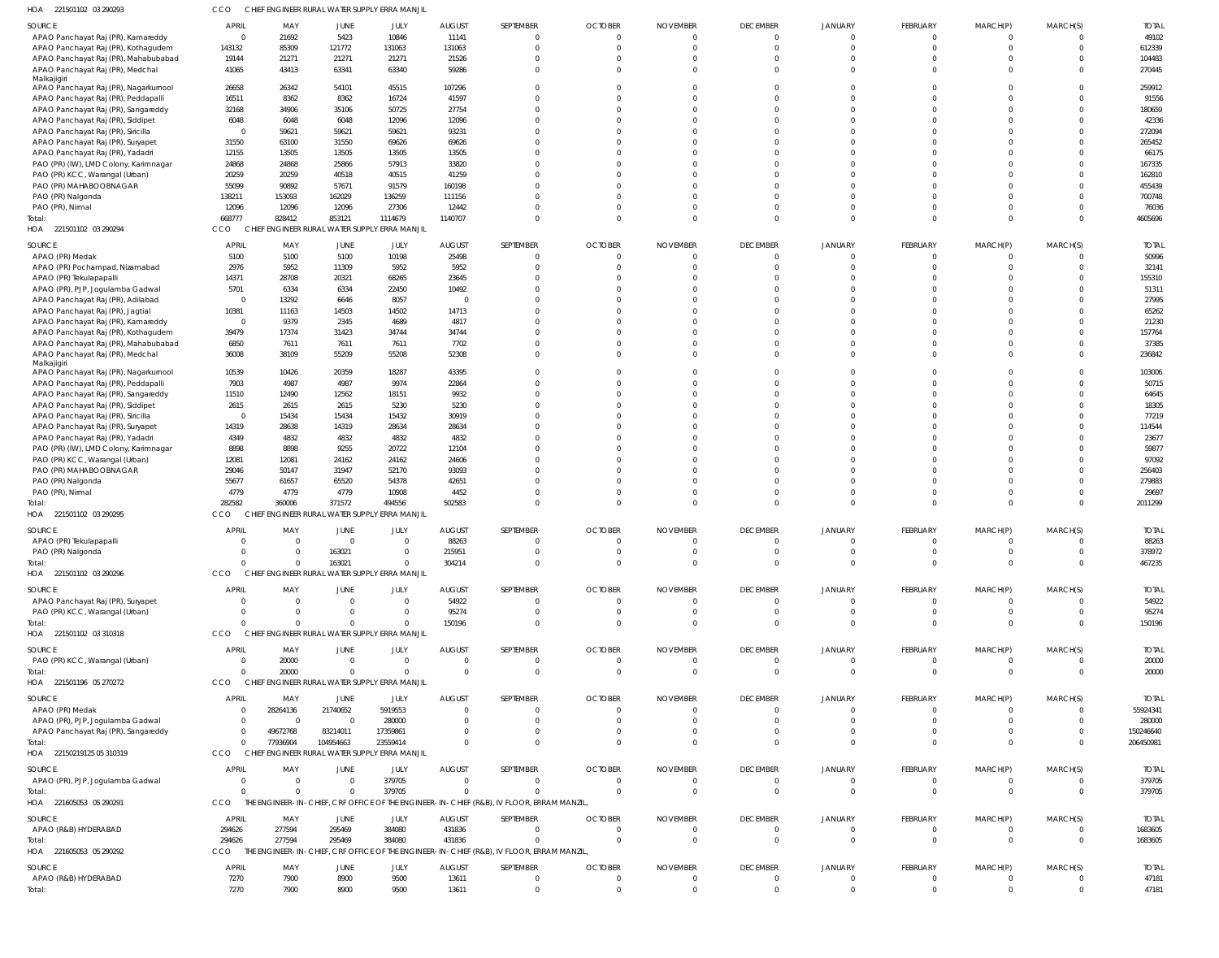HOA 221501102 03 290293 CCO CHIEF ENGINEER RURAL WATER SUPPLY ERRA MANJIL

| SOURCE | APRIL | MAY | JUNE | JULY | AUGUST | SEPTEMBER | OCTOBER | NOVEMBER | DECEMBER | JANUARY | FEBRUARY | MARCH(P) | MARCH(S) | TOTAL |
|---|---|---|---|---|---|---|---|---|---|---|---|---|---|---|
| APAO Panchayat Raj (PR), Kamareddy | 0 | 21692 | 5423 | 10846 | 11141 | 0 | 0 | 0 | 0 | 0 | 0 | 0 | 0 | 49102 |
| APAO Panchayat Raj (PR), Kothagudem | 143132 | 85309 | 121772 | 131063 | 131063 | 0 | 0 | 0 | 0 | 0 | 0 | 0 | 0 | 612339 |
| APAO Panchayat Raj (PR), Mahabubabad | 19144 | 21271 | 21271 | 21271 | 21526 | 0 | 0 | 0 | 0 | 0 | 0 | 0 | 0 | 104483 |
| APAO Panchayat Raj (PR), Medchal Malkajigiri | 41065 | 43413 | 63341 | 63340 | 59286 | 0 | 0 | 0 | 0 | 0 | 0 | 0 | 0 | 270445 |
| APAO Panchayat Raj (PR), Nagarkurnool | 26658 | 26342 | 54101 | 45515 | 107296 | 0 | 0 | 0 | 0 | 0 | 0 | 0 | 0 | 259912 |
| APAO Panchayat Raj (PR), Peddapalli | 16511 | 8362 | 8362 | 16724 | 41597 | 0 | 0 | 0 | 0 | 0 | 0 | 0 | 0 | 91556 |
| APAO Panchayat Raj (PR), Sangareddy | 32168 | 34906 | 35106 | 50725 | 27754 | 0 | 0 | 0 | 0 | 0 | 0 | 0 | 0 | 180659 |
| APAO Panchayat Raj (PR), Siddipet | 6048 | 6048 | 6048 | 12096 | 12096 | 0 | 0 | 0 | 0 | 0 | 0 | 0 | 0 | 42336 |
| APAO Panchayat Raj (PR), Siricilla | 0 | 59621 | 59621 | 59621 | 93231 | 0 | 0 | 0 | 0 | 0 | 0 | 0 | 0 | 272094 |
| APAO Panchayat Raj (PR), Suryapet | 31550 | 63100 | 31550 | 69626 | 69626 | 0 | 0 | 0 | 0 | 0 | 0 | 0 | 0 | 265452 |
| APAO Panchayat Raj (PR), Yadadri | 12155 | 13505 | 13505 | 13505 | 13505 | 0 | 0 | 0 | 0 | 0 | 0 | 0 | 0 | 66175 |
| PAO (PR) (IW), LMD Colony, Karimnagar | 24868 | 24868 | 25866 | 57913 | 33820 | 0 | 0 | 0 | 0 | 0 | 0 | 0 | 0 | 167335 |
| PAO (PR) KCC, Warangal (Urban) | 20259 | 20259 | 40518 | 40515 | 41259 | 0 | 0 | 0 | 0 | 0 | 0 | 0 | 0 | 162810 |
| PAO (PR) MAHABOOBNAGAR | 55099 | 90892 | 57671 | 91579 | 160198 | 0 | 0 | 0 | 0 | 0 | 0 | 0 | 0 | 455439 |
| PAO (PR) Nalgonda | 138211 | 153093 | 162029 | 136259 | 111156 | 0 | 0 | 0 | 0 | 0 | 0 | 0 | 0 | 700748 |
| PAO (PR), Nirmal | 12096 | 12096 | 12096 | 27306 | 12442 | 0 | 0 | 0 | 0 | 0 | 0 | 0 | 0 | 76036 |
| Total: | 668777 | 828412 | 853121 | 1114679 | 1140707 | 0 | 0 | 0 | 0 | 0 | 0 | 0 | 0 | 4605696 |

HOA 221501102 03 290294 CCO CHIEF ENGINEER RURAL WATER SUPPLY ERRA MANJIL

| SOURCE | APRIL | MAY | JUNE | JULY | AUGUST | SEPTEMBER | OCTOBER | NOVEMBER | DECEMBER | JANUARY | FEBRUARY | MARCH(P) | MARCH(S) | TOTAL |
|---|---|---|---|---|---|---|---|---|---|---|---|---|---|---|
| APAO (PR) Medak | 5100 | 5100 | 5100 | 10198 | 25498 | 0 | 0 | 0 | 0 | 0 | 0 | 0 | 0 | 50996 |
| APAO (PR) Pochampad, Nizamabad | 2976 | 5952 | 11309 | 5952 | 5952 | 0 | 0 | 0 | 0 | 0 | 0 | 0 | 0 | 32141 |
| APAO (PR) Tekulapapalli | 14371 | 28708 | 20321 | 68265 | 23645 | 0 | 0 | 0 | 0 | 0 | 0 | 0 | 0 | 155310 |
| APAO (PR), PJP, Jogulamba Gadwal | 5701 | 6334 | 6334 | 22450 | 10492 | 0 | 0 | 0 | 0 | 0 | 0 | 0 | 0 | 51311 |
| APAO Panchayat Raj (PR), Adilabad | 0 | 13292 | 6646 | 8057 | 0 | 0 | 0 | 0 | 0 | 0 | 0 | 0 | 0 | 27995 |
| APAO Panchayat Raj (PR), Jagtial | 10381 | 11163 | 14503 | 14502 | 14713 | 0 | 0 | 0 | 0 | 0 | 0 | 0 | 0 | 65262 |
| APAO Panchayat Raj (PR), Kamareddy | 0 | 9379 | 2345 | 4689 | 4817 | 0 | 0 | 0 | 0 | 0 | 0 | 0 | 0 | 21230 |
| APAO Panchayat Raj (PR), Kothagudem | 39479 | 17374 | 31423 | 34744 | 34744 | 0 | 0 | 0 | 0 | 0 | 0 | 0 | 0 | 157764 |
| APAO Panchayat Raj (PR), Mahabubabad | 6850 | 7611 | 7611 | 7611 | 7702 | 0 | 0 | 0 | 0 | 0 | 0 | 0 | 0 | 37385 |
| APAO Panchayat Raj (PR), Medchal Malkajigiri | 36008 | 38109 | 55209 | 55208 | 52308 | 0 | 0 | 0 | 0 | 0 | 0 | 0 | 0 | 236842 |
| APAO Panchayat Raj (PR), Nagarkurnool | 10539 | 10426 | 20359 | 18287 | 43395 | 0 | 0 | 0 | 0 | 0 | 0 | 0 | 0 | 103006 |
| APAO Panchayat Raj (PR), Peddapalli | 7903 | 4987 | 4987 | 9974 | 22864 | 0 | 0 | 0 | 0 | 0 | 0 | 0 | 0 | 50715 |
| APAO Panchayat Raj (PR), Sangareddy | 11510 | 12490 | 12562 | 18151 | 9932 | 0 | 0 | 0 | 0 | 0 | 0 | 0 | 0 | 64645 |
| APAO Panchayat Raj (PR), Siddipet | 2615 | 2615 | 2615 | 5230 | 5230 | 0 | 0 | 0 | 0 | 0 | 0 | 0 | 0 | 18305 |
| APAO Panchayat Raj (PR), Siricilla | 0 | 15434 | 15434 | 15432 | 30919 | 0 | 0 | 0 | 0 | 0 | 0 | 0 | 0 | 77219 |
| APAO Panchayat Raj (PR), Suryapet | 14319 | 28638 | 14319 | 28634 | 28634 | 0 | 0 | 0 | 0 | 0 | 0 | 0 | 0 | 114544 |
| APAO Panchayat Raj (PR), Yadadri | 4349 | 4832 | 4832 | 4832 | 4832 | 0 | 0 | 0 | 0 | 0 | 0 | 0 | 0 | 23677 |
| PAO (PR) (IW), LMD Colony, Karimnagar | 8898 | 8898 | 9255 | 20722 | 12104 | 0 | 0 | 0 | 0 | 0 | 0 | 0 | 0 | 59877 |
| PAO (PR) KCC, Warangal (Urban) | 12081 | 12081 | 24162 | 24162 | 24606 | 0 | 0 | 0 | 0 | 0 | 0 | 0 | 0 | 97092 |
| PAO (PR) MAHABOOBNAGAR | 29046 | 50147 | 31947 | 52170 | 93093 | 0 | 0 | 0 | 0 | 0 | 0 | 0 | 0 | 256403 |
| PAO (PR) Nalgonda | 55677 | 61657 | 65520 | 54378 | 42651 | 0 | 0 | 0 | 0 | 0 | 0 | 0 | 0 | 279883 |
| PAO (PR), Nirmal | 4779 | 4779 | 4779 | 10908 | 4452 | 0 | 0 | 0 | 0 | 0 | 0 | 0 | 0 | 29697 |
| Total: | 282582 | 360006 | 371572 | 494556 | 502583 | 0 | 0 | 0 | 0 | 0 | 0 | 0 | 0 | 2011299 |

HOA 221501102 03 290295 CCO CHIEF ENGINEER RURAL WATER SUPPLY ERRA MANJIL

| SOURCE | APRIL | MAY | JUNE | JULY | AUGUST | SEPTEMBER | OCTOBER | NOVEMBER | DECEMBER | JANUARY | FEBRUARY | MARCH(P) | MARCH(S) | TOTAL |
|---|---|---|---|---|---|---|---|---|---|---|---|---|---|---|
| APAO (PR) Tekulapapalli | 0 | 0 | 0 | 0 | 88263 | 0 | 0 | 0 | 0 | 0 | 0 | 0 | 0 | 88263 |
| PAO (PR) Nalgonda | 0 | 0 | 163021 | 0 | 215951 | 0 | 0 | 0 | 0 | 0 | 0 | 0 | 0 | 378972 |
| Total: | 0 | 0 | 163021 | 0 | 304214 | 0 | 0 | 0 | 0 | 0 | 0 | 0 | 0 | 467235 |

HOA 221501102 03 290296 CCO CHIEF ENGINEER RURAL WATER SUPPLY ERRA MANJIL

| SOURCE | APRIL | MAY | JUNE | JULY | AUGUST | SEPTEMBER | OCTOBER | NOVEMBER | DECEMBER | JANUARY | FEBRUARY | MARCH(P) | MARCH(S) | TOTAL |
|---|---|---|---|---|---|---|---|---|---|---|---|---|---|---|
| APAO Panchayat Raj (PR), Suryapet | 0 | 0 | 0 | 0 | 54922 | 0 | 0 | 0 | 0 | 0 | 0 | 0 | 0 | 54922 |
| PAO (PR) KCC, Warangal (Urban) | 0 | 0 | 0 | 0 | 95274 | 0 | 0 | 0 | 0 | 0 | 0 | 0 | 0 | 95274 |
| Total: | 0 | 0 | 0 | 0 | 150196 | 0 | 0 | 0 | 0 | 0 | 0 | 0 | 0 | 150196 |

HOA 221501102 03 310318 CCO CHIEF ENGINEER RURAL WATER SUPPLY ERRA MANJIL

| SOURCE | APRIL | MAY | JUNE | JULY | AUGUST | SEPTEMBER | OCTOBER | NOVEMBER | DECEMBER | JANUARY | FEBRUARY | MARCH(P) | MARCH(S) | TOTAL |
|---|---|---|---|---|---|---|---|---|---|---|---|---|---|---|
| PAO (PR) KCC, Warangal (Urban) | 0 | 20000 | 0 | 0 | 0 | 0 | 0 | 0 | 0 | 0 | 0 | 0 | 0 | 20000 |
| Total: | 0 | 20000 | 0 | 0 | 0 | 0 | 0 | 0 | 0 | 0 | 0 | 0 | 0 | 20000 |

HOA 221501196 05 270272 CCO CHIEF ENGINEER RURAL WATER SUPPLY ERRA MANJIL

| SOURCE | APRIL | MAY | JUNE | JULY | AUGUST | SEPTEMBER | OCTOBER | NOVEMBER | DECEMBER | JANUARY | FEBRUARY | MARCH(P) | MARCH(S) | TOTAL |
|---|---|---|---|---|---|---|---|---|---|---|---|---|---|---|
| APAO (PR) Medak | 0 | 28264136 | 21740652 | 5919553 | 0 | 0 | 0 | 0 | 0 | 0 | 0 | 0 | 0 | 55924341 |
| APAO (PR), PJP, Jogulamba Gadwal | 0 | 0 | 0 | 280000 | 0 | 0 | 0 | 0 | 0 | 0 | 0 | 0 | 0 | 280000 |
| APAO Panchayat Raj (PR), Sangareddy | 0 | 49672768 | 83214011 | 17359861 | 0 | 0 | 0 | 0 | 0 | 0 | 0 | 0 | 0 | 150246640 |
| Total: | 0 | 77936904 | 104954663 | 23559414 | 0 | 0 | 0 | 0 | 0 | 0 | 0 | 0 | 0 | 206450981 |

HOA 22150219125 05 310319 CCO CHIEF ENGINEER RURAL WATER SUPPLY ERRA MANJIL

| SOURCE | APRIL | MAY | JUNE | JULY | AUGUST | SEPTEMBER | OCTOBER | NOVEMBER | DECEMBER | JANUARY | FEBRUARY | MARCH(P) | MARCH(S) | TOTAL |
|---|---|---|---|---|---|---|---|---|---|---|---|---|---|---|
| APAO (PR), PJP, Jogulamba Gadwal | 0 | 0 | 0 | 379705 | 0 | 0 | 0 | 0 | 0 | 0 | 0 | 0 | 0 | 379705 |
| Total: | 0 | 0 | 0 | 379705 | 0 | 0 | 0 | 0 | 0 | 0 | 0 | 0 | 0 | 379705 |

HOA 221605053 05 290291 CCO THE ENGINEER-IN-CHIEF, CRF OFFICE OF THE ENGINEER-IN-CHIEF (R&B), IV FLOOR, ERRAM MANZIL,

| SOURCE | APRIL | MAY | JUNE | JULY | AUGUST | SEPTEMBER | OCTOBER | NOVEMBER | DECEMBER | JANUARY | FEBRUARY | MARCH(P) | MARCH(S) | TOTAL |
|---|---|---|---|---|---|---|---|---|---|---|---|---|---|---|
| APAO (R&B) HYDERABAD | 294626 | 277594 | 295469 | 384080 | 431836 | 0 | 0 | 0 | 0 | 0 | 0 | 0 | 0 | 1683605 |
| Total: | 294626 | 277594 | 295469 | 384080 | 431836 | 0 | 0 | 0 | 0 | 0 | 0 | 0 | 0 | 1683605 |

HOA 221605053 05 290292 CCO THE ENGINEER-IN-CHIEF, CRF OFFICE OF THE ENGINEER-IN-CHIEF (R&B), IV FLOOR, ERRAM MANZIL,

| SOURCE | APRIL | MAY | JUNE | JULY | AUGUST | SEPTEMBER | OCTOBER | NOVEMBER | DECEMBER | JANUARY | FEBRUARY | MARCH(P) | MARCH(S) | TOTAL |
|---|---|---|---|---|---|---|---|---|---|---|---|---|---|---|
| APAO (R&B) HYDERABAD | 7270 | 7900 | 8900 | 9500 | 13611 | 0 | 0 | 0 | 0 | 0 | 0 | 0 | 0 | 47181 |
| Total: | 7270 | 7900 | 8900 | 9500 | 13611 | 0 | 0 | 0 | 0 | 0 | 0 | 0 | 0 | 47181 |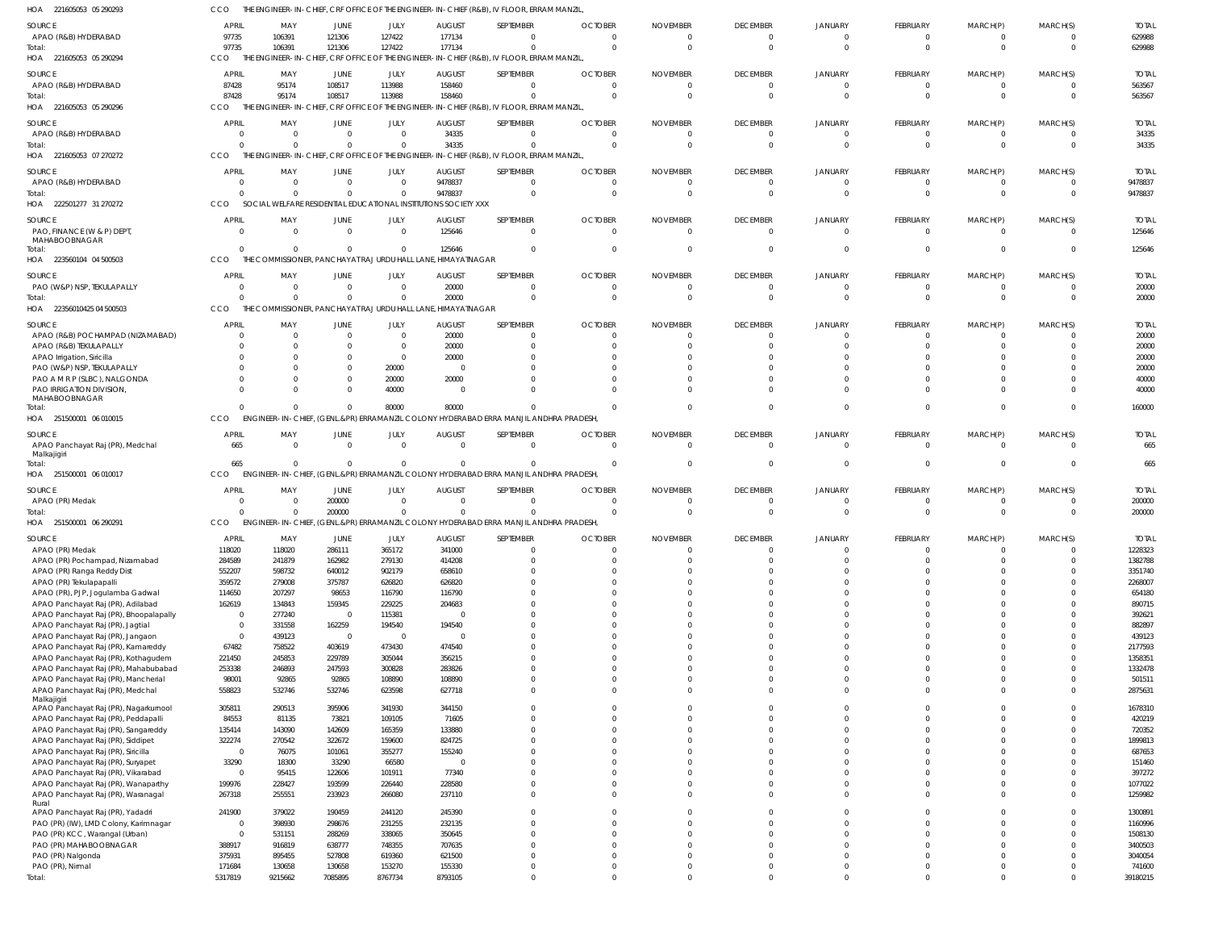HOA 221605053 05 290293 CCO THE ENGINEER-IN-CHIEF, CRF OFFICE OF THE ENGINEER-IN-CHIEF (R&B), IV FLOOR, ERRAM MANZIL,

| SOURCE | APRIL | MAY | JUNE | JULY | AUGUST | SEPTEMBER | OCTOBER | NOVEMBER | DECEMBER | JANUARY | FEBRUARY | MARCH(P) | MARCH(S) | TOTAL |
|---|---|---|---|---|---|---|---|---|---|---|---|---|---|---|
| APAO (R&B) HYDERABAD | 97735 | 106391 | 121306 | 127422 | 177134 | 0 | 0 | 0 | 0 | 0 | 0 | 0 | 0 | 629988 |
| Total: | 97735 | 106391 | 121306 | 127422 | 177134 | 0 | 0 | 0 | 0 | 0 | 0 | 0 | 0 | 629988 |

HOA 221605053 05 290294 CCO THE ENGINEER-IN-CHIEF, CRF OFFICE OF THE ENGINEER-IN-CHIEF (R&B), IV FLOOR, ERRAM MANZIL,

| SOURCE | APRIL | MAY | JUNE | JULY | AUGUST | SEPTEMBER | OCTOBER | NOVEMBER | DECEMBER | JANUARY | FEBRUARY | MARCH(P) | MARCH(S) | TOTAL |
|---|---|---|---|---|---|---|---|---|---|---|---|---|---|---|
| APAO (R&B) HYDERABAD | 87428 | 95174 | 108517 | 113988 | 158460 | 0 | 0 | 0 | 0 | 0 | 0 | 0 | 0 | 563567 |
| Total: | 87428 | 95174 | 108517 | 113988 | 158460 | 0 | 0 | 0 | 0 | 0 | 0 | 0 | 0 | 563567 |

HOA 221605053 05 290296 CCO THE ENGINEER-IN-CHIEF, CRF OFFICE OF THE ENGINEER-IN-CHIEF (R&B), IV FLOOR, ERRAM MANZIL,

| SOURCE | APRIL | MAY | JUNE | JULY | AUGUST | SEPTEMBER | OCTOBER | NOVEMBER | DECEMBER | JANUARY | FEBRUARY | MARCH(P) | MARCH(S) | TOTAL |
|---|---|---|---|---|---|---|---|---|---|---|---|---|---|---|
| APAO (R&B) HYDERABAD | 0 | 0 | 0 | 0 | 34335 | 0 | 0 | 0 | 0 | 0 | 0 | 0 | 0 | 34335 |
| Total: | 0 | 0 | 0 | 0 | 34335 | 0 | 0 | 0 | 0 | 0 | 0 | 0 | 0 | 34335 |

HOA 221605053 07 270272 CCO THE ENGINEER-IN-CHIEF, CRF OFFICE OF THE ENGINEER-IN-CHIEF (R&B), IV FLOOR, ERRAM MANZIL,

| SOURCE | APRIL | MAY | JUNE | JULY | AUGUST | SEPTEMBER | OCTOBER | NOVEMBER | DECEMBER | JANUARY | FEBRUARY | MARCH(P) | MARCH(S) | TOTAL |
|---|---|---|---|---|---|---|---|---|---|---|---|---|---|---|
| APAO (R&B) HYDERABAD | 0 | 0 | 0 | 0 | 9478837 | 0 | 0 | 0 | 0 | 0 | 0 | 0 | 0 | 9478837 |
| Total: | 0 | 0 | 0 | 0 | 9478837 | 0 | 0 | 0 | 0 | 0 | 0 | 0 | 0 | 9478837 |

HOA 222501277 31 270272 CCO SOCIAL WELFARE RESIDENTIAL EDUCATIONAL INSTITUTIONS SOCIETY XXX

| SOURCE | APRIL | MAY | JUNE | JULY | AUGUST | SEPTEMBER | OCTOBER | NOVEMBER | DECEMBER | JANUARY | FEBRUARY | MARCH(P) | MARCH(S) | TOTAL |
|---|---|---|---|---|---|---|---|---|---|---|---|---|---|---|
| PAO, FINANCE (W & P) DEPT, MAHABOOBNAGAR | 0 | 0 | 0 | 0 | 125646 | 0 | 0 | 0 | 0 | 0 | 0 | 0 | 0 | 125646 |
| Total: | 0 | 0 | 0 | 0 | 125646 | 0 | 0 | 0 | 0 | 0 | 0 | 0 | 0 | 125646 |

HOA 223560104 04 500503 CCO THE COMMISSIONER, PANCHAYAT RAJ URDU HALL LANE, HIMAYATNAGAR

| SOURCE | APRIL | MAY | JUNE | JULY | AUGUST | SEPTEMBER | OCTOBER | NOVEMBER | DECEMBER | JANUARY | FEBRUARY | MARCH(P) | MARCH(S) | TOTAL |
|---|---|---|---|---|---|---|---|---|---|---|---|---|---|---|
| PAO (W&P) NSP, TEKULAPALLY | 0 | 0 | 0 | 0 | 20000 | 0 | 0 | 0 | 0 | 0 | 0 | 0 | 0 | 20000 |
| Total: | 0 | 0 | 0 | 0 | 20000 | 0 | 0 | 0 | 0 | 0 | 0 | 0 | 0 | 20000 |

HOA 223560104 25 04 500503 CCO THE COMMISSIONER, PANCHAYAT RAJ URDU HALL LANE, HIMAYATNAGAR

| SOURCE | APRIL | MAY | JUNE | JULY | AUGUST | SEPTEMBER | OCTOBER | NOVEMBER | DECEMBER | JANUARY | FEBRUARY | MARCH(P) | MARCH(S) | TOTAL |
|---|---|---|---|---|---|---|---|---|---|---|---|---|---|---|
| APAO (R&B) POCHAMPAD (NIZAMABAD) | 0 | 0 | 0 | 0 | 20000 | 0 | 0 | 0 | 0 | 0 | 0 | 0 | 0 | 20000 |
| APAO (R&B) TEKULAPALLY | 0 | 0 | 0 | 0 | 20000 | 0 | 0 | 0 | 0 | 0 | 0 | 0 | 0 | 20000 |
| APAO Irrigation, Siricilla | 0 | 0 | 0 | 0 | 20000 | 0 | 0 | 0 | 0 | 0 | 0 | 0 | 0 | 20000 |
| PAO (W&P) NSP, TEKULAPALLY | 0 | 0 | 0 | 20000 | 0 | 0 | 0 | 0 | 0 | 0 | 0 | 0 | 0 | 20000 |
| PAO A M R P (SLBC), NALGONDA | 0 | 0 | 0 | 20000 | 20000 | 0 | 0 | 0 | 0 | 0 | 0 | 0 | 0 | 40000 |
| PAO IRRIGATION DIVISION, MAHABOOBNAGAR | 0 | 0 | 0 | 40000 | 0 | 0 | 0 | 0 | 0 | 0 | 0 | 0 | 0 | 40000 |
| Total: | 0 | 0 | 0 | 80000 | 80000 | 0 | 0 | 0 | 0 | 0 | 0 | 0 | 0 | 160000 |

HOA 251500001 06 010015 CCO ENGINEER-IN-CHIEF, (GENL.&PR) ERRAMANZIL COLONY HYDERABAD ERRA MANJIL ANDHRA PRADESH,

| SOURCE | APRIL | MAY | JUNE | JULY | AUGUST | SEPTEMBER | OCTOBER | NOVEMBER | DECEMBER | JANUARY | FEBRUARY | MARCH(P) | MARCH(S) | TOTAL |
|---|---|---|---|---|---|---|---|---|---|---|---|---|---|---|
| APAO Panchayat Raj (PR), Medchal Malkajigiri | 665 | 0 | 0 | 0 | 0 | 0 | 0 | 0 | 0 | 0 | 0 | 0 | 0 | 665 |
| Total: | 665 | 0 | 0 | 0 | 0 | 0 | 0 | 0 | 0 | 0 | 0 | 0 | 0 | 665 |

HOA 251500001 06 010017 CCO ENGINEER-IN-CHIEF, (GENL.&PR) ERRAMANZIL COLONY HYDERABAD ERRA MANJIL ANDHRA PRADESH,

| SOURCE | APRIL | MAY | JUNE | JULY | AUGUST | SEPTEMBER | OCTOBER | NOVEMBER | DECEMBER | JANUARY | FEBRUARY | MARCH(P) | MARCH(S) | TOTAL |
|---|---|---|---|---|---|---|---|---|---|---|---|---|---|---|
| APAO (PR) Medak | 0 | 0 | 200000 | 0 | 0 | 0 | 0 | 0 | 0 | 0 | 0 | 0 | 0 | 200000 |
| Total: | 0 | 0 | 200000 | 0 | 0 | 0 | 0 | 0 | 0 | 0 | 0 | 0 | 0 | 200000 |

HOA 251500001 06 290291 CCO ENGINEER-IN-CHIEF, (GENL.&PR) ERRAMANZIL COLONY HYDERABAD ERRA MANJIL ANDHRA PRADESH,

| SOURCE | APRIL | MAY | JUNE | JULY | AUGUST | SEPTEMBER | OCTOBER | NOVEMBER | DECEMBER | JANUARY | FEBRUARY | MARCH(P) | MARCH(S) | TOTAL |
|---|---|---|---|---|---|---|---|---|---|---|---|---|---|---|
| APAO (PR) Medak | 118020 | 118020 | 286111 | 365172 | 341000 | 0 | 0 | 0 | 0 | 0 | 0 | 0 | 0 | 1228323 |
| APAO (PR) Pochampad, Nizamabad | 284589 | 241879 | 162982 | 279130 | 414208 | 0 | 0 | 0 | 0 | 0 | 0 | 0 | 0 | 1382788 |
| APAO (PR) Ranga Reddy Dist | 552207 | 598732 | 640012 | 902179 | 658610 | 0 | 0 | 0 | 0 | 0 | 0 | 0 | 0 | 3351740 |
| APAO (PR) Tekulapapalli | 359572 | 279008 | 375787 | 626820 | 626820 | 0 | 0 | 0 | 0 | 0 | 0 | 0 | 0 | 2268007 |
| APAO (PR), PJP, Jogulamba Gadwal | 114650 | 207297 | 98653 | 116790 | 116790 | 0 | 0 | 0 | 0 | 0 | 0 | 0 | 0 | 654180 |
| APAO Panchayat Raj (PR), Adilabad | 162619 | 134843 | 159345 | 229225 | 204683 | 0 | 0 | 0 | 0 | 0 | 0 | 0 | 0 | 890715 |
| APAO Panchayat Raj (PR), Bhoopalapally | 0 | 277240 | 0 | 115381 | 0 | 0 | 0 | 0 | 0 | 0 | 0 | 0 | 0 | 392621 |
| APAO Panchayat Raj (PR), Jagtial | 0 | 331558 | 162259 | 194540 | 194540 | 0 | 0 | 0 | 0 | 0 | 0 | 0 | 0 | 882897 |
| APAO Panchayat Raj (PR), Jangaon | 0 | 439123 | 0 | 0 | 0 | 0 | 0 | 0 | 0 | 0 | 0 | 0 | 0 | 439123 |
| APAO Panchayat Raj (PR), Kamareddy | 67482 | 758522 | 403619 | 473430 | 474540 | 0 | 0 | 0 | 0 | 0 | 0 | 0 | 0 | 2177593 |
| APAO Panchayat Raj (PR), Kothagudem | 221450 | 245853 | 229789 | 305044 | 356215 | 0 | 0 | 0 | 0 | 0 | 0 | 0 | 0 | 1358351 |
| APAO Panchayat Raj (PR), Mahabubabad | 253338 | 246893 | 247593 | 300828 | 283826 | 0 | 0 | 0 | 0 | 0 | 0 | 0 | 0 | 1332478 |
| APAO Panchayat Raj (PR), Mancherial | 98001 | 92865 | 92865 | 108890 | 108890 | 0 | 0 | 0 | 0 | 0 | 0 | 0 | 0 | 501511 |
| APAO Panchayat Raj (PR), Medchal Malkajigiri | 558823 | 532746 | 532746 | 623598 | 627718 | 0 | 0 | 0 | 0 | 0 | 0 | 0 | 0 | 2875631 |
| APAO Panchayat Raj (PR), Nagarkurnool | 305811 | 290513 | 395906 | 341930 | 344150 | 0 | 0 | 0 | 0 | 0 | 0 | 0 | 0 | 1678310 |
| APAO Panchayat Raj (PR), Peddapalli | 84553 | 81135 | 73821 | 109105 | 71605 | 0 | 0 | 0 | 0 | 0 | 0 | 0 | 0 | 420219 |
| APAO Panchayat Raj (PR), Sangareddy | 135414 | 143090 | 142609 | 165359 | 133880 | 0 | 0 | 0 | 0 | 0 | 0 | 0 | 0 | 720352 |
| APAO Panchayat Raj (PR), Siddipet | 322274 | 270542 | 322672 | 159600 | 824725 | 0 | 0 | 0 | 0 | 0 | 0 | 0 | 0 | 1899813 |
| APAO Panchayat Raj (PR), Siricilla | 0 | 76075 | 101061 | 355277 | 155240 | 0 | 0 | 0 | 0 | 0 | 0 | 0 | 0 | 687653 |
| APAO Panchayat Raj (PR), Suryapet | 33290 | 18300 | 33290 | 66580 | 0 | 0 | 0 | 0 | 0 | 0 | 0 | 0 | 0 | 151460 |
| APAO Panchayat Raj (PR), Vikarabad | 0 | 95415 | 122606 | 101911 | 77340 | 0 | 0 | 0 | 0 | 0 | 0 | 0 | 0 | 397272 |
| APAO Panchayat Raj (PR), Wanaparthy | 199976 | 228427 | 193599 | 226440 | 228580 | 0 | 0 | 0 | 0 | 0 | 0 | 0 | 0 | 1077022 |
| APAO Panchayat Raj (PR), Waranagal Rural | 267318 | 255551 | 233923 | 266080 | 237110 | 0 | 0 | 0 | 0 | 0 | 0 | 0 | 0 | 1259982 |
| APAO Panchayat Raj (PR), Yadadri | 241900 | 379022 | 190459 | 244120 | 245390 | 0 | 0 | 0 | 0 | 0 | 0 | 0 | 0 | 1300891 |
| PAO (PR) (IW), LMD Colony, Karimnagar | 0 | 398930 | 298676 | 231255 | 232135 | 0 | 0 | 0 | 0 | 0 | 0 | 0 | 0 | 1160996 |
| PAO (PR) KCC, Warangal (Urban) | 0 | 531151 | 288269 | 338065 | 350645 | 0 | 0 | 0 | 0 | 0 | 0 | 0 | 0 | 1508130 |
| PAO (PR) MAHABOOBNAGAR | 388917 | 916819 | 638777 | 748355 | 707635 | 0 | 0 | 0 | 0 | 0 | 0 | 0 | 0 | 3400503 |
| PAO (PR) Nalgonda | 375931 | 895455 | 527808 | 619360 | 621500 | 0 | 0 | 0 | 0 | 0 | 0 | 0 | 0 | 3040054 |
| PAO (PR), Nirmal | 171684 | 130658 | 130658 | 153270 | 155330 | 0 | 0 | 0 | 0 | 0 | 0 | 0 | 0 | 741600 |
| Total: | 5317819 | 9215662 | 7085895 | 8767734 | 8793105 | 0 | 0 | 0 | 0 | 0 | 0 | 0 | 0 | 39180215 |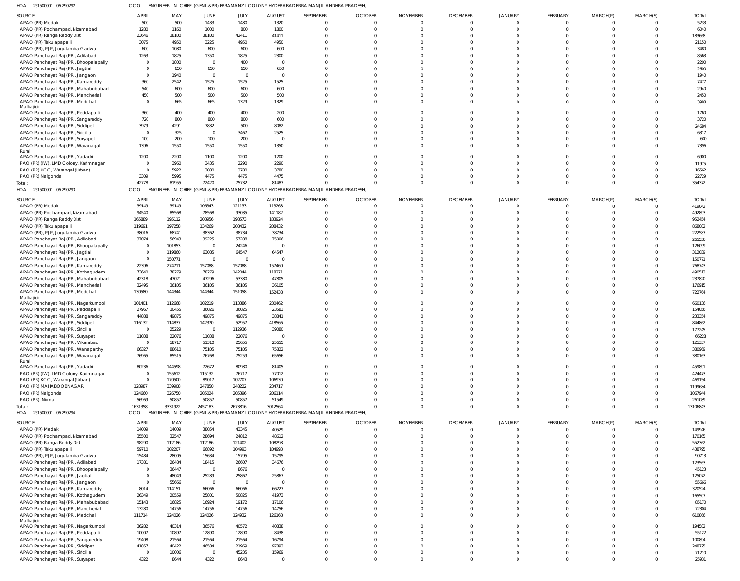HOA 251500001 06 290292 CCO ENGINEER-IN-CHIEF, (GENL.&PR) ERRAMANZIL COLONY HYDERABAD ERRA MANJIL ANDHRA PRADESH,

| SOURCE | APRIL | MAY | JUNE | JULY | AUGUST | SEPTEMBER | OCTOBER | NOVEMBER | DECEMBER | JANUARY | FEBRUARY | MARCH(P) | MARCH(S) | TOTAL |
|---|---|---|---|---|---|---|---|---|---|---|---|---|---|---|
| APAO (PR) Medak | 500 | 500 | 1433 | 1480 | 1320 | 0 | 0 | 0 | 0 | 0 | 0 | 0 | 0 | 5233 |
| APAO (PR) Pochampad, Nizamabad | 1280 | 1160 | 1000 | 800 | 1800 | 0 | 0 | 0 | 0 | 0 | 0 | 0 | 0 | 6040 |
| APAO (PR) Ranga Reddy Dist | 23646 | 38100 | 38100 | 42411 | 41411 | 0 | 0 | 0 | 0 | 0 | 0 | 0 | 0 | 183668 |
| APAO (PR) Tekulapapalli | 3075 | 4950 | 3225 | 4950 | 4950 | 0 | 0 | 0 | 0 | 0 | 0 | 0 | 0 | 21150 |
| APAO (PR), PJP, Jogulamba Gadwal | 600 | 1080 | 600 | 600 | 600 | 0 | 0 | 0 | 0 | 0 | 0 | 0 | 0 | 3480 |
| APAO Panchayat Raj (PR), Adilabad | 1263 | 1825 | 1350 | 1825 | 2300 | 0 | 0 | 0 | 0 | 0 | 0 | 0 | 0 | 8563 |
| APAO Panchayat Raj (PR), Bhoopalapally | 0 | 1800 | 0 | 400 | 0 | 0 | 0 | 0 | 0 | 0 | 0 | 0 | 0 | 2200 |
| APAO Panchayat Raj (PR), Jagtial | 0 | 650 | 650 | 650 | 650 | 0 | 0 | 0 | 0 | 0 | 0 | 0 | 0 | 2600 |
| APAO Panchayat Raj (PR), Jangaon | 0 | 1940 | 0 | 0 | 0 | 0 | 0 | 0 | 0 | 0 | 0 | 0 | 0 | 1940 |
| APAO Panchayat Raj (PR), Kamareddy | 360 | 2542 | 1525 | 1525 | 1525 | 0 | 0 | 0 | 0 | 0 | 0 | 0 | 0 | 7477 |
| APAO Panchayat Raj (PR), Mahabubabad | 540 | 600 | 600 | 600 | 600 | 0 | 0 | 0 | 0 | 0 | 0 | 0 | 0 | 2940 |
| APAO Panchayat Raj (PR), Mancherial | 450 | 500 | 500 | 500 | 500 | 0 | 0 | 0 | 0 | 0 | 0 | 0 | 0 | 2450 |
| APAO Panchayat Raj (PR), Medchal Malkajigiri | 0 | 665 | 665 | 1329 | 1329 | 0 | 0 | 0 | 0 | 0 | 0 | 0 | 0 | 3988 |
| APAO Panchayat Raj (PR), Peddapalli | 360 | 400 | 400 | 400 | 200 | 0 | 0 | 0 | 0 | 0 | 0 | 0 | 0 | 1760 |
| APAO Panchayat Raj (PR), Sangareddy | 720 | 800 | 800 | 800 | 600 | 0 | 0 | 0 | 0 | 0 | 0 | 0 | 0 | 3720 |
| APAO Panchayat Raj (PR), Siddipet | 3979 | 4291 | 7832 | 500 | 8082 | 0 | 0 | 0 | 0 | 0 | 0 | 0 | 0 | 24684 |
| APAO Panchayat Raj (PR), Siricilla | 0 | 325 | 0 | 3467 | 2525 | 0 | 0 | 0 | 0 | 0 | 0 | 0 | 0 | 6317 |
| APAO Panchayat Raj (PR), Suryapet | 100 | 200 | 100 | 200 | 0 | 0 | 0 | 0 | 0 | 0 | 0 | 0 | 0 | 600 |
| APAO Panchayat Raj (PR), Waranagal Rural | 1396 | 1550 | 1550 | 1550 | 1350 | 0 | 0 | 0 | 0 | 0 | 0 | 0 | 0 | 7396 |
| APAO Panchayat Raj (PR), Yadadri | 1200 | 2200 | 1100 | 1200 | 1200 | 0 | 0 | 0 | 0 | 0 | 0 | 0 | 0 | 6900 |
| PAO (PR) (IW), LMD Colony, Karimnagar | 0 | 3960 | 3435 | 2290 | 2290 | 0 | 0 | 0 | 0 | 0 | 0 | 0 | 0 | 11975 |
| PAO (PR) KCC, Warangal (Urban) | 0 | 5922 | 3080 | 3780 | 3780 | 0 | 0 | 0 | 0 | 0 | 0 | 0 | 0 | 16562 |
| PAO (PR) Nalgonda | 3309 | 5995 | 4475 | 4475 | 4475 | 0 | 0 | 0 | 0 | 0 | 0 | 0 | 0 | 22729 |
| Total: | 42778 | 81955 | 72420 | 75732 | 81487 | 0 | 0 | 0 | 0 | 0 | 0 | 0 | 0 | 354372 |

HOA 251500001 06 290293 CCO ENGINEER-IN-CHIEF, (GENL.&PR) ERRAMANZIL COLONY HYDERABAD ERRA MANJIL ANDHRA PRADESH,

| SOURCE | APRIL | MAY | JUNE | JULY | AUGUST | SEPTEMBER | OCTOBER | NOVEMBER | DECEMBER | JANUARY | FEBRUARY | MARCH(P) | MARCH(S) | TOTAL |
|---|---|---|---|---|---|---|---|---|---|---|---|---|---|---|
| APAO (PR) Medak | 39149 | 39149 | 106343 | 121133 | 113268 | 0 | 0 | 0 | 0 | 0 | 0 | 0 | 0 | 419042 |
| APAO (PR) Pochampad, Nizamabad | 94540 | 85568 | 78568 | 93035 | 141182 | 0 | 0 | 0 | 0 | 0 | 0 | 0 | 0 | 492893 |
| APAO (PR) Ranga Reddy Dist | 165889 | 195112 | 208956 | 198573 | 183924 | 0 | 0 | 0 | 0 | 0 | 0 | 0 | 0 | 952454 |
| APAO (PR) Tekulapapalli | 119691 | 197258 | 134269 | 208432 | 208432 | 0 | 0 | 0 | 0 | 0 | 0 | 0 | 0 | 868082 |
| APAO (PR), PJP, Jogulamba Gadwal | 38016 | 68741 | 38362 | 38734 | 38734 | 0 | 0 | 0 | 0 | 0 | 0 | 0 | 0 | 222587 |
| APAO Panchayat Raj (PR), Adilabad | 37074 | 56943 | 39225 | 57288 | 75006 | 0 | 0 | 0 | 0 | 0 | 0 | 0 | 0 | 265536 |
| APAO Panchayat Raj (PR), Bhoopalapally | 0 | 101853 | 0 | 24246 | 0 | 0 | 0 | 0 | 0 | 0 | 0 | 0 | 0 | 126099 |
| APAO Panchayat Raj (PR), Jagtial | 0 | 119860 | 63085 | 64547 | 64547 | 0 | 0 | 0 | 0 | 0 | 0 | 0 | 0 | 312039 |
| APAO Panchayat Raj (PR), Jangaon | 0 | 150771 | 0 | 0 | 0 | 0 | 0 | 0 | 0 | 0 | 0 | 0 | 0 | 150771 |
| APAO Panchayat Raj (PR), Kamareddy | 22396 | 274711 | 157088 | 157088 | 157460 | 0 | 0 | 0 | 0 | 0 | 0 | 0 | 0 | 768743 |
| APAO Panchayat Raj (PR), Kothagudem | 73640 | 78279 | 78279 | 142044 | 118271 | 0 | 0 | 0 | 0 | 0 | 0 | 0 | 0 | 490513 |
| APAO Panchayat Raj (PR), Mahabubabad | 42318 | 47021 | 47296 | 53380 | 47805 | 0 | 0 | 0 | 0 | 0 | 0 | 0 | 0 | 237820 |
| APAO Panchayat Raj (PR), Mancherial | 32495 | 36105 | 36105 | 36105 | 36105 | 0 | 0 | 0 | 0 | 0 | 0 | 0 | 0 | 176915 |
| APAO Panchayat Raj (PR), Medchal Malkajigiri | 130580 | 144344 | 144344 | 151058 | 152438 | 0 | 0 | 0 | 0 | 0 | 0 | 0 | 0 | 722764 |
| APAO Panchayat Raj (PR), Nagarkurnool | 101401 | 112668 | 102219 | 113386 | 230462 | 0 | 0 | 0 | 0 | 0 | 0 | 0 | 0 | 660136 |
| APAO Panchayat Raj (PR), Peddapalli | 27967 | 30455 | 36026 | 36025 | 23583 | 0 | 0 | 0 | 0 | 0 | 0 | 0 | 0 | 154056 |
| APAO Panchayat Raj (PR), Sangareddy | 44888 | 49875 | 49875 | 49875 | 38841 | 0 | 0 | 0 | 0 | 0 | 0 | 0 | 0 | 233354 |
| APAO Panchayat Raj (PR), Siddipet | 116132 | 114837 | 142370 | 52957 | 418566 | 0 | 0 | 0 | 0 | 0 | 0 | 0 | 0 | 844862 |
| APAO Panchayat Raj (PR), Siricilla | 0 | 25229 | 0 | 112936 | 39080 | 0 | 0 | 0 | 0 | 0 | 0 | 0 | 0 | 177245 |
| APAO Panchayat Raj (PR), Suryapet | 11038 | 22076 | 11038 | 22076 | 0 | 0 | 0 | 0 | 0 | 0 | 0 | 0 | 0 | 66228 |
| APAO Panchayat Raj (PR), Vikarabad | 0 | 18717 | 51310 | 25655 | 25655 | 0 | 0 | 0 | 0 | 0 | 0 | 0 | 0 | 121337 |
| APAO Panchayat Raj (PR), Wanaparthy | 66327 | 88610 | 75105 | 75105 | 75822 | 0 | 0 | 0 | 0 | 0 | 0 | 0 | 0 | 380969 |
| APAO Panchayat Raj (PR), Waranagal Rural | 76965 | 85515 | 76768 | 75259 | 65656 | 0 | 0 | 0 | 0 | 0 | 0 | 0 | 0 | 380163 |
| APAO Panchayat Raj (PR), Yadadri | 80236 | 144598 | 72672 | 80980 | 81405 | 0 | 0 | 0 | 0 | 0 | 0 | 0 | 0 | 459891 |
| PAO (PR) (IW), LMD Colony, Karimnagar | 0 | 155612 | 115132 | 76717 | 77012 | 0 | 0 | 0 | 0 | 0 | 0 | 0 | 0 | 424473 |
| PAO (PR) KCC, Warangal (Urban) | 0 | 170500 | 89017 | 102707 | 106930 | 0 | 0 | 0 | 0 | 0 | 0 | 0 | 0 | 469154 |
| PAO (PR) MAHABOOBNAGAR | 128987 | 339908 | 247850 | 248222 | 234717 | 0 | 0 | 0 | 0 | 0 | 0 | 0 | 0 | 1199684 |
| PAO (PR) Nalgonda | 124660 | 326750 | 205024 | 205396 | 206114 | 0 | 0 | 0 | 0 | 0 | 0 | 0 | 0 | 1067944 |
| PAO (PR), Nirmal | 56969 | 50857 | 50857 | 50857 | 51549 | 0 | 0 | 0 | 0 | 0 | 0 | 0 | 0 | 261089 |
| Total: | 1631358 | 3331922 | 2457183 | 2673816 | 3012564 | 0 | 0 | 0 | 0 | 0 | 0 | 0 | 0 | 13106843 |

HOA 251500001 06 290294 CCO ENGINEER-IN-CHIEF, (GENL.&PR) ERRAMANZIL COLONY HYDERABAD ERRA MANJIL ANDHRA PRADESH,

| SOURCE | APRIL | MAY | JUNE | JULY | AUGUST | SEPTEMBER | OCTOBER | NOVEMBER | DECEMBER | JANUARY | FEBRUARY | MARCH(P) | MARCH(S) | TOTAL |
|---|---|---|---|---|---|---|---|---|---|---|---|---|---|---|
| APAO (PR) Medak | 14009 | 14009 | 38054 | 43345 | 40529 | 0 | 0 | 0 | 0 | 0 | 0 | 0 | 0 | 149946 |
| APAO (PR) Pochampad, Nizamabad | 35500 | 32547 | 28694 | 24812 | 48612 | 0 | 0 | 0 | 0 | 0 | 0 | 0 | 0 | 170165 |
| APAO (PR) Ranga Reddy Dist | 98290 | 112186 | 112186 | 121402 | 108298 | 0 | 0 | 0 | 0 | 0 | 0 | 0 | 0 | 552362 |
| APAO (PR) Tekulapapalli | 59710 | 102207 | 66892 | 104993 | 104993 | 0 | 0 | 0 | 0 | 0 | 0 | 0 | 0 | 438795 |
| APAO (PR), PJP, Jogulamba Gadwal | 15484 | 28005 | 15634 | 15795 | 15795 | 0 | 0 | 0 | 0 | 0 | 0 | 0 | 0 | 90713 |
| APAO Panchayat Raj (PR), Adilabad | 17381 | 26484 | 18415 | 26607 | 34676 | 0 | 0 | 0 | 0 | 0 | 0 | 0 | 0 | 123563 |
| APAO Panchayat Raj (PR), Bhoopalapally | 0 | 36447 | 0 | 8676 | 0 | 0 | 0 | 0 | 0 | 0 | 0 | 0 | 0 | 45123 |
| APAO Panchayat Raj (PR), Jagtial | 0 | 48049 | 25289 | 25867 | 25867 | 0 | 0 | 0 | 0 | 0 | 0 | 0 | 0 | 125072 |
| APAO Panchayat Raj (PR), Jangaon | 0 | 55666 | 0 | 0 | 0 | 0 | 0 | 0 | 0 | 0 | 0 | 0 | 0 | 55666 |
| APAO Panchayat Raj (PR), Kamareddy | 8014 | 114151 | 66066 | 66066 | 66227 | 0 | 0 | 0 | 0 | 0 | 0 | 0 | 0 | 320524 |
| APAO Panchayat Raj (PR), Kothagudem | 26349 | 20559 | 25801 | 50825 | 41973 | 0 | 0 | 0 | 0 | 0 | 0 | 0 | 0 | 165507 |
| APAO Panchayat Raj (PR), Mahabubabad | 15143 | 16825 | 16924 | 19172 | 17106 | 0 | 0 | 0 | 0 | 0 | 0 | 0 | 0 | 85170 |
| APAO Panchayat Raj (PR), Mancherial | 13280 | 14756 | 14756 | 14756 | 14756 | 0 | 0 | 0 | 0 | 0 | 0 | 0 | 0 | 72304 |
| APAO Panchayat Raj (PR), Medchal Malkajigiri | 111714 | 124026 | 124026 | 124932 | 126168 | 0 | 0 | 0 | 0 | 0 | 0 | 0 | 0 | 610866 |
| APAO Panchayat Raj (PR), Nagarkurnool | 36282 | 40314 | 36576 | 40572 | 40838 | 0 | 0 | 0 | 0 | 0 | 0 | 0 | 0 | 194582 |
| APAO Panchayat Raj (PR), Peddapalli | 10007 | 10897 | 12890 | 12890 | 8438 | 0 | 0 | 0 | 0 | 0 | 0 | 0 | 0 | 55122 |
| APAO Panchayat Raj (PR), Sangareddy | 19408 | 21564 | 21564 | 21564 | 16794 | 0 | 0 | 0 | 0 | 0 | 0 | 0 | 0 | 100894 |
| APAO Panchayat Raj (PR), Siddipet | 41857 | 40422 | 46584 | 21969 | 97893 | 0 | 0 | 0 | 0 | 0 | 0 | 0 | 0 | 248725 |
| APAO Panchayat Raj (PR), Siricilla | 0 | 10006 | 0 | 45235 | 15969 | 0 | 0 | 0 | 0 | 0 | 0 | 0 | 0 | 71210 |
| APAO Panchayat Raj (PR), Suryapet | 4322 | 8644 | 4322 | 8643 | 0 | 0 | 0 | 0 | 0 | 0 | 0 | 0 | 0 | 25931 |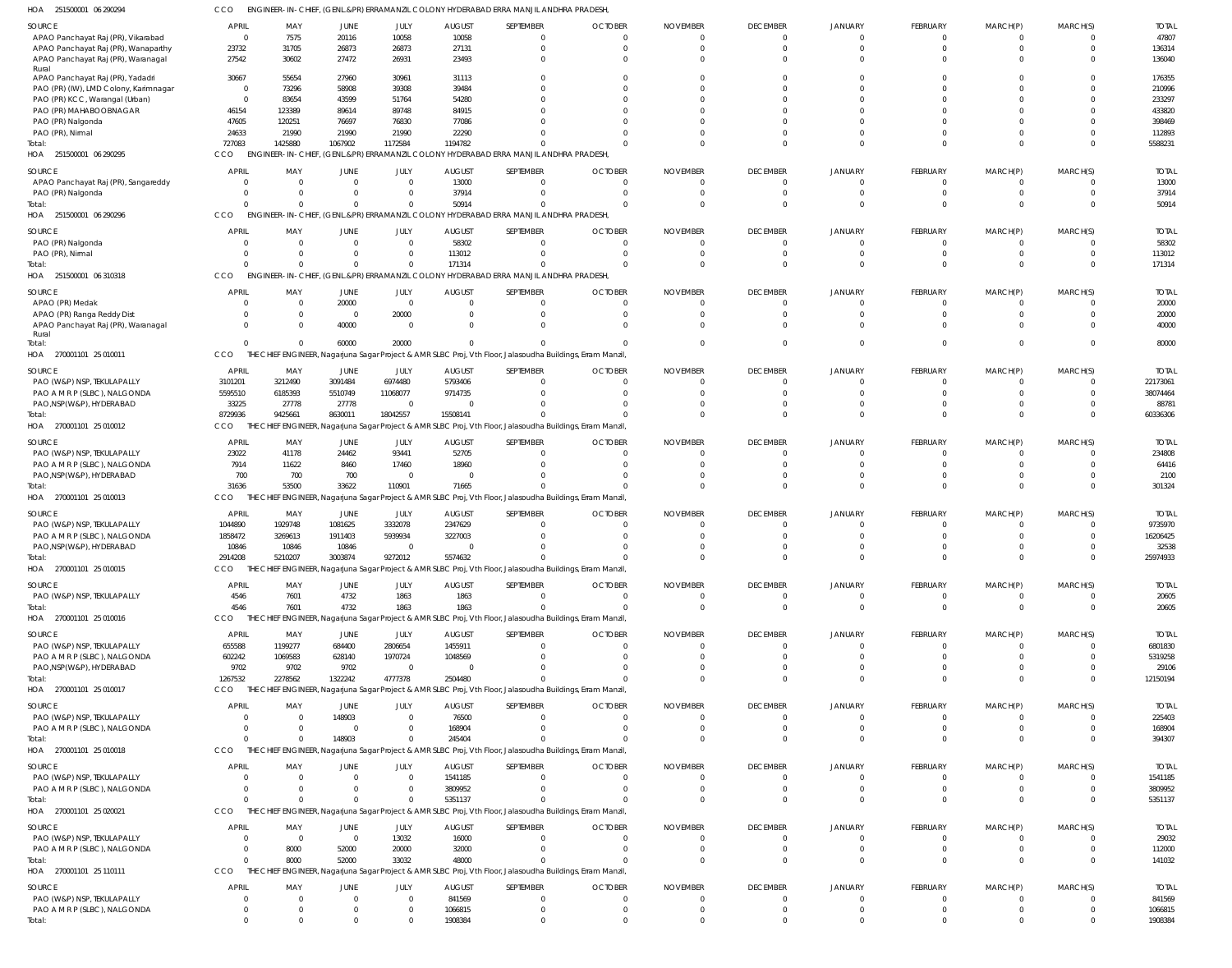HOA 251500001 06 290294 CCO ENGINEER-IN-CHIEF, (GENL.&PR) ERRAMANZIL COLONY HYDERABAD ERRA MANJIL ANDHRA PRADESH,

| SOURCE | APRIL | MAY | JUNE | JULY | AUGUST | SEPTEMBER | OCTOBER | NOVEMBER | DECEMBER | JANUARY | FEBRUARY | MARCH(P) | MARCH(S) | TOTAL |
|---|---|---|---|---|---|---|---|---|---|---|---|---|---|---|
| APAO Panchayat Raj (PR), Vikarabad | 0 | 7575 | 20116 | 10058 | 10058 | 0 | 0 | 0 | 0 | 0 | 0 | 0 | 0 | 47807 |
| APAO Panchayat Raj (PR), Wanaparthy | 23732 | 31705 | 26873 | 26873 | 27131 | 0 | 0 | 0 | 0 | 0 | 0 | 0 | 0 | 136314 |
| APAO Panchayat Raj (PR), Waranagal Rural | 27542 | 30602 | 27472 | 26931 | 23493 | 0 | 0 | 0 | 0 | 0 | 0 | 0 | 0 | 136040 |
| APAO Panchayat Raj (PR), Yadadri | 30667 | 55654 | 27960 | 30961 | 31113 | 0 | 0 | 0 | 0 | 0 | 0 | 0 | 0 | 176355 |
| PAO (PR) (IW), LMD Colony, Karimnagar | 0 | 73296 | 58908 | 39308 | 39484 | 0 | 0 | 0 | 0 | 0 | 0 | 0 | 0 | 210996 |
| PAO (PR) KCC, Warangal (Urban) | 0 | 83654 | 43599 | 51764 | 54280 | 0 | 0 | 0 | 0 | 0 | 0 | 0 | 0 | 233297 |
| PAO (PR) MAHABOOBNAGAR | 46154 | 123389 | 89614 | 89748 | 84915 | 0 | 0 | 0 | 0 | 0 | 0 | 0 | 0 | 433820 |
| PAO (PR) Nalgonda | 47605 | 120251 | 76697 | 76830 | 77086 | 0 | 0 | 0 | 0 | 0 | 0 | 0 | 0 | 398469 |
| PAO (PR), Nirmal | 24633 | 21990 | 21990 | 21990 | 22290 | 0 | 0 | 0 | 0 | 0 | 0 | 0 | 0 | 112893 |
| Total: | 727083 | 1425880 | 1067902 | 1172584 | 1194782 | 0 | 0 | 0 | 0 | 0 | 0 | 0 | 0 | 5588231 |

HOA 251500001 06 290295 CCO ENGINEER-IN-CHIEF, (GENL.&PR) ERRAMANZIL COLONY HYDERABAD ERRA MANJIL ANDHRA PRADESH,

| SOURCE | APRIL | MAY | JUNE | JULY | AUGUST | SEPTEMBER | OCTOBER | NOVEMBER | DECEMBER | JANUARY | FEBRUARY | MARCH(P) | MARCH(S) | TOTAL |
|---|---|---|---|---|---|---|---|---|---|---|---|---|---|---|
| APAO Panchayat Raj (PR), Sangareddy | 0 | 0 | 0 | 0 | 13000 | 0 | 0 | 0 | 0 | 0 | 0 | 0 | 0 | 13000 |
| PAO (PR) Nalgonda | 0 | 0 | 0 | 0 | 37914 | 0 | 0 | 0 | 0 | 0 | 0 | 0 | 0 | 37914 |
| Total: | 0 | 0 | 0 | 0 | 50914 | 0 | 0 | 0 | 0 | 0 | 0 | 0 | 0 | 50914 |

HOA 251500001 06 290296 CCO ENGINEER-IN-CHIEF, (GENL.&PR) ERRAMANZIL COLONY HYDERABAD ERRA MANJIL ANDHRA PRADESH,

| SOURCE | APRIL | MAY | JUNE | JULY | AUGUST | SEPTEMBER | OCTOBER | NOVEMBER | DECEMBER | JANUARY | FEBRUARY | MARCH(P) | MARCH(S) | TOTAL |
|---|---|---|---|---|---|---|---|---|---|---|---|---|---|---|
| PAO (PR) Nalgonda | 0 | 0 | 0 | 0 | 58302 | 0 | 0 | 0 | 0 | 0 | 0 | 0 | 0 | 58302 |
| PAO (PR), Nirmal | 0 | 0 | 0 | 0 | 113012 | 0 | 0 | 0 | 0 | 0 | 0 | 0 | 0 | 113012 |
| Total: | 0 | 0 | 0 | 0 | 171314 | 0 | 0 | 0 | 0 | 0 | 0 | 0 | 0 | 171314 |

HOA 251500001 06 310318 CCO ENGINEER-IN-CHIEF, (GENL.&PR) ERRAMANZIL COLONY HYDERABAD ERRA MANJIL ANDHRA PRADESH,

| SOURCE | APRIL | MAY | JUNE | JULY | AUGUST | SEPTEMBER | OCTOBER | NOVEMBER | DECEMBER | JANUARY | FEBRUARY | MARCH(P) | MARCH(S) | TOTAL |
|---|---|---|---|---|---|---|---|---|---|---|---|---|---|---|
| APAO (PR) Medak | 0 | 0 | 20000 | 0 | 0 | 0 | 0 | 0 | 0 | 0 | 0 | 0 | 0 | 20000 |
| APAO (PR) Ranga Reddy Dist | 0 | 0 | 0 | 20000 | 0 | 0 | 0 | 0 | 0 | 0 | 0 | 0 | 0 | 20000 |
| APAO Panchayat Raj (PR), Waranagal Rural | 0 | 0 | 40000 | 0 | 0 | 0 | 0 | 0 | 0 | 0 | 0 | 0 | 0 | 40000 |
| Total: | 0 | 0 | 60000 | 20000 | 0 | 0 | 0 | 0 | 0 | 0 | 0 | 0 | 0 | 80000 |

HOA 270001101 25 010011 CCO THE CHIEF ENGINEER, Nagarjuna Sagar Project & AMR SLBC Proj, Vth Floor, Jalasoudha Buildings, Erram Manzil,

| SOURCE | APRIL | MAY | JUNE | JULY | AUGUST | SEPTEMBER | OCTOBER | NOVEMBER | DECEMBER | JANUARY | FEBRUARY | MARCH(P) | MARCH(S) | TOTAL |
|---|---|---|---|---|---|---|---|---|---|---|---|---|---|---|
| PAO (W&P) NSP, TEKULAPALLY | 3101201 | 3212490 | 3091484 | 6974480 | 5793406 | 0 | 0 | 0 | 0 | 0 | 0 | 0 | 0 | 22173061 |
| PAO A M R P (SLBC), NALGONDA | 5595510 | 6185393 | 5510749 | 11068077 | 9714735 | 0 | 0 | 0 | 0 | 0 | 0 | 0 | 0 | 38074464 |
| PAO,NSP(W&P), HYDERABAD | 33225 | 27778 | 27778 | 0 | 0 | 0 | 0 | 0 | 0 | 0 | 0 | 0 | 0 | 88781 |
| Total: | 8729936 | 9425661 | 8630011 | 18042557 | 15508141 | 0 | 0 | 0 | 0 | 0 | 0 | 0 | 0 | 60336306 |

HOA 270001101 25 010012 CCO THE CHIEF ENGINEER, Nagarjuna Sagar Project & AMR SLBC Proj, Vth Floor, Jalasoudha Buildings, Erram Manzil,

| SOURCE | APRIL | MAY | JUNE | JULY | AUGUST | SEPTEMBER | OCTOBER | NOVEMBER | DECEMBER | JANUARY | FEBRUARY | MARCH(P) | MARCH(S) | TOTAL |
|---|---|---|---|---|---|---|---|---|---|---|---|---|---|---|
| PAO (W&P) NSP, TEKULAPALLY | 23022 | 41178 | 24462 | 93441 | 52705 | 0 | 0 | 0 | 0 | 0 | 0 | 0 | 0 | 234808 |
| PAO A M R P (SLBC), NALGONDA | 7914 | 11622 | 8460 | 17460 | 18960 | 0 | 0 | 0 | 0 | 0 | 0 | 0 | 0 | 64416 |
| PAO,NSP(W&P), HYDERABAD | 700 | 700 | 700 | 0 | 0 | 0 | 0 | 0 | 0 | 0 | 0 | 0 | 0 | 2100 |
| Total: | 31636 | 53500 | 33622 | 110901 | 71665 | 0 | 0 | 0 | 0 | 0 | 0 | 0 | 0 | 301324 |

HOA 270001101 25 010013 CCO THE CHIEF ENGINEER, Nagarjuna Sagar Project & AMR SLBC Proj, Vth Floor, Jalasoudha Buildings, Erram Manzil,

| SOURCE | APRIL | MAY | JUNE | JULY | AUGUST | SEPTEMBER | OCTOBER | NOVEMBER | DECEMBER | JANUARY | FEBRUARY | MARCH(P) | MARCH(S) | TOTAL |
|---|---|---|---|---|---|---|---|---|---|---|---|---|---|---|
| PAO (W&P) NSP, TEKULAPALLY | 1044890 | 1929748 | 1081625 | 3332078 | 2347629 | 0 | 0 | 0 | 0 | 0 | 0 | 0 | 0 | 9735970 |
| PAO A M R P (SLBC), NALGONDA | 1858472 | 3269613 | 1911403 | 5939934 | 3227003 | 0 | 0 | 0 | 0 | 0 | 0 | 0 | 0 | 16206425 |
| PAO,NSP(W&P), HYDERABAD | 10846 | 10846 | 10846 | 0 | 0 | 0 | 0 | 0 | 0 | 0 | 0 | 0 | 0 | 32538 |
| Total: | 2914208 | 5210207 | 3003874 | 9272012 | 5574632 | 0 | 0 | 0 | 0 | 0 | 0 | 0 | 0 | 25974933 |

HOA 270001101 25 010015 CCO THE CHIEF ENGINEER, Nagarjuna Sagar Project & AMR SLBC Proj, Vth Floor, Jalasoudha Buildings, Erram Manzil,

| SOURCE | APRIL | MAY | JUNE | JULY | AUGUST | SEPTEMBER | OCTOBER | NOVEMBER | DECEMBER | JANUARY | FEBRUARY | MARCH(P) | MARCH(S) | TOTAL |
|---|---|---|---|---|---|---|---|---|---|---|---|---|---|---|
| PAO (W&P) NSP, TEKULAPALLY | 4546 | 7601 | 4732 | 1863 | 1863 | 0 | 0 | 0 | 0 | 0 | 0 | 0 | 0 | 20605 |
| Total: | 4546 | 7601 | 4732 | 1863 | 1863 | 0 | 0 | 0 | 0 | 0 | 0 | 0 | 0 | 20605 |

HOA 270001101 25 010016 CCO THE CHIEF ENGINEER, Nagarjuna Sagar Project & AMR SLBC Proj, Vth Floor, Jalasoudha Buildings, Erram Manzil,

| SOURCE | APRIL | MAY | JUNE | JULY | AUGUST | SEPTEMBER | OCTOBER | NOVEMBER | DECEMBER | JANUARY | FEBRUARY | MARCH(P) | MARCH(S) | TOTAL |
|---|---|---|---|---|---|---|---|---|---|---|---|---|---|---|
| PAO (W&P) NSP, TEKULAPALLY | 655588 | 1199277 | 684400 | 2806654 | 1455911 | 0 | 0 | 0 | 0 | 0 | 0 | 0 | 0 | 6801830 |
| PAO A M R P (SLBC), NALGONDA | 602242 | 1069583 | 628140 | 1970724 | 1048569 | 0 | 0 | 0 | 0 | 0 | 0 | 0 | 0 | 5319258 |
| PAO,NSP(W&P), HYDERABAD | 9702 | 9702 | 9702 | 0 | 0 | 0 | 0 | 0 | 0 | 0 | 0 | 0 | 0 | 29106 |
| Total: | 1267532 | 2278562 | 1322242 | 4777378 | 2504480 | 0 | 0 | 0 | 0 | 0 | 0 | 0 | 0 | 12150194 |

HOA 270001101 25 010017 CCO THE CHIEF ENGINEER, Nagarjuna Sagar Project & AMR SLBC Proj, Vth Floor, Jalasoudha Buildings, Erram Manzil,

| SOURCE | APRIL | MAY | JUNE | JULY | AUGUST | SEPTEMBER | OCTOBER | NOVEMBER | DECEMBER | JANUARY | FEBRUARY | MARCH(P) | MARCH(S) | TOTAL |
|---|---|---|---|---|---|---|---|---|---|---|---|---|---|---|
| PAO (W&P) NSP, TEKULAPALLY | 0 | 0 | 148903 | 0 | 76500 | 0 | 0 | 0 | 0 | 0 | 0 | 0 | 0 | 225403 |
| PAO A M R P (SLBC), NALGONDA | 0 | 0 | 0 | 0 | 168904 | 0 | 0 | 0 | 0 | 0 | 0 | 0 | 0 | 168904 |
| Total: | 0 | 0 | 148903 | 0 | 245404 | 0 | 0 | 0 | 0 | 0 | 0 | 0 | 0 | 394307 |

HOA 270001101 25 010018 CCO THE CHIEF ENGINEER, Nagarjuna Sagar Project & AMR SLBC Proj, Vth Floor, Jalasoudha Buildings, Erram Manzil,

| SOURCE | APRIL | MAY | JUNE | JULY | AUGUST | SEPTEMBER | OCTOBER | NOVEMBER | DECEMBER | JANUARY | FEBRUARY | MARCH(P) | MARCH(S) | TOTAL |
|---|---|---|---|---|---|---|---|---|---|---|---|---|---|---|
| PAO (W&P) NSP, TEKULAPALLY | 0 | 0 | 0 | 0 | 1541185 | 0 | 0 | 0 | 0 | 0 | 0 | 0 | 0 | 1541185 |
| PAO A M R P (SLBC), NALGONDA | 0 | 0 | 0 | 0 | 3809952 | 0 | 0 | 0 | 0 | 0 | 0 | 0 | 0 | 3809952 |
| Total: | 0 | 0 | 0 | 0 | 5351137 | 0 | 0 | 0 | 0 | 0 | 0 | 0 | 0 | 5351137 |

HOA 270001101 25 020021 CCO THE CHIEF ENGINEER, Nagarjuna Sagar Project & AMR SLBC Proj, Vth Floor, Jalasoudha Buildings, Erram Manzil,

| SOURCE | APRIL | MAY | JUNE | JULY | AUGUST | SEPTEMBER | OCTOBER | NOVEMBER | DECEMBER | JANUARY | FEBRUARY | MARCH(P) | MARCH(S) | TOTAL |
|---|---|---|---|---|---|---|---|---|---|---|---|---|---|---|
| PAO (W&P) NSP, TEKULAPALLY | 0 | 0 | 0 | 13032 | 16000 | 0 | 0 | 0 | 0 | 0 | 0 | 0 | 0 | 29032 |
| PAO A M R P (SLBC), NALGONDA | 0 | 8000 | 52000 | 20000 | 32000 | 0 | 0 | 0 | 0 | 0 | 0 | 0 | 0 | 112000 |
| Total: | 0 | 8000 | 52000 | 33032 | 48000 | 0 | 0 | 0 | 0 | 0 | 0 | 0 | 0 | 141032 |

HOA 270001101 25 110111 CCO THE CHIEF ENGINEER, Nagarjuna Sagar Project & AMR SLBC Proj, Vth Floor, Jalasoudha Buildings, Erram Manzil,

| SOURCE | APRIL | MAY | JUNE | JULY | AUGUST | SEPTEMBER | OCTOBER | NOVEMBER | DECEMBER | JANUARY | FEBRUARY | MARCH(P) | MARCH(S) | TOTAL |
|---|---|---|---|---|---|---|---|---|---|---|---|---|---|---|
| PAO (W&P) NSP, TEKULAPALLY | 0 | 0 | 0 | 0 | 841569 | 0 | 0 | 0 | 0 | 0 | 0 | 0 | 0 | 841569 |
| PAO A M R P (SLBC), NALGONDA | 0 | 0 | 0 | 0 | 1066815 | 0 | 0 | 0 | 0 | 0 | 0 | 0 | 0 | 1066815 |
| Total: | 0 | 0 | 0 | 0 | 1908384 | 0 | 0 | 0 | 0 | 0 | 0 | 0 | 0 | 1908384 |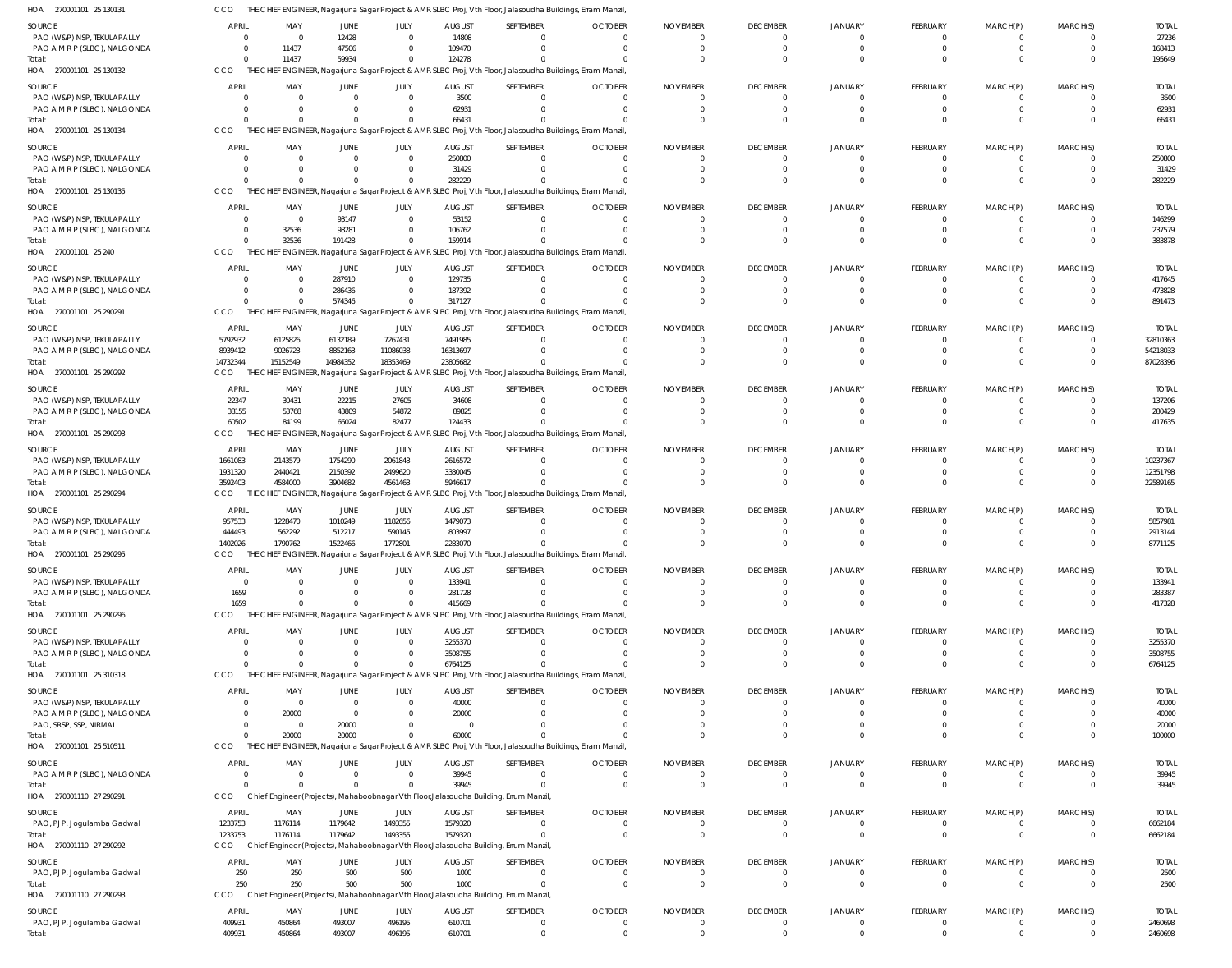HOA 270001101 25 130131 CCO THE CHIEF ENGINEER, Nagarjuna Sagar Project & AMRSLBC Proj, Vth Floor, Jalasoudha Buildings, Erram Manzil,

| SOURCE | APRIL | MAY | JUNE | JULY | AUGUST | SEPTEMBER | OCTOBER | NOVEMBER | DECEMBER | JANUARY | FEBRUARY | MARCH(P) | MARCH(S) | TOTAL |
|---|---|---|---|---|---|---|---|---|---|---|---|---|---|---|
| PAO (W&P) NSP, TEKULAPALLY | 0 | 0 | 12428 | 0 | 14808 | 0 | 0 | 0 | 0 | 0 | 0 | 0 | 0 | 27236 |
| PAO A M R P (SLBC), NALGONDA | 0 | 11437 | 47506 | 0 | 109470 | 0 | 0 | 0 | 0 | 0 | 0 | 0 | 0 | 168413 |
| Total: | 0 | 11437 | 59934 | 0 | 124278 | 0 | 0 | 0 | 0 | 0 | 0 | 0 | 0 | 195649 |

HOA 270001101 25 130132 CCO THE CHIEF ENGINEER, Nagarjuna Sagar Project & AMRSLBC Proj, Vth Floor, Jalasoudha Buildings, Erram Manzil,

| SOURCE | APRIL | MAY | JUNE | JULY | AUGUST | SEPTEMBER | OCTOBER | NOVEMBER | DECEMBER | JANUARY | FEBRUARY | MARCH(P) | MARCH(S) | TOTAL |
|---|---|---|---|---|---|---|---|---|---|---|---|---|---|---|
| PAO (W&P) NSP, TEKULAPALLY | 0 | 0 | 0 | 0 | 3500 | 0 | 0 | 0 | 0 | 0 | 0 | 0 | 0 | 3500 |
| PAO A M R P (SLBC), NALGONDA | 0 | 0 | 0 | 0 | 62931 | 0 | 0 | 0 | 0 | 0 | 0 | 0 | 0 | 62931 |
| Total: | 0 | 0 | 0 | 0 | 66431 | 0 | 0 | 0 | 0 | 0 | 0 | 0 | 0 | 66431 |

HOA 270001101 25 130134 CCO THE CHIEF ENGINEER, Nagarjuna Sagar Project & AMRSLBC Proj, Vth Floor, Jalasoudha Buildings, Erram Manzil,

| SOURCE | APRIL | MAY | JUNE | JULY | AUGUST | SEPTEMBER | OCTOBER | NOVEMBER | DECEMBER | JANUARY | FEBRUARY | MARCH(P) | MARCH(S) | TOTAL |
|---|---|---|---|---|---|---|---|---|---|---|---|---|---|---|
| PAO (W&P) NSP, TEKULAPALLY | 0 | 0 | 0 | 0 | 250800 | 0 | 0 | 0 | 0 | 0 | 0 | 0 | 0 | 250800 |
| PAO A M R P (SLBC), NALGONDA | 0 | 0 | 0 | 0 | 31429 | 0 | 0 | 0 | 0 | 0 | 0 | 0 | 0 | 31429 |
| Total: | 0 | 0 | 0 | 0 | 282229 | 0 | 0 | 0 | 0 | 0 | 0 | 0 | 0 | 282229 |

HOA 270001101 25 130135 CCO THE CHIEF ENGINEER, Nagarjuna Sagar Project & AMRSLBC Proj, Vth Floor, Jalasoudha Buildings, Erram Manzil,

| SOURCE | APRIL | MAY | JUNE | JULY | AUGUST | SEPTEMBER | OCTOBER | NOVEMBER | DECEMBER | JANUARY | FEBRUARY | MARCH(P) | MARCH(S) | TOTAL |
|---|---|---|---|---|---|---|---|---|---|---|---|---|---|---|
| PAO (W&P) NSP, TEKULAPALLY | 0 | 0 | 93147 | 0 | 53152 | 0 | 0 | 0 | 0 | 0 | 0 | 0 | 0 | 146299 |
| PAO A M R P (SLBC), NALGONDA | 0 | 32536 | 98281 | 0 | 106762 | 0 | 0 | 0 | 0 | 0 | 0 | 0 | 0 | 237579 |
| Total: | 0 | 32536 | 191428 | 0 | 159914 | 0 | 0 | 0 | 0 | 0 | 0 | 0 | 0 | 383878 |

HOA 270001101 25 240 CCO THE CHIEF ENGINEER, Nagarjuna Sagar Project & AMRSLBC Proj, Vth Floor, Jalasoudha Buildings, Erram Manzil,

| SOURCE | APRIL | MAY | JUNE | JULY | AUGUST | SEPTEMBER | OCTOBER | NOVEMBER | DECEMBER | JANUARY | FEBRUARY | MARCH(P) | MARCH(S) | TOTAL |
|---|---|---|---|---|---|---|---|---|---|---|---|---|---|---|
| PAO (W&P) NSP, TEKULAPALLY | 0 | 0 | 287910 | 0 | 129735 | 0 | 0 | 0 | 0 | 0 | 0 | 0 | 0 | 417645 |
| PAO A M R P (SLBC), NALGONDA | 0 | 0 | 286436 | 0 | 187392 | 0 | 0 | 0 | 0 | 0 | 0 | 0 | 0 | 473828 |
| Total: | 0 | 0 | 574346 | 0 | 317127 | 0 | 0 | 0 | 0 | 0 | 0 | 0 | 0 | 891473 |

HOA 270001101 25 290291 CCO THE CHIEF ENGINEER, Nagarjuna Sagar Project & AMRSLBC Proj, Vth Floor, Jalasoudha Buildings, Erram Manzil,

| SOURCE | APRIL | MAY | JUNE | JULY | AUGUST | SEPTEMBER | OCTOBER | NOVEMBER | DECEMBER | JANUARY | FEBRUARY | MARCH(P) | MARCH(S) | TOTAL |
|---|---|---|---|---|---|---|---|---|---|---|---|---|---|---|
| PAO (W&P) NSP, TEKULAPALLY | 5792932 | 6125826 | 6132189 | 7267431 | 7491985 | 0 | 0 | 0 | 0 | 0 | 0 | 0 | 0 | 32810363 |
| PAO A M R P (SLBC), NALGONDA | 8939412 | 9026723 | 8852163 | 11086038 | 16313697 | 0 | 0 | 0 | 0 | 0 | 0 | 0 | 0 | 54218033 |
| Total: | 14732344 | 15152549 | 14984352 | 18353469 | 23805682 | 0 | 0 | 0 | 0 | 0 | 0 | 0 | 0 | 87028396 |

HOA 270001101 25 290292 CCO THE CHIEF ENGINEER, Nagarjuna Sagar Project & AMRSLBC Proj, Vth Floor, Jalasoudha Buildings, Erram Manzil,

| SOURCE | APRIL | MAY | JUNE | JULY | AUGUST | SEPTEMBER | OCTOBER | NOVEMBER | DECEMBER | JANUARY | FEBRUARY | MARCH(P) | MARCH(S) | TOTAL |
|---|---|---|---|---|---|---|---|---|---|---|---|---|---|---|
| PAO (W&P) NSP, TEKULAPALLY | 22347 | 30431 | 22215 | 27605 | 34608 | 0 | 0 | 0 | 0 | 0 | 0 | 0 | 0 | 137206 |
| PAO A M R P (SLBC), NALGONDA | 38155 | 53768 | 43809 | 54872 | 89825 | 0 | 0 | 0 | 0 | 0 | 0 | 0 | 0 | 280429 |
| Total: | 60502 | 84199 | 66024 | 82477 | 124433 | 0 | 0 | 0 | 0 | 0 | 0 | 0 | 0 | 417635 |

HOA 270001101 25 290293 CCO THE CHIEF ENGINEER, Nagarjuna Sagar Project & AMRSLBC Proj, Vth Floor, Jalasoudha Buildings, Erram Manzil,

| SOURCE | APRIL | MAY | JUNE | JULY | AUGUST | SEPTEMBER | OCTOBER | NOVEMBER | DECEMBER | JANUARY | FEBRUARY | MARCH(P) | MARCH(S) | TOTAL |
|---|---|---|---|---|---|---|---|---|---|---|---|---|---|---|
| PAO (W&P) NSP, TEKULAPALLY | 1661083 | 2143579 | 1754290 | 2061843 | 2616572 | 0 | 0 | 0 | 0 | 0 | 0 | 0 | 0 | 10237367 |
| PAO A M R P (SLBC), NALGONDA | 1931320 | 2440421 | 2150392 | 2499620 | 3330045 | 0 | 0 | 0 | 0 | 0 | 0 | 0 | 0 | 12351798 |
| Total: | 3592403 | 4584000 | 3904682 | 4561463 | 5946617 | 0 | 0 | 0 | 0 | 0 | 0 | 0 | 0 | 22589165 |

HOA 270001101 25 290294 CCO THE CHIEF ENGINEER, Nagarjuna Sagar Project & AMRSLBC Proj, Vth Floor, Jalasoudha Buildings, Erram Manzil,

| SOURCE | APRIL | MAY | JUNE | JULY | AUGUST | SEPTEMBER | OCTOBER | NOVEMBER | DECEMBER | JANUARY | FEBRUARY | MARCH(P) | MARCH(S) | TOTAL |
|---|---|---|---|---|---|---|---|---|---|---|---|---|---|---|
| PAO (W&P) NSP, TEKULAPALLY | 957533 | 1228470 | 1010249 | 1182656 | 1479073 | 0 | 0 | 0 | 0 | 0 | 0 | 0 | 0 | 5857981 |
| PAO A M R P (SLBC), NALGONDA | 444493 | 562292 | 512217 | 590145 | 803997 | 0 | 0 | 0 | 0 | 0 | 0 | 0 | 0 | 2913144 |
| Total: | 1402026 | 1790762 | 1522466 | 1772801 | 2283070 | 0 | 0 | 0 | 0 | 0 | 0 | 0 | 0 | 8771125 |

HOA 270001101 25 290295 CCO THE CHIEF ENGINEER, Nagarjuna Sagar Project & AMRSLBC Proj, Vth Floor, Jalasoudha Buildings, Erram Manzil,

| SOURCE | APRIL | MAY | JUNE | JULY | AUGUST | SEPTEMBER | OCTOBER | NOVEMBER | DECEMBER | JANUARY | FEBRUARY | MARCH(P) | MARCH(S) | TOTAL |
|---|---|---|---|---|---|---|---|---|---|---|---|---|---|---|
| PAO (W&P) NSP, TEKULAPALLY | 0 | 0 | 0 | 0 | 133941 | 0 | 0 | 0 | 0 | 0 | 0 | 0 | 0 | 133941 |
| PAO A M R P (SLBC), NALGONDA | 1659 | 0 | 0 | 0 | 281728 | 0 | 0 | 0 | 0 | 0 | 0 | 0 | 0 | 283387 |
| Total: | 1659 | 0 | 0 | 0 | 415669 | 0 | 0 | 0 | 0 | 0 | 0 | 0 | 0 | 417328 |

HOA 270001101 25 290296 CCO THE CHIEF ENGINEER, Nagarjuna Sagar Project & AMRSLBC Proj, Vth Floor, Jalasoudha Buildings, Erram Manzil,

| SOURCE | APRIL | MAY | JUNE | JULY | AUGUST | SEPTEMBER | OCTOBER | NOVEMBER | DECEMBER | JANUARY | FEBRUARY | MARCH(P) | MARCH(S) | TOTAL |
|---|---|---|---|---|---|---|---|---|---|---|---|---|---|---|
| PAO (W&P) NSP, TEKULAPALLY | 0 | 0 | 0 | 0 | 3255370 | 0 | 0 | 0 | 0 | 0 | 0 | 0 | 0 | 3255370 |
| PAO A M R P (SLBC), NALGONDA | 0 | 0 | 0 | 0 | 3508755 | 0 | 0 | 0 | 0 | 0 | 0 | 0 | 0 | 3508755 |
| Total: | 0 | 0 | 0 | 0 | 6764125 | 0 | 0 | 0 | 0 | 0 | 0 | 0 | 0 | 6764125 |

HOA 270001101 25 310318 CCO THE CHIEF ENGINEER, Nagarjuna Sagar Project & AMRSLBC Proj, Vth Floor, Jalasoudha Buildings, Erram Manzil,

| SOURCE | APRIL | MAY | JUNE | JULY | AUGUST | SEPTEMBER | OCTOBER | NOVEMBER | DECEMBER | JANUARY | FEBRUARY | MARCH(P) | MARCH(S) | TOTAL |
|---|---|---|---|---|---|---|---|---|---|---|---|---|---|---|
| PAO (W&P) NSP, TEKULAPALLY | 0 | 0 | 0 | 0 | 40000 | 0 | 0 | 0 | 0 | 0 | 0 | 0 | 0 | 40000 |
| PAO A M R P (SLBC), NALGONDA | 0 | 20000 | 0 | 0 | 20000 | 0 | 0 | 0 | 0 | 0 | 0 | 0 | 0 | 40000 |
| PAO, SRSP, SSP, NIRMAL | 0 | 0 | 20000 | 0 | 0 | 0 | 0 | 0 | 0 | 0 | 0 | 0 | 0 | 20000 |
| Total: | 0 | 20000 | 20000 | 0 | 60000 | 0 | 0 | 0 | 0 | 0 | 0 | 0 | 0 | 100000 |

HOA 270001101 25 510511 CCO THE CHIEF ENGINEER, Nagarjuna Sagar Project & AMRSLBC Proj, Vth Floor, Jalasoudha Buildings, Erram Manzil,

| SOURCE | APRIL | MAY | JUNE | JULY | AUGUST | SEPTEMBER | OCTOBER | NOVEMBER | DECEMBER | JANUARY | FEBRUARY | MARCH(P) | MARCH(S) | TOTAL |
|---|---|---|---|---|---|---|---|---|---|---|---|---|---|---|
| PAO A M R P (SLBC), NALGONDA | 0 | 0 | 0 | 0 | 39945 | 0 | 0 | 0 | 0 | 0 | 0 | 0 | 0 | 39945 |
| Total: | 0 | 0 | 0 | 0 | 39945 | 0 | 0 | 0 | 0 | 0 | 0 | 0 | 0 | 39945 |

HOA 270001110 27 290291 CCO Chief Engineer(Projects), Mahaboobnagar Vth Floor,Jalasoudha Building, Errum Manzil,

| SOURCE | APRIL | MAY | JUNE | JULY | AUGUST | SEPTEMBER | OCTOBER | NOVEMBER | DECEMBER | JANUARY | FEBRUARY | MARCH(P) | MARCH(S) | TOTAL |
|---|---|---|---|---|---|---|---|---|---|---|---|---|---|---|
| PAO, PJP, Jogulamba Gadwal | 1233753 | 1176114 | 1179642 | 1493355 | 1579320 | 0 | 0 | 0 | 0 | 0 | 0 | 0 | 0 | 6662184 |
| Total: | 1233753 | 1176114 | 1179642 | 1493355 | 1579320 | 0 | 0 | 0 | 0 | 0 | 0 | 0 | 0 | 6662184 |

HOA 270001110 27 290292 CCO Chief Engineer(Projects), Mahaboobnagar Vth Floor,Jalasoudha Building, Errum Manzil,

| SOURCE | APRIL | MAY | JUNE | JULY | AUGUST | SEPTEMBER | OCTOBER | NOVEMBER | DECEMBER | JANUARY | FEBRUARY | MARCH(P) | MARCH(S) | TOTAL |
|---|---|---|---|---|---|---|---|---|---|---|---|---|---|---|
| PAO, PJP, Jogulamba Gadwal | 250 | 250 | 500 | 500 | 1000 | 0 | 0 | 0 | 0 | 0 | 0 | 0 | 0 | 2500 |
| Total: | 250 | 250 | 500 | 500 | 1000 | 0 | 0 | 0 | 0 | 0 | 0 | 0 | 0 | 2500 |

HOA 270001110 27 290293 CCO Chief Engineer(Projects), Mahaboobnagar Vth Floor,Jalasoudha Building, Errum Manzil,

| SOURCE | APRIL | MAY | JUNE | JULY | AUGUST | SEPTEMBER | OCTOBER | NOVEMBER | DECEMBER | JANUARY | FEBRUARY | MARCH(P) | MARCH(S) | TOTAL |
|---|---|---|---|---|---|---|---|---|---|---|---|---|---|---|
| PAO, PJP, Jogulamba Gadwal | 409931 | 450864 | 493007 | 496195 | 610701 | 0 | 0 | 0 | 0 | 0 | 0 | 0 | 0 | 2460698 |
| Total: | 409931 | 450864 | 493007 | 496195 | 610701 | 0 | 0 | 0 | 0 | 0 | 0 | 0 | 0 | 2460698 |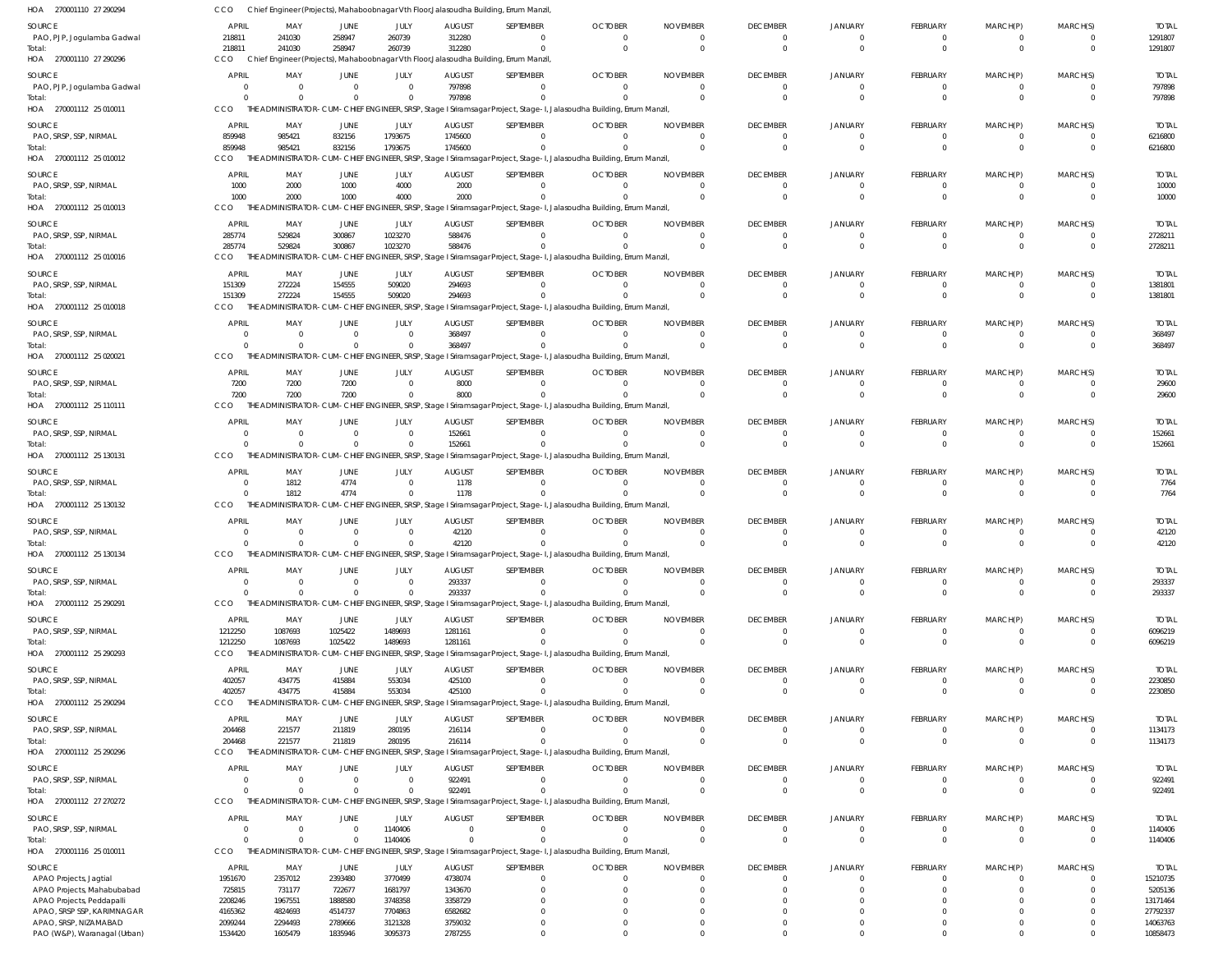HOA 270001110 27 290294 CCO Chief Engineer(Projects), Mahaboobnagar Vth Floor,Jalasoudha Building, Errum Manzil,

| SOURCE | APRIL | MAY | JUNE | JULY | AUGUST | SEPTEMBER | OCTOBER | NOVEMBER | DECEMBER | JANUARY | FEBRUARY | MARCH(P) | MARCH(S) | TOTAL |
|---|---|---|---|---|---|---|---|---|---|---|---|---|---|---|
| PAO, PJP, Jogulamba Gadwal | 218811 | 241030 | 258947 | 260739 | 312280 | 0 | 0 | 0 | 0 | 0 | 0 | 0 | 0 | 1291807 |
| Total: | 218811 | 241030 | 258947 | 260739 | 312280 | 0 | 0 | 0 | 0 | 0 | 0 | 0 | 0 | 1291807 |

HOA 270001110 27 290296 CCO Chief Engineer(Projects), Mahaboobnagar Vth Floor,Jalasoudha Building, Errum Manzil,

| SOURCE | APRIL | MAY | JUNE | JULY | AUGUST | SEPTEMBER | OCTOBER | NOVEMBER | DECEMBER | JANUARY | FEBRUARY | MARCH(P) | MARCH(S) | TOTAL |
|---|---|---|---|---|---|---|---|---|---|---|---|---|---|---|
| PAO, PJP, Jogulamba Gadwal | 0 | 0 | 0 | 0 | 797898 | 0 | 0 | 0 | 0 | 0 | 0 | 0 | 0 | 797898 |
| Total: | 0 | 0 | 0 | 0 | 797898 | 0 | 0 | 0 | 0 | 0 | 0 | 0 | 0 | 797898 |

HOA 270001112 25 010011 CCO THE ADMINISTRATOR-CUM-CHIEF ENGINEER, SRSP, Stage I Sriramsagar Project, Stage-I, Jalasoudha Building, Errum Manzil,

| SOURCE | APRIL | MAY | JUNE | JULY | AUGUST | SEPTEMBER | OCTOBER | NOVEMBER | DECEMBER | JANUARY | FEBRUARY | MARCH(P) | MARCH(S) | TOTAL |
|---|---|---|---|---|---|---|---|---|---|---|---|---|---|---|
| PAO, SRSP, SSP, NIRMAL | 859948 | 985421 | 832156 | 1793675 | 1745600 | 0 | 0 | 0 | 0 | 0 | 0 | 0 | 0 | 6216800 |
| Total: | 859948 | 985421 | 832156 | 1793675 | 1745600 | 0 | 0 | 0 | 0 | 0 | 0 | 0 | 0 | 6216800 |

HOA 270001112 25 010012 CCO THE ADMINISTRATOR-CUM-CHIEF ENGINEER, SRSP, Stage I Sriramsagar Project, Stage-I, Jalasoudha Building, Errum Manzil,

| SOURCE | APRIL | MAY | JUNE | JULY | AUGUST | SEPTEMBER | OCTOBER | NOVEMBER | DECEMBER | JANUARY | FEBRUARY | MARCH(P) | MARCH(S) | TOTAL |
|---|---|---|---|---|---|---|---|---|---|---|---|---|---|---|
| PAO, SRSP, SSP, NIRMAL | 1000 | 2000 | 1000 | 4000 | 2000 | 0 | 0 | 0 | 0 | 0 | 0 | 0 | 0 | 10000 |
| Total: | 1000 | 2000 | 1000 | 4000 | 2000 | 0 | 0 | 0 | 0 | 0 | 0 | 0 | 0 | 10000 |

HOA 270001112 25 010013 CCO THE ADMINISTRATOR-CUM-CHIEF ENGINEER, SRSP, Stage I Sriramsagar Project, Stage-I, Jalasoudha Building, Errum Manzil,

| SOURCE | APRIL | MAY | JUNE | JULY | AUGUST | SEPTEMBER | OCTOBER | NOVEMBER | DECEMBER | JANUARY | FEBRUARY | MARCH(P) | MARCH(S) | TOTAL |
|---|---|---|---|---|---|---|---|---|---|---|---|---|---|---|
| PAO, SRSP, SSP, NIRMAL | 285774 | 529824 | 300867 | 1023270 | 588476 | 0 | 0 | 0 | 0 | 0 | 0 | 0 | 0 | 2728211 |
| Total: | 285774 | 529824 | 300867 | 1023270 | 588476 | 0 | 0 | 0 | 0 | 0 | 0 | 0 | 0 | 2728211 |

HOA 270001112 25 010016 CCO THE ADMINISTRATOR-CUM-CHIEF ENGINEER, SRSP, Stage I Sriramsagar Project, Stage-I, Jalasoudha Building, Errum Manzil,

| SOURCE | APRIL | MAY | JUNE | JULY | AUGUST | SEPTEMBER | OCTOBER | NOVEMBER | DECEMBER | JANUARY | FEBRUARY | MARCH(P) | MARCH(S) | TOTAL |
|---|---|---|---|---|---|---|---|---|---|---|---|---|---|---|
| PAO, SRSP, SSP, NIRMAL | 151309 | 272224 | 154555 | 509020 | 294693 | 0 | 0 | 0 | 0 | 0 | 0 | 0 | 0 | 1381801 |
| Total: | 151309 | 272224 | 154555 | 509020 | 294693 | 0 | 0 | 0 | 0 | 0 | 0 | 0 | 0 | 1381801 |

HOA 270001112 25 010018 CCO THE ADMINISTRATOR-CUM-CHIEF ENGINEER, SRSP, Stage I Sriramsagar Project, Stage-I, Jalasoudha Building, Errum Manzil,

| SOURCE | APRIL | MAY | JUNE | JULY | AUGUST | SEPTEMBER | OCTOBER | NOVEMBER | DECEMBER | JANUARY | FEBRUARY | MARCH(P) | MARCH(S) | TOTAL |
|---|---|---|---|---|---|---|---|---|---|---|---|---|---|---|
| PAO, SRSP, SSP, NIRMAL | 0 | 0 | 0 | 0 | 368497 | 0 | 0 | 0 | 0 | 0 | 0 | 0 | 0 | 368497 |
| Total: | 0 | 0 | 0 | 0 | 368497 | 0 | 0 | 0 | 0 | 0 | 0 | 0 | 0 | 368497 |

HOA 270001112 25 020021 CCO THE ADMINISTRATOR-CUM-CHIEF ENGINEER, SRSP, Stage I Sriramsagar Project, Stage-I, Jalasoudha Building, Errum Manzil,

| SOURCE | APRIL | MAY | JUNE | JULY | AUGUST | SEPTEMBER | OCTOBER | NOVEMBER | DECEMBER | JANUARY | FEBRUARY | MARCH(P) | MARCH(S) | TOTAL |
|---|---|---|---|---|---|---|---|---|---|---|---|---|---|---|
| PAO, SRSP, SSP, NIRMAL | 7200 | 7200 | 7200 | 0 | 8000 | 0 | 0 | 0 | 0 | 0 | 0 | 0 | 0 | 29600 |
| Total: | 7200 | 7200 | 7200 | 0 | 8000 | 0 | 0 | 0 | 0 | 0 | 0 | 0 | 0 | 29600 |

HOA 270001112 25 110111 CCO THE ADMINISTRATOR-CUM-CHIEF ENGINEER, SRSP, Stage I Sriramsagar Project, Stage-I, Jalasoudha Building, Errum Manzil,

| SOURCE | APRIL | MAY | JUNE | JULY | AUGUST | SEPTEMBER | OCTOBER | NOVEMBER | DECEMBER | JANUARY | FEBRUARY | MARCH(P) | MARCH(S) | TOTAL |
|---|---|---|---|---|---|---|---|---|---|---|---|---|---|---|
| PAO, SRSP, SSP, NIRMAL | 0 | 0 | 0 | 0 | 152661 | 0 | 0 | 0 | 0 | 0 | 0 | 0 | 0 | 152661 |
| Total: | 0 | 0 | 0 | 0 | 152661 | 0 | 0 | 0 | 0 | 0 | 0 | 0 | 0 | 152661 |

HOA 270001112 25 130131 CCO THE ADMINISTRATOR-CUM-CHIEF ENGINEER, SRSP, Stage I Sriramsagar Project, Stage-I, Jalasoudha Building, Errum Manzil,

| SOURCE | APRIL | MAY | JUNE | JULY | AUGUST | SEPTEMBER | OCTOBER | NOVEMBER | DECEMBER | JANUARY | FEBRUARY | MARCH(P) | MARCH(S) | TOTAL |
|---|---|---|---|---|---|---|---|---|---|---|---|---|---|---|
| PAO, SRSP, SSP, NIRMAL | 0 | 1812 | 4774 | 0 | 1178 | 0 | 0 | 0 | 0 | 0 | 0 | 0 | 0 | 7764 |
| Total: | 0 | 1812 | 4774 | 0 | 1178 | 0 | 0 | 0 | 0 | 0 | 0 | 0 | 0 | 7764 |

HOA 270001112 25 130132 CCO THE ADMINISTRATOR-CUM-CHIEF ENGINEER, SRSP, Stage I Sriramsagar Project, Stage-I, Jalasoudha Building, Errum Manzil,

| SOURCE | APRIL | MAY | JUNE | JULY | AUGUST | SEPTEMBER | OCTOBER | NOVEMBER | DECEMBER | JANUARY | FEBRUARY | MARCH(P) | MARCH(S) | TOTAL |
|---|---|---|---|---|---|---|---|---|---|---|---|---|---|---|
| PAO, SRSP, SSP, NIRMAL | 0 | 0 | 0 | 0 | 42120 | 0 | 0 | 0 | 0 | 0 | 0 | 0 | 0 | 42120 |
| Total: | 0 | 0 | 0 | 0 | 42120 | 0 | 0 | 0 | 0 | 0 | 0 | 0 | 0 | 42120 |

HOA 270001112 25 130134 CCO THE ADMINISTRATOR-CUM-CHIEF ENGINEER, SRSP, Stage I Sriramsagar Project, Stage-I, Jalasoudha Building, Errum Manzil,

| SOURCE | APRIL | MAY | JUNE | JULY | AUGUST | SEPTEMBER | OCTOBER | NOVEMBER | DECEMBER | JANUARY | FEBRUARY | MARCH(P) | MARCH(S) | TOTAL |
|---|---|---|---|---|---|---|---|---|---|---|---|---|---|---|
| PAO, SRSP, SSP, NIRMAL | 0 | 0 | 0 | 0 | 293337 | 0 | 0 | 0 | 0 | 0 | 0 | 0 | 0 | 293337 |
| Total: | 0 | 0 | 0 | 0 | 293337 | 0 | 0 | 0 | 0 | 0 | 0 | 0 | 0 | 293337 |

HOA 270001112 25 290291 CCO THE ADMINISTRATOR-CUM-CHIEF ENGINEER, SRSP, Stage I Sriramsagar Project, Stage-I, Jalasoudha Building, Errum Manzil,

| SOURCE | APRIL | MAY | JUNE | JULY | AUGUST | SEPTEMBER | OCTOBER | NOVEMBER | DECEMBER | JANUARY | FEBRUARY | MARCH(P) | MARCH(S) | TOTAL |
|---|---|---|---|---|---|---|---|---|---|---|---|---|---|---|
| PAO, SRSP, SSP, NIRMAL | 1212250 | 1087693 | 1025422 | 1489693 | 1281161 | 0 | 0 | 0 | 0 | 0 | 0 | 0 | 0 | 6096219 |
| Total: | 1212250 | 1087693 | 1025422 | 1489693 | 1281161 | 0 | 0 | 0 | 0 | 0 | 0 | 0 | 0 | 6096219 |

HOA 270001112 25 290293 CCO THE ADMINISTRATOR-CUM-CHIEF ENGINEER, SRSP, Stage I Sriramsagar Project, Stage-I, Jalasoudha Building, Errum Manzil,

| SOURCE | APRIL | MAY | JUNE | JULY | AUGUST | SEPTEMBER | OCTOBER | NOVEMBER | DECEMBER | JANUARY | FEBRUARY | MARCH(P) | MARCH(S) | TOTAL |
|---|---|---|---|---|---|---|---|---|---|---|---|---|---|---|
| PAO, SRSP, SSP, NIRMAL | 402057 | 434775 | 415884 | 553034 | 425100 | 0 | 0 | 0 | 0 | 0 | 0 | 0 | 0 | 2230850 |
| Total: | 402057 | 434775 | 415884 | 553034 | 425100 | 0 | 0 | 0 | 0 | 0 | 0 | 0 | 0 | 2230850 |

HOA 270001112 25 290294 CCO THE ADMINISTRATOR-CUM-CHIEF ENGINEER, SRSP, Stage I Sriramsagar Project, Stage-I, Jalasoudha Building, Errum Manzil,

| SOURCE | APRIL | MAY | JUNE | JULY | AUGUST | SEPTEMBER | OCTOBER | NOVEMBER | DECEMBER | JANUARY | FEBRUARY | MARCH(P) | MARCH(S) | TOTAL |
|---|---|---|---|---|---|---|---|---|---|---|---|---|---|---|
| PAO, SRSP, SSP, NIRMAL | 204468 | 221577 | 211819 | 280195 | 216114 | 0 | 0 | 0 | 0 | 0 | 0 | 0 | 0 | 1134173 |
| Total: | 204468 | 221577 | 211819 | 280195 | 216114 | 0 | 0 | 0 | 0 | 0 | 0 | 0 | 0 | 1134173 |

HOA 270001112 25 290296 CCO THE ADMINISTRATOR-CUM-CHIEF ENGINEER, SRSP, Stage I Sriramsagar Project, Stage-I, Jalasoudha Building, Errum Manzil,

| SOURCE | APRIL | MAY | JUNE | JULY | AUGUST | SEPTEMBER | OCTOBER | NOVEMBER | DECEMBER | JANUARY | FEBRUARY | MARCH(P) | MARCH(S) | TOTAL |
|---|---|---|---|---|---|---|---|---|---|---|---|---|---|---|
| PAO, SRSP, SSP, NIRMAL | 0 | 0 | 0 | 0 | 922491 | 0 | 0 | 0 | 0 | 0 | 0 | 0 | 0 | 922491 |
| Total: | 0 | 0 | 0 | 0 | 922491 | 0 | 0 | 0 | 0 | 0 | 0 | 0 | 0 | 922491 |

HOA 270001112 27 270272 CCO THE ADMINISTRATOR-CUM-CHIEF ENGINEER, SRSP, Stage I Sriramsagar Project, Stage-I, Jalasoudha Building, Errum Manzil,

| SOURCE | APRIL | MAY | JUNE | JULY | AUGUST | SEPTEMBER | OCTOBER | NOVEMBER | DECEMBER | JANUARY | FEBRUARY | MARCH(P) | MARCH(S) | TOTAL |
|---|---|---|---|---|---|---|---|---|---|---|---|---|---|---|
| PAO, SRSP, SSP, NIRMAL | 0 | 0 | 0 | 1140406 | 0 | 0 | 0 | 0 | 0 | 0 | 0 | 0 | 0 | 1140406 |
| Total: | 0 | 0 | 0 | 1140406 | 0 | 0 | 0 | 0 | 0 | 0 | 0 | 0 | 0 | 1140406 |

HOA 270001116 25 010011 CCO THE ADMINISTRATOR-CUM-CHIEF ENGINEER, SRSP, Stage I Sriramsagar Project, Stage-I, Jalasoudha Building, Errum Manzil,

| SOURCE | APRIL | MAY | JUNE | JULY | AUGUST | SEPTEMBER | OCTOBER | NOVEMBER | DECEMBER | JANUARY | FEBRUARY | MARCH(P) | MARCH(S) | TOTAL |
|---|---|---|---|---|---|---|---|---|---|---|---|---|---|---|
| APAO Projects, Jagtial | 1951670 | 2357012 | 2393480 | 3770499 | 4738074 | 0 | 0 | 0 | 0 | 0 | 0 | 0 | 0 | 15210735 |
| APAO Projects, Mahabubabad | 725815 | 731177 | 722677 | 1681797 | 1343670 | 0 | 0 | 0 | 0 | 0 | 0 | 0 | 0 | 5205136 |
| APAO Projects, Peddapalli | 2208246 | 1967551 | 1888580 | 3748358 | 3358729 | 0 | 0 | 0 | 0 | 0 | 0 | 0 | 0 | 13171464 |
| APAO, SRSP SSP, KARIMNAGAR | 4165362 | 4824693 | 4514737 | 7704863 | 6582682 | 0 | 0 | 0 | 0 | 0 | 0 | 0 | 0 | 27792337 |
| APAO, SRSP, NIZAMABAD | 2099244 | 2294493 | 2789666 | 3121328 | 3759032 | 0 | 0 | 0 | 0 | 0 | 0 | 0 | 0 | 14063763 |
| PAO (W&P), Waranagal (Urban) | 1534420 | 1605479 | 1835946 | 3095373 | 2787255 | 0 | 0 | 0 | 0 | 0 | 0 | 0 | 0 | 10858473 |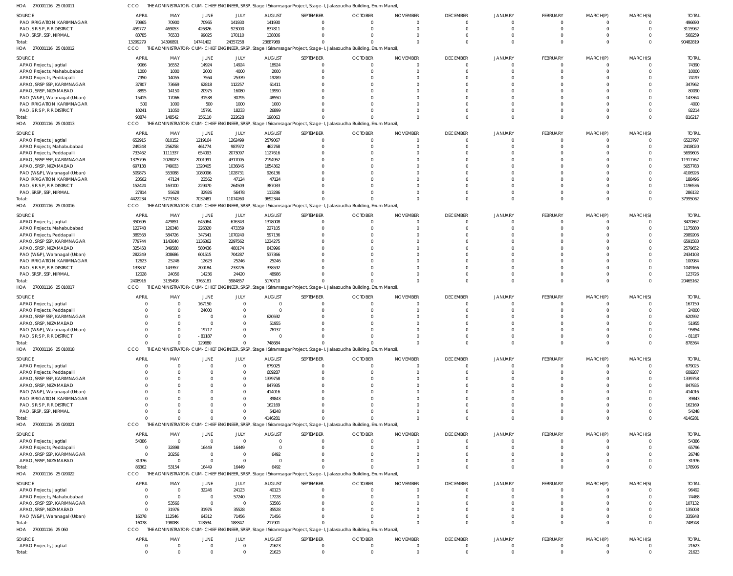HOA 270001116 25 010011 CCO THE ADMINISTRATOR-CUM-CHIEF ENGINEER, SRSP, Stage I Sriramsagar Project, Stage-I, Jalasoudha Building, Errum Manzil,

| SOURCE | APRIL | MAY | JUNE | JULY | AUGUST | SEPTEMBER | OCTOBER | NOVEMBER | DECEMBER | JANUARY | FEBRUARY | MARCH(P) | MARCH(S) | TOTAL |
|---|---|---|---|---|---|---|---|---|---|---|---|---|---|---|
| PAO IRRIGATION KARIMNAGAR | 70965 | 70900 | 70965 | 141930 | 141930 | 0 | 0 | 0 | 0 | 0 | 0 | 0 | 0 | 496690 |
| PAO, S R S P, R R DISTRICT | 459772 | 469053 | 426326 | 923000 | 837811 | 0 | 0 | 0 | 0 | 0 | 0 | 0 | 0 | 3115962 |
| PAO, SRSP, SSP, NIRMAL | 83785 | 76533 | 99025 | 170110 | 138806 | 0 | 0 | 0 | 0 | 0 | 0 | 0 | 0 | 568259 |
| Total: | 13299279 | 14396891 | 14741402 | 24357258 | 23687989 | 0 | 0 | 0 | 0 | 0 | 0 | 0 | 0 | 90482819 |

HOA 270001116 25 010012 CCO THE ADMINISTRATOR-CUM-CHIEF ENGINEER, SRSP, Stage I Sriramsagar Project, Stage-I, Jalasoudha Building, Errum Manzil,

| SOURCE | APRIL | MAY | JUNE | JULY | AUGUST | SEPTEMBER | OCTOBER | NOVEMBER | DECEMBER | JANUARY | FEBRUARY | MARCH(P) | MARCH(S) | TOTAL |
|---|---|---|---|---|---|---|---|---|---|---|---|---|---|---|
| APAO Projects, Jagtial | 9066 | 16552 | 14924 | 14924 | 18924 | 0 | 0 | 0 | 0 | 0 | 0 | 0 | 0 | 74390 |
| APAO Projects, Mahabubabad | 1000 | 1000 | 2000 | 4000 | 2000 | 0 | 0 | 0 | 0 | 0 | 0 | 0 | 0 | 10000 |
| APAO Projects, Peddapalli | 7950 | 14055 | 7564 | 25339 | 19289 | 0 | 0 | 0 | 0 | 0 | 0 | 0 | 0 | 74197 |
| APAO, SRSP SSP, KARIMNAGAR | 37807 | 73669 | 62818 | 112257 | 61411 | 0 | 0 | 0 | 0 | 0 | 0 | 0 | 0 | 347962 |
| APAO, SRSP, NIZAMABAD | 8895 | 14150 | 20975 | 16080 | 19990 | 0 | 0 | 0 | 0 | 0 | 0 | 0 | 0 | 80090 |
| PAO (W&P), Waranagal (Urban) | 15415 | 17066 | 31538 | 30795 | 48550 | 0 | 0 | 0 | 0 | 0 | 0 | 0 | 0 | 143364 |
| PAO IRRIGATION KARIMNAGAR | 500 | 1000 | 500 | 1000 | 1000 | 0 | 0 | 0 | 0 | 0 | 0 | 0 | 0 | 4000 |
| PAO, S R S P, R R DISTRICT | 10241 | 11050 | 15791 | 18233 | 26899 | 0 | 0 | 0 | 0 | 0 | 0 | 0 | 0 | 82214 |
| Total: | 90874 | 148542 | 156110 | 222628 | 198063 | 0 | 0 | 0 | 0 | 0 | 0 | 0 | 0 | 816217 |

HOA 270001116 25 010013 CCO THE ADMINISTRATOR-CUM-CHIEF ENGINEER, SRSP, Stage I Sriramsagar Project, Stage-I, Jalasoudha Building, Errum Manzil,

| SOURCE | APRIL | MAY | JUNE | JULY | AUGUST | SEPTEMBER | OCTOBER | NOVEMBER | DECEMBER | JANUARY | FEBRUARY | MARCH(P) | MARCH(S) | TOTAL |
|---|---|---|---|---|---|---|---|---|---|---|---|---|---|---|
| APAO Projects, Jagtial | 652915 | 810152 | 1219164 | 1262499 | 2579067 | 0 | 0 | 0 | 0 | 0 | 0 | 0 | 0 | 6523797 |
| APAO Projects, Mahabubabad | 249248 | 256258 | 461774 | 987972 | 462768 | 0 | 0 | 0 | 0 | 0 | 0 | 0 | 0 | 2418020 |
| APAO Projects, Peddapalli | 733462 | 1111337 | 654093 | 2073097 | 1127616 | 0 | 0 | 0 | 0 | 0 | 0 | 0 | 0 | 5699605 |
| APAO, SRSP SSP, KARIMNAGAR | 1375796 | 2028023 | 2001991 | 4317005 | 2194952 | 0 | 0 | 0 | 0 | 0 | 0 | 0 | 0 | 11917767 |
| APAO, SRSP, NIZAMABAD | 697138 | 749033 | 1320405 | 1036845 | 1854362 | 0 | 0 | 0 | 0 | 0 | 0 | 0 | 0 | 5657783 |
| PAO (W&P), Waranagal (Urban) | 509875 | 553088 | 1089096 | 1028731 | 926136 | 0 | 0 | 0 | 0 | 0 | 0 | 0 | 0 | 4106926 |
| PAO IRRIGATION KARIMNAGAR | 23562 | 47124 | 23562 | 47124 | 47124 | 0 | 0 | 0 | 0 | 0 | 0 | 0 | 0 | 188496 |
| PAO, S R S P, R R DISTRICT | 152424 | 163100 | 229470 | 264509 | 387033 | 0 | 0 | 0 | 0 | 0 | 0 | 0 | 0 | 1196536 |
| PAO, SRSP, SSP, NIRMAL | 27814 | 55628 | 32926 | 56478 | 113286 | 0 | 0 | 0 | 0 | 0 | 0 | 0 | 0 | 286132 |
| Total: | 4422234 | 5773743 | 7032481 | 11074260 | 9692344 | 0 | 0 | 0 | 0 | 0 | 0 | 0 | 0 | 37995062 |

HOA 270001116 25 010016 CCO THE ADMINISTRATOR-CUM-CHIEF ENGINEER, SRSP, Stage I Sriramsagar Project, Stage-I, Jalasoudha Building, Errum Manzil,

| SOURCE | APRIL | MAY | JUNE | JULY | AUGUST | SEPTEMBER | OCTOBER | NOVEMBER | DECEMBER | JANUARY | FEBRUARY | MARCH(P) | MARCH(S) | TOTAL |
|---|---|---|---|---|---|---|---|---|---|---|---|---|---|---|
| APAO Projects, Jagtial | 350696 | 429851 | 645964 | 676343 | 1318008 | 0 | 0 | 0 | 0 | 0 | 0 | 0 | 0 | 3420862 |
| APAO Projects, Mahabubabad | 122748 | 126348 | 226320 | 473359 | 227105 | 0 | 0 | 0 | 0 | 0 | 0 | 0 | 0 | 1175880 |
| APAO Projects, Peddapalli | 389563 | 584726 | 347541 | 1070240 | 597136 | 0 | 0 | 0 | 0 | 0 | 0 | 0 | 0 | 2989206 |
| APAO, SRSP SSP, KARIMNAGAR | 779744 | 1143640 | 1136362 | 2297562 | 1234275 | 0 | 0 | 0 | 0 | 0 | 0 | 0 | 0 | 6591583 |
| APAO, SRSP, NIZAMABAD | 325458 | 349588 | 580436 | 480174 | 843996 | 0 | 0 | 0 | 0 | 0 | 0 | 0 | 0 | 2579652 |
| PAO (W&P), Waranagal (Urban) | 282249 | 308686 | 601515 | 704287 | 537366 | 0 | 0 | 0 | 0 | 0 | 0 | 0 | 0 | 2434103 |
| PAO IRRIGATION KARIMNAGAR | 12623 | 25246 | 12623 | 25246 | 25246 | 0 | 0 | 0 | 0 | 0 | 0 | 0 | 0 | 100984 |
| PAO, S R S P, R R DISTRICT | 133807 | 143357 | 200184 | 233226 | 338592 | 0 | 0 | 0 | 0 | 0 | 0 | 0 | 0 | 1049166 |
| PAO, SRSP, SSP, NIRMAL | 12028 | 24056 | 14236 | 24420 | 48986 | 0 | 0 | 0 | 0 | 0 | 0 | 0 | 0 | 123726 |
| Total: | 2408916 | 3135498 | 3765181 | 5984857 | 5170710 | 0 | 0 | 0 | 0 | 0 | 0 | 0 | 0 | 20465162 |

HOA 270001116 25 010017 CCO THE ADMINISTRATOR-CUM-CHIEF ENGINEER, SRSP, Stage I Sriramsagar Project, Stage-I, Jalasoudha Building, Errum Manzil,

| SOURCE | APRIL | MAY | JUNE | JULY | AUGUST | SEPTEMBER | OCTOBER | NOVEMBER | DECEMBER | JANUARY | FEBRUARY | MARCH(P) | MARCH(S) | TOTAL |
|---|---|---|---|---|---|---|---|---|---|---|---|---|---|---|
| APAO Projects, Jagtial | 0 | 0 | 167150 | 0 | 0 | 0 | 0 | 0 | 0 | 0 | 0 | 0 | 0 | 167150 |
| APAO Projects, Peddapalli | 0 | 0 | 24000 | 0 | 0 | 0 | 0 | 0 | 0 | 0 | 0 | 0 | 0 | 24000 |
| APAO, SRSP SSP, KARIMNAGAR | 0 | 0 | 0 | 0 | 620592 | 0 | 0 | 0 | 0 | 0 | 0 | 0 | 0 | 620592 |
| APAO, SRSP, NIZAMABAD | 0 | 0 | 0 | 0 | 51955 | 0 | 0 | 0 | 0 | 0 | 0 | 0 | 0 | 51955 |
| PAO (W&P), Waranagal (Urban) | 0 | 0 | 19717 | 0 | 76137 | 0 | 0 | 0 | 0 | 0 | 0 | 0 | 0 | 95854 |
| PAO, S R S P, R R DISTRICT | 0 | 0 | -81187 | 0 | 0 | 0 | 0 | 0 | 0 | 0 | 0 | 0 | 0 | -81187 |
| Total: | 0 | 0 | 129680 | 0 | 748684 | 0 | 0 | 0 | 0 | 0 | 0 | 0 | 0 | 878364 |

HOA 270001116 25 010018 CCO THE ADMINISTRATOR-CUM-CHIEF ENGINEER, SRSP, Stage I Sriramsagar Project, Stage-I, Jalasoudha Building, Errum Manzil,

| SOURCE | APRIL | MAY | JUNE | JULY | AUGUST | SEPTEMBER | OCTOBER | NOVEMBER | DECEMBER | JANUARY | FEBRUARY | MARCH(P) | MARCH(S) | TOTAL |
|---|---|---|---|---|---|---|---|---|---|---|---|---|---|---|
| APAO Projects, Jagtial | 0 | 0 | 0 | 0 | 679025 | 0 | 0 | 0 | 0 | 0 | 0 | 0 | 0 | 679025 |
| APAO Projects, Peddapalli | 0 | 0 | 0 | 0 | 609287 | 0 | 0 | 0 | 0 | 0 | 0 | 0 | 0 | 609287 |
| APAO, SRSP SSP, KARIMNAGAR | 0 | 0 | 0 | 0 | 1339758 | 0 | 0 | 0 | 0 | 0 | 0 | 0 | 0 | 1339758 |
| APAO, SRSP, NIZAMABAD | 0 | 0 | 0 | 0 | 847935 | 0 | 0 | 0 | 0 | 0 | 0 | 0 | 0 | 847935 |
| PAO (W&P), Waranagal (Urban) | 0 | 0 | 0 | 0 | 414016 | 0 | 0 | 0 | 0 | 0 | 0 | 0 | 0 | 414016 |
| PAO IRRIGATION KARIMNAGAR | 0 | 0 | 0 | 0 | 39843 | 0 | 0 | 0 | 0 | 0 | 0 | 0 | 0 | 39843 |
| PAO, S R S P, R R DISTRICT | 0 | 0 | 0 | 0 | 162169 | 0 | 0 | 0 | 0 | 0 | 0 | 0 | 0 | 162169 |
| PAO, SRSP, SSP, NIRMAL | 0 | 0 | 0 | 0 | 54248 | 0 | 0 | 0 | 0 | 0 | 0 | 0 | 0 | 54248 |
| Total: | 0 | 0 | 0 | 0 | 4146281 | 0 | 0 | 0 | 0 | 0 | 0 | 0 | 0 | 4146281 |

HOA 270001116 25 020021 CCO THE ADMINISTRATOR-CUM-CHIEF ENGINEER, SRSP, Stage I Sriramsagar Project, Stage-I, Jalasoudha Building, Errum Manzil,

| SOURCE | APRIL | MAY | JUNE | JULY | AUGUST | SEPTEMBER | OCTOBER | NOVEMBER | DECEMBER | JANUARY | FEBRUARY | MARCH(P) | MARCH(S) | TOTAL |
|---|---|---|---|---|---|---|---|---|---|---|---|---|---|---|
| APAO Projects, Jagtial | 54386 | 0 | 0 | 0 | 0 | 0 | 0 | 0 | 0 | 0 | 0 | 0 | 0 | 54386 |
| APAO Projects, Peddapalli | 0 | 32898 | 16449 | 16449 | 0 | 0 | 0 | 0 | 0 | 0 | 0 | 0 | 0 | 65796 |
| APAO, SRSP SSP, KARIMNAGAR | 0 | 20256 | 0 | 0 | 6492 | 0 | 0 | 0 | 0 | 0 | 0 | 0 | 0 | 26748 |
| APAO, SRSP, NIZAMABAD | 31976 | 0 | 0 | 0 | 0 | 0 | 0 | 0 | 0 | 0 | 0 | 0 | 0 | 31976 |
| Total: | 86362 | 53154 | 16449 | 16449 | 6492 | 0 | 0 | 0 | 0 | 0 | 0 | 0 | 0 | 178906 |

HOA 270001116 25 020022 CCO THE ADMINISTRATOR-CUM-CHIEF ENGINEER, SRSP, Stage I Sriramsagar Project, Stage-I, Jalasoudha Building, Errum Manzil,

| SOURCE | APRIL | MAY | JUNE | JULY | AUGUST | SEPTEMBER | OCTOBER | NOVEMBER | DECEMBER | JANUARY | FEBRUARY | MARCH(P) | MARCH(S) | TOTAL |
|---|---|---|---|---|---|---|---|---|---|---|---|---|---|---|
| APAO Projects, Jagtial | 0 | 0 | 32246 | 24123 | 40123 | 0 | 0 | 0 | 0 | 0 | 0 | 0 | 0 | 96492 |
| APAO Projects, Mahabubabad | 0 | 0 | 0 | 57240 | 17228 | 0 | 0 | 0 | 0 | 0 | 0 | 0 | 0 | 74468 |
| APAO, SRSP SSP, KARIMNAGAR | 0 | 53566 | 0 | 0 | 53566 | 0 | 0 | 0 | 0 | 0 | 0 | 0 | 0 | 107132 |
| APAO, SRSP, NIZAMABAD | 0 | 31976 | 31976 | 35528 | 35528 | 0 | 0 | 0 | 0 | 0 | 0 | 0 | 0 | 135008 |
| PAO (W&P), Waranagal (Urban) | 16078 | 112546 | 64312 | 71456 | 71456 | 0 | 0 | 0 | 0 | 0 | 0 | 0 | 0 | 335848 |
| Total: | 16078 | 198088 | 128534 | 188347 | 217901 | 0 | 0 | 0 | 0 | 0 | 0 | 0 | 0 | 748948 |

HOA 270001116 25 060 CCO THE ADMINISTRATOR-CUM-CHIEF ENGINEER, SRSP, Stage I Sriramsagar Project, Stage-I, Jalasoudha Building, Errum Manzil,

| SOURCE | APRIL | MAY | JUNE | JULY | AUGUST | SEPTEMBER | OCTOBER | NOVEMBER | DECEMBER | JANUARY | FEBRUARY | MARCH(P) | MARCH(S) | TOTAL |
|---|---|---|---|---|---|---|---|---|---|---|---|---|---|---|
| APAO Projects, Jagtial | 0 | 0 | 0 | 0 | 21623 | 0 | 0 | 0 | 0 | 0 | 0 | 0 | 0 | 21623 |
| Total: | 0 | 0 | 0 | 0 | 21623 | 0 | 0 | 0 | 0 | 0 | 0 | 0 | 0 | 21623 |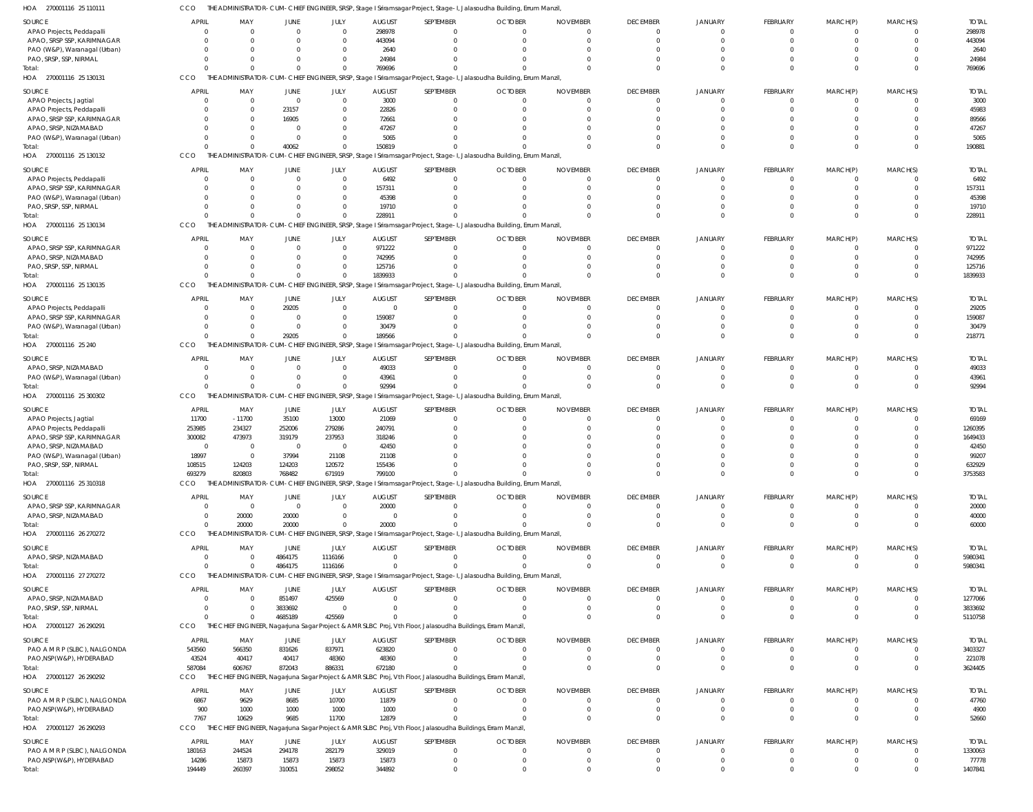HOA 270001116 25 110111 CCO THE ADMINISTRATOR-CUM-CHIEF ENGINEER, SRSP, Stage I Sriramsagar Project, Stage-I, Jalasoudha Building, Errum Manzil,

| SOURCE | APRIL | MAY | JUNE | JULY | AUGUST | SEPTEMBER | OCTOBER | NOVEMBER | DECEMBER | JANUARY | FEBRUARY | MARCH(P) | MARCH(S) | TOTAL |
|---|---|---|---|---|---|---|---|---|---|---|---|---|---|---|
| APAO Projects, Peddapalli | 0 | 0 | 0 | 0 | 298978 | 0 | 0 | 0 | 0 | 0 | 0 | 0 | 0 | 298978 |
| APAO, SRSP SSP, KARIMNAGAR | 0 | 0 | 0 | 0 | 443094 | 0 | 0 | 0 | 0 | 0 | 0 | 0 | 0 | 443094 |
| PAO (W&P), Waranagal (Urban) | 0 | 0 | 0 | 0 | 2640 | 0 | 0 | 0 | 0 | 0 | 0 | 0 | 0 | 2640 |
| PAO, SRSP, SSP, NIRMAL | 0 | 0 | 0 | 0 | 24984 | 0 | 0 | 0 | 0 | 0 | 0 | 0 | 0 | 24984 |
| Total: | 0 | 0 | 0 | 0 | 769696 | 0 | 0 | 0 | 0 | 0 | 0 | 0 | 0 | 769696 |

HOA 270001116 25 130131 CCO THE ADMINISTRATOR-CUM-CHIEF ENGINEER, SRSP, Stage I Sriramsagar Project, Stage-I, Jalasoudha Building, Errum Manzil,

| SOURCE | APRIL | MAY | JUNE | JULY | AUGUST | SEPTEMBER | OCTOBER | NOVEMBER | DECEMBER | JANUARY | FEBRUARY | MARCH(P) | MARCH(S) | TOTAL |
|---|---|---|---|---|---|---|---|---|---|---|---|---|---|---|
| APAO Projects, Jagtial | 0 | 0 | 0 | 0 | 3000 | 0 | 0 | 0 | 0 | 0 | 0 | 0 | 0 | 3000 |
| APAO Projects, Peddapalli | 0 | 0 | 23157 | 0 | 22826 | 0 | 0 | 0 | 0 | 0 | 0 | 0 | 0 | 45983 |
| APAO, SRSP SSP, KARIMNAGAR | 0 | 0 | 16905 | 0 | 72661 | 0 | 0 | 0 | 0 | 0 | 0 | 0 | 0 | 89566 |
| APAO, SRSP, NIZAMABAD | 0 | 0 | 0 | 0 | 47267 | 0 | 0 | 0 | 0 | 0 | 0 | 0 | 0 | 47267 |
| PAO (W&P), Waranagal (Urban) | 0 | 0 | 0 | 0 | 5065 | 0 | 0 | 0 | 0 | 0 | 0 | 0 | 0 | 5065 |
| Total: | 0 | 0 | 40062 | 0 | 150819 | 0 | 0 | 0 | 0 | 0 | 0 | 0 | 0 | 190881 |

HOA 270001116 25 130132 CCO THE ADMINISTRATOR-CUM-CHIEF ENGINEER, SRSP, Stage I Sriramsagar Project, Stage-I, Jalasoudha Building, Errum Manzil,

| SOURCE | APRIL | MAY | JUNE | JULY | AUGUST | SEPTEMBER | OCTOBER | NOVEMBER | DECEMBER | JANUARY | FEBRUARY | MARCH(P) | MARCH(S) | TOTAL |
|---|---|---|---|---|---|---|---|---|---|---|---|---|---|---|
| APAO Projects, Peddapalli | 0 | 0 | 0 | 0 | 6492 | 0 | 0 | 0 | 0 | 0 | 0 | 0 | 0 | 6492 |
| APAO, SRSP SSP, KARIMNAGAR | 0 | 0 | 0 | 0 | 157311 | 0 | 0 | 0 | 0 | 0 | 0 | 0 | 0 | 157311 |
| PAO (W&P), Waranagal (Urban) | 0 | 0 | 0 | 0 | 45398 | 0 | 0 | 0 | 0 | 0 | 0 | 0 | 0 | 45398 |
| PAO, SRSP, SSP, NIRMAL | 0 | 0 | 0 | 0 | 19710 | 0 | 0 | 0 | 0 | 0 | 0 | 0 | 0 | 19710 |
| Total: | 0 | 0 | 0 | 0 | 228911 | 0 | 0 | 0 | 0 | 0 | 0 | 0 | 0 | 228911 |

HOA 270001116 25 130134 CCO THE ADMINISTRATOR-CUM-CHIEF ENGINEER, SRSP, Stage I Sriramsagar Project, Stage-I, Jalasoudha Building, Errum Manzil,

| SOURCE | APRIL | MAY | JUNE | JULY | AUGUST | SEPTEMBER | OCTOBER | NOVEMBER | DECEMBER | JANUARY | FEBRUARY | MARCH(P) | MARCH(S) | TOTAL |
|---|---|---|---|---|---|---|---|---|---|---|---|---|---|---|
| APAO, SRSP SSP, KARIMNAGAR | 0 | 0 | 0 | 0 | 971222 | 0 | 0 | 0 | 0 | 0 | 0 | 0 | 0 | 971222 |
| APAO, SRSP, NIZAMABAD | 0 | 0 | 0 | 0 | 742995 | 0 | 0 | 0 | 0 | 0 | 0 | 0 | 0 | 742995 |
| PAO, SRSP, SSP, NIRMAL | 0 | 0 | 0 | 0 | 125716 | 0 | 0 | 0 | 0 | 0 | 0 | 0 | 0 | 125716 |
| Total: | 0 | 0 | 0 | 0 | 1839933 | 0 | 0 | 0 | 0 | 0 | 0 | 0 | 0 | 1839933 |

HOA 270001116 25 130135 CCO THE ADMINISTRATOR-CUM-CHIEF ENGINEER, SRSP, Stage I Sriramsagar Project, Stage-I, Jalasoudha Building, Errum Manzil,

| SOURCE | APRIL | MAY | JUNE | JULY | AUGUST | SEPTEMBER | OCTOBER | NOVEMBER | DECEMBER | JANUARY | FEBRUARY | MARCH(P) | MARCH(S) | TOTAL |
|---|---|---|---|---|---|---|---|---|---|---|---|---|---|---|
| APAO Projects, Peddapalli | 0 | 0 | 29205 | 0 | 0 | 0 | 0 | 0 | 0 | 0 | 0 | 0 | 0 | 29205 |
| APAO, SRSP SSP, KARIMNAGAR | 0 | 0 | 0 | 0 | 159087 | 0 | 0 | 0 | 0 | 0 | 0 | 0 | 0 | 159087 |
| PAO (W&P), Waranagal (Urban) | 0 | 0 | 0 | 0 | 30479 | 0 | 0 | 0 | 0 | 0 | 0 | 0 | 0 | 30479 |
| Total: | 0 | 0 | 29205 | 0 | 189566 | 0 | 0 | 0 | 0 | 0 | 0 | 0 | 0 | 218771 |

HOA 270001116 25 240 CCO THE ADMINISTRATOR-CUM-CHIEF ENGINEER, SRSP, Stage I Sriramsagar Project, Stage-I, Jalasoudha Building, Errum Manzil,

| SOURCE | APRIL | MAY | JUNE | JULY | AUGUST | SEPTEMBER | OCTOBER | NOVEMBER | DECEMBER | JANUARY | FEBRUARY | MARCH(P) | MARCH(S) | TOTAL |
|---|---|---|---|---|---|---|---|---|---|---|---|---|---|---|
| APAO, SRSP, NIZAMABAD | 0 | 0 | 0 | 0 | 49033 | 0 | 0 | 0 | 0 | 0 | 0 | 0 | 0 | 49033 |
| PAO (W&P), Waranagal (Urban) | 0 | 0 | 0 | 0 | 43961 | 0 | 0 | 0 | 0 | 0 | 0 | 0 | 0 | 43961 |
| Total: | 0 | 0 | 0 | 0 | 92994 | 0 | 0 | 0 | 0 | 0 | 0 | 0 | 0 | 92994 |

HOA 270001116 25 300302 CCO THE ADMINISTRATOR-CUM-CHIEF ENGINEER, SRSP, Stage I Sriramsagar Project, Stage-I, Jalasoudha Building, Errum Manzil,

| SOURCE | APRIL | MAY | JUNE | JULY | AUGUST | SEPTEMBER | OCTOBER | NOVEMBER | DECEMBER | JANUARY | FEBRUARY | MARCH(P) | MARCH(S) | TOTAL |
|---|---|---|---|---|---|---|---|---|---|---|---|---|---|---|
| APAO Projects, Jagtial | 11700 | -11700 | 35100 | 13000 | 21069 | 0 | 0 | 0 | 0 | 0 | 0 | 0 | 0 | 69169 |
| APAO Projects, Peddapalli | 253985 | 234327 | 252006 | 279286 | 240791 | 0 | 0 | 0 | 0 | 0 | 0 | 0 | 0 | 1260395 |
| APAO, SRSP SSP, KARIMNAGAR | 300082 | 473973 | 319179 | 237953 | 318246 | 0 | 0 | 0 | 0 | 0 | 0 | 0 | 0 | 1649433 |
| APAO, SRSP, NIZAMABAD | 0 | 0 | 0 | 0 | 42450 | 0 | 0 | 0 | 0 | 0 | 0 | 0 | 0 | 42450 |
| PAO (W&P), Waranagal (Urban) | 18997 | 0 | 37994 | 21108 | 21108 | 0 | 0 | 0 | 0 | 0 | 0 | 0 | 0 | 99207 |
| PAO, SRSP, SSP, NIRMAL | 108515 | 124203 | 124203 | 120572 | 155436 | 0 | 0 | 0 | 0 | 0 | 0 | 0 | 0 | 632929 |
| Total: | 693279 | 820803 | 768482 | 671919 | 799100 | 0 | 0 | 0 | 0 | 0 | 0 | 0 | 0 | 3753583 |

HOA 270001116 25 310318 CCO THE ADMINISTRATOR-CUM-CHIEF ENGINEER, SRSP, Stage I Sriramsagar Project, Stage-I, Jalasoudha Building, Errum Manzil,

| SOURCE | APRIL | MAY | JUNE | JULY | AUGUST | SEPTEMBER | OCTOBER | NOVEMBER | DECEMBER | JANUARY | FEBRUARY | MARCH(P) | MARCH(S) | TOTAL |
|---|---|---|---|---|---|---|---|---|---|---|---|---|---|---|
| APAO, SRSP SSP, KARIMNAGAR | 0 | 0 | 0 | 0 | 20000 | 0 | 0 | 0 | 0 | 0 | 0 | 0 | 0 | 20000 |
| APAO, SRSP, NIZAMABAD | 0 | 20000 | 20000 | 0 | 0 | 0 | 0 | 0 | 0 | 0 | 0 | 0 | 0 | 40000 |
| Total: | 0 | 20000 | 20000 | 0 | 20000 | 0 | 0 | 0 | 0 | 0 | 0 | 0 | 0 | 60000 |

HOA 270001116 26 270272 CCO THE ADMINISTRATOR-CUM-CHIEF ENGINEER, SRSP, Stage I Sriramsagar Project, Stage-I, Jalasoudha Building, Errum Manzil,

| SOURCE | APRIL | MAY | JUNE | JULY | AUGUST | SEPTEMBER | OCTOBER | NOVEMBER | DECEMBER | JANUARY | FEBRUARY | MARCH(P) | MARCH(S) | TOTAL |
|---|---|---|---|---|---|---|---|---|---|---|---|---|---|---|
| APAO, SRSP, NIZAMABAD | 0 | 0 | 4864175 | 1116166 | 0 | 0 | 0 | 0 | 0 | 0 | 0 | 0 | 0 | 5980341 |
| Total: | 0 | 0 | 4864175 | 1116166 | 0 | 0 | 0 | 0 | 0 | 0 | 0 | 0 | 0 | 5980341 |

HOA 270001116 27 270272 CCO THE ADMINISTRATOR-CUM-CHIEF ENGINEER, SRSP, Stage I Sriramsagar Project, Stage-I, Jalasoudha Building, Errum Manzil,

| SOURCE | APRIL | MAY | JUNE | JULY | AUGUST | SEPTEMBER | OCTOBER | NOVEMBER | DECEMBER | JANUARY | FEBRUARY | MARCH(P) | MARCH(S) | TOTAL |
|---|---|---|---|---|---|---|---|---|---|---|---|---|---|---|
| APAO, SRSP, NIZAMABAD | 0 | 0 | 851497 | 425569 | 0 | 0 | 0 | 0 | 0 | 0 | 0 | 0 | 0 | 1277066 |
| PAO, SRSP, SSP, NIRMAL | 0 | 0 | 3833692 | 0 | 0 | 0 | 0 | 0 | 0 | 0 | 0 | 0 | 0 | 3833692 |
| Total: | 0 | 0 | 4685189 | 425569 | 0 | 0 | 0 | 0 | 0 | 0 | 0 | 0 | 0 | 5110758 |

HOA 270001127 26 290291 CCO THE CHIEF ENGINEER, Nagarjuna Sagar Project & AMRSLBC Proj, Vth Floor, Jalasoudha Buildings, Erram Manzil,

| SOURCE | APRIL | MAY | JUNE | JULY | AUGUST | SEPTEMBER | OCTOBER | NOVEMBER | DECEMBER | JANUARY | FEBRUARY | MARCH(P) | MARCH(S) | TOTAL |
|---|---|---|---|---|---|---|---|---|---|---|---|---|---|---|
| PAO A M R P (SLBC), NALGONDA | 543560 | 566350 | 831626 | 837971 | 623820 | 0 | 0 | 0 | 0 | 0 | 0 | 0 | 0 | 3403327 |
| PAO,NSP(W&P), HYDERABAD | 43524 | 40417 | 40417 | 48360 | 48360 | 0 | 0 | 0 | 0 | 0 | 0 | 0 | 0 | 221078 |
| Total: | 587084 | 606767 | 872043 | 886331 | 672180 | 0 | 0 | 0 | 0 | 0 | 0 | 0 | 0 | 3624405 |

HOA 270001127 26 290292 CCO THE CHIEF ENGINEER, Nagarjuna Sagar Project & AMRSLBC Proj, Vth Floor, Jalasoudha Buildings, Erram Manzil,

| SOURCE | APRIL | MAY | JUNE | JULY | AUGUST | SEPTEMBER | OCTOBER | NOVEMBER | DECEMBER | JANUARY | FEBRUARY | MARCH(P) | MARCH(S) | TOTAL |
|---|---|---|---|---|---|---|---|---|---|---|---|---|---|---|
| PAO A M R P (SLBC), NALGONDA | 6867 | 9629 | 8685 | 10700 | 11879 | 0 | 0 | 0 | 0 | 0 | 0 | 0 | 0 | 47760 |
| PAO,NSP(W&P), HYDERABAD | 900 | 1000 | 1000 | 1000 | 1000 | 0 | 0 | 0 | 0 | 0 | 0 | 0 | 0 | 4900 |
| Total: | 7767 | 10629 | 9685 | 11700 | 12879 | 0 | 0 | 0 | 0 | 0 | 0 | 0 | 0 | 52660 |

HOA 270001127 26 290293 CCO THE CHIEF ENGINEER, Nagarjuna Sagar Project & AMRSLBC Proj, Vth Floor, Jalasoudha Buildings, Erram Manzil,

| SOURCE | APRIL | MAY | JUNE | JULY | AUGUST | SEPTEMBER | OCTOBER | NOVEMBER | DECEMBER | JANUARY | FEBRUARY | MARCH(P) | MARCH(S) | TOTAL |
|---|---|---|---|---|---|---|---|---|---|---|---|---|---|---|
| PAO A M R P (SLBC), NALGONDA | 180163 | 244524 | 294178 | 282179 | 329019 | 0 | 0 | 0 | 0 | 0 | 0 | 0 | 0 | 1330063 |
| PAO,NSP(W&P), HYDERABAD | 14286 | 15873 | 15873 | 15873 | 15873 | 0 | 0 | 0 | 0 | 0 | 0 | 0 | 0 | 77778 |
| Total: | 194449 | 260397 | 310051 | 298052 | 344892 | 0 | 0 | 0 | 0 | 0 | 0 | 0 | 0 | 1407841 |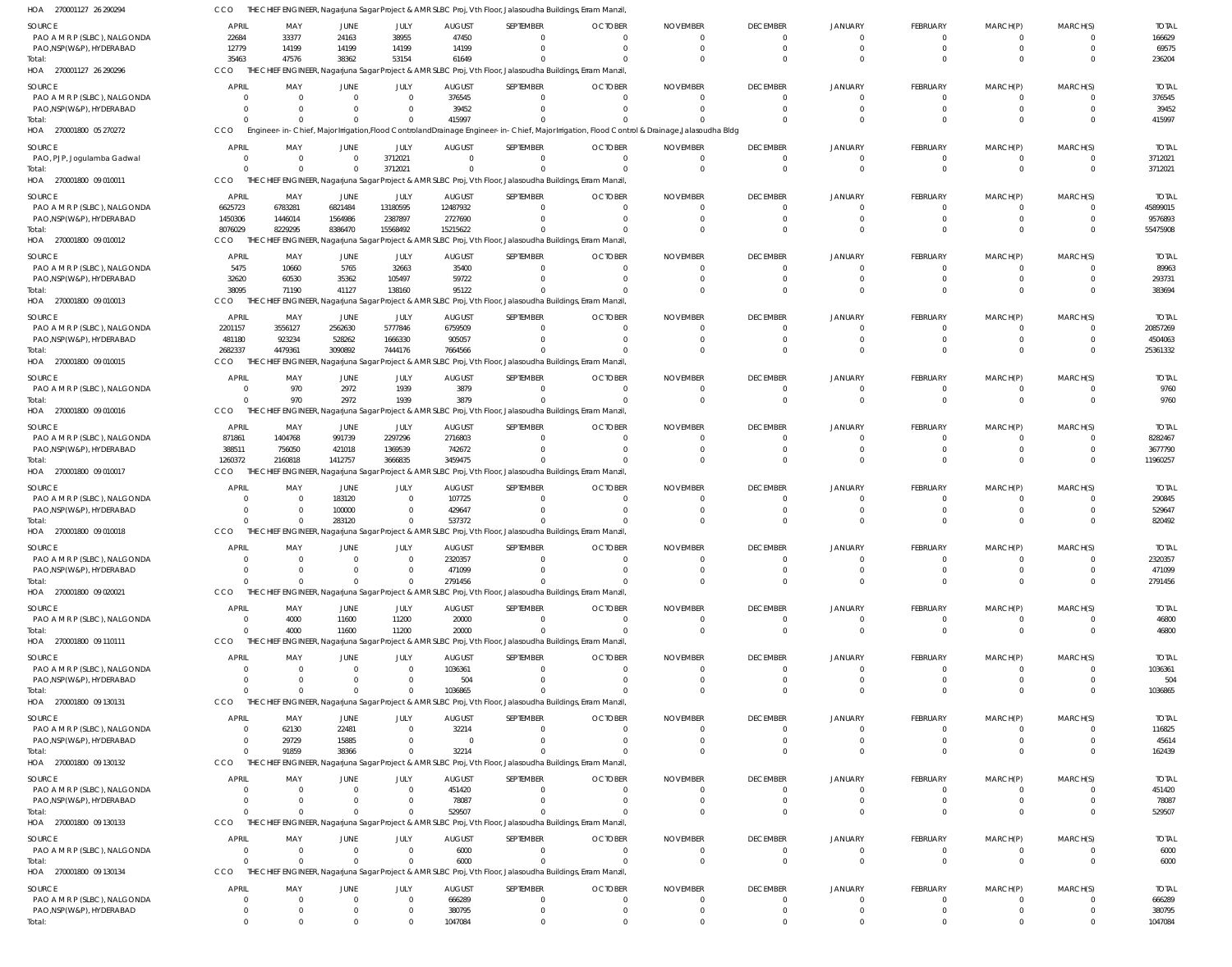HOA 270001127 26 290294 CCO THE CHIEF ENGINEER, Nagarjuna Sagar Project & AMRSLBC Proj, Vth Floor, Jalasoudha Buildings, Erram Manzil,

| SOURCE | APRIL | MAY | JUNE | JULY | AUGUST | SEPTEMBER | OCTOBER | NOVEMBER | DECEMBER | JANUARY | FEBRUARY | MARCH(P) | MARCH(S) | TOTAL |
|---|---|---|---|---|---|---|---|---|---|---|---|---|---|---|
| PAO A M R P (SLBC), NALGONDA | 22684 | 33377 | 24163 | 38955 | 47450 | 0 | 0 | 0 | 0 | 0 | 0 | 0 | 0 | 166629 |
| PAO,NSP(W&P), HYDERABAD | 12779 | 14199 | 14199 | 14199 | 14199 | 0 | 0 | 0 | 0 | 0 | 0 | 0 | 0 | 69575 |
| Total: | 35463 | 47576 | 38362 | 53154 | 61649 | 0 | 0 | 0 | 0 | 0 | 0 | 0 | 0 | 236204 |

HOA 270001127 26 290296 CCO THE CHIEF ENGINEER, Nagarjuna Sagar Project & AMRSLBC Proj, Vth Floor, Jalasoudha Buildings, Erram Manzil,

| SOURCE | APRIL | MAY | JUNE | JULY | AUGUST | SEPTEMBER | OCTOBER | NOVEMBER | DECEMBER | JANUARY | FEBRUARY | MARCH(P) | MARCH(S) | TOTAL |
|---|---|---|---|---|---|---|---|---|---|---|---|---|---|---|
| PAO A M R P (SLBC), NALGONDA | 0 | 0 | 0 | 0 | 376545 | 0 | 0 | 0 | 0 | 0 | 0 | 0 | 0 | 376545 |
| PAO,NSP(W&P), HYDERABAD | 0 | 0 | 0 | 0 | 39452 | 0 | 0 | 0 | 0 | 0 | 0 | 0 | 0 | 39452 |
| Total: | 0 | 0 | 0 | 0 | 415997 | 0 | 0 | 0 | 0 | 0 | 0 | 0 | 0 | 415997 |

HOA 270001800 05 270272 CCO Engineer-in-Chief, Major Irrigation,Flood Control and Drainage Engineer-in-Chief, Major Irrigation, Flood Control & Drainage,Jalasoudha Bldg

| SOURCE | APRIL | MAY | JUNE | JULY | AUGUST | SEPTEMBER | OCTOBER | NOVEMBER | DECEMBER | JANUARY | FEBRUARY | MARCH(P) | MARCH(S) | TOTAL |
|---|---|---|---|---|---|---|---|---|---|---|---|---|---|---|
| PAO, PJP, Jogulamba Gadwal | 0 | 0 | 0 | 3712021 | 0 | 0 | 0 | 0 | 0 | 0 | 0 | 0 | 0 | 3712021 |
| Total: | 0 | 0 | 0 | 3712021 | 0 | 0 | 0 | 0 | 0 | 0 | 0 | 0 | 0 | 3712021 |

HOA 270001800 09 010011 CCO THE CHIEF ENGINEER, Nagarjuna Sagar Project & AMRSLBC Proj, Vth Floor, Jalasoudha Buildings, Erram Manzil,

| SOURCE | APRIL | MAY | JUNE | JULY | AUGUST | SEPTEMBER | OCTOBER | NOVEMBER | DECEMBER | JANUARY | FEBRUARY | MARCH(P) | MARCH(S) | TOTAL |
|---|---|---|---|---|---|---|---|---|---|---|---|---|---|---|
| PAO A M R P (SLBC), NALGONDA | 6625723 | 6783281 | 6821484 | 13180595 | 12487932 | 0 | 0 | 0 | 0 | 0 | 0 | 0 | 0 | 45899015 |
| PAO,NSP(W&P), HYDERABAD | 1450306 | 1446014 | 1564986 | 2387897 | 2727690 | 0 | 0 | 0 | 0 | 0 | 0 | 0 | 0 | 9576893 |
| Total: | 8076029 | 8229295 | 8386470 | 15568492 | 15215622 | 0 | 0 | 0 | 0 | 0 | 0 | 0 | 0 | 55475908 |

HOA 270001800 09 010012 CCO THE CHIEF ENGINEER, Nagarjuna Sagar Project & AMRSLBC Proj, Vth Floor, Jalasoudha Buildings, Erram Manzil,

| SOURCE | APRIL | MAY | JUNE | JULY | AUGUST | SEPTEMBER | OCTOBER | NOVEMBER | DECEMBER | JANUARY | FEBRUARY | MARCH(P) | MARCH(S) | TOTAL |
|---|---|---|---|---|---|---|---|---|---|---|---|---|---|---|
| PAO A M R P (SLBC), NALGONDA | 5475 | 10660 | 5765 | 32663 | 35400 | 0 | 0 | 0 | 0 | 0 | 0 | 0 | 0 | 89963 |
| PAO,NSP(W&P), HYDERABAD | 32620 | 60530 | 35362 | 105497 | 59722 | 0 | 0 | 0 | 0 | 0 | 0 | 0 | 0 | 293731 |
| Total: | 38095 | 71190 | 41127 | 138160 | 95122 | 0 | 0 | 0 | 0 | 0 | 0 | 0 | 0 | 383694 |

HOA 270001800 09 010013 CCO THE CHIEF ENGINEER, Nagarjuna Sagar Project & AMRSLBC Proj, Vth Floor, Jalasoudha Buildings, Erram Manzil,

| SOURCE | APRIL | MAY | JUNE | JULY | AUGUST | SEPTEMBER | OCTOBER | NOVEMBER | DECEMBER | JANUARY | FEBRUARY | MARCH(P) | MARCH(S) | TOTAL |
|---|---|---|---|---|---|---|---|---|---|---|---|---|---|---|
| PAO A M R P (SLBC), NALGONDA | 2201157 | 3556127 | 2562630 | 5777846 | 6759509 | 0 | 0 | 0 | 0 | 0 | 0 | 0 | 0 | 20857269 |
| PAO,NSP(W&P), HYDERABAD | 481180 | 923234 | 528262 | 1666330 | 905057 | 0 | 0 | 0 | 0 | 0 | 0 | 0 | 0 | 4504063 |
| Total: | 2682337 | 4479361 | 3090892 | 7444176 | 7664566 | 0 | 0 | 0 | 0 | 0 | 0 | 0 | 0 | 25361332 |

HOA 270001800 09 010015 CCO THE CHIEF ENGINEER, Nagarjuna Sagar Project & AMRSLBC Proj, Vth Floor, Jalasoudha Buildings, Erram Manzil,

| SOURCE | APRIL | MAY | JUNE | JULY | AUGUST | SEPTEMBER | OCTOBER | NOVEMBER | DECEMBER | JANUARY | FEBRUARY | MARCH(P) | MARCH(S) | TOTAL |
|---|---|---|---|---|---|---|---|---|---|---|---|---|---|---|
| PAO A M R P (SLBC), NALGONDA | 0 | 970 | 2972 | 1939 | 3879 | 0 | 0 | 0 | 0 | 0 | 0 | 0 | 0 | 9760 |
| Total: | 0 | 970 | 2972 | 1939 | 3879 | 0 | 0 | 0 | 0 | 0 | 0 | 0 | 0 | 9760 |

HOA 270001800 09 010016 CCO THE CHIEF ENGINEER, Nagarjuna Sagar Project & AMRSLBC Proj, Vth Floor, Jalasoudha Buildings, Erram Manzil,

| SOURCE | APRIL | MAY | JUNE | JULY | AUGUST | SEPTEMBER | OCTOBER | NOVEMBER | DECEMBER | JANUARY | FEBRUARY | MARCH(P) | MARCH(S) | TOTAL |
|---|---|---|---|---|---|---|---|---|---|---|---|---|---|---|
| PAO A M R P (SLBC), NALGONDA | 871861 | 1404768 | 991739 | 2297296 | 2716803 | 0 | 0 | 0 | 0 | 0 | 0 | 0 | 0 | 8282467 |
| PAO,NSP(W&P), HYDERABAD | 388511 | 756050 | 421018 | 1369539 | 742672 | 0 | 0 | 0 | 0 | 0 | 0 | 0 | 0 | 3677790 |
| Total: | 1260372 | 2160818 | 1412757 | 3666835 | 3459475 | 0 | 0 | 0 | 0 | 0 | 0 | 0 | 0 | 11960257 |

HOA 270001800 09 010017 CCO THE CHIEF ENGINEER, Nagarjuna Sagar Project & AMRSLBC Proj, Vth Floor, Jalasoudha Buildings, Erram Manzil,

| SOURCE | APRIL | MAY | JUNE | JULY | AUGUST | SEPTEMBER | OCTOBER | NOVEMBER | DECEMBER | JANUARY | FEBRUARY | MARCH(P) | MARCH(S) | TOTAL |
|---|---|---|---|---|---|---|---|---|---|---|---|---|---|---|
| PAO A M R P (SLBC), NALGONDA | 0 | 0 | 183120 | 0 | 107725 | 0 | 0 | 0 | 0 | 0 | 0 | 0 | 0 | 290845 |
| PAO,NSP(W&P), HYDERABAD | 0 | 0 | 100000 | 0 | 429647 | 0 | 0 | 0 | 0 | 0 | 0 | 0 | 0 | 529647 |
| Total: | 0 | 0 | 283120 | 0 | 537372 | 0 | 0 | 0 | 0 | 0 | 0 | 0 | 0 | 820492 |

HOA 270001800 09 010018 CCO THE CHIEF ENGINEER, Nagarjuna Sagar Project & AMRSLBC Proj, Vth Floor, Jalasoudha Buildings, Erram Manzil,

| SOURCE | APRIL | MAY | JUNE | JULY | AUGUST | SEPTEMBER | OCTOBER | NOVEMBER | DECEMBER | JANUARY | FEBRUARY | MARCH(P) | MARCH(S) | TOTAL |
|---|---|---|---|---|---|---|---|---|---|---|---|---|---|---|
| PAO A M R P (SLBC), NALGONDA | 0 | 0 | 0 | 0 | 2320357 | 0 | 0 | 0 | 0 | 0 | 0 | 0 | 0 | 2320357 |
| PAO,NSP(W&P), HYDERABAD | 0 | 0 | 0 | 0 | 471099 | 0 | 0 | 0 | 0 | 0 | 0 | 0 | 0 | 471099 |
| Total: | 0 | 0 | 0 | 0 | 2791456 | 0 | 0 | 0 | 0 | 0 | 0 | 0 | 0 | 2791456 |

HOA 270001800 09 020021 CCO THE CHIEF ENGINEER, Nagarjuna Sagar Project & AMRSLBC Proj, Vth Floor, Jalasoudha Buildings, Erram Manzil,

| SOURCE | APRIL | MAY | JUNE | JULY | AUGUST | SEPTEMBER | OCTOBER | NOVEMBER | DECEMBER | JANUARY | FEBRUARY | MARCH(P) | MARCH(S) | TOTAL |
|---|---|---|---|---|---|---|---|---|---|---|---|---|---|---|
| PAO A M R P (SLBC), NALGONDA | 0 | 4000 | 11600 | 11200 | 20000 | 0 | 0 | 0 | 0 | 0 | 0 | 0 | 0 | 46800 |
| Total: | 0 | 4000 | 11600 | 11200 | 20000 | 0 | 0 | 0 | 0 | 0 | 0 | 0 | 0 | 46800 |

HOA 270001800 09 110111 CCO THE CHIEF ENGINEER, Nagarjuna Sagar Project & AMRSLBC Proj, Vth Floor, Jalasoudha Buildings, Erram Manzil,

| SOURCE | APRIL | MAY | JUNE | JULY | AUGUST | SEPTEMBER | OCTOBER | NOVEMBER | DECEMBER | JANUARY | FEBRUARY | MARCH(P) | MARCH(S) | TOTAL |
|---|---|---|---|---|---|---|---|---|---|---|---|---|---|---|
| PAO A M R P (SLBC), NALGONDA | 0 | 0 | 0 | 0 | 1036361 | 0 | 0 | 0 | 0 | 0 | 0 | 0 | 0 | 1036361 |
| PAO,NSP(W&P), HYDERABAD | 0 | 0 | 0 | 0 | 504 | 0 | 0 | 0 | 0 | 0 | 0 | 0 | 0 | 504 |
| Total: | 0 | 0 | 0 | 0 | 1036865 | 0 | 0 | 0 | 0 | 0 | 0 | 0 | 0 | 1036865 |

HOA 270001800 09 130131 CCO THE CHIEF ENGINEER, Nagarjuna Sagar Project & AMRSLBC Proj, Vth Floor, Jalasoudha Buildings, Erram Manzil,

| SOURCE | APRIL | MAY | JUNE | JULY | AUGUST | SEPTEMBER | OCTOBER | NOVEMBER | DECEMBER | JANUARY | FEBRUARY | MARCH(P) | MARCH(S) | TOTAL |
|---|---|---|---|---|---|---|---|---|---|---|---|---|---|---|
| PAO A M R P (SLBC), NALGONDA | 0 | 62130 | 22481 | 0 | 32214 | 0 | 0 | 0 | 0 | 0 | 0 | 0 | 0 | 116825 |
| PAO,NSP(W&P), HYDERABAD | 0 | 29729 | 15885 | 0 | 0 | 0 | 0 | 0 | 0 | 0 | 0 | 0 | 0 | 45614 |
| Total: | 0 | 91859 | 38366 | 0 | 32214 | 0 | 0 | 0 | 0 | 0 | 0 | 0 | 0 | 162439 |

HOA 270001800 09 130132 CCO THE CHIEF ENGINEER, Nagarjuna Sagar Project & AMRSLBC Proj, Vth Floor, Jalasoudha Buildings, Erram Manzil,

| SOURCE | APRIL | MAY | JUNE | JULY | AUGUST | SEPTEMBER | OCTOBER | NOVEMBER | DECEMBER | JANUARY | FEBRUARY | MARCH(P) | MARCH(S) | TOTAL |
|---|---|---|---|---|---|---|---|---|---|---|---|---|---|---|
| PAO A M R P (SLBC), NALGONDA | 0 | 0 | 0 | 0 | 451420 | 0 | 0 | 0 | 0 | 0 | 0 | 0 | 0 | 451420 |
| PAO,NSP(W&P), HYDERABAD | 0 | 0 | 0 | 0 | 78087 | 0 | 0 | 0 | 0 | 0 | 0 | 0 | 0 | 78087 |
| Total: | 0 | 0 | 0 | 0 | 529507 | 0 | 0 | 0 | 0 | 0 | 0 | 0 | 0 | 529507 |

HOA 270001800 09 130133 CCO THE CHIEF ENGINEER, Nagarjuna Sagar Project & AMRSLBC Proj, Vth Floor, Jalasoudha Buildings, Erram Manzil,

| SOURCE | APRIL | MAY | JUNE | JULY | AUGUST | SEPTEMBER | OCTOBER | NOVEMBER | DECEMBER | JANUARY | FEBRUARY | MARCH(P) | MARCH(S) | TOTAL |
|---|---|---|---|---|---|---|---|---|---|---|---|---|---|---|
| PAO A M R P (SLBC), NALGONDA | 0 | 0 | 0 | 0 | 6000 | 0 | 0 | 0 | 0 | 0 | 0 | 0 | 0 | 6000 |
| Total: | 0 | 0 | 0 | 0 | 6000 | 0 | 0 | 0 | 0 | 0 | 0 | 0 | 0 | 6000 |

HOA 270001800 09 130134 CCO THE CHIEF ENGINEER, Nagarjuna Sagar Project & AMRSLBC Proj, Vth Floor, Jalasoudha Buildings, Erram Manzil,

| SOURCE | APRIL | MAY | JUNE | JULY | AUGUST | SEPTEMBER | OCTOBER | NOVEMBER | DECEMBER | JANUARY | FEBRUARY | MARCH(P) | MARCH(S) | TOTAL |
|---|---|---|---|---|---|---|---|---|---|---|---|---|---|---|
| PAO A M R P (SLBC), NALGONDA | 0 | 0 | 0 | 0 | 666289 | 0 | 0 | 0 | 0 | 0 | 0 | 0 | 0 | 666289 |
| PAO,NSP(W&P), HYDERABAD | 0 | 0 | 0 | 0 | 380795 | 0 | 0 | 0 | 0 | 0 | 0 | 0 | 0 | 380795 |
| Total: | 0 | 0 | 0 | 0 | 1047084 | 0 | 0 | 0 | 0 | 0 | 0 | 0 | 0 | 1047084 |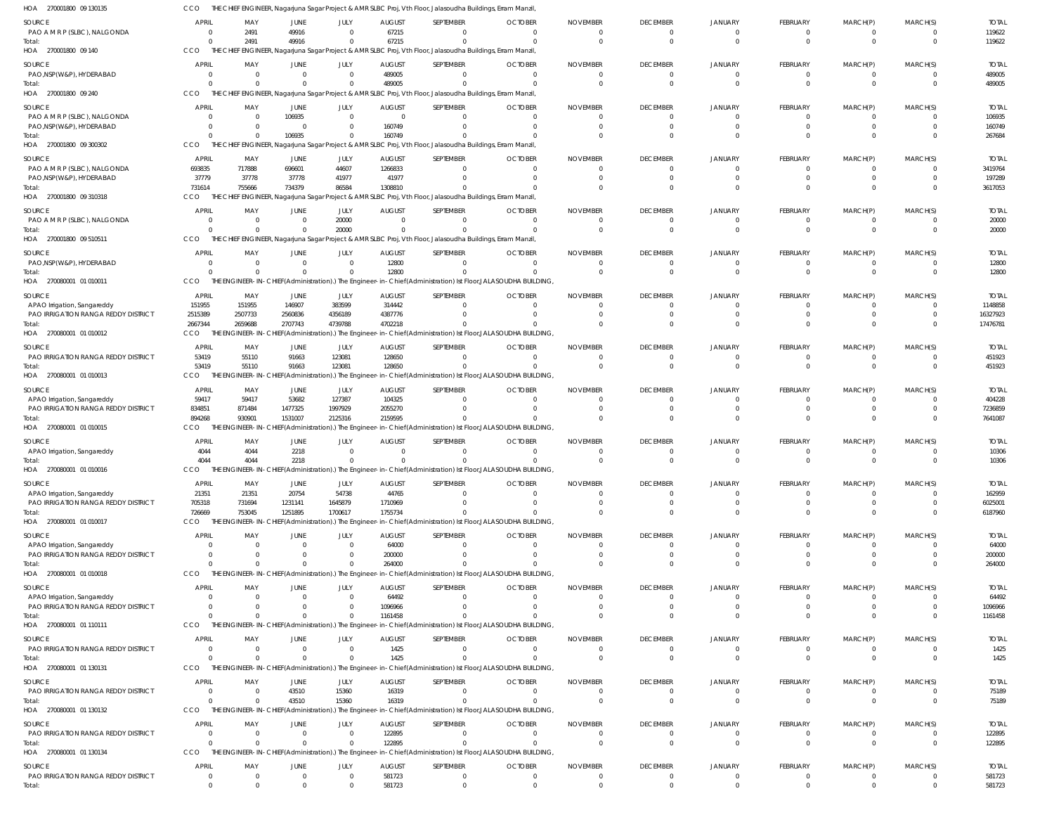HOA 270001800 09 130135 CCO THE CHIEF ENGINEER, Nagarjuna Sagar Project & AMR SLBC Proj, Vth Floor, Jalasoudha Buildings, Erram Manzil,

| SOURCE | APRIL | MAY | JUNE | JULY | AUGUST | SEPTEMBER | OCTOBER | NOVEMBER | DECEMBER | JANUARY | FEBRUARY | MARCH(P) | MARCH(S) | TOTAL |
|---|---|---|---|---|---|---|---|---|---|---|---|---|---|---|
| PAO A M R P (SLBC), NALGONDA | 0 | 2491 | 49916 | 0 | 67215 | 0 | 0 | 0 | 0 | 0 | 0 | 0 | 0 | 119622 |
| Total: | 0 | 2491 | 49916 | 0 | 67215 | 0 | 0 | 0 | 0 | 0 | 0 | 0 | 0 | 119622 |

HOA 270001800 09 140 CCO THE CHIEF ENGINEER, Nagarjuna Sagar Project & AMR SLBC Proj, Vth Floor, Jalasoudha Buildings, Erram Manzil,

| SOURCE | APRIL | MAY | JUNE | JULY | AUGUST | SEPTEMBER | OCTOBER | NOVEMBER | DECEMBER | JANUARY | FEBRUARY | MARCH(P) | MARCH(S) | TOTAL |
|---|---|---|---|---|---|---|---|---|---|---|---|---|---|---|
| PAO,NSP(W&P), HYDERABAD | 0 | 0 | 0 | 0 | 489005 | 0 | 0 | 0 | 0 | 0 | 0 | 0 | 0 | 489005 |
| Total: | 0 | 0 | 0 | 0 | 489005 | 0 | 0 | 0 | 0 | 0 | 0 | 0 | 0 | 489005 |

HOA 270001800 09 240 CCO THE CHIEF ENGINEER, Nagarjuna Sagar Project & AMR SLBC Proj, Vth Floor, Jalasoudha Buildings, Erram Manzil,

| SOURCE | APRIL | MAY | JUNE | JULY | AUGUST | SEPTEMBER | OCTOBER | NOVEMBER | DECEMBER | JANUARY | FEBRUARY | MARCH(P) | MARCH(S) | TOTAL |
|---|---|---|---|---|---|---|---|---|---|---|---|---|---|---|
| PAO A M R P (SLBC), NALGONDA | 0 | 0 | 106935 | 0 | 0 | 0 | 0 | 0 | 0 | 0 | 0 | 0 | 0 | 106935 |
| PAO,NSP(W&P), HYDERABAD | 0 | 0 | 0 | 0 | 160749 | 0 | 0 | 0 | 0 | 0 | 0 | 0 | 0 | 160749 |
| Total: | 0 | 0 | 106935 | 0 | 160749 | 0 | 0 | 0 | 0 | 0 | 0 | 0 | 0 | 267684 |

HOA 270001800 09 300302 CCO THE CHIEF ENGINEER, Nagarjuna Sagar Project & AMR SLBC Proj, Vth Floor, Jalasoudha Buildings, Erram Manzil,

| SOURCE | APRIL | MAY | JUNE | JULY | AUGUST | SEPTEMBER | OCTOBER | NOVEMBER | DECEMBER | JANUARY | FEBRUARY | MARCH(P) | MARCH(S) | TOTAL |
|---|---|---|---|---|---|---|---|---|---|---|---|---|---|---|
| PAO A M R P (SLBC), NALGONDA | 693835 | 717888 | 696601 | 44607 | 1266833 | 0 | 0 | 0 | 0 | 0 | 0 | 0 | 0 | 3419764 |
| PAO,NSP(W&P), HYDERABAD | 37779 | 37778 | 37778 | 41977 | 41977 | 0 | 0 | 0 | 0 | 0 | 0 | 0 | 0 | 197289 |
| Total: | 731614 | 755666 | 734379 | 86584 | 1308810 | 0 | 0 | 0 | 0 | 0 | 0 | 0 | 0 | 3617053 |

HOA 270001800 09 310318 CCO THE CHIEF ENGINEER, Nagarjuna Sagar Project & AMR SLBC Proj, Vth Floor, Jalasoudha Buildings, Erram Manzil,

| SOURCE | APRIL | MAY | JUNE | JULY | AUGUST | SEPTEMBER | OCTOBER | NOVEMBER | DECEMBER | JANUARY | FEBRUARY | MARCH(P) | MARCH(S) | TOTAL |
|---|---|---|---|---|---|---|---|---|---|---|---|---|---|---|
| PAO A M R P (SLBC), NALGONDA | 0 | 0 | 0 | 20000 | 0 | 0 | 0 | 0 | 0 | 0 | 0 | 0 | 0 | 20000 |
| Total: | 0 | 0 | 0 | 20000 | 0 | 0 | 0 | 0 | 0 | 0 | 0 | 0 | 0 | 20000 |

HOA 270001800 09 510511 CCO THE CHIEF ENGINEER, Nagarjuna Sagar Project & AMR SLBC Proj, Vth Floor, Jalasoudha Buildings, Erram Manzil,

| SOURCE | APRIL | MAY | JUNE | JULY | AUGUST | SEPTEMBER | OCTOBER | NOVEMBER | DECEMBER | JANUARY | FEBRUARY | MARCH(P) | MARCH(S) | TOTAL |
|---|---|---|---|---|---|---|---|---|---|---|---|---|---|---|
| PAO,NSP(W&P), HYDERABAD | 0 | 0 | 0 | 0 | 12800 | 0 | 0 | 0 | 0 | 0 | 0 | 0 | 0 | 12800 |
| Total: | 0 | 0 | 0 | 0 | 12800 | 0 | 0 | 0 | 0 | 0 | 0 | 0 | 0 | 12800 |

HOA 270080001 01 010011 CCO THE ENGINEER-IN-CHIEF(Administration).) The Engineer-in-Chief(Administration) Ist Floor,JALASOUDHA BUILDING,

| SOURCE | APRIL | MAY | JUNE | JULY | AUGUST | SEPTEMBER | OCTOBER | NOVEMBER | DECEMBER | JANUARY | FEBRUARY | MARCH(P) | MARCH(S) | TOTAL |
|---|---|---|---|---|---|---|---|---|---|---|---|---|---|---|
| APAO Irrigation, Sangareddy | 151955 | 151955 | 146907 | 383599 | 314442 | 0 | 0 | 0 | 0 | 0 | 0 | 0 | 0 | 1148858 |
| PAO IRRIGATION RANGA REDDY DISTRICT | 2515389 | 2507733 | 2560836 | 4356189 | 4387776 | 0 | 0 | 0 | 0 | 0 | 0 | 0 | 0 | 16327923 |
| Total: | 2667344 | 2659688 | 2707743 | 4739788 | 4702218 | 0 | 0 | 0 | 0 | 0 | 0 | 0 | 0 | 17476781 |

HOA 270080001 01 010012 CCO THE ENGINEER-IN-CHIEF(Administration).) The Engineer-in-Chief(Administration) Ist Floor,JALASOUDHA BUILDING,

| SOURCE | APRIL | MAY | JUNE | JULY | AUGUST | SEPTEMBER | OCTOBER | NOVEMBER | DECEMBER | JANUARY | FEBRUARY | MARCH(P) | MARCH(S) | TOTAL |
|---|---|---|---|---|---|---|---|---|---|---|---|---|---|---|
| PAO IRRIGATION RANGA REDDY DISTRICT | 53419 | 55110 | 91663 | 123081 | 128650 | 0 | 0 | 0 | 0 | 0 | 0 | 0 | 0 | 451923 |
| Total: | 53419 | 55110 | 91663 | 123081 | 128650 | 0 | 0 | 0 | 0 | 0 | 0 | 0 | 0 | 451923 |

HOA 270080001 01 010013 CCO THE ENGINEER-IN-CHIEF(Administration).) The Engineer-in-Chief(Administration) Ist Floor,JALASOUDHA BUILDING,

| SOURCE | APRIL | MAY | JUNE | JULY | AUGUST | SEPTEMBER | OCTOBER | NOVEMBER | DECEMBER | JANUARY | FEBRUARY | MARCH(P) | MARCH(S) | TOTAL |
|---|---|---|---|---|---|---|---|---|---|---|---|---|---|---|
| APAO Irrigation, Sangareddy | 59417 | 59417 | 53682 | 127387 | 104325 | 0 | 0 | 0 | 0 | 0 | 0 | 0 | 0 | 404228 |
| PAO IRRIGATION RANGA REDDY DISTRICT | 834851 | 871484 | 1477325 | 1997929 | 2055270 | 0 | 0 | 0 | 0 | 0 | 0 | 0 | 0 | 7236859 |
| Total: | 894268 | 930901 | 1531007 | 2125316 | 2159595 | 0 | 0 | 0 | 0 | 0 | 0 | 0 | 0 | 7641087 |

HOA 270080001 01 010015 CCO THE ENGINEER-IN-CHIEF(Administration).) The Engineer-in-Chief(Administration) Ist Floor,JALASOUDHA BUILDING,

| SOURCE | APRIL | MAY | JUNE | JULY | AUGUST | SEPTEMBER | OCTOBER | NOVEMBER | DECEMBER | JANUARY | FEBRUARY | MARCH(P) | MARCH(S) | TOTAL |
|---|---|---|---|---|---|---|---|---|---|---|---|---|---|---|
| APAO Irrigation, Sangareddy | 4044 | 4044 | 2218 | 0 | 0 | 0 | 0 | 0 | 0 | 0 | 0 | 0 | 0 | 10306 |
| Total: | 4044 | 4044 | 2218 | 0 | 0 | 0 | 0 | 0 | 0 | 0 | 0 | 0 | 0 | 10306 |

HOA 270080001 01 010016 CCO THE ENGINEER-IN-CHIEF(Administration).) The Engineer-in-Chief(Administration) Ist Floor,JALASOUDHA BUILDING,

| SOURCE | APRIL | MAY | JUNE | JULY | AUGUST | SEPTEMBER | OCTOBER | NOVEMBER | DECEMBER | JANUARY | FEBRUARY | MARCH(P) | MARCH(S) | TOTAL |
|---|---|---|---|---|---|---|---|---|---|---|---|---|---|---|
| APAO Irrigation, Sangareddy | 21351 | 21351 | 20754 | 54738 | 44765 | 0 | 0 | 0 | 0 | 0 | 0 | 0 | 0 | 162959 |
| PAO IRRIGATION RANGA REDDY DISTRICT | 705318 | 731694 | 1231141 | 1645879 | 1710969 | 0 | 0 | 0 | 0 | 0 | 0 | 0 | 0 | 6025001 |
| Total: | 726669 | 753045 | 1251895 | 1700617 | 1755734 | 0 | 0 | 0 | 0 | 0 | 0 | 0 | 0 | 6187960 |

HOA 270080001 01 010017 CCO THE ENGINEER-IN-CHIEF(Administration).) The Engineer-in-Chief(Administration) Ist Floor,JALASOUDHA BUILDING,

| SOURCE | APRIL | MAY | JUNE | JULY | AUGUST | SEPTEMBER | OCTOBER | NOVEMBER | DECEMBER | JANUARY | FEBRUARY | MARCH(P) | MARCH(S) | TOTAL |
|---|---|---|---|---|---|---|---|---|---|---|---|---|---|---|
| APAO Irrigation, Sangareddy | 0 | 0 | 0 | 0 | 64000 | 0 | 0 | 0 | 0 | 0 | 0 | 0 | 0 | 64000 |
| PAO IRRIGATION RANGA REDDY DISTRICT | 0 | 0 | 0 | 0 | 200000 | 0 | 0 | 0 | 0 | 0 | 0 | 0 | 0 | 200000 |
| Total: | 0 | 0 | 0 | 0 | 264000 | 0 | 0 | 0 | 0 | 0 | 0 | 0 | 0 | 264000 |

HOA 270080001 01 010018 CCO THE ENGINEER-IN-CHIEF(Administration).) The Engineer-in-Chief(Administration) Ist Floor,JALASOUDHA BUILDING,

| SOURCE | APRIL | MAY | JUNE | JULY | AUGUST | SEPTEMBER | OCTOBER | NOVEMBER | DECEMBER | JANUARY | FEBRUARY | MARCH(P) | MARCH(S) | TOTAL |
|---|---|---|---|---|---|---|---|---|---|---|---|---|---|---|
| APAO Irrigation, Sangareddy | 0 | 0 | 0 | 0 | 64492 | 0 | 0 | 0 | 0 | 0 | 0 | 0 | 0 | 64492 |
| PAO IRRIGATION RANGA REDDY DISTRICT | 0 | 0 | 0 | 0 | 1096966 | 0 | 0 | 0 | 0 | 0 | 0 | 0 | 0 | 1096966 |
| Total: | 0 | 0 | 0 | 0 | 1161458 | 0 | 0 | 0 | 0 | 0 | 0 | 0 | 0 | 1161458 |

HOA 270080001 01 110111 CCO THE ENGINEER-IN-CHIEF(Administration).) The Engineer-in-Chief(Administration) Ist Floor,JALASOUDHA BUILDING,

| SOURCE | APRIL | MAY | JUNE | JULY | AUGUST | SEPTEMBER | OCTOBER | NOVEMBER | DECEMBER | JANUARY | FEBRUARY | MARCH(P) | MARCH(S) | TOTAL |
|---|---|---|---|---|---|---|---|---|---|---|---|---|---|---|
| PAO IRRIGATION RANGA REDDY DISTRICT | 0 | 0 | 0 | 0 | 1425 | 0 | 0 | 0 | 0 | 0 | 0 | 0 | 0 | 1425 |
| Total: | 0 | 0 | 0 | 0 | 1425 | 0 | 0 | 0 | 0 | 0 | 0 | 0 | 0 | 1425 |

HOA 270080001 01 130131 CCO THE ENGINEER-IN-CHIEF(Administration).) The Engineer-in-Chief(Administration) Ist Floor,JALASOUDHA BUILDING,

| SOURCE | APRIL | MAY | JUNE | JULY | AUGUST | SEPTEMBER | OCTOBER | NOVEMBER | DECEMBER | JANUARY | FEBRUARY | MARCH(P) | MARCH(S) | TOTAL |
|---|---|---|---|---|---|---|---|---|---|---|---|---|---|---|
| PAO IRRIGATION RANGA REDDY DISTRICT | 0 | 0 | 43510 | 15360 | 16319 | 0 | 0 | 0 | 0 | 0 | 0 | 0 | 0 | 75189 |
| Total: | 0 | 0 | 43510 | 15360 | 16319 | 0 | 0 | 0 | 0 | 0 | 0 | 0 | 0 | 75189 |

HOA 270080001 01 130132 CCO THE ENGINEER-IN-CHIEF(Administration).) The Engineer-in-Chief(Administration) Ist Floor,JALASOUDHA BUILDING,

| SOURCE | APRIL | MAY | JUNE | JULY | AUGUST | SEPTEMBER | OCTOBER | NOVEMBER | DECEMBER | JANUARY | FEBRUARY | MARCH(P) | MARCH(S) | TOTAL |
|---|---|---|---|---|---|---|---|---|---|---|---|---|---|---|
| PAO IRRIGATION RANGA REDDY DISTRICT | 0 | 0 | 0 | 0 | 122895 | 0 | 0 | 0 | 0 | 0 | 0 | 0 | 0 | 122895 |
| Total: | 0 | 0 | 0 | 0 | 122895 | 0 | 0 | 0 | 0 | 0 | 0 | 0 | 0 | 122895 |

HOA 270080001 01 130134 CCO THE ENGINEER-IN-CHIEF(Administration).) The Engineer-in-Chief(Administration) Ist Floor,JALASOUDHA BUILDING,

| SOURCE | APRIL | MAY | JUNE | JULY | AUGUST | SEPTEMBER | OCTOBER | NOVEMBER | DECEMBER | JANUARY | FEBRUARY | MARCH(P) | MARCH(S) | TOTAL |
|---|---|---|---|---|---|---|---|---|---|---|---|---|---|---|
| PAO IRRIGATION RANGA REDDY DISTRICT | 0 | 0 | 0 | 0 | 581723 | 0 | 0 | 0 | 0 | 0 | 0 | 0 | 0 | 581723 |
| Total: | 0 | 0 | 0 | 0 | 581723 | 0 | 0 | 0 | 0 | 0 | 0 | 0 | 0 | 581723 |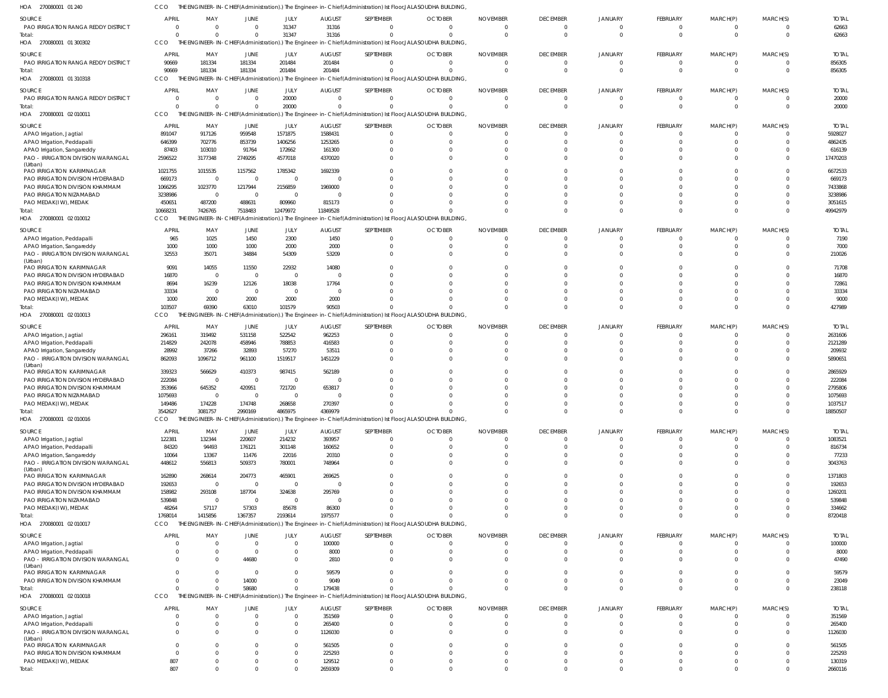HOA 270080001 01 240 CCO THE ENGINEER-IN-CHIEF(Administration).) The Engineer-in-Chief(Administration) Ist Floor,JALASOUDHA BUILDING,

| SOURCE | APRIL | MAY | JUNE | JULY | AUGUST | SEPTEMBER | OCTOBER | NOVEMBER | DECEMBER | JANUARY | FEBRUARY | MARCH(P) | MARCH(S) | TOTAL |
|---|---|---|---|---|---|---|---|---|---|---|---|---|---|---|
| PAO IRRIGATION RANGA REDDY DISTRICT | 0 | 0 | 0 | 31347 | 31316 | 0 | 0 | 0 | 0 | 0 | 0 | 0 | 0 | 62663 |
| Total: | 0 | 0 | 0 | 31347 | 31316 | 0 | 0 | 0 | 0 | 0 | 0 | 0 | 0 | 62663 |

HOA 270080001 01 300302 CCO THE ENGINEER-IN-CHIEF(Administration).) The Engineer-in-Chief(Administration) Ist Floor,JALASOUDHA BUILDING,

| SOURCE | APRIL | MAY | JUNE | JULY | AUGUST | SEPTEMBER | OCTOBER | NOVEMBER | DECEMBER | JANUARY | FEBRUARY | MARCH(P) | MARCH(S) | TOTAL |
|---|---|---|---|---|---|---|---|---|---|---|---|---|---|---|
| PAO IRRIGATION RANGA REDDY DISTRICT | 90669 | 181334 | 181334 | 201484 | 201484 | 0 | 0 | 0 | 0 | 0 | 0 | 0 | 0 | 856305 |
| Total: | 90669 | 181334 | 181334 | 201484 | 201484 | 0 | 0 | 0 | 0 | 0 | 0 | 0 | 0 | 856305 |

HOA 270080001 01 310318 CCO THE ENGINEER-IN-CHIEF(Administration).) The Engineer-in-Chief(Administration) Ist Floor,JALASOUDHA BUILDING,

| SOURCE | APRIL | MAY | JUNE | JULY | AUGUST | SEPTEMBER | OCTOBER | NOVEMBER | DECEMBER | JANUARY | FEBRUARY | MARCH(P) | MARCH(S) | TOTAL |
|---|---|---|---|---|---|---|---|---|---|---|---|---|---|---|
| PAO IRRIGATION RANGA REDDY DISTRICT | 0 | 0 | 0 | 20000 | 0 | 0 | 0 | 0 | 0 | 0 | 0 | 0 | 0 | 20000 |
| Total: | 0 | 0 | 0 | 20000 | 0 | 0 | 0 | 0 | 0 | 0 | 0 | 0 | 0 | 20000 |

HOA 270080001 02 010011 CCO THE ENGINEER-IN-CHIEF(Administration).) The Engineer-in-Chief(Administration) Ist Floor,JALASOUDHA BUILDING,

| SOURCE | APRIL | MAY | JUNE | JULY | AUGUST | SEPTEMBER | OCTOBER | NOVEMBER | DECEMBER | JANUARY | FEBRUARY | MARCH(P) | MARCH(S) | TOTAL |
|---|---|---|---|---|---|---|---|---|---|---|---|---|---|---|
| APAO Irrigation, Jagtial | 891047 | 917126 | 959548 | 1571875 | 1588431 | 0 | 0 | 0 | 0 | 0 | 0 | 0 | 0 | 5928027 |
| APAO Irrigation, Peddapalli | 646399 | 702776 | 853739 | 1406256 | 1253265 | 0 | 0 | 0 | 0 | 0 | 0 | 0 | 0 | 4862435 |
| APAO Irrigation, Sangareddy | 87403 | 103010 | 91764 | 172662 | 161300 | 0 | 0 | 0 | 0 | 0 | 0 | 0 | 0 | 616139 |
| PAO - IRRIGATION DIVISION WARANGAL (Urban) | 2596522 | 3177348 | 2749295 | 4577018 | 4370020 | 0 | 0 | 0 | 0 | 0 | 0 | 0 | 0 | 17470203 |
| PAO IRRIGATION KARIMNAGAR | 1021755 | 1015535 | 1157562 | 1785342 | 1692339 | 0 | 0 | 0 | 0 | 0 | 0 | 0 | 0 | 6672533 |
| PAO IRRIGATION DIVISION HYDERABAD | 669173 | 0 | 0 | 0 | 0 | 0 | 0 | 0 | 0 | 0 | 0 | 0 | 0 | 669173 |
| PAO IRRIGATION DIVISION KHAMMAM | 1066295 | 1023770 | 1217944 | 2156859 | 1969000 | 0 | 0 | 0 | 0 | 0 | 0 | 0 | 0 | 7433868 |
| PAO IRRIGATION NIZAMABAD | 3238986 | 0 | 0 | 0 | 0 | 0 | 0 | 0 | 0 | 0 | 0 | 0 | 0 | 3238986 |
| PAO MEDAK(IW), MEDAK | 450651 | 487200 | 488631 | 809960 | 815173 | 0 | 0 | 0 | 0 | 0 | 0 | 0 | 0 | 3051615 |
| Total: | 10668231 | 7426765 | 7518483 | 12479972 | 11849528 | 0 | 0 | 0 | 0 | 0 | 0 | 0 | 0 | 49942979 |

HOA 270080001 02 010012 CCO THE ENGINEER-IN-CHIEF(Administration).) The Engineer-in-Chief(Administration) Ist Floor,JALASOUDHA BUILDING,

| SOURCE | APRIL | MAY | JUNE | JULY | AUGUST | SEPTEMBER | OCTOBER | NOVEMBER | DECEMBER | JANUARY | FEBRUARY | MARCH(P) | MARCH(S) | TOTAL |
|---|---|---|---|---|---|---|---|---|---|---|---|---|---|---|
| APAO Irrigation, Peddapalli | 965 | 1025 | 1450 | 2300 | 1450 | 0 | 0 | 0 | 0 | 0 | 0 | 0 | 0 | 7190 |
| APAO Irrigation, Sangareddy | 1000 | 1000 | 1000 | 2000 | 2000 | 0 | 0 | 0 | 0 | 0 | 0 | 0 | 0 | 7000 |
| PAO - IRRIGATION DIVISION WARANGAL (Urban) | 32553 | 35071 | 34884 | 54309 | 53209 | 0 | 0 | 0 | 0 | 0 | 0 | 0 | 0 | 210026 |
| PAO IRRIGATION KARIMNAGAR | 9091 | 14055 | 11550 | 22932 | 14080 | 0 | 0 | 0 | 0 | 0 | 0 | 0 | 0 | 71708 |
| PAO IRRIGATION DIVISION HYDERABAD | 16870 | 0 | 0 | 0 | 0 | 0 | 0 | 0 | 0 | 0 | 0 | 0 | 0 | 16870 |
| PAO IRRIGATION DIVISION KHAMMAM | 8694 | 16239 | 12126 | 18038 | 17764 | 0 | 0 | 0 | 0 | 0 | 0 | 0 | 0 | 72861 |
| PAO IRRIGATION NIZAMABAD | 33334 | 0 | 0 | 0 | 0 | 0 | 0 | 0 | 0 | 0 | 0 | 0 | 0 | 33334 |
| PAO MEDAK(IW), MEDAK | 1000 | 2000 | 2000 | 2000 | 2000 | 0 | 0 | 0 | 0 | 0 | 0 | 0 | 0 | 9000 |
| Total: | 103507 | 69390 | 63010 | 101579 | 90503 | 0 | 0 | 0 | 0 | 0 | 0 | 0 | 0 | 427989 |

HOA 270080001 02 010013 CCO THE ENGINEER-IN-CHIEF(Administration).) The Engineer-in-Chief(Administration) Ist Floor,JALASOUDHA BUILDING,

| SOURCE | APRIL | MAY | JUNE | JULY | AUGUST | SEPTEMBER | OCTOBER | NOVEMBER | DECEMBER | JANUARY | FEBRUARY | MARCH(P) | MARCH(S) | TOTAL |
|---|---|---|---|---|---|---|---|---|---|---|---|---|---|---|
| APAO Irrigation, Jagtial | 296161 | 319492 | 531158 | 522542 | 962253 | 0 | 0 | 0 | 0 | 0 | 0 | 0 | 0 | 2631606 |
| APAO Irrigation, Peddapalli | 214829 | 242078 | 458946 | 788853 | 416583 | 0 | 0 | 0 | 0 | 0 | 0 | 0 | 0 | 2121289 |
| APAO Irrigation, Sangareddy | 28992 | 37266 | 32893 | 57270 | 53511 | 0 | 0 | 0 | 0 | 0 | 0 | 0 | 0 | 209932 |
| PAO - IRRIGATION DIVISION WARANGAL (Urban) | 862093 | 1096712 | 961100 | 1519517 | 1451229 | 0 | 0 | 0 | 0 | 0 | 0 | 0 | 0 | 5890651 |
| PAO IRRIGATION KARIMNAGAR | 339323 | 566629 | 410373 | 987415 | 562189 | 0 | 0 | 0 | 0 | 0 | 0 | 0 | 0 | 2865929 |
| PAO IRRIGATION DIVISION HYDERABAD | 222084 | 0 | 0 | 0 | 0 | 0 | 0 | 0 | 0 | 0 | 0 | 0 | 0 | 222084 |
| PAO IRRIGATION DIVISION KHAMMAM | 353966 | 645352 | 420951 | 721720 | 653817 | 0 | 0 | 0 | 0 | 0 | 0 | 0 | 0 | 2795806 |
| PAO IRRIGATION NIZAMABAD | 1075693 | 0 | 0 | 0 | 0 | 0 | 0 | 0 | 0 | 0 | 0 | 0 | 0 | 1075693 |
| PAO MEDAK(IW), MEDAK | 149486 | 174228 | 174748 | 268658 | 270397 | 0 | 0 | 0 | 0 | 0 | 0 | 0 | 0 | 1037517 |
| Total: | 3542627 | 3081757 | 2990169 | 4865975 | 4369979 | 0 | 0 | 0 | 0 | 0 | 0 | 0 | 0 | 18850507 |

HOA 270080001 02 010016 CCO THE ENGINEER-IN-CHIEF(Administration).) The Engineer-in-Chief(Administration) Ist Floor,JALASOUDHA BUILDING,

| SOURCE | APRIL | MAY | JUNE | JULY | AUGUST | SEPTEMBER | OCTOBER | NOVEMBER | DECEMBER | JANUARY | FEBRUARY | MARCH(P) | MARCH(S) | TOTAL |
|---|---|---|---|---|---|---|---|---|---|---|---|---|---|---|
| APAO Irrigation, Jagtial | 122381 | 132344 | 220607 | 214232 | 393957 | 0 | 0 | 0 | 0 | 0 | 0 | 0 | 0 | 1083521 |
| APAO Irrigation, Peddapalli | 84320 | 94493 | 176121 | 301148 | 160652 | 0 | 0 | 0 | 0 | 0 | 0 | 0 | 0 | 816734 |
| APAO Irrigation, Sangareddy | 10064 | 13367 | 11476 | 22016 | 20310 | 0 | 0 | 0 | 0 | 0 | 0 | 0 | 0 | 77233 |
| PAO - IRRIGATION DIVISION WARANGAL (Urban) | 448612 | 556813 | 509373 | 780001 | 748964 | 0 | 0 | 0 | 0 | 0 | 0 | 0 | 0 | 3043763 |
| PAO IRRIGATION KARIMNAGAR | 162890 | 268614 | 204773 | 465901 | 269625 | 0 | 0 | 0 | 0 | 0 | 0 | 0 | 0 | 1371803 |
| PAO IRRIGATION DIVISION HYDERABAD | 192653 | 0 | 0 | 0 | 0 | 0 | 0 | 0 | 0 | 0 | 0 | 0 | 0 | 192653 |
| PAO IRRIGATION DIVISION KHAMMAM | 158982 | 293108 | 187704 | 324638 | 295769 | 0 | 0 | 0 | 0 | 0 | 0 | 0 | 0 | 1260201 |
| PAO IRRIGATION NIZAMABAD | 539848 | 0 | 0 | 0 | 0 | 0 | 0 | 0 | 0 | 0 | 0 | 0 | 0 | 539848 |
| PAO MEDAK(IW), MEDAK | 48264 | 57117 | 57303 | 85678 | 86300 | 0 | 0 | 0 | 0 | 0 | 0 | 0 | 0 | 334662 |
| Total: | 1768014 | 1415856 | 1367357 | 2193614 | 1975577 | 0 | 0 | 0 | 0 | 0 | 0 | 0 | 0 | 8720418 |

HOA 270080001 02 010017 CCO THE ENGINEER-IN-CHIEF(Administration).) The Engineer-in-Chief(Administration) Ist Floor,JALASOUDHA BUILDING,

| SOURCE | APRIL | MAY | JUNE | JULY | AUGUST | SEPTEMBER | OCTOBER | NOVEMBER | DECEMBER | JANUARY | FEBRUARY | MARCH(P) | MARCH(S) | TOTAL |
|---|---|---|---|---|---|---|---|---|---|---|---|---|---|---|
| APAO Irrigation, Jagtial | 0 | 0 | 0 | 0 | 100000 | 0 | 0 | 0 | 0 | 0 | 0 | 0 | 0 | 100000 |
| APAO Irrigation, Peddapalli | 0 | 0 | 0 | 0 | 8000 | 0 | 0 | 0 | 0 | 0 | 0 | 0 | 0 | 8000 |
| PAO - IRRIGATION DIVISION WARANGAL (Urban) | 0 | 0 | 44680 | 0 | 2810 | 0 | 0 | 0 | 0 | 0 | 0 | 0 | 0 | 47490 |
| PAO IRRIGATION KARIMNAGAR | 0 | 0 | 0 | 0 | 59579 | 0 | 0 | 0 | 0 | 0 | 0 | 0 | 0 | 59579 |
| PAO IRRIGATION DIVISION KHAMMAM | 0 | 0 | 14000 | 0 | 9049 | 0 | 0 | 0 | 0 | 0 | 0 | 0 | 0 | 23049 |
| Total: | 0 | 0 | 58680 | 0 | 179438 | 0 | 0 | 0 | 0 | 0 | 0 | 0 | 0 | 238118 |

HOA 270080001 02 010018 CCO THE ENGINEER-IN-CHIEF(Administration).) The Engineer-in-Chief(Administration) Ist Floor,JALASOUDHA BUILDING,

| SOURCE | APRIL | MAY | JUNE | JULY | AUGUST | SEPTEMBER | OCTOBER | NOVEMBER | DECEMBER | JANUARY | FEBRUARY | MARCH(P) | MARCH(S) | TOTAL |
|---|---|---|---|---|---|---|---|---|---|---|---|---|---|---|
| APAO Irrigation, Jagtial | 0 | 0 | 0 | 0 | 351569 | 0 | 0 | 0 | 0 | 0 | 0 | 0 | 0 | 351569 |
| APAO Irrigation, Peddapalli | 0 | 0 | 0 | 0 | 265400 | 0 | 0 | 0 | 0 | 0 | 0 | 0 | 0 | 265400 |
| PAO - IRRIGATION DIVISION WARANGAL (Urban) | 0 | 0 | 0 | 0 | 1126030 | 0 | 0 | 0 | 0 | 0 | 0 | 0 | 0 | 1126030 |
| PAO IRRIGATION KARIMNAGAR | 0 | 0 | 0 | 0 | 561505 | 0 | 0 | 0 | 0 | 0 | 0 | 0 | 0 | 561505 |
| PAO IRRIGATION DIVISION KHAMMAM | 0 | 0 | 0 | 0 | 225293 | 0 | 0 | 0 | 0 | 0 | 0 | 0 | 0 | 225293 |
| PAO MEDAK(IW), MEDAK | 807 | 0 | 0 | 0 | 129512 | 0 | 0 | 0 | 0 | 0 | 0 | 0 | 0 | 130319 |
| Total: | 807 | 0 | 0 | 0 | 2659309 | 0 | 0 | 0 | 0 | 0 | 0 | 0 | 0 | 2660116 |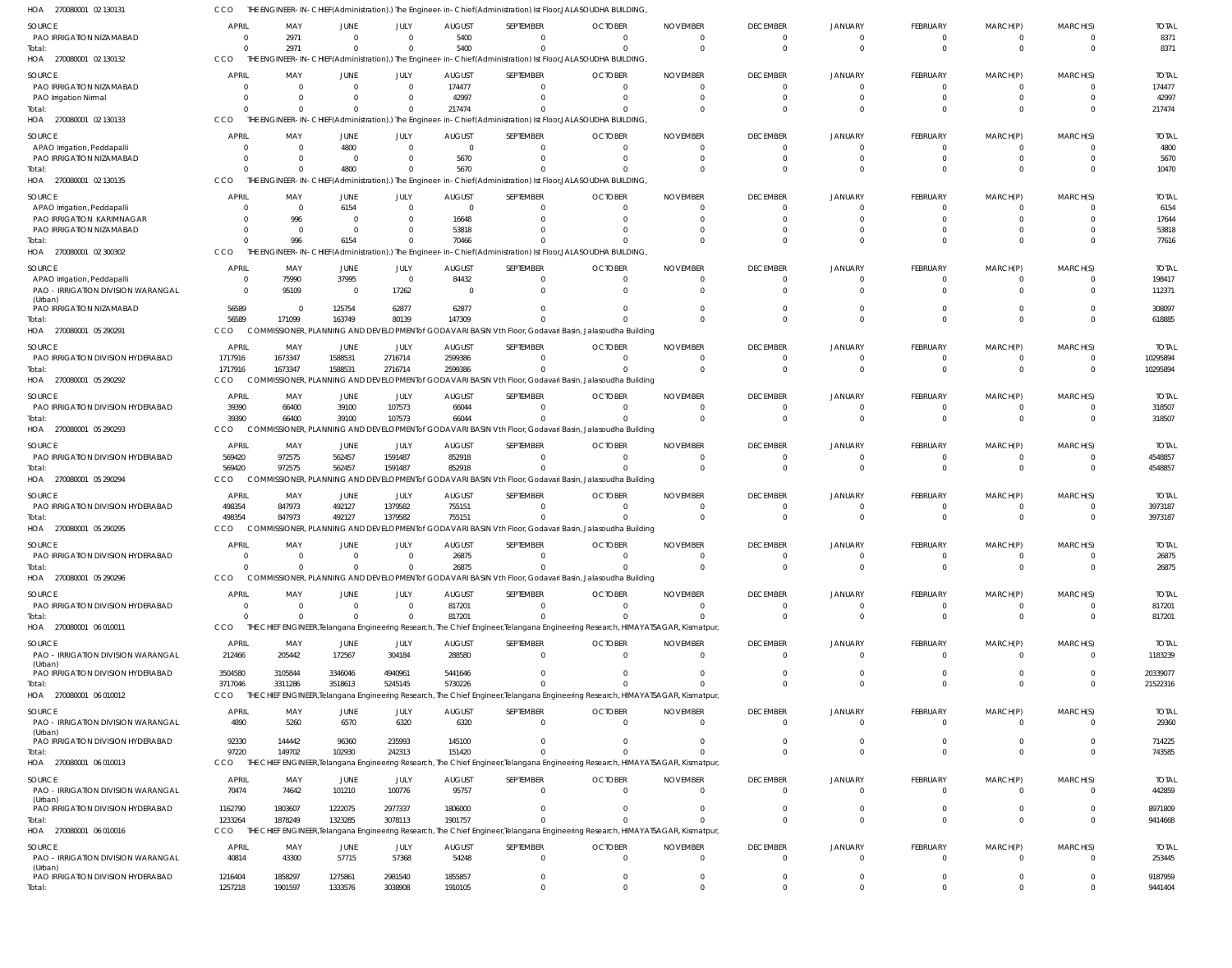HOA 270080001 02 130131 CCO THE ENGINEER-IN-CHIEF(Administration).) The Engineer-in-Chief(Administration) Ist Floor,JALASOUDHA BUILDING,

| SOURCE | APRIL | MAY | JUNE | JULY | AUGUST | SEPTEMBER | OCTOBER | NOVEMBER | DECEMBER | JANUARY | FEBRUARY | MARCH(P) | MARCH(S) | TOTAL |
|---|---|---|---|---|---|---|---|---|---|---|---|---|---|---|
| PAO IRRIGATION NIZAMABAD | 0 | 2971 | 0 | 0 | 5400 | 0 | 0 | 0 | 0 | 0 | 0 | 0 | 0 | 8371 |
| Total: | 0 | 2971 | 0 | 0 | 5400 | 0 | 0 | 0 | 0 | 0 | 0 | 0 | 0 | 8371 |

HOA 270080001 02 130132 CCO THE ENGINEER-IN-CHIEF(Administration).) The Engineer-in-Chief(Administration) Ist Floor,JALASOUDHA BUILDING,

| SOURCE | APRIL | MAY | JUNE | JULY | AUGUST | SEPTEMBER | OCTOBER | NOVEMBER | DECEMBER | JANUARY | FEBRUARY | MARCH(P) | MARCH(S) | TOTAL |
|---|---|---|---|---|---|---|---|---|---|---|---|---|---|---|
| PAO IRRIGATION NIZAMABAD | 0 | 0 | 0 | 0 | 174477 | 0 | 0 | 0 | 0 | 0 | 0 | 0 | 0 | 174477 |
| PAO Irrigation Nirmal | 0 | 0 | 0 | 0 | 42997 | 0 | 0 | 0 | 0 | 0 | 0 | 0 | 0 | 42997 |
| Total: | 0 | 0 | 0 | 0 | 217474 | 0 | 0 | 0 | 0 | 0 | 0 | 0 | 0 | 217474 |

HOA 270080001 02 130133 CCO THE ENGINEER-IN-CHIEF(Administration).) The Engineer-in-Chief(Administration) Ist Floor,JALASOUDHA BUILDING,

| SOURCE | APRIL | MAY | JUNE | JULY | AUGUST | SEPTEMBER | OCTOBER | NOVEMBER | DECEMBER | JANUARY | FEBRUARY | MARCH(P) | MARCH(S) | TOTAL |
|---|---|---|---|---|---|---|---|---|---|---|---|---|---|---|
| APAO Irrigation, Peddapalli | 0 | 0 | 4800 | 0 | 0 | 0 | 0 | 0 | 0 | 0 | 0 | 0 | 0 | 4800 |
| PAO IRRIGATION NIZAMABAD | 0 | 0 | 0 | 0 | 5670 | 0 | 0 | 0 | 0 | 0 | 0 | 0 | 0 | 5670 |
| Total: | 0 | 0 | 4800 | 0 | 5670 | 0 | 0 | 0 | 0 | 0 | 0 | 0 | 0 | 10470 |

HOA 270080001 02 130135 CCO THE ENGINEER-IN-CHIEF(Administration).) The Engineer-in-Chief(Administration) Ist Floor,JALASOUDHA BUILDING,

| SOURCE | APRIL | MAY | JUNE | JULY | AUGUST | SEPTEMBER | OCTOBER | NOVEMBER | DECEMBER | JANUARY | FEBRUARY | MARCH(P) | MARCH(S) | TOTAL |
|---|---|---|---|---|---|---|---|---|---|---|---|---|---|---|
| APAO Irrigation, Peddapalli | 0 | 0 | 6154 | 0 | 0 | 0 | 0 | 0 | 0 | 0 | 0 | 0 | 0 | 6154 |
| PAO IRRIGATION KARIMNAGAR | 0 | 996 | 0 | 0 | 16648 | 0 | 0 | 0 | 0 | 0 | 0 | 0 | 0 | 17644 |
| PAO IRRIGATION NIZAMABAD | 0 | 0 | 0 | 0 | 53818 | 0 | 0 | 0 | 0 | 0 | 0 | 0 | 0 | 53818 |
| Total: | 0 | 996 | 6154 | 0 | 70466 | 0 | 0 | 0 | 0 | 0 | 0 | 0 | 0 | 77616 |

HOA 270080001 02 300302 CCO THE ENGINEER-IN-CHIEF(Administration).) The Engineer-in-Chief(Administration) Ist Floor,JALASOUDHA BUILDING,

| SOURCE | APRIL | MAY | JUNE | JULY | AUGUST | SEPTEMBER | OCTOBER | NOVEMBER | DECEMBER | JANUARY | FEBRUARY | MARCH(P) | MARCH(S) | TOTAL |
|---|---|---|---|---|---|---|---|---|---|---|---|---|---|---|
| APAO Irrigation, Peddapalli | 0 | 75990 | 37995 | 0 | 84432 | 0 | 0 | 0 | 0 | 0 | 0 | 0 | 0 | 198417 |
| PAO - IRRIGATION DIVISION WARANGAL (Urban) | 0 | 95109 | 0 | 17262 | 0 | 0 | 0 | 0 | 0 | 0 | 0 | 0 | 0 | 112371 |
| PAO IRRIGATION NIZAMABAD | 56589 | 0 | 125754 | 62877 | 62877 | 0 | 0 | 0 | 0 | 0 | 0 | 0 | 0 | 308097 |
| Total: | 56589 | 171099 | 163749 | 80139 | 147309 | 0 | 0 | 0 | 0 | 0 | 0 | 0 | 0 | 618885 |

HOA 270080001 05 290291 CCO COMMISSIONER, PLANNING AND DEVELOPMENTof GODAVARI BASIN Vth Floor, Godavari Basin, Jalasoudha Building

| SOURCE | APRIL | MAY | JUNE | JULY | AUGUST | SEPTEMBER | OCTOBER | NOVEMBER | DECEMBER | JANUARY | FEBRUARY | MARCH(P) | MARCH(S) | TOTAL |
|---|---|---|---|---|---|---|---|---|---|---|---|---|---|---|
| PAO IRRIGATION DIVISION HYDERABAD | 1717916 | 1673347 | 1588531 | 2716714 | 2599386 | 0 | 0 | 0 | 0 | 0 | 0 | 0 | 0 | 10295894 |
| Total: | 1717916 | 1673347 | 1588531 | 2716714 | 2599386 | 0 | 0 | 0 | 0 | 0 | 0 | 0 | 0 | 10295894 |

HOA 270080001 05 290292 CCO COMMISSIONER, PLANNING AND DEVELOPMENTof GODAVARI BASIN Vth Floor, Godavari Basin, Jalasoudha Building

| SOURCE | APRIL | MAY | JUNE | JULY | AUGUST | SEPTEMBER | OCTOBER | NOVEMBER | DECEMBER | JANUARY | FEBRUARY | MARCH(P) | MARCH(S) | TOTAL |
|---|---|---|---|---|---|---|---|---|---|---|---|---|---|---|
| PAO IRRIGATION DIVISION HYDERABAD | 39390 | 66400 | 39100 | 107573 | 66044 | 0 | 0 | 0 | 0 | 0 | 0 | 0 | 0 | 318507 |
| Total: | 39390 | 66400 | 39100 | 107573 | 66044 | 0 | 0 | 0 | 0 | 0 | 0 | 0 | 0 | 318507 |

HOA 270080001 05 290293 CCO COMMISSIONER, PLANNING AND DEVELOPMENTof GODAVARI BASIN Vth Floor, Godavari Basin, Jalasoudha Building

| SOURCE | APRIL | MAY | JUNE | JULY | AUGUST | SEPTEMBER | OCTOBER | NOVEMBER | DECEMBER | JANUARY | FEBRUARY | MARCH(P) | MARCH(S) | TOTAL |
|---|---|---|---|---|---|---|---|---|---|---|---|---|---|---|
| PAO IRRIGATION DIVISION HYDERABAD | 569420 | 972575 | 562457 | 1591487 | 852918 | 0 | 0 | 0 | 0 | 0 | 0 | 0 | 0 | 4548857 |
| Total: | 569420 | 972575 | 562457 | 1591487 | 852918 | 0 | 0 | 0 | 0 | 0 | 0 | 0 | 0 | 4548857 |

HOA 270080001 05 290294 CCO COMMISSIONER, PLANNING AND DEVELOPMENTof GODAVARI BASIN Vth Floor, Godavari Basin, Jalasoudha Building

| SOURCE | APRIL | MAY | JUNE | JULY | AUGUST | SEPTEMBER | OCTOBER | NOVEMBER | DECEMBER | JANUARY | FEBRUARY | MARCH(P) | MARCH(S) | TOTAL |
|---|---|---|---|---|---|---|---|---|---|---|---|---|---|---|
| PAO IRRIGATION DIVISION HYDERABAD | 498354 | 847973 | 492127 | 1379582 | 755151 | 0 | 0 | 0 | 0 | 0 | 0 | 0 | 0 | 3973187 |
| Total: | 498354 | 847973 | 492127 | 1379582 | 755151 | 0 | 0 | 0 | 0 | 0 | 0 | 0 | 0 | 3973187 |

HOA 270080001 05 290295 CCO COMMISSIONER, PLANNING AND DEVELOPMENTof GODAVARI BASIN Vth Floor, Godavari Basin, Jalasoudha Building

| SOURCE | APRIL | MAY | JUNE | JULY | AUGUST | SEPTEMBER | OCTOBER | NOVEMBER | DECEMBER | JANUARY | FEBRUARY | MARCH(P) | MARCH(S) | TOTAL |
|---|---|---|---|---|---|---|---|---|---|---|---|---|---|---|
| PAO IRRIGATION DIVISION HYDERABAD | 0 | 0 | 0 | 0 | 26875 | 0 | 0 | 0 | 0 | 0 | 0 | 0 | 0 | 26875 |
| Total: | 0 | 0 | 0 | 0 | 26875 | 0 | 0 | 0 | 0 | 0 | 0 | 0 | 0 | 26875 |

HOA 270080001 05 290296 CCO COMMISSIONER, PLANNING AND DEVELOPMENTof GODAVARI BASIN Vth Floor, Godavari Basin, Jalasoudha Building

| SOURCE | APRIL | MAY | JUNE | JULY | AUGUST | SEPTEMBER | OCTOBER | NOVEMBER | DECEMBER | JANUARY | FEBRUARY | MARCH(P) | MARCH(S) | TOTAL |
|---|---|---|---|---|---|---|---|---|---|---|---|---|---|---|
| PAO IRRIGATION DIVISION HYDERABAD | 0 | 0 | 0 | 0 | 817201 | 0 | 0 | 0 | 0 | 0 | 0 | 0 | 0 | 817201 |
| Total: | 0 | 0 | 0 | 0 | 817201 | 0 | 0 | 0 | 0 | 0 | 0 | 0 | 0 | 817201 |

HOA 270080001 06 010011 CCO THE CHIEF ENGINEER,Telangana Engineering Research, The Chief Engineer,Telangana Engineering Research, HIMAYATSAGAR, Kismatpur,

| SOURCE | APRIL | MAY | JUNE | JULY | AUGUST | SEPTEMBER | OCTOBER | NOVEMBER | DECEMBER | JANUARY | FEBRUARY | MARCH(P) | MARCH(S) | TOTAL |
|---|---|---|---|---|---|---|---|---|---|---|---|---|---|---|
| PAO - IRRIGATION DIVISION WARANGAL (Urban) | 212466 | 205442 | 172567 | 304184 | 288580 | 0 | 0 | 0 | 0 | 0 | 0 | 0 | 0 | 1183239 |
| PAO IRRIGATION DIVISION HYDERABAD | 3504580 | 3105844 | 3346046 | 4940961 | 5441646 | 0 | 0 | 0 | 0 | 0 | 0 | 0 | 0 | 20339077 |
| Total: | 3717046 | 3311286 | 3518613 | 5245145 | 5730226 | 0 | 0 | 0 | 0 | 0 | 0 | 0 | 0 | 21522316 |

HOA 270080001 06 010012 CCO THE CHIEF ENGINEER,Telangana Engineering Research, The Chief Engineer,Telangana Engineering Research, HIMAYATSAGAR, Kismatpur,

| SOURCE | APRIL | MAY | JUNE | JULY | AUGUST | SEPTEMBER | OCTOBER | NOVEMBER | DECEMBER | JANUARY | FEBRUARY | MARCH(P) | MARCH(S) | TOTAL |
|---|---|---|---|---|---|---|---|---|---|---|---|---|---|---|
| PAO - IRRIGATION DIVISION WARANGAL (Urban) | 4890 | 5260 | 6570 | 6320 | 6320 | 0 | 0 | 0 | 0 | 0 | 0 | 0 | 0 | 29360 |
| PAO IRRIGATION DIVISION HYDERABAD | 92330 | 144442 | 96360 | 235993 | 145100 | 0 | 0 | 0 | 0 | 0 | 0 | 0 | 0 | 714225 |
| Total: | 97220 | 149702 | 102930 | 242313 | 151420 | 0 | 0 | 0 | 0 | 0 | 0 | 0 | 0 | 743585 |

HOA 270080001 06 010013 CCO THE CHIEF ENGINEER,Telangana Engineering Research, The Chief Engineer,Telangana Engineering Research, HIMAYATSAGAR, Kismatpur,

| SOURCE | APRIL | MAY | JUNE | JULY | AUGUST | SEPTEMBER | OCTOBER | NOVEMBER | DECEMBER | JANUARY | FEBRUARY | MARCH(P) | MARCH(S) | TOTAL |
|---|---|---|---|---|---|---|---|---|---|---|---|---|---|---|
| PAO - IRRIGATION DIVISION WARANGAL (Urban) | 70474 | 74642 | 101210 | 100776 | 95757 | 0 | 0 | 0 | 0 | 0 | 0 | 0 | 0 | 442859 |
| PAO IRRIGATION DIVISION HYDERABAD | 1162790 | 1803607 | 1222075 | 2977337 | 1806000 | 0 | 0 | 0 | 0 | 0 | 0 | 0 | 0 | 8971809 |
| Total: | 1233264 | 1878249 | 1323285 | 3078113 | 1901757 | 0 | 0 | 0 | 0 | 0 | 0 | 0 | 0 | 9414668 |

HOA 270080001 06 010016 CCO THE CHIEF ENGINEER,Telangana Engineering Research, The Chief Engineer,Telangana Engineering Research, HIMAYATSAGAR, Kismatpur,

| SOURCE | APRIL | MAY | JUNE | JULY | AUGUST | SEPTEMBER | OCTOBER | NOVEMBER | DECEMBER | JANUARY | FEBRUARY | MARCH(P) | MARCH(S) | TOTAL |
|---|---|---|---|---|---|---|---|---|---|---|---|---|---|---|
| PAO - IRRIGATION DIVISION WARANGAL (Urban) | 40814 | 43300 | 57715 | 57368 | 54248 | 0 | 0 | 0 | 0 | 0 | 0 | 0 | 0 | 253445 |
| PAO IRRIGATION DIVISION HYDERABAD | 1216404 | 1858297 | 1275861 | 2981540 | 1855857 | 0 | 0 | 0 | 0 | 0 | 0 | 0 | 0 | 9187959 |
| Total: | 1257218 | 1901597 | 1333576 | 3038908 | 1910105 | 0 | 0 | 0 | 0 | 0 | 0 | 0 | 0 | 9441404 |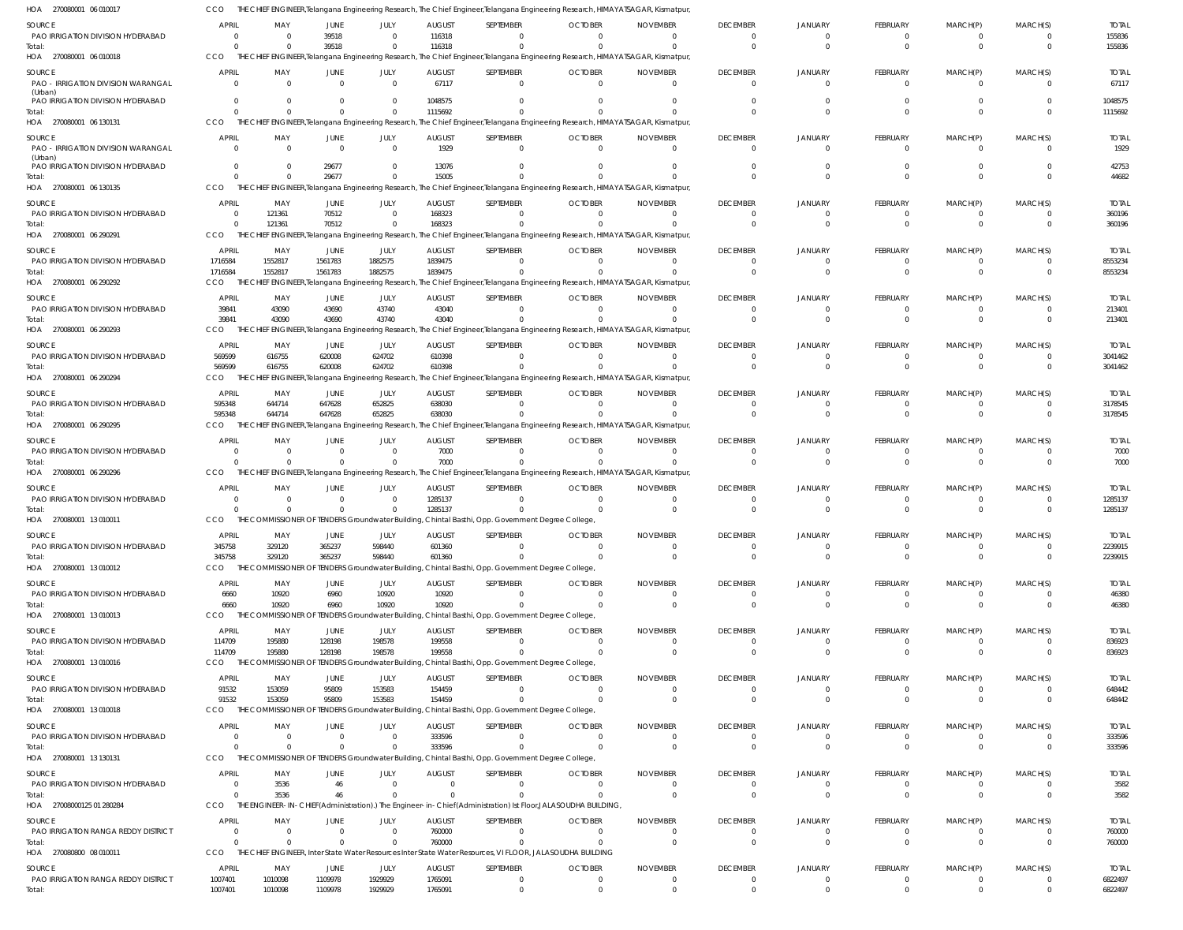HOA 270080001 06 010017 CCO THE CHIEF ENGINEER,Telangana Engineering Research, The Chief Engineer,Telangana Engineering Research, HIMAYATSAGAR, Kismatpur,

| SOURCE | APRIL | MAY | JUNE | JULY | AUGUST | SEPTEMBER | OCTOBER | NOVEMBER | DECEMBER | JANUARY | FEBRUARY | MARCH(P) | MARCH(S) | TOTAL |
|---|---|---|---|---|---|---|---|---|---|---|---|---|---|---|
| PAO IRRIGATION DIVISION HYDERABAD | 0 | 0 | 39518 | 0 | 116318 | 0 | 0 | 0 | 0 | 0 | 0 | 0 | 0 | 155836 |
| Total: | 0 | 0 | 39518 | 0 | 116318 | 0 | 0 | 0 | 0 | 0 | 0 | 0 | 0 | 155836 |

HOA 270080001 06 010018 CCO THE CHIEF ENGINEER,Telangana Engineering Research, The Chief Engineer,Telangana Engineering Research, HIMAYATSAGAR, Kismatpur,

| SOURCE | APRIL | MAY | JUNE | JULY | AUGUST | SEPTEMBER | OCTOBER | NOVEMBER | DECEMBER | JANUARY | FEBRUARY | MARCH(P) | MARCH(S) | TOTAL |
|---|---|---|---|---|---|---|---|---|---|---|---|---|---|---|
| PAO - IRRIGATION DIVISION WARANGAL (Urban) | 0 | 0 | 0 | 0 | 67117 | 0 | 0 | 0 | 0 | 0 | 0 | 0 | 0 | 67117 |
| PAO IRRIGATION DIVISION HYDERABAD | 0 | 0 | 0 | 0 | 1048575 | 0 | 0 | 0 | 0 | 0 | 0 | 0 | 0 | 1048575 |
| Total: | 0 | 0 | 0 | 0 | 1115692 | 0 | 0 | 0 | 0 | 0 | 0 | 0 | 0 | 1115692 |

HOA 270080001 06 130131 CCO THE CHIEF ENGINEER,Telangana Engineering Research, The Chief Engineer,Telangana Engineering Research, HIMAYATSAGAR, Kismatpur,

| SOURCE | APRIL | MAY | JUNE | JULY | AUGUST | SEPTEMBER | OCTOBER | NOVEMBER | DECEMBER | JANUARY | FEBRUARY | MARCH(P) | MARCH(S) | TOTAL |
|---|---|---|---|---|---|---|---|---|---|---|---|---|---|---|
| PAO - IRRIGATION DIVISION WARANGAL (Urban) | 0 | 0 | 0 | 0 | 1929 | 0 | 0 | 0 | 0 | 0 | 0 | 0 | 0 | 1929 |
| PAO IRRIGATION DIVISION HYDERABAD | 0 | 0 | 29677 | 0 | 13076 | 0 | 0 | 0 | 0 | 0 | 0 | 0 | 0 | 42753 |
| Total: | 0 | 0 | 29677 | 0 | 15005 | 0 | 0 | 0 | 0 | 0 | 0 | 0 | 0 | 44682 |

HOA 270080001 06 130135 CCO THE CHIEF ENGINEER,Telangana Engineering Research, The Chief Engineer,Telangana Engineering Research, HIMAYATSAGAR, Kismatpur,

| SOURCE | APRIL | MAY | JUNE | JULY | AUGUST | SEPTEMBER | OCTOBER | NOVEMBER | DECEMBER | JANUARY | FEBRUARY | MARCH(P) | MARCH(S) | TOTAL |
|---|---|---|---|---|---|---|---|---|---|---|---|---|---|---|
| PAO IRRIGATION DIVISION HYDERABAD | 0 | 121361 | 70512 | 0 | 168323 | 0 | 0 | 0 | 0 | 0 | 0 | 0 | 0 | 360196 |
| Total: | 0 | 121361 | 70512 | 0 | 168323 | 0 | 0 | 0 | 0 | 0 | 0 | 0 | 0 | 360196 |

HOA 270080001 06 290291 CCO THE CHIEF ENGINEER,Telangana Engineering Research, The Chief Engineer,Telangana Engineering Research, HIMAYATSAGAR, Kismatpur,

| SOURCE | APRIL | MAY | JUNE | JULY | AUGUST | SEPTEMBER | OCTOBER | NOVEMBER | DECEMBER | JANUARY | FEBRUARY | MARCH(P) | MARCH(S) | TOTAL |
|---|---|---|---|---|---|---|---|---|---|---|---|---|---|---|
| PAO IRRIGATION DIVISION HYDERABAD | 1716584 | 1552817 | 1561783 | 1882575 | 1839475 | 0 | 0 | 0 | 0 | 0 | 0 | 0 | 0 | 8553234 |
| Total: | 1716584 | 1552817 | 1561783 | 1882575 | 1839475 | 0 | 0 | 0 | 0 | 0 | 0 | 0 | 0 | 8553234 |

HOA 270080001 06 290292 CCO THE CHIEF ENGINEER,Telangana Engineering Research, The Chief Engineer,Telangana Engineering Research, HIMAYATSAGAR, Kismatpur,

| SOURCE | APRIL | MAY | JUNE | JULY | AUGUST | SEPTEMBER | OCTOBER | NOVEMBER | DECEMBER | JANUARY | FEBRUARY | MARCH(P) | MARCH(S) | TOTAL |
|---|---|---|---|---|---|---|---|---|---|---|---|---|---|---|
| PAO IRRIGATION DIVISION HYDERABAD | 39841 | 43090 | 43690 | 43740 | 43040 | 0 | 0 | 0 | 0 | 0 | 0 | 0 | 0 | 213401 |
| Total: | 39841 | 43090 | 43690 | 43740 | 43040 | 0 | 0 | 0 | 0 | 0 | 0 | 0 | 0 | 213401 |

HOA 270080001 06 290293 CCO THE CHIEF ENGINEER,Telangana Engineering Research, The Chief Engineer,Telangana Engineering Research, HIMAYATSAGAR, Kismatpur,

| SOURCE | APRIL | MAY | JUNE | JULY | AUGUST | SEPTEMBER | OCTOBER | NOVEMBER | DECEMBER | JANUARY | FEBRUARY | MARCH(P) | MARCH(S) | TOTAL |
|---|---|---|---|---|---|---|---|---|---|---|---|---|---|---|
| PAO IRRIGATION DIVISION HYDERABAD | 569599 | 616755 | 620008 | 624702 | 610398 | 0 | 0 | 0 | 0 | 0 | 0 | 0 | 0 | 3041462 |
| Total: | 569599 | 616755 | 620008 | 624702 | 610398 | 0 | 0 | 0 | 0 | 0 | 0 | 0 | 0 | 3041462 |

HOA 270080001 06 290294 CCO THE CHIEF ENGINEER,Telangana Engineering Research, The Chief Engineer,Telangana Engineering Research, HIMAYATSAGAR, Kismatpur,

| SOURCE | APRIL | MAY | JUNE | JULY | AUGUST | SEPTEMBER | OCTOBER | NOVEMBER | DECEMBER | JANUARY | FEBRUARY | MARCH(P) | MARCH(S) | TOTAL |
|---|---|---|---|---|---|---|---|---|---|---|---|---|---|---|
| PAO IRRIGATION DIVISION HYDERABAD | 595348 | 644714 | 647628 | 652825 | 638030 | 0 | 0 | 0 | 0 | 0 | 0 | 0 | 0 | 3178545 |
| Total: | 595348 | 644714 | 647628 | 652825 | 638030 | 0 | 0 | 0 | 0 | 0 | 0 | 0 | 0 | 3178545 |

HOA 270080001 06 290295 CCO THE CHIEF ENGINEER,Telangana Engineering Research, The Chief Engineer,Telangana Engineering Research, HIMAYATSAGAR, Kismatpur,

| SOURCE | APRIL | MAY | JUNE | JULY | AUGUST | SEPTEMBER | OCTOBER | NOVEMBER | DECEMBER | JANUARY | FEBRUARY | MARCH(P) | MARCH(S) | TOTAL |
|---|---|---|---|---|---|---|---|---|---|---|---|---|---|---|
| PAO IRRIGATION DIVISION HYDERABAD | 0 | 0 | 0 | 0 | 7000 | 0 | 0 | 0 | 0 | 0 | 0 | 0 | 0 | 7000 |
| Total: | 0 | 0 | 0 | 0 | 7000 | 0 | 0 | 0 | 0 | 0 | 0 | 0 | 0 | 7000 |

HOA 270080001 06 290296 CCO THE CHIEF ENGINEER,Telangana Engineering Research, The Chief Engineer,Telangana Engineering Research, HIMAYATSAGAR, Kismatpur,

| SOURCE | APRIL | MAY | JUNE | JULY | AUGUST | SEPTEMBER | OCTOBER | NOVEMBER | DECEMBER | JANUARY | FEBRUARY | MARCH(P) | MARCH(S) | TOTAL |
|---|---|---|---|---|---|---|---|---|---|---|---|---|---|---|
| PAO IRRIGATION DIVISION HYDERABAD | 0 | 0 | 0 | 0 | 1285137 | 0 | 0 | 0 | 0 | 0 | 0 | 0 | 0 | 1285137 |
| Total: | 0 | 0 | 0 | 0 | 1285137 | 0 | 0 | 0 | 0 | 0 | 0 | 0 | 0 | 1285137 |

HOA 270080001 13 010011 CCO THE COMMISSIONER OF TENDERS Groundwater Building, Chintal Basthi, Opp. Government Degree College,

| SOURCE | APRIL | MAY | JUNE | JULY | AUGUST | SEPTEMBER | OCTOBER | NOVEMBER | DECEMBER | JANUARY | FEBRUARY | MARCH(P) | MARCH(S) | TOTAL |
|---|---|---|---|---|---|---|---|---|---|---|---|---|---|---|
| PAO IRRIGATION DIVISION HYDERABAD | 345758 | 329120 | 365237 | 598440 | 601360 | 0 | 0 | 0 | 0 | 0 | 0 | 0 | 0 | 2239915 |
| Total: | 345758 | 329120 | 365237 | 598440 | 601360 | 0 | 0 | 0 | 0 | 0 | 0 | 0 | 0 | 2239915 |

HOA 270080001 13 010012 CCO THE COMMISSIONER OF TENDERS Groundwater Building, Chintal Basthi, Opp. Government Degree College,

| SOURCE | APRIL | MAY | JUNE | JULY | AUGUST | SEPTEMBER | OCTOBER | NOVEMBER | DECEMBER | JANUARY | FEBRUARY | MARCH(P) | MARCH(S) | TOTAL |
|---|---|---|---|---|---|---|---|---|---|---|---|---|---|---|
| PAO IRRIGATION DIVISION HYDERABAD | 6660 | 10920 | 6960 | 10920 | 10920 | 0 | 0 | 0 | 0 | 0 | 0 | 0 | 0 | 46380 |
| Total: | 6660 | 10920 | 6960 | 10920 | 10920 | 0 | 0 | 0 | 0 | 0 | 0 | 0 | 0 | 46380 |

HOA 270080001 13 010013 CCO THE COMMISSIONER OF TENDERS Groundwater Building, Chintal Basthi, Opp. Government Degree College,

| SOURCE | APRIL | MAY | JUNE | JULY | AUGUST | SEPTEMBER | OCTOBER | NOVEMBER | DECEMBER | JANUARY | FEBRUARY | MARCH(P) | MARCH(S) | TOTAL |
|---|---|---|---|---|---|---|---|---|---|---|---|---|---|---|
| PAO IRRIGATION DIVISION HYDERABAD | 114709 | 195880 | 128198 | 198578 | 199558 | 0 | 0 | 0 | 0 | 0 | 0 | 0 | 0 | 836923 |
| Total: | 114709 | 195880 | 128198 | 198578 | 199558 | 0 | 0 | 0 | 0 | 0 | 0 | 0 | 0 | 836923 |

HOA 270080001 13 010016 CCO THE COMMISSIONER OF TENDERS Groundwater Building, Chintal Basthi, Opp. Government Degree College,

| SOURCE | APRIL | MAY | JUNE | JULY | AUGUST | SEPTEMBER | OCTOBER | NOVEMBER | DECEMBER | JANUARY | FEBRUARY | MARCH(P) | MARCH(S) | TOTAL |
|---|---|---|---|---|---|---|---|---|---|---|---|---|---|---|
| PAO IRRIGATION DIVISION HYDERABAD | 91532 | 153059 | 95809 | 153583 | 154459 | 0 | 0 | 0 | 0 | 0 | 0 | 0 | 0 | 648442 |
| Total: | 91532 | 153059 | 95809 | 153583 | 154459 | 0 | 0 | 0 | 0 | 0 | 0 | 0 | 0 | 648442 |

HOA 270080001 13 010018 CCO THE COMMISSIONER OF TENDERS Groundwater Building, Chintal Basthi, Opp. Government Degree College,

| SOURCE | APRIL | MAY | JUNE | JULY | AUGUST | SEPTEMBER | OCTOBER | NOVEMBER | DECEMBER | JANUARY | FEBRUARY | MARCH(P) | MARCH(S) | TOTAL |
|---|---|---|---|---|---|---|---|---|---|---|---|---|---|---|
| PAO IRRIGATION DIVISION HYDERABAD | 0 | 0 | 0 | 0 | 333596 | 0 | 0 | 0 | 0 | 0 | 0 | 0 | 0 | 333596 |
| Total: | 0 | 0 | 0 | 0 | 333596 | 0 | 0 | 0 | 0 | 0 | 0 | 0 | 0 | 333596 |

HOA 270080001 13 130131 CCO THE COMMISSIONER OF TENDERS Groundwater Building, Chintal Basthi, Opp. Government Degree College,

| SOURCE | APRIL | MAY | JUNE | JULY | AUGUST | SEPTEMBER | OCTOBER | NOVEMBER | DECEMBER | JANUARY | FEBRUARY | MARCH(P) | MARCH(S) | TOTAL |
|---|---|---|---|---|---|---|---|---|---|---|---|---|---|---|
| PAO IRRIGATION DIVISION HYDERABAD | 0 | 3536 | 46 | 0 | 0 | 0 | 0 | 0 | 0 | 0 | 0 | 0 | 0 | 3582 |
| Total: | 0 | 3536 | 46 | 0 | 0 | 0 | 0 | 0 | 0 | 0 | 0 | 0 | 0 | 3582 |

HOA 27008000125 01 280284 CCO THE ENGINEER-IN-CHIEF(Administration).) The Engineer-in-Chief(Administration) Ist Floor,JALASOUDHA BUILDING,

| SOURCE | APRIL | MAY | JUNE | JULY | AUGUST | SEPTEMBER | OCTOBER | NOVEMBER | DECEMBER | JANUARY | FEBRUARY | MARCH(P) | MARCH(S) | TOTAL |
|---|---|---|---|---|---|---|---|---|---|---|---|---|---|---|
| PAO IRRIGATION RANGA REDDY DISTRICT | 0 | 0 | 0 | 0 | 760000 | 0 | 0 | 0 | 0 | 0 | 0 | 0 | 0 | 760000 |
| Total: | 0 | 0 | 0 | 0 | 760000 | 0 | 0 | 0 | 0 | 0 | 0 | 0 | 0 | 760000 |

HOA 270080800 08 010011 CCO THE CHIEF ENGINEER, InterState Water Resources InterState Water Resources, VI FLOOR, JALASOUDHA BUILDING

| SOURCE | APRIL | MAY | JUNE | JULY | AUGUST | SEPTEMBER | OCTOBER | NOVEMBER | DECEMBER | JANUARY | FEBRUARY | MARCH(P) | MARCH(S) | TOTAL |
|---|---|---|---|---|---|---|---|---|---|---|---|---|---|---|
| PAO IRRIGATION RANGA REDDY DISTRICT | 1007401 | 1010098 | 1109978 | 1929929 | 1765091 | 0 | 0 | 0 | 0 | 0 | 0 | 0 | 0 | 6822497 |
| Total: | 1007401 | 1010098 | 1109978 | 1929929 | 1765091 | 0 | 0 | 0 | 0 | 0 | 0 | 0 | 0 | 6822497 |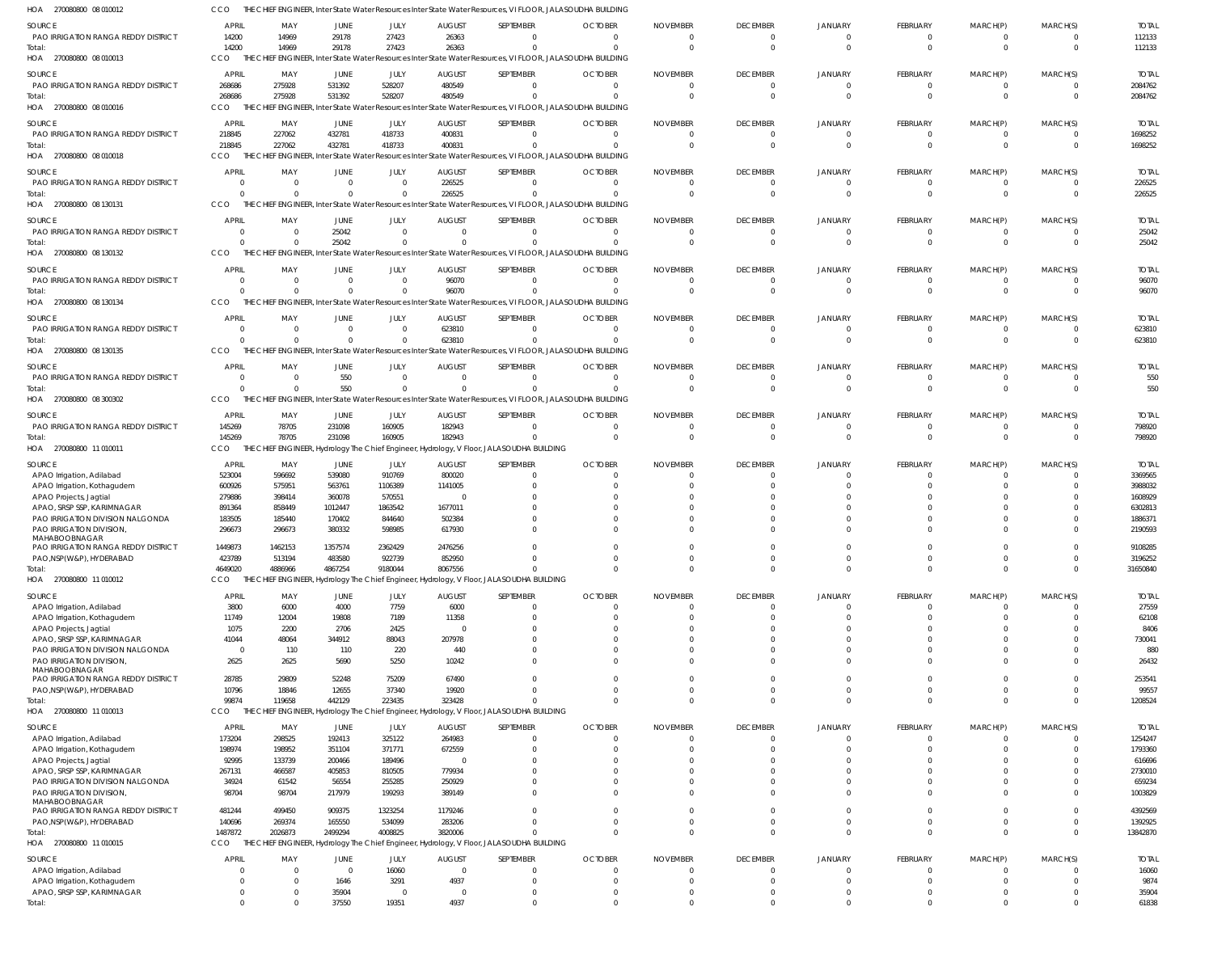HOA 270080800 08 010012 CCO THE CHIEF ENGINEER, Inter State Water Resources Inter State Water Resources, VI FLOOR, JALASOUDHA BUILDING

| SOURCE | APRIL | MAY | JUNE | JULY | AUGUST | SEPTEMBER | OCTOBER | NOVEMBER | DECEMBER | JANUARY | FEBRUARY | MARCH(P) | MARCH(S) | TOTAL |
|---|---|---|---|---|---|---|---|---|---|---|---|---|---|---|
| PAO IRRIGATION RANGA REDDY DISTRICT | 14200 | 14969 | 29178 | 27423 | 26363 | 0 | 0 | 0 | 0 | 0 | 0 | 0 | 0 | 112133 |
| Total: | 14200 | 14969 | 29178 | 27423 | 26363 | 0 | 0 | 0 | 0 | 0 | 0 | 0 | 0 | 112133 |

HOA 270080800 08 010013 CCO THE CHIEF ENGINEER, Inter State Water Resources Inter State Water Resources, VI FLOOR, JALASOUDHA BUILDING

| SOURCE | APRIL | MAY | JUNE | JULY | AUGUST | SEPTEMBER | OCTOBER | NOVEMBER | DECEMBER | JANUARY | FEBRUARY | MARCH(P) | MARCH(S) | TOTAL |
|---|---|---|---|---|---|---|---|---|---|---|---|---|---|---|
| PAO IRRIGATION RANGA REDDY DISTRICT | 268686 | 275928 | 531392 | 528207 | 480549 | 0 | 0 | 0 | 0 | 0 | 0 | 0 | 0 | 2084762 |
| Total: | 268686 | 275928 | 531392 | 528207 | 480549 | 0 | 0 | 0 | 0 | 0 | 0 | 0 | 0 | 2084762 |

HOA 270080800 08 010016 CCO THE CHIEF ENGINEER, Inter State Water Resources Inter State Water Resources, VI FLOOR, JALASOUDHA BUILDING

| SOURCE | APRIL | MAY | JUNE | JULY | AUGUST | SEPTEMBER | OCTOBER | NOVEMBER | DECEMBER | JANUARY | FEBRUARY | MARCH(P) | MARCH(S) | TOTAL |
|---|---|---|---|---|---|---|---|---|---|---|---|---|---|---|
| PAO IRRIGATION RANGA REDDY DISTRICT | 218845 | 227062 | 432781 | 418733 | 400831 | 0 | 0 | 0 | 0 | 0 | 0 | 0 | 0 | 1698252 |
| Total: | 218845 | 227062 | 432781 | 418733 | 400831 | 0 | 0 | 0 | 0 | 0 | 0 | 0 | 0 | 1698252 |

HOA 270080800 08 010018 CCO THE CHIEF ENGINEER, Inter State Water Resources Inter State Water Resources, VI FLOOR, JALASOUDHA BUILDING

| SOURCE | APRIL | MAY | JUNE | JULY | AUGUST | SEPTEMBER | OCTOBER | NOVEMBER | DECEMBER | JANUARY | FEBRUARY | MARCH(P) | MARCH(S) | TOTAL |
|---|---|---|---|---|---|---|---|---|---|---|---|---|---|---|
| PAO IRRIGATION RANGA REDDY DISTRICT | 0 | 0 | 0 | 0 | 226525 | 0 | 0 | 0 | 0 | 0 | 0 | 0 | 0 | 226525 |
| Total: | 0 | 0 | 0 | 0 | 226525 | 0 | 0 | 0 | 0 | 0 | 0 | 0 | 0 | 226525 |

HOA 270080800 08 130131 CCO THE CHIEF ENGINEER, Inter State Water Resources Inter State Water Resources, VI FLOOR, JALASOUDHA BUILDING

| SOURCE | APRIL | MAY | JUNE | JULY | AUGUST | SEPTEMBER | OCTOBER | NOVEMBER | DECEMBER | JANUARY | FEBRUARY | MARCH(P) | MARCH(S) | TOTAL |
|---|---|---|---|---|---|---|---|---|---|---|---|---|---|---|
| PAO IRRIGATION RANGA REDDY DISTRICT | 0 | 0 | 25042 | 0 | 0 | 0 | 0 | 0 | 0 | 0 | 0 | 0 | 0 | 25042 |
| Total: | 0 | 0 | 25042 | 0 | 0 | 0 | 0 | 0 | 0 | 0 | 0 | 0 | 0 | 25042 |

HOA 270080800 08 130132 CCO THE CHIEF ENGINEER, Inter State Water Resources Inter State Water Resources, VI FLOOR, JALASOUDHA BUILDING

| SOURCE | APRIL | MAY | JUNE | JULY | AUGUST | SEPTEMBER | OCTOBER | NOVEMBER | DECEMBER | JANUARY | FEBRUARY | MARCH(P) | MARCH(S) | TOTAL |
|---|---|---|---|---|---|---|---|---|---|---|---|---|---|---|
| PAO IRRIGATION RANGA REDDY DISTRICT | 0 | 0 | 0 | 0 | 96070 | 0 | 0 | 0 | 0 | 0 | 0 | 0 | 0 | 96070 |
| Total: | 0 | 0 | 0 | 0 | 96070 | 0 | 0 | 0 | 0 | 0 | 0 | 0 | 0 | 96070 |

HOA 270080800 08 130134 CCO THE CHIEF ENGINEER, Inter State Water Resources Inter State Water Resources, VI FLOOR, JALASOUDHA BUILDING

| SOURCE | APRIL | MAY | JUNE | JULY | AUGUST | SEPTEMBER | OCTOBER | NOVEMBER | DECEMBER | JANUARY | FEBRUARY | MARCH(P) | MARCH(S) | TOTAL |
|---|---|---|---|---|---|---|---|---|---|---|---|---|---|---|
| PAO IRRIGATION RANGA REDDY DISTRICT | 0 | 0 | 0 | 0 | 623810 | 0 | 0 | 0 | 0 | 0 | 0 | 0 | 0 | 623810 |
| Total: | 0 | 0 | 0 | 0 | 623810 | 0 | 0 | 0 | 0 | 0 | 0 | 0 | 0 | 623810 |

HOA 270080800 08 130135 CCO THE CHIEF ENGINEER, Inter State Water Resources Inter State Water Resources, VI FLOOR, JALASOUDHA BUILDING

| SOURCE | APRIL | MAY | JUNE | JULY | AUGUST | SEPTEMBER | OCTOBER | NOVEMBER | DECEMBER | JANUARY | FEBRUARY | MARCH(P) | MARCH(S) | TOTAL |
|---|---|---|---|---|---|---|---|---|---|---|---|---|---|---|
| PAO IRRIGATION RANGA REDDY DISTRICT | 0 | 0 | 550 | 0 | 0 | 0 | 0 | 0 | 0 | 0 | 0 | 0 | 0 | 550 |
| Total: | 0 | 0 | 550 | 0 | 0 | 0 | 0 | 0 | 0 | 0 | 0 | 0 | 0 | 550 |

HOA 270080800 08 300302 CCO THE CHIEF ENGINEER, Inter State Water Resources Inter State Water Resources, VI FLOOR, JALASOUDHA BUILDING

| SOURCE | APRIL | MAY | JUNE | JULY | AUGUST | SEPTEMBER | OCTOBER | NOVEMBER | DECEMBER | JANUARY | FEBRUARY | MARCH(P) | MARCH(S) | TOTAL |
|---|---|---|---|---|---|---|---|---|---|---|---|---|---|---|
| PAO IRRIGATION RANGA REDDY DISTRICT | 145269 | 78705 | 231098 | 160905 | 182943 | 0 | 0 | 0 | 0 | 0 | 0 | 0 | 0 | 798920 |
| Total: | 145269 | 78705 | 231098 | 160905 | 182943 | 0 | 0 | 0 | 0 | 0 | 0 | 0 | 0 | 798920 |

HOA 270080800 11 010011 CCO THE CHIEF ENGINEER, Hydrology The Chief Engineer, Hydrology, V Floor, JALASOUDHA BUILDING

| SOURCE | APRIL | MAY | JUNE | JULY | AUGUST | SEPTEMBER | OCTOBER | NOVEMBER | DECEMBER | JANUARY | FEBRUARY | MARCH(P) | MARCH(S) | TOTAL |
|---|---|---|---|---|---|---|---|---|---|---|---|---|---|---|
| APAO Irrigation, Adilabad | 523004 | 596692 | 539080 | 910769 | 800020 | 0 | 0 | 0 | 0 | 0 | 0 | 0 | 0 | 3369565 |
| APAO Irrigation, Kothagudem | 600926 | 575951 | 563761 | 1106389 | 1141005 | 0 | 0 | 0 | 0 | 0 | 0 | 0 | 0 | 3988032 |
| APAO Projects, Jagtial | 279886 | 398414 | 360078 | 570551 | 0 | 0 | 0 | 0 | 0 | 0 | 0 | 0 | 0 | 1608929 |
| APAO, SRSP SSP, KARIMNAGAR | 891364 | 858449 | 1012447 | 1863542 | 1677011 | 0 | 0 | 0 | 0 | 0 | 0 | 0 | 0 | 6302813 |
| PAO IRRIGATION DIVISION NALGONDA | 183505 | 185440 | 170402 | 844640 | 502384 | 0 | 0 | 0 | 0 | 0 | 0 | 0 | 0 | 1886371 |
| PAO IRRIGATION DIVISION, MAHABOOBNAGAR | 296673 | 296673 | 380332 | 598985 | 617930 | 0 | 0 | 0 | 0 | 0 | 0 | 0 | 0 | 2190593 |
| PAO IRRIGATION RANGA REDDY DISTRICT | 1449873 | 1462153 | 1357574 | 2362429 | 2476256 | 0 | 0 | 0 | 0 | 0 | 0 | 0 | 0 | 9108285 |
| PAO,NSP(W&P), HYDERABAD | 423789 | 513194 | 483580 | 922739 | 852950 | 0 | 0 | 0 | 0 | 0 | 0 | 0 | 0 | 3196252 |
| Total: | 4649020 | 4886966 | 4867254 | 9180044 | 8067556 | 0 | 0 | 0 | 0 | 0 | 0 | 0 | 0 | 31650840 |

HOA 270080800 11 010012 CCO THE CHIEF ENGINEER, Hydrology The Chief Engineer, Hydrology, V Floor, JALASOUDHA BUILDING

| SOURCE | APRIL | MAY | JUNE | JULY | AUGUST | SEPTEMBER | OCTOBER | NOVEMBER | DECEMBER | JANUARY | FEBRUARY | MARCH(P) | MARCH(S) | TOTAL |
|---|---|---|---|---|---|---|---|---|---|---|---|---|---|---|
| APAO Irrigation, Adilabad | 3800 | 6000 | 4000 | 7759 | 6000 | 0 | 0 | 0 | 0 | 0 | 0 | 0 | 0 | 27559 |
| APAO Irrigation, Kothagudem | 11749 | 12004 | 19808 | 7189 | 11358 | 0 | 0 | 0 | 0 | 0 | 0 | 0 | 0 | 62108 |
| APAO Projects, Jagtial | 1075 | 2200 | 2706 | 2425 | 0 | 0 | 0 | 0 | 0 | 0 | 0 | 0 | 0 | 8406 |
| APAO, SRSP SSP, KARIMNAGAR | 41044 | 48064 | 344912 | 88043 | 207978 | 0 | 0 | 0 | 0 | 0 | 0 | 0 | 0 | 730041 |
| PAO IRRIGATION DIVISION NALGONDA | 0 | 110 | 110 | 220 | 440 | 0 | 0 | 0 | 0 | 0 | 0 | 0 | 0 | 880 |
| PAO IRRIGATION DIVISION, MAHABOOBNAGAR | 2625 | 2625 | 5690 | 5250 | 10242 | 0 | 0 | 0 | 0 | 0 | 0 | 0 | 0 | 26432 |
| PAO IRRIGATION RANGA REDDY DISTRICT | 28785 | 29809 | 52248 | 75209 | 67490 | 0 | 0 | 0 | 0 | 0 | 0 | 0 | 0 | 253541 |
| PAO,NSP(W&P), HYDERABAD | 10796 | 18846 | 12655 | 37340 | 19920 | 0 | 0 | 0 | 0 | 0 | 0 | 0 | 0 | 99557 |
| Total: | 99874 | 119658 | 442129 | 223435 | 323428 | 0 | 0 | 0 | 0 | 0 | 0 | 0 | 0 | 1208524 |

HOA 270080800 11 010013 CCO THE CHIEF ENGINEER, Hydrology The Chief Engineer, Hydrology, V Floor, JALASOUDHA BUILDING

| SOURCE | APRIL | MAY | JUNE | JULY | AUGUST | SEPTEMBER | OCTOBER | NOVEMBER | DECEMBER | JANUARY | FEBRUARY | MARCH(P) | MARCH(S) | TOTAL |
|---|---|---|---|---|---|---|---|---|---|---|---|---|---|---|
| APAO Irrigation, Adilabad | 173204 | 298525 | 192413 | 325122 | 264983 | 0 | 0 | 0 | 0 | 0 | 0 | 0 | 0 | 1254247 |
| APAO Irrigation, Kothagudem | 198974 | 198952 | 351104 | 371771 | 672559 | 0 | 0 | 0 | 0 | 0 | 0 | 0 | 0 | 1793360 |
| APAO Projects, Jagtial | 92995 | 133739 | 200466 | 189496 | 0 | 0 | 0 | 0 | 0 | 0 | 0 | 0 | 0 | 616696 |
| APAO, SRSP SSP, KARIMNAGAR | 267131 | 466587 | 405853 | 810505 | 779934 | 0 | 0 | 0 | 0 | 0 | 0 | 0 | 0 | 2730010 |
| PAO IRRIGATION DIVISION NALGONDA | 34924 | 61542 | 56554 | 255285 | 250929 | 0 | 0 | 0 | 0 | 0 | 0 | 0 | 0 | 659234 |
| PAO IRRIGATION DIVISION, MAHABOOBNAGAR | 98704 | 98704 | 217979 | 199293 | 389149 | 0 | 0 | 0 | 0 | 0 | 0 | 0 | 0 | 1003829 |
| PAO IRRIGATION RANGA REDDY DISTRICT | 481244 | 499450 | 909375 | 1323254 | 1179246 | 0 | 0 | 0 | 0 | 0 | 0 | 0 | 0 | 4392569 |
| PAO,NSP(W&P), HYDERABAD | 140696 | 269374 | 165550 | 534099 | 283206 | 0 | 0 | 0 | 0 | 0 | 0 | 0 | 0 | 1392925 |
| Total: | 1487872 | 2026873 | 2499294 | 4008825 | 3820006 | 0 | 0 | 0 | 0 | 0 | 0 | 0 | 0 | 13842870 |

HOA 270080800 11 010015 CCO THE CHIEF ENGINEER, Hydrology The Chief Engineer, Hydrology, V Floor, JALASOUDHA BUILDING

| SOURCE | APRIL | MAY | JUNE | JULY | AUGUST | SEPTEMBER | OCTOBER | NOVEMBER | DECEMBER | JANUARY | FEBRUARY | MARCH(P) | MARCH(S) | TOTAL |
|---|---|---|---|---|---|---|---|---|---|---|---|---|---|---|
| APAO Irrigation, Adilabad | 0 | 0 | 0 | 16060 | 0 | 0 | 0 | 0 | 0 | 0 | 0 | 0 | 0 | 16060 |
| APAO Irrigation, Kothagudem | 0 | 0 | 1646 | 3291 | 4937 | 0 | 0 | 0 | 0 | 0 | 0 | 0 | 0 | 9874 |
| APAO, SRSP SSP, KARIMNAGAR | 0 | 0 | 35904 | 0 | 0 | 0 | 0 | 0 | 0 | 0 | 0 | 0 | 0 | 35904 |
| Total: | 0 | 0 | 37550 | 19351 | 4937 | 0 | 0 | 0 | 0 | 0 | 0 | 0 | 0 | 61838 |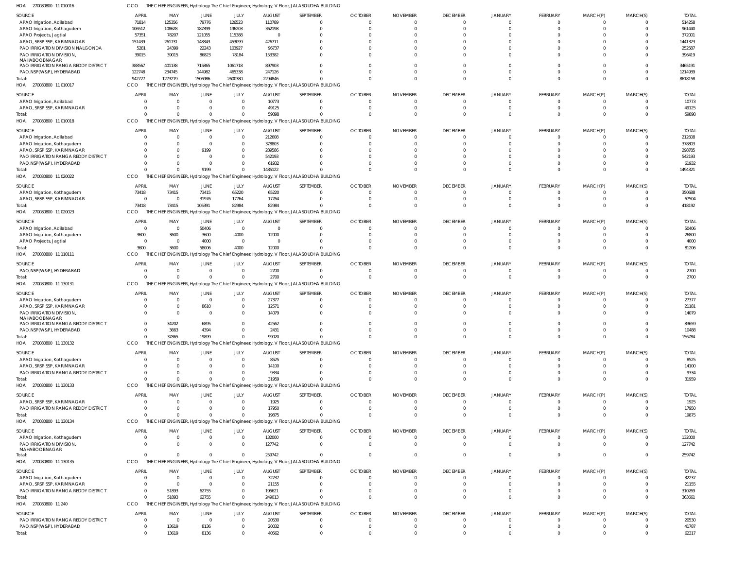HOA 270080800 11 010016 CCO THE CHIEF ENGINEER, Hydrology The Chief Engineer, Hydrology, V Floor, JALASOUDHA BUILDING

| SOURCE | APRIL | MAY | JUNE | JULY | AUGUST | SEPTEMBER | OCTOBER | NOVEMBER | DECEMBER | JANUARY | FEBRUARY | MARCH(P) | MARCH(S) | TOTAL |
|---|---|---|---|---|---|---|---|---|---|---|---|---|---|---|
| APAO Irrigation, Adilabad | 71814 | 125356 | 79776 | 126523 | 110789 | 0 | 0 | 0 | 0 | 0 | 0 | 0 | 0 | 514258 |
| APAO Irrigation, Kothagudem | 106512 | 108628 | 187899 | 196203 | 362198 | 0 | 0 | 0 | 0 | 0 | 0 | 0 | 0 | 961440 |
| APAO Projects, Jagtial | 57351 | 78207 | 121055 | 115388 | 0 | 0 | 0 | 0 | 0 | 0 | 0 | 0 | 0 | 372001 |
| APAO, SRSP SSP, KARIMNAGAR | 151439 | 261731 | 148343 | 453099 | 426711 | 0 | 0 | 0 | 0 | 0 | 0 | 0 | 0 | 1441323 |
| PAO IRRIGATION DIVISION NALGONDA | 5281 | 24399 | 22243 | 103927 | 96737 | 0 | 0 | 0 | 0 | 0 | 0 | 0 | 0 | 252587 |
| PAO IRRIGATION DIVISION, MAHABOOBNAGAR | 39015 | 39015 | 86823 | 78184 | 153382 | 0 | 0 | 0 | 0 | 0 | 0 | 0 | 0 | 396419 |
| PAO IRRIGATION RANGA REDDY DISTRICT | 388567 | 401138 | 715865 | 1061718 | 897903 | 0 | 0 | 0 | 0 | 0 | 0 | 0 | 0 | 3465191 |
| PAO,NSP(W&P), HYDERABAD | 122748 | 234745 | 144982 | 465338 | 247126 | 0 | 0 | 0 | 0 | 0 | 0 | 0 | 0 | 1214939 |
| Total: | 942727 | 1273219 | 1506986 | 2600380 | 2294846 | 0 | 0 | 0 | 0 | 0 | 0 | 0 | 0 | 8618158 |

HOA 270080800 11 010017 CCO THE CHIEF ENGINEER, Hydrology The Chief Engineer, Hydrology, V Floor, JALASOUDHA BUILDING

| SOURCE | APRIL | MAY | JUNE | JULY | AUGUST | SEPTEMBER | OCTOBER | NOVEMBER | DECEMBER | JANUARY | FEBRUARY | MARCH(P) | MARCH(S) | TOTAL |
|---|---|---|---|---|---|---|---|---|---|---|---|---|---|---|
| APAO Irrigation, Adilabad | 0 | 0 | 0 | 0 | 10773 | 0 | 0 | 0 | 0 | 0 | 0 | 0 | 0 | 10773 |
| APAO, SRSP SSP, KARIMNAGAR | 0 | 0 | 0 | 0 | 49125 | 0 | 0 | 0 | 0 | 0 | 0 | 0 | 0 | 49125 |
| Total: | 0 | 0 | 0 | 0 | 59898 | 0 | 0 | 0 | 0 | 0 | 0 | 0 | 0 | 59898 |

HOA 270080800 11 010018 CCO THE CHIEF ENGINEER, Hydrology The Chief Engineer, Hydrology, V Floor, JALASOUDHA BUILDING

| SOURCE | APRIL | MAY | JUNE | JULY | AUGUST | SEPTEMBER | OCTOBER | NOVEMBER | DECEMBER | JANUARY | FEBRUARY | MARCH(P) | MARCH(S) | TOTAL |
|---|---|---|---|---|---|---|---|---|---|---|---|---|---|---|
| APAO Irrigation, Adilabad | 0 | 0 | 0 | 0 | 212608 | 0 | 0 | 0 | 0 | 0 | 0 | 0 | 0 | 212608 |
| APAO Irrigation, Kothagudem | 0 | 0 | 0 | 0 | 378803 | 0 | 0 | 0 | 0 | 0 | 0 | 0 | 0 | 378803 |
| APAO, SRSP SSP, KARIMNAGAR | 0 | 0 | 9199 | 0 | 289586 | 0 | 0 | 0 | 0 | 0 | 0 | 0 | 0 | 298785 |
| PAO IRRIGATION RANGA REDDY DISTRICT | 0 | 0 | 0 | 0 | 542193 | 0 | 0 | 0 | 0 | 0 | 0 | 0 | 0 | 542193 |
| PAO,NSP(W&P), HYDERABAD | 0 | 0 | 0 | 0 | 61932 | 0 | 0 | 0 | 0 | 0 | 0 | 0 | 0 | 61932 |
| Total: | 0 | 0 | 9199 | 0 | 1485122 | 0 | 0 | 0 | 0 | 0 | 0 | 0 | 0 | 1494321 |

HOA 270080800 11 020022 CCO THE CHIEF ENGINEER, Hydrology The Chief Engineer, Hydrology, V Floor, JALASOUDHA BUILDING

| SOURCE | APRIL | MAY | JUNE | JULY | AUGUST | SEPTEMBER | OCTOBER | NOVEMBER | DECEMBER | JANUARY | FEBRUARY | MARCH(P) | MARCH(S) | TOTAL |
|---|---|---|---|---|---|---|---|---|---|---|---|---|---|---|
| APAO Irrigation, Kothagudem | 73418 | 73415 | 73415 | 65220 | 65220 | 0 | 0 | 0 | 0 | 0 | 0 | 0 | 0 | 350688 |
| APAO, SRSP SSP, KARIMNAGAR | 0 | 0 | 31976 | 17764 | 17764 | 0 | 0 | 0 | 0 | 0 | 0 | 0 | 0 | 67504 |
| Total: | 73418 | 73415 | 105391 | 82984 | 82984 | 0 | 0 | 0 | 0 | 0 | 0 | 0 | 0 | 418192 |

HOA 270080800 11 020023 CCO THE CHIEF ENGINEER, Hydrology The Chief Engineer, Hydrology, V Floor, JALASOUDHA BUILDING

| SOURCE | APRIL | MAY | JUNE | JULY | AUGUST | SEPTEMBER | OCTOBER | NOVEMBER | DECEMBER | JANUARY | FEBRUARY | MARCH(P) | MARCH(S) | TOTAL |
|---|---|---|---|---|---|---|---|---|---|---|---|---|---|---|
| APAO Irrigation, Adilabad | 0 | 0 | 50406 | 0 | 0 | 0 | 0 | 0 | 0 | 0 | 0 | 0 | 0 | 50406 |
| APAO Irrigation, Kothagudem | 3600 | 3600 | 3600 | 4000 | 12000 | 0 | 0 | 0 | 0 | 0 | 0 | 0 | 0 | 26800 |
| APAO Projects, Jagtial | 0 | 0 | 4000 | 0 | 0 | 0 | 0 | 0 | 0 | 0 | 0 | 0 | 0 | 4000 |
| Total: | 3600 | 3600 | 58006 | 4000 | 12000 | 0 | 0 | 0 | 0 | 0 | 0 | 0 | 0 | 81206 |

HOA 270080800 11 110111 CCO THE CHIEF ENGINEER, Hydrology The Chief Engineer, Hydrology, V Floor, JALASOUDHA BUILDING

| SOURCE | APRIL | MAY | JUNE | JULY | AUGUST | SEPTEMBER | OCTOBER | NOVEMBER | DECEMBER | JANUARY | FEBRUARY | MARCH(P) | MARCH(S) | TOTAL |
|---|---|---|---|---|---|---|---|---|---|---|---|---|---|---|
| PAO,NSP(W&P), HYDERABAD | 0 | 0 | 0 | 0 | 2700 | 0 | 0 | 0 | 0 | 0 | 0 | 0 | 0 | 2700 |
| Total: | 0 | 0 | 0 | 0 | 2700 | 0 | 0 | 0 | 0 | 0 | 0 | 0 | 0 | 2700 |

HOA 270080800 11 130131 CCO THE CHIEF ENGINEER, Hydrology The Chief Engineer, Hydrology, V Floor, JALASOUDHA BUILDING

| SOURCE | APRIL | MAY | JUNE | JULY | AUGUST | SEPTEMBER | OCTOBER | NOVEMBER | DECEMBER | JANUARY | FEBRUARY | MARCH(P) | MARCH(S) | TOTAL |
|---|---|---|---|---|---|---|---|---|---|---|---|---|---|---|
| APAO Irrigation, Kothagudem | 0 | 0 | 0 | 0 | 27377 | 0 | 0 | 0 | 0 | 0 | 0 | 0 | 0 | 27377 |
| APAO, SRSP SSP, KARIMNAGAR | 0 | 0 | 8610 | 0 | 12571 | 0 | 0 | 0 | 0 | 0 | 0 | 0 | 0 | 21181 |
| PAO IRRIGATION DIVISION, MAHABOOBNAGAR | 0 | 0 | 0 | 0 | 14079 | 0 | 0 | 0 | 0 | 0 | 0 | 0 | 0 | 14079 |
| PAO IRRIGATION RANGA REDDY DISTRICT | 0 | 34202 | 6895 | 0 | 42562 | 0 | 0 | 0 | 0 | 0 | 0 | 0 | 0 | 83659 |
| PAO,NSP(W&P), HYDERABAD | 0 | 3663 | 4394 | 0 | 2431 | 0 | 0 | 0 | 0 | 0 | 0 | 0 | 0 | 10488 |
| Total: | 0 | 37865 | 19899 | 0 | 99020 | 0 | 0 | 0 | 0 | 0 | 0 | 0 | 0 | 156784 |

HOA 270080800 11 130132 CCO THE CHIEF ENGINEER, Hydrology The Chief Engineer, Hydrology, V Floor, JALASOUDHA BUILDING

| SOURCE | APRIL | MAY | JUNE | JULY | AUGUST | SEPTEMBER | OCTOBER | NOVEMBER | DECEMBER | JANUARY | FEBRUARY | MARCH(P) | MARCH(S) | TOTAL |
|---|---|---|---|---|---|---|---|---|---|---|---|---|---|---|
| APAO Irrigation, Kothagudem | 0 | 0 | 0 | 0 | 8525 | 0 | 0 | 0 | 0 | 0 | 0 | 0 | 0 | 8525 |
| APAO, SRSP SSP, KARIMNAGAR | 0 | 0 | 0 | 0 | 14100 | 0 | 0 | 0 | 0 | 0 | 0 | 0 | 0 | 14100 |
| PAO IRRIGATION RANGA REDDY DISTRICT | 0 | 0 | 0 | 0 | 9334 | 0 | 0 | 0 | 0 | 0 | 0 | 0 | 0 | 9334 |
| Total: | 0 | 0 | 0 | 0 | 31959 | 0 | 0 | 0 | 0 | 0 | 0 | 0 | 0 | 31959 |

HOA 270080800 11 130133 CCO THE CHIEF ENGINEER, Hydrology The Chief Engineer, Hydrology, V Floor, JALASOUDHA BUILDING

| SOURCE | APRIL | MAY | JUNE | JULY | AUGUST | SEPTEMBER | OCTOBER | NOVEMBER | DECEMBER | JANUARY | FEBRUARY | MARCH(P) | MARCH(S) | TOTAL |
|---|---|---|---|---|---|---|---|---|---|---|---|---|---|---|
| APAO, SRSP SSP, KARIMNAGAR | 0 | 0 | 0 | 0 | 1925 | 0 | 0 | 0 | 0 | 0 | 0 | 0 | 0 | 1925 |
| PAO IRRIGATION RANGA REDDY DISTRICT | 0 | 0 | 0 | 0 | 17950 | 0 | 0 | 0 | 0 | 0 | 0 | 0 | 0 | 17950 |
| Total: | 0 | 0 | 0 | 0 | 19875 | 0 | 0 | 0 | 0 | 0 | 0 | 0 | 0 | 19875 |

HOA 270080800 11 130134 CCO THE CHIEF ENGINEER, Hydrology The Chief Engineer, Hydrology, V Floor, JALASOUDHA BUILDING

| SOURCE | APRIL | MAY | JUNE | JULY | AUGUST | SEPTEMBER | OCTOBER | NOVEMBER | DECEMBER | JANUARY | FEBRUARY | MARCH(P) | MARCH(S) | TOTAL |
|---|---|---|---|---|---|---|---|---|---|---|---|---|---|---|
| APAO Irrigation, Kothagudem | 0 | 0 | 0 | 0 | 132000 | 0 | 0 | 0 | 0 | 0 | 0 | 0 | 0 | 132000 |
| PAO IRRIGATION DIVISION, MAHABOOBNAGAR | 0 | 0 | 0 | 0 | 127742 | 0 | 0 | 0 | 0 | 0 | 0 | 0 | 0 | 127742 |
| Total: | 0 | 0 | 0 | 0 | 259742 | 0 | 0 | 0 | 0 | 0 | 0 | 0 | 0 | 259742 |

HOA 270080800 11 130135 CCO THE CHIEF ENGINEER, Hydrology The Chief Engineer, Hydrology, V Floor, JALASOUDHA BUILDING

| SOURCE | APRIL | MAY | JUNE | JULY | AUGUST | SEPTEMBER | OCTOBER | NOVEMBER | DECEMBER | JANUARY | FEBRUARY | MARCH(P) | MARCH(S) | TOTAL |
|---|---|---|---|---|---|---|---|---|---|---|---|---|---|---|
| APAO Irrigation, Kothagudem | 0 | 0 | 0 | 0 | 32237 | 0 | 0 | 0 | 0 | 0 | 0 | 0 | 0 | 32237 |
| APAO, SRSP SSP, KARIMNAGAR | 0 | 0 | 0 | 0 | 21155 | 0 | 0 | 0 | 0 | 0 | 0 | 0 | 0 | 21155 |
| PAO IRRIGATION RANGA REDDY DISTRICT | 0 | 51893 | 62755 | 0 | 195621 | 0 | 0 | 0 | 0 | 0 | 0 | 0 | 0 | 310269 |
| Total: | 0 | 51893 | 62755 | 0 | 249013 | 0 | 0 | 0 | 0 | 0 | 0 | 0 | 0 | 363661 |

HOA 270080800 11 240 CCO THE CHIEF ENGINEER, Hydrology The Chief Engineer, Hydrology, V Floor, JALASOUDHA BUILDING

| SOURCE | APRIL | MAY | JUNE | JULY | AUGUST | SEPTEMBER | OCTOBER | NOVEMBER | DECEMBER | JANUARY | FEBRUARY | MARCH(P) | MARCH(S) | TOTAL |
|---|---|---|---|---|---|---|---|---|---|---|---|---|---|---|
| PAO IRRIGATION RANGA REDDY DISTRICT | 0 | 0 | 0 | 0 | 20530 | 0 | 0 | 0 | 0 | 0 | 0 | 0 | 0 | 20530 |
| PAO,NSP(W&P), HYDERABAD | 0 | 13619 | 8136 | 0 | 20032 | 0 | 0 | 0 | 0 | 0 | 0 | 0 | 0 | 41787 |
| Total: | 0 | 13619 | 8136 | 0 | 40562 | 0 | 0 | 0 | 0 | 0 | 0 | 0 | 0 | 62317 |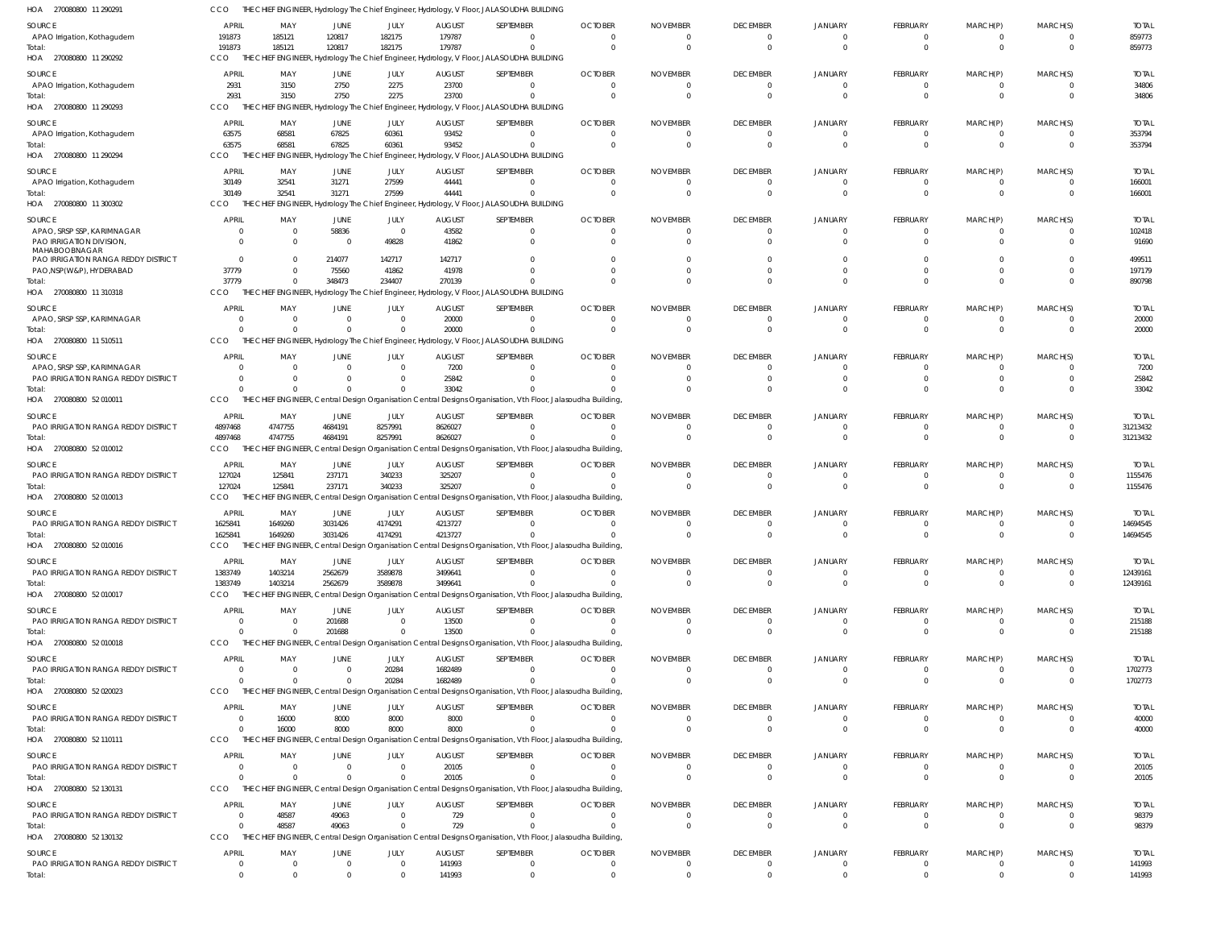HOA 270080800 11 290291 CCO THE CHIEF ENGINEER, Hydrology The Chief Engineer, Hydrology, V Floor, JALASOUDHA BUILDING

| SOURCE | APRIL | MAY | JUNE | JULY | AUGUST | SEPTEMBER | OCTOBER | NOVEMBER | DECEMBER | JANUARY | FEBRUARY | MARCH(P) | MARCH(S) | TOTAL |
|---|---|---|---|---|---|---|---|---|---|---|---|---|---|---|
| APAO Irrigation, Kothagudem | 191873 | 185121 | 120817 | 182175 | 179787 | 0 | 0 | 0 | 0 | 0 | 0 | 0 | 0 | 859773 |
| Total: | 191873 | 185121 | 120817 | 182175 | 179787 | 0 | 0 | 0 | 0 | 0 | 0 | 0 | 0 | 859773 |

HOA 270080800 11 290292 CCO THE CHIEF ENGINEER, Hydrology The Chief Engineer, Hydrology, V Floor, JALASOUDHA BUILDING

| SOURCE | APRIL | MAY | JUNE | JULY | AUGUST | SEPTEMBER | OCTOBER | NOVEMBER | DECEMBER | JANUARY | FEBRUARY | MARCH(P) | MARCH(S) | TOTAL |
|---|---|---|---|---|---|---|---|---|---|---|---|---|---|---|
| APAO Irrigation, Kothagudem | 2931 | 3150 | 2750 | 2275 | 23700 | 0 | 0 | 0 | 0 | 0 | 0 | 0 | 0 | 34806 |
| Total: | 2931 | 3150 | 2750 | 2275 | 23700 | 0 | 0 | 0 | 0 | 0 | 0 | 0 | 0 | 34806 |

HOA 270080800 11 290293 CCO THE CHIEF ENGINEER, Hydrology The Chief Engineer, Hydrology, V Floor, JALASOUDHA BUILDING

| SOURCE | APRIL | MAY | JUNE | JULY | AUGUST | SEPTEMBER | OCTOBER | NOVEMBER | DECEMBER | JANUARY | FEBRUARY | MARCH(P) | MARCH(S) | TOTAL |
|---|---|---|---|---|---|---|---|---|---|---|---|---|---|---|
| APAO Irrigation, Kothagudem | 63575 | 68581 | 67825 | 60361 | 93452 | 0 | 0 | 0 | 0 | 0 | 0 | 0 | 0 | 353794 |
| Total: | 63575 | 68581 | 67825 | 60361 | 93452 | 0 | 0 | 0 | 0 | 0 | 0 | 0 | 0 | 353794 |

HOA 270080800 11 290294 CCO THE CHIEF ENGINEER, Hydrology The Chief Engineer, Hydrology, V Floor, JALASOUDHA BUILDING

| SOURCE | APRIL | MAY | JUNE | JULY | AUGUST | SEPTEMBER | OCTOBER | NOVEMBER | DECEMBER | JANUARY | FEBRUARY | MARCH(P) | MARCH(S) | TOTAL |
|---|---|---|---|---|---|---|---|---|---|---|---|---|---|---|
| APAO Irrigation, Kothagudem | 30149 | 32541 | 31271 | 27599 | 44441 | 0 | 0 | 0 | 0 | 0 | 0 | 0 | 0 | 166001 |
| Total: | 30149 | 32541 | 31271 | 27599 | 44441 | 0 | 0 | 0 | 0 | 0 | 0 | 0 | 0 | 166001 |

HOA 270080800 11 300302 CCO THE CHIEF ENGINEER, Hydrology The Chief Engineer, Hydrology, V Floor, JALASOUDHA BUILDING

| SOURCE | APRIL | MAY | JUNE | JULY | AUGUST | SEPTEMBER | OCTOBER | NOVEMBER | DECEMBER | JANUARY | FEBRUARY | MARCH(P) | MARCH(S) | TOTAL |
|---|---|---|---|---|---|---|---|---|---|---|---|---|---|---|
| APAO, SRSP SSP, KARIMNAGAR | 0 | 0 | 58836 | 0 | 43582 | 0 | 0 | 0 | 0 | 0 | 0 | 0 | 0 | 102418 |
| PAO IRRIGATION DIVISION, MAHABOOBNAGAR | 0 | 0 | 0 | 49828 | 41862 | 0 | 0 | 0 | 0 | 0 | 0 | 0 | 0 | 91690 |
| PAO IRRIGATION RANGA REDDY DISTRICT | 0 | 0 | 214077 | 142717 | 142717 | 0 | 0 | 0 | 0 | 0 | 0 | 0 | 0 | 499511 |
| PAO,NSP(W&P), HYDERABAD | 37779 | 0 | 75560 | 41862 | 41978 | 0 | 0 | 0 | 0 | 0 | 0 | 0 | 0 | 197179 |
| Total: | 37779 | 0 | 348473 | 234407 | 270139 | 0 | 0 | 0 | 0 | 0 | 0 | 0 | 0 | 890798 |

HOA 270080800 11 310318 CCO THE CHIEF ENGINEER, Hydrology The Chief Engineer, Hydrology, V Floor, JALASOUDHA BUILDING

| SOURCE | APRIL | MAY | JUNE | JULY | AUGUST | SEPTEMBER | OCTOBER | NOVEMBER | DECEMBER | JANUARY | FEBRUARY | MARCH(P) | MARCH(S) | TOTAL |
|---|---|---|---|---|---|---|---|---|---|---|---|---|---|---|
| APAO, SRSP SSP, KARIMNAGAR | 0 | 0 | 0 | 0 | 20000 | 0 | 0 | 0 | 0 | 0 | 0 | 0 | 0 | 20000 |
| Total: | 0 | 0 | 0 | 0 | 20000 | 0 | 0 | 0 | 0 | 0 | 0 | 0 | 0 | 20000 |

HOA 270080800 11 510511 CCO THE CHIEF ENGINEER, Hydrology The Chief Engineer, Hydrology, V Floor, JALASOUDHA BUILDING

| SOURCE | APRIL | MAY | JUNE | JULY | AUGUST | SEPTEMBER | OCTOBER | NOVEMBER | DECEMBER | JANUARY | FEBRUARY | MARCH(P) | MARCH(S) | TOTAL |
|---|---|---|---|---|---|---|---|---|---|---|---|---|---|---|
| APAO, SRSP SSP, KARIMNAGAR | 0 | 0 | 0 | 0 | 7200 | 0 | 0 | 0 | 0 | 0 | 0 | 0 | 0 | 7200 |
| PAO IRRIGATION RANGA REDDY DISTRICT | 0 | 0 | 0 | 0 | 25842 | 0 | 0 | 0 | 0 | 0 | 0 | 0 | 0 | 25842 |
| Total: | 0 | 0 | 0 | 0 | 33042 | 0 | 0 | 0 | 0 | 0 | 0 | 0 | 0 | 33042 |

HOA 270080800 52 010011 CCO THE CHIEF ENGINEER, Central Design Organisation Central Designs Organisation, Vth Floor, Jalasoudha Building,

| SOURCE | APRIL | MAY | JUNE | JULY | AUGUST | SEPTEMBER | OCTOBER | NOVEMBER | DECEMBER | JANUARY | FEBRUARY | MARCH(P) | MARCH(S) | TOTAL |
|---|---|---|---|---|---|---|---|---|---|---|---|---|---|---|
| PAO IRRIGATION RANGA REDDY DISTRICT | 4897468 | 4747755 | 4684191 | 8257991 | 8626027 | 0 | 0 | 0 | 0 | 0 | 0 | 0 | 0 | 31213432 |
| Total: | 4897468 | 4747755 | 4684191 | 8257991 | 8626027 | 0 | 0 | 0 | 0 | 0 | 0 | 0 | 0 | 31213432 |

HOA 270080800 52 010012 CCO THE CHIEF ENGINEER, Central Design Organisation Central Designs Organisation, Vth Floor, Jalasoudha Building,

| SOURCE | APRIL | MAY | JUNE | JULY | AUGUST | SEPTEMBER | OCTOBER | NOVEMBER | DECEMBER | JANUARY | FEBRUARY | MARCH(P) | MARCH(S) | TOTAL |
|---|---|---|---|---|---|---|---|---|---|---|---|---|---|---|
| PAO IRRIGATION RANGA REDDY DISTRICT | 127024 | 125841 | 237171 | 340233 | 325207 | 0 | 0 | 0 | 0 | 0 | 0 | 0 | 0 | 1155476 |
| Total: | 127024 | 125841 | 237171 | 340233 | 325207 | 0 | 0 | 0 | 0 | 0 | 0 | 0 | 0 | 1155476 |

HOA 270080800 52 010013 CCO THE CHIEF ENGINEER, Central Design Organisation Central Designs Organisation, Vth Floor, Jalasoudha Building,

| SOURCE | APRIL | MAY | JUNE | JULY | AUGUST | SEPTEMBER | OCTOBER | NOVEMBER | DECEMBER | JANUARY | FEBRUARY | MARCH(P) | MARCH(S) | TOTAL |
|---|---|---|---|---|---|---|---|---|---|---|---|---|---|---|
| PAO IRRIGATION RANGA REDDY DISTRICT | 1625841 | 1649260 | 3031426 | 4174291 | 4213727 | 0 | 0 | 0 | 0 | 0 | 0 | 0 | 0 | 14694545 |
| Total: | 1625841 | 1649260 | 3031426 | 4174291 | 4213727 | 0 | 0 | 0 | 0 | 0 | 0 | 0 | 0 | 14694545 |

HOA 270080800 52 010016 CCO THE CHIEF ENGINEER, Central Design Organisation Central Designs Organisation, Vth Floor, Jalasoudha Building,

| SOURCE | APRIL | MAY | JUNE | JULY | AUGUST | SEPTEMBER | OCTOBER | NOVEMBER | DECEMBER | JANUARY | FEBRUARY | MARCH(P) | MARCH(S) | TOTAL |
|---|---|---|---|---|---|---|---|---|---|---|---|---|---|---|
| PAO IRRIGATION RANGA REDDY DISTRICT | 1383749 | 1403214 | 2562679 | 3589878 | 3499641 | 0 | 0 | 0 | 0 | 0 | 0 | 0 | 0 | 12439161 |
| Total: | 1383749 | 1403214 | 2562679 | 3589878 | 3499641 | 0 | 0 | 0 | 0 | 0 | 0 | 0 | 0 | 12439161 |

HOA 270080800 52 010017 CCO THE CHIEF ENGINEER, Central Design Organisation Central Designs Organisation, Vth Floor, Jalasoudha Building,

| SOURCE | APRIL | MAY | JUNE | JULY | AUGUST | SEPTEMBER | OCTOBER | NOVEMBER | DECEMBER | JANUARY | FEBRUARY | MARCH(P) | MARCH(S) | TOTAL |
|---|---|---|---|---|---|---|---|---|---|---|---|---|---|---|
| PAO IRRIGATION RANGA REDDY DISTRICT | 0 | 0 | 201688 | 0 | 13500 | 0 | 0 | 0 | 0 | 0 | 0 | 0 | 0 | 215188 |
| Total: | 0 | 0 | 201688 | 0 | 13500 | 0 | 0 | 0 | 0 | 0 | 0 | 0 | 0 | 215188 |

HOA 270080800 52 010018 CCO THE CHIEF ENGINEER, Central Design Organisation Central Designs Organisation, Vth Floor, Jalasoudha Building,

| SOURCE | APRIL | MAY | JUNE | JULY | AUGUST | SEPTEMBER | OCTOBER | NOVEMBER | DECEMBER | JANUARY | FEBRUARY | MARCH(P) | MARCH(S) | TOTAL |
|---|---|---|---|---|---|---|---|---|---|---|---|---|---|---|
| PAO IRRIGATION RANGA REDDY DISTRICT | 0 | 0 | 0 | 20284 | 1682489 | 0 | 0 | 0 | 0 | 0 | 0 | 0 | 0 | 1702773 |
| Total: | 0 | 0 | 0 | 20284 | 1682489 | 0 | 0 | 0 | 0 | 0 | 0 | 0 | 0 | 1702773 |

HOA 270080800 52 020023 CCO THE CHIEF ENGINEER, Central Design Organisation Central Designs Organisation, Vth Floor, Jalasoudha Building,

| SOURCE | APRIL | MAY | JUNE | JULY | AUGUST | SEPTEMBER | OCTOBER | NOVEMBER | DECEMBER | JANUARY | FEBRUARY | MARCH(P) | MARCH(S) | TOTAL |
|---|---|---|---|---|---|---|---|---|---|---|---|---|---|---|
| PAO IRRIGATION RANGA REDDY DISTRICT | 0 | 16000 | 8000 | 8000 | 8000 | 0 | 0 | 0 | 0 | 0 | 0 | 0 | 0 | 40000 |
| Total: | 0 | 16000 | 8000 | 8000 | 8000 | 0 | 0 | 0 | 0 | 0 | 0 | 0 | 0 | 40000 |

HOA 270080800 52 110111 CCO THE CHIEF ENGINEER, Central Design Organisation Central Designs Organisation, Vth Floor, Jalasoudha Building,

| SOURCE | APRIL | MAY | JUNE | JULY | AUGUST | SEPTEMBER | OCTOBER | NOVEMBER | DECEMBER | JANUARY | FEBRUARY | MARCH(P) | MARCH(S) | TOTAL |
|---|---|---|---|---|---|---|---|---|---|---|---|---|---|---|
| PAO IRRIGATION RANGA REDDY DISTRICT | 0 | 0 | 0 | 0 | 20105 | 0 | 0 | 0 | 0 | 0 | 0 | 0 | 0 | 20105 |
| Total: | 0 | 0 | 0 | 0 | 20105 | 0 | 0 | 0 | 0 | 0 | 0 | 0 | 0 | 20105 |

HOA 270080800 52 130131 CCO THE CHIEF ENGINEER, Central Design Organisation Central Designs Organisation, Vth Floor, Jalasoudha Building,

| SOURCE | APRIL | MAY | JUNE | JULY | AUGUST | SEPTEMBER | OCTOBER | NOVEMBER | DECEMBER | JANUARY | FEBRUARY | MARCH(P) | MARCH(S) | TOTAL |
|---|---|---|---|---|---|---|---|---|---|---|---|---|---|---|
| PAO IRRIGATION RANGA REDDY DISTRICT | 0 | 48587 | 49063 | 0 | 729 | 0 | 0 | 0 | 0 | 0 | 0 | 0 | 0 | 98379 |
| Total: | 0 | 48587 | 49063 | 0 | 729 | 0 | 0 | 0 | 0 | 0 | 0 | 0 | 0 | 98379 |

HOA 270080800 52 130132 CCO THE CHIEF ENGINEER, Central Design Organisation Central Designs Organisation, Vth Floor, Jalasoudha Building,

| SOURCE | APRIL | MAY | JUNE | JULY | AUGUST | SEPTEMBER | OCTOBER | NOVEMBER | DECEMBER | JANUARY | FEBRUARY | MARCH(P) | MARCH(S) | TOTAL |
|---|---|---|---|---|---|---|---|---|---|---|---|---|---|---|
| PAO IRRIGATION RANGA REDDY DISTRICT | 0 | 0 | 0 | 0 | 141993 | 0 | 0 | 0 | 0 | 0 | 0 | 0 | 0 | 141993 |
| Total: | 0 | 0 | 0 | 0 | 141993 | 0 | 0 | 0 | 0 | 0 | 0 | 0 | 0 | 141993 |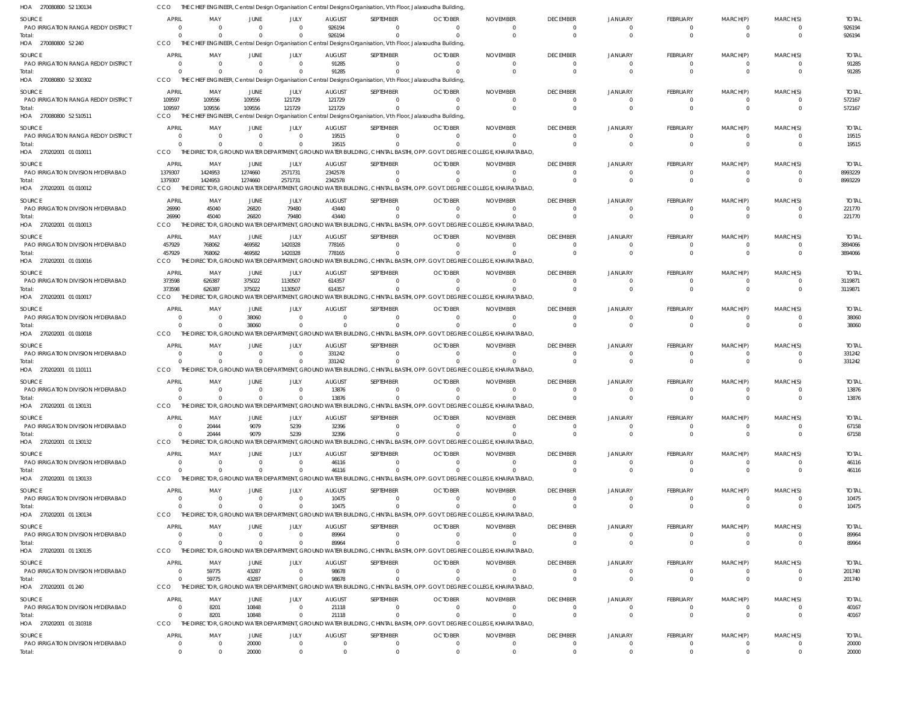HOA 270080800 52 130134 CCO THE CHIEF ENGINEER, Central Design Organisation Central Designs Organisation, Vth Floor, Jalasoudha Building,

| SOURCE | APRIL | MAY | JUNE | JULY | AUGUST | SEPTEMBER | OCTOBER | NOVEMBER | DECEMBER | JANUARY | FEBRUARY | MARCH(P) | MARCH(S) | TOTAL |
|---|---|---|---|---|---|---|---|---|---|---|---|---|---|---|
| PAO IRRIGATION RANGA REDDY DISTRICT | 0 | 0 | 0 | 0 | 926194 | 0 | 0 | 0 | 0 | 0 | 0 | 0 | 0 | 926194 |
| Total: | 0 | 0 | 0 | 0 | 926194 | 0 | 0 | 0 | 0 | 0 | 0 | 0 | 0 | 926194 |

HOA 270080800 52 240 CCO THE CHIEF ENGINEER, Central Design Organisation Central Designs Organisation, Vth Floor, Jalasoudha Building,

| SOURCE | APRIL | MAY | JUNE | JULY | AUGUST | SEPTEMBER | OCTOBER | NOVEMBER | DECEMBER | JANUARY | FEBRUARY | MARCH(P) | MARCH(S) | TOTAL |
|---|---|---|---|---|---|---|---|---|---|---|---|---|---|---|
| PAO IRRIGATION RANGA REDDY DISTRICT | 0 | 0 | 0 | 0 | 91285 | 0 | 0 | 0 | 0 | 0 | 0 | 0 | 0 | 91285 |
| Total: | 0 | 0 | 0 | 0 | 91285 | 0 | 0 | 0 | 0 | 0 | 0 | 0 | 0 | 91285 |

HOA 270080800 52 300302 CCO THE CHIEF ENGINEER, Central Design Organisation Central Designs Organisation, Vth Floor, Jalasoudha Building,

| SOURCE | APRIL | MAY | JUNE | JULY | AUGUST | SEPTEMBER | OCTOBER | NOVEMBER | DECEMBER | JANUARY | FEBRUARY | MARCH(P) | MARCH(S) | TOTAL |
|---|---|---|---|---|---|---|---|---|---|---|---|---|---|---|
| PAO IRRIGATION RANGA REDDY DISTRICT | 109597 | 109556 | 109556 | 121729 | 121729 | 0 | 0 | 0 | 0 | 0 | 0 | 0 | 0 | 572167 |
| Total: | 109597 | 109556 | 109556 | 121729 | 121729 | 0 | 0 | 0 | 0 | 0 | 0 | 0 | 0 | 572167 |

HOA 270080800 52 510511 CCO THE CHIEF ENGINEER, Central Design Organisation Central Designs Organisation, Vth Floor, Jalasoudha Building,

| SOURCE | APRIL | MAY | JUNE | JULY | AUGUST | SEPTEMBER | OCTOBER | NOVEMBER | DECEMBER | JANUARY | FEBRUARY | MARCH(P) | MARCH(S) | TOTAL |
|---|---|---|---|---|---|---|---|---|---|---|---|---|---|---|
| PAO IRRIGATION RANGA REDDY DISTRICT | 0 | 0 | 0 | 0 | 19515 | 0 | 0 | 0 | 0 | 0 | 0 | 0 | 0 | 19515 |
| Total: | 0 | 0 | 0 | 0 | 19515 | 0 | 0 | 0 | 0 | 0 | 0 | 0 | 0 | 19515 |

HOA 270202001 01 010011 CCO THE DIRECTOR, GROUND WATER DEPARTMENT, GROUND WATER BUILDING, CHINTAL BASTHI, OPP. GOVT. DEGREE COLLEGE, KHAIRATABAD,

| SOURCE | APRIL | MAY | JUNE | JULY | AUGUST | SEPTEMBER | OCTOBER | NOVEMBER | DECEMBER | JANUARY | FEBRUARY | MARCH(P) | MARCH(S) | TOTAL |
|---|---|---|---|---|---|---|---|---|---|---|---|---|---|---|
| PAO IRRIGATION DIVISION HYDERABAD | 1379307 | 1424953 | 1274660 | 2571731 | 2342578 | 0 | 0 | 0 | 0 | 0 | 0 | 0 | 0 | 8993229 |
| Total: | 1379307 | 1424953 | 1274660 | 2571731 | 2342578 | 0 | 0 | 0 | 0 | 0 | 0 | 0 | 0 | 8993229 |

HOA 270202001 01 010012 CCO THE DIRECTOR, GROUND WATER DEPARTMENT, GROUND WATER BUILDING, CHINTAL BASTHI, OPP. GOVT. DEGREE COLLEGE, KHAIRATABAD,

| SOURCE | APRIL | MAY | JUNE | JULY | AUGUST | SEPTEMBER | OCTOBER | NOVEMBER | DECEMBER | JANUARY | FEBRUARY | MARCH(P) | MARCH(S) | TOTAL |
|---|---|---|---|---|---|---|---|---|---|---|---|---|---|---|
| PAO IRRIGATION DIVISION HYDERABAD | 26990 | 45040 | 26820 | 79480 | 43440 | 0 | 0 | 0 | 0 | 0 | 0 | 0 | 0 | 221770 |
| Total: | 26990 | 45040 | 26820 | 79480 | 43440 | 0 | 0 | 0 | 0 | 0 | 0 | 0 | 0 | 221770 |

HOA 270202001 01 010013 CCO THE DIRECTOR, GROUND WATER DEPARTMENT, GROUND WATER BUILDING, CHINTAL BASTHI, OPP. GOVT. DEGREE COLLEGE, KHAIRATABAD,

| SOURCE | APRIL | MAY | JUNE | JULY | AUGUST | SEPTEMBER | OCTOBER | NOVEMBER | DECEMBER | JANUARY | FEBRUARY | MARCH(P) | MARCH(S) | TOTAL |
|---|---|---|---|---|---|---|---|---|---|---|---|---|---|---|
| PAO IRRIGATION DIVISION HYDERABAD | 457929 | 768062 | 469582 | 1420328 | 778165 | 0 | 0 | 0 | 0 | 0 | 0 | 0 | 0 | 3894066 |
| Total: | 457929 | 768062 | 469582 | 1420328 | 778165 | 0 | 0 | 0 | 0 | 0 | 0 | 0 | 0 | 3894066 |

HOA 270202001 01 010016 CCO THE DIRECTOR, GROUND WATER DEPARTMENT, GROUND WATER BUILDING, CHINTAL BASTHI, OPP. GOVT. DEGREE COLLEGE, KHAIRATABAD,

| SOURCE | APRIL | MAY | JUNE | JULY | AUGUST | SEPTEMBER | OCTOBER | NOVEMBER | DECEMBER | JANUARY | FEBRUARY | MARCH(P) | MARCH(S) | TOTAL |
|---|---|---|---|---|---|---|---|---|---|---|---|---|---|---|
| PAO IRRIGATION DIVISION HYDERABAD | 373598 | 626387 | 375022 | 1130507 | 614357 | 0 | 0 | 0 | 0 | 0 | 0 | 0 | 0 | 3119871 |
| Total: | 373598 | 626387 | 375022 | 1130507 | 614357 | 0 | 0 | 0 | 0 | 0 | 0 | 0 | 0 | 3119871 |

HOA 270202001 01 010017 CCO THE DIRECTOR, GROUND WATER DEPARTMENT, GROUND WATER BUILDING, CHINTAL BASTHI, OPP. GOVT. DEGREE COLLEGE, KHAIRATABAD,

| SOURCE | APRIL | MAY | JUNE | JULY | AUGUST | SEPTEMBER | OCTOBER | NOVEMBER | DECEMBER | JANUARY | FEBRUARY | MARCH(P) | MARCH(S) | TOTAL |
|---|---|---|---|---|---|---|---|---|---|---|---|---|---|---|
| PAO IRRIGATION DIVISION HYDERABAD | 0 | 0 | 38060 | 0 | 0 | 0 | 0 | 0 | 0 | 0 | 0 | 0 | 0 | 38060 |
| Total: | 0 | 0 | 38060 | 0 | 0 | 0 | 0 | 0 | 0 | 0 | 0 | 0 | 0 | 38060 |

HOA 270202001 01 010018 CCO THE DIRECTOR, GROUND WATER DEPARTMENT, GROUND WATER BUILDING, CHINTAL BASTHI, OPP. GOVT. DEGREE COLLEGE, KHAIRATABAD,

| SOURCE | APRIL | MAY | JUNE | JULY | AUGUST | SEPTEMBER | OCTOBER | NOVEMBER | DECEMBER | JANUARY | FEBRUARY | MARCH(P) | MARCH(S) | TOTAL |
|---|---|---|---|---|---|---|---|---|---|---|---|---|---|---|
| PAO IRRIGATION DIVISION HYDERABAD | 0 | 0 | 0 | 0 | 331242 | 0 | 0 | 0 | 0 | 0 | 0 | 0 | 0 | 331242 |
| Total: | 0 | 0 | 0 | 0 | 331242 | 0 | 0 | 0 | 0 | 0 | 0 | 0 | 0 | 331242 |

HOA 270202001 01 110111 CCO THE DIRECTOR, GROUND WATER DEPARTMENT, GROUND WATER BUILDING, CHINTAL BASTHI, OPP. GOVT. DEGREE COLLEGE, KHAIRATABAD,

| SOURCE | APRIL | MAY | JUNE | JULY | AUGUST | SEPTEMBER | OCTOBER | NOVEMBER | DECEMBER | JANUARY | FEBRUARY | MARCH(P) | MARCH(S) | TOTAL |
|---|---|---|---|---|---|---|---|---|---|---|---|---|---|---|
| PAO IRRIGATION DIVISION HYDERABAD | 0 | 0 | 0 | 0 | 13876 | 0 | 0 | 0 | 0 | 0 | 0 | 0 | 0 | 13876 |
| Total: | 0 | 0 | 0 | 0 | 13876 | 0 | 0 | 0 | 0 | 0 | 0 | 0 | 0 | 13876 |

HOA 270202001 01 130131 CCO THE DIRECTOR, GROUND WATER DEPARTMENT, GROUND WATER BUILDING, CHINTAL BASTHI, OPP. GOVT. DEGREE COLLEGE, KHAIRATABAD,

| SOURCE | APRIL | MAY | JUNE | JULY | AUGUST | SEPTEMBER | OCTOBER | NOVEMBER | DECEMBER | JANUARY | FEBRUARY | MARCH(P) | MARCH(S) | TOTAL |
|---|---|---|---|---|---|---|---|---|---|---|---|---|---|---|
| PAO IRRIGATION DIVISION HYDERABAD | 0 | 20444 | 9079 | 5239 | 32396 | 0 | 0 | 0 | 0 | 0 | 0 | 0 | 0 | 67158 |
| Total: | 0 | 20444 | 9079 | 5239 | 32396 | 0 | 0 | 0 | 0 | 0 | 0 | 0 | 0 | 67158 |

HOA 270202001 01 130132 CCO THE DIRECTOR, GROUND WATER DEPARTMENT, GROUND WATER BUILDING, CHINTAL BASTHI, OPP. GOVT. DEGREE COLLEGE, KHAIRATABAD,

| SOURCE | APRIL | MAY | JUNE | JULY | AUGUST | SEPTEMBER | OCTOBER | NOVEMBER | DECEMBER | JANUARY | FEBRUARY | MARCH(P) | MARCH(S) | TOTAL |
|---|---|---|---|---|---|---|---|---|---|---|---|---|---|---|
| PAO IRRIGATION DIVISION HYDERABAD | 0 | 0 | 0 | 0 | 46116 | 0 | 0 | 0 | 0 | 0 | 0 | 0 | 0 | 46116 |
| Total: | 0 | 0 | 0 | 0 | 46116 | 0 | 0 | 0 | 0 | 0 | 0 | 0 | 0 | 46116 |

HOA 270202001 01 130133 CCO THE DIRECTOR, GROUND WATER DEPARTMENT, GROUND WATER BUILDING, CHINTAL BASTHI, OPP. GOVT. DEGREE COLLEGE, KHAIRATABAD,

| SOURCE | APRIL | MAY | JUNE | JULY | AUGUST | SEPTEMBER | OCTOBER | NOVEMBER | DECEMBER | JANUARY | FEBRUARY | MARCH(P) | MARCH(S) | TOTAL |
|---|---|---|---|---|---|---|---|---|---|---|---|---|---|---|
| PAO IRRIGATION DIVISION HYDERABAD | 0 | 0 | 0 | 0 | 10475 | 0 | 0 | 0 | 0 | 0 | 0 | 0 | 0 | 10475 |
| Total: | 0 | 0 | 0 | 0 | 10475 | 0 | 0 | 0 | 0 | 0 | 0 | 0 | 0 | 10475 |

HOA 270202001 01 130134 CCO THE DIRECTOR, GROUND WATER DEPARTMENT, GROUND WATER BUILDING, CHINTAL BASTHI, OPP. GOVT. DEGREE COLLEGE, KHAIRATABAD,

| SOURCE | APRIL | MAY | JUNE | JULY | AUGUST | SEPTEMBER | OCTOBER | NOVEMBER | DECEMBER | JANUARY | FEBRUARY | MARCH(P) | MARCH(S) | TOTAL |
|---|---|---|---|---|---|---|---|---|---|---|---|---|---|---|
| PAO IRRIGATION DIVISION HYDERABAD | 0 | 0 | 0 | 0 | 89964 | 0 | 0 | 0 | 0 | 0 | 0 | 0 | 0 | 89964 |
| Total: | 0 | 0 | 0 | 0 | 89964 | 0 | 0 | 0 | 0 | 0 | 0 | 0 | 0 | 89964 |

HOA 270202001 01 130135 CCO THE DIRECTOR, GROUND WATER DEPARTMENT, GROUND WATER BUILDING, CHINTAL BASTHI, OPP. GOVT. DEGREE COLLEGE, KHAIRATABAD,

| SOURCE | APRIL | MAY | JUNE | JULY | AUGUST | SEPTEMBER | OCTOBER | NOVEMBER | DECEMBER | JANUARY | FEBRUARY | MARCH(P) | MARCH(S) | TOTAL |
|---|---|---|---|---|---|---|---|---|---|---|---|---|---|---|
| PAO IRRIGATION DIVISION HYDERABAD | 0 | 59775 | 43287 | 0 | 98678 | 0 | 0 | 0 | 0 | 0 | 0 | 0 | 0 | 201740 |
| Total: | 0 | 59775 | 43287 | 0 | 98678 | 0 | 0 | 0 | 0 | 0 | 0 | 0 | 0 | 201740 |

HOA 270202001 01 240 CCO THE DIRECTOR, GROUND WATER DEPARTMENT, GROUND WATER BUILDING, CHINTAL BASTHI, OPP. GOVT. DEGREE COLLEGE, KHAIRATABAD,

| SOURCE | APRIL | MAY | JUNE | JULY | AUGUST | SEPTEMBER | OCTOBER | NOVEMBER | DECEMBER | JANUARY | FEBRUARY | MARCH(P) | MARCH(S) | TOTAL |
|---|---|---|---|---|---|---|---|---|---|---|---|---|---|---|
| PAO IRRIGATION DIVISION HYDERABAD | 0 | 8201 | 10848 | 0 | 21118 | 0 | 0 | 0 | 0 | 0 | 0 | 0 | 0 | 40167 |
| Total: | 0 | 8201 | 10848 | 0 | 21118 | 0 | 0 | 0 | 0 | 0 | 0 | 0 | 0 | 40167 |

HOA 270202001 01 310318 CCO THE DIRECTOR, GROUND WATER DEPARTMENT, GROUND WATER BUILDING, CHINTAL BASTHI, OPP. GOVT. DEGREE COLLEGE, KHAIRATABAD,

| SOURCE | APRIL | MAY | JUNE | JULY | AUGUST | SEPTEMBER | OCTOBER | NOVEMBER | DECEMBER | JANUARY | FEBRUARY | MARCH(P) | MARCH(S) | TOTAL |
|---|---|---|---|---|---|---|---|---|---|---|---|---|---|---|
| PAO IRRIGATION DIVISION HYDERABAD | 0 | 0 | 20000 | 0 | 0 | 0 | 0 | 0 | 0 | 0 | 0 | 0 | 0 | 20000 |
| Total: | 0 | 0 | 20000 | 0 | 0 | 0 | 0 | 0 | 0 | 0 | 0 | 0 | 0 | 20000 |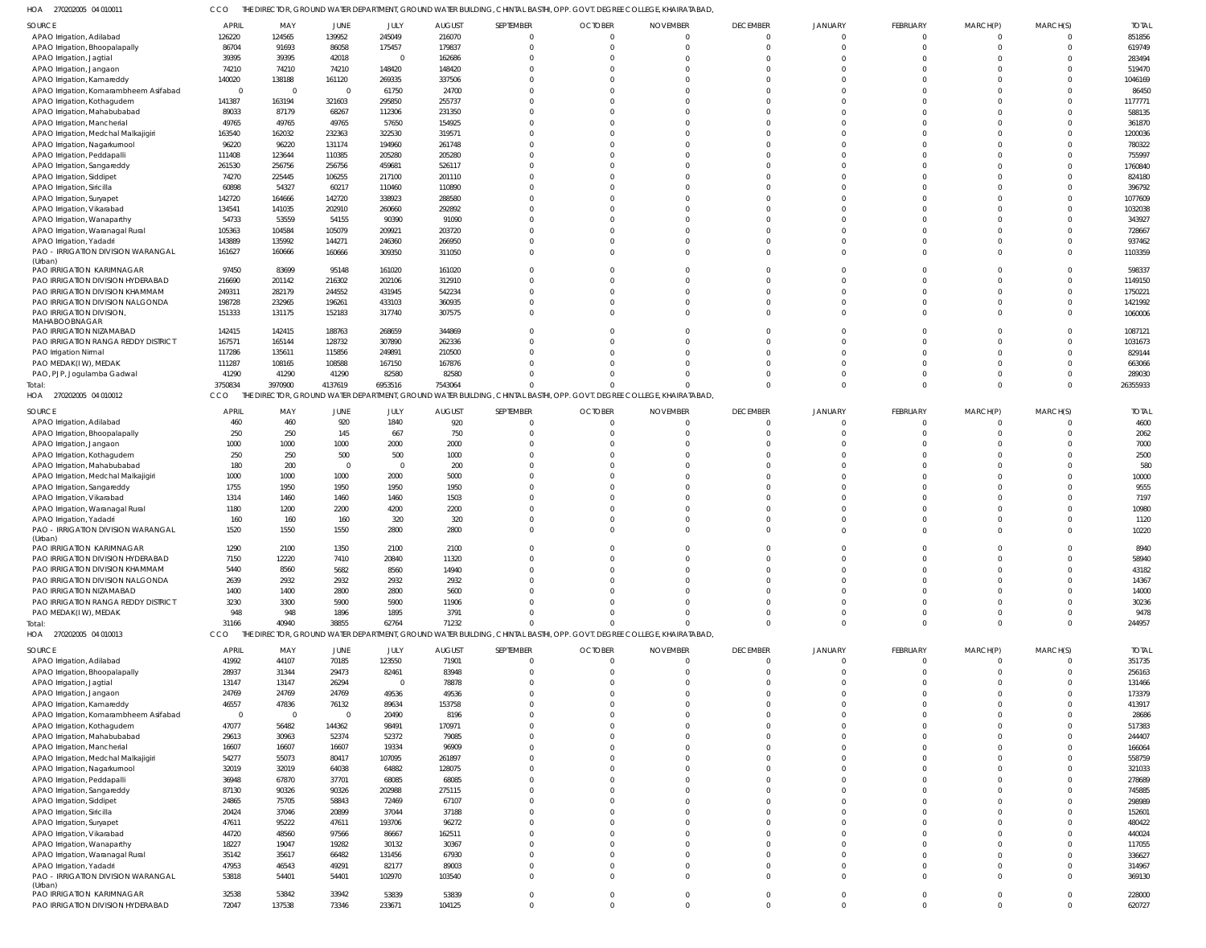HOA 270202005 04 010011 CCO THE DIRECTOR, GROUND WATER DEPARTMENT, GROUND WATER BUILDING, CHINTAL BASTHI, OPP. GOVT. DEGREE COLLEGE, KHAIRATABAD,

| SOURCE | APRIL | MAY | JUNE | JULY | AUGUST | SEPTEMBER | OCTOBER | NOVEMBER | DECEMBER | JANUARY | FEBRUARY | MARCH(P) | MARCH(S) | TOTAL |
|---|---|---|---|---|---|---|---|---|---|---|---|---|---|---|
| APAO Irrigation, Adilabad | 126220 | 124565 | 139952 | 245049 | 216070 | 0 | 0 | 0 | 0 | 0 | 0 | 0 | 0 | 851856 |
| APAO Irrigation, Bhoopalapally | 86704 | 91693 | 86058 | 175457 | 179837 | 0 | 0 | 0 | 0 | 0 | 0 | 0 | 0 | 619749 |
| APAO Irrigation, Jagtial | 39395 | 39395 | 42018 | 0 | 162686 | 0 | 0 | 0 | 0 | 0 | 0 | 0 | 0 | 283494 |
| APAO Irrigation, Jangaon | 74210 | 74210 | 74210 | 148420 | 148420 | 0 | 0 | 0 | 0 | 0 | 0 | 0 | 0 | 519470 |
| APAO Irrigation, Kamareddy | 140020 | 138188 | 161120 | 269335 | 337506 | 0 | 0 | 0 | 0 | 0 | 0 | 0 | 0 | 1046169 |
| APAO Irrigation, Komarambheem Asifabad | 0 | 0 | 0 | 61750 | 24700 | 0 | 0 | 0 | 0 | 0 | 0 | 0 | 0 | 86450 |
| APAO Irrigation, Kothagudem | 141387 | 163194 | 321603 | 295850 | 255737 | 0 | 0 | 0 | 0 | 0 | 0 | 0 | 0 | 1177771 |
| APAO Irrigation, Mahabubabad | 89033 | 87179 | 68267 | 112306 | 231350 | 0 | 0 | 0 | 0 | 0 | 0 | 0 | 0 | 588135 |
| APAO Irrigation, Mancherial | 49765 | 49765 | 49765 | 57650 | 154925 | 0 | 0 | 0 | 0 | 0 | 0 | 0 | 0 | 361870 |
| APAO Irrigation, Medchal Malkajigiri | 163540 | 162032 | 232363 | 322530 | 319571 | 0 | 0 | 0 | 0 | 0 | 0 | 0 | 0 | 1200036 |
| APAO Irrigation, Nagarkurnool | 96220 | 96220 | 131174 | 194960 | 261748 | 0 | 0 | 0 | 0 | 0 | 0 | 0 | 0 | 780322 |
| APAO Irrigation, Peddapalli | 111408 | 123644 | 110385 | 205280 | 205280 | 0 | 0 | 0 | 0 | 0 | 0 | 0 | 0 | 755997 |
| APAO Irrigation, Sangareddy | 261530 | 256756 | 256756 | 459681 | 526117 | 0 | 0 | 0 | 0 | 0 | 0 | 0 | 0 | 1760840 |
| APAO Irrigation, Siddipet | 74270 | 225445 | 106255 | 217100 | 201110 | 0 | 0 | 0 | 0 | 0 | 0 | 0 | 0 | 824180 |
| APAO Irrigation, Siricilla | 60898 | 54327 | 60217 | 110460 | 110890 | 0 | 0 | 0 | 0 | 0 | 0 | 0 | 0 | 396792 |
| APAO Irrigation, Suryapet | 142720 | 164666 | 142720 | 338923 | 288580 | 0 | 0 | 0 | 0 | 0 | 0 | 0 | 0 | 1077609 |
| APAO Irrigation, Vikarabad | 134541 | 141035 | 202910 | 260660 | 292892 | 0 | 0 | 0 | 0 | 0 | 0 | 0 | 0 | 1032038 |
| APAO Irrigation, Wanaparthy | 54733 | 53559 | 54155 | 90390 | 91090 | 0 | 0 | 0 | 0 | 0 | 0 | 0 | 0 | 343927 |
| APAO Irrigation, Waranagal Rural | 105363 | 104584 | 105079 | 209921 | 203720 | 0 | 0 | 0 | 0 | 0 | 0 | 0 | 0 | 728667 |
| APAO Irrigation, Yadadri | 143889 | 135992 | 144271 | 246360 | 266950 | 0 | 0 | 0 | 0 | 0 | 0 | 0 | 0 | 937462 |
| PAO - IRRIGATION DIVISION WARANGAL (Urban) | 161627 | 160666 | 160666 | 309350 | 311050 | 0 | 0 | 0 | 0 | 0 | 0 | 0 | 0 | 1103359 |
| PAO IRRIGATION KARIMNAGAR | 97450 | 83699 | 95148 | 161020 | 161020 | 0 | 0 | 0 | 0 | 0 | 0 | 0 | 0 | 598337 |
| PAO IRRIGATION DIVISION HYDERABAD | 216690 | 201142 | 216302 | 202106 | 312910 | 0 | 0 | 0 | 0 | 0 | 0 | 0 | 0 | 1149150 |
| PAO IRRIGATION DIVISION KHAMMAM | 249311 | 282179 | 244552 | 431945 | 542234 | 0 | 0 | 0 | 0 | 0 | 0 | 0 | 0 | 1750221 |
| PAO IRRIGATION DIVISION NALGONDA | 198728 | 232965 | 196261 | 433103 | 360935 | 0 | 0 | 0 | 0 | 0 | 0 | 0 | 0 | 1421992 |
| PAO IRRIGATION DIVISION, MAHABOOBNAGAR | 151333 | 131175 | 152183 | 317740 | 307575 | 0 | 0 | 0 | 0 | 0 | 0 | 0 | 0 | 1060006 |
| PAO IRRIGATION NIZAMABAD | 142415 | 142415 | 188763 | 268659 | 344869 | 0 | 0 | 0 | 0 | 0 | 0 | 0 | 0 | 1087121 |
| PAO IRRIGATION RANGA REDDY DISTRICT | 167571 | 165144 | 128732 | 307890 | 262336 | 0 | 0 | 0 | 0 | 0 | 0 | 0 | 0 | 1031673 |
| PAO Irrigation Nirmal | 117286 | 135611 | 115856 | 249891 | 210500 | 0 | 0 | 0 | 0 | 0 | 0 | 0 | 0 | 829144 |
| PAO MEDAK(IW), MEDAK | 111287 | 108165 | 108588 | 167150 | 167876 | 0 | 0 | 0 | 0 | 0 | 0 | 0 | 0 | 663066 |
| PAO, PJP, Jogulamba Gadwal | 41290 | 41290 | 41290 | 82580 | 82580 | 0 | 0 | 0 | 0 | 0 | 0 | 0 | 0 | 289030 |
| Total: | 3750834 | 3970900 | 4137619 | 6953516 | 7543064 | 0 | 0 | 0 | 0 | 0 | 0 | 0 | 0 | 26355933 |

HOA 270202005 04 010012 CCO THE DIRECTOR, GROUND WATER DEPARTMENT, GROUND WATER BUILDING, CHINTAL BASTHI, OPP. GOVT. DEGREE COLLEGE, KHAIRATABAD,

| SOURCE | APRIL | MAY | JUNE | JULY | AUGUST | SEPTEMBER | OCTOBER | NOVEMBER | DECEMBER | JANUARY | FEBRUARY | MARCH(P) | MARCH(S) | TOTAL |
|---|---|---|---|---|---|---|---|---|---|---|---|---|---|---|
| APAO Irrigation, Adilabad | 460 | 460 | 920 | 1840 | 920 | 0 | 0 | 0 | 0 | 0 | 0 | 0 | 0 | 4600 |
| APAO Irrigation, Bhoopalapally | 250 | 250 | 145 | 667 | 750 | 0 | 0 | 0 | 0 | 0 | 0 | 0 | 0 | 2062 |
| APAO Irrigation, Jangaon | 1000 | 1000 | 1000 | 2000 | 2000 | 0 | 0 | 0 | 0 | 0 | 0 | 0 | 0 | 7000 |
| APAO Irrigation, Kothagudem | 250 | 250 | 500 | 500 | 1000 | 0 | 0 | 0 | 0 | 0 | 0 | 0 | 0 | 2500 |
| APAO Irrigation, Mahabubabad | 180 | 200 | 0 | 0 | 200 | 0 | 0 | 0 | 0 | 0 | 0 | 0 | 0 | 580 |
| APAO Irrigation, Medchal Malkajigiri | 1000 | 1000 | 1000 | 2000 | 5000 | 0 | 0 | 0 | 0 | 0 | 0 | 0 | 0 | 10000 |
| APAO Irrigation, Sangareddy | 1755 | 1950 | 1950 | 1950 | 1950 | 0 | 0 | 0 | 0 | 0 | 0 | 0 | 0 | 9555 |
| APAO Irrigation, Vikarabad | 1314 | 1460 | 1460 | 1460 | 1503 | 0 | 0 | 0 | 0 | 0 | 0 | 0 | 0 | 7197 |
| APAO Irrigation, Waranagal Rural | 1180 | 1200 | 2200 | 4200 | 2200 | 0 | 0 | 0 | 0 | 0 | 0 | 0 | 0 | 10980 |
| APAO Irrigation, Yadadri | 160 | 160 | 160 | 320 | 320 | 0 | 0 | 0 | 0 | 0 | 0 | 0 | 0 | 1120 |
| PAO - IRRIGATION DIVISION WARANGAL (Urban) | 1520 | 1550 | 1550 | 2800 | 2800 | 0 | 0 | 0 | 0 | 0 | 0 | 0 | 0 | 10220 |
| PAO IRRIGATION KARIMNAGAR | 1290 | 2100 | 1350 | 2100 | 2100 | 0 | 0 | 0 | 0 | 0 | 0 | 0 | 0 | 8940 |
| PAO IRRIGATION DIVISION HYDERABAD | 7150 | 12220 | 7410 | 20840 | 11320 | 0 | 0 | 0 | 0 | 0 | 0 | 0 | 0 | 58940 |
| PAO IRRIGATION DIVISION KHAMMAM | 5440 | 8560 | 5682 | 8560 | 14940 | 0 | 0 | 0 | 0 | 0 | 0 | 0 | 0 | 43182 |
| PAO IRRIGATION DIVISION NALGONDA | 2639 | 2932 | 2932 | 2932 | 2932 | 0 | 0 | 0 | 0 | 0 | 0 | 0 | 0 | 14367 |
| PAO IRRIGATION NIZAMABAD | 1400 | 1400 | 2800 | 2800 | 5600 | 0 | 0 | 0 | 0 | 0 | 0 | 0 | 0 | 14000 |
| PAO IRRIGATION RANGA REDDY DISTRICT | 3230 | 3300 | 5900 | 5900 | 11906 | 0 | 0 | 0 | 0 | 0 | 0 | 0 | 0 | 30236 |
| PAO MEDAK(IW), MEDAK | 948 | 948 | 1896 | 1895 | 3791 | 0 | 0 | 0 | 0 | 0 | 0 | 0 | 0 | 9478 |
| Total: | 31166 | 40940 | 38855 | 62764 | 71232 | 0 | 0 | 0 | 0 | 0 | 0 | 0 | 0 | 244957 |

HOA 270202005 04 010013 CCO THE DIRECTOR, GROUND WATER DEPARTMENT, GROUND WATER BUILDING, CHINTAL BASTHI, OPP. GOVT. DEGREE COLLEGE, KHAIRATABAD,

| SOURCE | APRIL | MAY | JUNE | JULY | AUGUST | SEPTEMBER | OCTOBER | NOVEMBER | DECEMBER | JANUARY | FEBRUARY | MARCH(P) | MARCH(S) | TOTAL |
|---|---|---|---|---|---|---|---|---|---|---|---|---|---|---|
| APAO Irrigation, Adilabad | 41992 | 44107 | 70185 | 123550 | 71901 | 0 | 0 | 0 | 0 | 0 | 0 | 0 | 0 | 351735 |
| APAO Irrigation, Bhoopalapally | 28937 | 31344 | 29473 | 82461 | 83948 | 0 | 0 | 0 | 0 | 0 | 0 | 0 | 0 | 256163 |
| APAO Irrigation, Jagtial | 13147 | 13147 | 26294 | 0 | 78878 | 0 | 0 | 0 | 0 | 0 | 0 | 0 | 0 | 131466 |
| APAO Irrigation, Jangaon | 24769 | 24769 | 24769 | 49536 | 49536 | 0 | 0 | 0 | 0 | 0 | 0 | 0 | 0 | 173379 |
| APAO Irrigation, Kamareddy | 46557 | 47836 | 76132 | 89634 | 153758 | 0 | 0 | 0 | 0 | 0 | 0 | 0 | 0 | 413917 |
| APAO Irrigation, Komarambheem Asifabad | 0 | 0 | 0 | 20490 | 8196 | 0 | 0 | 0 | 0 | 0 | 0 | 0 | 0 | 28686 |
| APAO Irrigation, Kothagudem | 47077 | 56482 | 144362 | 98491 | 170971 | 0 | 0 | 0 | 0 | 0 | 0 | 0 | 0 | 517383 |
| APAO Irrigation, Mahabubabad | 29613 | 30963 | 52374 | 52372 | 79085 | 0 | 0 | 0 | 0 | 0 | 0 | 0 | 0 | 244407 |
| APAO Irrigation, Mancherial | 16607 | 16607 | 16607 | 19334 | 96909 | 0 | 0 | 0 | 0 | 0 | 0 | 0 | 0 | 166064 |
| APAO Irrigation, Medchal Malkajigiri | 54277 | 55073 | 80417 | 107095 | 261897 | 0 | 0 | 0 | 0 | 0 | 0 | 0 | 0 | 558759 |
| APAO Irrigation, Nagarkurnool | 32019 | 32019 | 64038 | 64882 | 128075 | 0 | 0 | 0 | 0 | 0 | 0 | 0 | 0 | 321033 |
| APAO Irrigation, Peddapalli | 36948 | 67870 | 37701 | 68085 | 68085 | 0 | 0 | 0 | 0 | 0 | 0 | 0 | 0 | 278689 |
| APAO Irrigation, Sangareddy | 87130 | 90326 | 90326 | 202988 | 275115 | 0 | 0 | 0 | 0 | 0 | 0 | 0 | 0 | 745885 |
| APAO Irrigation, Siddipet | 24865 | 75705 | 58843 | 72469 | 67107 | 0 | 0 | 0 | 0 | 0 | 0 | 0 | 0 | 298989 |
| APAO Irrigation, Siricilla | 20424 | 37046 | 20899 | 37044 | 37188 | 0 | 0 | 0 | 0 | 0 | 0 | 0 | 0 | 152601 |
| APAO Irrigation, Suryapet | 47611 | 95222 | 47611 | 193706 | 96272 | 0 | 0 | 0 | 0 | 0 | 0 | 0 | 0 | 480422 |
| APAO Irrigation, Vikarabad | 44720 | 48560 | 97566 | 86667 | 162511 | 0 | 0 | 0 | 0 | 0 | 0 | 0 | 0 | 440024 |
| APAO Irrigation, Wanaparthy | 18227 | 19047 | 19282 | 30132 | 30367 | 0 | 0 | 0 | 0 | 0 | 0 | 0 | 0 | 117055 |
| APAO Irrigation, Waranagal Rural | 35142 | 35617 | 66482 | 131456 | 67930 | 0 | 0 | 0 | 0 | 0 | 0 | 0 | 0 | 336627 |
| APAO Irrigation, Yadadri | 47953 | 46543 | 49291 | 82177 | 89003 | 0 | 0 | 0 | 0 | 0 | 0 | 0 | 0 | 314967 |
| PAO - IRRIGATION DIVISION WARANGAL (Urban) | 53818 | 54401 | 54401 | 102970 | 103540 | 0 | 0 | 0 | 0 | 0 | 0 | 0 | 0 | 369130 |
| PAO IRRIGATION KARIMNAGAR | 32538 | 53842 | 33942 | 53839 | 53839 | 0 | 0 | 0 | 0 | 0 | 0 | 0 | 0 | 228000 |
| PAO IRRIGATION DIVISION HYDERABAD | 72047 | 137538 | 73346 | 233671 | 104125 | 0 | 0 | 0 | 0 | 0 | 0 | 0 | 0 | 620727 |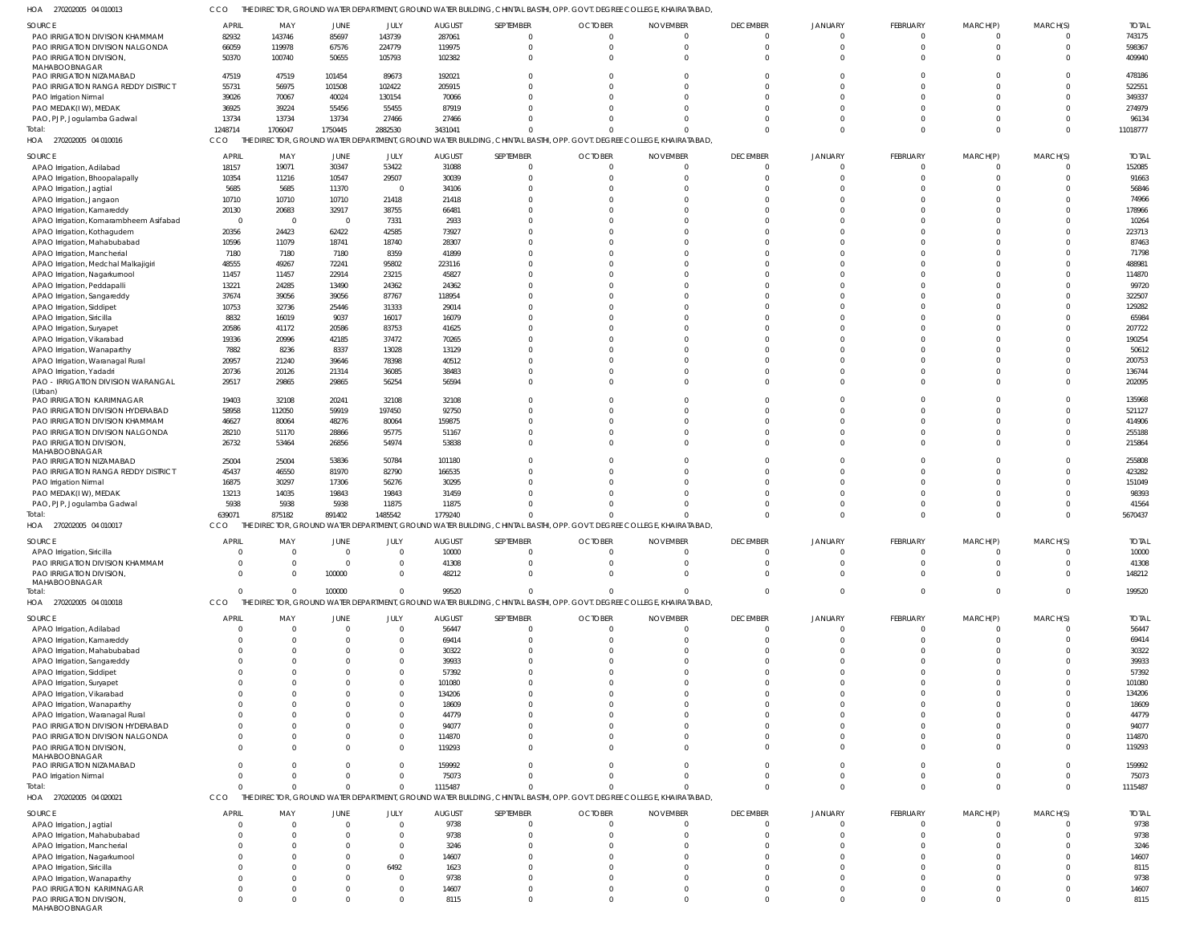HOA 270202005 04 010013 CCO THE DIRECTOR, GROUND WATER DEPARTMENT, GROUND WATER BUILDING, CHINTAL BASTHI, OPP. GOVT. DEGREE COLLEGE, KHAIRATABAD,

| SOURCE | APRIL | MAY | JUNE | JULY | AUGUST | SEPTEMBER | OCTOBER | NOVEMBER | DECEMBER | JANUARY | FEBRUARY | MARCH(P) | MARCH(S) | TOTAL |
|---|---|---|---|---|---|---|---|---|---|---|---|---|---|---|
| PAO IRRIGATION DIVISION KHAMMAM | 82932 | 143746 | 85697 | 143739 | 287061 | 0 | 0 | 0 | 0 | 0 | 0 | 0 | 0 | 743175 |
| PAO IRRIGATION DIVISION NALGONDA | 66059 | 119978 | 67576 | 224779 | 119975 | 0 | 0 | 0 | 0 | 0 | 0 | 0 | 0 | 598367 |
| PAO IRRIGATION DIVISION, MAHABOOBNAGAR | 50370 | 100740 | 50655 | 105793 | 102382 | 0 | 0 | 0 | 0 | 0 | 0 | 0 | 0 | 409940 |
| PAO IRRIGATION NIZAMABAD | 47519 | 47519 | 101454 | 89673 | 192021 | 0 | 0 | 0 | 0 | 0 | 0 | 0 | 0 | 478186 |
| PAO IRRIGATION RANGA REDDY DISTRICT | 55731 | 56975 | 101508 | 102422 | 205915 | 0 | 0 | 0 | 0 | 0 | 0 | 0 | 0 | 522551 |
| PAO Irrigation Nirmal | 39026 | 70067 | 40024 | 130154 | 70066 | 0 | 0 | 0 | 0 | 0 | 0 | 0 | 0 | 349337 |
| PAO MEDAK(IW), MEDAK | 36925 | 39224 | 55456 | 55455 | 87919 | 0 | 0 | 0 | 0 | 0 | 0 | 0 | 0 | 274979 |
| PAO, PJP, Jogulamba Gadwal | 13734 | 13734 | 13734 | 27466 | 27466 | 0 | 0 | 0 | 0 | 0 | 0 | 0 | 0 | 96134 |
| Total: | 1248714 | 1706047 | 1750445 | 2882530 | 3431041 | 0 | 0 | 0 | 0 | 0 | 0 | 0 | 0 | 11018777 |

HOA 270202005 04 010016 CCO THE DIRECTOR, GROUND WATER DEPARTMENT, GROUND WATER BUILDING, CHINTAL BASTHI, OPP. GOVT. DEGREE COLLEGE, KHAIRATABAD,

| SOURCE | APRIL | MAY | JUNE | JULY | AUGUST | SEPTEMBER | OCTOBER | NOVEMBER | DECEMBER | JANUARY | FEBRUARY | MARCH(P) | MARCH(S) | TOTAL |
|---|---|---|---|---|---|---|---|---|---|---|---|---|---|---|
| APAO Irrigation, Adilabad | 18157 | 19071 | 30347 | 53422 | 31088 | 0 | 0 | 0 | 0 | 0 | 0 | 0 | 0 | 152085 |
| APAO Irrigation, Bhoopalapally | 10354 | 11216 | 10547 | 29507 | 30039 | 0 | 0 | 0 | 0 | 0 | 0 | 0 | 0 | 91663 |
| APAO Irrigation, Jagtial | 5685 | 5685 | 11370 | 0 | 34106 | 0 | 0 | 0 | 0 | 0 | 0 | 0 | 0 | 56846 |
| APAO Irrigation, Jangaon | 10710 | 10710 | 10710 | 21418 | 21418 | 0 | 0 | 0 | 0 | 0 | 0 | 0 | 0 | 74966 |
| APAO Irrigation, Kamareddy | 20130 | 20683 | 32917 | 38755 | 66481 | 0 | 0 | 0 | 0 | 0 | 0 | 0 | 0 | 178966 |
| APAO Irrigation, Komarambheem Asifabad | 0 | 0 | 0 | 7331 | 2933 | 0 | 0 | 0 | 0 | 0 | 0 | 0 | 0 | 10264 |
| APAO Irrigation, Kothagudem | 20356 | 24423 | 62422 | 42585 | 73927 | 0 | 0 | 0 | 0 | 0 | 0 | 0 | 0 | 223713 |
| APAO Irrigation, Mahabubabad | 10596 | 11079 | 18741 | 18740 | 28307 | 0 | 0 | 0 | 0 | 0 | 0 | 0 | 0 | 87463 |
| APAO Irrigation, Mancherial | 7180 | 7180 | 7180 | 8359 | 41899 | 0 | 0 | 0 | 0 | 0 | 0 | 0 | 0 | 71798 |
| APAO Irrigation, Medchal Malkajigiri | 48555 | 49267 | 72241 | 95802 | 223116 | 0 | 0 | 0 | 0 | 0 | 0 | 0 | 0 | 488981 |
| APAO Irrigation, Nagarkurnool | 11457 | 11457 | 22914 | 23215 | 45827 | 0 | 0 | 0 | 0 | 0 | 0 | 0 | 0 | 114870 |
| APAO Irrigation, Peddapalli | 13221 | 24285 | 13490 | 24362 | 24362 | 0 | 0 | 0 | 0 | 0 | 0 | 0 | 0 | 99720 |
| APAO Irrigation, Sangareddy | 37674 | 39056 | 39056 | 87767 | 118954 | 0 | 0 | 0 | 0 | 0 | 0 | 0 | 0 | 322507 |
| APAO Irrigation, Siddipet | 10753 | 32736 | 25446 | 31333 | 29014 | 0 | 0 | 0 | 0 | 0 | 0 | 0 | 0 | 129282 |
| APAO Irrigation, Siricilla | 8832 | 16019 | 9037 | 16017 | 16079 | 0 | 0 | 0 | 0 | 0 | 0 | 0 | 0 | 65984 |
| APAO Irrigation, Suryapet | 20586 | 41172 | 20586 | 83753 | 41625 | 0 | 0 | 0 | 0 | 0 | 0 | 0 | 0 | 207722 |
| APAO Irrigation, Vikarabad | 19336 | 20996 | 42185 | 37472 | 70265 | 0 | 0 | 0 | 0 | 0 | 0 | 0 | 0 | 190254 |
| APAO Irrigation, Wanaparthy | 7882 | 8236 | 8337 | 13028 | 13129 | 0 | 0 | 0 | 0 | 0 | 0 | 0 | 0 | 50612 |
| APAO Irrigation, Waranagal Rural | 20957 | 21240 | 39646 | 78398 | 40512 | 0 | 0 | 0 | 0 | 0 | 0 | 0 | 0 | 200753 |
| APAO Irrigation, Yadadri | 20736 | 20126 | 21314 | 36085 | 38483 | 0 | 0 | 0 | 0 | 0 | 0 | 0 | 0 | 136744 |
| PAO - IRRIGATION DIVISION WARANGAL (Urban) | 29517 | 29865 | 29865 | 56254 | 56594 | 0 | 0 | 0 | 0 | 0 | 0 | 0 | 0 | 202095 |
| PAO IRRIGATION KARIMNAGAR | 19403 | 32108 | 20241 | 32108 | 32108 | 0 | 0 | 0 | 0 | 0 | 0 | 0 | 0 | 135968 |
| PAO IRRIGATION DIVISION HYDERABAD | 58958 | 112050 | 59919 | 197450 | 92750 | 0 | 0 | 0 | 0 | 0 | 0 | 0 | 0 | 521127 |
| PAO IRRIGATION DIVISION KHAMMAM | 46627 | 80064 | 48276 | 80064 | 159875 | 0 | 0 | 0 | 0 | 0 | 0 | 0 | 0 | 414906 |
| PAO IRRIGATION DIVISION NALGONDA | 28210 | 51170 | 28866 | 95775 | 51167 | 0 | 0 | 0 | 0 | 0 | 0 | 0 | 0 | 255188 |
| PAO IRRIGATION DIVISION, MAHABOOBNAGAR | 26732 | 53464 | 26856 | 54974 | 53838 | 0 | 0 | 0 | 0 | 0 | 0 | 0 | 0 | 215864 |
| PAO IRRIGATION NIZAMABAD | 25004 | 25004 | 53836 | 50784 | 101180 | 0 | 0 | 0 | 0 | 0 | 0 | 0 | 0 | 255808 |
| PAO IRRIGATION RANGA REDDY DISTRICT | 45437 | 46550 | 81970 | 82790 | 166535 | 0 | 0 | 0 | 0 | 0 | 0 | 0 | 0 | 423282 |
| PAO Irrigation Nirmal | 16875 | 30297 | 17306 | 56276 | 30295 | 0 | 0 | 0 | 0 | 0 | 0 | 0 | 0 | 151049 |
| PAO MEDAK(IW), MEDAK | 13213 | 14035 | 19843 | 19843 | 31459 | 0 | 0 | 0 | 0 | 0 | 0 | 0 | 0 | 98393 |
| PAO, PJP, Jogulamba Gadwal | 5938 | 5938 | 5938 | 11875 | 11875 | 0 | 0 | 0 | 0 | 0 | 0 | 0 | 0 | 41564 |
| Total: | 639071 | 875182 | 891402 | 1485542 | 1779240 | 0 | 0 | 0 | 0 | 0 | 0 | 0 | 0 | 5670437 |

HOA 270202005 04 010017 CCO THE DIRECTOR, GROUND WATER DEPARTMENT, GROUND WATER BUILDING, CHINTAL BASTHI, OPP. GOVT. DEGREE COLLEGE, KHAIRATABAD,

| SOURCE | APRIL | MAY | JUNE | JULY | AUGUST | SEPTEMBER | OCTOBER | NOVEMBER | DECEMBER | JANUARY | FEBRUARY | MARCH(P) | MARCH(S) | TOTAL |
|---|---|---|---|---|---|---|---|---|---|---|---|---|---|---|
| APAO Irrigation, Siricilla | 0 | 0 | 0 | 0 | 10000 | 0 | 0 | 0 | 0 | 0 | 0 | 0 | 0 | 10000 |
| PAO IRRIGATION DIVISION KHAMMAM | 0 | 0 | 0 | 0 | 41308 | 0 | 0 | 0 | 0 | 0 | 0 | 0 | 0 | 41308 |
| PAO IRRIGATION DIVISION, MAHABOOBNAGAR | 0 | 0 | 100000 | 0 | 48212 | 0 | 0 | 0 | 0 | 0 | 0 | 0 | 0 | 148212 |
| Total: | 0 | 0 | 100000 | 0 | 99520 | 0 | 0 | 0 | 0 | 0 | 0 | 0 | 0 | 199520 |

HOA 270202005 04 010018 CCO THE DIRECTOR, GROUND WATER DEPARTMENT, GROUND WATER BUILDING, CHINTAL BASTHI, OPP. GOVT. DEGREE COLLEGE, KHAIRATABAD,

| SOURCE | APRIL | MAY | JUNE | JULY | AUGUST | SEPTEMBER | OCTOBER | NOVEMBER | DECEMBER | JANUARY | FEBRUARY | MARCH(P) | MARCH(S) | TOTAL |
|---|---|---|---|---|---|---|---|---|---|---|---|---|---|---|
| APAO Irrigation, Adilabad | 0 | 0 | 0 | 0 | 56447 | 0 | 0 | 0 | 0 | 0 | 0 | 0 | 0 | 56447 |
| APAO Irrigation, Kamareddy | 0 | 0 | 0 | 0 | 69414 | 0 | 0 | 0 | 0 | 0 | 0 | 0 | 0 | 69414 |
| APAO Irrigation, Mahabubabad | 0 | 0 | 0 | 0 | 30322 | 0 | 0 | 0 | 0 | 0 | 0 | 0 | 0 | 30322 |
| APAO Irrigation, Sangareddy | 0 | 0 | 0 | 0 | 39933 | 0 | 0 | 0 | 0 | 0 | 0 | 0 | 0 | 39933 |
| APAO Irrigation, Siddipet | 0 | 0 | 0 | 0 | 57392 | 0 | 0 | 0 | 0 | 0 | 0 | 0 | 0 | 57392 |
| APAO Irrigation, Suryapet | 0 | 0 | 0 | 0 | 101080 | 0 | 0 | 0 | 0 | 0 | 0 | 0 | 0 | 101080 |
| APAO Irrigation, Vikarabad | 0 | 0 | 0 | 0 | 134206 | 0 | 0 | 0 | 0 | 0 | 0 | 0 | 0 | 134206 |
| APAO Irrigation, Wanaparthy | 0 | 0 | 0 | 0 | 18609 | 0 | 0 | 0 | 0 | 0 | 0 | 0 | 0 | 18609 |
| APAO Irrigation, Waranagal Rural | 0 | 0 | 0 | 0 | 44779 | 0 | 0 | 0 | 0 | 0 | 0 | 0 | 0 | 44779 |
| PAO IRRIGATION DIVISION HYDERABAD | 0 | 0 | 0 | 0 | 94077 | 0 | 0 | 0 | 0 | 0 | 0 | 0 | 0 | 94077 |
| PAO IRRIGATION DIVISION NALGONDA | 0 | 0 | 0 | 0 | 114870 | 0 | 0 | 0 | 0 | 0 | 0 | 0 | 0 | 114870 |
| PAO IRRIGATION DIVISION, MAHABOOBNAGAR | 0 | 0 | 0 | 0 | 119293 | 0 | 0 | 0 | 0 | 0 | 0 | 0 | 0 | 119293 |
| PAO IRRIGATION NIZAMABAD | 0 | 0 | 0 | 0 | 159992 | 0 | 0 | 0 | 0 | 0 | 0 | 0 | 0 | 159992 |
| PAO Irrigation Nirmal | 0 | 0 | 0 | 0 | 75073 | 0 | 0 | 0 | 0 | 0 | 0 | 0 | 0 | 75073 |
| Total: | 0 | 0 | 0 | 0 | 1115487 | 0 | 0 | 0 | 0 | 0 | 0 | 0 | 0 | 1115487 |

HOA 270202005 04 020021 CCO THE DIRECTOR, GROUND WATER DEPARTMENT, GROUND WATER BUILDING, CHINTAL BASTHI, OPP. GOVT. DEGREE COLLEGE, KHAIRATABAD,

| SOURCE | APRIL | MAY | JUNE | JULY | AUGUST | SEPTEMBER | OCTOBER | NOVEMBER | DECEMBER | JANUARY | FEBRUARY | MARCH(P) | MARCH(S) | TOTAL |
|---|---|---|---|---|---|---|---|---|---|---|---|---|---|---|
| APAO Irrigation, Jagtial | 0 | 0 | 0 | 0 | 9738 | 0 | 0 | 0 | 0 | 0 | 0 | 0 | 0 | 9738 |
| APAO Irrigation, Mahabubabad | 0 | 0 | 0 | 0 | 9738 | 0 | 0 | 0 | 0 | 0 | 0 | 0 | 0 | 9738 |
| APAO Irrigation, Mancherial | 0 | 0 | 0 | 0 | 3246 | 0 | 0 | 0 | 0 | 0 | 0 | 0 | 0 | 3246 |
| APAO Irrigation, Nagarkurnool | 0 | 0 | 0 | 0 | 14607 | 0 | 0 | 0 | 0 | 0 | 0 | 0 | 0 | 14607 |
| APAO Irrigation, Siricilla | 0 | 0 | 0 | 6492 | 1623 | 0 | 0 | 0 | 0 | 0 | 0 | 0 | 0 | 8115 |
| APAO Irrigation, Wanaparthy | 0 | 0 | 0 | 0 | 9738 | 0 | 0 | 0 | 0 | 0 | 0 | 0 | 0 | 9738 |
| PAO IRRIGATION KARIMNAGAR | 0 | 0 | 0 | 0 | 14607 | 0 | 0 | 0 | 0 | 0 | 0 | 0 | 0 | 14607 |
| PAO IRRIGATION DIVISION, MAHABOOBNAGAR | 0 | 0 | 0 | 0 | 8115 | 0 | 0 | 0 | 0 | 0 | 0 | 0 | 0 | 8115 |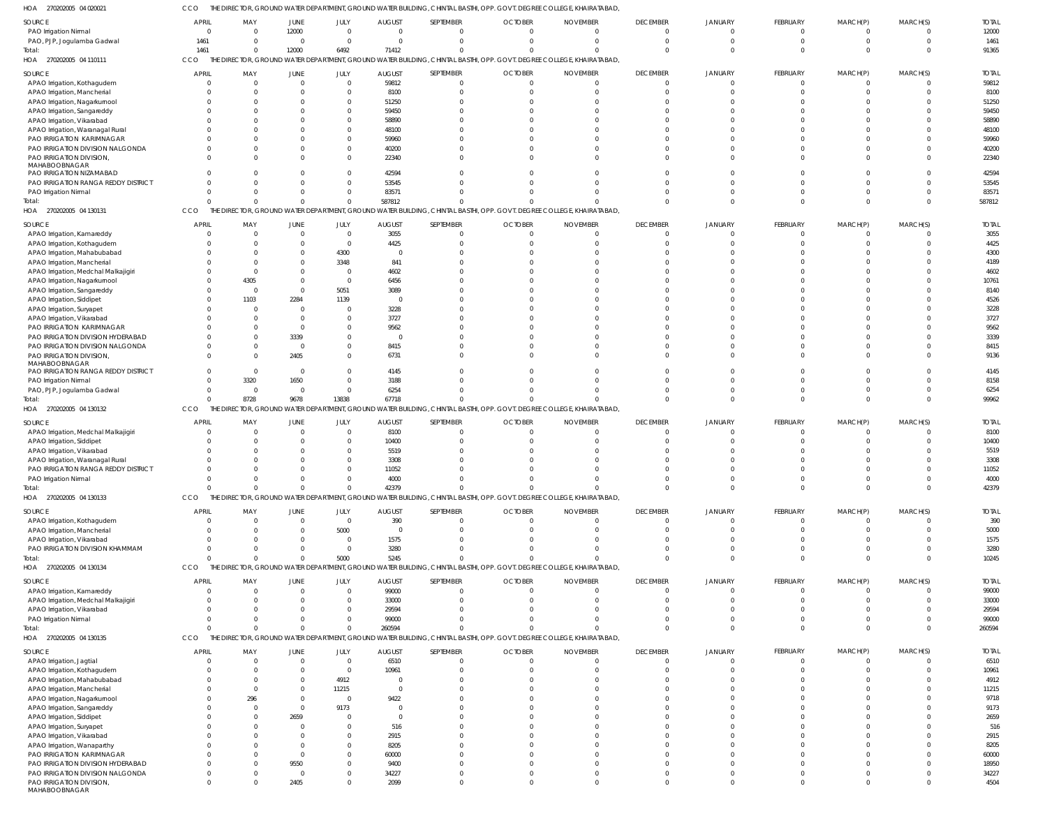HOA 270202005 04 020021 CCO THE DIRECTOR, GROUND WATER DEPARTMENT, GROUND WATER BUILDING, CHINTAL BASTHI, OPP. GOVT. DEGREE COLLEGE, KHAIRATABAD,

| SOURCE | APRIL | MAY | JUNE | JULY | AUGUST | SEPTEMBER | OCTOBER | NOVEMBER | DECEMBER | JANUARY | FEBRUARY | MARCH(P) | MARCH(S) | TOTAL |
|---|---|---|---|---|---|---|---|---|---|---|---|---|---|---|
| PAO Irrigation Nirmal | 0 | 0 | 12000 | 0 | 0 | 0 | 0 | 0 | 0 | 0 | 0 | 0 | 0 | 12000 |
| PAO, PJP, Jogulamba Gadwal | 1461 | 0 | 0 | 0 | 0 | 0 | 0 | 0 | 0 | 0 | 0 | 0 | 0 | 1461 |
| Total: | 1461 | 0 | 12000 | 6492 | 71412 | 0 | 0 | 0 | 0 | 0 | 0 | 0 | 0 | 91365 |

HOA 270202005 04 110111 CCO THE DIRECTOR, GROUND WATER DEPARTMENT, GROUND WATER BUILDING, CHINTAL BASTHI, OPP. GOVT. DEGREE COLLEGE, KHAIRATABAD,

| SOURCE | APRIL | MAY | JUNE | JULY | AUGUST | SEPTEMBER | OCTOBER | NOVEMBER | DECEMBER | JANUARY | FEBRUARY | MARCH(P) | MARCH(S) | TOTAL |
|---|---|---|---|---|---|---|---|---|---|---|---|---|---|---|
| APAO Irrigation, Kothagudem | 0 | 0 | 0 | 0 | 59812 | 0 | 0 | 0 | 0 | 0 | 0 | 0 | 0 | 59812 |
| APAO Irrigation, Mancherial | 0 | 0 | 0 | 0 | 8100 | 0 | 0 | 0 | 0 | 0 | 0 | 0 | 0 | 8100 |
| APAO Irrigation, Nagarkurnool | 0 | 0 | 0 | 0 | 51250 | 0 | 0 | 0 | 0 | 0 | 0 | 0 | 0 | 51250 |
| APAO Irrigation, Sangareddy | 0 | 0 | 0 | 0 | 59450 | 0 | 0 | 0 | 0 | 0 | 0 | 0 | 0 | 59450 |
| APAO Irrigation, Vikarabad | 0 | 0 | 0 | 0 | 58890 | 0 | 0 | 0 | 0 | 0 | 0 | 0 | 0 | 58890 |
| APAO Irrigation, Waranagal Rural | 0 | 0 | 0 | 0 | 48100 | 0 | 0 | 0 | 0 | 0 | 0 | 0 | 0 | 48100 |
| PAO IRRIGATION KARIMNAGAR | 0 | 0 | 0 | 0 | 59960 | 0 | 0 | 0 | 0 | 0 | 0 | 0 | 0 | 59960 |
| PAO IRRIGATION DIVISION NALGONDA | 0 | 0 | 0 | 0 | 40200 | 0 | 0 | 0 | 0 | 0 | 0 | 0 | 0 | 40200 |
| PAO IRRIGATION DIVISION, MAHABOOBNAGAR | 0 | 0 | 0 | 0 | 22340 | 0 | 0 | 0 | 0 | 0 | 0 | 0 | 0 | 22340 |
| PAO IRRIGATION NIZAMABAD | 0 | 0 | 0 | 0 | 42594 | 0 | 0 | 0 | 0 | 0 | 0 | 0 | 0 | 42594 |
| PAO IRRIGATION RANGA REDDY DISTRICT | 0 | 0 | 0 | 0 | 53545 | 0 | 0 | 0 | 0 | 0 | 0 | 0 | 0 | 53545 |
| PAO Irrigation Nirmal | 0 | 0 | 0 | 0 | 83571 | 0 | 0 | 0 | 0 | 0 | 0 | 0 | 0 | 83571 |
| Total: | 0 | 0 | 0 | 0 | 587812 | 0 | 0 | 0 | 0 | 0 | 0 | 0 | 0 | 587812 |

HOA 270202005 04 130131 CCO THE DIRECTOR, GROUND WATER DEPARTMENT, GROUND WATER BUILDING, CHINTAL BASTHI, OPP. GOVT. DEGREE COLLEGE, KHAIRATABAD,

| SOURCE | APRIL | MAY | JUNE | JULY | AUGUST | SEPTEMBER | OCTOBER | NOVEMBER | DECEMBER | JANUARY | FEBRUARY | MARCH(P) | MARCH(S) | TOTAL |
|---|---|---|---|---|---|---|---|---|---|---|---|---|---|---|
| APAO Irrigation, Kamareddy | 0 | 0 | 0 | 0 | 3055 | 0 | 0 | 0 | 0 | 0 | 0 | 0 | 0 | 3055 |
| APAO Irrigation, Kothagudem | 0 | 0 | 0 | 0 | 4425 | 0 | 0 | 0 | 0 | 0 | 0 | 0 | 0 | 4425 |
| APAO Irrigation, Mahabubabad | 0 | 0 | 0 | 4300 | 0 | 0 | 0 | 0 | 0 | 0 | 0 | 0 | 0 | 4300 |
| APAO Irrigation, Mancherial | 0 | 0 | 0 | 3348 | 841 | 0 | 0 | 0 | 0 | 0 | 0 | 0 | 0 | 4189 |
| APAO Irrigation, Medchal Malkajigiri | 0 | 0 | 0 | 0 | 4602 | 0 | 0 | 0 | 0 | 0 | 0 | 0 | 0 | 4602 |
| APAO Irrigation, Nagarkurnool | 0 | 4305 | 0 | 0 | 6456 | 0 | 0 | 0 | 0 | 0 | 0 | 0 | 0 | 10761 |
| APAO Irrigation, Sangareddy | 0 | 0 | 0 | 5051 | 3089 | 0 | 0 | 0 | 0 | 0 | 0 | 0 | 0 | 8140 |
| APAO Irrigation, Siddipet | 0 | 1103 | 2284 | 1139 | 0 | 0 | 0 | 0 | 0 | 0 | 0 | 0 | 0 | 4526 |
| APAO Irrigation, Suryapet | 0 | 0 | 0 | 0 | 3228 | 0 | 0 | 0 | 0 | 0 | 0 | 0 | 0 | 3228 |
| APAO Irrigation, Vikarabad | 0 | 0 | 0 | 0 | 3727 | 0 | 0 | 0 | 0 | 0 | 0 | 0 | 0 | 3727 |
| PAO IRRIGATION KARIMNAGAR | 0 | 0 | 0 | 0 | 9562 | 0 | 0 | 0 | 0 | 0 | 0 | 0 | 0 | 9562 |
| PAO IRRIGATION DIVISION HYDERABAD | 0 | 0 | 3339 | 0 | 0 | 0 | 0 | 0 | 0 | 0 | 0 | 0 | 0 | 3339 |
| PAO IRRIGATION DIVISION NALGONDA | 0 | 0 | 0 | 0 | 8415 | 0 | 0 | 0 | 0 | 0 | 0 | 0 | 0 | 8415 |
| PAO IRRIGATION DIVISION, MAHABOOBNAGAR | 0 | 0 | 2405 | 0 | 6731 | 0 | 0 | 0 | 0 | 0 | 0 | 0 | 0 | 9136 |
| PAO IRRIGATION RANGA REDDY DISTRICT | 0 | 0 | 0 | 0 | 4145 | 0 | 0 | 0 | 0 | 0 | 0 | 0 | 0 | 4145 |
| PAO Irrigation Nirmal | 0 | 3320 | 1650 | 0 | 3188 | 0 | 0 | 0 | 0 | 0 | 0 | 0 | 0 | 8158 |
| PAO, PJP, Jogulamba Gadwal | 0 | 0 | 0 | 0 | 6254 | 0 | 0 | 0 | 0 | 0 | 0 | 0 | 0 | 6254 |
| Total: | 0 | 8728 | 9678 | 13838 | 67718 | 0 | 0 | 0 | 0 | 0 | 0 | 0 | 0 | 99962 |

HOA 270202005 04 130132 CCO THE DIRECTOR, GROUND WATER DEPARTMENT, GROUND WATER BUILDING, CHINTAL BASTHI, OPP. GOVT. DEGREE COLLEGE, KHAIRATABAD,

| SOURCE | APRIL | MAY | JUNE | JULY | AUGUST | SEPTEMBER | OCTOBER | NOVEMBER | DECEMBER | JANUARY | FEBRUARY | MARCH(P) | MARCH(S) | TOTAL |
|---|---|---|---|---|---|---|---|---|---|---|---|---|---|---|
| APAO Irrigation, Medchal Malkajigiri | 0 | 0 | 0 | 0 | 8100 | 0 | 0 | 0 | 0 | 0 | 0 | 0 | 0 | 8100 |
| APAO Irrigation, Siddipet | 0 | 0 | 0 | 0 | 10400 | 0 | 0 | 0 | 0 | 0 | 0 | 0 | 0 | 10400 |
| APAO Irrigation, Vikarabad | 0 | 0 | 0 | 0 | 5519 | 0 | 0 | 0 | 0 | 0 | 0 | 0 | 0 | 5519 |
| APAO Irrigation, Waranagal Rural | 0 | 0 | 0 | 0 | 3308 | 0 | 0 | 0 | 0 | 0 | 0 | 0 | 0 | 3308 |
| PAO IRRIGATION RANGA REDDY DISTRICT | 0 | 0 | 0 | 0 | 11052 | 0 | 0 | 0 | 0 | 0 | 0 | 0 | 0 | 11052 |
| PAO Irrigation Nirmal | 0 | 0 | 0 | 0 | 4000 | 0 | 0 | 0 | 0 | 0 | 0 | 0 | 0 | 4000 |
| Total: | 0 | 0 | 0 | 0 | 42379 | 0 | 0 | 0 | 0 | 0 | 0 | 0 | 0 | 42379 |

HOA 270202005 04 130133 CCO THE DIRECTOR, GROUND WATER DEPARTMENT, GROUND WATER BUILDING, CHINTAL BASTHI, OPP. GOVT. DEGREE COLLEGE, KHAIRATABAD,

| SOURCE | APRIL | MAY | JUNE | JULY | AUGUST | SEPTEMBER | OCTOBER | NOVEMBER | DECEMBER | JANUARY | FEBRUARY | MARCH(P) | MARCH(S) | TOTAL |
|---|---|---|---|---|---|---|---|---|---|---|---|---|---|---|
| APAO Irrigation, Kothagudem | 0 | 0 | 0 | 0 | 390 | 0 | 0 | 0 | 0 | 0 | 0 | 0 | 0 | 390 |
| APAO Irrigation, Mancherial | 0 | 0 | 0 | 5000 | 0 | 0 | 0 | 0 | 0 | 0 | 0 | 0 | 0 | 5000 |
| APAO Irrigation, Vikarabad | 0 | 0 | 0 | 0 | 1575 | 0 | 0 | 0 | 0 | 0 | 0 | 0 | 0 | 1575 |
| PAO IRRIGATION DIVISION KHAMMAM | 0 | 0 | 0 | 0 | 3280 | 0 | 0 | 0 | 0 | 0 | 0 | 0 | 0 | 3280 |
| Total: | 0 | 0 | 0 | 5000 | 5245 | 0 | 0 | 0 | 0 | 0 | 0 | 0 | 0 | 10245 |

HOA 270202005 04 130134 CCO THE DIRECTOR, GROUND WATER DEPARTMENT, GROUND WATER BUILDING, CHINTAL BASTHI, OPP. GOVT. DEGREE COLLEGE, KHAIRATABAD,

| SOURCE | APRIL | MAY | JUNE | JULY | AUGUST | SEPTEMBER | OCTOBER | NOVEMBER | DECEMBER | JANUARY | FEBRUARY | MARCH(P) | MARCH(S) | TOTAL |
|---|---|---|---|---|---|---|---|---|---|---|---|---|---|---|
| APAO Irrigation, Kamareddy | 0 | 0 | 0 | 0 | 99000 | 0 | 0 | 0 | 0 | 0 | 0 | 0 | 0 | 99000 |
| APAO Irrigation, Medchal Malkajigiri | 0 | 0 | 0 | 0 | 33000 | 0 | 0 | 0 | 0 | 0 | 0 | 0 | 0 | 33000 |
| APAO Irrigation, Vikarabad | 0 | 0 | 0 | 0 | 29594 | 0 | 0 | 0 | 0 | 0 | 0 | 0 | 0 | 29594 |
| PAO Irrigation Nirmal | 0 | 0 | 0 | 0 | 99000 | 0 | 0 | 0 | 0 | 0 | 0 | 0 | 0 | 99000 |
| Total: | 0 | 0 | 0 | 0 | 260594 | 0 | 0 | 0 | 0 | 0 | 0 | 0 | 0 | 260594 |

HOA 270202005 04 130135 CCO THE DIRECTOR, GROUND WATER DEPARTMENT, GROUND WATER BUILDING, CHINTAL BASTHI, OPP. GOVT. DEGREE COLLEGE, KHAIRATABAD,

| SOURCE | APRIL | MAY | JUNE | JULY | AUGUST | SEPTEMBER | OCTOBER | NOVEMBER | DECEMBER | JANUARY | FEBRUARY | MARCH(P) | MARCH(S) | TOTAL |
|---|---|---|---|---|---|---|---|---|---|---|---|---|---|---|
| APAO Irrigation, Jagtial | 0 | 0 | 0 | 0 | 6510 | 0 | 0 | 0 | 0 | 0 | 0 | 0 | 0 | 6510 |
| APAO Irrigation, Kothagudem | 0 | 0 | 0 | 0 | 10961 | 0 | 0 | 0 | 0 | 0 | 0 | 0 | 0 | 10961 |
| APAO Irrigation, Mahabubabad | 0 | 0 | 0 | 4912 | 0 | 0 | 0 | 0 | 0 | 0 | 0 | 0 | 0 | 4912 |
| APAO Irrigation, Mancherial | 0 | 0 | 0 | 11215 | 0 | 0 | 0 | 0 | 0 | 0 | 0 | 0 | 0 | 11215 |
| APAO Irrigation, Nagarkurnool | 0 | 296 | 0 | 0 | 9422 | 0 | 0 | 0 | 0 | 0 | 0 | 0 | 0 | 9718 |
| APAO Irrigation, Sangareddy | 0 | 0 | 0 | 9173 | 0 | 0 | 0 | 0 | 0 | 0 | 0 | 0 | 0 | 9173 |
| APAO Irrigation, Siddipet | 0 | 0 | 2659 | 0 | 0 | 0 | 0 | 0 | 0 | 0 | 0 | 0 | 0 | 2659 |
| APAO Irrigation, Suryapet | 0 | 0 | 0 | 0 | 516 | 0 | 0 | 0 | 0 | 0 | 0 | 0 | 0 | 516 |
| APAO Irrigation, Vikarabad | 0 | 0 | 0 | 0 | 2915 | 0 | 0 | 0 | 0 | 0 | 0 | 0 | 0 | 2915 |
| APAO Irrigation, Wanaparthy | 0 | 0 | 0 | 0 | 8205 | 0 | 0 | 0 | 0 | 0 | 0 | 0 | 0 | 8205 |
| PAO IRRIGATION KARIMNAGAR | 0 | 0 | 0 | 0 | 60000 | 0 | 0 | 0 | 0 | 0 | 0 | 0 | 0 | 60000 |
| PAO IRRIGATION DIVISION HYDERABAD | 0 | 0 | 9550 | 0 | 9400 | 0 | 0 | 0 | 0 | 0 | 0 | 0 | 0 | 18950 |
| PAO IRRIGATION DIVISION NALGONDA | 0 | 0 | 0 | 0 | 34227 | 0 | 0 | 0 | 0 | 0 | 0 | 0 | 0 | 34227 |
| PAO IRRIGATION DIVISION, MAHABOOBNAGAR | 0 | 0 | 2405 | 0 | 2099 | 0 | 0 | 0 | 0 | 0 | 0 | 0 | 0 | 4504 |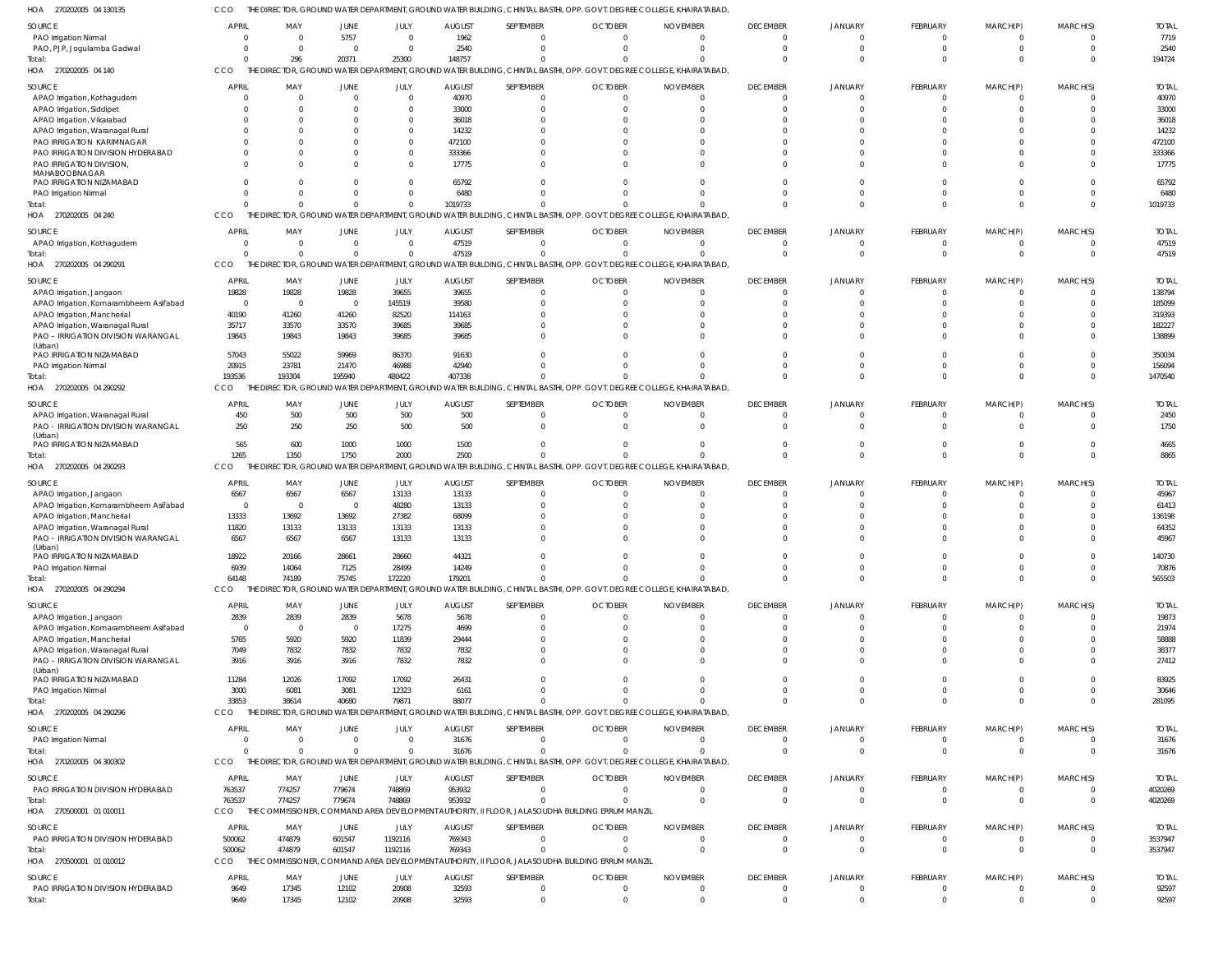HOA 270202005 04 130135 CCO THE DIRECTOR, GROUND WATER DEPARTMENT, GROUND WATER BUILDING, CHINTAL BASTHI, OPP. GOVT. DEGREE COLLEGE, KHAIRATABAD,

| SOURCE | APRIL | MAY | JUNE | JULY | AUGUST | SEPTEMBER | OCTOBER | NOVEMBER | DECEMBER | JANUARY | FEBRUARY | MARCH(P) | MARCH(S) | TOTAL |
|---|---|---|---|---|---|---|---|---|---|---|---|---|---|---|
| PAO Irrigation Nirmal | 0 | 0 | 5757 | 0 | 1962 | 0 | 0 | 0 | 0 | 0 | 0 | 0 | 0 | 7719 |
| PAO, PJP, Jogulamba Gadwal | 0 | 0 | 0 | 0 | 2540 | 0 | 0 | 0 | 0 | 0 | 0 | 0 | 0 | 2540 |
| Total: | 0 | 296 | 20371 | 25300 | 148757 | 0 | 0 | 0 | 0 | 0 | 0 | 0 | 0 | 194724 |

HOA 270202005 04 140 CCO THE DIRECTOR, GROUND WATER DEPARTMENT, GROUND WATER BUILDING, CHINTAL BASTHI, OPP. GOVT. DEGREE COLLEGE, KHAIRATABAD,

| SOURCE | APRIL | MAY | JUNE | JULY | AUGUST | SEPTEMBER | OCTOBER | NOVEMBER | DECEMBER | JANUARY | FEBRUARY | MARCH(P) | MARCH(S) | TOTAL |
|---|---|---|---|---|---|---|---|---|---|---|---|---|---|---|
| APAO Irrigation, Kothagudem | 0 | 0 | 0 | 0 | 40970 | 0 | 0 | 0 | 0 | 0 | 0 | 0 | 0 | 40970 |
| APAO Irrigation, Siddipet | 0 | 0 | 0 | 0 | 33000 | 0 | 0 | 0 | 0 | 0 | 0 | 0 | 0 | 33000 |
| APAO Irrigation, Vikarabad | 0 | 0 | 0 | 0 | 36018 | 0 | 0 | 0 | 0 | 0 | 0 | 0 | 0 | 36018 |
| APAO Irrigation, Waranagal Rural | 0 | 0 | 0 | 0 | 14232 | 0 | 0 | 0 | 0 | 0 | 0 | 0 | 0 | 14232 |
| PAO IRRIGATION KARIMNAGAR | 0 | 0 | 0 | 0 | 472100 | 0 | 0 | 0 | 0 | 0 | 0 | 0 | 0 | 472100 |
| PAO IRRIGATION DIVISION HYDERABAD | 0 | 0 | 0 | 0 | 333366 | 0 | 0 | 0 | 0 | 0 | 0 | 0 | 0 | 333366 |
| PAO IRRIGATION DIVISION, MAHABOOBNAGAR | 0 | 0 | 0 | 0 | 17775 | 0 | 0 | 0 | 0 | 0 | 0 | 0 | 0 | 17775 |
| PAO IRRIGATION NIZAMABAD | 0 | 0 | 0 | 0 | 65792 | 0 | 0 | 0 | 0 | 0 | 0 | 0 | 0 | 65792 |
| PAO Irrigation Nirmal | 0 | 0 | 0 | 0 | 6480 | 0 | 0 | 0 | 0 | 0 | 0 | 0 | 0 | 6480 |
| Total: | 0 | 0 | 0 | 0 | 1019733 | 0 | 0 | 0 | 0 | 0 | 0 | 0 | 0 | 1019733 |

HOA 270202005 04 240 CCO THE DIRECTOR, GROUND WATER DEPARTMENT, GROUND WATER BUILDING, CHINTAL BASTHI, OPP. GOVT. DEGREE COLLEGE, KHAIRATABAD,

| SOURCE | APRIL | MAY | JUNE | JULY | AUGUST | SEPTEMBER | OCTOBER | NOVEMBER | DECEMBER | JANUARY | FEBRUARY | MARCH(P) | MARCH(S) | TOTAL |
|---|---|---|---|---|---|---|---|---|---|---|---|---|---|---|
| APAO Irrigation, Kothagudem | 0 | 0 | 0 | 0 | 47519 | 0 | 0 | 0 | 0 | 0 | 0 | 0 | 0 | 47519 |
| Total: | 0 | 0 | 0 | 0 | 47519 | 0 | 0 | 0 | 0 | 0 | 0 | 0 | 0 | 47519 |

HOA 270202005 04 290291 CCO THE DIRECTOR, GROUND WATER DEPARTMENT, GROUND WATER BUILDING, CHINTAL BASTHI, OPP. GOVT. DEGREE COLLEGE, KHAIRATABAD,

| SOURCE | APRIL | MAY | JUNE | JULY | AUGUST | SEPTEMBER | OCTOBER | NOVEMBER | DECEMBER | JANUARY | FEBRUARY | MARCH(P) | MARCH(S) | TOTAL |
|---|---|---|---|---|---|---|---|---|---|---|---|---|---|---|
| APAO Irrigation, Jangaon | 19828 | 19828 | 19828 | 39655 | 39655 | 0 | 0 | 0 | 0 | 0 | 0 | 0 | 0 | 138794 |
| APAO Irrigation, Komarambheem Asifabad | 0 | 0 | 0 | 145519 | 39580 | 0 | 0 | 0 | 0 | 0 | 0 | 0 | 0 | 185099 |
| APAO Irrigation, Mancherial | 40190 | 41260 | 41260 | 82520 | 114163 | 0 | 0 | 0 | 0 | 0 | 0 | 0 | 0 | 319393 |
| APAO Irrigation, Waranagal Rural | 35717 | 33570 | 33570 | 39685 | 39685 | 0 | 0 | 0 | 0 | 0 | 0 | 0 | 0 | 182227 |
| PAO - IRRIGATION DIVISION WARANGAL (Urban) | 19843 | 19843 | 19843 | 39685 | 39685 | 0 | 0 | 0 | 0 | 0 | 0 | 0 | 0 | 138899 |
| PAO IRRIGATION NIZAMABAD | 57043 | 55022 | 59969 | 86370 | 91630 | 0 | 0 | 0 | 0 | 0 | 0 | 0 | 0 | 350034 |
| PAO Irrigation Nirmal | 20915 | 23781 | 21470 | 46988 | 42940 | 0 | 0 | 0 | 0 | 0 | 0 | 0 | 0 | 156094 |
| Total: | 193536 | 193304 | 195940 | 480422 | 407338 | 0 | 0 | 0 | 0 | 0 | 0 | 0 | 0 | 1470540 |

HOA 270202005 04 290292 CCO THE DIRECTOR, GROUND WATER DEPARTMENT, GROUND WATER BUILDING, CHINTAL BASTHI, OPP. GOVT. DEGREE COLLEGE, KHAIRATABAD,

| SOURCE | APRIL | MAY | JUNE | JULY | AUGUST | SEPTEMBER | OCTOBER | NOVEMBER | DECEMBER | JANUARY | FEBRUARY | MARCH(P) | MARCH(S) | TOTAL |
|---|---|---|---|---|---|---|---|---|---|---|---|---|---|---|
| APAO Irrigation, Waranagal Rural | 450 | 500 | 500 | 500 | 500 | 0 | 0 | 0 | 0 | 0 | 0 | 0 | 0 | 2450 |
| PAO - IRRIGATION DIVISION WARANGAL (Urban) | 250 | 250 | 250 | 500 | 500 | 0 | 0 | 0 | 0 | 0 | 0 | 0 | 0 | 1750 |
| PAO IRRIGATION NIZAMABAD | 565 | 600 | 1000 | 1000 | 1500 | 0 | 0 | 0 | 0 | 0 | 0 | 0 | 0 | 4665 |
| Total: | 1265 | 1350 | 1750 | 2000 | 2500 | 0 | 0 | 0 | 0 | 0 | 0 | 0 | 0 | 8865 |

HOA 270202005 04 290293 CCO THE DIRECTOR, GROUND WATER DEPARTMENT, GROUND WATER BUILDING, CHINTAL BASTHI, OPP. GOVT. DEGREE COLLEGE, KHAIRATABAD,

| SOURCE | APRIL | MAY | JUNE | JULY | AUGUST | SEPTEMBER | OCTOBER | NOVEMBER | DECEMBER | JANUARY | FEBRUARY | MARCH(P) | MARCH(S) | TOTAL |
|---|---|---|---|---|---|---|---|---|---|---|---|---|---|---|
| APAO Irrigation, Jangaon | 6567 | 6567 | 6567 | 13133 | 13133 | 0 | 0 | 0 | 0 | 0 | 0 | 0 | 0 | 45967 |
| APAO Irrigation, Komarambheem Asifabad | 0 | 0 | 0 | 48280 | 13133 | 0 | 0 | 0 | 0 | 0 | 0 | 0 | 0 | 61413 |
| APAO Irrigation, Mancherial | 13333 | 13692 | 13692 | 27382 | 68099 | 0 | 0 | 0 | 0 | 0 | 0 | 0 | 0 | 136198 |
| APAO Irrigation, Waranagal Rural | 11820 | 13133 | 13133 | 13133 | 13133 | 0 | 0 | 0 | 0 | 0 | 0 | 0 | 0 | 64352 |
| PAO - IRRIGATION DIVISION WARANGAL (Urban) | 6567 | 6567 | 6567 | 13133 | 13133 | 0 | 0 | 0 | 0 | 0 | 0 | 0 | 0 | 45967 |
| PAO IRRIGATION NIZAMABAD | 18922 | 20166 | 28661 | 28660 | 44321 | 0 | 0 | 0 | 0 | 0 | 0 | 0 | 0 | 140730 |
| PAO Irrigation Nirmal | 6939 | 14064 | 7125 | 28499 | 14249 | 0 | 0 | 0 | 0 | 0 | 0 | 0 | 0 | 70876 |
| Total: | 64148 | 74189 | 75745 | 172220 | 179201 | 0 | 0 | 0 | 0 | 0 | 0 | 0 | 0 | 565503 |

HOA 270202005 04 290294 CCO THE DIRECTOR, GROUND WATER DEPARTMENT, GROUND WATER BUILDING, CHINTAL BASTHI, OPP. GOVT. DEGREE COLLEGE, KHAIRATABAD,

| SOURCE | APRIL | MAY | JUNE | JULY | AUGUST | SEPTEMBER | OCTOBER | NOVEMBER | DECEMBER | JANUARY | FEBRUARY | MARCH(P) | MARCH(S) | TOTAL |
|---|---|---|---|---|---|---|---|---|---|---|---|---|---|---|
| APAO Irrigation, Jangaon | 2839 | 2839 | 2839 | 5678 | 5678 | 0 | 0 | 0 | 0 | 0 | 0 | 0 | 0 | 19873 |
| APAO Irrigation, Komarambheem Asifabad | 0 | 0 | 0 | 17275 | 4699 | 0 | 0 | 0 | 0 | 0 | 0 | 0 | 0 | 21974 |
| APAO Irrigation, Mancherial | 5765 | 5920 | 5920 | 11839 | 29444 | 0 | 0 | 0 | 0 | 0 | 0 | 0 | 0 | 58888 |
| APAO Irrigation, Waranagal Rural | 7049 | 7832 | 7832 | 7832 | 7832 | 0 | 0 | 0 | 0 | 0 | 0 | 0 | 0 | 38377 |
| PAO - IRRIGATION DIVISION WARANGAL (Urban) | 3916 | 3916 | 3916 | 7832 | 7832 | 0 | 0 | 0 | 0 | 0 | 0 | 0 | 0 | 27412 |
| PAO IRRIGATION NIZAMABAD | 11284 | 12026 | 17092 | 17092 | 26431 | 0 | 0 | 0 | 0 | 0 | 0 | 0 | 0 | 83925 |
| PAO Irrigation Nirmal | 3000 | 6081 | 3081 | 12323 | 6161 | 0 | 0 | 0 | 0 | 0 | 0 | 0 | 0 | 30646 |
| Total: | 33853 | 38614 | 40680 | 79871 | 88077 | 0 | 0 | 0 | 0 | 0 | 0 | 0 | 0 | 281095 |

HOA 270202005 04 290296 CCO THE DIRECTOR, GROUND WATER DEPARTMENT, GROUND WATER BUILDING, CHINTAL BASTHI, OPP. GOVT. DEGREE COLLEGE, KHAIRATABAD,

| SOURCE | APRIL | MAY | JUNE | JULY | AUGUST | SEPTEMBER | OCTOBER | NOVEMBER | DECEMBER | JANUARY | FEBRUARY | MARCH(P) | MARCH(S) | TOTAL |
|---|---|---|---|---|---|---|---|---|---|---|---|---|---|---|
| PAO Irrigation Nirmal | 0 | 0 | 0 | 0 | 31676 | 0 | 0 | 0 | 0 | 0 | 0 | 0 | 0 | 31676 |
| Total: | 0 | 0 | 0 | 0 | 31676 | 0 | 0 | 0 | 0 | 0 | 0 | 0 | 0 | 31676 |

HOA 270202005 04 300302 CCO THE DIRECTOR, GROUND WATER DEPARTMENT, GROUND WATER BUILDING, CHINTAL BASTHI, OPP. GOVT. DEGREE COLLEGE, KHAIRATABAD,

| SOURCE | APRIL | MAY | JUNE | JULY | AUGUST | SEPTEMBER | OCTOBER | NOVEMBER | DECEMBER | JANUARY | FEBRUARY | MARCH(P) | MARCH(S) | TOTAL |
|---|---|---|---|---|---|---|---|---|---|---|---|---|---|---|
| PAO IRRIGATION DIVISION HYDERABAD | 763537 | 774257 | 779674 | 748869 | 953932 | 0 | 0 | 0 | 0 | 0 | 0 | 0 | 0 | 4020269 |
| Total: | 763537 | 774257 | 779674 | 748869 | 953932 | 0 | 0 | 0 | 0 | 0 | 0 | 0 | 0 | 4020269 |

HOA 270500001 01 010011 CCO THE COMMISSIONER, COMMAND AREA DEVELOPMENT AUTHORITY, II FLOOR, JALASOUDHA BUILDING ERRUM MANZIL

| SOURCE | APRIL | MAY | JUNE | JULY | AUGUST | SEPTEMBER | OCTOBER | NOVEMBER | DECEMBER | JANUARY | FEBRUARY | MARCH(P) | MARCH(S) | TOTAL |
|---|---|---|---|---|---|---|---|---|---|---|---|---|---|---|
| PAO IRRIGATION DIVISION HYDERABAD | 500062 | 474879 | 601547 | 1192116 | 769343 | 0 | 0 | 0 | 0 | 0 | 0 | 0 | 0 | 3537947 |
| Total: | 500062 | 474879 | 601547 | 1192116 | 769343 | 0 | 0 | 0 | 0 | 0 | 0 | 0 | 0 | 3537947 |

HOA 270500001 01 010012 CCO THE COMMISSIONER, COMMAND AREA DEVELOPMENT AUTHORITY, II FLOOR, JALASOUDHA BUILDING ERRUM MANZIL

| SOURCE | APRIL | MAY | JUNE | JULY | AUGUST | SEPTEMBER | OCTOBER | NOVEMBER | DECEMBER | JANUARY | FEBRUARY | MARCH(P) | MARCH(S) | TOTAL |
|---|---|---|---|---|---|---|---|---|---|---|---|---|---|---|
| PAO IRRIGATION DIVISION HYDERABAD | 9649 | 17345 | 12102 | 20908 | 32593 | 0 | 0 | 0 | 0 | 0 | 0 | 0 | 0 | 92597 |
| Total: | 9649 | 17345 | 12102 | 20908 | 32593 | 0 | 0 | 0 | 0 | 0 | 0 | 0 | 0 | 92597 |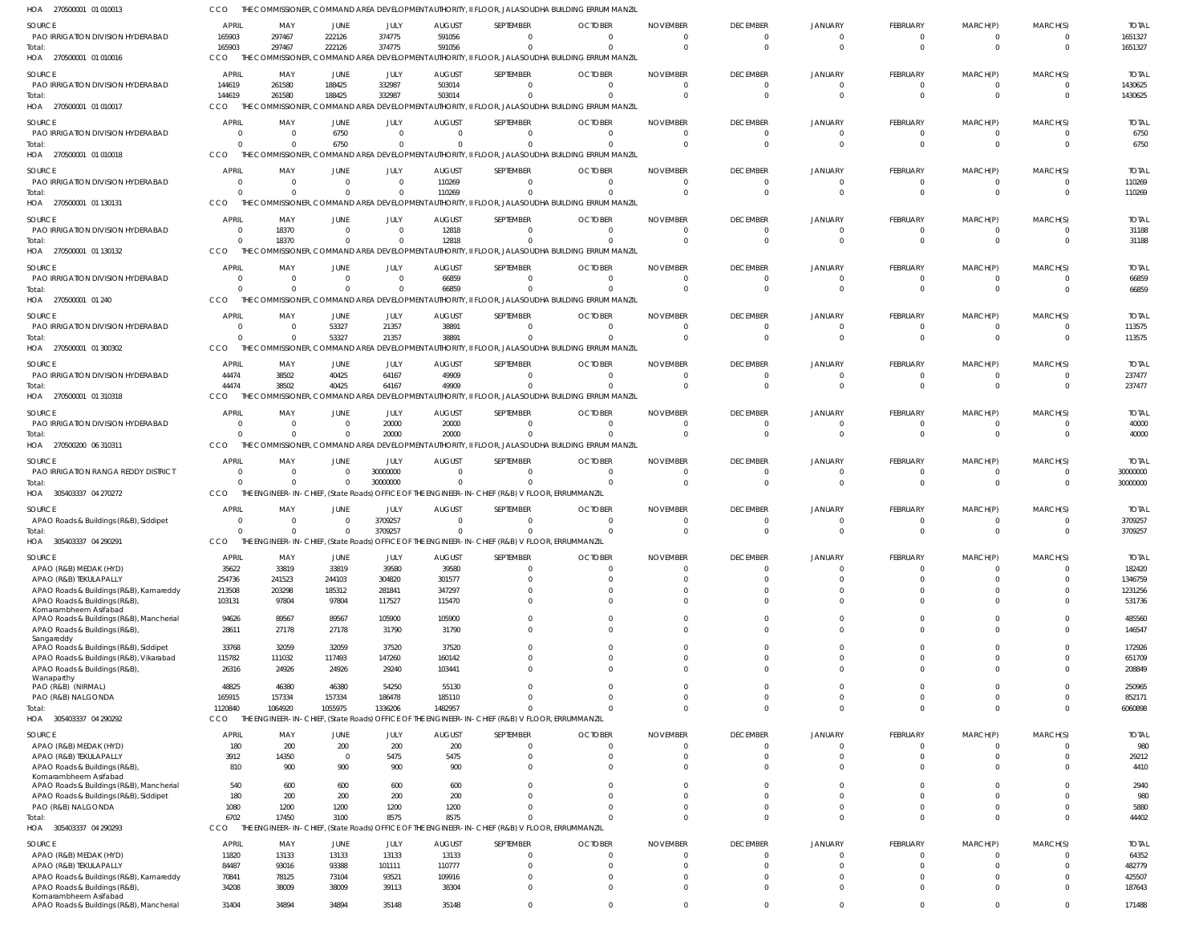HOA 270500001 01 010013 CCO THE COMMISSIONER, COMMAND AREA DEVELOPMENT AUTHORITY, II FLOOR, JALASOUDHA BUILDING ERRUM MANZIL

| SOURCE | APRIL | MAY | JUNE | JULY | AUGUST | SEPTEMBER | OCTOBER | NOVEMBER | DECEMBER | JANUARY | FEBRUARY | MARCH(P) | MARCH(S) | TOTAL |
|---|---|---|---|---|---|---|---|---|---|---|---|---|---|---|
| PAO IRRIGATION DIVISION HYDERABAD | 165903 | 297467 | 222126 | 374775 | 591056 | 0 | 0 | 0 | 0 | 0 | 0 | 0 | 0 | 1651327 |
| Total: | 165903 | 297467 | 222126 | 374775 | 591056 | 0 | 0 | 0 | 0 | 0 | 0 | 0 | 0 | 1651327 |

HOA 270500001 01 010016 CCO THE COMMISSIONER, COMMAND AREA DEVELOPMENT AUTHORITY, II FLOOR, JALASOUDHA BUILDING ERRUM MANZIL

| SOURCE | APRIL | MAY | JUNE | JULY | AUGUST | SEPTEMBER | OCTOBER | NOVEMBER | DECEMBER | JANUARY | FEBRUARY | MARCH(P) | MARCH(S) | TOTAL |
|---|---|---|---|---|---|---|---|---|---|---|---|---|---|---|
| PAO IRRIGATION DIVISION HYDERABAD | 144619 | 261580 | 188425 | 332987 | 503014 | 0 | 0 | 0 | 0 | 0 | 0 | 0 | 0 | 1430625 |
| Total: | 144619 | 261580 | 188425 | 332987 | 503014 | 0 | 0 | 0 | 0 | 0 | 0 | 0 | 0 | 1430625 |

HOA 270500001 01 010017 CCO THE COMMISSIONER, COMMAND AREA DEVELOPMENT AUTHORITY, II FLOOR, JALASOUDHA BUILDING ERRUM MANZIL

| SOURCE | APRIL | MAY | JUNE | JULY | AUGUST | SEPTEMBER | OCTOBER | NOVEMBER | DECEMBER | JANUARY | FEBRUARY | MARCH(P) | MARCH(S) | TOTAL |
|---|---|---|---|---|---|---|---|---|---|---|---|---|---|---|
| PAO IRRIGATION DIVISION HYDERABAD | 0 | 0 | 6750 | 0 | 0 | 0 | 0 | 0 | 0 | 0 | 0 | 0 | 0 | 6750 |
| Total: | 0 | 0 | 6750 | 0 | 0 | 0 | 0 | 0 | 0 | 0 | 0 | 0 | 0 | 6750 |

HOA 270500001 01 010018 CCO THE COMMISSIONER, COMMAND AREA DEVELOPMENT AUTHORITY, II FLOOR, JALASOUDHA BUILDING ERRUM MANZIL

| SOURCE | APRIL | MAY | JUNE | JULY | AUGUST | SEPTEMBER | OCTOBER | NOVEMBER | DECEMBER | JANUARY | FEBRUARY | MARCH(P) | MARCH(S) | TOTAL |
|---|---|---|---|---|---|---|---|---|---|---|---|---|---|---|
| PAO IRRIGATION DIVISION HYDERABAD | 0 | 0 | 0 | 0 | 110269 | 0 | 0 | 0 | 0 | 0 | 0 | 0 | 0 | 110269 |
| Total: | 0 | 0 | 0 | 0 | 110269 | 0 | 0 | 0 | 0 | 0 | 0 | 0 | 0 | 110269 |

HOA 270500001 01 130131 CCO THE COMMISSIONER, COMMAND AREA DEVELOPMENT AUTHORITY, II FLOOR, JALASOUDHA BUILDING ERRUM MANZIL

| SOURCE | APRIL | MAY | JUNE | JULY | AUGUST | SEPTEMBER | OCTOBER | NOVEMBER | DECEMBER | JANUARY | FEBRUARY | MARCH(P) | MARCH(S) | TOTAL |
|---|---|---|---|---|---|---|---|---|---|---|---|---|---|---|
| PAO IRRIGATION DIVISION HYDERABAD | 0 | 18370 | 0 | 0 | 12818 | 0 | 0 | 0 | 0 | 0 | 0 | 0 | 0 | 31188 |
| Total: | 0 | 18370 | 0 | 0 | 12818 | 0 | 0 | 0 | 0 | 0 | 0 | 0 | 0 | 31188 |

HOA 270500001 01 130132 CCO THE COMMISSIONER, COMMAND AREA DEVELOPMENT AUTHORITY, II FLOOR, JALASOUDHA BUILDING ERRUM MANZIL

| SOURCE | APRIL | MAY | JUNE | JULY | AUGUST | SEPTEMBER | OCTOBER | NOVEMBER | DECEMBER | JANUARY | FEBRUARY | MARCH(P) | MARCH(S) | TOTAL |
|---|---|---|---|---|---|---|---|---|---|---|---|---|---|---|
| PAO IRRIGATION DIVISION HYDERABAD | 0 | 0 | 0 | 0 | 66859 | 0 | 0 | 0 | 0 | 0 | 0 | 0 | 0 | 66859 |
| Total: | 0 | 0 | 0 | 0 | 66859 | 0 | 0 | 0 | 0 | 0 | 0 | 0 | 0 | 66859 |

HOA 270500001 01 240 CCO THE COMMISSIONER, COMMAND AREA DEVELOPMENT AUTHORITY, II FLOOR, JALASOUDHA BUILDING ERRUM MANZIL

| SOURCE | APRIL | MAY | JUNE | JULY | AUGUST | SEPTEMBER | OCTOBER | NOVEMBER | DECEMBER | JANUARY | FEBRUARY | MARCH(P) | MARCH(S) | TOTAL |
|---|---|---|---|---|---|---|---|---|---|---|---|---|---|---|
| PAO IRRIGATION DIVISION HYDERABAD | 0 | 0 | 53327 | 21357 | 38891 | 0 | 0 | 0 | 0 | 0 | 0 | 0 | 0 | 113575 |
| Total: | 0 | 0 | 53327 | 21357 | 38891 | 0 | 0 | 0 | 0 | 0 | 0 | 0 | 0 | 113575 |

HOA 270500001 01 300302 CCO THE COMMISSIONER, COMMAND AREA DEVELOPMENT AUTHORITY, II FLOOR, JALASOUDHA BUILDING ERRUM MANZIL

| SOURCE | APRIL | MAY | JUNE | JULY | AUGUST | SEPTEMBER | OCTOBER | NOVEMBER | DECEMBER | JANUARY | FEBRUARY | MARCH(P) | MARCH(S) | TOTAL |
|---|---|---|---|---|---|---|---|---|---|---|---|---|---|---|
| PAO IRRIGATION DIVISION HYDERABAD | 44474 | 38502 | 40425 | 64167 | 49909 | 0 | 0 | 0 | 0 | 0 | 0 | 0 | 0 | 237477 |
| Total: | 44474 | 38502 | 40425 | 64167 | 49909 | 0 | 0 | 0 | 0 | 0 | 0 | 0 | 0 | 237477 |

HOA 270500001 01 310318 CCO THE COMMISSIONER, COMMAND AREA DEVELOPMENT AUTHORITY, II FLOOR, JALASOUDHA BUILDING ERRUM MANZIL

| SOURCE | APRIL | MAY | JUNE | JULY | AUGUST | SEPTEMBER | OCTOBER | NOVEMBER | DECEMBER | JANUARY | FEBRUARY | MARCH(P) | MARCH(S) | TOTAL |
|---|---|---|---|---|---|---|---|---|---|---|---|---|---|---|
| PAO IRRIGATION DIVISION HYDERABAD | 0 | 0 | 0 | 20000 | 20000 | 0 | 0 | 0 | 0 | 0 | 0 | 0 | 0 | 40000 |
| Total: | 0 | 0 | 0 | 20000 | 20000 | 0 | 0 | 0 | 0 | 0 | 0 | 0 | 0 | 40000 |

HOA 270500200 06 310311 CCO THE COMMISSIONER, COMMAND AREA DEVELOPMENT AUTHORITY, II FLOOR, JALASOUDHA BUILDING ERRUM MANZIL

| SOURCE | APRIL | MAY | JUNE | JULY | AUGUST | SEPTEMBER | OCTOBER | NOVEMBER | DECEMBER | JANUARY | FEBRUARY | MARCH(P) | MARCH(S) | TOTAL |
|---|---|---|---|---|---|---|---|---|---|---|---|---|---|---|
| PAO IRRIGATION RANGA REDDY DISTRICT | 0 | 0 | 0 | 30000000 | 0 | 0 | 0 | 0 | 0 | 0 | 0 | 0 | 0 | 30000000 |
| Total: | 0 | 0 | 0 | 30000000 | 0 | 0 | 0 | 0 | 0 | 0 | 0 | 0 | 0 | 30000000 |

HOA 305403337 04 270272 CCO THE ENGINEER-IN-CHIEF, (State Roads) OFFICE OF THE ENGINEER-IN-CHIEF (R&B) V FLOOR, ERRUMMANZIL

| SOURCE | APRIL | MAY | JUNE | JULY | AUGUST | SEPTEMBER | OCTOBER | NOVEMBER | DECEMBER | JANUARY | FEBRUARY | MARCH(P) | MARCH(S) | TOTAL |
|---|---|---|---|---|---|---|---|---|---|---|---|---|---|---|
| APAO Roads & Buildings (R&B), Siddipet | 0 | 0 | 0 | 3709257 | 0 | 0 | 0 | 0 | 0 | 0 | 0 | 0 | 0 | 3709257 |
| Total: | 0 | 0 | 0 | 3709257 | 0 | 0 | 0 | 0 | 0 | 0 | 0 | 0 | 0 | 3709257 |

HOA 305403337 04 290291 CCO THE ENGINEER-IN-CHIEF, (State Roads) OFFICE OF THE ENGINEER-IN-CHIEF (R&B) V FLOOR, ERRUMMANZIL

| SOURCE | APRIL | MAY | JUNE | JULY | AUGUST | SEPTEMBER | OCTOBER | NOVEMBER | DECEMBER | JANUARY | FEBRUARY | MARCH(P) | MARCH(S) | TOTAL |
|---|---|---|---|---|---|---|---|---|---|---|---|---|---|---|
| APAO (R&B) MEDAK (HYD) | 35622 | 33819 | 33819 | 39580 | 39580 | 0 | 0 | 0 | 0 | 0 | 0 | 0 | 0 | 182420 |
| APAO (R&B) TEKULAPALLY | 254736 | 241523 | 244103 | 304820 | 301577 | 0 | 0 | 0 | 0 | 0 | 0 | 0 | 0 | 1346759 |
| APAO Roads & Buildings (R&B), Kamareddy | 213508 | 203298 | 185312 | 281841 | 347297 | 0 | 0 | 0 | 0 | 0 | 0 | 0 | 0 | 1231256 |
| APAO Roads & Buildings (R&B), Komarambheem Asifabad | 103131 | 97804 | 97804 | 117527 | 115470 | 0 | 0 | 0 | 0 | 0 | 0 | 0 | 0 | 531736 |
| APAO Roads & Buildings (R&B), Mancherial | 94626 | 89567 | 89567 | 105900 | 105900 | 0 | 0 | 0 | 0 | 0 | 0 | 0 | 0 | 485560 |
| APAO Roads & Buildings (R&B), Sangareddy | 28611 | 27178 | 27178 | 31790 | 31790 | 0 | 0 | 0 | 0 | 0 | 0 | 0 | 0 | 146547 |
| APAO Roads & Buildings (R&B), Siddipet | 33768 | 32059 | 32059 | 37520 | 37520 | 0 | 0 | 0 | 0 | 0 | 0 | 0 | 0 | 172926 |
| APAO Roads & Buildings (R&B), Vikarabad | 115782 | 111032 | 117493 | 147260 | 160142 | 0 | 0 | 0 | 0 | 0 | 0 | 0 | 0 | 651709 |
| APAO Roads & Buildings (R&B), Wanaparthy | 26316 | 24926 | 24926 | 29240 | 103441 | 0 | 0 | 0 | 0 | 0 | 0 | 0 | 0 | 208849 |
| PAO (R&B) (NIRMAL) | 48825 | 46380 | 46380 | 54250 | 55130 | 0 | 0 | 0 | 0 | 0 | 0 | 0 | 0 | 250965 |
| PAO (R&B) NALGONDA | 165915 | 157334 | 157334 | 186478 | 185110 | 0 | 0 | 0 | 0 | 0 | 0 | 0 | 0 | 852171 |
| Total: | 1120840 | 1064920 | 1055975 | 1336206 | 1482957 | 0 | 0 | 0 | 0 | 0 | 0 | 0 | 0 | 6060898 |

HOA 305403337 04 290292 CCO THE ENGINEER-IN-CHIEF, (State Roads) OFFICE OF THE ENGINEER-IN-CHIEF (R&B) V FLOOR, ERRUMMANZIL

| SOURCE | APRIL | MAY | JUNE | JULY | AUGUST | SEPTEMBER | OCTOBER | NOVEMBER | DECEMBER | JANUARY | FEBRUARY | MARCH(P) | MARCH(S) | TOTAL |
|---|---|---|---|---|---|---|---|---|---|---|---|---|---|---|
| APAO (R&B) MEDAK (HYD) | 180 | 200 | 200 | 200 | 200 | 0 | 0 | 0 | 0 | 0 | 0 | 0 | 0 | 980 |
| APAO (R&B) TEKULAPALLY | 3912 | 14350 | 0 | 5475 | 5475 | 0 | 0 | 0 | 0 | 0 | 0 | 0 | 0 | 29212 |
| APAO Roads & Buildings (R&B), Komarambheem Asifabad | 810 | 900 | 900 | 900 | 900 | 0 | 0 | 0 | 0 | 0 | 0 | 0 | 0 | 4410 |
| APAO Roads & Buildings (R&B), Mancherial | 540 | 600 | 600 | 600 | 600 | 0 | 0 | 0 | 0 | 0 | 0 | 0 | 0 | 2940 |
| APAO Roads & Buildings (R&B), Siddipet | 180 | 200 | 200 | 200 | 200 | 0 | 0 | 0 | 0 | 0 | 0 | 0 | 0 | 980 |
| PAO (R&B) NALGONDA | 1080 | 1200 | 1200 | 1200 | 1200 | 0 | 0 | 0 | 0 | 0 | 0 | 0 | 0 | 5880 |
| Total: | 6702 | 17450 | 3100 | 8575 | 8575 | 0 | 0 | 0 | 0 | 0 | 0 | 0 | 0 | 44402 |

HOA 305403337 04 290293 CCO THE ENGINEER-IN-CHIEF, (State Roads) OFFICE OF THE ENGINEER-IN-CHIEF (R&B) V FLOOR, ERRUMMANZIL

| SOURCE | APRIL | MAY | JUNE | JULY | AUGUST | SEPTEMBER | OCTOBER | NOVEMBER | DECEMBER | JANUARY | FEBRUARY | MARCH(P) | MARCH(S) | TOTAL |
|---|---|---|---|---|---|---|---|---|---|---|---|---|---|---|
| APAO (R&B) MEDAK (HYD) | 11820 | 13133 | 13133 | 13133 | 13133 | 0 | 0 | 0 | 0 | 0 | 0 | 0 | 0 | 64352 |
| APAO (R&B) TEKULAPALLY | 84487 | 93016 | 93388 | 101111 | 110777 | 0 | 0 | 0 | 0 | 0 | 0 | 0 | 0 | 482779 |
| APAO Roads & Buildings (R&B), Kamareddy | 70841 | 78125 | 73104 | 93521 | 109916 | 0 | 0 | 0 | 0 | 0 | 0 | 0 | 0 | 425507 |
| APAO Roads & Buildings (R&B), Komarambheem Asifabad | 34208 | 38009 | 38009 | 39113 | 38304 | 0 | 0 | 0 | 0 | 0 | 0 | 0 | 0 | 187643 |
| APAO Roads & Buildings (R&B), Mancherial | 31404 | 34894 | 34894 | 35148 | 35148 | 0 | 0 | 0 | 0 | 0 | 0 | 0 | 0 | 171488 |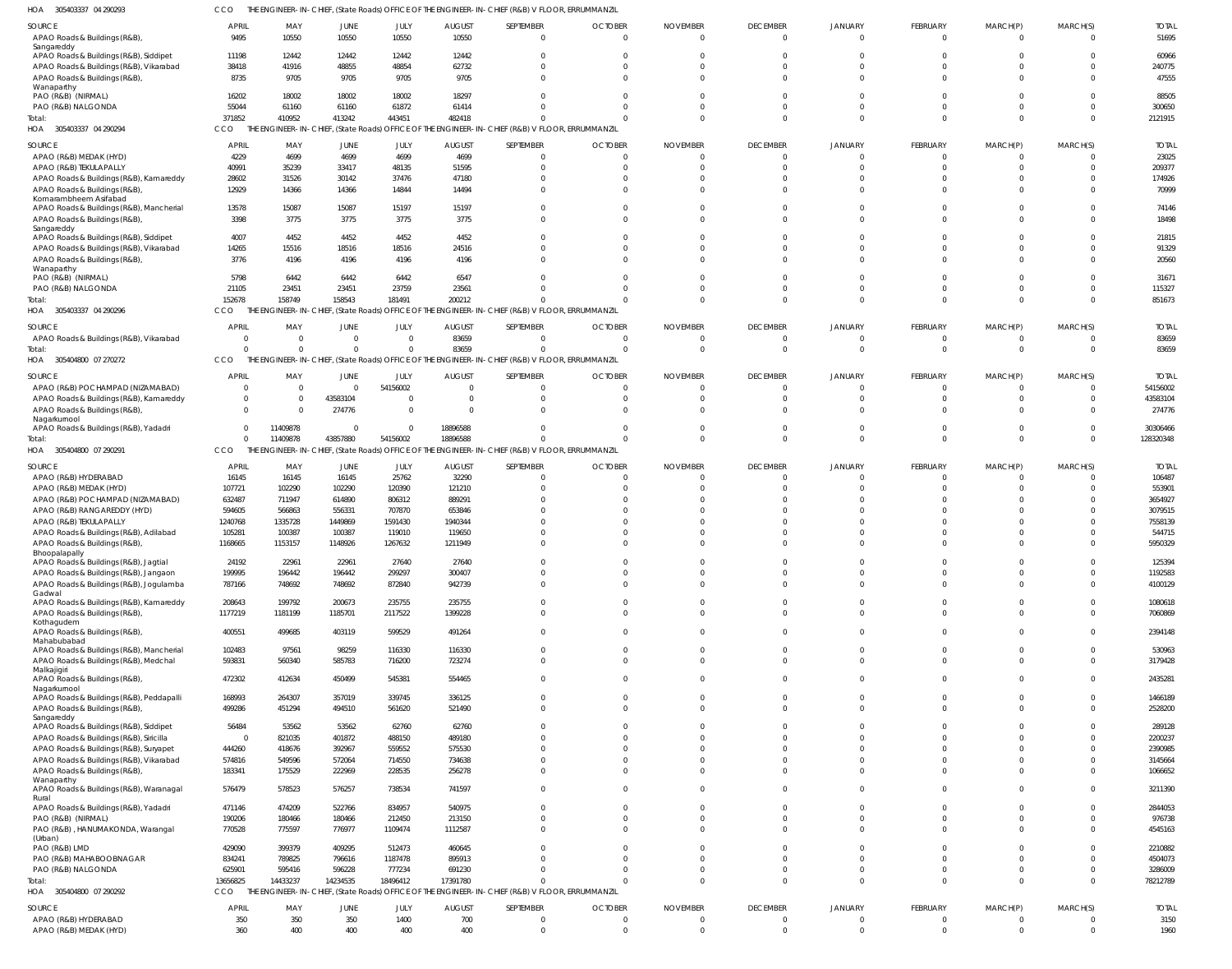HOA 305403337 04 290293 CCO THE ENGINEER-IN-CHIEF, (State Roads) OFFICE OF THE ENGINEER-IN-CHIEF (R&B) V FLOOR, ERRUMMANZIL

| SOURCE | APRIL | MAY | JUNE | JULY | AUGUST | SEPTEMBER | OCTOBER | NOVEMBER | DECEMBER | JANUARY | FEBRUARY | MARCH(P) | MARCH(S) | TOTAL |
|---|---|---|---|---|---|---|---|---|---|---|---|---|---|---|
| APAO Roads & Buildings (R&B), Sangareddy | 9495 | 10550 | 10550 | 10550 | 10550 | 0 | 0 | 0 | 0 | 0 | 0 | 0 | 0 | 51695 |
| APAO Roads & Buildings (R&B), Siddipet | 11198 | 12442 | 12442 | 12442 | 12442 | 0 | 0 | 0 | 0 | 0 | 0 | 0 | 0 | 60966 |
| APAO Roads & Buildings (R&B), Vikarabad | 38418 | 41916 | 48855 | 48854 | 62732 | 0 | 0 | 0 | 0 | 0 | 0 | 0 | 0 | 240775 |
| APAO Roads & Buildings (R&B), Wanaparthy | 8735 | 9705 | 9705 | 9705 | 9705 | 0 | 0 | 0 | 0 | 0 | 0 | 0 | 0 | 47555 |
| PAO (R&B) (NIRMAL) | 16202 | 18002 | 18002 | 18002 | 18297 | 0 | 0 | 0 | 0 | 0 | 0 | 0 | 0 | 88505 |
| PAO (R&B) NALGONDA | 55044 | 61160 | 61160 | 61872 | 61414 | 0 | 0 | 0 | 0 | 0 | 0 | 0 | 0 | 300650 |
| Total: | 371852 | 410952 | 413242 | 443451 | 482418 | 0 | 0 | 0 | 0 | 0 | 0 | 0 | 0 | 2121915 |

HOA 305403337 04 290294 CCO THE ENGINEER-IN-CHIEF, (State Roads) OFFICE OF THE ENGINEER-IN-CHIEF (R&B) V FLOOR, ERRUMMANZIL

| SOURCE | APRIL | MAY | JUNE | JULY | AUGUST | SEPTEMBER | OCTOBER | NOVEMBER | DECEMBER | JANUARY | FEBRUARY | MARCH(P) | MARCH(S) | TOTAL |
|---|---|---|---|---|---|---|---|---|---|---|---|---|---|---|
| APAO (R&B) MEDAK (HYD) | 4229 | 4699 | 4699 | 4699 | 4699 | 0 | 0 | 0 | 0 | 0 | 0 | 0 | 0 | 23025 |
| APAO (R&B) TEKULAPALLY | 40991 | 35239 | 33417 | 48135 | 51595 | 0 | 0 | 0 | 0 | 0 | 0 | 0 | 0 | 209377 |
| APAO Roads & Buildings (R&B), Kamareddy | 28602 | 31526 | 30142 | 37476 | 47180 | 0 | 0 | 0 | 0 | 0 | 0 | 0 | 0 | 174926 |
| APAO Roads & Buildings (R&B), Komarambheem Asifabad | 12929 | 14366 | 14366 | 14844 | 14494 | 0 | 0 | 0 | 0 | 0 | 0 | 0 | 0 | 70999 |
| APAO Roads & Buildings (R&B), Mancherial | 13578 | 15087 | 15087 | 15197 | 15197 | 0 | 0 | 0 | 0 | 0 | 0 | 0 | 0 | 74146 |
| APAO Roads & Buildings (R&B), Sangareddy | 3398 | 3775 | 3775 | 3775 | 3775 | 0 | 0 | 0 | 0 | 0 | 0 | 0 | 0 | 18498 |
| APAO Roads & Buildings (R&B), Siddipet | 4007 | 4452 | 4452 | 4452 | 4452 | 0 | 0 | 0 | 0 | 0 | 0 | 0 | 0 | 21815 |
| APAO Roads & Buildings (R&B), Vikarabad | 14265 | 15516 | 18516 | 18516 | 24516 | 0 | 0 | 0 | 0 | 0 | 0 | 0 | 0 | 91329 |
| APAO Roads & Buildings (R&B), Wanaparthy | 3776 | 4196 | 4196 | 4196 | 4196 | 0 | 0 | 0 | 0 | 0 | 0 | 0 | 0 | 20560 |
| PAO (R&B) (NIRMAL) | 5798 | 6442 | 6442 | 6442 | 6547 | 0 | 0 | 0 | 0 | 0 | 0 | 0 | 0 | 31671 |
| PAO (R&B) NALGONDA | 21105 | 23451 | 23451 | 23759 | 23561 | 0 | 0 | 0 | 0 | 0 | 0 | 0 | 0 | 115327 |
| Total: | 152678 | 158749 | 158543 | 181491 | 200212 | 0 | 0 | 0 | 0 | 0 | 0 | 0 | 0 | 851673 |

HOA 305403337 04 290296 CCO THE ENGINEER-IN-CHIEF, (State Roads) OFFICE OF THE ENGINEER-IN-CHIEF (R&B) V FLOOR, ERRUMMANZIL

| SOURCE | APRIL | MAY | JUNE | JULY | AUGUST | SEPTEMBER | OCTOBER | NOVEMBER | DECEMBER | JANUARY | FEBRUARY | MARCH(P) | MARCH(S) | TOTAL |
|---|---|---|---|---|---|---|---|---|---|---|---|---|---|---|
| APAO Roads & Buildings (R&B), Vikarabad | 0 | 0 | 0 | 0 | 83659 | 0 | 0 | 0 | 0 | 0 | 0 | 0 | 0 | 83659 |
| Total: | 0 | 0 | 0 | 0 | 83659 | 0 | 0 | 0 | 0 | 0 | 0 | 0 | 0 | 83659 |

HOA 305404800 07 270272 CCO THE ENGINEER-IN-CHIEF, (State Roads) OFFICE OF THE ENGINEER-IN-CHIEF (R&B) V FLOOR, ERRUMMANZIL

| SOURCE | APRIL | MAY | JUNE | JULY | AUGUST | SEPTEMBER | OCTOBER | NOVEMBER | DECEMBER | JANUARY | FEBRUARY | MARCH(P) | MARCH(S) | TOTAL |
|---|---|---|---|---|---|---|---|---|---|---|---|---|---|---|
| APAO (R&B) POCHAMPAD (NIZAMABAD) | 0 | 0 | 0 | 54156002 | 0 | 0 | 0 | 0 | 0 | 0 | 0 | 0 | 0 | 54156002 |
| APAO Roads & Buildings (R&B), Kamareddy | 0 | 0 | 43583104 | 0 | 0 | 0 | 0 | 0 | 0 | 0 | 0 | 0 | 0 | 43583104 |
| APAO Roads & Buildings (R&B), Nagarkurnool | 0 | 0 | 274776 | 0 | 0 | 0 | 0 | 0 | 0 | 0 | 0 | 0 | 0 | 274776 |
| APAO Roads & Buildings (R&B), Yadadri | 0 | 11409878 | 0 | 0 | 18896588 | 0 | 0 | 0 | 0 | 0 | 0 | 0 | 0 | 30306466 |
| Total: | 0 | 11409878 | 43857880 | 54156002 | 18896588 | 0 | 0 | 0 | 0 | 0 | 0 | 0 | 0 | 128320348 |

HOA 305404800 07 290291 CCO THE ENGINEER-IN-CHIEF, (State Roads) OFFICE OF THE ENGINEER-IN-CHIEF (R&B) V FLOOR, ERRUMMANZIL

| SOURCE | APRIL | MAY | JUNE | JULY | AUGUST | SEPTEMBER | OCTOBER | NOVEMBER | DECEMBER | JANUARY | FEBRUARY | MARCH(P) | MARCH(S) | TOTAL |
|---|---|---|---|---|---|---|---|---|---|---|---|---|---|---|
| APAO (R&B) HYDERABAD | 16145 | 16145 | 16145 | 25762 | 32290 | 0 | 0 | 0 | 0 | 0 | 0 | 0 | 0 | 106487 |
| APAO (R&B) MEDAK (HYD) | 107721 | 102290 | 102290 | 120390 | 121210 | 0 | 0 | 0 | 0 | 0 | 0 | 0 | 0 | 553901 |
| APAO (R&B) POCHAMPAD (NIZAMABAD) | 632487 | 711947 | 614890 | 806312 | 889291 | 0 | 0 | 0 | 0 | 0 | 0 | 0 | 0 | 3654927 |
| APAO (R&B) RANGAREDDY (HYD) | 594605 | 566863 | 556331 | 707870 | 653846 | 0 | 0 | 0 | 0 | 0 | 0 | 0 | 0 | 3079515 |
| APAO (R&B) TEKULAPALLY | 1240768 | 1335728 | 1449869 | 1591430 | 1940344 | 0 | 0 | 0 | 0 | 0 | 0 | 0 | 0 | 7558139 |
| APAO Roads & Buildings (R&B), Adilabad | 105281 | 100387 | 100387 | 119010 | 119650 | 0 | 0 | 0 | 0 | 0 | 0 | 0 | 0 | 544715 |
| APAO Roads & Buildings (R&B), Bhoopalapally | 1168665 | 1153157 | 1148926 | 1267632 | 1211949 | 0 | 0 | 0 | 0 | 0 | 0 | 0 | 0 | 5950329 |
| APAO Roads & Buildings (R&B), Jagtial | 24192 | 22961 | 22961 | 27640 | 27640 | 0 | 0 | 0 | 0 | 0 | 0 | 0 | 0 | 125394 |
| APAO Roads & Buildings (R&B), Jangaon | 199995 | 196442 | 196442 | 299297 | 300407 | 0 | 0 | 0 | 0 | 0 | 0 | 0 | 0 | 1192583 |
| APAO Roads & Buildings (R&B), Jogulamba Gadwal | 787166 | 748692 | 748692 | 872840 | 942739 | 0 | 0 | 0 | 0 | 0 | 0 | 0 | 0 | 4100129 |
| APAO Roads & Buildings (R&B), Kamareddy | 208643 | 199792 | 200673 | 235755 | 235755 | 0 | 0 | 0 | 0 | 0 | 0 | 0 | 0 | 1080618 |
| APAO Roads & Buildings (R&B), Kothagudem | 1177219 | 1181199 | 1185701 | 2117522 | 1399228 | 0 | 0 | 0 | 0 | 0 | 0 | 0 | 0 | 7060869 |
| APAO Roads & Buildings (R&B), Mahabubabad | 400551 | 499685 | 403119 | 599529 | 491264 | 0 | 0 | 0 | 0 | 0 | 0 | 0 | 0 | 2394148 |
| APAO Roads & Buildings (R&B), Mancherial | 102483 | 97561 | 98259 | 116330 | 116330 | 0 | 0 | 0 | 0 | 0 | 0 | 0 | 0 | 530963 |
| APAO Roads & Buildings (R&B), Medchal Malkajigiri | 593831 | 560340 | 585783 | 716200 | 723274 | 0 | 0 | 0 | 0 | 0 | 0 | 0 | 0 | 3179428 |
| APAO Roads & Buildings (R&B), Nagarkurnool | 472302 | 412634 | 450499 | 545381 | 554465 | 0 | 0 | 0 | 0 | 0 | 0 | 0 | 0 | 2435281 |
| APAO Roads & Buildings (R&B), Peddapalli | 168993 | 264307 | 357019 | 339745 | 336125 | 0 | 0 | 0 | 0 | 0 | 0 | 0 | 0 | 1466189 |
| APAO Roads & Buildings (R&B), Sangareddy | 499286 | 451294 | 494510 | 561620 | 521490 | 0 | 0 | 0 | 0 | 0 | 0 | 0 | 0 | 2528200 |
| APAO Roads & Buildings (R&B), Siddipet | 56484 | 53562 | 53562 | 62760 | 62760 | 0 | 0 | 0 | 0 | 0 | 0 | 0 | 0 | 289128 |
| APAO Roads & Buildings (R&B), Siricilla | 0 | 821035 | 401872 | 488150 | 489180 | 0 | 0 | 0 | 0 | 0 | 0 | 0 | 0 | 2200237 |
| APAO Roads & Buildings (R&B), Suryapet | 444260 | 418676 | 392967 | 559552 | 575530 | 0 | 0 | 0 | 0 | 0 | 0 | 0 | 0 | 2390985 |
| APAO Roads & Buildings (R&B), Vikarabad | 574816 | 549596 | 572064 | 714550 | 734638 | 0 | 0 | 0 | 0 | 0 | 0 | 0 | 0 | 3145664 |
| APAO Roads & Buildings (R&B), Wanaparthy | 183341 | 175529 | 222969 | 228535 | 256278 | 0 | 0 | 0 | 0 | 0 | 0 | 0 | 0 | 1066652 |
| APAO Roads & Buildings (R&B), Waranagal Rural | 576479 | 578523 | 576257 | 738534 | 741597 | 0 | 0 | 0 | 0 | 0 | 0 | 0 | 0 | 3211390 |
| APAO Roads & Buildings (R&B), Yadadri | 471146 | 474209 | 522766 | 834957 | 540975 | 0 | 0 | 0 | 0 | 0 | 0 | 0 | 0 | 2844053 |
| PAO (R&B) (NIRMAL) | 190206 | 180466 | 180466 | 212450 | 213150 | 0 | 0 | 0 | 0 | 0 | 0 | 0 | 0 | 976738 |
| PAO (R&B), HANUMAKONDA, Warangal (Urban) | 770528 | 775597 | 776977 | 1109474 | 1112587 | 0 | 0 | 0 | 0 | 0 | 0 | 0 | 0 | 4545163 |
| PAO (R&B) LMD | 429090 | 399379 | 409295 | 512473 | 460645 | 0 | 0 | 0 | 0 | 0 | 0 | 0 | 0 | 2210882 |
| PAO (R&B) MAHABOOBNAGAR | 834241 | 789825 | 796616 | 1187478 | 895913 | 0 | 0 | 0 | 0 | 0 | 0 | 0 | 0 | 4504073 |
| PAO (R&B) NALGONDA | 625901 | 595416 | 596228 | 777234 | 691230 | 0 | 0 | 0 | 0 | 0 | 0 | 0 | 0 | 3286009 |
| Total: | 13656825 | 14433237 | 14234535 | 18496412 | 17391780 | 0 | 0 | 0 | 0 | 0 | 0 | 0 | 0 | 78212789 |

HOA 305404800 07 290292 CCO THE ENGINEER-IN-CHIEF, (State Roads) OFFICE OF THE ENGINEER-IN-CHIEF (R&B) V FLOOR, ERRUMMANZIL

| SOURCE | APRIL | MAY | JUNE | JULY | AUGUST | SEPTEMBER | OCTOBER | NOVEMBER | DECEMBER | JANUARY | FEBRUARY | MARCH(P) | MARCH(S) | TOTAL |
|---|---|---|---|---|---|---|---|---|---|---|---|---|---|---|
| APAO (R&B) HYDERABAD | 350 | 350 | 350 | 1400 | 700 | 0 | 0 | 0 | 0 | 0 | 0 | 0 | 0 | 3150 |
| APAO (R&B) MEDAK (HYD) | 360 | 400 | 400 | 400 | 400 | 0 | 0 | 0 | 0 | 0 | 0 | 0 | 0 | 1960 |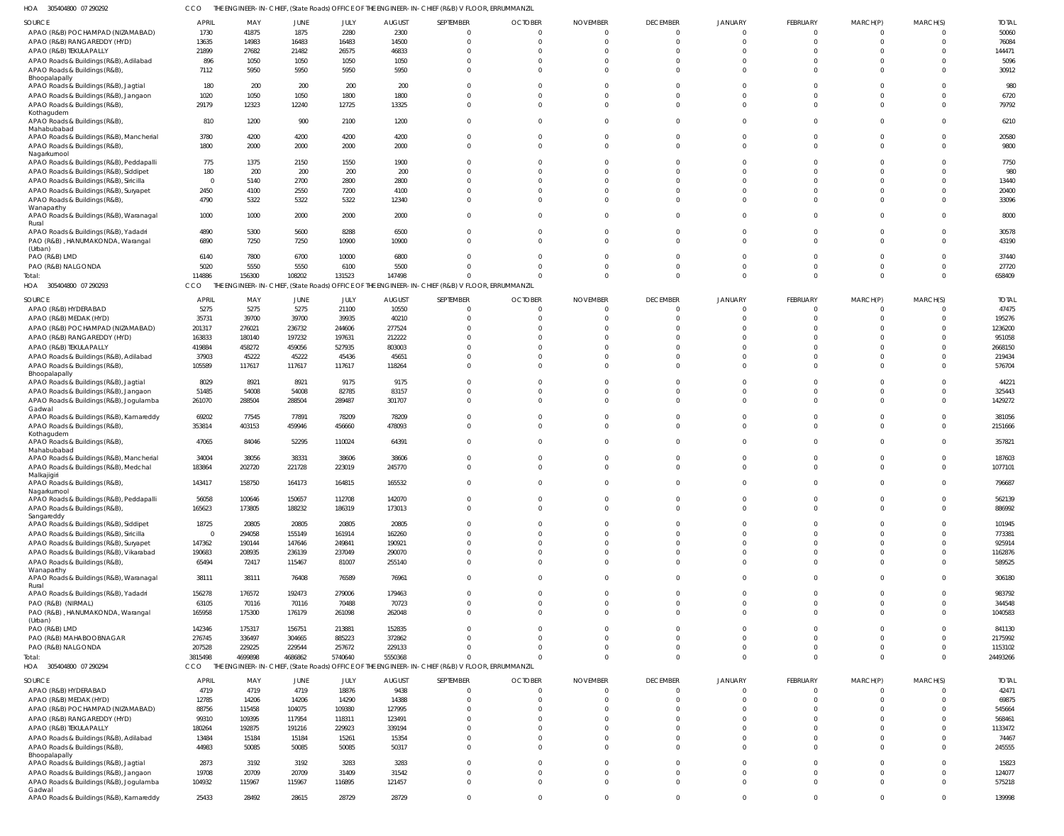HOA 305404800 07 290292 CCO THE ENGINEER-IN-CHIEF, (State Roads) OFFICE OF THE ENGINEER-IN-CHIEF (R&B) V FLOOR, ERRUMMANZIL

| SOURCE | APRIL | MAY | JUNE | JULY | AUGUST | SEPTEMBER | OCTOBER | NOVEMBER | DECEMBER | JANUARY | FEBRUARY | MARCH(P) | MARCH(S) | TOTAL |
|---|---|---|---|---|---|---|---|---|---|---|---|---|---|---|
| APAO (R&B) POCHAMPAD (NIZAMABAD) | 1730 | 41875 | 1875 | 2280 | 2300 | 0 | 0 | 0 | 0 | 0 | 0 | 0 | 0 | 50060 |
| APAO (R&B) RANGAREDDY (HYD) | 13635 | 14983 | 16483 | 16483 | 14500 | 0 | 0 | 0 | 0 | 0 | 0 | 0 | 0 | 76084 |
| APAO (R&B) TEKULAPALLY | 21899 | 27682 | 21482 | 26575 | 46833 | 0 | 0 | 0 | 0 | 0 | 0 | 0 | 0 | 144471 |
| APAO Roads & Buildings (R&B), Adilabad | 896 | 1050 | 1050 | 1050 | 1050 | 0 | 0 | 0 | 0 | 0 | 0 | 0 | 0 | 5096 |
| APAO Roads & Buildings (R&B), Bhoopalapally | 7112 | 5950 | 5950 | 5950 | 5950 | 0 | 0 | 0 | 0 | 0 | 0 | 0 | 0 | 30912 |
| APAO Roads & Buildings (R&B), Jagtial | 180 | 200 | 200 | 200 | 200 | 0 | 0 | 0 | 0 | 0 | 0 | 0 | 0 | 980 |
| APAO Roads & Buildings (R&B), Jangaon | 1020 | 1050 | 1050 | 1800 | 1800 | 0 | 0 | 0 | 0 | 0 | 0 | 0 | 0 | 6720 |
| APAO Roads & Buildings (R&B), Kothagudem | 29179 | 12323 | 12240 | 12725 | 13325 | 0 | 0 | 0 | 0 | 0 | 0 | 0 | 0 | 79792 |
| APAO Roads & Buildings (R&B), Mahabubabad | 810 | 1200 | 900 | 2100 | 1200 | 0 | 0 | 0 | 0 | 0 | 0 | 0 | 0 | 6210 |
| APAO Roads & Buildings (R&B), Mancherial | 3780 | 4200 | 4200 | 4200 | 4200 | 0 | 0 | 0 | 0 | 0 | 0 | 0 | 0 | 20580 |
| APAO Roads & Buildings (R&B), Nagarkurnool | 1800 | 2000 | 2000 | 2000 | 2000 | 0 | 0 | 0 | 0 | 0 | 0 | 0 | 0 | 9800 |
| APAO Roads & Buildings (R&B), Peddapalli | 775 | 1375 | 2150 | 1550 | 1900 | 0 | 0 | 0 | 0 | 0 | 0 | 0 | 0 | 7750 |
| APAO Roads & Buildings (R&B), Siddipet | 180 | 200 | 200 | 200 | 200 | 0 | 0 | 0 | 0 | 0 | 0 | 0 | 0 | 980 |
| APAO Roads & Buildings (R&B), Siricilla | 0 | 5140 | 2700 | 2800 | 2800 | 0 | 0 | 0 | 0 | 0 | 0 | 0 | 0 | 13440 |
| APAO Roads & Buildings (R&B), Suryapet | 2450 | 4100 | 2550 | 7200 | 4100 | 0 | 0 | 0 | 0 | 0 | 0 | 0 | 0 | 20400 |
| APAO Roads & Buildings (R&B), Wanaparthy | 4790 | 5322 | 5322 | 5322 | 12340 | 0 | 0 | 0 | 0 | 0 | 0 | 0 | 0 | 33096 |
| APAO Roads & Buildings (R&B), Waranagal Rural | 1000 | 1000 | 2000 | 2000 | 2000 | 0 | 0 | 0 | 0 | 0 | 0 | 0 | 0 | 8000 |
| APAO Roads & Buildings (R&B), Yadadri | 4890 | 5300 | 5600 | 8288 | 6500 | 0 | 0 | 0 | 0 | 0 | 0 | 0 | 0 | 30578 |
| PAO (R&B), HANUMAKONDA, Warangal (Urban) | 6890 | 7250 | 7250 | 10900 | 10900 | 0 | 0 | 0 | 0 | 0 | 0 | 0 | 0 | 43190 |
| PAO (R&B) LMD | 6140 | 7800 | 6700 | 10000 | 6800 | 0 | 0 | 0 | 0 | 0 | 0 | 0 | 0 | 37440 |
| PAO (R&B) NALGONDA | 5020 | 5550 | 5550 | 6100 | 5500 | 0 | 0 | 0 | 0 | 0 | 0 | 0 | 0 | 27720 |
| Total: | 114886 | 156300 | 108202 | 131523 | 147498 | 0 | 0 | 0 | 0 | 0 | 0 | 0 | 0 | 658409 |

HOA 305404800 07 290293 CCO THE ENGINEER-IN-CHIEF, (State Roads) OFFICE OF THE ENGINEER-IN-CHIEF (R&B) V FLOOR, ERRUMMANZIL

| SOURCE | APRIL | MAY | JUNE | JULY | AUGUST | SEPTEMBER | OCTOBER | NOVEMBER | DECEMBER | JANUARY | FEBRUARY | MARCH(P) | MARCH(S) | TOTAL |
|---|---|---|---|---|---|---|---|---|---|---|---|---|---|---|
| APAO (R&B) HYDERABAD | 5275 | 5275 | 5275 | 21100 | 10550 | 0 | 0 | 0 | 0 | 0 | 0 | 0 | 0 | 47475 |
| APAO (R&B) MEDAK (HYD) | 35731 | 39700 | 39700 | 39935 | 40210 | 0 | 0 | 0 | 0 | 0 | 0 | 0 | 0 | 195276 |
| APAO (R&B) POCHAMPAD (NIZAMABAD) | 201317 | 276021 | 236732 | 244606 | 277524 | 0 | 0 | 0 | 0 | 0 | 0 | 0 | 0 | 1236200 |
| APAO (R&B) RANGAREDDY (HYD) | 163833 | 180140 | 197232 | 197631 | 212222 | 0 | 0 | 0 | 0 | 0 | 0 | 0 | 0 | 951058 |
| APAO (R&B) TEKULAPALLY | 419884 | 458272 | 459056 | 527935 | 803003 | 0 | 0 | 0 | 0 | 0 | 0 | 0 | 0 | 2668150 |
| APAO Roads & Buildings (R&B), Adilabad | 37903 | 45222 | 45222 | 45436 | 45651 | 0 | 0 | 0 | 0 | 0 | 0 | 0 | 0 | 219434 |
| APAO Roads & Buildings (R&B), Bhoopalapally | 105589 | 117617 | 117617 | 117617 | 118264 | 0 | 0 | 0 | 0 | 0 | 0 | 0 | 0 | 576704 |
| APAO Roads & Buildings (R&B), Jagtial | 8029 | 8921 | 8921 | 9175 | 9175 | 0 | 0 | 0 | 0 | 0 | 0 | 0 | 0 | 44221 |
| APAO Roads & Buildings (R&B), Jangaon | 51485 | 54008 | 54008 | 82785 | 83157 | 0 | 0 | 0 | 0 | 0 | 0 | 0 | 0 | 325443 |
| APAO Roads & Buildings (R&B), Jogulamba Gadwal | 261070 | 288504 | 288504 | 289487 | 301707 | 0 | 0 | 0 | 0 | 0 | 0 | 0 | 0 | 1429272 |
| APAO Roads & Buildings (R&B), Kamareddy | 69202 | 77545 | 77891 | 78209 | 78209 | 0 | 0 | 0 | 0 | 0 | 0 | 0 | 0 | 381056 |
| APAO Roads & Buildings (R&B), Kothagudem | 353814 | 403153 | 459946 | 456660 | 478093 | 0 | 0 | 0 | 0 | 0 | 0 | 0 | 0 | 2151666 |
| APAO Roads & Buildings (R&B), Mahabubabad | 47065 | 84046 | 52295 | 110024 | 64391 | 0 | 0 | 0 | 0 | 0 | 0 | 0 | 0 | 357821 |
| APAO Roads & Buildings (R&B), Mancherial | 34004 | 38056 | 38331 | 38606 | 38606 | 0 | 0 | 0 | 0 | 0 | 0 | 0 | 0 | 187603 |
| APAO Roads & Buildings (R&B), Medchal Malkajigiri | 183864 | 202720 | 221728 | 223019 | 245770 | 0 | 0 | 0 | 0 | 0 | 0 | 0 | 0 | 1077101 |
| APAO Roads & Buildings (R&B), Nagarkurnool | 143417 | 158750 | 164173 | 164815 | 165532 | 0 | 0 | 0 | 0 | 0 | 0 | 0 | 0 | 796687 |
| APAO Roads & Buildings (R&B), Peddapalli | 56058 | 100646 | 150657 | 112708 | 142070 | 0 | 0 | 0 | 0 | 0 | 0 | 0 | 0 | 562139 |
| APAO Roads & Buildings (R&B), Sangareddy | 165623 | 173805 | 188232 | 186319 | 173013 | 0 | 0 | 0 | 0 | 0 | 0 | 0 | 0 | 886992 |
| APAO Roads & Buildings (R&B), Siddipet | 18725 | 20805 | 20805 | 20805 | 20805 | 0 | 0 | 0 | 0 | 0 | 0 | 0 | 0 | 101945 |
| APAO Roads & Buildings (R&B), Siricilla | 0 | 294058 | 155149 | 161914 | 162260 | 0 | 0 | 0 | 0 | 0 | 0 | 0 | 0 | 773381 |
| APAO Roads & Buildings (R&B), Suryapet | 147362 | 190144 | 147646 | 249841 | 190921 | 0 | 0 | 0 | 0 | 0 | 0 | 0 | 0 | 925914 |
| APAO Roads & Buildings (R&B), Vikarabad | 190683 | 208935 | 236139 | 237049 | 290070 | 0 | 0 | 0 | 0 | 0 | 0 | 0 | 0 | 1162876 |
| APAO Roads & Buildings (R&B), Wanaparthy | 65494 | 72417 | 115467 | 81007 | 255140 | 0 | 0 | 0 | 0 | 0 | 0 | 0 | 0 | 589525 |
| APAO Roads & Buildings (R&B), Waranagal Rural | 38111 | 38111 | 76408 | 76589 | 76961 | 0 | 0 | 0 | 0 | 0 | 0 | 0 | 0 | 306180 |
| APAO Roads & Buildings (R&B), Yadadri | 156278 | 176572 | 192473 | 279006 | 179463 | 0 | 0 | 0 | 0 | 0 | 0 | 0 | 0 | 983792 |
| PAO (R&B) (NIRMAL) | 63105 | 70116 | 70116 | 70488 | 70723 | 0 | 0 | 0 | 0 | 0 | 0 | 0 | 0 | 344548 |
| PAO (R&B), HANUMAKONDA, Warangal (Urban) | 165958 | 175300 | 176179 | 261098 | 262048 | 0 | 0 | 0 | 0 | 0 | 0 | 0 | 0 | 1040583 |
| PAO (R&B) LMD | 142346 | 175317 | 156751 | 213881 | 152835 | 0 | 0 | 0 | 0 | 0 | 0 | 0 | 0 | 841130 |
| PAO (R&B) MAHABOOBNAGAR | 276745 | 336497 | 304665 | 885223 | 372862 | 0 | 0 | 0 | 0 | 0 | 0 | 0 | 0 | 2175992 |
| PAO (R&B) NALGONDA | 207528 | 229225 | 229544 | 257672 | 229133 | 0 | 0 | 0 | 0 | 0 | 0 | 0 | 0 | 1153102 |
| Total: | 3815498 | 4699898 | 4686862 | 5740640 | 5550368 | 0 | 0 | 0 | 0 | 0 | 0 | 0 | 0 | 24493266 |

HOA 305404800 07 290294 CCO THE ENGINEER-IN-CHIEF, (State Roads) OFFICE OF THE ENGINEER-IN-CHIEF (R&B) V FLOOR, ERRUMMANZIL

| SOURCE | APRIL | MAY | JUNE | JULY | AUGUST | SEPTEMBER | OCTOBER | NOVEMBER | DECEMBER | JANUARY | FEBRUARY | MARCH(P) | MARCH(S) | TOTAL |
|---|---|---|---|---|---|---|---|---|---|---|---|---|---|---|
| APAO (R&B) HYDERABAD | 4719 | 4719 | 4719 | 18876 | 9438 | 0 | 0 | 0 | 0 | 0 | 0 | 0 | 0 | 42471 |
| APAO (R&B) MEDAK (HYD) | 12785 | 14206 | 14206 | 14290 | 14388 | 0 | 0 | 0 | 0 | 0 | 0 | 0 | 0 | 69875 |
| APAO (R&B) POCHAMPAD (NIZAMABAD) | 88756 | 115458 | 104075 | 109380 | 127995 | 0 | 0 | 0 | 0 | 0 | 0 | 0 | 0 | 545664 |
| APAO (R&B) RANGAREDDY (HYD) | 99310 | 109395 | 117954 | 118311 | 123491 | 0 | 0 | 0 | 0 | 0 | 0 | 0 | 0 | 568461 |
| APAO (R&B) TEKULAPALLY | 180264 | 192875 | 191216 | 229923 | 339194 | 0 | 0 | 0 | 0 | 0 | 0 | 0 | 0 | 1133472 |
| APAO Roads & Buildings (R&B), Adilabad | 13484 | 15184 | 15184 | 15261 | 15354 | 0 | 0 | 0 | 0 | 0 | 0 | 0 | 0 | 74467 |
| APAO Roads & Buildings (R&B), Bhoopalapally | 44983 | 50085 | 50085 | 50085 | 50317 | 0 | 0 | 0 | 0 | 0 | 0 | 0 | 0 | 245555 |
| APAO Roads & Buildings (R&B), Jagtial | 2873 | 3192 | 3192 | 3283 | 3283 | 0 | 0 | 0 | 0 | 0 | 0 | 0 | 0 | 15823 |
| APAO Roads & Buildings (R&B), Jangaon | 19708 | 20709 | 20709 | 31409 | 31542 | 0 | 0 | 0 | 0 | 0 | 0 | 0 | 0 | 124077 |
| APAO Roads & Buildings (R&B), Jogulamba Gadwal | 104932 | 115967 | 115967 | 116895 | 121457 | 0 | 0 | 0 | 0 | 0 | 0 | 0 | 0 | 575218 |
| APAO Roads & Buildings (R&B), Kamareddy | 25433 | 28492 | 28615 | 28729 | 28729 | 0 | 0 | 0 | 0 | 0 | 0 | 0 | 0 | 139998 |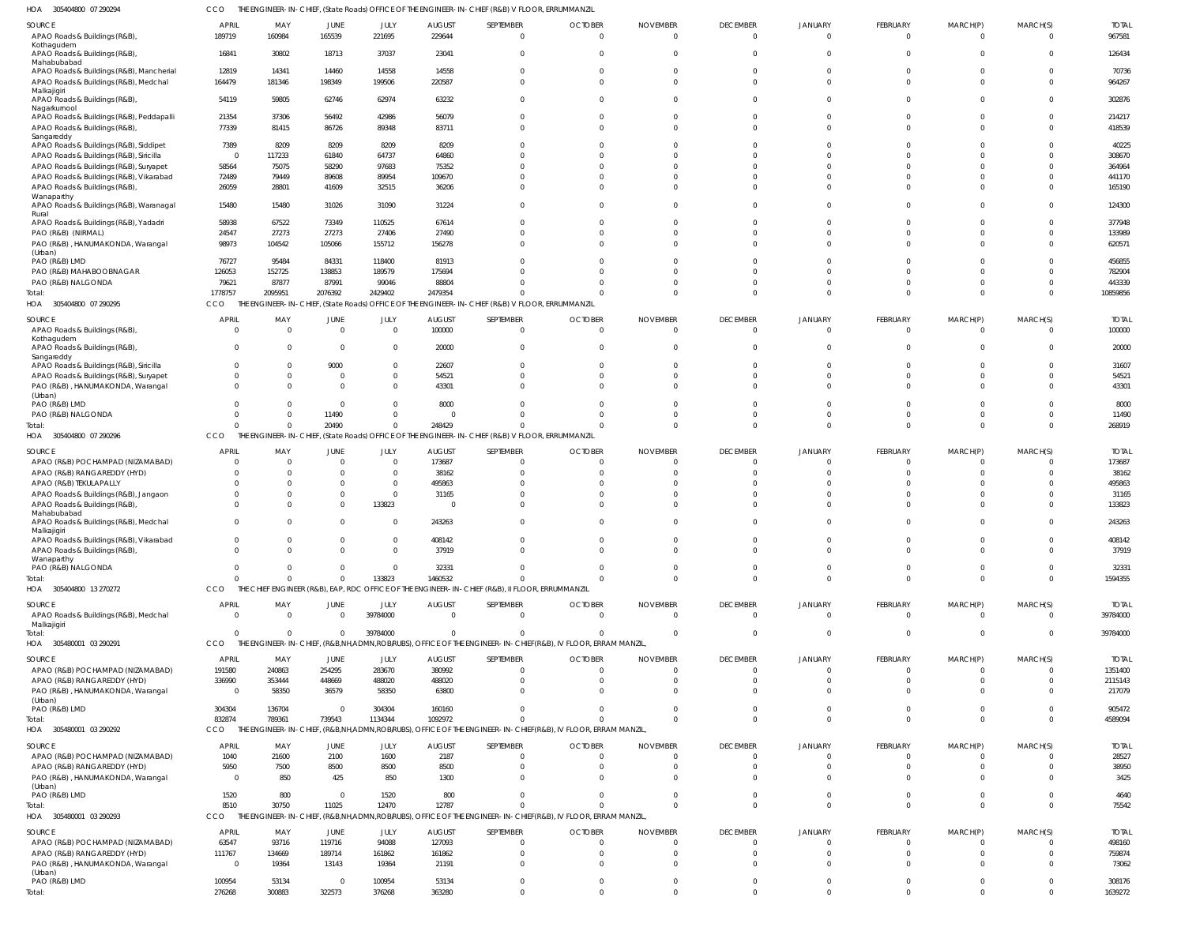HOA 305404800 07 290294 CCO THE ENGINEER-IN-CHIEF, (State Roads) OFFICE OF THE ENGINEER-IN-CHIEF (R&B) V FLOOR, ERRUMMANZIL

| SOURCE | APRIL | MAY | JUNE | JULY | AUGUST | SEPTEMBER | OCTOBER | NOVEMBER | DECEMBER | JANUARY | FEBRUARY | MARCH(P) | MARCH(S) | TOTAL |
|---|---|---|---|---|---|---|---|---|---|---|---|---|---|---|
| APAO Roads & Buildings (R&B), Kothagudem | 189719 | 160984 | 165539 | 221695 | 229644 | 0 | 0 | 0 | 0 | 0 | 0 | 0 | 0 | 967581 |
| APAO Roads & Buildings (R&B), Mahabubabad | 16841 | 30802 | 18713 | 37037 | 23041 | 0 | 0 | 0 | 0 | 0 | 0 | 0 | 0 | 126434 |
| APAO Roads & Buildings (R&B), Mancherial | 12819 | 14341 | 14460 | 14558 | 14558 | 0 | 0 | 0 | 0 | 0 | 0 | 0 | 0 | 70736 |
| APAO Roads & Buildings (R&B), Medchal Malkajigiri | 164479 | 181346 | 198349 | 199506 | 220587 | 0 | 0 | 0 | 0 | 0 | 0 | 0 | 0 | 964267 |
| APAO Roads & Buildings (R&B), Nagarkurnool | 54119 | 59805 | 62746 | 62974 | 63232 | 0 | 0 | 0 | 0 | 0 | 0 | 0 | 0 | 302876 |
| APAO Roads & Buildings (R&B), Peddapalli | 21354 | 37306 | 56492 | 42986 | 56079 | 0 | 0 | 0 | 0 | 0 | 0 | 0 | 0 | 214217 |
| APAO Roads & Buildings (R&B), Sangareddy | 77339 | 81415 | 86726 | 89348 | 83711 | 0 | 0 | 0 | 0 | 0 | 0 | 0 | 0 | 418539 |
| APAO Roads & Buildings (R&B), Siddipet | 7389 | 8209 | 8209 | 8209 | 8209 | 0 | 0 | 0 | 0 | 0 | 0 | 0 | 0 | 40225 |
| APAO Roads & Buildings (R&B), Siricilla | 0 | 117233 | 61840 | 64737 | 64860 | 0 | 0 | 0 | 0 | 0 | 0 | 0 | 0 | 308670 |
| APAO Roads & Buildings (R&B), Suryapet | 58564 | 75075 | 58290 | 97683 | 75352 | 0 | 0 | 0 | 0 | 0 | 0 | 0 | 0 | 364964 |
| APAO Roads & Buildings (R&B), Vikarabad | 72489 | 79449 | 89608 | 89954 | 109670 | 0 | 0 | 0 | 0 | 0 | 0 | 0 | 0 | 441170 |
| APAO Roads & Buildings (R&B), Wanaparthy | 26059 | 28801 | 41609 | 32515 | 36206 | 0 | 0 | 0 | 0 | 0 | 0 | 0 | 0 | 165190 |
| APAO Roads & Buildings (R&B), Waranagal Rural | 15480 | 15480 | 31026 | 31090 | 31224 | 0 | 0 | 0 | 0 | 0 | 0 | 0 | 0 | 124300 |
| APAO Roads & Buildings (R&B), Yadadri | 58938 | 67522 | 73349 | 110525 | 67614 | 0 | 0 | 0 | 0 | 0 | 0 | 0 | 0 | 377948 |
| PAO (R&B) (NIRMAL) | 24547 | 27273 | 27273 | 27406 | 27490 | 0 | 0 | 0 | 0 | 0 | 0 | 0 | 0 | 133989 |
| PAO (R&B), HANUMAKONDA, Warangal (Urban) | 98973 | 104542 | 105066 | 155712 | 156278 | 0 | 0 | 0 | 0 | 0 | 0 | 0 | 0 | 620571 |
| PAO (R&B) LMD | 76727 | 95484 | 84331 | 118400 | 81913 | 0 | 0 | 0 | 0 | 0 | 0 | 0 | 0 | 456855 |
| PAO (R&B) MAHABOOBNAGAR | 126053 | 152725 | 138853 | 189579 | 175694 | 0 | 0 | 0 | 0 | 0 | 0 | 0 | 0 | 782904 |
| PAO (R&B) NALGONDA | 79621 | 87877 | 87991 | 99046 | 88804 | 0 | 0 | 0 | 0 | 0 | 0 | 0 | 0 | 443339 |
| Total: | 1778757 | 2095951 | 2076392 | 2429402 | 2479354 | 0 | 0 | 0 | 0 | 0 | 0 | 0 | 0 | 10859856 |

HOA 305404800 07 290295 CCO THE ENGINEER-IN-CHIEF, (State Roads) OFFICE OF THE ENGINEER-IN-CHIEF (R&B) V FLOOR, ERRUMMANZIL

| SOURCE | APRIL | MAY | JUNE | JULY | AUGUST | SEPTEMBER | OCTOBER | NOVEMBER | DECEMBER | JANUARY | FEBRUARY | MARCH(P) | MARCH(S) | TOTAL |
|---|---|---|---|---|---|---|---|---|---|---|---|---|---|---|
| APAO Roads & Buildings (R&B), Kothagudem | 0 | 0 | 0 | 0 | 100000 | 0 | 0 | 0 | 0 | 0 | 0 | 0 | 0 | 100000 |
| APAO Roads & Buildings (R&B), Sangareddy | 0 | 0 | 0 | 0 | 20000 | 0 | 0 | 0 | 0 | 0 | 0 | 0 | 0 | 20000 |
| APAO Roads & Buildings (R&B), Siricilla | 0 | 0 | 9000 | 0 | 22607 | 0 | 0 | 0 | 0 | 0 | 0 | 0 | 0 | 31607 |
| APAO Roads & Buildings (R&B), Suryapet | 0 | 0 | 0 | 0 | 54521 | 0 | 0 | 0 | 0 | 0 | 0 | 0 | 0 | 54521 |
| PAO (R&B), HANUMAKONDA, Warangal (Urban) | 0 | 0 | 0 | 0 | 43301 | 0 | 0 | 0 | 0 | 0 | 0 | 0 | 0 | 43301 |
| PAO (R&B) LMD | 0 | 0 | 0 | 0 | 8000 | 0 | 0 | 0 | 0 | 0 | 0 | 0 | 0 | 8000 |
| PAO (R&B) NALGONDA | 0 | 0 | 11490 | 0 | 0 | 0 | 0 | 0 | 0 | 0 | 0 | 0 | 0 | 11490 |
| Total: | 0 | 0 | 20490 | 0 | 248429 | 0 | 0 | 0 | 0 | 0 | 0 | 0 | 0 | 268919 |

HOA 305404800 07 290296 CCO THE ENGINEER-IN-CHIEF, (State Roads) OFFICE OF THE ENGINEER-IN-CHIEF (R&B) V FLOOR, ERRUMMANZIL

| SOURCE | APRIL | MAY | JUNE | JULY | AUGUST | SEPTEMBER | OCTOBER | NOVEMBER | DECEMBER | JANUARY | FEBRUARY | MARCH(P) | MARCH(S) | TOTAL |
|---|---|---|---|---|---|---|---|---|---|---|---|---|---|---|
| APAO (R&B) POCHAMPAD (NIZAMABAD) | 0 | 0 | 0 | 0 | 173687 | 0 | 0 | 0 | 0 | 0 | 0 | 0 | 0 | 173687 |
| APAO (R&B) RANGAREDDY (HYD) | 0 | 0 | 0 | 0 | 38162 | 0 | 0 | 0 | 0 | 0 | 0 | 0 | 0 | 38162 |
| APAO (R&B) TEKULAPALLY | 0 | 0 | 0 | 0 | 495863 | 0 | 0 | 0 | 0 | 0 | 0 | 0 | 0 | 495863 |
| APAO Roads & Buildings (R&B), Jangaon | 0 | 0 | 0 | 0 | 31165 | 0 | 0 | 0 | 0 | 0 | 0 | 0 | 0 | 31165 |
| APAO Roads & Buildings (R&B), Mahabubabad | 0 | 0 | 0 | 133823 | 0 | 0 | 0 | 0 | 0 | 0 | 0 | 0 | 0 | 133823 |
| APAO Roads & Buildings (R&B), Medchal Malkajigiri | 0 | 0 | 0 | 0 | 243263 | 0 | 0 | 0 | 0 | 0 | 0 | 0 | 0 | 243263 |
| APAO Roads & Buildings (R&B), Vikarabad | 0 | 0 | 0 | 0 | 408142 | 0 | 0 | 0 | 0 | 0 | 0 | 0 | 0 | 408142 |
| APAO Roads & Buildings (R&B), Wanaparthy | 0 | 0 | 0 | 0 | 37919 | 0 | 0 | 0 | 0 | 0 | 0 | 0 | 0 | 37919 |
| PAO (R&B) NALGONDA | 0 | 0 | 0 | 0 | 32331 | 0 | 0 | 0 | 0 | 0 | 0 | 0 | 0 | 32331 |
| Total: | 0 | 0 | 0 | 133823 | 1460532 | 0 | 0 | 0 | 0 | 0 | 0 | 0 | 0 | 1594355 |

HOA 305404800 13 270272 CCO THE CHIEF ENGINEER (R&B), EAP, RDC OFFICE OF THE ENGINEER-IN-CHIEF (R&B), II FLOOR, ERRUMMANZIL

| SOURCE | APRIL | MAY | JUNE | JULY | AUGUST | SEPTEMBER | OCTOBER | NOVEMBER | DECEMBER | JANUARY | FEBRUARY | MARCH(P) | MARCH(S) | TOTAL |
|---|---|---|---|---|---|---|---|---|---|---|---|---|---|---|
| APAO Roads & Buildings (R&B), Medchal Malkajigiri | 0 | 0 | 0 | 39784000 | 0 | 0 | 0 | 0 | 0 | 0 | 0 | 0 | 0 | 39784000 |
| Total: | 0 | 0 | 0 | 39784000 | 0 | 0 | 0 | 0 | 0 | 0 | 0 | 0 | 0 | 39784000 |

HOA 305480001 03 290291 CCO THE ENGINEER-IN-CHIEF, (R&B,NH,ADMN,ROB/RUBS), OFFICE OF THE ENGINEER-IN-CHIEF(R&B), IV FLOOR, ERRAM MANZIL,

| SOURCE | APRIL | MAY | JUNE | JULY | AUGUST | SEPTEMBER | OCTOBER | NOVEMBER | DECEMBER | JANUARY | FEBRUARY | MARCH(P) | MARCH(S) | TOTAL |
|---|---|---|---|---|---|---|---|---|---|---|---|---|---|---|
| APAO (R&B) POCHAMPAD (NIZAMABAD) | 191580 | 240863 | 254295 | 283670 | 380992 | 0 | 0 | 0 | 0 | 0 | 0 | 0 | 0 | 1351400 |
| APAO (R&B) RANGAREDDY (HYD) | 336990 | 353444 | 448669 | 488020 | 488020 | 0 | 0 | 0 | 0 | 0 | 0 | 0 | 0 | 2115143 |
| PAO (R&B), HANUMAKONDA, Warangal (Urban) | 0 | 58350 | 36579 | 58350 | 63800 | 0 | 0 | 0 | 0 | 0 | 0 | 0 | 0 | 217079 |
| PAO (R&B) LMD | 304304 | 136704 | 0 | 304304 | 160160 | 0 | 0 | 0 | 0 | 0 | 0 | 0 | 0 | 905472 |
| Total: | 832874 | 789361 | 739543 | 1134344 | 1092972 | 0 | 0 | 0 | 0 | 0 | 0 | 0 | 0 | 4589094 |

HOA 305480001 03 290292 CCO THE ENGINEER-IN-CHIEF, (R&B,NH,ADMN,ROB/RUBS), OFFICE OF THE ENGINEER-IN-CHIEF(R&B), IV FLOOR, ERRAM MANZIL,

| SOURCE | APRIL | MAY | JUNE | JULY | AUGUST | SEPTEMBER | OCTOBER | NOVEMBER | DECEMBER | JANUARY | FEBRUARY | MARCH(P) | MARCH(S) | TOTAL |
|---|---|---|---|---|---|---|---|---|---|---|---|---|---|---|
| APAO (R&B) POCHAMPAD (NIZAMABAD) | 1040 | 21600 | 2100 | 1600 | 2187 | 0 | 0 | 0 | 0 | 0 | 0 | 0 | 0 | 28527 |
| APAO (R&B) RANGAREDDY (HYD) | 5950 | 7500 | 8500 | 8500 | 8500 | 0 | 0 | 0 | 0 | 0 | 0 | 0 | 0 | 38950 |
| PAO (R&B), HANUMAKONDA, Warangal (Urban) | 0 | 850 | 425 | 850 | 1300 | 0 | 0 | 0 | 0 | 0 | 0 | 0 | 0 | 3425 |
| PAO (R&B) LMD | 1520 | 800 | 0 | 1520 | 800 | 0 | 0 | 0 | 0 | 0 | 0 | 0 | 0 | 4640 |
| Total: | 8510 | 30750 | 11025 | 12470 | 12787 | 0 | 0 | 0 | 0 | 0 | 0 | 0 | 0 | 75542 |

HOA 305480001 03 290293 CCO THE ENGINEER-IN-CHIEF, (R&B,NH,ADMN,ROB/RUBS), OFFICE OF THE ENGINEER-IN-CHIEF(R&B), IV FLOOR, ERRAM MANZIL,

| SOURCE | APRIL | MAY | JUNE | JULY | AUGUST | SEPTEMBER | OCTOBER | NOVEMBER | DECEMBER | JANUARY | FEBRUARY | MARCH(P) | MARCH(S) | TOTAL |
|---|---|---|---|---|---|---|---|---|---|---|---|---|---|---|
| APAO (R&B) POCHAMPAD (NIZAMABAD) | 63547 | 93716 | 119716 | 94088 | 127093 | 0 | 0 | 0 | 0 | 0 | 0 | 0 | 0 | 498160 |
| APAO (R&B) RANGAREDDY (HYD) | 111767 | 134669 | 189714 | 161862 | 161862 | 0 | 0 | 0 | 0 | 0 | 0 | 0 | 0 | 759874 |
| PAO (R&B), HANUMAKONDA, Warangal (Urban) | 0 | 19364 | 13143 | 19364 | 21191 | 0 | 0 | 0 | 0 | 0 | 0 | 0 | 0 | 73062 |
| PAO (R&B) LMD | 100954 | 53134 | 0 | 100954 | 53134 | 0 | 0 | 0 | 0 | 0 | 0 | 0 | 0 | 308176 |
| Total: | 276268 | 300883 | 322573 | 376268 | 363280 | 0 | 0 | 0 | 0 | 0 | 0 | 0 | 0 | 1639272 |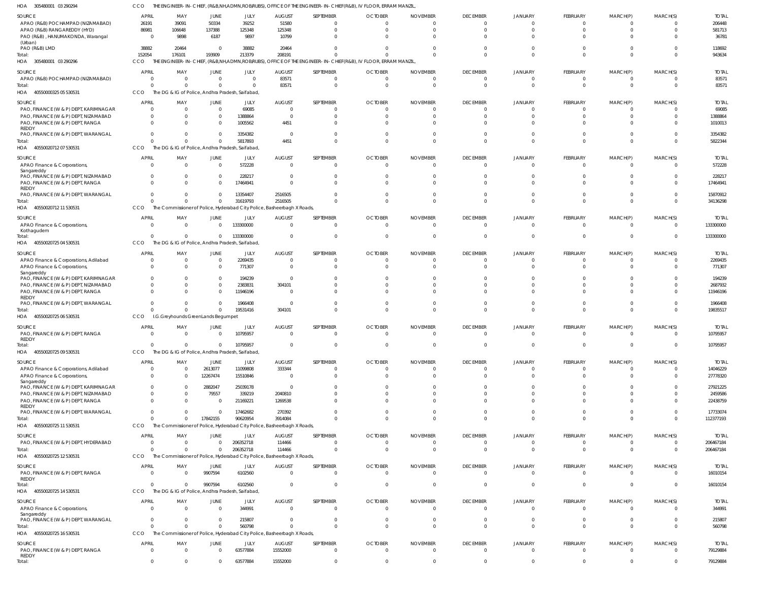HOA 305480001 03 290294 CCO THE ENGINEER- IN- CHIEF, (R&B,NH,ADMN,ROB/RUBS), OFFICE OF THE ENGINEER- IN- CHIEF(R&B), IV FLOOR, ERRAM MANZIL,

| SOURCE | APRIL | MAY | JUNE | JULY | AUGUST | SEPTEMBER | OCTOBER | NOVEMBER | DECEMBER | JANUARY | FEBRUARY | MARCH(P) | MARCH(S) | TOTAL |
|---|---|---|---|---|---|---|---|---|---|---|---|---|---|---|
| APAO (R&B) POCHAMPAD (NIZAMABAD) | 26191 | 39091 | 50334 | 39252 | 51580 | 0 | 0 | 0 | 0 | 0 | 0 | 0 | 0 | 206448 |
| APAO (R&B) RANGAREDDY (HYD) | 86981 | 106648 | 137388 | 125348 | 125348 | 0 | 0 | 0 | 0 | 0 | 0 | 0 | 0 | 581713 |
| PAO (R&B), HANUMAKONDA, Warangal (Urban) | 0 | 9898 | 6187 | 9897 | 10799 | 0 | 0 | 0 | 0 | 0 | 0 | 0 | 0 | 36781 |
| PAO (R&B) LMD | 38882 | 20464 | 0 | 38882 | 20464 | 0 | 0 | 0 | 0 | 0 | 0 | 0 | 0 | 118692 |
| Total: | 152054 | 176101 | 193909 | 213379 | 208191 | 0 | 0 | 0 | 0 | 0 | 0 | 0 | 0 | 943634 |

HOA 305480001 03 290296 CCO THE ENGINEER- IN- CHIEF, (R&B,NH,ADMN,ROB/RUBS), OFFICE OF THE ENGINEER- IN- CHIEF(R&B), IV FLOOR, ERRAM MANZIL,

| SOURCE | APRIL | MAY | JUNE | JULY | AUGUST | SEPTEMBER | OCTOBER | NOVEMBER | DECEMBER | JANUARY | FEBRUARY | MARCH(P) | MARCH(S) | TOTAL |
|---|---|---|---|---|---|---|---|---|---|---|---|---|---|---|
| APAO (R&B) POCHAMPAD (NIZAMABAD) | 0 | 0 | 0 | 0 | 83571 | 0 | 0 | 0 | 0 | 0 | 0 | 0 | 0 | 83571 |
| Total: | 0 | 0 | 0 | 0 | 83571 | 0 | 0 | 0 | 0 | 0 | 0 | 0 | 0 | 83571 |

HOA 40550000325 05 530531 CCO The DG & IG of Police, Andhra Pradesh, Saifabad,

| SOURCE | APRIL | MAY | JUNE | JULY | AUGUST | SEPTEMBER | OCTOBER | NOVEMBER | DECEMBER | JANUARY | FEBRUARY | MARCH(P) | MARCH(S) | TOTAL |
|---|---|---|---|---|---|---|---|---|---|---|---|---|---|---|
| PAO, FINANCE (W & P) DEPT, KARIMNAGAR | 0 | 0 | 0 | 69085 | 0 | 0 | 0 | 0 | 0 | 0 | 0 | 0 | 0 | 69085 |
| PAO, FINANCE (W & P) DEPT, NIZAMABAD | 0 | 0 | 0 | 1388864 | 0 | 0 | 0 | 0 | 0 | 0 | 0 | 0 | 0 | 1388864 |
| PAO, FINANCE (W & P) DEPT, RANGA REDDY | 0 | 0 | 0 | 1005562 | 4451 | 0 | 0 | 0 | 0 | 0 | 0 | 0 | 0 | 1010013 |
| PAO, FINANCE (W & P) DEPT, WARANGAL | 0 | 0 | 0 | 3354382 | 0 | 0 | 0 | 0 | 0 | 0 | 0 | 0 | 0 | 3354382 |
| Total: | 0 | 0 | 0 | 5817893 | 4451 | 0 | 0 | 0 | 0 | 0 | 0 | 0 | 0 | 5822344 |

HOA 40550020712 07 530531 CCO The DG & IG of Police, Andhra Pradesh, Saifabad,

| SOURCE | APRIL | MAY | JUNE | JULY | AUGUST | SEPTEMBER | OCTOBER | NOVEMBER | DECEMBER | JANUARY | FEBRUARY | MARCH(P) | MARCH(S) | TOTAL |
|---|---|---|---|---|---|---|---|---|---|---|---|---|---|---|
| APAO Finance & Corporations, Sangareddy | 0 | 0 | 0 | 572228 | 0 | 0 | 0 | 0 | 0 | 0 | 0 | 0 | 0 | 572228 |
| PAO, FINANCE (W & P) DEPT, NIZAMABAD | 0 | 0 | 0 | 228217 | 0 | 0 | 0 | 0 | 0 | 0 | 0 | 0 | 0 | 228217 |
| PAO, FINANCE (W & P) DEPT, RANGA REDDY | 0 | 0 | 0 | 17464941 | 0 | 0 | 0 | 0 | 0 | 0 | 0 | 0 | 0 | 17464941 |
| PAO, FINANCE (W & P) DEPT, WARANGAL | 0 | 0 | 0 | 13354407 | 2516505 | 0 | 0 | 0 | 0 | 0 | 0 | 0 | 0 | 15870912 |
| Total: | 0 | 0 | 0 | 31619793 | 2516505 | 0 | 0 | 0 | 0 | 0 | 0 | 0 | 0 | 34136298 |

HOA 40550020712 11 530531 CCO The Commissioner of Police, Hyderabad City Police, Basheerbagh X Roads,

| SOURCE | APRIL | MAY | JUNE | JULY | AUGUST | SEPTEMBER | OCTOBER | NOVEMBER | DECEMBER | JANUARY | FEBRUARY | MARCH(P) | MARCH(S) | TOTAL |
|---|---|---|---|---|---|---|---|---|---|---|---|---|---|---|
| APAO Finance & Corporations, Kothagudem | 0 | 0 | 0 | 133300000 | 0 | 0 | 0 | 0 | 0 | 0 | 0 | 0 | 0 | 133300000 |
| Total: | 0 | 0 | 0 | 133300000 | 0 | 0 | 0 | 0 | 0 | 0 | 0 | 0 | 0 | 133300000 |

HOA 40550020725 04 530531 CCO The DG & IG of Police, Andhra Pradesh, Saifabad,

| SOURCE | APRIL | MAY | JUNE | JULY | AUGUST | SEPTEMBER | OCTOBER | NOVEMBER | DECEMBER | JANUARY | FEBRUARY | MARCH(P) | MARCH(S) | TOTAL |
|---|---|---|---|---|---|---|---|---|---|---|---|---|---|---|
| APAO Finance & Corporations, Adilabad | 0 | 0 | 0 | 2269435 | 0 | 0 | 0 | 0 | 0 | 0 | 0 | 0 | 0 | 2269435 |
| APAO Finance & Corporations, Sangareddy | 0 | 0 | 0 | 771307 | 0 | 0 | 0 | 0 | 0 | 0 | 0 | 0 | 0 | 771307 |
| PAO, FINANCE (W & P) DEPT, KARIMNAGAR | 0 | 0 | 0 | 194239 | 0 | 0 | 0 | 0 | 0 | 0 | 0 | 0 | 0 | 194239 |
| PAO, FINANCE (W & P) DEPT, NIZAMABAD | 0 | 0 | 0 | 2383831 | 304101 | 0 | 0 | 0 | 0 | 0 | 0 | 0 | 0 | 2687932 |
| PAO, FINANCE (W & P) DEPT, RANGA REDDY | 0 | 0 | 0 | 11946196 | 0 | 0 | 0 | 0 | 0 | 0 | 0 | 0 | 0 | 11946196 |
| PAO, FINANCE (W & P) DEPT, WARANGAL | 0 | 0 | 0 | 1966408 | 0 | 0 | 0 | 0 | 0 | 0 | 0 | 0 | 0 | 1966408 |
| Total: | 0 | 0 | 0 | 19531416 | 304101 | 0 | 0 | 0 | 0 | 0 | 0 | 0 | 0 | 19835517 |

HOA 40550020725 06 530531 CCO I.G.Greyhounds GreenLands Begumpet

| SOURCE | APRIL | MAY | JUNE | JULY | AUGUST | SEPTEMBER | OCTOBER | NOVEMBER | DECEMBER | JANUARY | FEBRUARY | MARCH(P) | MARCH(S) | TOTAL |
|---|---|---|---|---|---|---|---|---|---|---|---|---|---|---|
| PAO, FINANCE (W & P) DEPT, RANGA REDDY | 0 | 0 | 0 | 10795957 | 0 | 0 | 0 | 0 | 0 | 0 | 0 | 0 | 0 | 10795957 |
| Total: | 0 | 0 | 0 | 10795957 | 0 | 0 | 0 | 0 | 0 | 0 | 0 | 0 | 0 | 10795957 |

HOA 40550020725 09 530531 CCO The DG & IG of Police, Andhra Pradesh, Saifabad,

| SOURCE | APRIL | MAY | JUNE | JULY | AUGUST | SEPTEMBER | OCTOBER | NOVEMBER | DECEMBER | JANUARY | FEBRUARY | MARCH(P) | MARCH(S) | TOTAL |
|---|---|---|---|---|---|---|---|---|---|---|---|---|---|---|
| APAO Finance & Corporations, Adilabad | 0 | 0 | 2613077 | 11099808 | 333344 | 0 | 0 | 0 | 0 | 0 | 0 | 0 | 0 | 14046229 |
| APAO Finance & Corporations, Sangareddy | 0 | 0 | 12267474 | 15510846 | 0 | 0 | 0 | 0 | 0 | 0 | 0 | 0 | 0 | 27778320 |
| PAO, FINANCE (W & P) DEPT, KARIMNAGAR | 0 | 0 | 2882047 | 25039178 | 0 | 0 | 0 | 0 | 0 | 0 | 0 | 0 | 0 | 27921225 |
| PAO, FINANCE (W & P) DEPT, NIZAMABAD | 0 | 0 | 79557 | 339219 | 2040810 | 0 | 0 | 0 | 0 | 0 | 0 | 0 | 0 | 2459586 |
| PAO, FINANCE (W & P) DEPT, RANGA REDDY | 0 | 0 | 0 | 21169221 | 1269538 | 0 | 0 | 0 | 0 | 0 | 0 | 0 | 0 | 22438759 |
| PAO, FINANCE (W & P) DEPT, WARANGAL | 0 | 0 | 0 | 17462682 | 270392 | 0 | 0 | 0 | 0 | 0 | 0 | 0 | 0 | 17733074 |
| Total: | 0 | 0 | 17842155 | 90620954 | 3914084 | 0 | 0 | 0 | 0 | 0 | 0 | 0 | 0 | 112377193 |

HOA 40550020725 11 530531 CCO The Commissioner of Police, Hyderabad City Police, Basheerbagh X Roads,

| SOURCE | APRIL | MAY | JUNE | JULY | AUGUST | SEPTEMBER | OCTOBER | NOVEMBER | DECEMBER | JANUARY | FEBRUARY | MARCH(P) | MARCH(S) | TOTAL |
|---|---|---|---|---|---|---|---|---|---|---|---|---|---|---|
| PAO, FINANCE (W & P) DEPT, HYDERABAD | 0 | 0 | 0 | 206352718 | 114466 | 0 | 0 | 0 | 0 | 0 | 0 | 0 | 0 | 206467184 |
| Total: | 0 | 0 | 0 | 206352718 | 114466 | 0 | 0 | 0 | 0 | 0 | 0 | 0 | 0 | 206467184 |

HOA 40550020725 12 530531 CCO The Commissioner of Police, Hyderabad City Police, Basheerbagh X Roads,

| SOURCE | APRIL | MAY | JUNE | JULY | AUGUST | SEPTEMBER | OCTOBER | NOVEMBER | DECEMBER | JANUARY | FEBRUARY | MARCH(P) | MARCH(S) | TOTAL |
|---|---|---|---|---|---|---|---|---|---|---|---|---|---|---|
| PAO, FINANCE (W & P) DEPT, RANGA REDDY | 0 | 0 | 9907594 | 6102560 | 0 | 0 | 0 | 0 | 0 | 0 | 0 | 0 | 0 | 16010154 |
| Total: | 0 | 0 | 9907594 | 6102560 | 0 | 0 | 0 | 0 | 0 | 0 | 0 | 0 | 0 | 16010154 |

HOA 40550020725 14 530531 CCO The DG & IG of Police, Andhra Pradesh, Saifabad,

| SOURCE | APRIL | MAY | JUNE | JULY | AUGUST | SEPTEMBER | OCTOBER | NOVEMBER | DECEMBER | JANUARY | FEBRUARY | MARCH(P) | MARCH(S) | TOTAL |
|---|---|---|---|---|---|---|---|---|---|---|---|---|---|---|
| APAO Finance & Corporations, Sangareddy | 0 | 0 | 0 | 344991 | 0 | 0 | 0 | 0 | 0 | 0 | 0 | 0 | 0 | 344991 |
| PAO, FINANCE (W & P) DEPT, WARANGAL | 0 | 0 | 0 | 215807 | 0 | 0 | 0 | 0 | 0 | 0 | 0 | 0 | 0 | 215807 |
| Total: | 0 | 0 | 0 | 560798 | 0 | 0 | 0 | 0 | 0 | 0 | 0 | 0 | 0 | 560798 |

HOA 40550020725 16 530531 CCO The Commissioner of Police, Hyderabad City Police, Basheerbagh X Roads,

| SOURCE | APRIL | MAY | JUNE | JULY | AUGUST | SEPTEMBER | OCTOBER | NOVEMBER | DECEMBER | JANUARY | FEBRUARY | MARCH(P) | MARCH(S) | TOTAL |
|---|---|---|---|---|---|---|---|---|---|---|---|---|---|---|
| PAO, FINANCE (W & P) DEPT, RANGA REDDY | 0 | 0 | 0 | 63577884 | 15552000 | 0 | 0 | 0 | 0 | 0 | 0 | 0 | 0 | 79129884 |
| Total: | 0 | 0 | 0 | 63577884 | 15552000 | 0 | 0 | 0 | 0 | 0 | 0 | 0 | 0 | 79129884 |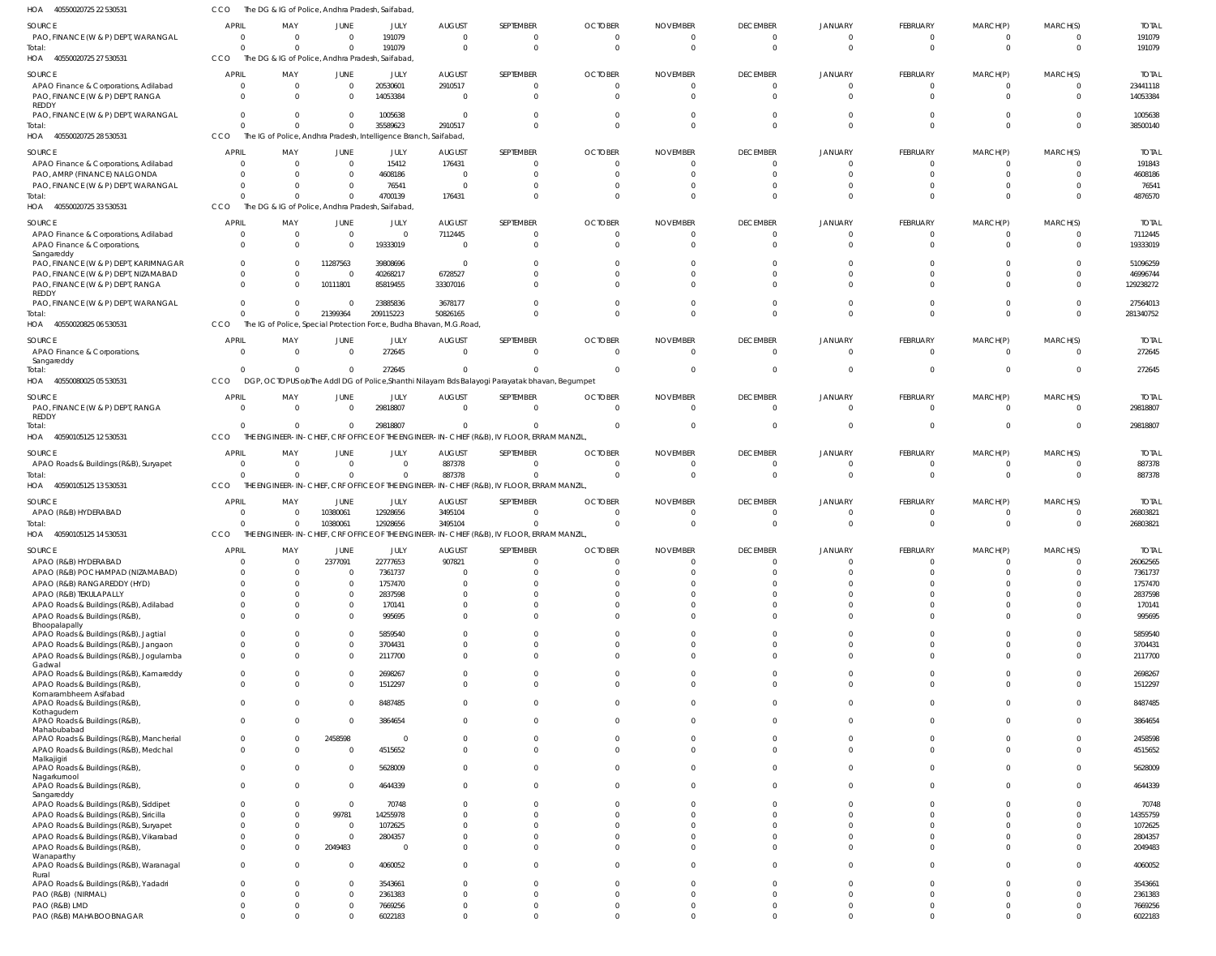HOA 40550020725 22 530531 CCO The DG & IG of Police, Andhra Pradesh, Saifabad,

| SOURCE | APRIL | MAY | JUNE | JULY | AUGUST | SEPTEMBER | OCTOBER | NOVEMBER | DECEMBER | JANUARY | FEBRUARY | MARCH(P) | MARCH(S) | TOTAL |
|---|---|---|---|---|---|---|---|---|---|---|---|---|---|---|
| PAO, FINANCE (W & P) DEPT, WARANGAL | 0 | 0 | 0 | 191079 | 0 | 0 | 0 | 0 | 0 | 0 | 0 | 0 | 0 | 191079 |
| Total: | 0 | 0 | 0 | 191079 | 0 | 0 | 0 | 0 | 0 | 0 | 0 | 0 | 0 | 191079 |

HOA 40550020725 27 530531 CCO The DG & IG of Police, Andhra Pradesh, Saifabad,

| SOURCE | APRIL | MAY | JUNE | JULY | AUGUST | SEPTEMBER | OCTOBER | NOVEMBER | DECEMBER | JANUARY | FEBRUARY | MARCH(P) | MARCH(S) | TOTAL |
|---|---|---|---|---|---|---|---|---|---|---|---|---|---|---|
| APAO Finance & Corporations, Adilabad | 0 | 0 | 0 | 20530601 | 2910517 | 0 | 0 | 0 | 0 | 0 | 0 | 0 | 0 | 23441118 |
| PAO, FINANCE (W & P) DEPT, RANGA REDDY | 0 | 0 | 0 | 14053384 | 0 | 0 | 0 | 0 | 0 | 0 | 0 | 0 | 0 | 14053384 |
| PAO, FINANCE (W & P) DEPT, WARANGAL | 0 | 0 | 0 | 1005638 | 0 | 0 | 0 | 0 | 0 | 0 | 0 | 0 | 0 | 1005638 |
| Total: | 0 | 0 | 0 | 35589623 | 2910517 | 0 | 0 | 0 | 0 | 0 | 0 | 0 | 0 | 38500140 |

HOA 40550020725 28 530531 CCO The IG of Police, Andhra Pradesh, Intelligence Branch, Saifabad,

| SOURCE | APRIL | MAY | JUNE | JULY | AUGUST | SEPTEMBER | OCTOBER | NOVEMBER | DECEMBER | JANUARY | FEBRUARY | MARCH(P) | MARCH(S) | TOTAL |
|---|---|---|---|---|---|---|---|---|---|---|---|---|---|---|
| APAO Finance & Corporations, Adilabad | 0 | 0 | 0 | 15412 | 176431 | 0 | 0 | 0 | 0 | 0 | 0 | 0 | 0 | 191843 |
| PAO, AMRP (FINANCE) NALGONDA | 0 | 0 | 0 | 4608186 | 0 | 0 | 0 | 0 | 0 | 0 | 0 | 0 | 0 | 4608186 |
| PAO, FINANCE (W & P) DEPT, WARANGAL | 0 | 0 | 0 | 76541 | 0 | 0 | 0 | 0 | 0 | 0 | 0 | 0 | 0 | 76541 |
| Total: | 0 | 0 | 0 | 4700139 | 176431 | 0 | 0 | 0 | 0 | 0 | 0 | 0 | 0 | 4876570 |

HOA 40550020725 33 530531 CCO The DG & IG of Police, Andhra Pradesh, Saifabad,

| SOURCE | APRIL | MAY | JUNE | JULY | AUGUST | SEPTEMBER | OCTOBER | NOVEMBER | DECEMBER | JANUARY | FEBRUARY | MARCH(P) | MARCH(S) | TOTAL |
|---|---|---|---|---|---|---|---|---|---|---|---|---|---|---|
| APAO Finance & Corporations, Adilabad | 0 | 0 | 0 | 0 | 7112445 | 0 | 0 | 0 | 0 | 0 | 0 | 0 | 0 | 7112445 |
| APAO Finance & Corporations, Sangareddy | 0 | 0 | 0 | 19333019 | 0 | 0 | 0 | 0 | 0 | 0 | 0 | 0 | 0 | 19333019 |
| PAO, FINANCE (W & P) DEPT, KARIMNAGAR | 0 | 0 | 11287563 | 39808696 | 0 | 0 | 0 | 0 | 0 | 0 | 0 | 0 | 0 | 51096259 |
| PAO, FINANCE (W & P) DEPT, NIZAMABAD | 0 | 0 | 0 | 40268217 | 6728527 | 0 | 0 | 0 | 0 | 0 | 0 | 0 | 0 | 46996744 |
| PAO, FINANCE (W & P) DEPT, RANGA REDDY | 0 | 0 | 10111801 | 85819455 | 33307016 | 0 | 0 | 0 | 0 | 0 | 0 | 0 | 0 | 129238272 |
| PAO, FINANCE (W & P) DEPT, WARANGAL | 0 | 0 | 0 | 23885836 | 3678177 | 0 | 0 | 0 | 0 | 0 | 0 | 0 | 0 | 27564013 |
| Total: | 0 | 0 | 21399364 | 209115223 | 50826165 | 0 | 0 | 0 | 0 | 0 | 0 | 0 | 0 | 281340752 |

HOA 40550020825 06 530531 CCO The IG of Police, Special Protection Force, Budha Bhavan, M.G.Road,

| SOURCE | APRIL | MAY | JUNE | JULY | AUGUST | SEPTEMBER | OCTOBER | NOVEMBER | DECEMBER | JANUARY | FEBRUARY | MARCH(P) | MARCH(S) | TOTAL |
|---|---|---|---|---|---|---|---|---|---|---|---|---|---|---|
| APAO Finance & Corporations, Sangareddy | 0 | 0 | 0 | 272645 | 0 | 0 | 0 | 0 | 0 | 0 | 0 | 0 | 0 | 272645 |
| Total: | 0 | 0 | 0 | 272645 | 0 | 0 | 0 | 0 | 0 | 0 | 0 | 0 | 0 | 272645 |

HOA 40550080025 05 530531 CCO DGP, OCTOPUS o/oThe Addl DG of Police,Shanthi Nilayam Bds Balayogi Parayatak bhavan, Begumpet

| SOURCE | APRIL | MAY | JUNE | JULY | AUGUST | SEPTEMBER | OCTOBER | NOVEMBER | DECEMBER | JANUARY | FEBRUARY | MARCH(P) | MARCH(S) | TOTAL |
|---|---|---|---|---|---|---|---|---|---|---|---|---|---|---|
| PAO, FINANCE (W & P) DEPT, RANGA REDDY | 0 | 0 | 0 | 29818807 | 0 | 0 | 0 | 0 | 0 | 0 | 0 | 0 | 0 | 29818807 |
| Total: | 0 | 0 | 0 | 29818807 | 0 | 0 | 0 | 0 | 0 | 0 | 0 | 0 | 0 | 29818807 |

HOA 40590105125 12 530531 CCO THE ENGINEER-IN-CHIEF, CRF OFFICE OF THE ENGINEER-IN-CHIEF (R&B), IV FLOOR, ERRAM MANZIL,

| SOURCE | APRIL | MAY | JUNE | JULY | AUGUST | SEPTEMBER | OCTOBER | NOVEMBER | DECEMBER | JANUARY | FEBRUARY | MARCH(P) | MARCH(S) | TOTAL |
|---|---|---|---|---|---|---|---|---|---|---|---|---|---|---|
| APAO Roads & Buildings (R&B), Suryapet | 0 | 0 | 0 | 0 | 887378 | 0 | 0 | 0 | 0 | 0 | 0 | 0 | 0 | 887378 |
| Total: | 0 | 0 | 0 | 0 | 887378 | 0 | 0 | 0 | 0 | 0 | 0 | 0 | 0 | 887378 |

HOA 40590105125 13 530531 CCO THE ENGINEER-IN-CHIEF, CRF OFFICE OF THE ENGINEER-IN-CHIEF (R&B), IV FLOOR, ERRAM MANZIL,

| SOURCE | APRIL | MAY | JUNE | JULY | AUGUST | SEPTEMBER | OCTOBER | NOVEMBER | DECEMBER | JANUARY | FEBRUARY | MARCH(P) | MARCH(S) | TOTAL |
|---|---|---|---|---|---|---|---|---|---|---|---|---|---|---|
| APAO (R&B) HYDERABAD | 0 | 0 | 10380061 | 12928656 | 3495104 | 0 | 0 | 0 | 0 | 0 | 0 | 0 | 0 | 26803821 |
| Total: | 0 | 0 | 10380061 | 12928656 | 3495104 | 0 | 0 | 0 | 0 | 0 | 0 | 0 | 0 | 26803821 |

HOA 40590105125 14 530531 CCO THE ENGINEER-IN-CHIEF, CRF OFFICE OF THE ENGINEER-IN-CHIEF (R&B), IV FLOOR, ERRAM MANZIL,

| SOURCE | APRIL | MAY | JUNE | JULY | AUGUST | SEPTEMBER | OCTOBER | NOVEMBER | DECEMBER | JANUARY | FEBRUARY | MARCH(P) | MARCH(S) | TOTAL |
|---|---|---|---|---|---|---|---|---|---|---|---|---|---|---|
| APAO (R&B) HYDERABAD | 0 | 0 | 2377091 | 22777653 | 907821 | 0 | 0 | 0 | 0 | 0 | 0 | 0 | 0 | 26062565 |
| APAO (R&B) POCHAMPAD (NIZAMABAD) | 0 | 0 | 0 | 7361737 | 0 | 0 | 0 | 0 | 0 | 0 | 0 | 0 | 0 | 7361737 |
| APAO (R&B) RANGAREDDY (HYD) | 0 | 0 | 0 | 1757470 | 0 | 0 | 0 | 0 | 0 | 0 | 0 | 0 | 0 | 1757470 |
| APAO (R&B) TEKULAPALLY | 0 | 0 | 0 | 2837598 | 0 | 0 | 0 | 0 | 0 | 0 | 0 | 0 | 0 | 2837598 |
| APAO Roads & Buildings (R&B), Adilabad | 0 | 0 | 0 | 170141 | 0 | 0 | 0 | 0 | 0 | 0 | 0 | 0 | 0 | 170141 |
| APAO Roads & Buildings (R&B), Bhoopalapally | 0 | 0 | 0 | 995695 | 0 | 0 | 0 | 0 | 0 | 0 | 0 | 0 | 0 | 995695 |
| APAO Roads & Buildings (R&B), Jagtial | 0 | 0 | 0 | 5859540 | 0 | 0 | 0 | 0 | 0 | 0 | 0 | 0 | 0 | 5859540 |
| APAO Roads & Buildings (R&B), Jangaon | 0 | 0 | 0 | 3704431 | 0 | 0 | 0 | 0 | 0 | 0 | 0 | 0 | 0 | 3704431 |
| APAO Roads & Buildings (R&B), Jogulamba Gadwal | 0 | 0 | 0 | 2117700 | 0 | 0 | 0 | 0 | 0 | 0 | 0 | 0 | 0 | 2117700 |
| APAO Roads & Buildings (R&B), Kamareddy | 0 | 0 | 0 | 2698267 | 0 | 0 | 0 | 0 | 0 | 0 | 0 | 0 | 0 | 2698267 |
| APAO Roads & Buildings (R&B), Komarambheem Asifabad | 0 | 0 | 0 | 1512297 | 0 | 0 | 0 | 0 | 0 | 0 | 0 | 0 | 0 | 1512297 |
| APAO Roads & Buildings (R&B), Kothagudem | 0 | 0 | 0 | 8487485 | 0 | 0 | 0 | 0 | 0 | 0 | 0 | 0 | 0 | 8487485 |
| APAO Roads & Buildings (R&B), Mahabubabad | 0 | 0 | 0 | 3864654 | 0 | 0 | 0 | 0 | 0 | 0 | 0 | 0 | 0 | 3864654 |
| APAO Roads & Buildings (R&B), Mancherial | 0 | 0 | 2458598 | 0 | 0 | 0 | 0 | 0 | 0 | 0 | 0 | 0 | 0 | 2458598 |
| APAO Roads & Buildings (R&B), Medchal Malkajigiri | 0 | 0 | 0 | 4515652 | 0 | 0 | 0 | 0 | 0 | 0 | 0 | 0 | 0 | 4515652 |
| APAO Roads & Buildings (R&B), Nagarkurnool | 0 | 0 | 0 | 5628009 | 0 | 0 | 0 | 0 | 0 | 0 | 0 | 0 | 0 | 5628009 |
| APAO Roads & Buildings (R&B), Sangareddy | 0 | 0 | 0 | 4644339 | 0 | 0 | 0 | 0 | 0 | 0 | 0 | 0 | 0 | 4644339 |
| APAO Roads & Buildings (R&B), Siddipet | 0 | 0 | 0 | 70748 | 0 | 0 | 0 | 0 | 0 | 0 | 0 | 0 | 0 | 70748 |
| APAO Roads & Buildings (R&B), Siricilla | 0 | 0 | 99781 | 14255978 | 0 | 0 | 0 | 0 | 0 | 0 | 0 | 0 | 0 | 14355759 |
| APAO Roads & Buildings (R&B), Suryapet | 0 | 0 | 0 | 1072625 | 0 | 0 | 0 | 0 | 0 | 0 | 0 | 0 | 0 | 1072625 |
| APAO Roads & Buildings (R&B), Vikarabad | 0 | 0 | 0 | 2804357 | 0 | 0 | 0 | 0 | 0 | 0 | 0 | 0 | 0 | 2804357 |
| APAO Roads & Buildings (R&B), Wanaparthy | 0 | 0 | 2049483 | 0 | 0 | 0 | 0 | 0 | 0 | 0 | 0 | 0 | 0 | 2049483 |
| APAO Roads & Buildings (R&B), Waranagal Rural | 0 | 0 | 0 | 4060052 | 0 | 0 | 0 | 0 | 0 | 0 | 0 | 0 | 0 | 4060052 |
| APAO Roads & Buildings (R&B), Yadadri | 0 | 0 | 0 | 3543661 | 0 | 0 | 0 | 0 | 0 | 0 | 0 | 0 | 0 | 3543661 |
| PAO (R&B) (NIRMAL) | 0 | 0 | 0 | 2361383 | 0 | 0 | 0 | 0 | 0 | 0 | 0 | 0 | 0 | 2361383 |
| PAO (R&B) LMD | 0 | 0 | 0 | 7669256 | 0 | 0 | 0 | 0 | 0 | 0 | 0 | 0 | 0 | 7669256 |
| PAO (R&B) MAHABOOBNAGAR | 0 | 0 | 0 | 6022183 | 0 | 0 | 0 | 0 | 0 | 0 | 0 | 0 | 0 | 6022183 |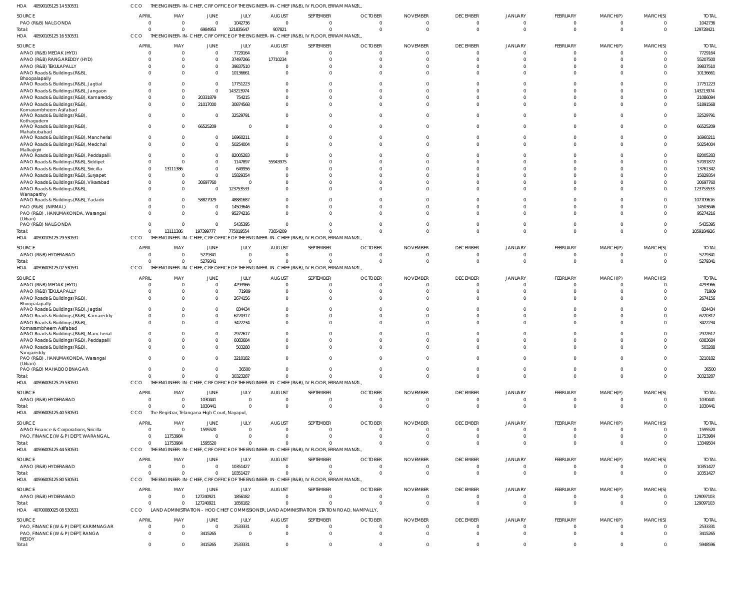HOA 40590105125 14 530531 CCO THE ENGINEER-IN-CHIEF, CRF OFFICE OF THE ENGINEER-IN-CHIEF (R&B), IV FLOOR, ERRAM MANZIL,

| SOURCE | APRIL | MAY | JUNE | JULY | AUGUST | SEPTEMBER | OCTOBER | NOVEMBER | DECEMBER | JANUARY | FEBRUARY | MARCH(P) | MARCH(S) | TOTAL |
|---|---|---|---|---|---|---|---|---|---|---|---|---|---|---|
| PAO (R&B) NALGONDA | 0 | 0 | 0 | 1042736 | 0 | 0 | 0 | 0 | 0 | 0 | 0 | 0 | 0 | 1042736 |
| Total: | 0 | 0 | 6984953 | 121835647 | 907821 | 0 | 0 | 0 | 0 | 0 | 0 | 0 | 0 | 129728421 |

HOA 40590105125 16 530531 CCO THE ENGINEER-IN-CHIEF, CRF OFFICE OF THE ENGINEER-IN-CHIEF (R&B), IV FLOOR, ERRAM MANZIL,

| SOURCE | APRIL | MAY | JUNE | JULY | AUGUST | SEPTEMBER | OCTOBER | NOVEMBER | DECEMBER | JANUARY | FEBRUARY | MARCH(P) | MARCH(S) | TOTAL |
|---|---|---|---|---|---|---|---|---|---|---|---|---|---|---|
| APAO (R&B) MEDAK (HYD) | 0 | 0 | 0 | 7729164 | 0 | 0 | 0 | 0 | 0 | 0 | 0 | 0 | 0 | 7729164 |
| APAO (R&B) RANGAREDDY (HYD) | 0 | 0 | 0 | 37497266 | 17710234 | 0 | 0 | 0 | 0 | 0 | 0 | 0 | 0 | 55207500 |
| APAO (R&B) TEKULAPALLY | 0 | 0 | 0 | 39837510 | 0 | 0 | 0 | 0 | 0 | 0 | 0 | 0 | 0 | 39837510 |
| APAO Roads & Buildings (R&B), Bhoopalapally | 0 | 0 | 0 | 10136661 | 0 | 0 | 0 | 0 | 0 | 0 | 0 | 0 | 0 | 10136661 |
| APAO Roads & Buildings (R&B), Jagtial | 0 | 0 | 0 | 17751223 | 0 | 0 | 0 | 0 | 0 | 0 | 0 | 0 | 0 | 17751223 |
| APAO Roads & Buildings (R&B), Jangaon | 0 | 0 | 0 | 143213974 | 0 | 0 | 0 | 0 | 0 | 0 | 0 | 0 | 0 | 143213974 |
| APAO Roads & Buildings (R&B), Kamareddy | 0 | 0 | 20331879 | 754215 | 0 | 0 | 0 | 0 | 0 | 0 | 0 | 0 | 0 | 21086094 |
| APAO Roads & Buildings (R&B), Komarambheem Asifabad | 0 | 0 | 21017000 | 30874568 | 0 | 0 | 0 | 0 | 0 | 0 | 0 | 0 | 0 | 51891568 |
| APAO Roads & Buildings (R&B), Kothagudem | 0 | 0 | 0 | 32529791 | 0 | 0 | 0 | 0 | 0 | 0 | 0 | 0 | 0 | 32529791 |
| APAO Roads & Buildings (R&B), Mahabubabad | 0 | 0 | 66525209 | 0 | 0 | 0 | 0 | 0 | 0 | 0 | 0 | 0 | 0 | 66525209 |
| APAO Roads & Buildings (R&B), Mancherial | 0 | 0 | 0 | 16960211 | 0 | 0 | 0 | 0 | 0 | 0 | 0 | 0 | 0 | 16960211 |
| APAO Roads & Buildings (R&B), Medchal Malkajigiri | 0 | 0 | 0 | 50254004 | 0 | 0 | 0 | 0 | 0 | 0 | 0 | 0 | 0 | 50254004 |
| APAO Roads & Buildings (R&B), Peddapalli | 0 | 0 | 0 | 82005283 | 0 | 0 | 0 | 0 | 0 | 0 | 0 | 0 | 0 | 82005283 |
| APAO Roads & Buildings (R&B), Siddipet | 0 | 0 | 0 | 1147897 | 55943975 | 0 | 0 | 0 | 0 | 0 | 0 | 0 | 0 | 57091872 |
| APAO Roads & Buildings (R&B), Siricilla | 0 | 13111386 | 0 | 649956 | 0 | 0 | 0 | 0 | 0 | 0 | 0 | 0 | 0 | 13761342 |
| APAO Roads & Buildings (R&B), Suryapet | 0 | 0 | 0 | 15829354 | 0 | 0 | 0 | 0 | 0 | 0 | 0 | 0 | 0 | 15829354 |
| APAO Roads & Buildings (R&B), Vikarabad | 0 | 0 | 30697760 | 0 | 0 | 0 | 0 | 0 | 0 | 0 | 0 | 0 | 0 | 30697760 |
| APAO Roads & Buildings (R&B), Wanaparthy | 0 | 0 | 0 | 123753533 | 0 | 0 | 0 | 0 | 0 | 0 | 0 | 0 | 0 | 123753533 |
| APAO Roads & Buildings (R&B), Yadadri | 0 | 0 | 58827929 | 48881687 | 0 | 0 | 0 | 0 | 0 | 0 | 0 | 0 | 0 | 107709616 |
| PAO (R&B) (NIRMAL) | 0 | 0 | 0 | 14503646 | 0 | 0 | 0 | 0 | 0 | 0 | 0 | 0 | 0 | 14503646 |
| PAO (R&B), HANUMAKONDA, Warangal (Urban) | 0 | 0 | 0 | 95274216 | 0 | 0 | 0 | 0 | 0 | 0 | 0 | 0 | 0 | 95274216 |
| PAO (R&B) NALGONDA | 0 | 0 | 0 | 5435395 | 0 | 0 | 0 | 0 | 0 | 0 | 0 | 0 | 0 | 5435395 |
| Total: | 0 | 13111386 | 197399777 | 775019554 | 73654209 | 0 | 0 | 0 | 0 | 0 | 0 | 0 | 0 | 1059184926 |

HOA 40590105125 29 530531 CCO THE ENGINEER-IN-CHIEF, CRF OFFICE OF THE ENGINEER-IN-CHIEF (R&B), IV FLOOR, ERRAM MANZIL,

| SOURCE | APRIL | MAY | JUNE | JULY | AUGUST | SEPTEMBER | OCTOBER | NOVEMBER | DECEMBER | JANUARY | FEBRUARY | MARCH(P) | MARCH(S) | TOTAL |
|---|---|---|---|---|---|---|---|---|---|---|---|---|---|---|
| APAO (R&B) HYDERABAD | 0 | 0 | 5279341 | 0 | 0 | 0 | 0 | 0 | 0 | 0 | 0 | 0 | 0 | 5279341 |
| Total: | 0 | 0 | 5279341 | 0 | 0 | 0 | 0 | 0 | 0 | 0 | 0 | 0 | 0 | 5279341 |

HOA 40596005125 07 530531 CCO THE ENGINEER-IN-CHIEF, CRF OFFICE OF THE ENGINEER-IN-CHIEF (R&B), IV FLOOR, ERRAM MANZIL,

| SOURCE | APRIL | MAY | JUNE | JULY | AUGUST | SEPTEMBER | OCTOBER | NOVEMBER | DECEMBER | JANUARY | FEBRUARY | MARCH(P) | MARCH(S) | TOTAL |
|---|---|---|---|---|---|---|---|---|---|---|---|---|---|---|
| APAO (R&B) MEDAK (HYD) | 0 | 0 | 0 | 4293966 | 0 | 0 | 0 | 0 | 0 | 0 | 0 | 0 | 0 | 4293966 |
| APAO (R&B) TEKULAPALLY | 0 | 0 | 0 | 71909 | 0 | 0 | 0 | 0 | 0 | 0 | 0 | 0 | 0 | 71909 |
| APAO Roads & Buildings (R&B), Bhoopalapally | 0 | 0 | 0 | 2674156 | 0 | 0 | 0 | 0 | 0 | 0 | 0 | 0 | 0 | 2674156 |
| APAO Roads & Buildings (R&B), Jagtial | 0 | 0 | 0 | 834434 | 0 | 0 | 0 | 0 | 0 | 0 | 0 | 0 | 0 | 834434 |
| APAO Roads & Buildings (R&B), Kamareddy | 0 | 0 | 0 | 6220317 | 0 | 0 | 0 | 0 | 0 | 0 | 0 | 0 | 0 | 6220317 |
| APAO Roads & Buildings (R&B), Komarambheem Asifabad | 0 | 0 | 0 | 3422234 | 0 | 0 | 0 | 0 | 0 | 0 | 0 | 0 | 0 | 3422234 |
| APAO Roads & Buildings (R&B), Mancherial | 0 | 0 | 0 | 2972617 | 0 | 0 | 0 | 0 | 0 | 0 | 0 | 0 | 0 | 2972617 |
| APAO Roads & Buildings (R&B), Peddapalli | 0 | 0 | 0 | 6083684 | 0 | 0 | 0 | 0 | 0 | 0 | 0 | 0 | 0 | 6083684 |
| APAO Roads & Buildings (R&B), Sangareddy | 0 | 0 | 0 | 503288 | 0 | 0 | 0 | 0 | 0 | 0 | 0 | 0 | 0 | 503288 |
| PAO (R&B), HANUMAKONDA, Warangal (Urban) | 0 | 0 | 0 | 3210182 | 0 | 0 | 0 | 0 | 0 | 0 | 0 | 0 | 0 | 3210182 |
| PAO (R&B) MAHABOOBNAGAR | 0 | 0 | 0 | 36500 | 0 | 0 | 0 | 0 | 0 | 0 | 0 | 0 | 0 | 36500 |
| Total: | 0 | 0 | 0 | 30323287 | 0 | 0 | 0 | 0 | 0 | 0 | 0 | 0 | 0 | 30323287 |

HOA 40596005125 29 530531 CCO THE ENGINEER-IN-CHIEF, CRF OFFICE OF THE ENGINEER-IN-CHIEF (R&B), IV FLOOR, ERRAM MANZIL,

| SOURCE | APRIL | MAY | JUNE | JULY | AUGUST | SEPTEMBER | OCTOBER | NOVEMBER | DECEMBER | JANUARY | FEBRUARY | MARCH(P) | MARCH(S) | TOTAL |
|---|---|---|---|---|---|---|---|---|---|---|---|---|---|---|
| APAO (R&B) HYDERABAD | 0 | 0 | 1030441 | 0 | 0 | 0 | 0 | 0 | 0 | 0 | 0 | 0 | 0 | 1030441 |
| Total: | 0 | 0 | 1030441 | 0 | 0 | 0 | 0 | 0 | 0 | 0 | 0 | 0 | 0 | 1030441 |

HOA 40596005125 40 530531 CCO The Registrar, Telangana High Court, Nayapul,

| SOURCE | APRIL | MAY | JUNE | JULY | AUGUST | SEPTEMBER | OCTOBER | NOVEMBER | DECEMBER | JANUARY | FEBRUARY | MARCH(P) | MARCH(S) | TOTAL |
|---|---|---|---|---|---|---|---|---|---|---|---|---|---|---|
| APAO Finance & Corporations, Siricilla | 0 | 0 | 1595520 | 0 | 0 | 0 | 0 | 0 | 0 | 0 | 0 | 0 | 0 | 1595520 |
| PAO, FINANCE (W & P) DEPT, WARANGAL | 0 | 11753984 | 0 | 0 | 0 | 0 | 0 | 0 | 0 | 0 | 0 | 0 | 0 | 11753984 |
| Total: | 0 | 11753984 | 1595520 | 0 | 0 | 0 | 0 | 0 | 0 | 0 | 0 | 0 | 0 | 13349504 |

HOA 40596005125 44 530531 CCO THE ENGINEER-IN-CHIEF, CRF OFFICE OF THE ENGINEER-IN-CHIEF (R&B), IV FLOOR, ERRAM MANZIL,

| SOURCE | APRIL | MAY | JUNE | JULY | AUGUST | SEPTEMBER | OCTOBER | NOVEMBER | DECEMBER | JANUARY | FEBRUARY | MARCH(P) | MARCH(S) | TOTAL |
|---|---|---|---|---|---|---|---|---|---|---|---|---|---|---|
| APAO (R&B) HYDERABAD | 0 | 0 | 0 | 10351427 | 0 | 0 | 0 | 0 | 0 | 0 | 0 | 0 | 0 | 10351427 |
| Total: | 0 | 0 | 0 | 10351427 | 0 | 0 | 0 | 0 | 0 | 0 | 0 | 0 | 0 | 10351427 |

HOA 40596005125 80 530531 CCO THE ENGINEER-IN-CHIEF, CRF OFFICE OF THE ENGINEER-IN-CHIEF (R&B), IV FLOOR, ERRAM MANZIL,

| SOURCE | APRIL | MAY | JUNE | JULY | AUGUST | SEPTEMBER | OCTOBER | NOVEMBER | DECEMBER | JANUARY | FEBRUARY | MARCH(P) | MARCH(S) | TOTAL |
|---|---|---|---|---|---|---|---|---|---|---|---|---|---|---|
| APAO (R&B) HYDERABAD | 0 | 0 | 127240921 | 1856182 | 0 | 0 | 0 | 0 | 0 | 0 | 0 | 0 | 0 | 129097103 |
| Total: | 0 | 0 | 127240921 | 1856182 | 0 | 0 | 0 | 0 | 0 | 0 | 0 | 0 | 0 | 129097103 |

HOA 40700080025 08 530531 CCO LAND ADMINISTRATION - HOD CHIEF COMMISSIONER, LAND ADMINISTRATION STATION ROAD, NAMPALLY,

| SOURCE | APRIL | MAY | JUNE | JULY | AUGUST | SEPTEMBER | OCTOBER | NOVEMBER | DECEMBER | JANUARY | FEBRUARY | MARCH(P) | MARCH(S) | TOTAL |
|---|---|---|---|---|---|---|---|---|---|---|---|---|---|---|
| PAO, FINANCE (W & P) DEPT, KARIMNAGAR | 0 | 0 | 0 | 2533331 | 0 | 0 | 0 | 0 | 0 | 0 | 0 | 0 | 0 | 2533331 |
| PAO, FINANCE (W & P) DEPT, RANGA REDDY | 0 | 0 | 3415265 | 0 | 0 | 0 | 0 | 0 | 0 | 0 | 0 | 0 | 0 | 3415265 |
| Total: | 0 | 0 | 3415265 | 2533331 | 0 | 0 | 0 | 0 | 0 | 0 | 0 | 0 | 0 | 5948596 |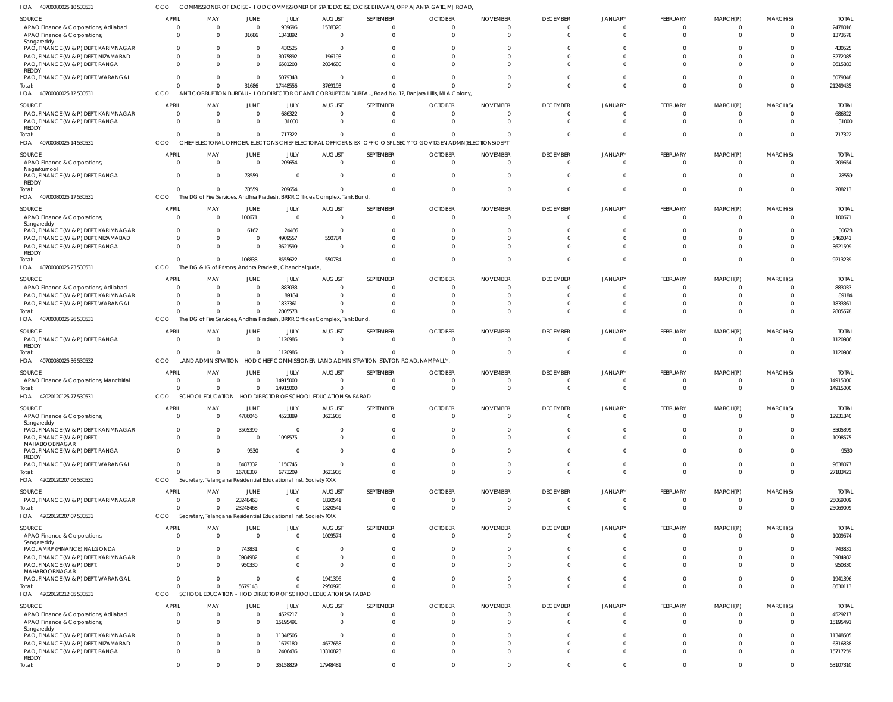HOA 40700080025 10 530531 CCO COMMISSIONER OF EXCISE - HOD COMMISSIONER OF STATE EXCISE, EXCISE BHAVAN, OPP AJANTA GATE, MJ ROAD,

| SOURCE | APRIL | MAY | JUNE | JULY | AUGUST | SEPTEMBER | OCTOBER | NOVEMBER | DECEMBER | JANUARY | FEBRUARY | MARCH(P) | MARCH(S) | TOTAL |
|---|---|---|---|---|---|---|---|---|---|---|---|---|---|---|
| APAO Finance & Corporations, Adilabad | 0 | 0 | 0 | 939696 | 1538320 | 0 | 0 | 0 | 0 | 0 | 0 | 0 | 0 | 2478016 |
| APAO Finance & Corporations, Sangareddy | 0 | 0 | 31686 | 1341892 | 0 | 0 | 0 | 0 | 0 | 0 | 0 | 0 | 0 | 1373578 |
| PAO, FINANCE (W & P) DEPT, KARIMNAGAR | 0 | 0 | 0 | 430525 | 0 | 0 | 0 | 0 | 0 | 0 | 0 | 0 | 0 | 430525 |
| PAO, FINANCE (W & P) DEPT, NIZAMABAD | 0 | 0 | 0 | 3075892 | 196193 | 0 | 0 | 0 | 0 | 0 | 0 | 0 | 0 | 3272085 |
| PAO, FINANCE (W & P) DEPT, RANGA REDDY | 0 | 0 | 0 | 6581203 | 2034680 | 0 | 0 | 0 | 0 | 0 | 0 | 0 | 0 | 8615883 |
| PAO, FINANCE (W & P) DEPT, WARANGAL | 0 | 0 | 0 | 5079348 | 0 | 0 | 0 | 0 | 0 | 0 | 0 | 0 | 0 | 5079348 |
| Total: | 0 | 0 | 31686 | 17448556 | 3769193 | 0 | 0 | 0 | 0 | 0 | 0 | 0 | 0 | 21249435 |

HOA 40700080025 12 530531 CCO ANTI CORRUPTION BUREAU - HOD DIRECTOR OF ANTI CORRUPTION BUREAU, Road No. 12, Banjara Hills, MLA Colony,

| SOURCE | APRIL | MAY | JUNE | JULY | AUGUST | SEPTEMBER | OCTOBER | NOVEMBER | DECEMBER | JANUARY | FEBRUARY | MARCH(P) | MARCH(S) | TOTAL |
|---|---|---|---|---|---|---|---|---|---|---|---|---|---|---|
| PAO, FINANCE (W & P) DEPT, KARIMNAGAR | 0 | 0 | 0 | 686322 | 0 | 0 | 0 | 0 | 0 | 0 | 0 | 0 | 0 | 686322 |
| PAO, FINANCE (W & P) DEPT, RANGA REDDY | 0 | 0 | 0 | 31000 | 0 | 0 | 0 | 0 | 0 | 0 | 0 | 0 | 0 | 31000 |
| Total: | 0 | 0 | 0 | 717322 | 0 | 0 | 0 | 0 | 0 | 0 | 0 | 0 | 0 | 717322 |

HOA 40700080025 14 530531 CCO CHIEF ELECTORAL OFFICER, ELECTIONS CHIEF ELECTORAL OFFICER & EX-OFFICIO SPL SECY TO GOVT,GEN.ADMN(ELECTIONS)DEPT

| SOURCE | APRIL | MAY | JUNE | JULY | AUGUST | SEPTEMBER | OCTOBER | NOVEMBER | DECEMBER | JANUARY | FEBRUARY | MARCH(P) | MARCH(S) | TOTAL |
|---|---|---|---|---|---|---|---|---|---|---|---|---|---|---|
| APAO Finance & Corporations, Nagarkurnool | 0 | 0 | 0 | 209654 | 0 | 0 | 0 | 0 | 0 | 0 | 0 | 0 | 0 | 209654 |
| PAO, FINANCE (W & P) DEPT, RANGA REDDY | 0 | 0 | 78559 | 0 | 0 | 0 | 0 | 0 | 0 | 0 | 0 | 0 | 0 | 78559 |
| Total: | 0 | 0 | 78559 | 209654 | 0 | 0 | 0 | 0 | 0 | 0 | 0 | 0 | 0 | 288213 |

HOA 40700080025 17 530531 CCO The DG of Fire Services, Andhra Pradesh, BRKR Offices Complex, Tank Bund,

| SOURCE | APRIL | MAY | JUNE | JULY | AUGUST | SEPTEMBER | OCTOBER | NOVEMBER | DECEMBER | JANUARY | FEBRUARY | MARCH(P) | MARCH(S) | TOTAL |
|---|---|---|---|---|---|---|---|---|---|---|---|---|---|---|
| APAO Finance & Corporations, Sangareddy | 0 | 0 | 100671 | 0 | 0 | 0 | 0 | 0 | 0 | 0 | 0 | 0 | 0 | 100671 |
| PAO, FINANCE (W & P) DEPT, KARIMNAGAR | 0 | 0 | 6162 | 24466 | 0 | 0 | 0 | 0 | 0 | 0 | 0 | 0 | 0 | 30628 |
| PAO, FINANCE (W & P) DEPT, NIZAMABAD | 0 | 0 | 0 | 4909557 | 550784 | 0 | 0 | 0 | 0 | 0 | 0 | 0 | 0 | 5460341 |
| PAO, FINANCE (W & P) DEPT, RANGA REDDY | 0 | 0 | 0 | 3621599 | 0 | 0 | 0 | 0 | 0 | 0 | 0 | 0 | 0 | 3621599 |
| Total: | 0 | 0 | 106833 | 8555622 | 550784 | 0 | 0 | 0 | 0 | 0 | 0 | 0 | 0 | 9213239 |

HOA 40700080025 23 530531 CCO The DG & IG of Prisons, Andhra Pradesh, Chanchalguda,

| SOURCE | APRIL | MAY | JUNE | JULY | AUGUST | SEPTEMBER | OCTOBER | NOVEMBER | DECEMBER | JANUARY | FEBRUARY | MARCH(P) | MARCH(S) | TOTAL |
|---|---|---|---|---|---|---|---|---|---|---|---|---|---|---|
| APAO Finance & Corporations, Adilabad | 0 | 0 | 0 | 883033 | 0 | 0 | 0 | 0 | 0 | 0 | 0 | 0 | 0 | 883033 |
| PAO, FINANCE (W & P) DEPT, KARIMNAGAR | 0 | 0 | 0 | 89184 | 0 | 0 | 0 | 0 | 0 | 0 | 0 | 0 | 0 | 89184 |
| PAO, FINANCE (W & P) DEPT, WARANGAL | 0 | 0 | 0 | 1833361 | 0 | 0 | 0 | 0 | 0 | 0 | 0 | 0 | 0 | 1833361 |
| Total: | 0 | 0 | 0 | 2805578 | 0 | 0 | 0 | 0 | 0 | 0 | 0 | 0 | 0 | 2805578 |

HOA 40700080025 26 530531 CCO The DG of Fire Services, Andhra Pradesh, BRKR Offices Complex, Tank Bund,

| SOURCE | APRIL | MAY | JUNE | JULY | AUGUST | SEPTEMBER | OCTOBER | NOVEMBER | DECEMBER | JANUARY | FEBRUARY | MARCH(P) | MARCH(S) | TOTAL |
|---|---|---|---|---|---|---|---|---|---|---|---|---|---|---|
| PAO, FINANCE (W & P) DEPT, RANGA REDDY | 0 | 0 | 0 | 1120986 | 0 | 0 | 0 | 0 | 0 | 0 | 0 | 0 | 0 | 1120986 |
| Total: | 0 | 0 | 0 | 1120986 | 0 | 0 | 0 | 0 | 0 | 0 | 0 | 0 | 0 | 1120986 |

HOA 40700080025 36 530532 CCO LAND ADMINISTRATION - HOD CHIEF COMMISSIONER, LAND ADMINISTRATION STATION ROAD, NAMPALLY,

| SOURCE | APRIL | MAY | JUNE | JULY | AUGUST | SEPTEMBER | OCTOBER | NOVEMBER | DECEMBER | JANUARY | FEBRUARY | MARCH(P) | MARCH(S) | TOTAL |
|---|---|---|---|---|---|---|---|---|---|---|---|---|---|---|
| APAO Finance & Corporations, Manchirial | 0 | 0 | 0 | 14915000 | 0 | 0 | 0 | 0 | 0 | 0 | 0 | 0 | 0 | 14915000 |
| Total: | 0 | 0 | 0 | 14915000 | 0 | 0 | 0 | 0 | 0 | 0 | 0 | 0 | 0 | 14915000 |

HOA 42020120125 77 530531 CCO SCHOOL EDUCATION - HOD DIRECTOR OF SCHOOL EDUCATION SAIFABAD

| SOURCE | APRIL | MAY | JUNE | JULY | AUGUST | SEPTEMBER | OCTOBER | NOVEMBER | DECEMBER | JANUARY | FEBRUARY | MARCH(P) | MARCH(S) | TOTAL |
|---|---|---|---|---|---|---|---|---|---|---|---|---|---|---|
| APAO Finance & Corporations, Sangareddy | 0 | 0 | 4786046 | 4523889 | 3621905 | 0 | 0 | 0 | 0 | 0 | 0 | 0 | 0 | 12931840 |
| PAO, FINANCE (W & P) DEPT, KARIMNAGAR | 0 | 0 | 3505399 | 0 | 0 | 0 | 0 | 0 | 0 | 0 | 0 | 0 | 0 | 3505399 |
| PAO, FINANCE (W & P) DEPT, MAHABOOBNAGAR | 0 | 0 | 0 | 1098575 | 0 | 0 | 0 | 0 | 0 | 0 | 0 | 0 | 0 | 1098575 |
| PAO, FINANCE (W & P) DEPT, RANGA REDDY | 0 | 0 | 9530 | 0 | 0 | 0 | 0 | 0 | 0 | 0 | 0 | 0 | 0 | 9530 |
| PAO, FINANCE (W & P) DEPT, WARANGAL | 0 | 0 | 8487332 | 1150745 | 0 | 0 | 0 | 0 | 0 | 0 | 0 | 0 | 0 | 9638077 |
| Total: | 0 | 0 | 16788307 | 6773209 | 3621905 | 0 | 0 | 0 | 0 | 0 | 0 | 0 | 0 | 27183421 |

HOA 42020120207 06 530531 CCO Secretary, Telangana Residential Educational Inst. Society XXX

| SOURCE | APRIL | MAY | JUNE | JULY | AUGUST | SEPTEMBER | OCTOBER | NOVEMBER | DECEMBER | JANUARY | FEBRUARY | MARCH(P) | MARCH(S) | TOTAL |
|---|---|---|---|---|---|---|---|---|---|---|---|---|---|---|
| PAO, FINANCE (W & P) DEPT, KARIMNAGAR | 0 | 0 | 23248468 | 0 | 1820541 | 0 | 0 | 0 | 0 | 0 | 0 | 0 | 0 | 25069009 |
| Total: | 0 | 0 | 23248468 | 0 | 1820541 | 0 | 0 | 0 | 0 | 0 | 0 | 0 | 0 | 25069009 |

HOA 42020120207 07 530531 CCO Secretary, Telangana Residential Educational Inst. Society XXX

| SOURCE | APRIL | MAY | JUNE | JULY | AUGUST | SEPTEMBER | OCTOBER | NOVEMBER | DECEMBER | JANUARY | FEBRUARY | MARCH(P) | MARCH(S) | TOTAL |
|---|---|---|---|---|---|---|---|---|---|---|---|---|---|---|
| APAO Finance & Corporations, Sangareddy | 0 | 0 | 0 | 0 | 1009574 | 0 | 0 | 0 | 0 | 0 | 0 | 0 | 0 | 1009574 |
| PAO, AMRP (FINANCE) NALGONDA | 0 | 0 | 743831 | 0 | 0 | 0 | 0 | 0 | 0 | 0 | 0 | 0 | 0 | 743831 |
| PAO, FINANCE (W & P) DEPT, KARIMNAGAR | 0 | 0 | 3984982 | 0 | 0 | 0 | 0 | 0 | 0 | 0 | 0 | 0 | 0 | 3984982 |
| PAO, FINANCE (W & P) DEPT, MAHABOOBNAGAR | 0 | 0 | 950330 | 0 | 0 | 0 | 0 | 0 | 0 | 0 | 0 | 0 | 0 | 950330 |
| PAO, FINANCE (W & P) DEPT, WARANGAL | 0 | 0 | 0 | 0 | 1941396 | 0 | 0 | 0 | 0 | 0 | 0 | 0 | 0 | 1941396 |
| Total: | 0 | 0 | 5679143 | 0 | 2950970 | 0 | 0 | 0 | 0 | 0 | 0 | 0 | 0 | 8630113 |

HOA 42020120212 05 530531 CCO SCHOOL EDUCATION - HOD DIRECTOR OF SCHOOL EDUCATION SAIFABAD

| SOURCE | APRIL | MAY | JUNE | JULY | AUGUST | SEPTEMBER | OCTOBER | NOVEMBER | DECEMBER | JANUARY | FEBRUARY | MARCH(P) | MARCH(S) | TOTAL |
|---|---|---|---|---|---|---|---|---|---|---|---|---|---|---|
| APAO Finance & Corporations, Adilabad | 0 | 0 | 0 | 4529217 | 0 | 0 | 0 | 0 | 0 | 0 | 0 | 0 | 0 | 4529217 |
| APAO Finance & Corporations, Sangareddy | 0 | 0 | 0 | 15195491 | 0 | 0 | 0 | 0 | 0 | 0 | 0 | 0 | 0 | 15195491 |
| PAO, FINANCE (W & P) DEPT, KARIMNAGAR | 0 | 0 | 0 | 11348505 | 0 | 0 | 0 | 0 | 0 | 0 | 0 | 0 | 0 | 11348505 |
| PAO, FINANCE (W & P) DEPT, NIZAMABAD | 0 | 0 | 0 | 1679180 | 4637658 | 0 | 0 | 0 | 0 | 0 | 0 | 0 | 0 | 6316838 |
| PAO, FINANCE (W & P) DEPT, RANGA REDDY | 0 | 0 | 0 | 2406436 | 13310823 | 0 | 0 | 0 | 0 | 0 | 0 | 0 | 0 | 15717259 |
| Total: | 0 | 0 | 0 | 35158829 | 17948481 | 0 | 0 | 0 | 0 | 0 | 0 | 0 | 0 | 53107310 |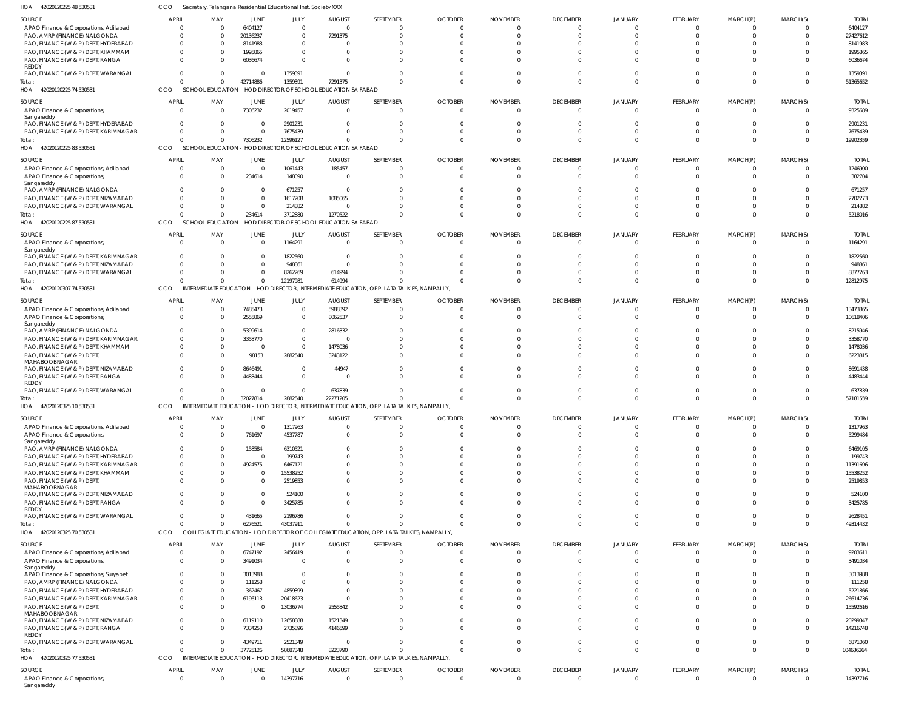HOA 42020120225 48 530531 CCO Secretary, Telangana Residential Educational Inst. Society XXX

| SOURCE | APRIL | MAY | JUNE | JULY | AUGUST | SEPTEMBER | OCTOBER | NOVEMBER | DECEMBER | JANUARY | FEBRUARY | MARCH(P) | MARCH(S) | TOTAL |
|---|---|---|---|---|---|---|---|---|---|---|---|---|---|---|
| APAO Finance & Corporations, Adilabad | 0 | 0 | 6404127 | 0 | 0 | 0 | 0 | 0 | 0 | 0 | 0 | 0 | 0 | 6404127 |
| PAO, AMRP (FINANCE) NALGONDA | 0 | 0 | 20136237 | 0 | 7291375 | 0 | 0 | 0 | 0 | 0 | 0 | 0 | 0 | 27427612 |
| PAO, FINANCE (W & P) DEPT, HYDERABAD | 0 | 0 | 8141983 | 0 | 0 | 0 | 0 | 0 | 0 | 0 | 0 | 0 | 0 | 8141983 |
| PAO, FINANCE (W & P) DEPT, KHAMMAM | 0 | 0 | 1995865 | 0 | 0 | 0 | 0 | 0 | 0 | 0 | 0 | 0 | 0 | 1995865 |
| PAO, FINANCE (W & P) DEPT, RANGA REDDY | 0 | 0 | 6036674 | 0 | 0 | 0 | 0 | 0 | 0 | 0 | 0 | 0 | 0 | 6036674 |
| PAO, FINANCE (W & P) DEPT, WARANGAL | 0 | 0 | 0 | 1359391 | 0 | 0 | 0 | 0 | 0 | 0 | 0 | 0 | 0 | 1359391 |
| Total: | 0 | 0 | 42714886 | 1359391 | 7291375 | 0 | 0 | 0 | 0 | 0 | 0 | 0 | 0 | 51365652 |

HOA 42020120225 74 530531 CCO SCHOOL EDUCATION - HOD DIRECTOR OF SCHOOL EDUCATION SAIFABAD

| SOURCE | APRIL | MAY | JUNE | JULY | AUGUST | SEPTEMBER | OCTOBER | NOVEMBER | DECEMBER | JANUARY | FEBRUARY | MARCH(P) | MARCH(S) | TOTAL |
|---|---|---|---|---|---|---|---|---|---|---|---|---|---|---|
| APAO Finance & Corporations, Sangareddy | 0 | 0 | 7306232 | 2019457 | 0 | 0 | 0 | 0 | 0 | 0 | 0 | 0 | 0 | 9325689 |
| PAO, FINANCE (W & P) DEPT, HYDERABAD | 0 | 0 | 0 | 2901231 | 0 | 0 | 0 | 0 | 0 | 0 | 0 | 0 | 0 | 2901231 |
| PAO, FINANCE (W & P) DEPT, KARIMNAGAR | 0 | 0 | 0 | 7675439 | 0 | 0 | 0 | 0 | 0 | 0 | 0 | 0 | 0 | 7675439 |
| Total: | 0 | 0 | 7306232 | 12596127 | 0 | 0 | 0 | 0 | 0 | 0 | 0 | 0 | 0 | 19902359 |

HOA 42020120225 83 530531 CCO SCHOOL EDUCATION - HOD DIRECTOR OF SCHOOL EDUCATION SAIFABAD

| SOURCE | APRIL | MAY | JUNE | JULY | AUGUST | SEPTEMBER | OCTOBER | NOVEMBER | DECEMBER | JANUARY | FEBRUARY | MARCH(P) | MARCH(S) | TOTAL |
|---|---|---|---|---|---|---|---|---|---|---|---|---|---|---|
| APAO Finance & Corporations, Adilabad | 0 | 0 | 0 | 1061443 | 185457 | 0 | 0 | 0 | 0 | 0 | 0 | 0 | 0 | 1246900 |
| APAO Finance & Corporations, Sangareddy | 0 | 0 | 234614 | 148090 | 0 | 0 | 0 | 0 | 0 | 0 | 0 | 0 | 0 | 382704 |
| PAO, AMRP (FINANCE) NALGONDA | 0 | 0 | 0 | 671257 | 0 | 0 | 0 | 0 | 0 | 0 | 0 | 0 | 0 | 671257 |
| PAO, FINANCE (W & P) DEPT, NIZAMABAD | 0 | 0 | 0 | 1617208 | 1085065 | 0 | 0 | 0 | 0 | 0 | 0 | 0 | 0 | 2702273 |
| PAO, FINANCE (W & P) DEPT, WARANGAL | 0 | 0 | 0 | 214882 | 0 | 0 | 0 | 0 | 0 | 0 | 0 | 0 | 0 | 214882 |
| Total: | 0 | 0 | 234614 | 3712880 | 1270522 | 0 | 0 | 0 | 0 | 0 | 0 | 0 | 0 | 5218016 |

HOA 42020120225 87 530531 CCO SCHOOL EDUCATION - HOD DIRECTOR OF SCHOOL EDUCATION SAIFABAD

| SOURCE | APRIL | MAY | JUNE | JULY | AUGUST | SEPTEMBER | OCTOBER | NOVEMBER | DECEMBER | JANUARY | FEBRUARY | MARCH(P) | MARCH(S) | TOTAL |
|---|---|---|---|---|---|---|---|---|---|---|---|---|---|---|
| APAO Finance & Corporations, Sangareddy | 0 | 0 | 0 | 1164291 | 0 | 0 | 0 | 0 | 0 | 0 | 0 | 0 | 0 | 1164291 |
| PAO, FINANCE (W & P) DEPT, KARIMNAGAR | 0 | 0 | 0 | 1822560 | 0 | 0 | 0 | 0 | 0 | 0 | 0 | 0 | 0 | 1822560 |
| PAO, FINANCE (W & P) DEPT, NIZAMABAD | 0 | 0 | 0 | 948861 | 0 | 0 | 0 | 0 | 0 | 0 | 0 | 0 | 0 | 948861 |
| PAO, FINANCE (W & P) DEPT, WARANGAL | 0 | 0 | 0 | 8262269 | 614994 | 0 | 0 | 0 | 0 | 0 | 0 | 0 | 0 | 8877263 |
| Total: | 0 | 0 | 0 | 12197981 | 614994 | 0 | 0 | 0 | 0 | 0 | 0 | 0 | 0 | 12812975 |

HOA 42020120307 74 530531 CCO INTERMEDIATE EDUCATION - HOD DIRECTOR, INTERMEDIATE EDUCATION, OPP. LATA TALKIES, NAMPALLY,

| SOURCE | APRIL | MAY | JUNE | JULY | AUGUST | SEPTEMBER | OCTOBER | NOVEMBER | DECEMBER | JANUARY | FEBRUARY | MARCH(P) | MARCH(S) | TOTAL |
|---|---|---|---|---|---|---|---|---|---|---|---|---|---|---|
| APAO Finance & Corporations, Adilabad | 0 | 0 | 7485473 | 0 | 5988392 | 0 | 0 | 0 | 0 | 0 | 0 | 0 | 0 | 13473865 |
| APAO Finance & Corporations, Sangareddy | 0 | 0 | 2555869 | 0 | 8062537 | 0 | 0 | 0 | 0 | 0 | 0 | 0 | 0 | 10618406 |
| PAO, AMRP (FINANCE) NALGONDA | 0 | 0 | 5399614 | 0 | 2816332 | 0 | 0 | 0 | 0 | 0 | 0 | 0 | 0 | 8215946 |
| PAO, FINANCE (W & P) DEPT, KARIMNAGAR | 0 | 0 | 3358770 | 0 | 0 | 0 | 0 | 0 | 0 | 0 | 0 | 0 | 0 | 3358770 |
| PAO, FINANCE (W & P) DEPT, KHAMMAM | 0 | 0 | 0 | 0 | 1478036 | 0 | 0 | 0 | 0 | 0 | 0 | 0 | 0 | 1478036 |
| PAO, FINANCE (W & P) DEPT, MAHABOOBNAGAR | 0 | 0 | 98153 | 2882540 | 3243122 | 0 | 0 | 0 | 0 | 0 | 0 | 0 | 0 | 6223815 |
| PAO, FINANCE (W & P) DEPT, NIZAMABAD | 0 | 0 | 8646491 | 0 | 44947 | 0 | 0 | 0 | 0 | 0 | 0 | 0 | 0 | 8691438 |
| PAO, FINANCE (W & P) DEPT, RANGA REDDY | 0 | 0 | 4483444 | 0 | 0 | 0 | 0 | 0 | 0 | 0 | 0 | 0 | 0 | 4483444 |
| PAO, FINANCE (W & P) DEPT, WARANGAL | 0 | 0 | 0 | 0 | 637839 | 0 | 0 | 0 | 0 | 0 | 0 | 0 | 0 | 637839 |
| Total: | 0 | 0 | 32027814 | 2882540 | 22271205 | 0 | 0 | 0 | 0 | 0 | 0 | 0 | 0 | 57181559 |

HOA 42020120325 10 530531 CCO INTERMEDIATE EDUCATION - HOD DIRECTOR, INTERMEDIATE EDUCATION, OPP. LATA TALKIES, NAMPALLY,

| SOURCE | APRIL | MAY | JUNE | JULY | AUGUST | SEPTEMBER | OCTOBER | NOVEMBER | DECEMBER | JANUARY | FEBRUARY | MARCH(P) | MARCH(S) | TOTAL |
|---|---|---|---|---|---|---|---|---|---|---|---|---|---|---|
| APAO Finance & Corporations, Adilabad | 0 | 0 | 0 | 1317963 | 0 | 0 | 0 | 0 | 0 | 0 | 0 | 0 | 0 | 1317963 |
| APAO Finance & Corporations, Sangareddy | 0 | 0 | 761697 | 4537787 | 0 | 0 | 0 | 0 | 0 | 0 | 0 | 0 | 0 | 5299484 |
| PAO, AMRP (FINANCE) NALGONDA | 0 | 0 | 158584 | 6310521 | 0 | 0 | 0 | 0 | 0 | 0 | 0 | 0 | 0 | 6469105 |
| PAO, FINANCE (W & P) DEPT, HYDERABAD | 0 | 0 | 0 | 199743 | 0 | 0 | 0 | 0 | 0 | 0 | 0 | 0 | 0 | 199743 |
| PAO, FINANCE (W & P) DEPT, KARIMNAGAR | 0 | 0 | 4924575 | 6467121 | 0 | 0 | 0 | 0 | 0 | 0 | 0 | 0 | 0 | 11391696 |
| PAO, FINANCE (W & P) DEPT, KHAMMAM | 0 | 0 | 0 | 15538252 | 0 | 0 | 0 | 0 | 0 | 0 | 0 | 0 | 0 | 15538252 |
| PAO, FINANCE (W & P) DEPT, MAHABOOBNAGAR | 0 | 0 | 0 | 2519853 | 0 | 0 | 0 | 0 | 0 | 0 | 0 | 0 | 0 | 2519853 |
| PAO, FINANCE (W & P) DEPT, NIZAMABAD | 0 | 0 | 0 | 524100 | 0 | 0 | 0 | 0 | 0 | 0 | 0 | 0 | 0 | 524100 |
| PAO, FINANCE (W & P) DEPT, RANGA REDDY | 0 | 0 | 0 | 3425785 | 0 | 0 | 0 | 0 | 0 | 0 | 0 | 0 | 0 | 3425785 |
| PAO, FINANCE (W & P) DEPT, WARANGAL | 0 | 0 | 431665 | 2196786 | 0 | 0 | 0 | 0 | 0 | 0 | 0 | 0 | 0 | 2628451 |
| Total: | 0 | 0 | 6276521 | 43037911 | 0 | 0 | 0 | 0 | 0 | 0 | 0 | 0 | 0 | 49314432 |

HOA 42020120325 70 530531 CCO COLLEGIATE EDUCATION - HOD DIRECTOR OF COLLEGIATE EDUCATION, OPP. LATA TALKIES, NAMPALLY,

| SOURCE | APRIL | MAY | JUNE | JULY | AUGUST | SEPTEMBER | OCTOBER | NOVEMBER | DECEMBER | JANUARY | FEBRUARY | MARCH(P) | MARCH(S) | TOTAL |
|---|---|---|---|---|---|---|---|---|---|---|---|---|---|---|
| APAO Finance & Corporations, Adilabad | 0 | 0 | 6747192 | 2456419 | 0 | 0 | 0 | 0 | 0 | 0 | 0 | 0 | 0 | 9203611 |
| APAO Finance & Corporations, Sangareddy | 0 | 0 | 3491034 | 0 | 0 | 0 | 0 | 0 | 0 | 0 | 0 | 0 | 0 | 3491034 |
| APAO Finance & Corporations, Suryapet | 0 | 0 | 3013988 | 0 | 0 | 0 | 0 | 0 | 0 | 0 | 0 | 0 | 0 | 3013988 |
| PAO, AMRP (FINANCE) NALGONDA | 0 | 0 | 111258 | 0 | 0 | 0 | 0 | 0 | 0 | 0 | 0 | 0 | 0 | 111258 |
| PAO, FINANCE (W & P) DEPT, HYDERABAD | 0 | 0 | 362467 | 4859399 | 0 | 0 | 0 | 0 | 0 | 0 | 0 | 0 | 0 | 5221866 |
| PAO, FINANCE (W & P) DEPT, KARIMNAGAR | 0 | 0 | 6196113 | 20418623 | 0 | 0 | 0 | 0 | 0 | 0 | 0 | 0 | 0 | 26614736 |
| PAO, FINANCE (W & P) DEPT, MAHABOOBNAGAR | 0 | 0 | 0 | 13036774 | 2555842 | 0 | 0 | 0 | 0 | 0 | 0 | 0 | 0 | 15592616 |
| PAO, FINANCE (W & P) DEPT, NIZAMABAD | 0 | 0 | 6119110 | 12658888 | 1521349 | 0 | 0 | 0 | 0 | 0 | 0 | 0 | 0 | 20299347 |
| PAO, FINANCE (W & P) DEPT, RANGA REDDY | 0 | 0 | 7334253 | 2735896 | 4146599 | 0 | 0 | 0 | 0 | 0 | 0 | 0 | 0 | 14216748 |
| PAO, FINANCE (W & P) DEPT, WARANGAL | 0 | 0 | 4349711 | 2521349 | 0 | 0 | 0 | 0 | 0 | 0 | 0 | 0 | 0 | 6871060 |
| Total: | 0 | 0 | 37725126 | 58687348 | 8223790 | 0 | 0 | 0 | 0 | 0 | 0 | 0 | 0 | 104636264 |

HOA 42020120325 77 530531 CCO INTERMEDIATE EDUCATION - HOD DIRECTOR, INTERMEDIATE EDUCATION, OPP. LATA TALKIES, NAMPALLY,

| SOURCE | APRIL | MAY | JUNE | JULY | AUGUST | SEPTEMBER | OCTOBER | NOVEMBER | DECEMBER | JANUARY | FEBRUARY | MARCH(P) | MARCH(S) | TOTAL |
|---|---|---|---|---|---|---|---|---|---|---|---|---|---|---|
| APAO Finance & Corporations, Sangareddy | 0 | 0 | 0 | 14397716 | 0 | 0 | 0 | 0 | 0 | 0 | 0 | 0 | 0 | 14397716 |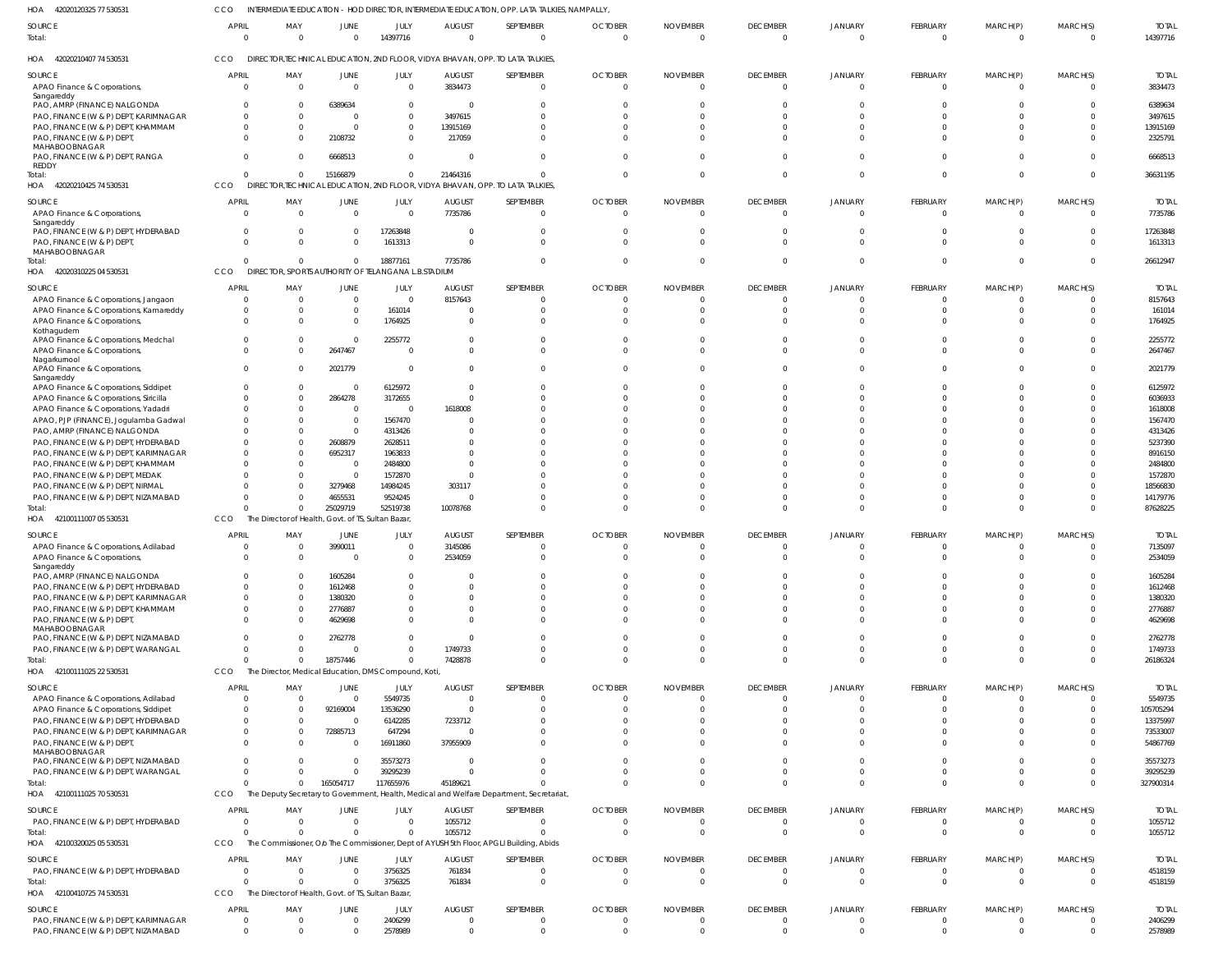HOA 42020120325 77 530531 CCO INTERMEDIATE EDUCATION - HOD DIRECTOR, INTERMEDIATE EDUCATION, OPP. LATA TALKIES, NAMPALLY,

| SOURCE | APRIL | MAY | JUNE | JULY | AUGUST | SEPTEMBER | OCTOBER | NOVEMBER | DECEMBER | JANUARY | FEBRUARY | MARCH(P) | MARCH(S) | TOTAL |
|---|---|---|---|---|---|---|---|---|---|---|---|---|---|---|
| Total: | 0 | 0 | 0 | 14397716 | 0 | 0 | 0 | 0 | 0 | 0 | 0 | 0 | 0 | 14397716 |

HOA 42020210407 74 530531 CCO DIRECTOR,TECHNICAL EDUCATION, 2ND FLOOR, VIDYA BHAVAN, OPP. TO LATA TALKIES,

| SOURCE | APRIL | MAY | JUNE | JULY | AUGUST | SEPTEMBER | OCTOBER | NOVEMBER | DECEMBER | JANUARY | FEBRUARY | MARCH(P) | MARCH(S) | TOTAL |
|---|---|---|---|---|---|---|---|---|---|---|---|---|---|---|
| APAO Finance & Corporations, Sangareddy | 0 | 0 | 0 | 0 | 3834473 | 0 | 0 | 0 | 0 | 0 | 0 | 0 | 0 | 3834473 |
| PAO, AMRP (FINANCE) NALGONDA | 0 | 0 | 6389634 | 0 | 0 | 0 | 0 | 0 | 0 | 0 | 0 | 0 | 0 | 6389634 |
| PAO, FINANCE (W & P) DEPT, KARIMNAGAR | 0 | 0 | 0 | 0 | 3497615 | 0 | 0 | 0 | 0 | 0 | 0 | 0 | 0 | 3497615 |
| PAO, FINANCE (W & P) DEPT, KHAMMAM | 0 | 0 | 0 | 0 | 13915169 | 0 | 0 | 0 | 0 | 0 | 0 | 0 | 0 | 13915169 |
| PAO, FINANCE (W & P) DEPT, MAHABOOBNAGAR | 0 | 0 | 2108732 | 0 | 217059 | 0 | 0 | 0 | 0 | 0 | 0 | 0 | 0 | 2325791 |
| PAO, FINANCE (W & P) DEPT, RANGA REDDY | 0 | 0 | 6668513 | 0 | 0 | 0 | 0 | 0 | 0 | 0 | 0 | 0 | 0 | 6668513 |
| Total: | 0 | 0 | 15166879 | 0 | 21464316 | 0 | 0 | 0 | 0 | 0 | 0 | 0 | 0 | 36631195 |

HOA 42020210425 74 530531 CCO DIRECTOR,TECHNICAL EDUCATION, 2ND FLOOR, VIDYA BHAVAN, OPP. TO LATA TALKIES,

| SOURCE | APRIL | MAY | JUNE | JULY | AUGUST | SEPTEMBER | OCTOBER | NOVEMBER | DECEMBER | JANUARY | FEBRUARY | MARCH(P) | MARCH(S) | TOTAL |
|---|---|---|---|---|---|---|---|---|---|---|---|---|---|---|
| APAO Finance & Corporations, Sangareddy | 0 | 0 | 0 | 0 | 7735786 | 0 | 0 | 0 | 0 | 0 | 0 | 0 | 0 | 7735786 |
| PAO, FINANCE (W & P) DEPT, HYDERABAD | 0 | 0 | 0 | 17263848 | 0 | 0 | 0 | 0 | 0 | 0 | 0 | 0 | 0 | 17263848 |
| PAO, FINANCE (W & P) DEPT, MAHABOOBNAGAR | 0 | 0 | 0 | 1613313 | 0 | 0 | 0 | 0 | 0 | 0 | 0 | 0 | 0 | 1613313 |
| Total: | 0 | 0 | 0 | 18877161 | 7735786 | 0 | 0 | 0 | 0 | 0 | 0 | 0 | 0 | 26612947 |

HOA 42020310225 04 530531 CCO DIRECTOR, SPORTS AUTHORITY OF TELANGANA L.B.STADIUM

| SOURCE | APRIL | MAY | JUNE | JULY | AUGUST | SEPTEMBER | OCTOBER | NOVEMBER | DECEMBER | JANUARY | FEBRUARY | MARCH(P) | MARCH(S) | TOTAL |
|---|---|---|---|---|---|---|---|---|---|---|---|---|---|---|
| APAO Finance & Corporations, Jangaon | 0 | 0 | 0 | 0 | 8157643 | 0 | 0 | 0 | 0 | 0 | 0 | 0 | 0 | 8157643 |
| APAO Finance & Corporations, Kamareddy | 0 | 0 | 0 | 161014 | 0 | 0 | 0 | 0 | 0 | 0 | 0 | 0 | 0 | 161014 |
| APAO Finance & Corporations, Kothagudem | 0 | 0 | 0 | 1764925 | 0 | 0 | 0 | 0 | 0 | 0 | 0 | 0 | 0 | 1764925 |
| APAO Finance & Corporations, Medchal | 0 | 0 | 0 | 2255772 | 0 | 0 | 0 | 0 | 0 | 0 | 0 | 0 | 0 | 2255772 |
| APAO Finance & Corporations, Nagarkurnool | 0 | 0 | 2647467 | 0 | 0 | 0 | 0 | 0 | 0 | 0 | 0 | 0 | 0 | 2647467 |
| APAO Finance & Corporations, Sangareddy | 0 | 0 | 2021779 | 0 | 0 | 0 | 0 | 0 | 0 | 0 | 0 | 0 | 0 | 2021779 |
| APAO Finance & Corporations, Siddipet | 0 | 0 | 0 | 6125972 | 0 | 0 | 0 | 0 | 0 | 0 | 0 | 0 | 0 | 6125972 |
| APAO Finance & Corporations, Siricilla | 0 | 0 | 2864278 | 3172655 | 0 | 0 | 0 | 0 | 0 | 0 | 0 | 0 | 0 | 6036933 |
| APAO Finance & Corporations, Yadadri | 0 | 0 | 0 | 0 | 1618008 | 0 | 0 | 0 | 0 | 0 | 0 | 0 | 0 | 1618008 |
| APAO, PJP (FINANCE), Jogulamba Gadwal | 0 | 0 | 0 | 1567470 | 0 | 0 | 0 | 0 | 0 | 0 | 0 | 0 | 0 | 1567470 |
| PAO, AMRP (FINANCE) NALGONDA | 0 | 0 | 0 | 4313426 | 0 | 0 | 0 | 0 | 0 | 0 | 0 | 0 | 0 | 4313426 |
| PAO, FINANCE (W & P) DEPT, HYDERABAD | 0 | 0 | 2608879 | 2628511 | 0 | 0 | 0 | 0 | 0 | 0 | 0 | 0 | 0 | 5237390 |
| PAO, FINANCE (W & P) DEPT, KARIMNAGAR | 0 | 0 | 6952317 | 1963833 | 0 | 0 | 0 | 0 | 0 | 0 | 0 | 0 | 0 | 8916150 |
| PAO, FINANCE (W & P) DEPT, KHAMMAM | 0 | 0 | 0 | 2484800 | 0 | 0 | 0 | 0 | 0 | 0 | 0 | 0 | 0 | 2484800 |
| PAO, FINANCE (W & P) DEPT, MEDAK | 0 | 0 | 0 | 1572870 | 0 | 0 | 0 | 0 | 0 | 0 | 0 | 0 | 0 | 1572870 |
| PAO, FINANCE (W & P) DEPT, NIRMAL | 0 | 0 | 3279468 | 14984245 | 303117 | 0 | 0 | 0 | 0 | 0 | 0 | 0 | 0 | 18566830 |
| PAO, FINANCE (W & P) DEPT, NIZAMABAD | 0 | 0 | 4655531 | 9524245 | 0 | 0 | 0 | 0 | 0 | 0 | 0 | 0 | 0 | 14179776 |
| Total: | 0 | 0 | 25029719 | 52519738 | 10078768 | 0 | 0 | 0 | 0 | 0 | 0 | 0 | 0 | 87628225 |

HOA 42100111007 05 530531 CCO The Director of Health, Govt. of TS, Sultan Bazar,

| SOURCE | APRIL | MAY | JUNE | JULY | AUGUST | SEPTEMBER | OCTOBER | NOVEMBER | DECEMBER | JANUARY | FEBRUARY | MARCH(P) | MARCH(S) | TOTAL |
|---|---|---|---|---|---|---|---|---|---|---|---|---|---|---|
| APAO Finance & Corporations, Adilabad | 0 | 0 | 3990011 | 0 | 3145086 | 0 | 0 | 0 | 0 | 0 | 0 | 0 | 0 | 7135097 |
| APAO Finance & Corporations, Sangareddy | 0 | 0 | 0 | 0 | 2534059 | 0 | 0 | 0 | 0 | 0 | 0 | 0 | 0 | 2534059 |
| PAO, AMRP (FINANCE) NALGONDA | 0 | 0 | 1605284 | 0 | 0 | 0 | 0 | 0 | 0 | 0 | 0 | 0 | 0 | 1605284 |
| PAO, FINANCE (W & P) DEPT, HYDERABAD | 0 | 0 | 1612468 | 0 | 0 | 0 | 0 | 0 | 0 | 0 | 0 | 0 | 0 | 1612468 |
| PAO, FINANCE (W & P) DEPT, KARIMNAGAR | 0 | 0 | 1380320 | 0 | 0 | 0 | 0 | 0 | 0 | 0 | 0 | 0 | 0 | 1380320 |
| PAO, FINANCE (W & P) DEPT, KHAMMAM | 0 | 0 | 2776887 | 0 | 0 | 0 | 0 | 0 | 0 | 0 | 0 | 0 | 0 | 2776887 |
| PAO, FINANCE (W & P) DEPT, MAHABOOBNAGAR | 0 | 0 | 4629698 | 0 | 0 | 0 | 0 | 0 | 0 | 0 | 0 | 0 | 0 | 4629698 |
| PAO, FINANCE (W & P) DEPT, NIZAMABAD | 0 | 0 | 2762778 | 0 | 0 | 0 | 0 | 0 | 0 | 0 | 0 | 0 | 0 | 2762778 |
| PAO, FINANCE (W & P) DEPT, WARANGAL | 0 | 0 | 0 | 0 | 1749733 | 0 | 0 | 0 | 0 | 0 | 0 | 0 | 0 | 1749733 |
| Total: | 0 | 0 | 18757446 | 0 | 7428878 | 0 | 0 | 0 | 0 | 0 | 0 | 0 | 0 | 26186324 |

HOA 42100111025 22 530531 CCO The Director, Medical Education, DMS Compound, Koti,

| SOURCE | APRIL | MAY | JUNE | JULY | AUGUST | SEPTEMBER | OCTOBER | NOVEMBER | DECEMBER | JANUARY | FEBRUARY | MARCH(P) | MARCH(S) | TOTAL |
|---|---|---|---|---|---|---|---|---|---|---|---|---|---|---|
| APAO Finance & Corporations, Adilabad | 0 | 0 | 0 | 5549735 | 0 | 0 | 0 | 0 | 0 | 0 | 0 | 0 | 0 | 5549735 |
| APAO Finance & Corporations, Siddipet | 0 | 0 | 92169004 | 13536290 | 0 | 0 | 0 | 0 | 0 | 0 | 0 | 0 | 0 | 105705294 |
| PAO, FINANCE (W & P) DEPT, HYDERABAD | 0 | 0 | 0 | 6142285 | 7233712 | 0 | 0 | 0 | 0 | 0 | 0 | 0 | 0 | 13375997 |
| PAO, FINANCE (W & P) DEPT, KARIMNAGAR | 0 | 0 | 72885713 | 647294 | 0 | 0 | 0 | 0 | 0 | 0 | 0 | 0 | 0 | 73533007 |
| PAO, FINANCE (W & P) DEPT, MAHABOOBNAGAR | 0 | 0 | 0 | 16911860 | 37955909 | 0 | 0 | 0 | 0 | 0 | 0 | 0 | 0 | 54867769 |
| PAO, FINANCE (W & P) DEPT, NIZAMABAD | 0 | 0 | 0 | 35573273 | 0 | 0 | 0 | 0 | 0 | 0 | 0 | 0 | 0 | 35573273 |
| PAO, FINANCE (W & P) DEPT, WARANGAL | 0 | 0 | 0 | 39295239 | 0 | 0 | 0 | 0 | 0 | 0 | 0 | 0 | 0 | 39295239 |
| Total: | 0 | 0 | 165054717 | 117655976 | 45189621 | 0 | 0 | 0 | 0 | 0 | 0 | 0 | 0 | 327900314 |

HOA 42100111025 70 530531 CCO The Deputy Secretary to Government, Health, Medical and Welfare Department, Secretariat,

| SOURCE | APRIL | MAY | JUNE | JULY | AUGUST | SEPTEMBER | OCTOBER | NOVEMBER | DECEMBER | JANUARY | FEBRUARY | MARCH(P) | MARCH(S) | TOTAL |
|---|---|---|---|---|---|---|---|---|---|---|---|---|---|---|
| PAO, FINANCE (W & P) DEPT, HYDERABAD | 0 | 0 | 0 | 0 | 1055712 | 0 | 0 | 0 | 0 | 0 | 0 | 0 | 0 | 1055712 |
| Total: | 0 | 0 | 0 | 0 | 1055712 | 0 | 0 | 0 | 0 | 0 | 0 | 0 | 0 | 1055712 |

HOA 42100320025 05 530531 CCO The Commissioner, O/o The Commissioner, Dept of AYUSH 5th Floor, APGLI Building, Abids

| SOURCE | APRIL | MAY | JUNE | JULY | AUGUST | SEPTEMBER | OCTOBER | NOVEMBER | DECEMBER | JANUARY | FEBRUARY | MARCH(P) | MARCH(S) | TOTAL |
|---|---|---|---|---|---|---|---|---|---|---|---|---|---|---|
| PAO, FINANCE (W & P) DEPT, HYDERABAD | 0 | 0 | 0 | 3756325 | 761834 | 0 | 0 | 0 | 0 | 0 | 0 | 0 | 0 | 4518159 |
| Total: | 0 | 0 | 0 | 3756325 | 761834 | 0 | 0 | 0 | 0 | 0 | 0 | 0 | 0 | 4518159 |

HOA 42100410725 74 530531 CCO The Director of Health, Govt. of TS, Sultan Bazar,

| SOURCE | APRIL | MAY | JUNE | JULY | AUGUST | SEPTEMBER | OCTOBER | NOVEMBER | DECEMBER | JANUARY | FEBRUARY | MARCH(P) | MARCH(S) | TOTAL |
|---|---|---|---|---|---|---|---|---|---|---|---|---|---|---|
| PAO, FINANCE (W & P) DEPT, KARIMNAGAR | 0 | 0 | 0 | 2406299 | 0 | 0 | 0 | 0 | 0 | 0 | 0 | 0 | 0 | 2406299 |
| PAO, FINANCE (W & P) DEPT, NIZAMABAD | 0 | 0 | 0 | 2578989 | 0 | 0 | 0 | 0 | 0 | 0 | 0 | 0 | 0 | 2578989 |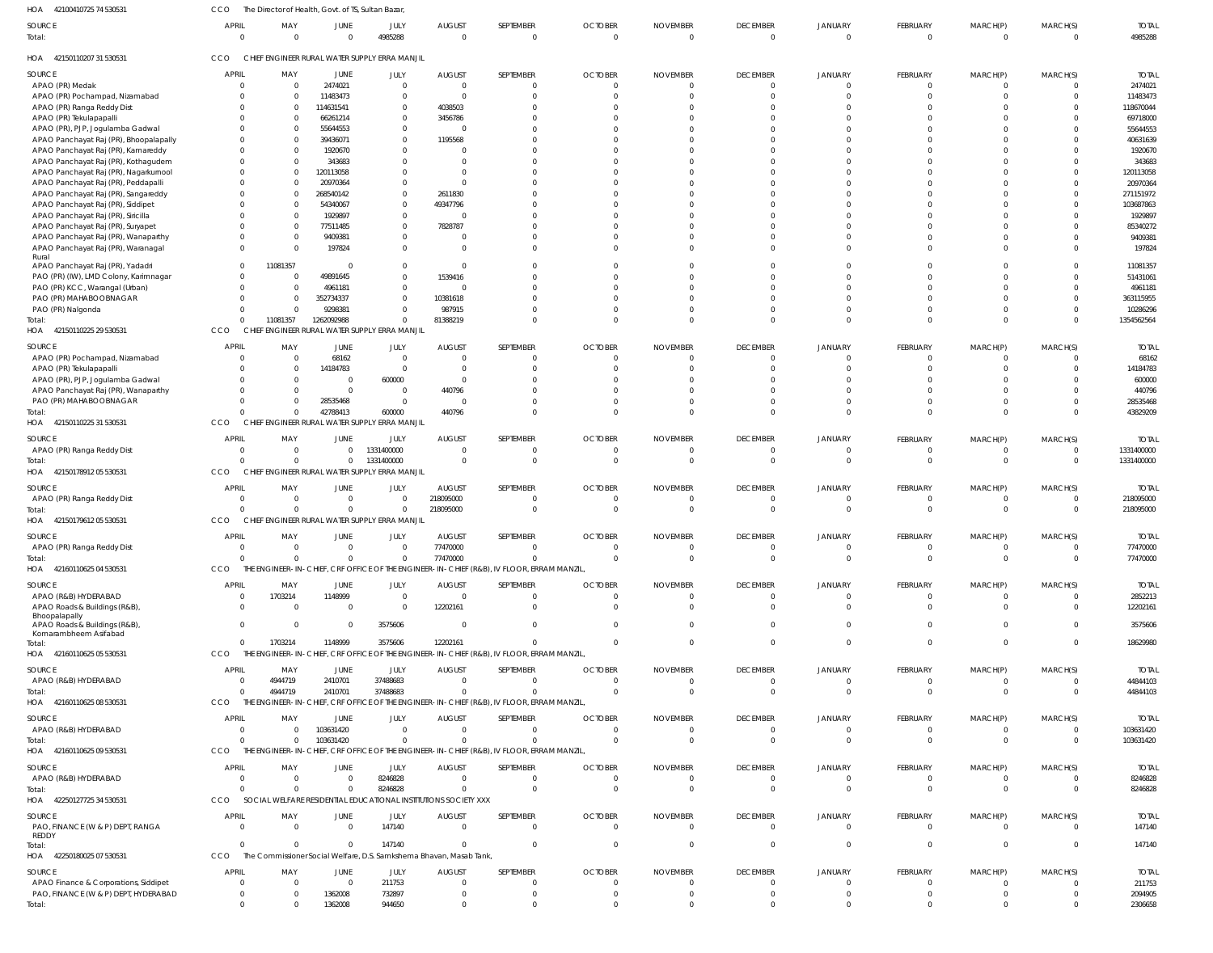HOA 42100410725 74 530531 CCO The Director of Health, Govt. of TS, Sultan Bazar,

| SOURCE | APRIL | MAY | JUNE | JULY | AUGUST | SEPTEMBER | OCTOBER | NOVEMBER | DECEMBER | JANUARY | FEBRUARY | MARCH(P) | MARCH(S) | TOTAL |
|---|---|---|---|---|---|---|---|---|---|---|---|---|---|---|
| Total: | 0 | 0 | 0 | 4985288 | 0 | 0 | 0 | 0 | 0 | 0 | 0 | 0 | 0 | 4985288 |

HOA 42150110207 31 530531 CCO CHIEF ENGINEER RURAL WATER SUPPLY ERRA MANJIL

| SOURCE | APRIL | MAY | JUNE | JULY | AUGUST | SEPTEMBER | OCTOBER | NOVEMBER | DECEMBER | JANUARY | FEBRUARY | MARCH(P) | MARCH(S) | TOTAL |
|---|---|---|---|---|---|---|---|---|---|---|---|---|---|---|
| APAO (PR) Medak | 0 | 0 | 2474021 | 0 | 0 | 0 | 0 | 0 | 0 | 0 | 0 | 0 | 0 | 2474021 |
| APAO (PR) Pochampad, Nizamabad | 0 | 0 | 11483473 | 0 | 0 | 0 | 0 | 0 | 0 | 0 | 0 | 0 | 0 | 11483473 |
| APAO (PR) Ranga Reddy Dist | 0 | 0 | 114631541 | 0 | 4038503 | 0 | 0 | 0 | 0 | 0 | 0 | 0 | 0 | 118670044 |
| APAO (PR) Tekulapapalli | 0 | 0 | 66261214 | 0 | 3456786 | 0 | 0 | 0 | 0 | 0 | 0 | 0 | 0 | 69718000 |
| APAO (PR), PJP, Jogulamba Gadwal | 0 | 0 | 55644553 | 0 | 0 | 0 | 0 | 0 | 0 | 0 | 0 | 0 | 0 | 55644553 |
| APAO Panchayat Raj (PR), Bhoopalapally | 0 | 0 | 39436071 | 0 | 1195568 | 0 | 0 | 0 | 0 | 0 | 0 | 0 | 0 | 40631639 |
| APAO Panchayat Raj (PR), Kamareddy | 0 | 0 | 1920670 | 0 | 0 | 0 | 0 | 0 | 0 | 0 | 0 | 0 | 0 | 1920670 |
| APAO Panchayat Raj (PR), Kothagudem | 0 | 0 | 343683 | 0 | 0 | 0 | 0 | 0 | 0 | 0 | 0 | 0 | 0 | 343683 |
| APAO Panchayat Raj (PR), Nagarkurnool | 0 | 0 | 120113058 | 0 | 0 | 0 | 0 | 0 | 0 | 0 | 0 | 0 | 0 | 120113058 |
| APAO Panchayat Raj (PR), Peddapalli | 0 | 0 | 20970364 | 0 | 0 | 0 | 0 | 0 | 0 | 0 | 0 | 0 | 0 | 20970364 |
| APAO Panchayat Raj (PR), Sangareddy | 0 | 0 | 268540142 | 0 | 2611830 | 0 | 0 | 0 | 0 | 0 | 0 | 0 | 0 | 271151972 |
| APAO Panchayat Raj (PR), Siddipet | 0 | 0 | 54340067 | 0 | 49347796 | 0 | 0 | 0 | 0 | 0 | 0 | 0 | 0 | 103687863 |
| APAO Panchayat Raj (PR), Siricilla | 0 | 0 | 1929897 | 0 | 0 | 0 | 0 | 0 | 0 | 0 | 0 | 0 | 0 | 1929897 |
| APAO Panchayat Raj (PR), Suryapet | 0 | 0 | 77511485 | 0 | 7828787 | 0 | 0 | 0 | 0 | 0 | 0 | 0 | 0 | 85340272 |
| APAO Panchayat Raj (PR), Wanaparthy | 0 | 0 | 9409381 | 0 | 0 | 0 | 0 | 0 | 0 | 0 | 0 | 0 | 0 | 9409381 |
| APAO Panchayat Raj (PR), Waranagal Rural | 0 | 0 | 197824 | 0 | 0 | 0 | 0 | 0 | 0 | 0 | 0 | 0 | 0 | 197824 |
| APAO Panchayat Raj (PR), Yadadri | 0 | 11081357 | 0 | 0 | 0 | 0 | 0 | 0 | 0 | 0 | 0 | 0 | 0 | 11081357 |
| PAO (PR) (IW), LMD Colony, Karimnagar | 0 | 0 | 49891645 | 0 | 1539416 | 0 | 0 | 0 | 0 | 0 | 0 | 0 | 0 | 51431061 |
| PAO (PR) KCC, Warangal (Urban) | 0 | 0 | 4961181 | 0 | 0 | 0 | 0 | 0 | 0 | 0 | 0 | 0 | 0 | 4961181 |
| PAO (PR) MAHABOOBNAGAR | 0 | 0 | 352734337 | 0 | 10381618 | 0 | 0 | 0 | 0 | 0 | 0 | 0 | 0 | 363115955 |
| PAO (PR) Nalgonda | 0 | 0 | 9298381 | 0 | 987915 | 0 | 0 | 0 | 0 | 0 | 0 | 0 | 0 | 10286296 |
| Total: | 0 | 11081357 | 1262092988 | 0 | 81388219 | 0 | 0 | 0 | 0 | 0 | 0 | 0 | 0 | 1354562564 |

HOA 42150110225 29 530531 CCO CHIEF ENGINEER RURAL WATER SUPPLY ERRA MANJIL

| SOURCE | APRIL | MAY | JUNE | JULY | AUGUST | SEPTEMBER | OCTOBER | NOVEMBER | DECEMBER | JANUARY | FEBRUARY | MARCH(P) | MARCH(S) | TOTAL |
|---|---|---|---|---|---|---|---|---|---|---|---|---|---|---|
| APAO (PR) Pochampad, Nizamabad | 0 | 0 | 68162 | 0 | 0 | 0 | 0 | 0 | 0 | 0 | 0 | 0 | 0 | 68162 |
| APAO (PR) Tekulapapalli | 0 | 0 | 14184783 | 0 | 0 | 0 | 0 | 0 | 0 | 0 | 0 | 0 | 0 | 14184783 |
| APAO (PR), PJP, Jogulamba Gadwal | 0 | 0 | 0 | 600000 | 0 | 0 | 0 | 0 | 0 | 0 | 0 | 0 | 0 | 600000 |
| APAO Panchayat Raj (PR), Wanaparthy | 0 | 0 | 0 | 0 | 440796 | 0 | 0 | 0 | 0 | 0 | 0 | 0 | 0 | 440796 |
| PAO (PR) MAHABOOBNAGAR | 0 | 0 | 28535468 | 0 | 0 | 0 | 0 | 0 | 0 | 0 | 0 | 0 | 0 | 28535468 |
| Total: | 0 | 0 | 42788413 | 600000 | 440796 | 0 | 0 | 0 | 0 | 0 | 0 | 0 | 0 | 43829209 |

HOA 42150110225 31 530531 CCO CHIEF ENGINEER RURAL WATER SUPPLY ERRA MANJIL

| SOURCE | APRIL | MAY | JUNE | JULY | AUGUST | SEPTEMBER | OCTOBER | NOVEMBER | DECEMBER | JANUARY | FEBRUARY | MARCH(P) | MARCH(S) | TOTAL |
|---|---|---|---|---|---|---|---|---|---|---|---|---|---|---|
| APAO (PR) Ranga Reddy Dist | 0 | 0 | 0 | 1331400000 | 0 | 0 | 0 | 0 | 0 | 0 | 0 | 0 | 0 | 1331400000 |
| Total: | 0 | 0 | 0 | 1331400000 | 0 | 0 | 0 | 0 | 0 | 0 | 0 | 0 | 0 | 1331400000 |

HOA 42150178912 05 530531 CCO CHIEF ENGINEER RURAL WATER SUPPLY ERRA MANJIL

| SOURCE | APRIL | MAY | JUNE | JULY | AUGUST | SEPTEMBER | OCTOBER | NOVEMBER | DECEMBER | JANUARY | FEBRUARY | MARCH(P) | MARCH(S) | TOTAL |
|---|---|---|---|---|---|---|---|---|---|---|---|---|---|---|
| APAO (PR) Ranga Reddy Dist | 0 | 0 | 0 | 0 | 218095000 | 0 | 0 | 0 | 0 | 0 | 0 | 0 | 0 | 218095000 |
| Total: | 0 | 0 | 0 | 0 | 218095000 | 0 | 0 | 0 | 0 | 0 | 0 | 0 | 0 | 218095000 |

HOA 42150179612 05 530531 CCO CHIEF ENGINEER RURAL WATER SUPPLY ERRA MANJIL

| SOURCE | APRIL | MAY | JUNE | JULY | AUGUST | SEPTEMBER | OCTOBER | NOVEMBER | DECEMBER | JANUARY | FEBRUARY | MARCH(P) | MARCH(S) | TOTAL |
|---|---|---|---|---|---|---|---|---|---|---|---|---|---|---|
| APAO (PR) Ranga Reddy Dist | 0 | 0 | 0 | 0 | 77470000 | 0 | 0 | 0 | 0 | 0 | 0 | 0 | 0 | 77470000 |
| Total: | 0 | 0 | 0 | 0 | 77470000 | 0 | 0 | 0 | 0 | 0 | 0 | 0 | 0 | 77470000 |

HOA 42160110625 04 530531 CCO THE ENGINEER-IN-CHIEF, CRF OFFICE OF THE ENGINEER-IN-CHIEF (R&B), IV FLOOR, ERRAM MANZIL,

| SOURCE | APRIL | MAY | JUNE | JULY | AUGUST | SEPTEMBER | OCTOBER | NOVEMBER | DECEMBER | JANUARY | FEBRUARY | MARCH(P) | MARCH(S) | TOTAL |
|---|---|---|---|---|---|---|---|---|---|---|---|---|---|---|
| APAO (R&B) HYDERABAD | 0 | 1703214 | 1148999 | 0 | 0 | 0 | 0 | 0 | 0 | 0 | 0 | 0 | 0 | 2852213 |
| APAO Roads & Buildings (R&B), Bhoopalapally | 0 | 0 | 0 | 0 | 12202161 | 0 | 0 | 0 | 0 | 0 | 0 | 0 | 0 | 12202161 |
| APAO Roads & Buildings (R&B), Komarambheem Asifabad | 0 | 0 | 0 | 3575606 | 0 | 0 | 0 | 0 | 0 | 0 | 0 | 0 | 0 | 3575606 |
| Total: | 0 | 1703214 | 1148999 | 3575606 | 12202161 | 0 | 0 | 0 | 0 | 0 | 0 | 0 | 0 | 18629980 |

HOA 42160110625 05 530531 CCO THE ENGINEER-IN-CHIEF, CRF OFFICE OF THE ENGINEER-IN-CHIEF (R&B), IV FLOOR, ERRAM MANZIL,

| SOURCE | APRIL | MAY | JUNE | JULY | AUGUST | SEPTEMBER | OCTOBER | NOVEMBER | DECEMBER | JANUARY | FEBRUARY | MARCH(P) | MARCH(S) | TOTAL |
|---|---|---|---|---|---|---|---|---|---|---|---|---|---|---|
| APAO (R&B) HYDERABAD | 0 | 4944719 | 2410701 | 37488683 | 0 | 0 | 0 | 0 | 0 | 0 | 0 | 0 | 0 | 44844103 |
| Total: | 0 | 4944719 | 2410701 | 37488683 | 0 | 0 | 0 | 0 | 0 | 0 | 0 | 0 | 0 | 44844103 |

HOA 42160110625 08 530531 CCO THE ENGINEER-IN-CHIEF, CRF OFFICE OF THE ENGINEER-IN-CHIEF (R&B), IV FLOOR, ERRAM MANZIL,

| SOURCE | APRIL | MAY | JUNE | JULY | AUGUST | SEPTEMBER | OCTOBER | NOVEMBER | DECEMBER | JANUARY | FEBRUARY | MARCH(P) | MARCH(S) | TOTAL |
|---|---|---|---|---|---|---|---|---|---|---|---|---|---|---|
| APAO (R&B) HYDERABAD | 0 | 0 | 103631420 | 0 | 0 | 0 | 0 | 0 | 0 | 0 | 0 | 0 | 0 | 103631420 |
| Total: | 0 | 0 | 103631420 | 0 | 0 | 0 | 0 | 0 | 0 | 0 | 0 | 0 | 0 | 103631420 |

HOA 42160110625 09 530531 CCO THE ENGINEER-IN-CHIEF, CRF OFFICE OF THE ENGINEER-IN-CHIEF (R&B), IV FLOOR, ERRAM MANZIL,

| SOURCE | APRIL | MAY | JUNE | JULY | AUGUST | SEPTEMBER | OCTOBER | NOVEMBER | DECEMBER | JANUARY | FEBRUARY | MARCH(P) | MARCH(S) | TOTAL |
|---|---|---|---|---|---|---|---|---|---|---|---|---|---|---|
| APAO (R&B) HYDERABAD | 0 | 0 | 0 | 8246828 | 0 | 0 | 0 | 0 | 0 | 0 | 0 | 0 | 0 | 8246828 |
| Total: | 0 | 0 | 0 | 8246828 | 0 | 0 | 0 | 0 | 0 | 0 | 0 | 0 | 0 | 8246828 |

HOA 42250127725 34 530531 CCO SOCIAL WELFARE RESIDENTIAL EDUCATIONAL INSTITUTIONS SOCIETY XXX

| SOURCE | APRIL | MAY | JUNE | JULY | AUGUST | SEPTEMBER | OCTOBER | NOVEMBER | DECEMBER | JANUARY | FEBRUARY | MARCH(P) | MARCH(S) | TOTAL |
|---|---|---|---|---|---|---|---|---|---|---|---|---|---|---|
| PAO, FINANCE (W & P) DEPT, RANGA REDDY | 0 | 0 | 0 | 147140 | 0 | 0 | 0 | 0 | 0 | 0 | 0 | 0 | 0 | 147140 |
| Total: | 0 | 0 | 0 | 147140 | 0 | 0 | 0 | 0 | 0 | 0 | 0 | 0 | 0 | 147140 |

HOA 42250180025 07 530531 CCO The Commissioner Social Welfare, D.S. Samkshema Bhavan, Masab Tank,

| SOURCE | APRIL | MAY | JUNE | JULY | AUGUST | SEPTEMBER | OCTOBER | NOVEMBER | DECEMBER | JANUARY | FEBRUARY | MARCH(P) | MARCH(S) | TOTAL |
|---|---|---|---|---|---|---|---|---|---|---|---|---|---|---|
| APAO Finance & Corporations, Siddipet | 0 | 0 | 0 | 211753 | 0 | 0 | 0 | 0 | 0 | 0 | 0 | 0 | 0 | 211753 |
| PAO, FINANCE (W & P) DEPT, HYDERABAD | 0 | 0 | 1362008 | 732897 | 0 | 0 | 0 | 0 | 0 | 0 | 0 | 0 | 0 | 2094905 |
| Total: | 0 | 0 | 1362008 | 944650 | 0 | 0 | 0 | 0 | 0 | 0 | 0 | 0 | 0 | 2306658 |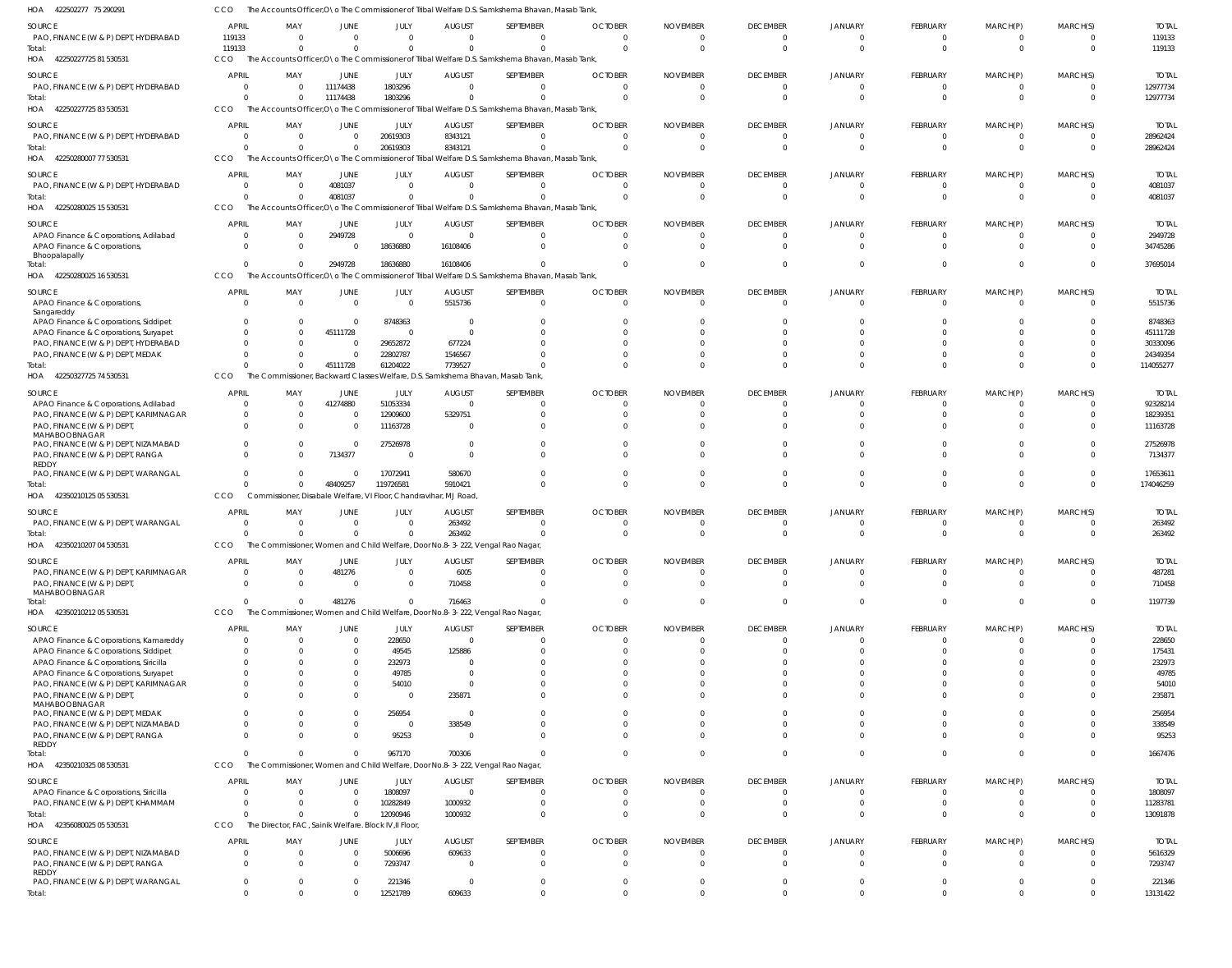HOA 422502277 75 290291 CCO The Accounts Officer,O\o The Commissioner of Tribal Welfare D.S. Samkshema Bhavan, Masab Tank,

| SOURCE | APRIL | MAY | JUNE | JULY | AUGUST | SEPTEMBER | OCTOBER | NOVEMBER | DECEMBER | JANUARY | FEBRUARY | MARCH(P) | MARCH(S) | TOTAL |
|---|---|---|---|---|---|---|---|---|---|---|---|---|---|---|
| PAO, FINANCE (W & P) DEPT, HYDERABAD | 119133 | 0 | 0 | 0 | 0 | 0 | 0 | 0 | 0 | 0 | 0 | 0 | 0 | 119133 |
| Total: | 119133 | 0 | 0 | 0 | 0 | 0 | 0 | 0 | 0 | 0 | 0 | 0 | 0 | 119133 |

HOA 42250227725 81 530531 CCO The Accounts Officer,O\o The Commissioner of Tribal Welfare D.S. Samkshema Bhavan, Masab Tank,

| SOURCE | APRIL | MAY | JUNE | JULY | AUGUST | SEPTEMBER | OCTOBER | NOVEMBER | DECEMBER | JANUARY | FEBRUARY | MARCH(P) | MARCH(S) | TOTAL |
|---|---|---|---|---|---|---|---|---|---|---|---|---|---|---|
| PAO, FINANCE (W & P) DEPT, HYDERABAD | 0 | 0 | 11174438 | 1803296 | 0 | 0 | 0 | 0 | 0 | 0 | 0 | 0 | 0 | 12977734 |
| Total: | 0 | 0 | 11174438 | 1803296 | 0 | 0 | 0 | 0 | 0 | 0 | 0 | 0 | 0 | 12977734 |

HOA 42250227725 83 530531 CCO The Accounts Officer,O\o The Commissioner of Tribal Welfare D.S. Samkshema Bhavan, Masab Tank,

| SOURCE | APRIL | MAY | JUNE | JULY | AUGUST | SEPTEMBER | OCTOBER | NOVEMBER | DECEMBER | JANUARY | FEBRUARY | MARCH(P) | MARCH(S) | TOTAL |
|---|---|---|---|---|---|---|---|---|---|---|---|---|---|---|
| PAO, FINANCE (W & P) DEPT, HYDERABAD | 0 | 0 | 0 | 20619303 | 8343121 | 0 | 0 | 0 | 0 | 0 | 0 | 0 | 0 | 28962424 |
| Total: | 0 | 0 | 0 | 20619303 | 8343121 | 0 | 0 | 0 | 0 | 0 | 0 | 0 | 0 | 28962424 |

HOA 42250280007 77 530531 CCO The Accounts Officer,O\o The Commissioner of Tribal Welfare D.S. Samkshema Bhavan, Masab Tank,

| SOURCE | APRIL | MAY | JUNE | JULY | AUGUST | SEPTEMBER | OCTOBER | NOVEMBER | DECEMBER | JANUARY | FEBRUARY | MARCH(P) | MARCH(S) | TOTAL |
|---|---|---|---|---|---|---|---|---|---|---|---|---|---|---|
| PAO, FINANCE (W & P) DEPT, HYDERABAD | 0 | 0 | 4081037 | 0 | 0 | 0 | 0 | 0 | 0 | 0 | 0 | 0 | 0 | 4081037 |
| Total: | 0 | 0 | 4081037 | 0 | 0 | 0 | 0 | 0 | 0 | 0 | 0 | 0 | 0 | 4081037 |

HOA 42250280025 15 530531 CCO The Accounts Officer,O\o The Commissioner of Tribal Welfare D.S. Samkshema Bhavan, Masab Tank,

| SOURCE | APRIL | MAY | JUNE | JULY | AUGUST | SEPTEMBER | OCTOBER | NOVEMBER | DECEMBER | JANUARY | FEBRUARY | MARCH(P) | MARCH(S) | TOTAL |
|---|---|---|---|---|---|---|---|---|---|---|---|---|---|---|
| APAO Finance & Corporations, Adilabad | 0 | 0 | 2949728 | 0 | 0 | 0 | 0 | 0 | 0 | 0 | 0 | 0 | 0 | 2949728 |
| APAO Finance & Corporations, Bhoopalapally | 0 | 0 | 0 | 18636880 | 16108406 | 0 | 0 | 0 | 0 | 0 | 0 | 0 | 0 | 34745286 |
| Total: | 0 | 0 | 2949728 | 18636880 | 16108406 | 0 | 0 | 0 | 0 | 0 | 0 | 0 | 0 | 37695014 |

HOA 42250280025 16 530531 CCO The Accounts Officer,O\o The Commissioner of Tribal Welfare D.S. Samkshema Bhavan, Masab Tank,

| SOURCE | APRIL | MAY | JUNE | JULY | AUGUST | SEPTEMBER | OCTOBER | NOVEMBER | DECEMBER | JANUARY | FEBRUARY | MARCH(P) | MARCH(S) | TOTAL |
|---|---|---|---|---|---|---|---|---|---|---|---|---|---|---|
| APAO Finance & Corporations, Sangareddy | 0 | 0 | 0 | 0 | 5515736 | 0 | 0 | 0 | 0 | 0 | 0 | 0 | 0 | 5515736 |
| APAO Finance & Corporations, Siddipet | 0 | 0 | 0 | 8748363 | 0 | 0 | 0 | 0 | 0 | 0 | 0 | 0 | 0 | 8748363 |
| APAO Finance & Corporations, Suryapet | 0 | 0 | 45111728 | 0 | 0 | 0 | 0 | 0 | 0 | 0 | 0 | 0 | 0 | 45111728 |
| PAO, FINANCE (W & P) DEPT, HYDERABAD | 0 | 0 | 0 | 29652872 | 677224 | 0 | 0 | 0 | 0 | 0 | 0 | 0 | 0 | 30330096 |
| PAO, FINANCE (W & P) DEPT, MEDAK | 0 | 0 | 0 | 22802787 | 1546567 | 0 | 0 | 0 | 0 | 0 | 0 | 0 | 0 | 24349354 |
| Total: | 0 | 0 | 45111728 | 61204022 | 7739527 | 0 | 0 | 0 | 0 | 0 | 0 | 0 | 0 | 114055277 |

HOA 42250327725 74 530531 CCO The Commissioner, Backward Classes Welfare, D.S. Samkshema Bhavan, Masab Tank,

| SOURCE | APRIL | MAY | JUNE | JULY | AUGUST | SEPTEMBER | OCTOBER | NOVEMBER | DECEMBER | JANUARY | FEBRUARY | MARCH(P) | MARCH(S) | TOTAL |
|---|---|---|---|---|---|---|---|---|---|---|---|---|---|---|
| APAO Finance & Corporations, Adilabad | 0 | 0 | 41274880 | 51053334 | 0 | 0 | 0 | 0 | 0 | 0 | 0 | 0 | 0 | 92328214 |
| PAO, FINANCE (W & P) DEPT, KARIMNAGAR | 0 | 0 | 0 | 12909600 | 5329751 | 0 | 0 | 0 | 0 | 0 | 0 | 0 | 0 | 18239351 |
| PAO, FINANCE (W & P) DEPT, MAHABOOBNAGAR | 0 | 0 | 0 | 11163728 | 0 | 0 | 0 | 0 | 0 | 0 | 0 | 0 | 0 | 11163728 |
| PAO, FINANCE (W & P) DEPT, NIZAMABAD | 0 | 0 | 0 | 27526978 | 0 | 0 | 0 | 0 | 0 | 0 | 0 | 0 | 0 | 27526978 |
| PAO, FINANCE (W & P) DEPT, RANGA REDDY | 0 | 0 | 7134377 | 0 | 0 | 0 | 0 | 0 | 0 | 0 | 0 | 0 | 0 | 7134377 |
| PAO, FINANCE (W & P) DEPT, WARANGAL | 0 | 0 | 0 | 17072941 | 580670 | 0 | 0 | 0 | 0 | 0 | 0 | 0 | 0 | 17653611 |
| Total: | 0 | 0 | 48409257 | 119726581 | 5910421 | 0 | 0 | 0 | 0 | 0 | 0 | 0 | 0 | 174046259 |

HOA 42350210125 05 530531 CCO Commissioner, Disabale Welfare, VI Floor, Chandravihar, MJ Road,

| SOURCE | APRIL | MAY | JUNE | JULY | AUGUST | SEPTEMBER | OCTOBER | NOVEMBER | DECEMBER | JANUARY | FEBRUARY | MARCH(P) | MARCH(S) | TOTAL |
|---|---|---|---|---|---|---|---|---|---|---|---|---|---|---|
| PAO, FINANCE (W & P) DEPT, WARANGAL | 0 | 0 | 0 | 0 | 263492 | 0 | 0 | 0 | 0 | 0 | 0 | 0 | 0 | 263492 |
| Total: | 0 | 0 | 0 | 0 | 263492 | 0 | 0 | 0 | 0 | 0 | 0 | 0 | 0 | 263492 |

HOA 42350210207 04 530531 CCO The Commissioner, Women and Child Welfare, Door No.8-3-222, Vengal Rao Nagar,

| SOURCE | APRIL | MAY | JUNE | JULY | AUGUST | SEPTEMBER | OCTOBER | NOVEMBER | DECEMBER | JANUARY | FEBRUARY | MARCH(P) | MARCH(S) | TOTAL |
|---|---|---|---|---|---|---|---|---|---|---|---|---|---|---|
| PAO, FINANCE (W & P) DEPT, KARIMNAGAR | 0 | 0 | 481276 | 0 | 6005 | 0 | 0 | 0 | 0 | 0 | 0 | 0 | 0 | 487281 |
| PAO, FINANCE (W & P) DEPT, MAHABOOBNAGAR | 0 | 0 | 0 | 0 | 710458 | 0 | 0 | 0 | 0 | 0 | 0 | 0 | 0 | 710458 |
| Total: | 0 | 0 | 481276 | 0 | 716463 | 0 | 0 | 0 | 0 | 0 | 0 | 0 | 0 | 1197739 |

HOA 42350210212 05 530531 CCO The Commissioner, Women and Child Welfare, Door No.8-3-222, Vengal Rao Nagar,

| SOURCE | APRIL | MAY | JUNE | JULY | AUGUST | SEPTEMBER | OCTOBER | NOVEMBER | DECEMBER | JANUARY | FEBRUARY | MARCH(P) | MARCH(S) | TOTAL |
|---|---|---|---|---|---|---|---|---|---|---|---|---|---|---|
| APAO Finance & Corporations, Kamareddy | 0 | 0 | 0 | 228650 | 0 | 0 | 0 | 0 | 0 | 0 | 0 | 0 | 0 | 228650 |
| APAO Finance & Corporations, Siddipet | 0 | 0 | 0 | 49545 | 125886 | 0 | 0 | 0 | 0 | 0 | 0 | 0 | 0 | 175431 |
| APAO Finance & Corporations, Siricilla | 0 | 0 | 0 | 232973 | 0 | 0 | 0 | 0 | 0 | 0 | 0 | 0 | 0 | 232973 |
| APAO Finance & Corporations, Suryapet | 0 | 0 | 0 | 49785 | 0 | 0 | 0 | 0 | 0 | 0 | 0 | 0 | 0 | 49785 |
| PAO, FINANCE (W & P) DEPT, KARIMNAGAR | 0 | 0 | 0 | 54010 | 0 | 0 | 0 | 0 | 0 | 0 | 0 | 0 | 0 | 54010 |
| PAO, FINANCE (W & P) DEPT, MAHABOOBNAGAR | 0 | 0 | 0 | 0 | 235871 | 0 | 0 | 0 | 0 | 0 | 0 | 0 | 0 | 235871 |
| PAO, FINANCE (W & P) DEPT, MEDAK | 0 | 0 | 0 | 256954 | 0 | 0 | 0 | 0 | 0 | 0 | 0 | 0 | 0 | 256954 |
| PAO, FINANCE (W & P) DEPT, NIZAMABAD | 0 | 0 | 0 | 0 | 338549 | 0 | 0 | 0 | 0 | 0 | 0 | 0 | 0 | 338549 |
| PAO, FINANCE (W & P) DEPT, RANGA REDDY | 0 | 0 | 0 | 95253 | 0 | 0 | 0 | 0 | 0 | 0 | 0 | 0 | 0 | 95253 |
| Total: | 0 | 0 | 0 | 967170 | 700306 | 0 | 0 | 0 | 0 | 0 | 0 | 0 | 0 | 1667476 |

HOA 42350210325 08 530531 CCO The Commissioner, Women and Child Welfare, Door No.8-3-222, Vengal Rao Nagar,

| SOURCE | APRIL | MAY | JUNE | JULY | AUGUST | SEPTEMBER | OCTOBER | NOVEMBER | DECEMBER | JANUARY | FEBRUARY | MARCH(P) | MARCH(S) | TOTAL |
|---|---|---|---|---|---|---|---|---|---|---|---|---|---|---|
| APAO Finance & Corporations, Siricilla | 0 | 0 | 0 | 1808097 | 0 | 0 | 0 | 0 | 0 | 0 | 0 | 0 | 0 | 1808097 |
| PAO, FINANCE (W & P) DEPT, KHAMMAM | 0 | 0 | 0 | 10282849 | 1000932 | 0 | 0 | 0 | 0 | 0 | 0 | 0 | 0 | 11283781 |
| Total: | 0 | 0 | 0 | 12090946 | 1000932 | 0 | 0 | 0 | 0 | 0 | 0 | 0 | 0 | 13091878 |

HOA 42356080025 05 530531 CCO The Director, FAC, Sainik Welfare. Block IV,II Floor,

| SOURCE | APRIL | MAY | JUNE | JULY | AUGUST | SEPTEMBER | OCTOBER | NOVEMBER | DECEMBER | JANUARY | FEBRUARY | MARCH(P) | MARCH(S) | TOTAL |
|---|---|---|---|---|---|---|---|---|---|---|---|---|---|---|
| PAO, FINANCE (W & P) DEPT, NIZAMABAD | 0 | 0 | 0 | 5006696 | 609633 | 0 | 0 | 0 | 0 | 0 | 0 | 0 | 0 | 5616329 |
| PAO, FINANCE (W & P) DEPT, RANGA REDDY | 0 | 0 | 0 | 7293747 | 0 | 0 | 0 | 0 | 0 | 0 | 0 | 0 | 0 | 7293747 |
| PAO, FINANCE (W & P) DEPT, WARANGAL | 0 | 0 | 0 | 221346 | 0 | 0 | 0 | 0 | 0 | 0 | 0 | 0 | 0 | 221346 |
| Total: | 0 | 0 | 0 | 12521789 | 609633 | 0 | 0 | 0 | 0 | 0 | 0 | 0 | 0 | 13131422 |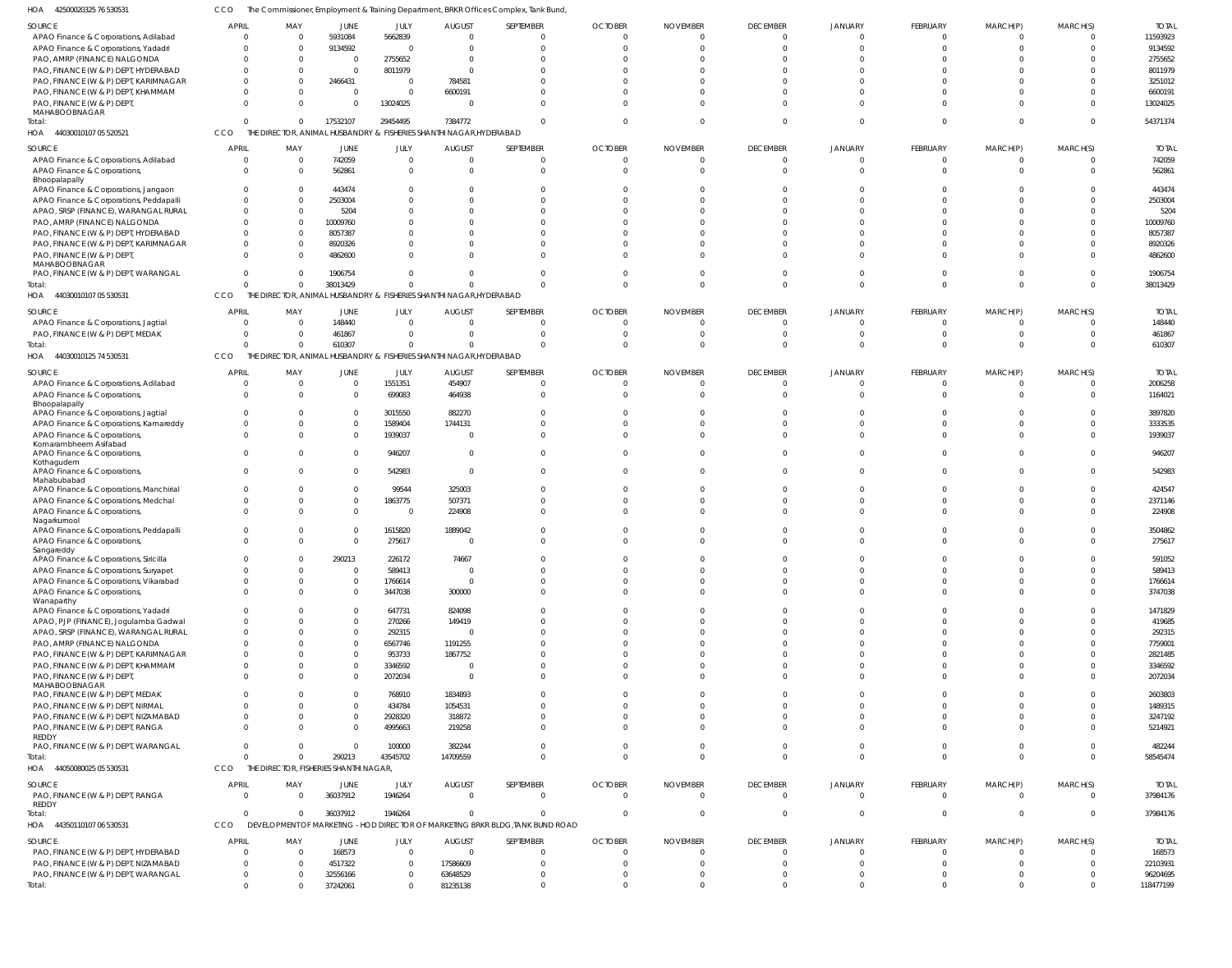HOA 42500020325 76 530531 CCO The Commissioner, Employment & Training Department, BRKR Offices Complex, Tank Bund,

| SOURCE | APRIL | MAY | JUNE | JULY | AUGUST | SEPTEMBER | OCTOBER | NOVEMBER | DECEMBER | JANUARY | FEBRUARY | MARCH(P) | MARCH(S) | TOTAL |
|---|---|---|---|---|---|---|---|---|---|---|---|---|---|---|
| APAO Finance & Corporations, Adilabad | 0 | 0 | 5931084 | 5662839 | 0 | 0 | 0 | 0 | 0 | 0 | 0 | 0 | 0 | 11593923 |
| APAO Finance & Corporations, Yadadri | 0 | 0 | 9134592 | 0 | 0 | 0 | 0 | 0 | 0 | 0 | 0 | 0 | 0 | 9134592 |
| PAO, AMRP (FINANCE) NALGONDA | 0 | 0 | 0 | 2755652 | 0 | 0 | 0 | 0 | 0 | 0 | 0 | 0 | 0 | 2755652 |
| PAO, FINANCE (W & P) DEPT, HYDERABAD | 0 | 0 | 0 | 8011979 | 0 | 0 | 0 | 0 | 0 | 0 | 0 | 0 | 0 | 8011979 |
| PAO, FINANCE (W & P) DEPT, KARIMNAGAR | 0 | 0 | 2466431 | 0 | 784581 | 0 | 0 | 0 | 0 | 0 | 0 | 0 | 0 | 3251012 |
| PAO, FINANCE (W & P) DEPT, KHAMMAM | 0 | 0 | 0 | 0 | 6600191 | 0 | 0 | 0 | 0 | 0 | 0 | 0 | 0 | 6600191 |
| PAO, FINANCE (W & P) DEPT, MAHABOOBNAGAR | 0 | 0 | 0 | 13024025 | 0 | 0 | 0 | 0 | 0 | 0 | 0 | 0 | 0 | 13024025 |
| Total: | 0 | 0 | 17532107 | 29454495 | 7384772 | 0 | 0 | 0 | 0 | 0 | 0 | 0 | 0 | 54371374 |

HOA 44030010107 05 520521 CCO THE DIRECTOR, ANIMAL HUSBANDRY & FISHERIES SHANTHI NAGAR,HYDERABAD

| SOURCE | APRIL | MAY | JUNE | JULY | AUGUST | SEPTEMBER | OCTOBER | NOVEMBER | DECEMBER | JANUARY | FEBRUARY | MARCH(P) | MARCH(S) | TOTAL |
|---|---|---|---|---|---|---|---|---|---|---|---|---|---|---|
| APAO Finance & Corporations, Adilabad | 0 | 0 | 742059 | 0 | 0 | 0 | 0 | 0 | 0 | 0 | 0 | 0 | 0 | 742059 |
| APAO Finance & Corporations, Bhoopalapally | 0 | 0 | 562861 | 0 | 0 | 0 | 0 | 0 | 0 | 0 | 0 | 0 | 0 | 562861 |
| APAO Finance & Corporations, Jangaon | 0 | 0 | 443474 | 0 | 0 | 0 | 0 | 0 | 0 | 0 | 0 | 0 | 0 | 443474 |
| APAO Finance & Corporations, Peddapalli | 0 | 0 | 2503004 | 0 | 0 | 0 | 0 | 0 | 0 | 0 | 0 | 0 | 0 | 2503004 |
| APAO, SRSP (FINANCE), WARANGAL RURAL | 0 | 0 | 5204 | 0 | 0 | 0 | 0 | 0 | 0 | 0 | 0 | 0 | 0 | 5204 |
| PAO, AMRP (FINANCE) NALGONDA | 0 | 0 | 10009760 | 0 | 0 | 0 | 0 | 0 | 0 | 0 | 0 | 0 | 0 | 10009760 |
| PAO, FINANCE (W & P) DEPT, HYDERABAD | 0 | 0 | 8057387 | 0 | 0 | 0 | 0 | 0 | 0 | 0 | 0 | 0 | 0 | 8057387 |
| PAO, FINANCE (W & P) DEPT, KARIMNAGAR | 0 | 0 | 8920326 | 0 | 0 | 0 | 0 | 0 | 0 | 0 | 0 | 0 | 0 | 8920326 |
| PAO, FINANCE (W & P) DEPT, MAHABOOBNAGAR | 0 | 0 | 4862600 | 0 | 0 | 0 | 0 | 0 | 0 | 0 | 0 | 0 | 0 | 4862600 |
| PAO, FINANCE (W & P) DEPT, WARANGAL | 0 | 0 | 1906754 | 0 | 0 | 0 | 0 | 0 | 0 | 0 | 0 | 0 | 0 | 1906754 |
| Total: | 0 | 0 | 38013429 | 0 | 0 | 0 | 0 | 0 | 0 | 0 | 0 | 0 | 0 | 38013429 |

HOA 44030010107 05 530531 CCO THE DIRECTOR, ANIMAL HUSBANDRY & FISHERIES SHANTHI NAGAR,HYDERABAD

| SOURCE | APRIL | MAY | JUNE | JULY | AUGUST | SEPTEMBER | OCTOBER | NOVEMBER | DECEMBER | JANUARY | FEBRUARY | MARCH(P) | MARCH(S) | TOTAL |
|---|---|---|---|---|---|---|---|---|---|---|---|---|---|---|
| APAO Finance & Corporations, Jagtial | 0 | 0 | 148440 | 0 | 0 | 0 | 0 | 0 | 0 | 0 | 0 | 0 | 0 | 148440 |
| PAO, FINANCE (W & P) DEPT, MEDAK | 0 | 0 | 461867 | 0 | 0 | 0 | 0 | 0 | 0 | 0 | 0 | 0 | 0 | 461867 |
| Total: | 0 | 0 | 610307 | 0 | 0 | 0 | 0 | 0 | 0 | 0 | 0 | 0 | 0 | 610307 |

HOA 44030010125 74 530531 CCO THE DIRECTOR, ANIMAL HUSBANDRY & FISHERIES SHANTHI NAGAR,HYDERABAD

| SOURCE | APRIL | MAY | JUNE | JULY | AUGUST | SEPTEMBER | OCTOBER | NOVEMBER | DECEMBER | JANUARY | FEBRUARY | MARCH(P) | MARCH(S) | TOTAL |
|---|---|---|---|---|---|---|---|---|---|---|---|---|---|---|
| APAO Finance & Corporations, Adilabad | 0 | 0 | 0 | 1551351 | 454907 | 0 | 0 | 0 | 0 | 0 | 0 | 0 | 0 | 2006258 |
| APAO Finance & Corporations, Bhoopalapally | 0 | 0 | 0 | 699083 | 464938 | 0 | 0 | 0 | 0 | 0 | 0 | 0 | 0 | 1164021 |
| APAO Finance & Corporations, Jagtial | 0 | 0 | 0 | 3015550 | 882270 | 0 | 0 | 0 | 0 | 0 | 0 | 0 | 0 | 3897820 |
| APAO Finance & Corporations, Kamareddy | 0 | 0 | 0 | 1589404 | 1744131 | 0 | 0 | 0 | 0 | 0 | 0 | 0 | 0 | 3333535 |
| APAO Finance & Corporations, Komarambheem Asifabad | 0 | 0 | 0 | 1939037 | 0 | 0 | 0 | 0 | 0 | 0 | 0 | 0 | 0 | 1939037 |
| APAO Finance & Corporations, Kothagudem | 0 | 0 | 0 | 946207 | 0 | 0 | 0 | 0 | 0 | 0 | 0 | 0 | 0 | 946207 |
| APAO Finance & Corporations, Mahabubabad | 0 | 0 | 0 | 542983 | 0 | 0 | 0 | 0 | 0 | 0 | 0 | 0 | 0 | 542983 |
| APAO Finance & Corporations, Manchirial | 0 | 0 | 0 | 99544 | 325003 | 0 | 0 | 0 | 0 | 0 | 0 | 0 | 0 | 424547 |
| APAO Finance & Corporations, Medchal | 0 | 0 | 0 | 1863775 | 507371 | 0 | 0 | 0 | 0 | 0 | 0 | 0 | 0 | 2371146 |
| APAO Finance & Corporations, Nagarkurnool | 0 | 0 | 0 | 0 | 224908 | 0 | 0 | 0 | 0 | 0 | 0 | 0 | 0 | 224908 |
| APAO Finance & Corporations, Peddapalli | 0 | 0 | 0 | 1615820 | 1889042 | 0 | 0 | 0 | 0 | 0 | 0 | 0 | 0 | 3504862 |
| APAO Finance & Corporations, Sangareddy | 0 | 0 | 0 | 275617 | 0 | 0 | 0 | 0 | 0 | 0 | 0 | 0 | 0 | 275617 |
| APAO Finance & Corporations, Siricilla | 0 | 0 | 290213 | 226172 | 74667 | 0 | 0 | 0 | 0 | 0 | 0 | 0 | 0 | 591052 |
| APAO Finance & Corporations, Suryapet | 0 | 0 | 0 | 589413 | 0 | 0 | 0 | 0 | 0 | 0 | 0 | 0 | 0 | 589413 |
| APAO Finance & Corporations, Vikarabad | 0 | 0 | 0 | 1766614 | 0 | 0 | 0 | 0 | 0 | 0 | 0 | 0 | 0 | 1766614 |
| APAO Finance & Corporations, Wanaparthy | 0 | 0 | 0 | 3447038 | 300000 | 0 | 0 | 0 | 0 | 0 | 0 | 0 | 0 | 3747038 |
| APAO Finance & Corporations, Yadadri | 0 | 0 | 0 | 647731 | 824098 | 0 | 0 | 0 | 0 | 0 | 0 | 0 | 0 | 1471829 |
| APAO, PJP (FINANCE), Jogulamba Gadwal | 0 | 0 | 0 | 270266 | 149419 | 0 | 0 | 0 | 0 | 0 | 0 | 0 | 0 | 419685 |
| APAO, SRSP (FINANCE), WARANGAL RURAL | 0 | 0 | 0 | 292315 | 0 | 0 | 0 | 0 | 0 | 0 | 0 | 0 | 0 | 292315 |
| PAO, AMRP (FINANCE) NALGONDA | 0 | 0 | 0 | 6567746 | 1191255 | 0 | 0 | 0 | 0 | 0 | 0 | 0 | 0 | 7759001 |
| PAO, FINANCE (W & P) DEPT, KARIMNAGAR | 0 | 0 | 0 | 953733 | 1867752 | 0 | 0 | 0 | 0 | 0 | 0 | 0 | 0 | 2821485 |
| PAO, FINANCE (W & P) DEPT, KHAMMAM | 0 | 0 | 0 | 3346592 | 0 | 0 | 0 | 0 | 0 | 0 | 0 | 0 | 0 | 3346592 |
| PAO, FINANCE (W & P) DEPT, MAHABOOBNAGAR | 0 | 0 | 0 | 2072034 | 0 | 0 | 0 | 0 | 0 | 0 | 0 | 0 | 0 | 2072034 |
| PAO, FINANCE (W & P) DEPT, MEDAK | 0 | 0 | 0 | 768910 | 1834893 | 0 | 0 | 0 | 0 | 0 | 0 | 0 | 0 | 2603803 |
| PAO, FINANCE (W & P) DEPT, NIRMAL | 0 | 0 | 0 | 434784 | 1054531 | 0 | 0 | 0 | 0 | 0 | 0 | 0 | 0 | 1489315 |
| PAO, FINANCE (W & P) DEPT, NIZAMABAD | 0 | 0 | 0 | 2928320 | 318872 | 0 | 0 | 0 | 0 | 0 | 0 | 0 | 0 | 3247192 |
| PAO, FINANCE (W & P) DEPT, RANGA REDDY | 0 | 0 | 0 | 4995663 | 219258 | 0 | 0 | 0 | 0 | 0 | 0 | 0 | 0 | 5214921 |
| PAO, FINANCE (W & P) DEPT, WARANGAL | 0 | 0 | 0 | 100000 | 382244 | 0 | 0 | 0 | 0 | 0 | 0 | 0 | 0 | 482244 |
| Total: | 0 | 0 | 290213 | 43545702 | 14709559 | 0 | 0 | 0 | 0 | 0 | 0 | 0 | 0 | 58545474 |

HOA 44050080025 05 530531 CCO THE DIRECTOR, FISHERIES SHANTHI NAGAR,

| SOURCE | APRIL | MAY | JUNE | JULY | AUGUST | SEPTEMBER | OCTOBER | NOVEMBER | DECEMBER | JANUARY | FEBRUARY | MARCH(P) | MARCH(S) | TOTAL |
|---|---|---|---|---|---|---|---|---|---|---|---|---|---|---|
| PAO, FINANCE (W & P) DEPT, RANGA REDDY | 0 | 0 | 36037912 | 1946264 | 0 | 0 | 0 | 0 | 0 | 0 | 0 | 0 | 0 | 37984176 |
| Total: | 0 | 0 | 36037912 | 1946264 | 0 | 0 | 0 | 0 | 0 | 0 | 0 | 0 | 0 | 37984176 |

HOA 44350110107 06 530531 CCO DEVELOPMENT OF MARKETING - HOD DIRECTOR OF MARKETING BRKR BLDG, TANK BUND ROAD

| SOURCE | APRIL | MAY | JUNE | JULY | AUGUST | SEPTEMBER | OCTOBER | NOVEMBER | DECEMBER | JANUARY | FEBRUARY | MARCH(P) | MARCH(S) | TOTAL |
|---|---|---|---|---|---|---|---|---|---|---|---|---|---|---|
| PAO, FINANCE (W & P) DEPT, HYDERABAD | 0 | 0 | 168573 | 0 | 0 | 0 | 0 | 0 | 0 | 0 | 0 | 0 | 0 | 168573 |
| PAO, FINANCE (W & P) DEPT, NIZAMABAD | 0 | 0 | 4517322 | 0 | 17586609 | 0 | 0 | 0 | 0 | 0 | 0 | 0 | 0 | 22103931 |
| PAO, FINANCE (W & P) DEPT, WARANGAL | 0 | 0 | 32556166 | 0 | 63648529 | 0 | 0 | 0 | 0 | 0 | 0 | 0 | 0 | 96204695 |
| Total: | 0 | 0 | 37242061 | 0 | 81235138 | 0 | 0 | 0 | 0 | 0 | 0 | 0 | 0 | 118477199 |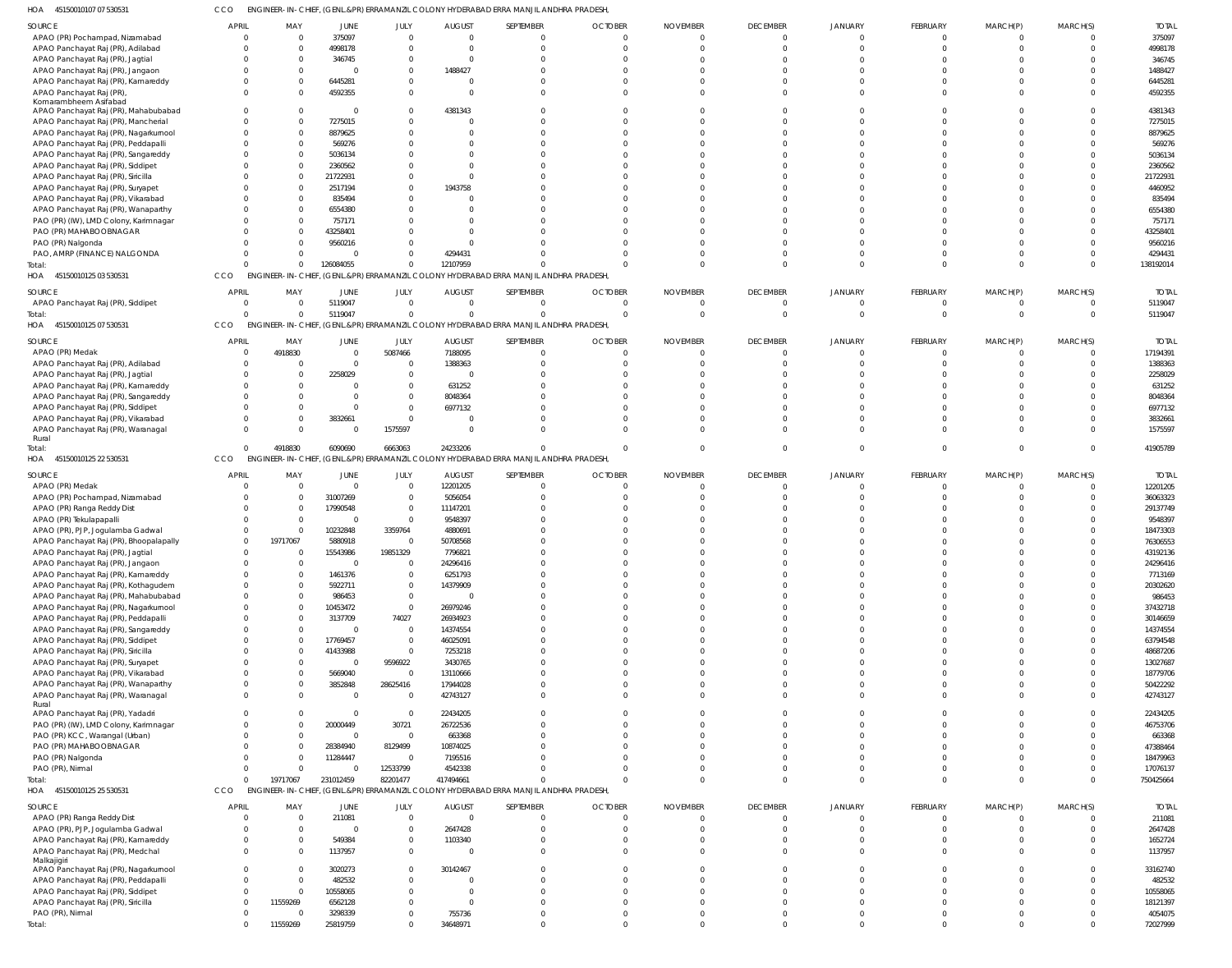HOA 451500101 07 07 530531 CCO ENGINEER-IN-CHIEF, (GENL.&PR) ERRAMANZIL COLONY HYDERABAD ERRA MANJIL ANDHRA PRADESH,

| SOURCE | APRIL | MAY | JUNE | JULY | AUGUST | SEPTEMBER | OCTOBER | NOVEMBER | DECEMBER | JANUARY | FEBRUARY | MARCH(P) | MARCH(S) | TOTAL |
|---|---|---|---|---|---|---|---|---|---|---|---|---|---|---|
| APAO (PR) Pochampad, Nizamabad | 0 | 0 | 375097 | 0 | 0 | 0 | 0 | 0 | 0 | 0 | 0 | 0 | 0 | 375097 |
| APAO Panchayat Raj (PR), Adilabad | 0 | 0 | 4998178 | 0 | 0 | 0 | 0 | 0 | 0 | 0 | 0 | 0 | 0 | 4998178 |
| APAO Panchayat Raj (PR), Jagtial | 0 | 0 | 346745 | 0 | 0 | 0 | 0 | 0 | 0 | 0 | 0 | 0 | 0 | 346745 |
| APAO Panchayat Raj (PR), Jangaon | 0 | 0 | 0 | 0 | 1488427 | 0 | 0 | 0 | 0 | 0 | 0 | 0 | 0 | 1488427 |
| APAO Panchayat Raj (PR), Kamareddy | 0 | 0 | 6445281 | 0 | 0 | 0 | 0 | 0 | 0 | 0 | 0 | 0 | 0 | 6445281 |
| APAO Panchayat Raj (PR), Komarambheem Asifabad | 0 | 0 | 4592355 | 0 | 0 | 0 | 0 | 0 | 0 | 0 | 0 | 0 | 0 | 4592355 |
| APAO Panchayat Raj (PR), Mahabubabad | 0 | 0 | 0 | 0 | 4381343 | 0 | 0 | 0 | 0 | 0 | 0 | 0 | 0 | 4381343 |
| APAO Panchayat Raj (PR), Mancherial | 0 | 0 | 7275015 | 0 | 0 | 0 | 0 | 0 | 0 | 0 | 0 | 0 | 0 | 7275015 |
| APAO Panchayat Raj (PR), Nagarkurnool | 0 | 0 | 8879625 | 0 | 0 | 0 | 0 | 0 | 0 | 0 | 0 | 0 | 0 | 8879625 |
| APAO Panchayat Raj (PR), Peddapalli | 0 | 0 | 569276 | 0 | 0 | 0 | 0 | 0 | 0 | 0 | 0 | 0 | 0 | 569276 |
| APAO Panchayat Raj (PR), Sangareddy | 0 | 0 | 5036134 | 0 | 0 | 0 | 0 | 0 | 0 | 0 | 0 | 0 | 0 | 5036134 |
| APAO Panchayat Raj (PR), Siddipet | 0 | 0 | 2360562 | 0 | 0 | 0 | 0 | 0 | 0 | 0 | 0 | 0 | 0 | 2360562 |
| APAO Panchayat Raj (PR), Siricilla | 0 | 0 | 21722931 | 0 | 0 | 0 | 0 | 0 | 0 | 0 | 0 | 0 | 0 | 21722931 |
| APAO Panchayat Raj (PR), Suryapet | 0 | 0 | 2517194 | 0 | 1943758 | 0 | 0 | 0 | 0 | 0 | 0 | 0 | 0 | 4460952 |
| APAO Panchayat Raj (PR), Vikarabad | 0 | 0 | 835494 | 0 | 0 | 0 | 0 | 0 | 0 | 0 | 0 | 0 | 0 | 835494 |
| APAO Panchayat Raj (PR), Wanaparthy | 0 | 0 | 6554380 | 0 | 0 | 0 | 0 | 0 | 0 | 0 | 0 | 0 | 0 | 6554380 |
| PAO (PR) (IW), LMD Colony, Karimnagar | 0 | 0 | 757171 | 0 | 0 | 0 | 0 | 0 | 0 | 0 | 0 | 0 | 0 | 757171 |
| PAO (PR) MAHABOOBNAGAR | 0 | 0 | 43258401 | 0 | 0 | 0 | 0 | 0 | 0 | 0 | 0 | 0 | 0 | 43258401 |
| PAO (PR) Nalgonda | 0 | 0 | 9560216 | 0 | 0 | 0 | 0 | 0 | 0 | 0 | 0 | 0 | 0 | 9560216 |
| PAO, AMRP (FINANCE) NALGONDA | 0 | 0 | 0 | 0 | 4294431 | 0 | 0 | 0 | 0 | 0 | 0 | 0 | 0 | 4294431 |
| Total: | 0 | 0 | 126084055 | 0 | 12107959 | 0 | 0 | 0 | 0 | 0 | 0 | 0 | 0 | 138192014 |

HOA 451500101 25 03 530531 CCO ENGINEER-IN-CHIEF, (GENL.&PR) ERRAMANZIL COLONY HYDERABAD ERRA MANJIL ANDHRA PRADESH,

| SOURCE | APRIL | MAY | JUNE | JULY | AUGUST | SEPTEMBER | OCTOBER | NOVEMBER | DECEMBER | JANUARY | FEBRUARY | MARCH(P) | MARCH(S) | TOTAL |
|---|---|---|---|---|---|---|---|---|---|---|---|---|---|---|
| APAO Panchayat Raj (PR), Siddipet | 0 | 0 | 5119047 | 0 | 0 | 0 | 0 | 0 | 0 | 0 | 0 | 0 | 0 | 5119047 |
| Total: | 0 | 0 | 5119047 | 0 | 0 | 0 | 0 | 0 | 0 | 0 | 0 | 0 | 0 | 5119047 |

HOA 451500101 25 07 530531 CCO ENGINEER-IN-CHIEF, (GENL.&PR) ERRAMANZIL COLONY HYDERABAD ERRA MANJIL ANDHRA PRADESH,

| SOURCE | APRIL | MAY | JUNE | JULY | AUGUST | SEPTEMBER | OCTOBER | NOVEMBER | DECEMBER | JANUARY | FEBRUARY | MARCH(P) | MARCH(S) | TOTAL |
|---|---|---|---|---|---|---|---|---|---|---|---|---|---|---|
| APAO (PR) Medak | 0 | 4918830 | 0 | 5087466 | 7188095 | 0 | 0 | 0 | 0 | 0 | 0 | 0 | 0 | 17194391 |
| APAO Panchayat Raj (PR), Adilabad | 0 | 0 | 0 | 0 | 1388363 | 0 | 0 | 0 | 0 | 0 | 0 | 0 | 0 | 1388363 |
| APAO Panchayat Raj (PR), Jagtial | 0 | 0 | 2258029 | 0 | 0 | 0 | 0 | 0 | 0 | 0 | 0 | 0 | 0 | 2258029 |
| APAO Panchayat Raj (PR), Kamareddy | 0 | 0 | 0 | 0 | 631252 | 0 | 0 | 0 | 0 | 0 | 0 | 0 | 0 | 631252 |
| APAO Panchayat Raj (PR), Sangareddy | 0 | 0 | 0 | 0 | 8048364 | 0 | 0 | 0 | 0 | 0 | 0 | 0 | 0 | 8048364 |
| APAO Panchayat Raj (PR), Siddipet | 0 | 0 | 0 | 0 | 6977132 | 0 | 0 | 0 | 0 | 0 | 0 | 0 | 0 | 6977132 |
| APAO Panchayat Raj (PR), Vikarabad | 0 | 0 | 3832661 | 0 | 0 | 0 | 0 | 0 | 0 | 0 | 0 | 0 | 0 | 3832661 |
| APAO Panchayat Raj (PR), Waranagal Rural | 0 | 0 | 0 | 1575597 | 0 | 0 | 0 | 0 | 0 | 0 | 0 | 0 | 0 | 1575597 |
| Total: | 0 | 4918830 | 6090690 | 6663063 | 24233206 | 0 | 0 | 0 | 0 | 0 | 0 | 0 | 0 | 41905789 |

HOA 451500101 25 22 530531 CCO ENGINEER-IN-CHIEF, (GENL.&PR) ERRAMANZIL COLONY HYDERABAD ERRA MANJIL ANDHRA PRADESH,

| SOURCE | APRIL | MAY | JUNE | JULY | AUGUST | SEPTEMBER | OCTOBER | NOVEMBER | DECEMBER | JANUARY | FEBRUARY | MARCH(P) | MARCH(S) | TOTAL |
|---|---|---|---|---|---|---|---|---|---|---|---|---|---|---|
| APAO (PR) Medak | 0 | 0 | 0 | 0 | 12201205 | 0 | 0 | 0 | 0 | 0 | 0 | 0 | 0 | 12201205 |
| APAO (PR) Pochampad, Nizamabad | 0 | 0 | 31007269 | 0 | 5056054 | 0 | 0 | 0 | 0 | 0 | 0 | 0 | 0 | 36063323 |
| APAO (PR) Ranga Reddy Dist | 0 | 0 | 17990548 | 0 | 11147201 | 0 | 0 | 0 | 0 | 0 | 0 | 0 | 0 | 29137749 |
| APAO (PR) Tekulapapalli | 0 | 0 | 0 | 0 | 9548397 | 0 | 0 | 0 | 0 | 0 | 0 | 0 | 0 | 9548397 |
| APAO (PR), PJP, Jogulamba Gadwal | 0 | 0 | 10232848 | 3359764 | 4880691 | 0 | 0 | 0 | 0 | 0 | 0 | 0 | 0 | 18473303 |
| APAO Panchayat Raj (PR), Bhoopalapally | 0 | 19717067 | 5880918 | 0 | 50708568 | 0 | 0 | 0 | 0 | 0 | 0 | 0 | 0 | 76306553 |
| APAO Panchayat Raj (PR), Jagtial | 0 | 0 | 15543986 | 19851329 | 7796821 | 0 | 0 | 0 | 0 | 0 | 0 | 0 | 0 | 43192136 |
| APAO Panchayat Raj (PR), Jangaon | 0 | 0 | 0 | 0 | 24296416 | 0 | 0 | 0 | 0 | 0 | 0 | 0 | 0 | 24296416 |
| APAO Panchayat Raj (PR), Kamareddy | 0 | 0 | 1461376 | 0 | 6251793 | 0 | 0 | 0 | 0 | 0 | 0 | 0 | 0 | 7713169 |
| APAO Panchayat Raj (PR), Kothagudem | 0 | 0 | 5922711 | 0 | 14379909 | 0 | 0 | 0 | 0 | 0 | 0 | 0 | 0 | 20302620 |
| APAO Panchayat Raj (PR), Mahabubabad | 0 | 0 | 986453 | 0 | 0 | 0 | 0 | 0 | 0 | 0 | 0 | 0 | 0 | 986453 |
| APAO Panchayat Raj (PR), Nagarkurnool | 0 | 0 | 10453472 | 0 | 26979246 | 0 | 0 | 0 | 0 | 0 | 0 | 0 | 0 | 37432718 |
| APAO Panchayat Raj (PR), Peddapalli | 0 | 0 | 3137709 | 74027 | 26934923 | 0 | 0 | 0 | 0 | 0 | 0 | 0 | 0 | 30146659 |
| APAO Panchayat Raj (PR), Sangareddy | 0 | 0 | 0 | 0 | 14374554 | 0 | 0 | 0 | 0 | 0 | 0 | 0 | 0 | 14374554 |
| APAO Panchayat Raj (PR), Siddipet | 0 | 0 | 17769457 | 0 | 46025091 | 0 | 0 | 0 | 0 | 0 | 0 | 0 | 0 | 63794548 |
| APAO Panchayat Raj (PR), Siricilla | 0 | 0 | 41433988 | 0 | 7253218 | 0 | 0 | 0 | 0 | 0 | 0 | 0 | 0 | 48687206 |
| APAO Panchayat Raj (PR), Suryapet | 0 | 0 | 0 | 9596922 | 3430765 | 0 | 0 | 0 | 0 | 0 | 0 | 0 | 0 | 13027687 |
| APAO Panchayat Raj (PR), Vikarabad | 0 | 0 | 5669040 | 0 | 13110666 | 0 | 0 | 0 | 0 | 0 | 0 | 0 | 0 | 18779706 |
| APAO Panchayat Raj (PR), Wanaparthy | 0 | 0 | 3852848 | 28625416 | 17944028 | 0 | 0 | 0 | 0 | 0 | 0 | 0 | 0 | 50422292 |
| APAO Panchayat Raj (PR), Waranagal Rural | 0 | 0 | 0 | 0 | 42743127 | 0 | 0 | 0 | 0 | 0 | 0 | 0 | 0 | 42743127 |
| APAO Panchayat Raj (PR), Yadadri | 0 | 0 | 0 | 0 | 22434205 | 0 | 0 | 0 | 0 | 0 | 0 | 0 | 0 | 22434205 |
| PAO (PR) (IW), LMD Colony, Karimnagar | 0 | 0 | 20000449 | 30721 | 26722536 | 0 | 0 | 0 | 0 | 0 | 0 | 0 | 0 | 46753706 |
| PAO (PR) KCC, Warangal (Urban) | 0 | 0 | 0 | 0 | 663368 | 0 | 0 | 0 | 0 | 0 | 0 | 0 | 0 | 663368 |
| PAO (PR) MAHABOOBNAGAR | 0 | 0 | 28384940 | 8129499 | 10874025 | 0 | 0 | 0 | 0 | 0 | 0 | 0 | 0 | 47388464 |
| PAO (PR) Nalgonda | 0 | 0 | 11284447 | 0 | 7195516 | 0 | 0 | 0 | 0 | 0 | 0 | 0 | 0 | 18479963 |
| PAO (PR), Nirmal | 0 | 0 | 0 | 12533799 | 4542338 | 0 | 0 | 0 | 0 | 0 | 0 | 0 | 0 | 17076137 |
| Total: | 0 | 19717067 | 231012459 | 82201477 | 417494661 | 0 | 0 | 0 | 0 | 0 | 0 | 0 | 0 | 750425664 |

HOA 451500101 25 25 530531 CCO ENGINEER-IN-CHIEF, (GENL.&PR) ERRAMANZIL COLONY HYDERABAD ERRA MANJIL ANDHRA PRADESH,

| SOURCE | APRIL | MAY | JUNE | JULY | AUGUST | SEPTEMBER | OCTOBER | NOVEMBER | DECEMBER | JANUARY | FEBRUARY | MARCH(P) | MARCH(S) | TOTAL |
|---|---|---|---|---|---|---|---|---|---|---|---|---|---|---|
| APAO (PR) Ranga Reddy Dist | 0 | 0 | 211081 | 0 | 0 | 0 | 0 | 0 | 0 | 0 | 0 | 0 | 0 | 211081 |
| APAO (PR), PJP, Jogulamba Gadwal | 0 | 0 | 0 | 0 | 2647428 | 0 | 0 | 0 | 0 | 0 | 0 | 0 | 0 | 2647428 |
| APAO Panchayat Raj (PR), Kamareddy | 0 | 0 | 549384 | 0 | 1103340 | 0 | 0 | 0 | 0 | 0 | 0 | 0 | 0 | 1652724 |
| APAO Panchayat Raj (PR), Medchal Malkajigiri | 0 | 0 | 1137957 | 0 | 0 | 0 | 0 | 0 | 0 | 0 | 0 | 0 | 0 | 1137957 |
| APAO Panchayat Raj (PR), Nagarkurnool | 0 | 0 | 3020273 | 0 | 30142467 | 0 | 0 | 0 | 0 | 0 | 0 | 0 | 0 | 33162740 |
| APAO Panchayat Raj (PR), Peddapalli | 0 | 0 | 482532 | 0 | 0 | 0 | 0 | 0 | 0 | 0 | 0 | 0 | 0 | 482532 |
| APAO Panchayat Raj (PR), Siddipet | 0 | 0 | 10558065 | 0 | 0 | 0 | 0 | 0 | 0 | 0 | 0 | 0 | 0 | 10558065 |
| APAO Panchayat Raj (PR), Siricilla | 0 | 11559269 | 6562128 | 0 | 0 | 0 | 0 | 0 | 0 | 0 | 0 | 0 | 0 | 18121397 |
| PAO (PR), Nirmal | 0 | 0 | 3298339 | 0 | 755736 | 0 | 0 | 0 | 0 | 0 | 0 | 0 | 0 | 4054075 |
| Total: | 0 | 11559269 | 25819759 | 0 | 34648971 | 0 | 0 | 0 | 0 | 0 | 0 | 0 | 0 | 72027999 |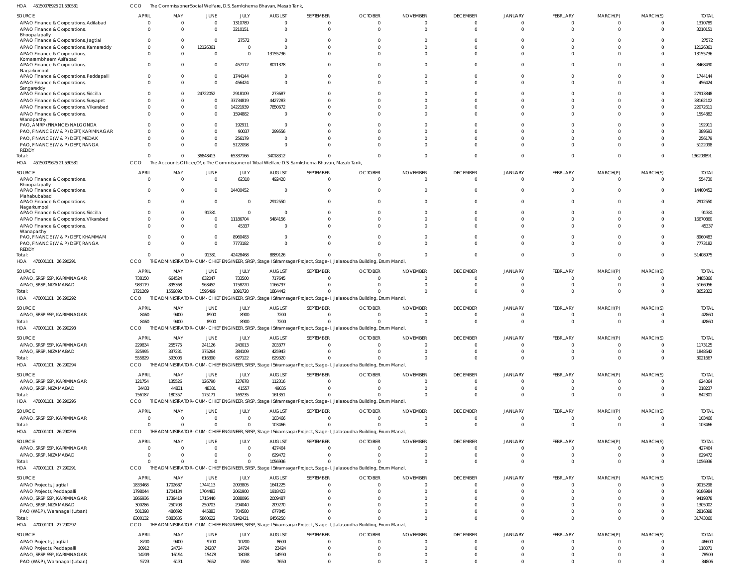HOA 45150078925 21 530531 CCO The Commissioner Social Welfare, D.S. Samkshema Bhavan, Masab Tank,

| SOURCE | APRIL | MAY | JUNE | JULY | AUGUST | SEPTEMBER | OCTOBER | NOVEMBER | DECEMBER | JANUARY | FEBRUARY | MARCH(P) | MARCH(S) | TOTAL |
|---|---|---|---|---|---|---|---|---|---|---|---|---|---|---|
| APAO Finance & Corporations, Adilabad | 0 | 0 | 0 | 1310789 | 0 | 0 | 0 | 0 | 0 | 0 | 0 | 0 | 0 | 1310789 |
| APAO Finance & Corporations, Bhoopalapally | 0 | 0 | 0 | 3210151 | 0 | 0 | 0 | 0 | 0 | 0 | 0 | 0 | 0 | 3210151 |
| APAO Finance & Corporations, Jagtial | 0 | 0 | 0 | 27572 | 0 | 0 | 0 | 0 | 0 | 0 | 0 | 0 | 0 | 27572 |
| APAO Finance & Corporations, Kamareddy | 0 | 0 | 12126361 | 0 | 0 | 0 | 0 | 0 | 0 | 0 | 0 | 0 | 0 | 12126361 |
| APAO Finance & Corporations, Komarambheem Asifabad | 0 | 0 | 0 | 0 | 13155736 | 0 | 0 | 0 | 0 | 0 | 0 | 0 | 0 | 13155736 |
| APAO Finance & Corporations, Nagarkurnool | 0 | 0 | 0 | 457112 | 8011378 | 0 | 0 | 0 | 0 | 0 | 0 | 0 | 0 | 8468490 |
| APAO Finance & Corporations, Peddapalli | 0 | 0 | 0 | 1744144 | 0 | 0 | 0 | 0 | 0 | 0 | 0 | 0 | 0 | 1744144 |
| APAO Finance & Corporations, Sangareddy | 0 | 0 | 0 | 456424 | 0 | 0 | 0 | 0 | 0 | 0 | 0 | 0 | 0 | 456424 |
| APAO Finance & Corporations, Siricilla | 0 | 0 | 24722052 | 2918109 | 273687 | 0 | 0 | 0 | 0 | 0 | 0 | 0 | 0 | 27913848 |
| APAO Finance & Corporations, Suryapet | 0 | 0 | 0 | 33734819 | 4427283 | 0 | 0 | 0 | 0 | 0 | 0 | 0 | 0 | 38162102 |
| APAO Finance & Corporations, Vikarabad | 0 | 0 | 0 | 14221939 | 7850672 | 0 | 0 | 0 | 0 | 0 | 0 | 0 | 0 | 22072611 |
| APAO Finance & Corporations, Wanaparthy | 0 | 0 | 0 | 1594882 | 0 | 0 | 0 | 0 | 0 | 0 | 0 | 0 | 0 | 1594882 |
| PAO, AMRP (FINANCE) NALGONDA | 0 | 0 | 0 | 192911 | 0 | 0 | 0 | 0 | 0 | 0 | 0 | 0 | 0 | 192911 |
| PAO, FINANCE (W & P) DEPT, KARIMNAGAR | 0 | 0 | 0 | 90037 | 299556 | 0 | 0 | 0 | 0 | 0 | 0 | 0 | 0 | 389593 |
| PAO, FINANCE (W & P) DEPT, MEDAK | 0 | 0 | 0 | 256179 | 0 | 0 | 0 | 0 | 0 | 0 | 0 | 0 | 0 | 256179 |
| PAO, FINANCE (W & P) DEPT, RANGA REDDY | 0 | 0 | 0 | 5122098 | 0 | 0 | 0 | 0 | 0 | 0 | 0 | 0 | 0 | 5122098 |
| Total: | 0 | 0 | 36848413 | 65337166 | 34018312 | 0 | 0 | 0 | 0 | 0 | 0 | 0 | 0 | 136203891 |

HOA 45150079625 21 530531 CCO The Accounts Officer,O\o The Commissioner of Tribal Welfare D.S. Samkshema Bhavan, Masab Tank,

| SOURCE | APRIL | MAY | JUNE | JULY | AUGUST | SEPTEMBER | OCTOBER | NOVEMBER | DECEMBER | JANUARY | FEBRUARY | MARCH(P) | MARCH(S) | TOTAL |
|---|---|---|---|---|---|---|---|---|---|---|---|---|---|---|
| APAO Finance & Corporations, Bhoopalapally | 0 | 0 | 0 | 62310 | 492420 | 0 | 0 | 0 | 0 | 0 | 0 | 0 | 0 | 554730 |
| APAO Finance & Corporations, Mahabubabad | 0 | 0 | 0 | 14400452 | 0 | 0 | 0 | 0 | 0 | 0 | 0 | 0 | 0 | 14400452 |
| APAO Finance & Corporations, Nagarkurnool | 0 | 0 | 0 | 0 | 2912550 | 0 | 0 | 0 | 0 | 0 | 0 | 0 | 0 | 2912550 |
| APAO Finance & Corporations, Siricilla | 0 | 0 | 91381 | 0 | 0 | 0 | 0 | 0 | 0 | 0 | 0 | 0 | 0 | 91381 |
| APAO Finance & Corporations, Vikarabad | 0 | 0 | 0 | 11186704 | 5484156 | 0 | 0 | 0 | 0 | 0 | 0 | 0 | 0 | 16670860 |
| APAO Finance & Corporations, Wanaparthy | 0 | 0 | 0 | 45337 | 0 | 0 | 0 | 0 | 0 | 0 | 0 | 0 | 0 | 45337 |
| PAO, FINANCE (W & P) DEPT, KHAMMAM | 0 | 0 | 0 | 8960483 | 0 | 0 | 0 | 0 | 0 | 0 | 0 | 0 | 0 | 8960483 |
| PAO, FINANCE (W & P) DEPT, RANGA REDDY | 0 | 0 | 0 | 7773182 | 0 | 0 | 0 | 0 | 0 | 0 | 0 | 0 | 0 | 7773182 |
| Total: | 0 | 0 | 91381 | 42428468 | 8889126 | 0 | 0 | 0 | 0 | 0 | 0 | 0 | 0 | 51408975 |

HOA 470001101 26 290291 CCO THE ADMINISTRATOR-CUM-CHIEF ENGINEER, SRSP, Stage I Sriramsagar Project, Stage-I, Jalasoudha Building, Errum Manzil,

| SOURCE | APRIL | MAY | JUNE | JULY | AUGUST | SEPTEMBER | OCTOBER | NOVEMBER | DECEMBER | JANUARY | FEBRUARY | MARCH(P) | MARCH(S) | TOTAL |
|---|---|---|---|---|---|---|---|---|---|---|---|---|---|---|
| APAO, SRSP SSP, KARIMNAGAR | 738150 | 664524 | 632047 | 733500 | 717645 | 0 | 0 | 0 | 0 | 0 | 0 | 0 | 0 | 3485866 |
| APAO, SRSP SSP, NIZAMABAD | 983119 | 895368 | 963452 | 1158220 | 1166797 | 0 | 0 | 0 | 0 | 0 | 0 | 0 | 0 | 5166956 |
| Total: | 1721269 | 1559892 | 1595499 | 1891720 | 1884442 | 0 | 0 | 0 | 0 | 0 | 0 | 0 | 0 | 8652822 |

HOA 470001101 26 290292 CCO THE ADMINISTRATOR-CUM-CHIEF ENGINEER, SRSP, Stage I Sriramsagar Project, Stage-I, Jalasoudha Building, Errum Manzil,

| SOURCE | APRIL | MAY | JUNE | JULY | AUGUST | SEPTEMBER | OCTOBER | NOVEMBER | DECEMBER | JANUARY | FEBRUARY | MARCH(P) | MARCH(S) | TOTAL |
|---|---|---|---|---|---|---|---|---|---|---|---|---|---|---|
| APAO, SRSP SSP, KARIMNAGAR | 8460 | 9400 | 8900 | 8900 | 7200 | 0 | 0 | 0 | 0 | 0 | 0 | 0 | 0 | 42860 |
| Total: | 8460 | 9400 | 8900 | 8900 | 7200 | 0 | 0 | 0 | 0 | 0 | 0 | 0 | 0 | 42860 |

HOA 470001101 26 290293 CCO THE ADMINISTRATOR-CUM-CHIEF ENGINEER, SRSP, Stage I Sriramsagar Project, Stage-I, Jalasoudha Building, Errum Manzil,

| SOURCE | APRIL | MAY | JUNE | JULY | AUGUST | SEPTEMBER | OCTOBER | NOVEMBER | DECEMBER | JANUARY | FEBRUARY | MARCH(P) | MARCH(S) | TOTAL |
|---|---|---|---|---|---|---|---|---|---|---|---|---|---|---|
| APAO, SRSP SSP, KARIMNAGAR | 229834 | 255775 | 241126 | 243013 | 203377 | 0 | 0 | 0 | 0 | 0 | 0 | 0 | 0 | 1173125 |
| APAO, SRSP, NIZAMABAD | 325995 | 337231 | 375264 | 384109 | 425943 | 0 | 0 | 0 | 0 | 0 | 0 | 0 | 0 | 1848542 |
| Total: | 555829 | 593006 | 616390 | 627122 | 629320 | 0 | 0 | 0 | 0 | 0 | 0 | 0 | 0 | 3021667 |

HOA 470001101 26 290294 CCO THE ADMINISTRATOR-CUM-CHIEF ENGINEER, SRSP, Stage I Sriramsagar Project, Stage-I, Jalasoudha Building, Errum Manzil,

| SOURCE | APRIL | MAY | JUNE | JULY | AUGUST | SEPTEMBER | OCTOBER | NOVEMBER | DECEMBER | JANUARY | FEBRUARY | MARCH(P) | MARCH(S) | TOTAL |
|---|---|---|---|---|---|---|---|---|---|---|---|---|---|---|
| APAO, SRSP SSP, KARIMNAGAR | 121754 | 135526 | 126790 | 127678 | 112316 | 0 | 0 | 0 | 0 | 0 | 0 | 0 | 0 | 624064 |
| APAO, SRSP, NIZAMABAD | 34433 | 44831 | 48381 | 41557 | 49035 | 0 | 0 | 0 | 0 | 0 | 0 | 0 | 0 | 218237 |
| Total: | 156187 | 180357 | 175171 | 169235 | 161351 | 0 | 0 | 0 | 0 | 0 | 0 | 0 | 0 | 842301 |

HOA 470001101 26 290295 CCO THE ADMINISTRATOR-CUM-CHIEF ENGINEER, SRSP, Stage I Sriramsagar Project, Stage-I, Jalasoudha Building, Errum Manzil,

| SOURCE | APRIL | MAY | JUNE | JULY | AUGUST | SEPTEMBER | OCTOBER | NOVEMBER | DECEMBER | JANUARY | FEBRUARY | MARCH(P) | MARCH(S) | TOTAL |
|---|---|---|---|---|---|---|---|---|---|---|---|---|---|---|
| APAO, SRSP SSP, KARIMNAGAR | 0 | 0 | 0 | 0 | 103466 | 0 | 0 | 0 | 0 | 0 | 0 | 0 | 0 | 103466 |
| Total: | 0 | 0 | 0 | 0 | 103466 | 0 | 0 | 0 | 0 | 0 | 0 | 0 | 0 | 103466 |

HOA 470001101 26 290296 CCO THE ADMINISTRATOR-CUM-CHIEF ENGINEER, SRSP, Stage I Sriramsagar Project, Stage-I, Jalasoudha Building, Errum Manzil,

| SOURCE | APRIL | MAY | JUNE | JULY | AUGUST | SEPTEMBER | OCTOBER | NOVEMBER | DECEMBER | JANUARY | FEBRUARY | MARCH(P) | MARCH(S) | TOTAL |
|---|---|---|---|---|---|---|---|---|---|---|---|---|---|---|
| APAO, SRSP SSP, KARIMNAGAR | 0 | 0 | 0 | 0 | 427464 | 0 | 0 | 0 | 0 | 0 | 0 | 0 | 0 | 427464 |
| APAO, SRSP, NIZAMABAD | 0 | 0 | 0 | 0 | 629472 | 0 | 0 | 0 | 0 | 0 | 0 | 0 | 0 | 629472 |
| Total: | 0 | 0 | 0 | 0 | 1056936 | 0 | 0 | 0 | 0 | 0 | 0 | 0 | 0 | 1056936 |

HOA 470001101 27 290291 CCO THE ADMINISTRATOR-CUM-CHIEF ENGINEER, SRSP, Stage I Sriramsagar Project, Stage-I, Jalasoudha Building, Errum Manzil,

| SOURCE | APRIL | MAY | JUNE | JULY | AUGUST | SEPTEMBER | OCTOBER | NOVEMBER | DECEMBER | JANUARY | FEBRUARY | MARCH(P) | MARCH(S) | TOTAL |
|---|---|---|---|---|---|---|---|---|---|---|---|---|---|---|
| APAO Projects, Jagtial | 1833468 | 1702687 | 1744113 | 2093805 | 1641225 | 0 | 0 | 0 | 0 | 0 | 0 | 0 | 0 | 9015298 |
| APAO Projects, Peddapalli | 1798044 | 1704134 | 1704483 | 2061900 | 1918423 | 0 | 0 | 0 | 0 | 0 | 0 | 0 | 0 | 9186984 |
| APAO, SRSP SSP, KARIMNAGAR | 1866936 | 1739419 | 1715440 | 2088096 | 2009487 | 0 | 0 | 0 | 0 | 0 | 0 | 0 | 0 | 9419378 |
| APAO, SRSP, NIZAMABAD | 300286 | 250703 | 250703 | 294040 | 209270 | 0 | 0 | 0 | 0 | 0 | 0 | 0 | 0 | 1305002 |
| PAO (W&P), Waranagal (Urban) | 501398 | 486692 | 445883 | 704580 | 677845 | 0 | 0 | 0 | 0 | 0 | 0 | 0 | 0 | 2816398 |
| Total: | 6300132 | 5883635 | 5860622 | 7242421 | 6456250 | 0 | 0 | 0 | 0 | 0 | 0 | 0 | 0 | 31743060 |

HOA 470001101 27 290292 CCO THE ADMINISTRATOR-CUM-CHIEF ENGINEER, SRSP, Stage I Sriramsagar Project, Stage-I, Jalasoudha Building, Errum Manzil,

| SOURCE | APRIL | MAY | JUNE | JULY | AUGUST | SEPTEMBER | OCTOBER | NOVEMBER | DECEMBER | JANUARY | FEBRUARY | MARCH(P) | MARCH(S) | TOTAL |
|---|---|---|---|---|---|---|---|---|---|---|---|---|---|---|
| APAO Projects, Jagtial | 8700 | 9400 | 9700 | 10200 | 8600 | 0 | 0 | 0 | 0 | 0 | 0 | 0 | 0 | 46600 |
| APAO Projects, Peddapalli | 20912 | 24724 | 24287 | 24724 | 23424 | 0 | 0 | 0 | 0 | 0 | 0 | 0 | 0 | 118071 |
| APAO, SRSP SSP, KARIMNAGAR | 14209 | 16194 | 15478 | 18038 | 14590 | 0 | 0 | 0 | 0 | 0 | 0 | 0 | 0 | 78509 |
| PAO (W&P), Waranagal (Urban) | 5723 | 6131 | 7652 | 7650 | 7650 | 0 | 0 | 0 | 0 | 0 | 0 | 0 | 0 | 34806 |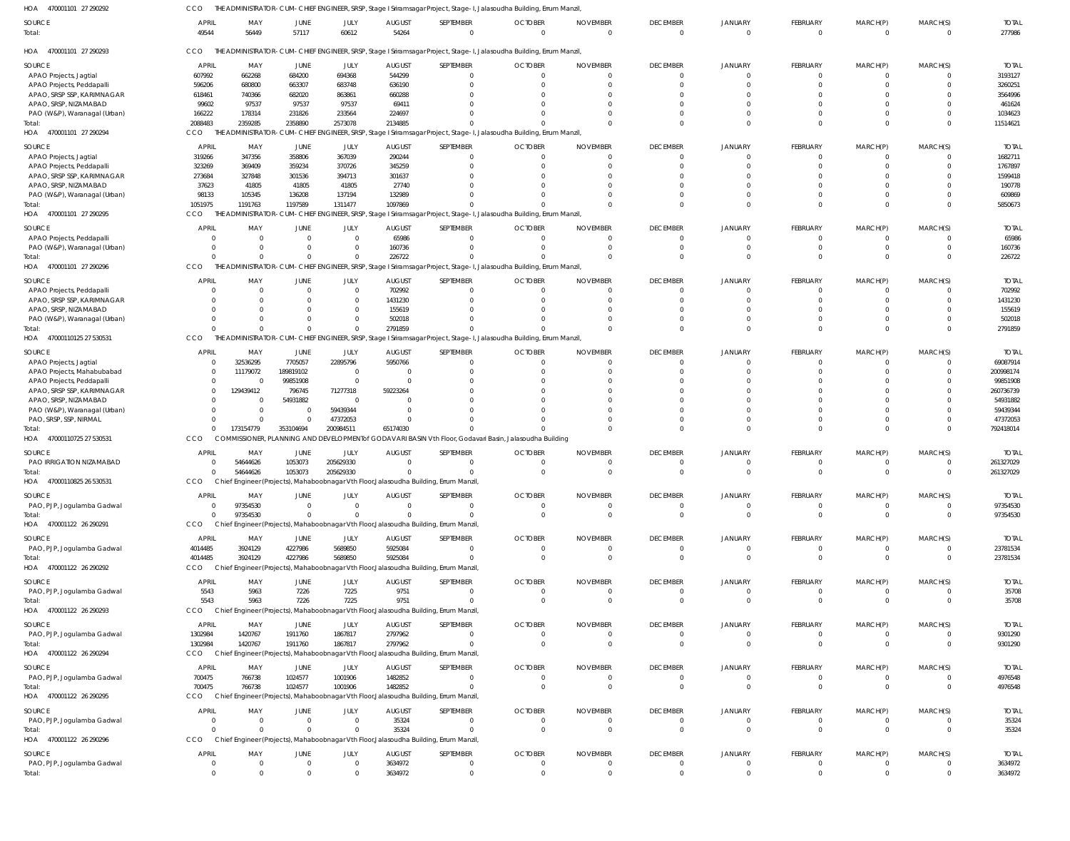HOA 470001101 27 290292 CCO THE ADMINISTRATOR-CUM-CHIEF ENGINEER, SRSP, Stage I Sriramsagar Project, Stage-I, Jalasoudha Building, Errum Manzil,

| SOURCE | APRIL | MAY | JUNE | JULY | AUGUST | SEPTEMBER | OCTOBER | NOVEMBER | DECEMBER | JANUARY | FEBRUARY | MARCH(P) | MARCH(S) | TOTAL |
|---|---|---|---|---|---|---|---|---|---|---|---|---|---|---|
| Total: | 49544 | 56449 | 57117 | 60612 | 54264 | 0 | 0 | 0 | 0 | 0 | 0 | 0 | 0 | 277986 |

HOA 470001101 27 290293 CCO THE ADMINISTRATOR-CUM-CHIEF ENGINEER, SRSP, Stage I Sriramsagar Project, Stage-I, Jalasoudha Building, Errum Manzil,

| SOURCE | APRIL | MAY | JUNE | JULY | AUGUST | SEPTEMBER | OCTOBER | NOVEMBER | DECEMBER | JANUARY | FEBRUARY | MARCH(P) | MARCH(S) | TOTAL |
|---|---|---|---|---|---|---|---|---|---|---|---|---|---|---|
| APAO Projects, Jagtial | 607992 | 662268 | 684200 | 694368 | 544299 | 0 | 0 | 0 | 0 | 0 | 0 | 0 | 0 | 3193127 |
| APAO Projects, Peddapalli | 596206 | 680800 | 663307 | 683748 | 636190 | 0 | 0 | 0 | 0 | 0 | 0 | 0 | 0 | 3260251 |
| APAO, SRSP SSP, KARIMNAGAR | 618461 | 740366 | 682020 | 863861 | 660288 | 0 | 0 | 0 | 0 | 0 | 0 | 0 | 0 | 3564996 |
| APAO, SRSP, NIZAMABAD | 99602 | 97537 | 97537 | 97537 | 69411 | 0 | 0 | 0 | 0 | 0 | 0 | 0 | 0 | 461624 |
| PAO (W&P), Waranagal (Urban) | 166222 | 178314 | 231826 | 233564 | 224697 | 0 | 0 | 0 | 0 | 0 | 0 | 0 | 0 | 1034623 |
| Total: | 2088483 | 2359285 | 2358890 | 2573078 | 2134885 | 0 | 0 | 0 | 0 | 0 | 0 | 0 | 0 | 11514621 |

HOA 470001101 27 290294 CCO THE ADMINISTRATOR-CUM-CHIEF ENGINEER, SRSP, Stage I Sriramsagar Project, Stage-I, Jalasoudha Building, Errum Manzil,

| SOURCE | APRIL | MAY | JUNE | JULY | AUGUST | SEPTEMBER | OCTOBER | NOVEMBER | DECEMBER | JANUARY | FEBRUARY | MARCH(P) | MARCH(S) | TOTAL |
|---|---|---|---|---|---|---|---|---|---|---|---|---|---|---|
| APAO Projects, Jagtial | 319266 | 347356 | 358806 | 367039 | 290244 | 0 | 0 | 0 | 0 | 0 | 0 | 0 | 0 | 1682711 |
| APAO Projects, Peddapalli | 323269 | 369409 | 359234 | 370726 | 345259 | 0 | 0 | 0 | 0 | 0 | 0 | 0 | 0 | 1767897 |
| APAO, SRSP SSP, KARIMNAGAR | 273684 | 327848 | 301536 | 394713 | 301637 | 0 | 0 | 0 | 0 | 0 | 0 | 0 | 0 | 1599418 |
| APAO, SRSP, NIZAMABAD | 37623 | 41805 | 41805 | 41805 | 27740 | 0 | 0 | 0 | 0 | 0 | 0 | 0 | 0 | 190778 |
| PAO (W&P), Waranagal (Urban) | 98133 | 105345 | 136208 | 137194 | 132989 | 0 | 0 | 0 | 0 | 0 | 0 | 0 | 0 | 609869 |
| Total: | 1051975 | 1191763 | 1197589 | 1311477 | 1097869 | 0 | 0 | 0 | 0 | 0 | 0 | 0 | 0 | 5850673 |

HOA 470001101 27 290295 CCO THE ADMINISTRATOR-CUM-CHIEF ENGINEER, SRSP, Stage I Sriramsagar Project, Stage-I, Jalasoudha Building, Errum Manzil,

| SOURCE | APRIL | MAY | JUNE | JULY | AUGUST | SEPTEMBER | OCTOBER | NOVEMBER | DECEMBER | JANUARY | FEBRUARY | MARCH(P) | MARCH(S) | TOTAL |
|---|---|---|---|---|---|---|---|---|---|---|---|---|---|---|
| APAO Projects, Peddapalli | 0 | 0 | 0 | 0 | 65986 | 0 | 0 | 0 | 0 | 0 | 0 | 0 | 0 | 65986 |
| PAO (W&P), Waranagal (Urban) | 0 | 0 | 0 | 0 | 160736 | 0 | 0 | 0 | 0 | 0 | 0 | 0 | 0 | 160736 |
| Total: | 0 | 0 | 0 | 0 | 226722 | 0 | 0 | 0 | 0 | 0 | 0 | 0 | 0 | 226722 |

HOA 470001101 27 290296 CCO THE ADMINISTRATOR-CUM-CHIEF ENGINEER, SRSP, Stage I Sriramsagar Project, Stage-I, Jalasoudha Building, Errum Manzil,

| SOURCE | APRIL | MAY | JUNE | JULY | AUGUST | SEPTEMBER | OCTOBER | NOVEMBER | DECEMBER | JANUARY | FEBRUARY | MARCH(P) | MARCH(S) | TOTAL |
|---|---|---|---|---|---|---|---|---|---|---|---|---|---|---|
| APAO Projects, Peddapalli | 0 | 0 | 0 | 0 | 702992 | 0 | 0 | 0 | 0 | 0 | 0 | 0 | 0 | 702992 |
| APAO, SRSP SSP, KARIMNAGAR | 0 | 0 | 0 | 0 | 1431230 | 0 | 0 | 0 | 0 | 0 | 0 | 0 | 0 | 1431230 |
| APAO, SRSP, NIZAMABAD | 0 | 0 | 0 | 0 | 155619 | 0 | 0 | 0 | 0 | 0 | 0 | 0 | 0 | 155619 |
| PAO (W&P), Waranagal (Urban) | 0 | 0 | 0 | 0 | 502018 | 0 | 0 | 0 | 0 | 0 | 0 | 0 | 0 | 502018 |
| Total: | 0 | 0 | 0 | 0 | 2791859 | 0 | 0 | 0 | 0 | 0 | 0 | 0 | 0 | 2791859 |

HOA 47000110125 27 530531 CCO THE ADMINISTRATOR-CUM-CHIEF ENGINEER, SRSP, Stage I Sriramsagar Project, Stage-I, Jalasoudha Building, Errum Manzil,

| SOURCE | APRIL | MAY | JUNE | JULY | AUGUST | SEPTEMBER | OCTOBER | NOVEMBER | DECEMBER | JANUARY | FEBRUARY | MARCH(P) | MARCH(S) | TOTAL |
|---|---|---|---|---|---|---|---|---|---|---|---|---|---|---|
| APAO Projects, Jagtial | 0 | 32536295 | 7705057 | 22895796 | 5950766 | 0 | 0 | 0 | 0 | 0 | 0 | 0 | 0 | 69087914 |
| APAO Projects, Mahabubabad | 0 | 11179072 | 189819102 | 0 | 0 | 0 | 0 | 0 | 0 | 0 | 0 | 0 | 0 | 200998174 |
| APAO Projects, Peddapalli | 0 | 0 | 99851908 | 0 | 0 | 0 | 0 | 0 | 0 | 0 | 0 | 0 | 0 | 99851908 |
| APAO, SRSP SSP, KARIMNAGAR | 0 | 129439412 | 796745 | 71277318 | 59223264 | 0 | 0 | 0 | 0 | 0 | 0 | 0 | 0 | 260736739 |
| APAO, SRSP, NIZAMABAD | 0 | 0 | 54931882 | 0 | 0 | 0 | 0 | 0 | 0 | 0 | 0 | 0 | 0 | 54931882 |
| PAO (W&P), Waranagal (Urban) | 0 | 0 | 0 | 59439344 | 0 | 0 | 0 | 0 | 0 | 0 | 0 | 0 | 0 | 59439344 |
| PAO, SRSP, SSP, NIRMAL | 0 | 0 | 0 | 47372053 | 0 | 0 | 0 | 0 | 0 | 0 | 0 | 0 | 0 | 47372053 |
| Total: | 0 | 173154779 | 353104694 | 200984511 | 65174030 | 0 | 0 | 0 | 0 | 0 | 0 | 0 | 0 | 792418014 |

HOA 47000110725 27 530531 CCO COMMISSIONER, PLANNING AND DEVELOPMENT of GODAVARI BASIN Vth Floor, Godavari Basin, Jalasoudha Building

| SOURCE | APRIL | MAY | JUNE | JULY | AUGUST | SEPTEMBER | OCTOBER | NOVEMBER | DECEMBER | JANUARY | FEBRUARY | MARCH(P) | MARCH(S) | TOTAL |
|---|---|---|---|---|---|---|---|---|---|---|---|---|---|---|
| PAO IRRIGATION NIZAMABAD | 0 | 54644626 | 1053073 | 205629330 | 0 | 0 | 0 | 0 | 0 | 0 | 0 | 0 | 0 | 261327029 |
| Total: | 0 | 54644626 | 1053073 | 205629330 | 0 | 0 | 0 | 0 | 0 | 0 | 0 | 0 | 0 | 261327029 |

HOA 47000110825 26 530531 CCO Chief Engineer(Projects), Mahaboobnagar Vth Floor,Jalasoudha Building, Errum Manzil,

| SOURCE | APRIL | MAY | JUNE | JULY | AUGUST | SEPTEMBER | OCTOBER | NOVEMBER | DECEMBER | JANUARY | FEBRUARY | MARCH(P) | MARCH(S) | TOTAL |
|---|---|---|---|---|---|---|---|---|---|---|---|---|---|---|
| PAO, PJP, Jogulamba Gadwal | 0 | 97354530 | 0 | 0 | 0 | 0 | 0 | 0 | 0 | 0 | 0 | 0 | 0 | 97354530 |
| Total: | 0 | 97354530 | 0 | 0 | 0 | 0 | 0 | 0 | 0 | 0 | 0 | 0 | 0 | 97354530 |

HOA 470001122 26 290291 CCO Chief Engineer(Projects), Mahaboobnagar Vth Floor,Jalasoudha Building, Errum Manzil,

| SOURCE | APRIL | MAY | JUNE | JULY | AUGUST | SEPTEMBER | OCTOBER | NOVEMBER | DECEMBER | JANUARY | FEBRUARY | MARCH(P) | MARCH(S) | TOTAL |
|---|---|---|---|---|---|---|---|---|---|---|---|---|---|---|
| PAO, PJP, Jogulamba Gadwal | 4014485 | 3924129 | 4227986 | 5689850 | 5925084 | 0 | 0 | 0 | 0 | 0 | 0 | 0 | 0 | 23781534 |
| Total: | 4014485 | 3924129 | 4227986 | 5689850 | 5925084 | 0 | 0 | 0 | 0 | 0 | 0 | 0 | 0 | 23781534 |

HOA 470001122 26 290292 CCO Chief Engineer(Projects), Mahaboobnagar Vth Floor,Jalasoudha Building, Errum Manzil,

| SOURCE | APRIL | MAY | JUNE | JULY | AUGUST | SEPTEMBER | OCTOBER | NOVEMBER | DECEMBER | JANUARY | FEBRUARY | MARCH(P) | MARCH(S) | TOTAL |
|---|---|---|---|---|---|---|---|---|---|---|---|---|---|---|
| PAO, PJP, Jogulamba Gadwal | 5543 | 5963 | 7226 | 7225 | 9751 | 0 | 0 | 0 | 0 | 0 | 0 | 0 | 0 | 35708 |
| Total: | 5543 | 5963 | 7226 | 7225 | 9751 | 0 | 0 | 0 | 0 | 0 | 0 | 0 | 0 | 35708 |

HOA 470001122 26 290293 CCO Chief Engineer(Projects), Mahaboobnagar Vth Floor,Jalasoudha Building, Errum Manzil,

| SOURCE | APRIL | MAY | JUNE | JULY | AUGUST | SEPTEMBER | OCTOBER | NOVEMBER | DECEMBER | JANUARY | FEBRUARY | MARCH(P) | MARCH(S) | TOTAL |
|---|---|---|---|---|---|---|---|---|---|---|---|---|---|---|
| PAO, PJP, Jogulamba Gadwal | 1302984 | 1420767 | 1911760 | 1867817 | 2797962 | 0 | 0 | 0 | 0 | 0 | 0 | 0 | 0 | 9301290 |
| Total: | 1302984 | 1420767 | 1911760 | 1867817 | 2797962 | 0 | 0 | 0 | 0 | 0 | 0 | 0 | 0 | 9301290 |

HOA 470001122 26 290294 CCO Chief Engineer(Projects), Mahaboobnagar Vth Floor,Jalasoudha Building, Errum Manzil,

| SOURCE | APRIL | MAY | JUNE | JULY | AUGUST | SEPTEMBER | OCTOBER | NOVEMBER | DECEMBER | JANUARY | FEBRUARY | MARCH(P) | MARCH(S) | TOTAL |
|---|---|---|---|---|---|---|---|---|---|---|---|---|---|---|
| PAO, PJP, Jogulamba Gadwal | 700475 | 766738 | 1024577 | 1001906 | 1482852 | 0 | 0 | 0 | 0 | 0 | 0 | 0 | 0 | 4976548 |
| Total: | 700475 | 766738 | 1024577 | 1001906 | 1482852 | 0 | 0 | 0 | 0 | 0 | 0 | 0 | 0 | 4976548 |

HOA 470001122 26 290295 CCO Chief Engineer(Projects), Mahaboobnagar Vth Floor,Jalasoudha Building, Errum Manzil,

| SOURCE | APRIL | MAY | JUNE | JULY | AUGUST | SEPTEMBER | OCTOBER | NOVEMBER | DECEMBER | JANUARY | FEBRUARY | MARCH(P) | MARCH(S) | TOTAL |
|---|---|---|---|---|---|---|---|---|---|---|---|---|---|---|
| PAO, PJP, Jogulamba Gadwal | 0 | 0 | 0 | 0 | 35324 | 0 | 0 | 0 | 0 | 0 | 0 | 0 | 0 | 35324 |
| Total: | 0 | 0 | 0 | 0 | 35324 | 0 | 0 | 0 | 0 | 0 | 0 | 0 | 0 | 35324 |

HOA 470001122 26 290296 CCO Chief Engineer(Projects), Mahaboobnagar Vth Floor,Jalasoudha Building, Errum Manzil,

| SOURCE | APRIL | MAY | JUNE | JULY | AUGUST | SEPTEMBER | OCTOBER | NOVEMBER | DECEMBER | JANUARY | FEBRUARY | MARCH(P) | MARCH(S) | TOTAL |
|---|---|---|---|---|---|---|---|---|---|---|---|---|---|---|
| PAO, PJP, Jogulamba Gadwal | 0 | 0 | 0 | 0 | 3634972 | 0 | 0 | 0 | 0 | 0 | 0 | 0 | 0 | 3634972 |
| Total: | 0 | 0 | 0 | 0 | 3634972 | 0 | 0 | 0 | 0 | 0 | 0 | 0 | 0 | 3634972 |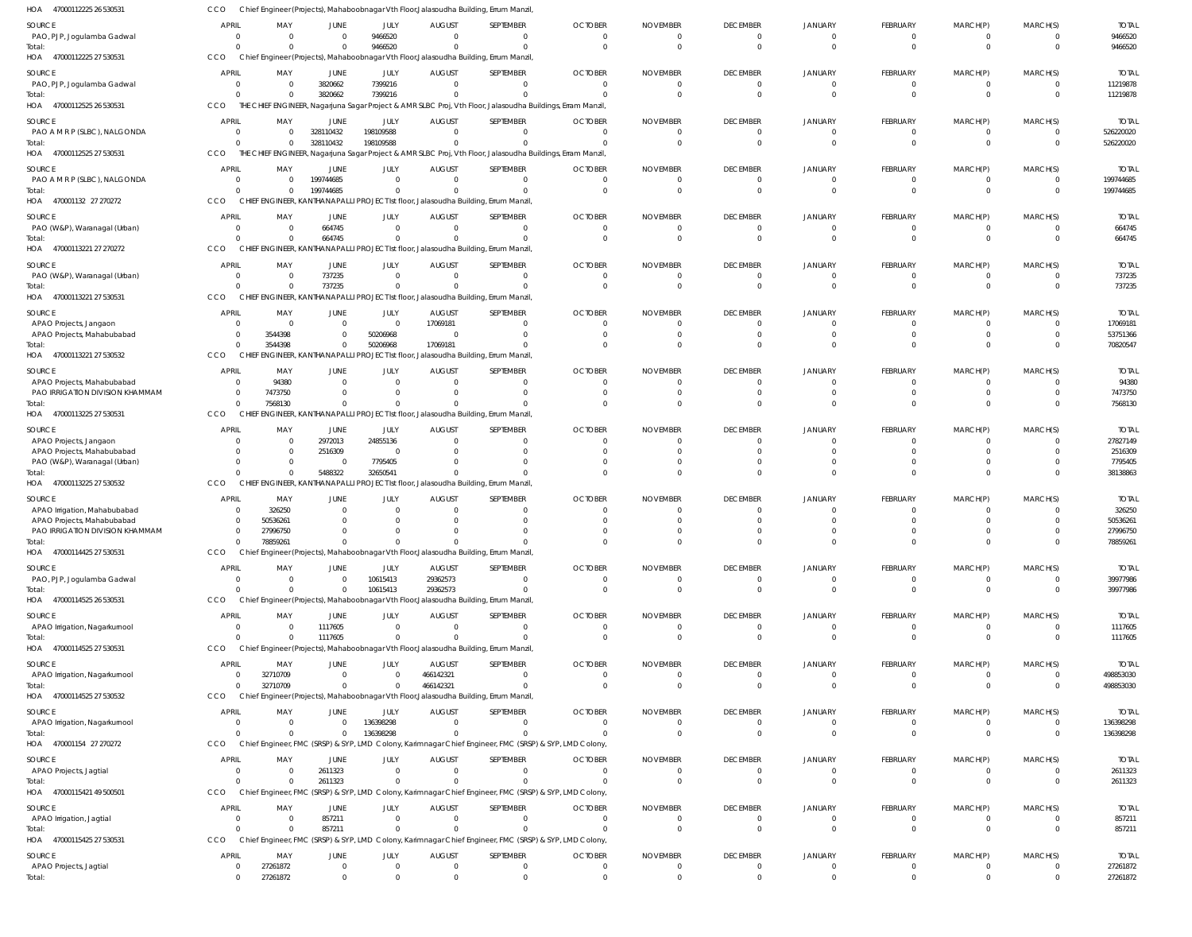HOA 470001122252 6530531 CCO Chief Engineer(Projects), Mahaboobnagar Vth Floor,Jalasoudha Building, Errum Manzil,

| SOURCE | APRIL | MAY | JUNE | JULY | AUGUST | SEPTEMBER | OCTOBER | NOVEMBER | DECEMBER | JANUARY | FEBRUARY | MARCH(P) | MARCH(S) | TOTAL |
|---|---|---|---|---|---|---|---|---|---|---|---|---|---|---|
| PAO, PJP, Jogulamba Gadwal | 0 | 0 | 0 | 9466520 | 0 | 0 | 0 | 0 | 0 | 0 | 0 | 0 | 0 | 9466520 |
| Total: | 0 | 0 | 0 | 9466520 | 0 | 0 | 0 | 0 | 0 | 0 | 0 | 0 | 0 | 9466520 |

HOA 470001122252 7530531 CCO Chief Engineer(Projects), Mahaboobnagar Vth Floor,Jalasoudha Building, Errum Manzil,

| SOURCE | APRIL | MAY | JUNE | JULY | AUGUST | SEPTEMBER | OCTOBER | NOVEMBER | DECEMBER | JANUARY | FEBRUARY | MARCH(P) | MARCH(S) | TOTAL |
|---|---|---|---|---|---|---|---|---|---|---|---|---|---|---|
| PAO, PJP, Jogulamba Gadwal | 0 | 0 | 3820662 | 7399216 | 0 | 0 | 0 | 0 | 0 | 0 | 0 | 0 | 0 | 11219878 |
| Total: | 0 | 0 | 3820662 | 7399216 | 0 | 0 | 0 | 0 | 0 | 0 | 0 | 0 | 0 | 11219878 |

HOA 470001125252 6530531 CCO THE CHIEF ENGINEER, Nagarjuna Sagar Project & AMR SLBC Proj, Vth Floor, Jalasoudha Buildings, Erram Manzil,

| SOURCE | APRIL | MAY | JUNE | JULY | AUGUST | SEPTEMBER | OCTOBER | NOVEMBER | DECEMBER | JANUARY | FEBRUARY | MARCH(P) | MARCH(S) | TOTAL |
|---|---|---|---|---|---|---|---|---|---|---|---|---|---|---|
| PAO A M R P (SLBC), NALGONDA | 0 | 0 | 328110432 | 198109588 | 0 | 0 | 0 | 0 | 0 | 0 | 0 | 0 | 0 | 526220020 |
| Total: | 0 | 0 | 328110432 | 198109588 | 0 | 0 | 0 | 0 | 0 | 0 | 0 | 0 | 0 | 526220020 |

HOA 470001125252 7530531 CCO THE CHIEF ENGINEER, Nagarjuna Sagar Project & AMR SLBC Proj, Vth Floor, Jalasoudha Buildings, Erram Manzil,

| SOURCE | APRIL | MAY | JUNE | JULY | AUGUST | SEPTEMBER | OCTOBER | NOVEMBER | DECEMBER | JANUARY | FEBRUARY | MARCH(P) | MARCH(S) | TOTAL |
|---|---|---|---|---|---|---|---|---|---|---|---|---|---|---|
| PAO A M R P (SLBC), NALGONDA | 0 | 0 | 199744685 | 0 | 0 | 0 | 0 | 0 | 0 | 0 | 0 | 0 | 0 | 199744685 |
| Total: | 0 | 0 | 199744685 | 0 | 0 | 0 | 0 | 0 | 0 | 0 | 0 | 0 | 0 | 199744685 |

HOA 470001132 27 270272 CCO CHIEF ENGINEER, KANTHANAPALLI PROJECT Ist floor, Jalasoudha Building, Errum Manzil,

| SOURCE | APRIL | MAY | JUNE | JULY | AUGUST | SEPTEMBER | OCTOBER | NOVEMBER | DECEMBER | JANUARY | FEBRUARY | MARCH(P) | MARCH(S) | TOTAL |
|---|---|---|---|---|---|---|---|---|---|---|---|---|---|---|
| PAO (W&P), Waranagal (Urban) | 0 | 0 | 664745 | 0 | 0 | 0 | 0 | 0 | 0 | 0 | 0 | 0 | 0 | 664745 |
| Total: | 0 | 0 | 664745 | 0 | 0 | 0 | 0 | 0 | 0 | 0 | 0 | 0 | 0 | 664745 |

HOA 470001132212 7270272 CCO CHIEF ENGINEER, KANTHANAPALLI PROJECT Ist floor, Jalasoudha Building, Errum Manzil,

| SOURCE | APRIL | MAY | JUNE | JULY | AUGUST | SEPTEMBER | OCTOBER | NOVEMBER | DECEMBER | JANUARY | FEBRUARY | MARCH(P) | MARCH(S) | TOTAL |
|---|---|---|---|---|---|---|---|---|---|---|---|---|---|---|
| PAO (W&P), Waranagal (Urban) | 0 | 0 | 737235 | 0 | 0 | 0 | 0 | 0 | 0 | 0 | 0 | 0 | 0 | 737235 |
| Total: | 0 | 0 | 737235 | 0 | 0 | 0 | 0 | 0 | 0 | 0 | 0 | 0 | 0 | 737235 |

HOA 470001132212 7530531 CCO CHIEF ENGINEER, KANTHANAPALLI PROJECT Ist floor, Jalasoudha Building, Errum Manzil,

| SOURCE | APRIL | MAY | JUNE | JULY | AUGUST | SEPTEMBER | OCTOBER | NOVEMBER | DECEMBER | JANUARY | FEBRUARY | MARCH(P) | MARCH(S) | TOTAL |
|---|---|---|---|---|---|---|---|---|---|---|---|---|---|---|
| APAO Projects, Jangaon | 0 | 0 | 0 | 0 | 17069181 | 0 | 0 | 0 | 0 | 0 | 0 | 0 | 0 | 17069181 |
| APAO Projects, Mahabubabad | 0 | 3544398 | 0 | 50206968 | 0 | 0 | 0 | 0 | 0 | 0 | 0 | 0 | 0 | 53751366 |
| Total: | 0 | 3544398 | 0 | 50206968 | 17069181 | 0 | 0 | 0 | 0 | 0 | 0 | 0 | 0 | 70820547 |

HOA 470001132212 7530532 CCO CHIEF ENGINEER, KANTHANAPALLI PROJECT Ist floor, Jalasoudha Building, Errum Manzil,

| SOURCE | APRIL | MAY | JUNE | JULY | AUGUST | SEPTEMBER | OCTOBER | NOVEMBER | DECEMBER | JANUARY | FEBRUARY | MARCH(P) | MARCH(S) | TOTAL |
|---|---|---|---|---|---|---|---|---|---|---|---|---|---|---|
| APAO Projects, Mahabubabad | 0 | 94380 | 0 | 0 | 0 | 0 | 0 | 0 | 0 | 0 | 0 | 0 | 0 | 94380 |
| PAO IRRIGATION DIVISION KHAMMAM | 0 | 7473750 | 0 | 0 | 0 | 0 | 0 | 0 | 0 | 0 | 0 | 0 | 0 | 7473750 |
| Total: | 0 | 7568130 | 0 | 0 | 0 | 0 | 0 | 0 | 0 | 0 | 0 | 0 | 0 | 7568130 |

HOA 470001132252 7530531 CCO CHIEF ENGINEER, KANTHANAPALLI PROJECT Ist floor, Jalasoudha Building, Errum Manzil,

| SOURCE | APRIL | MAY | JUNE | JULY | AUGUST | SEPTEMBER | OCTOBER | NOVEMBER | DECEMBER | JANUARY | FEBRUARY | MARCH(P) | MARCH(S) | TOTAL |
|---|---|---|---|---|---|---|---|---|---|---|---|---|---|---|
| APAO Projects, Jangaon | 0 | 0 | 2972013 | 24855136 | 0 | 0 | 0 | 0 | 0 | 0 | 0 | 0 | 0 | 27827149 |
| APAO Projects, Mahabubabad | 0 | 0 | 2516309 | 0 | 0 | 0 | 0 | 0 | 0 | 0 | 0 | 0 | 0 | 2516309 |
| PAO (W&P), Waranagal (Urban) | 0 | 0 | 0 | 7795405 | 0 | 0 | 0 | 0 | 0 | 0 | 0 | 0 | 0 | 7795405 |
| Total: | 0 | 0 | 5488322 | 32650541 | 0 | 0 | 0 | 0 | 0 | 0 | 0 | 0 | 0 | 38138863 |

HOA 470001132252 7530532 CCO CHIEF ENGINEER, KANTHANAPALLI PROJECT Ist floor, Jalasoudha Building, Errum Manzil,

| SOURCE | APRIL | MAY | JUNE | JULY | AUGUST | SEPTEMBER | OCTOBER | NOVEMBER | DECEMBER | JANUARY | FEBRUARY | MARCH(P) | MARCH(S) | TOTAL |
|---|---|---|---|---|---|---|---|---|---|---|---|---|---|---|
| APAO Irrigation, Mahabubabad | 0 | 326250 | 0 | 0 | 0 | 0 | 0 | 0 | 0 | 0 | 0 | 0 | 0 | 326250 |
| APAO Projects, Mahabubabad | 0 | 50536261 | 0 | 0 | 0 | 0 | 0 | 0 | 0 | 0 | 0 | 0 | 0 | 50536261 |
| PAO IRRIGATION DIVISION KHAMMAM | 0 | 27996750 | 0 | 0 | 0 | 0 | 0 | 0 | 0 | 0 | 0 | 0 | 0 | 27996750 |
| Total: | 0 | 78859261 | 0 | 0 | 0 | 0 | 0 | 0 | 0 | 0 | 0 | 0 | 0 | 78859261 |

HOA 470001144252 7530531 CCO Chief Engineer(Projects), Mahaboobnagar Vth Floor,Jalasoudha Building, Errum Manzil,

| SOURCE | APRIL | MAY | JUNE | JULY | AUGUST | SEPTEMBER | OCTOBER | NOVEMBER | DECEMBER | JANUARY | FEBRUARY | MARCH(P) | MARCH(S) | TOTAL |
|---|---|---|---|---|---|---|---|---|---|---|---|---|---|---|
| PAO, PJP, Jogulamba Gadwal | 0 | 0 | 0 | 10615413 | 29362573 | 0 | 0 | 0 | 0 | 0 | 0 | 0 | 0 | 39977986 |
| Total: | 0 | 0 | 0 | 10615413 | 29362573 | 0 | 0 | 0 | 0 | 0 | 0 | 0 | 0 | 39977986 |

HOA 470001145252 6530531 CCO Chief Engineer(Projects), Mahaboobnagar Vth Floor,Jalasoudha Building, Errum Manzil,

| SOURCE | APRIL | MAY | JUNE | JULY | AUGUST | SEPTEMBER | OCTOBER | NOVEMBER | DECEMBER | JANUARY | FEBRUARY | MARCH(P) | MARCH(S) | TOTAL |
|---|---|---|---|---|---|---|---|---|---|---|---|---|---|---|
| APAO Irrigation, Nagarkurnool | 0 | 0 | 1117605 | 0 | 0 | 0 | 0 | 0 | 0 | 0 | 0 | 0 | 0 | 1117605 |
| Total: | 0 | 0 | 1117605 | 0 | 0 | 0 | 0 | 0 | 0 | 0 | 0 | 0 | 0 | 1117605 |

HOA 470001145252 7530531 CCO Chief Engineer(Projects), Mahaboobnagar Vth Floor,Jalasoudha Building, Errum Manzil,

| SOURCE | APRIL | MAY | JUNE | JULY | AUGUST | SEPTEMBER | OCTOBER | NOVEMBER | DECEMBER | JANUARY | FEBRUARY | MARCH(P) | MARCH(S) | TOTAL |
|---|---|---|---|---|---|---|---|---|---|---|---|---|---|---|
| APAO Irrigation, Nagarkurnool | 0 | 32710709 | 0 | 0 | 466142321 | 0 | 0 | 0 | 0 | 0 | 0 | 0 | 0 | 498853030 |
| Total: | 0 | 32710709 | 0 | 0 | 466142321 | 0 | 0 | 0 | 0 | 0 | 0 | 0 | 0 | 498853030 |

HOA 470001145252 7530532 CCO Chief Engineer(Projects), Mahaboobnagar Vth Floor,Jalasoudha Building, Errum Manzil,

| SOURCE | APRIL | MAY | JUNE | JULY | AUGUST | SEPTEMBER | OCTOBER | NOVEMBER | DECEMBER | JANUARY | FEBRUARY | MARCH(P) | MARCH(S) | TOTAL |
|---|---|---|---|---|---|---|---|---|---|---|---|---|---|---|
| APAO Irrigation, Nagarkurnool | 0 | 0 | 0 | 136398298 | 0 | 0 | 0 | 0 | 0 | 0 | 0 | 0 | 0 | 136398298 |
| Total: | 0 | 0 | 0 | 136398298 | 0 | 0 | 0 | 0 | 0 | 0 | 0 | 0 | 0 | 136398298 |

HOA 470001154 27 270272 CCO Chief Engineer, FMC (SRSP) & SYP, LMD Colony, Karimnagar Chief Engineer, FMC (SRSP) & SYP, LMD Colony,

| SOURCE | APRIL | MAY | JUNE | JULY | AUGUST | SEPTEMBER | OCTOBER | NOVEMBER | DECEMBER | JANUARY | FEBRUARY | MARCH(P) | MARCH(S) | TOTAL |
|---|---|---|---|---|---|---|---|---|---|---|---|---|---|---|
| APAO Projects, Jagtial | 0 | 0 | 2611323 | 0 | 0 | 0 | 0 | 0 | 0 | 0 | 0 | 0 | 0 | 2611323 |
| Total: | 0 | 0 | 2611323 | 0 | 0 | 0 | 0 | 0 | 0 | 0 | 0 | 0 | 0 | 2611323 |

HOA 470001154214 9500501 CCO Chief Engineer, FMC (SRSP) & SYP, LMD Colony, Karimnagar Chief Engineer, FMC (SRSP) & SYP, LMD Colony,

| SOURCE | APRIL | MAY | JUNE | JULY | AUGUST | SEPTEMBER | OCTOBER | NOVEMBER | DECEMBER | JANUARY | FEBRUARY | MARCH(P) | MARCH(S) | TOTAL |
|---|---|---|---|---|---|---|---|---|---|---|---|---|---|---|
| APAO Irrigation, Jagtial | 0 | 0 | 857211 | 0 | 0 | 0 | 0 | 0 | 0 | 0 | 0 | 0 | 0 | 857211 |
| Total: | 0 | 0 | 857211 | 0 | 0 | 0 | 0 | 0 | 0 | 0 | 0 | 0 | 0 | 857211 |

HOA 470001154252 7530531 CCO Chief Engineer, FMC (SRSP) & SYP, LMD Colony, Karimnagar Chief Engineer, FMC (SRSP) & SYP, LMD Colony,

| SOURCE | APRIL | MAY | JUNE | JULY | AUGUST | SEPTEMBER | OCTOBER | NOVEMBER | DECEMBER | JANUARY | FEBRUARY | MARCH(P) | MARCH(S) | TOTAL |
|---|---|---|---|---|---|---|---|---|---|---|---|---|---|---|
| APAO Projects, Jagtial | 0 | 27261872 | 0 | 0 | 0 | 0 | 0 | 0 | 0 | 0 | 0 | 0 | 0 | 27261872 |
| Total: | 0 | 27261872 | 0 | 0 | 0 | 0 | 0 | 0 | 0 | 0 | 0 | 0 | 0 | 27261872 |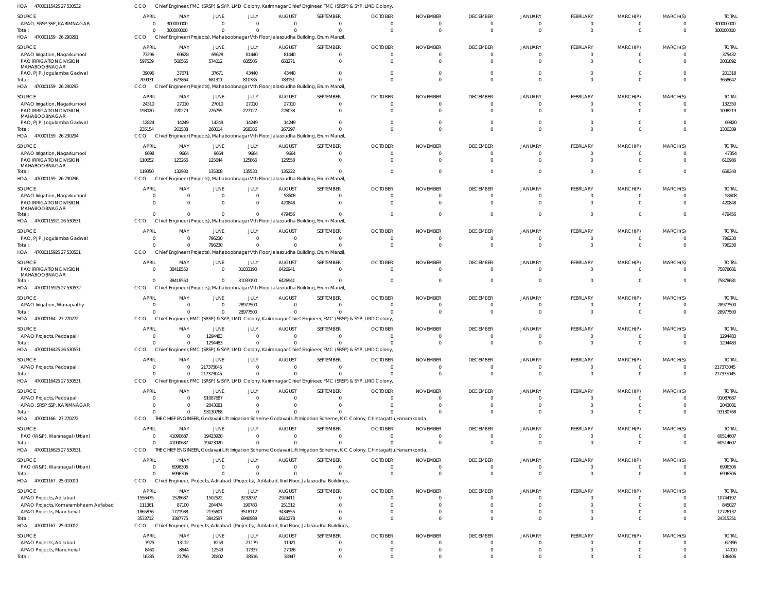HOA 47000115425 27 530532 CCO Chief Engineer, FMC (SRSP) & SYP, LMD Colony, Karimnagar Chief Engineer, FMC (SRSP) & SYP, LMD Colony,

| SOURCE | APRIL | MAY | JUNE | JULY | AUGUST | SEPTEMBER | OCTOBER | NOVEMBER | DECEMBER | JANUARY | FEBRUARY | MARCH(P) | MARCH(S) | TOTAL |
|---|---|---|---|---|---|---|---|---|---|---|---|---|---|---|
| APAO, SRSP SSP, KARIMNAGAR | 0 | 300000000 | 0 | 0 | 0 | 0 | 0 | 0 | 0 | 0 | 0 | 0 | 0 | 300000000 |
| Total: | 0 | 300000000 | 0 | 0 | 0 | 0 | 0 | 0 | 0 | 0 | 0 | 0 | 0 | 300000000 |

HOA 470001159 26 290291 CCO Chief Engineer(Projects), Mahaboobnagar Vth Floor, Jalasoudha Building, Errum Manzil,

| SOURCE | APRIL | MAY | JUNE | JULY | AUGUST | SEPTEMBER | OCTOBER | NOVEMBER | DECEMBER | JANUARY | FEBRUARY | MARCH(P) | MARCH(S) | TOTAL |
|---|---|---|---|---|---|---|---|---|---|---|---|---|---|---|
| APAO Irrigation, Nagarkurnool | 73296 | 69628 | 69628 | 81440 | 81440 | 0 | 0 | 0 | 0 | 0 | 0 | 0 | 0 | 375432 |
| PAO IRRIGATION DIVISION, MAHABOOBNAGAR | 597539 | 566565 | 574012 | 685505 | 658271 | 0 | 0 | 0 | 0 | 0 | 0 | 0 | 0 | 3081892 |
| PAO, PJP, Jogulamba Gadwal | 39096 | 37671 | 37671 | 43440 | 43440 | 0 | 0 | 0 | 0 | 0 | 0 | 0 | 0 | 201318 |
| Total: | 709931 | 673864 | 681311 | 810385 | 783151 | 0 | 0 | 0 | 0 | 0 | 0 | 0 | 0 | 3658642 |

HOA 470001159 26 290293 CCO Chief Engineer(Projects), Mahaboobnagar Vth Floor, Jalasoudha Building, Errum Manzil,

| SOURCE | APRIL | MAY | JUNE | JULY | AUGUST | SEPTEMBER | OCTOBER | NOVEMBER | DECEMBER | JANUARY | FEBRUARY | MARCH(P) | MARCH(S) | TOTAL |
|---|---|---|---|---|---|---|---|---|---|---|---|---|---|---|
| APAO Irrigation, Nagarkurnool | 24310 | 27010 | 27010 | 27010 | 27010 | 0 | 0 | 0 | 0 | 0 | 0 | 0 | 0 | 132350 |
| PAO IRRIGATION DIVISION, MAHABOOBNAGAR | 198020 | 220279 | 226755 | 227127 | 226038 | 0 | 0 | 0 | 0 | 0 | 0 | 0 | 0 | 1098219 |
| PAO, PJP, Jogulamba Gadwal | 12824 | 14249 | 14249 | 14249 | 14249 | 0 | 0 | 0 | 0 | 0 | 0 | 0 | 0 | 69820 |
| Total: | 235154 | 261538 | 268014 | 268386 | 267297 | 0 | 0 | 0 | 0 | 0 | 0 | 0 | 0 | 1300389 |

HOA 470001159 26 290294 CCO Chief Engineer(Projects), Mahaboobnagar Vth Floor, Jalasoudha Building, Errum Manzil,

| SOURCE | APRIL | MAY | JUNE | JULY | AUGUST | SEPTEMBER | OCTOBER | NOVEMBER | DECEMBER | JANUARY | FEBRUARY | MARCH(P) | MARCH(S) | TOTAL |
|---|---|---|---|---|---|---|---|---|---|---|---|---|---|---|
| APAO Irrigation, Nagarkurnool | 8698 | 9664 | 9664 | 9664 | 9664 | 0 | 0 | 0 | 0 | 0 | 0 | 0 | 0 | 47354 |
| PAO IRRIGATION DIVISION, MAHABOOBNAGAR | 110652 | 123266 | 125644 | 125866 | 125558 | 0 | 0 | 0 | 0 | 0 | 0 | 0 | 0 | 610986 |
| Total: | 119350 | 132930 | 135308 | 135530 | 135222 | 0 | 0 | 0 | 0 | 0 | 0 | 0 | 0 | 658340 |

HOA 470001159 26 290296 CCO Chief Engineer(Projects), Mahaboobnagar Vth Floor, Jalasoudha Building, Errum Manzil,

| SOURCE | APRIL | MAY | JUNE | JULY | AUGUST | SEPTEMBER | OCTOBER | NOVEMBER | DECEMBER | JANUARY | FEBRUARY | MARCH(P) | MARCH(S) | TOTAL |
|---|---|---|---|---|---|---|---|---|---|---|---|---|---|---|
| APAO Irrigation, Nagarkurnool | 0 | 0 | 0 | 0 | 58608 | 0 | 0 | 0 | 0 | 0 | 0 | 0 | 0 | 58608 |
| PAO IRRIGATION DIVISION, MAHABOOBNAGAR | 0 | 0 | 0 | 0 | 420848 | 0 | 0 | 0 | 0 | 0 | 0 | 0 | 0 | 420848 |
| Total: | 0 | 0 | 0 | 0 | 479456 | 0 | 0 | 0 | 0 | 0 | 0 | 0 | 0 | 479456 |

HOA 47000115921 26 530531 CCO Chief Engineer(Projects), Mahaboobnagar Vth Floor, Jalasoudha Building, Errum Manzil,

| SOURCE | APRIL | MAY | JUNE | JULY | AUGUST | SEPTEMBER | OCTOBER | NOVEMBER | DECEMBER | JANUARY | FEBRUARY | MARCH(P) | MARCH(S) | TOTAL |
|---|---|---|---|---|---|---|---|---|---|---|---|---|---|---|
| PAO, PJP, Jogulamba Gadwal | 0 | 0 | 796230 | 0 | 0 | 0 | 0 | 0 | 0 | 0 | 0 | 0 | 0 | 796230 |
| Total: | 0 | 0 | 796230 | 0 | 0 | 0 | 0 | 0 | 0 | 0 | 0 | 0 | 0 | 796230 |

HOA 47000115925 27 530531 CCO Chief Engineer(Projects), Mahaboobnagar Vth Floor, Jalasoudha Building, Errum Manzil,

| SOURCE | APRIL | MAY | JUNE | JULY | AUGUST | SEPTEMBER | OCTOBER | NOVEMBER | DECEMBER | JANUARY | FEBRUARY | MARCH(P) | MARCH(S) | TOTAL |
|---|---|---|---|---|---|---|---|---|---|---|---|---|---|---|
| PAO IRRIGATION DIVISION, MAHABOOBNAGAR | 0 | 38418550 | 0 | 31033190 | 6426941 | 0 | 0 | 0 | 0 | 0 | 0 | 0 | 0 | 75878681 |
| Total: | 0 | 38418550 | 0 | 31033190 | 6426941 | 0 | 0 | 0 | 0 | 0 | 0 | 0 | 0 | 75878681 |

HOA 47000115925 27 530532 CCO Chief Engineer(Projects), Mahaboobnagar Vth Floor, Jalasoudha Building, Errum Manzil,

| SOURCE | APRIL | MAY | JUNE | JULY | AUGUST | SEPTEMBER | OCTOBER | NOVEMBER | DECEMBER | JANUARY | FEBRUARY | MARCH(P) | MARCH(S) | TOTAL |
|---|---|---|---|---|---|---|---|---|---|---|---|---|---|---|
| APAO Irrigation, Wanaparthy | 0 | 0 | 0 | 28977500 | 0 | 0 | 0 | 0 | 0 | 0 | 0 | 0 | 0 | 28977500 |
| Total: | 0 | 0 | 0 | 28977500 | 0 | 0 | 0 | 0 | 0 | 0 | 0 | 0 | 0 | 28977500 |

HOA 470001164 27 270272 CCO Chief Engineer, FMC (SRSP) & SYP, LMD Colony, Karimnagar Chief Engineer, FMC (SRSP) & SYP, LMD Colony,

| SOURCE | APRIL | MAY | JUNE | JULY | AUGUST | SEPTEMBER | OCTOBER | NOVEMBER | DECEMBER | JANUARY | FEBRUARY | MARCH(P) | MARCH(S) | TOTAL |
|---|---|---|---|---|---|---|---|---|---|---|---|---|---|---|
| APAO Projects, Peddapalli | 0 | 0 | 1294483 | 0 | 0 | 0 | 0 | 0 | 0 | 0 | 0 | 0 | 0 | 1294483 |
| Total: | 0 | 0 | 1294483 | 0 | 0 | 0 | 0 | 0 | 0 | 0 | 0 | 0 | 0 | 1294483 |

HOA 47000116425 26 530531 CCO Chief Engineer, FMC (SRSP) & SYP, LMD Colony, Karimnagar Chief Engineer, FMC (SRSP) & SYP, LMD Colony,

| SOURCE | APRIL | MAY | JUNE | JULY | AUGUST | SEPTEMBER | OCTOBER | NOVEMBER | DECEMBER | JANUARY | FEBRUARY | MARCH(P) | MARCH(S) | TOTAL |
|---|---|---|---|---|---|---|---|---|---|---|---|---|---|---|
| APAO Projects, Peddapalli | 0 | 0 | 217373045 | 0 | 0 | 0 | 0 | 0 | 0 | 0 | 0 | 0 | 0 | 217373045 |
| Total: | 0 | 0 | 217373045 | 0 | 0 | 0 | 0 | 0 | 0 | 0 | 0 | 0 | 0 | 217373045 |

HOA 47000116425 27 530531 CCO Chief Engineer, FMC (SRSP) & SYP, LMD Colony, Karimnagar Chief Engineer, FMC (SRSP) & SYP, LMD Colony,

| SOURCE | APRIL | MAY | JUNE | JULY | AUGUST | SEPTEMBER | OCTOBER | NOVEMBER | DECEMBER | JANUARY | FEBRUARY | MARCH(P) | MARCH(S) | TOTAL |
|---|---|---|---|---|---|---|---|---|---|---|---|---|---|---|
| APAO Projects, Peddapalli | 0 | 0 | 91087687 | 0 | 0 | 0 | 0 | 0 | 0 | 0 | 0 | 0 | 0 | 91087687 |
| APAO, SRSP SSP, KARIMNAGAR | 0 | 0 | 2043081 | 0 | 0 | 0 | 0 | 0 | 0 | 0 | 0 | 0 | 0 | 2043081 |
| Total: | 0 | 0 | 93130768 | 0 | 0 | 0 | 0 | 0 | 0 | 0 | 0 | 0 | 0 | 93130768 |

HOA 470001166 27 270272 CCO THE CHIEF ENGINEER, Godavari Lift Irrigation Scheme Godavari Lift Irrigation Scheme, K C Colony, Chintagattu, Hanamkonda,

| SOURCE | APRIL | MAY | JUNE | JULY | AUGUST | SEPTEMBER | OCTOBER | NOVEMBER | DECEMBER | JANUARY | FEBRUARY | MARCH(P) | MARCH(S) | TOTAL |
|---|---|---|---|---|---|---|---|---|---|---|---|---|---|---|
| PAO (W&P), Waranagal (Urban) | 0 | 41090687 | 19423920 | 0 | 0 | 0 | 0 | 0 | 0 | 0 | 0 | 0 | 0 | 60514607 |
| Total: | 0 | 41090687 | 19423920 | 0 | 0 | 0 | 0 | 0 | 0 | 0 | 0 | 0 | 0 | 60514607 |

HOA 47000116625 27 530531 CCO THE CHIEF ENGINEER, Godavari Lift Irrigation Scheme Godavari Lift Irrigation Scheme, K C Colony, Chintagattu, Hanamkonda,

| SOURCE | APRIL | MAY | JUNE | JULY | AUGUST | SEPTEMBER | OCTOBER | NOVEMBER | DECEMBER | JANUARY | FEBRUARY | MARCH(P) | MARCH(S) | TOTAL |
|---|---|---|---|---|---|---|---|---|---|---|---|---|---|---|
| PAO (W&P), Waranagal (Urban) | 0 | 6996306 | 0 | 0 | 0 | 0 | 0 | 0 | 0 | 0 | 0 | 0 | 0 | 6996306 |
| Total: | 0 | 6996306 | 0 | 0 | 0 | 0 | 0 | 0 | 0 | 0 | 0 | 0 | 0 | 6996306 |

HOA 470001167 25 010011 CCO Chief Engineer, Projects, Adilabad (Projects), Adilabad, IInd Floor, Jalasoudha Buildings,

| SOURCE | APRIL | MAY | JUNE | JULY | AUGUST | SEPTEMBER | OCTOBER | NOVEMBER | DECEMBER | JANUARY | FEBRUARY | MARCH(P) | MARCH(S) | TOTAL |
|---|---|---|---|---|---|---|---|---|---|---|---|---|---|---|
| APAO Projects, Adilabad | 1556475 | 1528687 | 1502522 | 3232097 | 2924411 | 0 | 0 | 0 | 0 | 0 | 0 | 0 | 0 | 10744192 |
| APAO Projects, Komarambheem Asifabad | 111361 | 87100 | 204474 | 190780 | 251312 | 0 | 0 | 0 | 0 | 0 | 0 | 0 | 0 | 845027 |
| APAO Projects, Mancherial | 1865876 | 1771988 | 2135601 | 3518112 | 3434555 | 0 | 0 | 0 | 0 | 0 | 0 | 0 | 0 | 12726132 |
| Total: | 3533712 | 3387775 | 3842597 | 6940989 | 6610278 | 0 | 0 | 0 | 0 | 0 | 0 | 0 | 0 | 24315351 |

HOA 470001167 25 010012 CCO Chief Engineer, Projects, Adilabad (Projects), Adilabad, IInd Floor, Jalasoudha Buildings,

| SOURCE | APRIL | MAY | JUNE | JULY | AUGUST | SEPTEMBER | OCTOBER | NOVEMBER | DECEMBER | JANUARY | FEBRUARY | MARCH(P) | MARCH(S) | TOTAL |
|---|---|---|---|---|---|---|---|---|---|---|---|---|---|---|
| APAO Projects, Adilabad | 7925 | 13112 | 8259 | 21179 | 11921 | 0 | 0 | 0 | 0 | 0 | 0 | 0 | 0 | 62396 |
| APAO Projects, Mancherial | 8460 | 8644 | 12543 | 17337 | 27026 | 0 | 0 | 0 | 0 | 0 | 0 | 0 | 0 | 74010 |
| Total: | 16385 | 21756 | 20802 | 38516 | 38947 | 0 | 0 | 0 | 0 | 0 | 0 | 0 | 0 | 136406 |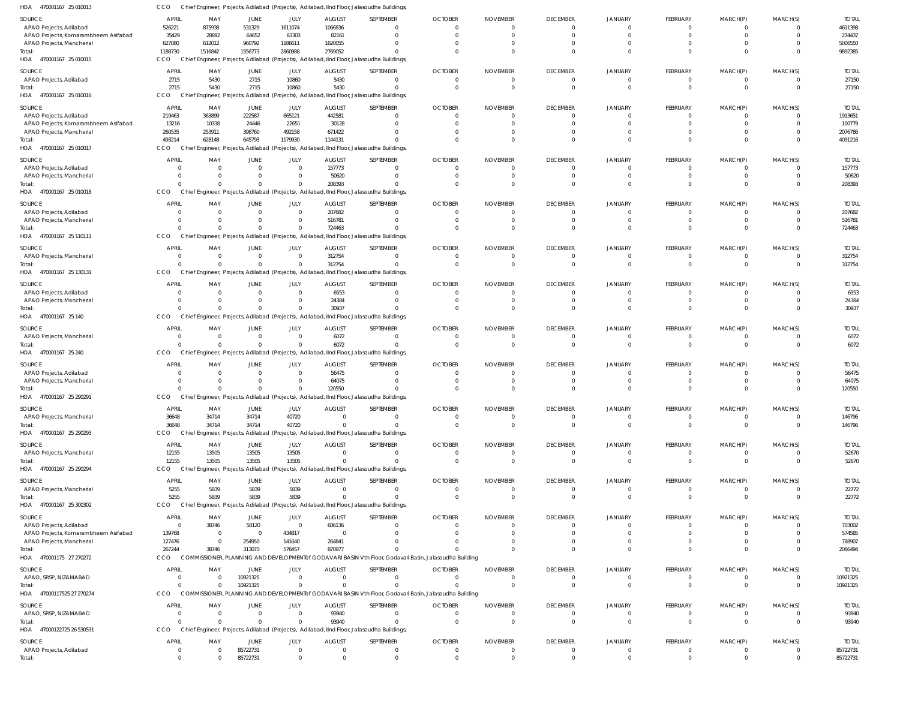HOA 470001167 25 010013 CCO Chief Engineer, Projects, Adilabad (Projects), Adilabad, IInd Floor, Jalasoudha Buildings,

| SOURCE | APRIL | MAY | JUNE | JULY | AUGUST | SEPTEMBER | OCTOBER | NOVEMBER | DECEMBER | JANUARY | FEBRUARY | MARCH(P) | MARCH(S) | TOTAL |
|---|---|---|---|---|---|---|---|---|---|---|---|---|---|---|
| APAO Projects, Adilabad | 526221 | 875938 | 531329 | 1611074 | 1066836 | 0 | 0 | 0 | 0 | 0 | 0 | 0 | 0 | 4611398 |
| APAO Projects, Komarambheem Asifabad | 35429 | 28892 | 64652 | 63303 | 82161 | 0 | 0 | 0 | 0 | 0 | 0 | 0 | 0 | 274437 |
| APAO Projects, Mancherial | 627080 | 612012 | 960792 | 1186611 | 1620055 | 0 | 0 | 0 | 0 | 0 | 0 | 0 | 0 | 5006550 |
| Total: | 1188730 | 1516842 | 1556773 | 2860988 | 2769052 | 0 | 0 | 0 | 0 | 0 | 0 | 0 | 0 | 9892385 |

HOA 470001167 25 010015 CCO Chief Engineer, Projects, Adilabad (Projects), Adilabad, IInd Floor, Jalasoudha Buildings,

| SOURCE | APRIL | MAY | JUNE | JULY | AUGUST | SEPTEMBER | OCTOBER | NOVEMBER | DECEMBER | JANUARY | FEBRUARY | MARCH(P) | MARCH(S) | TOTAL |
|---|---|---|---|---|---|---|---|---|---|---|---|---|---|---|
| APAO Projects, Adilabad | 2715 | 5430 | 2715 | 10860 | 5430 | 0 | 0 | 0 | 0 | 0 | 0 | 0 | 0 | 27150 |
| Total: | 2715 | 5430 | 2715 | 10860 | 5430 | 0 | 0 | 0 | 0 | 0 | 0 | 0 | 0 | 27150 |

HOA 470001167 25 010016 CCO Chief Engineer, Projects, Adilabad (Projects), Adilabad, IInd Floor, Jalasoudha Buildings,

| SOURCE | APRIL | MAY | JUNE | JULY | AUGUST | SEPTEMBER | OCTOBER | NOVEMBER | DECEMBER | JANUARY | FEBRUARY | MARCH(P) | MARCH(S) | TOTAL |
|---|---|---|---|---|---|---|---|---|---|---|---|---|---|---|
| APAO Projects, Adilabad | 219463 | 363899 | 222587 | 665121 | 442581 | 0 | 0 | 0 | 0 | 0 | 0 | 0 | 0 | 1913651 |
| APAO Projects, Komarambheem Asifabad | 13216 | 10338 | 24446 | 22651 | 30128 | 0 | 0 | 0 | 0 | 0 | 0 | 0 | 0 | 100779 |
| APAO Projects, Mancherial | 260535 | 253911 | 398760 | 492158 | 671422 | 0 | 0 | 0 | 0 | 0 | 0 | 0 | 0 | 2076786 |
| Total: | 493214 | 628148 | 645793 | 1179930 | 1144131 | 0 | 0 | 0 | 0 | 0 | 0 | 0 | 0 | 4091216 |

HOA 470001167 25 010017 CCO Chief Engineer, Projects, Adilabad (Projects), Adilabad, IInd Floor, Jalasoudha Buildings,

| SOURCE | APRIL | MAY | JUNE | JULY | AUGUST | SEPTEMBER | OCTOBER | NOVEMBER | DECEMBER | JANUARY | FEBRUARY | MARCH(P) | MARCH(S) | TOTAL |
|---|---|---|---|---|---|---|---|---|---|---|---|---|---|---|
| APAO Projects, Adilabad | 0 | 0 | 0 | 0 | 157773 | 0 | 0 | 0 | 0 | 0 | 0 | 0 | 0 | 157773 |
| APAO Projects, Mancherial | 0 | 0 | 0 | 0 | 50620 | 0 | 0 | 0 | 0 | 0 | 0 | 0 | 0 | 50620 |
| Total: | 0 | 0 | 0 | 0 | 208393 | 0 | 0 | 0 | 0 | 0 | 0 | 0 | 0 | 208393 |

HOA 470001167 25 010018 CCO Chief Engineer, Projects, Adilabad (Projects), Adilabad, IInd Floor, Jalasoudha Buildings,

| SOURCE | APRIL | MAY | JUNE | JULY | AUGUST | SEPTEMBER | OCTOBER | NOVEMBER | DECEMBER | JANUARY | FEBRUARY | MARCH(P) | MARCH(S) | TOTAL |
|---|---|---|---|---|---|---|---|---|---|---|---|---|---|---|
| APAO Projects, Adilabad | 0 | 0 | 0 | 0 | 207682 | 0 | 0 | 0 | 0 | 0 | 0 | 0 | 0 | 207682 |
| APAO Projects, Mancherial | 0 | 0 | 0 | 0 | 516781 | 0 | 0 | 0 | 0 | 0 | 0 | 0 | 0 | 516781 |
| Total: | 0 | 0 | 0 | 0 | 724463 | 0 | 0 | 0 | 0 | 0 | 0 | 0 | 0 | 724463 |

HOA 470001167 25 110111 CCO Chief Engineer, Projects, Adilabad (Projects), Adilabad, IInd Floor, Jalasoudha Buildings,

| SOURCE | APRIL | MAY | JUNE | JULY | AUGUST | SEPTEMBER | OCTOBER | NOVEMBER | DECEMBER | JANUARY | FEBRUARY | MARCH(P) | MARCH(S) | TOTAL |
|---|---|---|---|---|---|---|---|---|---|---|---|---|---|---|
| APAO Projects, Mancherial | 0 | 0 | 0 | 0 | 312754 | 0 | 0 | 0 | 0 | 0 | 0 | 0 | 0 | 312754 |
| Total: | 0 | 0 | 0 | 0 | 312754 | 0 | 0 | 0 | 0 | 0 | 0 | 0 | 0 | 312754 |

HOA 470001167 25 130131 CCO Chief Engineer, Projects, Adilabad (Projects), Adilabad, IInd Floor, Jalasoudha Buildings,

| SOURCE | APRIL | MAY | JUNE | JULY | AUGUST | SEPTEMBER | OCTOBER | NOVEMBER | DECEMBER | JANUARY | FEBRUARY | MARCH(P) | MARCH(S) | TOTAL |
|---|---|---|---|---|---|---|---|---|---|---|---|---|---|---|
| APAO Projects, Adilabad | 0 | 0 | 0 | 0 | 6553 | 0 | 0 | 0 | 0 | 0 | 0 | 0 | 0 | 6553 |
| APAO Projects, Mancherial | 0 | 0 | 0 | 0 | 24384 | 0 | 0 | 0 | 0 | 0 | 0 | 0 | 0 | 24384 |
| Total: | 0 | 0 | 0 | 0 | 30937 | 0 | 0 | 0 | 0 | 0 | 0 | 0 | 0 | 30937 |

HOA 470001167 25 140 CCO Chief Engineer, Projects, Adilabad (Projects), Adilabad, IInd Floor, Jalasoudha Buildings,

| SOURCE | APRIL | MAY | JUNE | JULY | AUGUST | SEPTEMBER | OCTOBER | NOVEMBER | DECEMBER | JANUARY | FEBRUARY | MARCH(P) | MARCH(S) | TOTAL |
|---|---|---|---|---|---|---|---|---|---|---|---|---|---|---|
| APAO Projects, Mancherial | 0 | 0 | 0 | 0 | 6072 | 0 | 0 | 0 | 0 | 0 | 0 | 0 | 0 | 6072 |
| Total: | 0 | 0 | 0 | 0 | 6072 | 0 | 0 | 0 | 0 | 0 | 0 | 0 | 0 | 6072 |

HOA 470001167 25 240 CCO Chief Engineer, Projects, Adilabad (Projects), Adilabad, IInd Floor, Jalasoudha Buildings,

| SOURCE | APRIL | MAY | JUNE | JULY | AUGUST | SEPTEMBER | OCTOBER | NOVEMBER | DECEMBER | JANUARY | FEBRUARY | MARCH(P) | MARCH(S) | TOTAL |
|---|---|---|---|---|---|---|---|---|---|---|---|---|---|---|
| APAO Projects, Adilabad | 0 | 0 | 0 | 0 | 56475 | 0 | 0 | 0 | 0 | 0 | 0 | 0 | 0 | 56475 |
| APAO Projects, Mancherial | 0 | 0 | 0 | 0 | 64075 | 0 | 0 | 0 | 0 | 0 | 0 | 0 | 0 | 64075 |
| Total: | 0 | 0 | 0 | 0 | 120550 | 0 | 0 | 0 | 0 | 0 | 0 | 0 | 0 | 120550 |

HOA 470001167 25 290291 CCO Chief Engineer, Projects, Adilabad (Projects), Adilabad, IInd Floor, Jalasoudha Buildings,

| SOURCE | APRIL | MAY | JUNE | JULY | AUGUST | SEPTEMBER | OCTOBER | NOVEMBER | DECEMBER | JANUARY | FEBRUARY | MARCH(P) | MARCH(S) | TOTAL |
|---|---|---|---|---|---|---|---|---|---|---|---|---|---|---|
| APAO Projects, Mancherial | 36648 | 34714 | 34714 | 40720 | 0 | 0 | 0 | 0 | 0 | 0 | 0 | 0 | 0 | 146796 |
| Total: | 36648 | 34714 | 34714 | 40720 | 0 | 0 | 0 | 0 | 0 | 0 | 0 | 0 | 0 | 146796 |

HOA 470001167 25 290293 CCO Chief Engineer, Projects, Adilabad (Projects), Adilabad, IInd Floor, Jalasoudha Buildings,

| SOURCE | APRIL | MAY | JUNE | JULY | AUGUST | SEPTEMBER | OCTOBER | NOVEMBER | DECEMBER | JANUARY | FEBRUARY | MARCH(P) | MARCH(S) | TOTAL |
|---|---|---|---|---|---|---|---|---|---|---|---|---|---|---|
| APAO Projects, Mancherial | 12155 | 13505 | 13505 | 13505 | 0 | 0 | 0 | 0 | 0 | 0 | 0 | 0 | 0 | 52670 |
| Total: | 12155 | 13505 | 13505 | 13505 | 0 | 0 | 0 | 0 | 0 | 0 | 0 | 0 | 0 | 52670 |

HOA 470001167 25 290294 CCO Chief Engineer, Projects, Adilabad (Projects), Adilabad, IInd Floor, Jalasoudha Buildings,

| SOURCE | APRIL | MAY | JUNE | JULY | AUGUST | SEPTEMBER | OCTOBER | NOVEMBER | DECEMBER | JANUARY | FEBRUARY | MARCH(P) | MARCH(S) | TOTAL |
|---|---|---|---|---|---|---|---|---|---|---|---|---|---|---|
| APAO Projects, Mancherial | 5255 | 5839 | 5839 | 5839 | 0 | 0 | 0 | 0 | 0 | 0 | 0 | 0 | 0 | 22772 |
| Total: | 5255 | 5839 | 5839 | 5839 | 0 | 0 | 0 | 0 | 0 | 0 | 0 | 0 | 0 | 22772 |

HOA 470001167 25 300302 CCO Chief Engineer, Projects, Adilabad (Projects), Adilabad, IInd Floor, Jalasoudha Buildings,

| SOURCE | APRIL | MAY | JUNE | JULY | AUGUST | SEPTEMBER | OCTOBER | NOVEMBER | DECEMBER | JANUARY | FEBRUARY | MARCH(P) | MARCH(S) | TOTAL |
|---|---|---|---|---|---|---|---|---|---|---|---|---|---|---|
| APAO Projects, Adilabad | 0 | 38746 | 58120 | 0 | 606136 | 0 | 0 | 0 | 0 | 0 | 0 | 0 | 0 | 703002 |
| APAO Projects, Komarambheem Asifabad | 139768 | 0 | 0 | 434817 | 0 | 0 | 0 | 0 | 0 | 0 | 0 | 0 | 0 | 574585 |
| APAO Projects, Mancherial | 127476 | 0 | 254950 | 141640 | 264841 | 0 | 0 | 0 | 0 | 0 | 0 | 0 | 0 | 788907 |
| Total: | 267244 | 38746 | 313070 | 576457 | 870977 | 0 | 0 | 0 | 0 | 0 | 0 | 0 | 0 | 2066494 |

HOA 470001175 27 270272 CCO COMMISSIONER, PLANNING AND DEVELOPMENTof GODAVARI BASIN Vth Floor, Godavari Basin, Jalasoudha Building

| SOURCE | APRIL | MAY | JUNE | JULY | AUGUST | SEPTEMBER | OCTOBER | NOVEMBER | DECEMBER | JANUARY | FEBRUARY | MARCH(P) | MARCH(S) | TOTAL |
|---|---|---|---|---|---|---|---|---|---|---|---|---|---|---|
| APAO, SRSP, NIZAMABAD | 0 | 0 | 10921325 | 0 | 0 | 0 | 0 | 0 | 0 | 0 | 0 | 0 | 0 | 10921325 |
| Total: | 0 | 0 | 10921325 | 0 | 0 | 0 | 0 | 0 | 0 | 0 | 0 | 0 | 0 | 10921325 |

HOA 47000117525 27 270274 CCO COMMISSIONER, PLANNING AND DEVELOPMENTof GODAVARI BASIN Vth Floor, Godavari Basin, Jalasoudha Building

| SOURCE | APRIL | MAY | JUNE | JULY | AUGUST | SEPTEMBER | OCTOBER | NOVEMBER | DECEMBER | JANUARY | FEBRUARY | MARCH(P) | MARCH(S) | TOTAL |
|---|---|---|---|---|---|---|---|---|---|---|---|---|---|---|
| APAO, SRSP, NIZAMABAD | 0 | 0 | 0 | 0 | 93940 | 0 | 0 | 0 | 0 | 0 | 0 | 0 | 0 | 93940 |
| Total: | 0 | 0 | 0 | 0 | 93940 | 0 | 0 | 0 | 0 | 0 | 0 | 0 | 0 | 93940 |

HOA 47000122725 26 530531 CCO Chief Engineer, Projects, Adilabad (Projects), Adilabad, IInd Floor, Jalasoudha Buildings,

| SOURCE | APRIL | MAY | JUNE | JULY | AUGUST | SEPTEMBER | OCTOBER | NOVEMBER | DECEMBER | JANUARY | FEBRUARY | MARCH(P) | MARCH(S) | TOTAL |
|---|---|---|---|---|---|---|---|---|---|---|---|---|---|---|
| APAO Projects, Adilabad | 0 | 0 | 85722731 | 0 | 0 | 0 | 0 | 0 | 0 | 0 | 0 | 0 | 0 | 85722731 |
| Total: | 0 | 0 | 85722731 | 0 | 0 | 0 | 0 | 0 | 0 | 0 | 0 | 0 | 0 | 85722731 |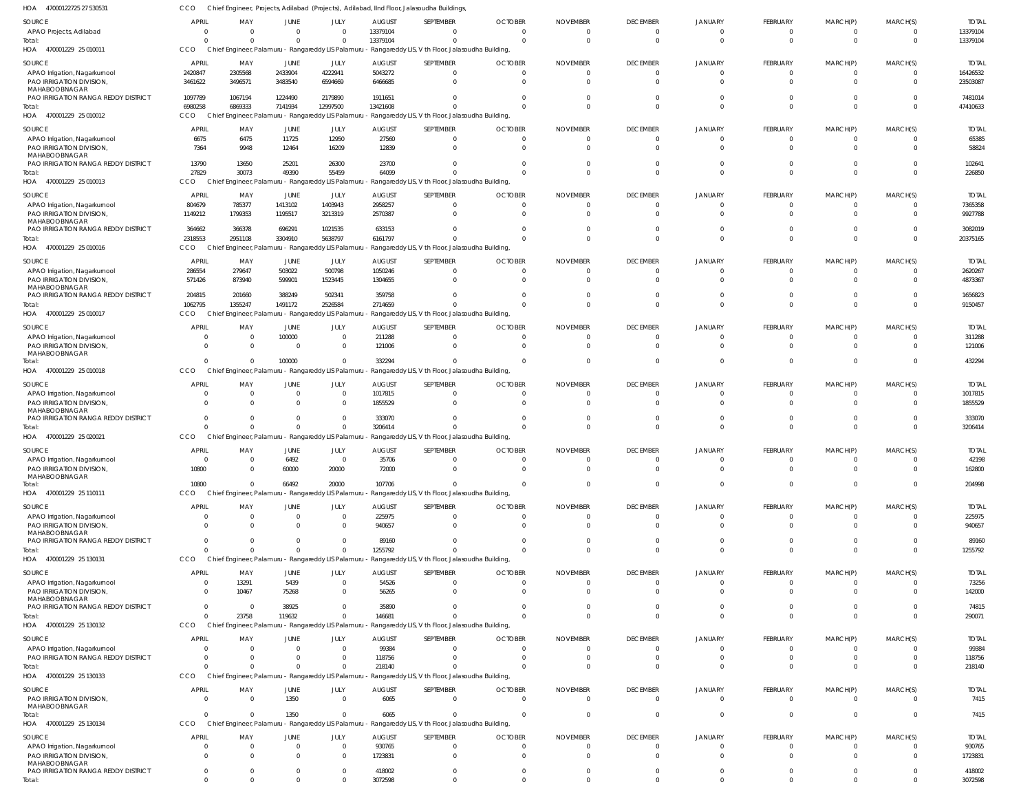HOA 470001227 25 27 530531 CCO Chief Engineer, Projects, Adilabad (Projects), Adilabad, IInd Floor, Jalasoudha Buildings,

| SOURCE | APRIL | MAY | JUNE | JULY | AUGUST | SEPTEMBER | OCTOBER | NOVEMBER | DECEMBER | JANUARY | FEBRUARY | MARCH(P) | MARCH(S) | TOTAL |
|---|---|---|---|---|---|---|---|---|---|---|---|---|---|---|
| APAO Projects, Adilabad | 0 | 0 | 0 | 0 | 13379104 | 0 | 0 | 0 | 0 | 0 | 0 | 0 | 0 | 13379104 |
| Total: | 0 | 0 | 0 | 0 | 13379104 | 0 | 0 | 0 | 0 | 0 | 0 | 0 | 0 | 13379104 |

HOA 470001229 25 010011 CCO Chief Engineer, Palamuru - Rangareddy LIS Palamuru - Rangareddy LIS, V th Floor, Jalasoudha Building,

| SOURCE | APRIL | MAY | JUNE | JULY | AUGUST | SEPTEMBER | OCTOBER | NOVEMBER | DECEMBER | JANUARY | FEBRUARY | MARCH(P) | MARCH(S) | TOTAL |
|---|---|---|---|---|---|---|---|---|---|---|---|---|---|---|
| APAO Irrigation, Nagarkurnool | 2420847 | 2305568 | 2433904 | 4222941 | 5043272 | 0 | 0 | 0 | 0 | 0 | 0 | 0 | 0 | 16426532 |
| PAO IRRIGATION DIVISION, MAHABOOBNAGAR | 3461622 | 3496571 | 3483540 | 6594669 | 6466685 | 0 | 0 | 0 | 0 | 0 | 0 | 0 | 0 | 23503087 |
| PAO IRRIGATION RANGA REDDY DISTRICT | 1097789 | 1067194 | 1224490 | 2179890 | 1911651 | 0 | 0 | 0 | 0 | 0 | 0 | 0 | 0 | 7481014 |
| Total: | 6980258 | 6869333 | 7141934 | 12997500 | 13421608 | 0 | 0 | 0 | 0 | 0 | 0 | 0 | 0 | 47410633 |

HOA 470001229 25 010012 CCO Chief Engineer, Palamuru - Rangareddy LIS Palamuru - Rangareddy LIS, V th Floor, Jalasoudha Building,

| SOURCE | APRIL | MAY | JUNE | JULY | AUGUST | SEPTEMBER | OCTOBER | NOVEMBER | DECEMBER | JANUARY | FEBRUARY | MARCH(P) | MARCH(S) | TOTAL |
|---|---|---|---|---|---|---|---|---|---|---|---|---|---|---|
| APAO Irrigation, Nagarkurnool | 6675 | 6475 | 11725 | 12950 | 27560 | 0 | 0 | 0 | 0 | 0 | 0 | 0 | 0 | 65385 |
| PAO IRRIGATION DIVISION, MAHABOOBNAGAR | 7364 | 9948 | 12464 | 16209 | 12839 | 0 | 0 | 0 | 0 | 0 | 0 | 0 | 0 | 58824 |
| PAO IRRIGATION RANGA REDDY DISTRICT | 13790 | 13650 | 25201 | 26300 | 23700 | 0 | 0 | 0 | 0 | 0 | 0 | 0 | 0 | 102641 |
| Total: | 27829 | 30073 | 49390 | 55459 | 64099 | 0 | 0 | 0 | 0 | 0 | 0 | 0 | 0 | 226850 |

HOA 470001229 25 010013 CCO Chief Engineer, Palamuru - Rangareddy LIS Palamuru - Rangareddy LIS, V th Floor, Jalasoudha Building,

| SOURCE | APRIL | MAY | JUNE | JULY | AUGUST | SEPTEMBER | OCTOBER | NOVEMBER | DECEMBER | JANUARY | FEBRUARY | MARCH(P) | MARCH(S) | TOTAL |
|---|---|---|---|---|---|---|---|---|---|---|---|---|---|---|
| APAO Irrigation, Nagarkurnool | 804679 | 785377 | 1413102 | 1403943 | 2958257 | 0 | 0 | 0 | 0 | 0 | 0 | 0 | 0 | 7365358 |
| PAO IRRIGATION DIVISION, MAHABOOBNAGAR | 1149212 | 1799353 | 1195517 | 3213319 | 2570387 | 0 | 0 | 0 | 0 | 0 | 0 | 0 | 0 | 9927788 |
| PAO IRRIGATION RANGA REDDY DISTRICT | 364662 | 366378 | 696291 | 1021535 | 633153 | 0 | 0 | 0 | 0 | 0 | 0 | 0 | 0 | 3082019 |
| Total: | 2318553 | 2951108 | 3304910 | 5638797 | 6161797 | 0 | 0 | 0 | 0 | 0 | 0 | 0 | 0 | 20375165 |

HOA 470001229 25 010016 CCO Chief Engineer, Palamuru - Rangareddy LIS Palamuru - Rangareddy LIS, V th Floor, Jalasoudha Building,

| SOURCE | APRIL | MAY | JUNE | JULY | AUGUST | SEPTEMBER | OCTOBER | NOVEMBER | DECEMBER | JANUARY | FEBRUARY | MARCH(P) | MARCH(S) | TOTAL |
|---|---|---|---|---|---|---|---|---|---|---|---|---|---|---|
| APAO Irrigation, Nagarkurnool | 286554 | 279647 | 503022 | 500798 | 1050246 | 0 | 0 | 0 | 0 | 0 | 0 | 0 | 0 | 2620267 |
| PAO IRRIGATION DIVISION, MAHABOOBNAGAR | 571426 | 873940 | 599901 | 1523445 | 1304655 | 0 | 0 | 0 | 0 | 0 | 0 | 0 | 0 | 4873367 |
| PAO IRRIGATION RANGA REDDY DISTRICT | 204815 | 201660 | 388249 | 502341 | 359758 | 0 | 0 | 0 | 0 | 0 | 0 | 0 | 0 | 1656823 |
| Total: | 1062795 | 1355247 | 1491172 | 2526584 | 2714659 | 0 | 0 | 0 | 0 | 0 | 0 | 0 | 0 | 9150457 |

HOA 470001229 25 010017 CCO Chief Engineer, Palamuru - Rangareddy LIS Palamuru - Rangareddy LIS, V th Floor, Jalasoudha Building,

| SOURCE | APRIL | MAY | JUNE | JULY | AUGUST | SEPTEMBER | OCTOBER | NOVEMBER | DECEMBER | JANUARY | FEBRUARY | MARCH(P) | MARCH(S) | TOTAL |
|---|---|---|---|---|---|---|---|---|---|---|---|---|---|---|
| APAO Irrigation, Nagarkurnool | 0 | 0 | 100000 | 0 | 211288 | 0 | 0 | 0 | 0 | 0 | 0 | 0 | 0 | 311288 |
| PAO IRRIGATION DIVISION, MAHABOOBNAGAR | 0 | 0 | 0 | 0 | 121006 | 0 | 0 | 0 | 0 | 0 | 0 | 0 | 0 | 121006 |
| Total: | 0 | 0 | 100000 | 0 | 332294 | 0 | 0 | 0 | 0 | 0 | 0 | 0 | 0 | 432294 |

HOA 470001229 25 010018 CCO Chief Engineer, Palamuru - Rangareddy LIS Palamuru - Rangareddy LIS, V th Floor, Jalasoudha Building,

| SOURCE | APRIL | MAY | JUNE | JULY | AUGUST | SEPTEMBER | OCTOBER | NOVEMBER | DECEMBER | JANUARY | FEBRUARY | MARCH(P) | MARCH(S) | TOTAL |
|---|---|---|---|---|---|---|---|---|---|---|---|---|---|---|
| APAO Irrigation, Nagarkurnool | 0 | 0 | 0 | 0 | 1017815 | 0 | 0 | 0 | 0 | 0 | 0 | 0 | 0 | 1017815 |
| PAO IRRIGATION DIVISION, MAHABOOBNAGAR | 0 | 0 | 0 | 0 | 1855529 | 0 | 0 | 0 | 0 | 0 | 0 | 0 | 0 | 1855529 |
| PAO IRRIGATION RANGA REDDY DISTRICT | 0 | 0 | 0 | 0 | 333070 | 0 | 0 | 0 | 0 | 0 | 0 | 0 | 0 | 333070 |
| Total: | 0 | 0 | 0 | 0 | 3206414 | 0 | 0 | 0 | 0 | 0 | 0 | 0 | 0 | 3206414 |

HOA 470001229 25 020021 CCO Chief Engineer, Palamuru - Rangareddy LIS Palamuru - Rangareddy LIS, V th Floor, Jalasoudha Building,

| SOURCE | APRIL | MAY | JUNE | JULY | AUGUST | SEPTEMBER | OCTOBER | NOVEMBER | DECEMBER | JANUARY | FEBRUARY | MARCH(P) | MARCH(S) | TOTAL |
|---|---|---|---|---|---|---|---|---|---|---|---|---|---|---|
| APAO Irrigation, Nagarkurnool | 0 | 0 | 6492 | 0 | 35706 | 0 | 0 | 0 | 0 | 0 | 0 | 0 | 0 | 42198 |
| PAO IRRIGATION DIVISION, MAHABOOBNAGAR | 10800 | 0 | 60000 | 20000 | 72000 | 0 | 0 | 0 | 0 | 0 | 0 | 0 | 0 | 162800 |
| Total: | 10800 | 0 | 66492 | 20000 | 107706 | 0 | 0 | 0 | 0 | 0 | 0 | 0 | 0 | 204998 |

HOA 470001229 25 110111 CCO Chief Engineer, Palamuru - Rangareddy LIS Palamuru - Rangareddy LIS, V th Floor, Jalasoudha Building,

| SOURCE | APRIL | MAY | JUNE | JULY | AUGUST | SEPTEMBER | OCTOBER | NOVEMBER | DECEMBER | JANUARY | FEBRUARY | MARCH(P) | MARCH(S) | TOTAL |
|---|---|---|---|---|---|---|---|---|---|---|---|---|---|---|
| APAO Irrigation, Nagarkurnool | 0 | 0 | 0 | 0 | 225975 | 0 | 0 | 0 | 0 | 0 | 0 | 0 | 0 | 225975 |
| PAO IRRIGATION DIVISION, MAHABOOBNAGAR | 0 | 0 | 0 | 0 | 940657 | 0 | 0 | 0 | 0 | 0 | 0 | 0 | 0 | 940657 |
| PAO IRRIGATION RANGA REDDY DISTRICT | 0 | 0 | 0 | 0 | 89160 | 0 | 0 | 0 | 0 | 0 | 0 | 0 | 0 | 89160 |
| Total: | 0 | 0 | 0 | 0 | 1255792 | 0 | 0 | 0 | 0 | 0 | 0 | 0 | 0 | 1255792 |

HOA 470001229 25 130131 CCO Chief Engineer, Palamuru - Rangareddy LIS Palamuru - Rangareddy LIS, V th Floor, Jalasoudha Building,

| SOURCE | APRIL | MAY | JUNE | JULY | AUGUST | SEPTEMBER | OCTOBER | NOVEMBER | DECEMBER | JANUARY | FEBRUARY | MARCH(P) | MARCH(S) | TOTAL |
|---|---|---|---|---|---|---|---|---|---|---|---|---|---|---|
| APAO Irrigation, Nagarkurnool | 0 | 13291 | 5439 | 0 | 54526 | 0 | 0 | 0 | 0 | 0 | 0 | 0 | 0 | 73256 |
| PAO IRRIGATION DIVISION, MAHABOOBNAGAR | 0 | 10467 | 75268 | 0 | 56265 | 0 | 0 | 0 | 0 | 0 | 0 | 0 | 0 | 142000 |
| PAO IRRIGATION RANGA REDDY DISTRICT | 0 | 0 | 38925 | 0 | 35890 | 0 | 0 | 0 | 0 | 0 | 0 | 0 | 0 | 74815 |
| Total: | 0 | 23758 | 119632 | 0 | 146681 | 0 | 0 | 0 | 0 | 0 | 0 | 0 | 0 | 290071 |

HOA 470001229 25 130132 CCO Chief Engineer, Palamuru - Rangareddy LIS Palamuru - Rangareddy LIS, V th Floor, Jalasoudha Building,

| SOURCE | APRIL | MAY | JUNE | JULY | AUGUST | SEPTEMBER | OCTOBER | NOVEMBER | DECEMBER | JANUARY | FEBRUARY | MARCH(P) | MARCH(S) | TOTAL |
|---|---|---|---|---|---|---|---|---|---|---|---|---|---|---|
| APAO Irrigation, Nagarkurnool | 0 | 0 | 0 | 0 | 99384 | 0 | 0 | 0 | 0 | 0 | 0 | 0 | 0 | 99384 |
| PAO IRRIGATION RANGA REDDY DISTRICT | 0 | 0 | 0 | 0 | 118756 | 0 | 0 | 0 | 0 | 0 | 0 | 0 | 0 | 118756 |
| Total: | 0 | 0 | 0 | 0 | 218140 | 0 | 0 | 0 | 0 | 0 | 0 | 0 | 0 | 218140 |

HOA 470001229 25 130133 CCO Chief Engineer, Palamuru - Rangareddy LIS Palamuru - Rangareddy LIS, V th Floor, Jalasoudha Building,

| SOURCE | APRIL | MAY | JUNE | JULY | AUGUST | SEPTEMBER | OCTOBER | NOVEMBER | DECEMBER | JANUARY | FEBRUARY | MARCH(P) | MARCH(S) | TOTAL |
|---|---|---|---|---|---|---|---|---|---|---|---|---|---|---|
| PAO IRRIGATION DIVISION, MAHABOOBNAGAR | 0 | 0 | 1350 | 0 | 6065 | 0 | 0 | 0 | 0 | 0 | 0 | 0 | 0 | 7415 |
| Total: | 0 | 0 | 1350 | 0 | 6065 | 0 | 0 | 0 | 0 | 0 | 0 | 0 | 0 | 7415 |

HOA 470001229 25 130134 CCO Chief Engineer, Palamuru - Rangareddy LIS Palamuru - Rangareddy LIS, V th Floor, Jalasoudha Building,

| SOURCE | APRIL | MAY | JUNE | JULY | AUGUST | SEPTEMBER | OCTOBER | NOVEMBER | DECEMBER | JANUARY | FEBRUARY | MARCH(P) | MARCH(S) | TOTAL |
|---|---|---|---|---|---|---|---|---|---|---|---|---|---|---|
| APAO Irrigation, Nagarkurnool | 0 | 0 | 0 | 0 | 930765 | 0 | 0 | 0 | 0 | 0 | 0 | 0 | 0 | 930765 |
| PAO IRRIGATION DIVISION, MAHABOOBNAGAR | 0 | 0 | 0 | 0 | 1723831 | 0 | 0 | 0 | 0 | 0 | 0 | 0 | 0 | 1723831 |
| PAO IRRIGATION RANGA REDDY DISTRICT | 0 | 0 | 0 | 0 | 418002 | 0 | 0 | 0 | 0 | 0 | 0 | 0 | 0 | 418002 |
| Total: | 0 | 0 | 0 | 0 | 3072598 | 0 | 0 | 0 | 0 | 0 | 0 | 0 | 0 | 3072598 |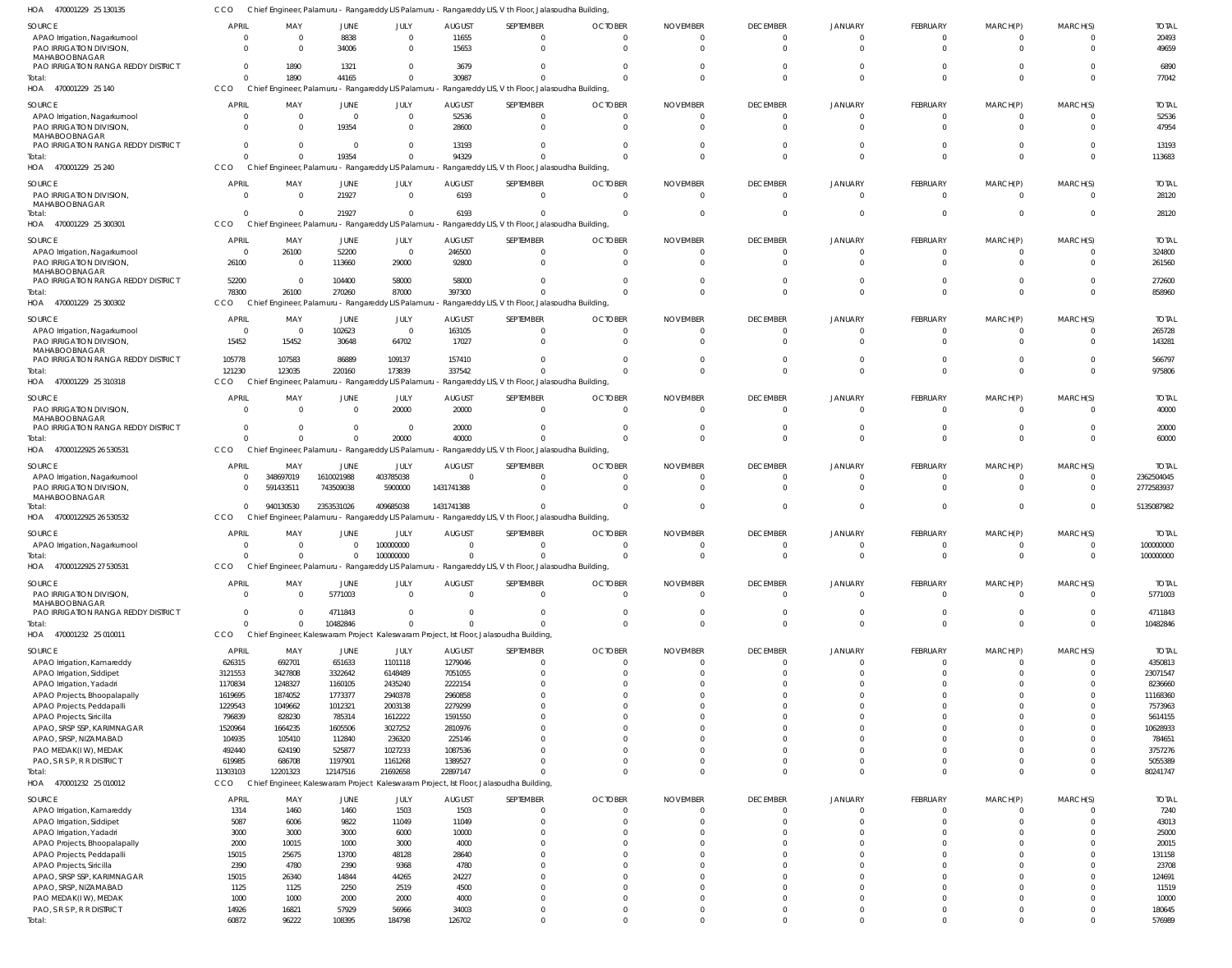HOA 470001229 25 130135 CCO Chief Engineer, Palamuru - Rangareddy LIS Palamuru - Rangareddy LIS, V th Floor, Jalasoudha Building,

| SOURCE | APRIL | MAY | JUNE | JULY | AUGUST | SEPTEMBER | OCTOBER | NOVEMBER | DECEMBER | JANUARY | FEBRUARY | MARCH(P) | MARCH(S) | TOTAL |
|---|---|---|---|---|---|---|---|---|---|---|---|---|---|---|
| APAO Irrigation, Nagarkurnool | 0 | 0 | 8838 | 0 | 11655 | 0 | 0 | 0 | 0 | 0 | 0 | 0 | 0 | 20493 |
| PAO IRRIGATION DIVISION, MAHABOOBNAGAR | 0 | 0 | 34006 | 0 | 15653 | 0 | 0 | 0 | 0 | 0 | 0 | 0 | 0 | 49659 |
| PAO IRRIGATION RANGA REDDY DISTRICT | 0 | 1890 | 1321 | 0 | 3679 | 0 | 0 | 0 | 0 | 0 | 0 | 0 | 0 | 6890 |
| Total: | 0 | 1890 | 44165 | 0 | 30987 | 0 | 0 | 0 | 0 | 0 | 0 | 0 | 0 | 77042 |

HOA 470001229 25 140 CCO Chief Engineer, Palamuru - Rangareddy LIS Palamuru - Rangareddy LIS, V th Floor, Jalasoudha Building,

| SOURCE | APRIL | MAY | JUNE | JULY | AUGUST | SEPTEMBER | OCTOBER | NOVEMBER | DECEMBER | JANUARY | FEBRUARY | MARCH(P) | MARCH(S) | TOTAL |
|---|---|---|---|---|---|---|---|---|---|---|---|---|---|---|
| APAO Irrigation, Nagarkurnool | 0 | 0 | 0 | 0 | 52536 | 0 | 0 | 0 | 0 | 0 | 0 | 0 | 0 | 52536 |
| PAO IRRIGATION DIVISION, MAHABOOBNAGAR | 0 | 0 | 19354 | 0 | 28600 | 0 | 0 | 0 | 0 | 0 | 0 | 0 | 0 | 47954 |
| PAO IRRIGATION RANGA REDDY DISTRICT | 0 | 0 | 0 | 0 | 13193 | 0 | 0 | 0 | 0 | 0 | 0 | 0 | 0 | 13193 |
| Total: | 0 | 0 | 19354 | 0 | 94329 | 0 | 0 | 0 | 0 | 0 | 0 | 0 | 0 | 113683 |

HOA 470001229 25 240 CCO Chief Engineer, Palamuru - Rangareddy LIS Palamuru - Rangareddy LIS, V th Floor, Jalasoudha Building,

| SOURCE | APRIL | MAY | JUNE | JULY | AUGUST | SEPTEMBER | OCTOBER | NOVEMBER | DECEMBER | JANUARY | FEBRUARY | MARCH(P) | MARCH(S) | TOTAL |
|---|---|---|---|---|---|---|---|---|---|---|---|---|---|---|
| PAO IRRIGATION DIVISION, MAHABOOBNAGAR | 0 | 0 | 21927 | 0 | 6193 | 0 | 0 | 0 | 0 | 0 | 0 | 0 | 0 | 28120 |
| Total: | 0 | 0 | 21927 | 0 | 6193 | 0 | 0 | 0 | 0 | 0 | 0 | 0 | 0 | 28120 |

HOA 470001229 25 300301 CCO Chief Engineer, Palamuru - Rangareddy LIS Palamuru - Rangareddy LIS, V th Floor, Jalasoudha Building,

| SOURCE | APRIL | MAY | JUNE | JULY | AUGUST | SEPTEMBER | OCTOBER | NOVEMBER | DECEMBER | JANUARY | FEBRUARY | MARCH(P) | MARCH(S) | TOTAL |
|---|---|---|---|---|---|---|---|---|---|---|---|---|---|---|
| APAO Irrigation, Nagarkurnool | 0 | 26100 | 52200 | 0 | 246500 | 0 | 0 | 0 | 0 | 0 | 0 | 0 | 0 | 324800 |
| PAO IRRIGATION DIVISION, MAHABOOBNAGAR | 26100 | 0 | 113660 | 29000 | 92800 | 0 | 0 | 0 | 0 | 0 | 0 | 0 | 0 | 261560 |
| PAO IRRIGATION RANGA REDDY DISTRICT | 52200 | 0 | 104400 | 58000 | 58000 | 0 | 0 | 0 | 0 | 0 | 0 | 0 | 0 | 272600 |
| Total: | 78300 | 26100 | 270260 | 87000 | 397300 | 0 | 0 | 0 | 0 | 0 | 0 | 0 | 0 | 858960 |

HOA 470001229 25 300302 CCO Chief Engineer, Palamuru - Rangareddy LIS Palamuru - Rangareddy LIS, V th Floor, Jalasoudha Building,

| SOURCE | APRIL | MAY | JUNE | JULY | AUGUST | SEPTEMBER | OCTOBER | NOVEMBER | DECEMBER | JANUARY | FEBRUARY | MARCH(P) | MARCH(S) | TOTAL |
|---|---|---|---|---|---|---|---|---|---|---|---|---|---|---|
| APAO Irrigation, Nagarkurnool | 0 | 0 | 102623 | 0 | 163105 | 0 | 0 | 0 | 0 | 0 | 0 | 0 | 0 | 265728 |
| PAO IRRIGATION DIVISION, MAHABOOBNAGAR | 15452 | 15452 | 30648 | 64702 | 17027 | 0 | 0 | 0 | 0 | 0 | 0 | 0 | 0 | 143281 |
| PAO IRRIGATION RANGA REDDY DISTRICT | 105778 | 107583 | 86889 | 109137 | 157410 | 0 | 0 | 0 | 0 | 0 | 0 | 0 | 0 | 566797 |
| Total: | 121230 | 123035 | 220160 | 173839 | 337542 | 0 | 0 | 0 | 0 | 0 | 0 | 0 | 0 | 975806 |

HOA 470001229 25 310318 CCO Chief Engineer, Palamuru - Rangareddy LIS Palamuru - Rangareddy LIS, V th Floor, Jalasoudha Building,

| SOURCE | APRIL | MAY | JUNE | JULY | AUGUST | SEPTEMBER | OCTOBER | NOVEMBER | DECEMBER | JANUARY | FEBRUARY | MARCH(P) | MARCH(S) | TOTAL |
|---|---|---|---|---|---|---|---|---|---|---|---|---|---|---|
| PAO IRRIGATION DIVISION, MAHABOOBNAGAR | 0 | 0 | 0 | 20000 | 20000 | 0 | 0 | 0 | 0 | 0 | 0 | 0 | 0 | 40000 |
| PAO IRRIGATION RANGA REDDY DISTRICT | 0 | 0 | 0 | 0 | 20000 | 0 | 0 | 0 | 0 | 0 | 0 | 0 | 0 | 20000 |
| Total: | 0 | 0 | 0 | 20000 | 40000 | 0 | 0 | 0 | 0 | 0 | 0 | 0 | 0 | 60000 |

HOA 47000122925 26 530531 CCO Chief Engineer, Palamuru - Rangareddy LIS Palamuru - Rangareddy LIS, V th Floor, Jalasoudha Building,

| SOURCE | APRIL | MAY | JUNE | JULY | AUGUST | SEPTEMBER | OCTOBER | NOVEMBER | DECEMBER | JANUARY | FEBRUARY | MARCH(P) | MARCH(S) | TOTAL |
|---|---|---|---|---|---|---|---|---|---|---|---|---|---|---|
| APAO Irrigation, Nagarkurnool | 0 | 348697019 | 1610021988 | 403785038 | 0 | 0 | 0 | 0 | 0 | 0 | 0 | 0 | 0 | 2362504045 |
| PAO IRRIGATION DIVISION, MAHABOOBNAGAR | 0 | 591433511 | 743509038 | 5900000 | 1431741388 | 0 | 0 | 0 | 0 | 0 | 0 | 0 | 0 | 2772583937 |
| Total: | 0 | 940130530 | 2353531026 | 409685038 | 1431741388 | 0 | 0 | 0 | 0 | 0 | 0 | 0 | 0 | 5135087982 |

HOA 47000122925 26 530532 CCO Chief Engineer, Palamuru - Rangareddy LIS Palamuru - Rangareddy LIS, V th Floor, Jalasoudha Building,

| SOURCE | APRIL | MAY | JUNE | JULY | AUGUST | SEPTEMBER | OCTOBER | NOVEMBER | DECEMBER | JANUARY | FEBRUARY | MARCH(P) | MARCH(S) | TOTAL |
|---|---|---|---|---|---|---|---|---|---|---|---|---|---|---|
| APAO Irrigation, Nagarkurnool | 0 | 0 | 0 | 100000000 | 0 | 0 | 0 | 0 | 0 | 0 | 0 | 0 | 0 | 100000000 |
| Total: | 0 | 0 | 0 | 100000000 | 0 | 0 | 0 | 0 | 0 | 0 | 0 | 0 | 0 | 100000000 |

HOA 47000122925 27 530531 CCO Chief Engineer, Palamuru - Rangareddy LIS Palamuru - Rangareddy LIS, V th Floor, Jalasoudha Building,

| SOURCE | APRIL | MAY | JUNE | JULY | AUGUST | SEPTEMBER | OCTOBER | NOVEMBER | DECEMBER | JANUARY | FEBRUARY | MARCH(P) | MARCH(S) | TOTAL |
|---|---|---|---|---|---|---|---|---|---|---|---|---|---|---|
| PAO IRRIGATION DIVISION, MAHABOOBNAGAR | 0 | 0 | 5771003 | 0 | 0 | 0 | 0 | 0 | 0 | 0 | 0 | 0 | 0 | 5771003 |
| PAO IRRIGATION RANGA REDDY DISTRICT | 0 | 0 | 4711843 | 0 | 0 | 0 | 0 | 0 | 0 | 0 | 0 | 0 | 0 | 4711843 |
| Total: | 0 | 0 | 10482846 | 0 | 0 | 0 | 0 | 0 | 0 | 0 | 0 | 0 | 0 | 10482846 |

HOA 470001232 25 010011 CCO Chief Engineer, Kaleswaram Project Kaleswaram Project, Ist Floor, Jalasoudha Building,

| SOURCE | APRIL | MAY | JUNE | JULY | AUGUST | SEPTEMBER | OCTOBER | NOVEMBER | DECEMBER | JANUARY | FEBRUARY | MARCH(P) | MARCH(S) | TOTAL |
|---|---|---|---|---|---|---|---|---|---|---|---|---|---|---|
| APAO Irrigation, Kamareddy | 626315 | 692701 | 651633 | 1101118 | 1279046 | 0 | 0 | 0 | 0 | 0 | 0 | 0 | 0 | 4350813 |
| APAO Irrigation, Siddipet | 3121553 | 3427808 | 3322642 | 6148489 | 7051055 | 0 | 0 | 0 | 0 | 0 | 0 | 0 | 0 | 23071547 |
| APAO Irrigation, Yadadri | 1170834 | 1248327 | 1160105 | 2435240 | 2222154 | 0 | 0 | 0 | 0 | 0 | 0 | 0 | 0 | 8236660 |
| APAO Projects, Bhoopalapally | 1619695 | 1874052 | 1773377 | 2940378 | 2960858 | 0 | 0 | 0 | 0 | 0 | 0 | 0 | 0 | 11168360 |
| APAO Projects, Peddapalli | 1229543 | 1049662 | 1012321 | 2003138 | 2279299 | 0 | 0 | 0 | 0 | 0 | 0 | 0 | 0 | 7573963 |
| APAO Projects, Siricilla | 796839 | 828230 | 785314 | 1612222 | 1591550 | 0 | 0 | 0 | 0 | 0 | 0 | 0 | 0 | 5614155 |
| APAO, SRSP SSP, KARIMNAGAR | 1520964 | 1664235 | 1605506 | 3027252 | 2810976 | 0 | 0 | 0 | 0 | 0 | 0 | 0 | 0 | 10628933 |
| APAO, SRSP, NIZAMABAD | 104935 | 105410 | 112840 | 236320 | 225146 | 0 | 0 | 0 | 0 | 0 | 0 | 0 | 0 | 784651 |
| PAO MEDAK(IW), MEDAK | 492440 | 624190 | 525877 | 1027233 | 1087536 | 0 | 0 | 0 | 0 | 0 | 0 | 0 | 0 | 3757276 |
| PAO, S R S P, R R DISTRICT | 619985 | 686708 | 1197901 | 1161268 | 1389527 | 0 | 0 | 0 | 0 | 0 | 0 | 0 | 0 | 5055389 |
| Total: | 11303103 | 12201323 | 12147516 | 21692658 | 22897147 | 0 | 0 | 0 | 0 | 0 | 0 | 0 | 0 | 80241747 |

HOA 470001232 25 010012 CCO Chief Engineer, Kaleswaram Project Kaleswaram Project, Ist Floor, Jalasoudha Building,

| SOURCE | APRIL | MAY | JUNE | JULY | AUGUST | SEPTEMBER | OCTOBER | NOVEMBER | DECEMBER | JANUARY | FEBRUARY | MARCH(P) | MARCH(S) | TOTAL |
|---|---|---|---|---|---|---|---|---|---|---|---|---|---|---|
| APAO Irrigation, Kamareddy | 1314 | 1460 | 1460 | 1503 | 1503 | 0 | 0 | 0 | 0 | 0 | 0 | 0 | 0 | 7240 |
| APAO Irrigation, Siddipet | 5087 | 6006 | 9822 | 11049 | 11049 | 0 | 0 | 0 | 0 | 0 | 0 | 0 | 0 | 43013 |
| APAO Irrigation, Yadadri | 3000 | 3000 | 3000 | 6000 | 10000 | 0 | 0 | 0 | 0 | 0 | 0 | 0 | 0 | 25000 |
| APAO Projects, Bhoopalapally | 2000 | 10015 | 1000 | 3000 | 4000 | 0 | 0 | 0 | 0 | 0 | 0 | 0 | 0 | 20015 |
| APAO Projects, Peddapalli | 15015 | 25675 | 13700 | 48128 | 28640 | 0 | 0 | 0 | 0 | 0 | 0 | 0 | 0 | 131158 |
| APAO Projects, Siricilla | 2390 | 4780 | 2390 | 9368 | 4780 | 0 | 0 | 0 | 0 | 0 | 0 | 0 | 0 | 23708 |
| APAO, SRSP SSP, KARIMNAGAR | 15015 | 26340 | 14844 | 44265 | 24227 | 0 | 0 | 0 | 0 | 0 | 0 | 0 | 0 | 124691 |
| APAO, SRSP, NIZAMABAD | 1125 | 1125 | 2250 | 2519 | 4500 | 0 | 0 | 0 | 0 | 0 | 0 | 0 | 0 | 11519 |
| PAO MEDAK(IW), MEDAK | 1000 | 1000 | 2000 | 2000 | 4000 | 0 | 0 | 0 | 0 | 0 | 0 | 0 | 0 | 10000 |
| PAO, S R S P, R R DISTRICT | 14926 | 16821 | 57929 | 56966 | 34003 | 0 | 0 | 0 | 0 | 0 | 0 | 0 | 0 | 180645 |
| Total: | 60872 | 96222 | 108395 | 184798 | 126702 | 0 | 0 | 0 | 0 | 0 | 0 | 0 | 0 | 576989 |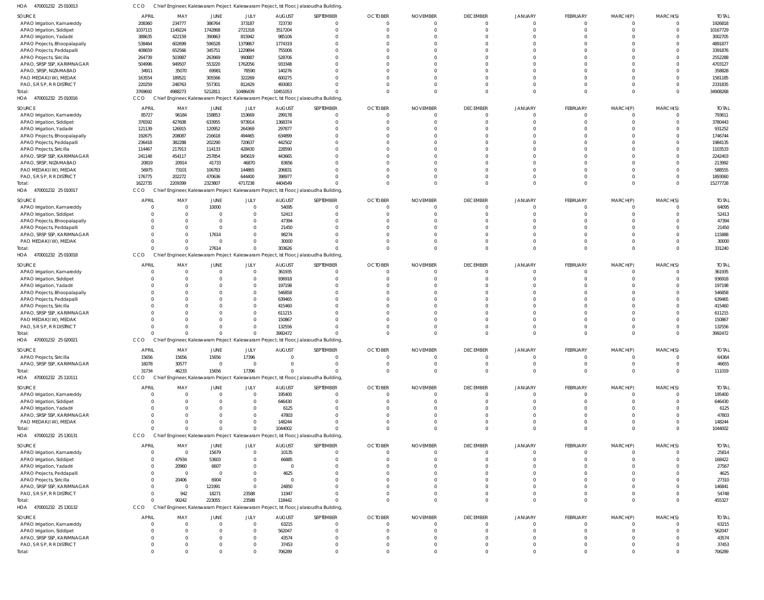HOA 470001232 25 010013 CCO Chief Engineer, Kaleswaram Project Kaleswaram Project, Ist Floor, Jalasoudha Building,

| SOURCE | APRIL | MAY | JUNE | JULY | AUGUST | SEPTEMBER | OCTOBER | NOVEMBER | DECEMBER | JANUARY | FEBRUARY | MARCH(P) | MARCH(S) | TOTAL |
|---|---|---|---|---|---|---|---|---|---|---|---|---|---|---|
| APAO Irrigation, Kamareddy | 208360 | 234777 | 386764 | 373187 | 723730 | 0 | 0 | 0 | 0 | 0 | 0 | 0 | 0 | 1926818 |
| APAO Irrigation, Siddipet | 1037115 | 1149224 | 1742868 | 2721318 | 3517204 | 0 | 0 | 0 | 0 | 0 | 0 | 0 | 0 | 10167729 |
| APAO Irrigation, Yadadri | 388635 | 422159 | 390863 | 815942 | 985106 | 0 | 0 | 0 | 0 | 0 | 0 | 0 | 0 | 3002705 |
| APAO Projects, Bhoopalapally | 538464 | 602699 | 596528 | 1379867 | 1774319 | 0 | 0 | 0 | 0 | 0 | 0 | 0 | 0 | 4891877 |
| APAO Projects, Peddapalli | 408659 | 652566 | 345751 | 1229894 | 755006 | 0 | 0 | 0 | 0 | 0 | 0 | 0 | 0 | 3391876 |
| APAO Projects, Siricilla | 264739 | 503987 | 263969 | 990887 | 528706 | 0 | 0 | 0 | 0 | 0 | 0 | 0 | 0 | 2552288 |
| APAO, SRSP SSP, KARIMNAGAR | 504996 | 949507 | 553220 | 1762056 | 933348 | 0 | 0 | 0 | 0 | 0 | 0 | 0 | 0 | 4703127 |
| APAO, SRSP, NIZAMABAD | 34911 | 35070 | 69981 | 78590 | 140276 | 0 | 0 | 0 | 0 | 0 | 0 | 0 | 0 | 358828 |
| PAO MEDAK(IW), MEDAK | 163554 | 189521 | 305566 | 322269 | 600275 | 0 | 0 | 0 | 0 | 0 | 0 | 0 | 0 | 1581185 |
| PAO, S R S P, R R DISTRICT | 220259 | 248763 | 557301 | 812429 | 493083 | 0 | 0 | 0 | 0 | 0 | 0 | 0 | 0 | 2331835 |
| Total: | 3769692 | 4988273 | 5212811 | 10486439 | 10451053 | 0 | 0 | 0 | 0 | 0 | 0 | 0 | 0 | 34908268 |

HOA 470001232 25 010016 CCO Chief Engineer, Kaleswaram Project Kaleswaram Project, Ist Floor, Jalasoudha Building,

| SOURCE | APRIL | MAY | JUNE | JULY | AUGUST | SEPTEMBER | OCTOBER | NOVEMBER | DECEMBER | JANUARY | FEBRUARY | MARCH(P) | MARCH(S) | TOTAL |
|---|---|---|---|---|---|---|---|---|---|---|---|---|---|---|
| APAO Irrigation, Kamareddy | 85727 | 96184 | 158853 | 153669 | 299178 | 0 | 0 | 0 | 0 | 0 | 0 | 0 | 0 | 793611 |
| APAO Irrigation, Siddipet | 376592 | 427608 | 633955 | 973914 | 1368374 | 0 | 0 | 0 | 0 | 0 | 0 | 0 | 0 | 3780443 |
| APAO Irrigation, Yadadri | 121139 | 126915 | 120952 | 264369 | 297877 | 0 | 0 | 0 | 0 | 0 | 0 | 0 | 0 | 931252 |
| APAO Projects, Bhoopalapally | 192675 | 208087 | 216618 | 494465 | 634899 | 0 | 0 | 0 | 0 | 0 | 0 | 0 | 0 | 1746744 |
| APAO Projects, Peddapalli | 236418 | 382288 | 202290 | 720637 | 442502 | 0 | 0 | 0 | 0 | 0 | 0 | 0 | 0 | 1984135 |
| APAO Projects, Siricilla | 114467 | 217913 | 114133 | 428430 | 228590 | 0 | 0 | 0 | 0 | 0 | 0 | 0 | 0 | 1103533 |
| APAO, SRSP SSP, KARIMNAGAR | 241148 | 454117 | 257854 | 845619 | 443665 | 0 | 0 | 0 | 0 | 0 | 0 | 0 | 0 | 2242403 |
| APAO, SRSP, NIZAMABAD | 20819 | 20914 | 41733 | 46870 | 83656 | 0 | 0 | 0 | 0 | 0 | 0 | 0 | 0 | 213992 |
| PAO MEDAK(IW), MEDAK | 56975 | 73101 | 106783 | 144865 | 206831 | 0 | 0 | 0 | 0 | 0 | 0 | 0 | 0 | 588555 |
| PAO, S R S P, R R DISTRICT | 176775 | 202272 | 470636 | 644400 | 398977 | 0 | 0 | 0 | 0 | 0 | 0 | 0 | 0 | 1893060 |
| Total: | 1622735 | 2209399 | 2323807 | 4717238 | 4404549 | 0 | 0 | 0 | 0 | 0 | 0 | 0 | 0 | 15277728 |

HOA 470001232 25 010017 CCO Chief Engineer, Kaleswaram Project Kaleswaram Project, Ist Floor, Jalasoudha Building,

| SOURCE | APRIL | MAY | JUNE | JULY | AUGUST | SEPTEMBER | OCTOBER | NOVEMBER | DECEMBER | JANUARY | FEBRUARY | MARCH(P) | MARCH(S) | TOTAL |
|---|---|---|---|---|---|---|---|---|---|---|---|---|---|---|
| APAO Irrigation, Kamareddy | 0 | 0 | 10000 | 0 | 54095 | 0 | 0 | 0 | 0 | 0 | 0 | 0 | 0 | 64095 |
| APAO Irrigation, Siddipet | 0 | 0 | 0 | 0 | 52413 | 0 | 0 | 0 | 0 | 0 | 0 | 0 | 0 | 52413 |
| APAO Projects, Bhoopalapally | 0 | 0 | 0 | 0 | 47394 | 0 | 0 | 0 | 0 | 0 | 0 | 0 | 0 | 47394 |
| APAO Projects, Peddapalli | 0 | 0 | 0 | 0 | 21450 | 0 | 0 | 0 | 0 | 0 | 0 | 0 | 0 | 21450 |
| APAO, SRSP SSP, KARIMNAGAR | 0 | 0 | 17614 | 0 | 98274 | 0 | 0 | 0 | 0 | 0 | 0 | 0 | 0 | 115888 |
| PAO MEDAK(IW), MEDAK | 0 | 0 | 0 | 0 | 30000 | 0 | 0 | 0 | 0 | 0 | 0 | 0 | 0 | 30000 |
| Total: | 0 | 0 | 27614 | 0 | 303626 | 0 | 0 | 0 | 0 | 0 | 0 | 0 | 0 | 331240 |

HOA 470001232 25 010018 CCO Chief Engineer, Kaleswaram Project Kaleswaram Project, Ist Floor, Jalasoudha Building,

| SOURCE | APRIL | MAY | JUNE | JULY | AUGUST | SEPTEMBER | OCTOBER | NOVEMBER | DECEMBER | JANUARY | FEBRUARY | MARCH(P) | MARCH(S) | TOTAL |
|---|---|---|---|---|---|---|---|---|---|---|---|---|---|---|
| APAO Irrigation, Kamareddy | 0 | 0 | 0 | 0 | 361935 | 0 | 0 | 0 | 0 | 0 | 0 | 0 | 0 | 361935 |
| APAO Irrigation, Siddipet | 0 | 0 | 0 | 0 | 936918 | 0 | 0 | 0 | 0 | 0 | 0 | 0 | 0 | 936918 |
| APAO Irrigation, Yadadri | 0 | 0 | 0 | 0 | 197198 | 0 | 0 | 0 | 0 | 0 | 0 | 0 | 0 | 197198 |
| APAO Projects, Bhoopalapally | 0 | 0 | 0 | 0 | 546858 | 0 | 0 | 0 | 0 | 0 | 0 | 0 | 0 | 546858 |
| APAO Projects, Peddapalli | 0 | 0 | 0 | 0 | 639465 | 0 | 0 | 0 | 0 | 0 | 0 | 0 | 0 | 639465 |
| APAO Projects, Siricilla | 0 | 0 | 0 | 0 | 415460 | 0 | 0 | 0 | 0 | 0 | 0 | 0 | 0 | 415460 |
| APAO, SRSP SSP, KARIMNAGAR | 0 | 0 | 0 | 0 | 611215 | 0 | 0 | 0 | 0 | 0 | 0 | 0 | 0 | 611215 |
| PAO MEDAK(IW), MEDAK | 0 | 0 | 0 | 0 | 150867 | 0 | 0 | 0 | 0 | 0 | 0 | 0 | 0 | 150867 |
| PAO, S R S P, R R DISTRICT | 0 | 0 | 0 | 0 | 132556 | 0 | 0 | 0 | 0 | 0 | 0 | 0 | 0 | 132556 |
| Total: | 0 | 0 | 0 | 0 | 3992472 | 0 | 0 | 0 | 0 | 0 | 0 | 0 | 0 | 3992472 |

HOA 470001232 25 020021 CCO Chief Engineer, Kaleswaram Project Kaleswaram Project, Ist Floor, Jalasoudha Building,

| SOURCE | APRIL | MAY | JUNE | JULY | AUGUST | SEPTEMBER | OCTOBER | NOVEMBER | DECEMBER | JANUARY | FEBRUARY | MARCH(P) | MARCH(S) | TOTAL |
|---|---|---|---|---|---|---|---|---|---|---|---|---|---|---|
| APAO Projects, Siricilla | 15656 | 15656 | 15656 | 17396 | 0 | 0 | 0 | 0 | 0 | 0 | 0 | 0 | 0 | 64364 |
| APAO, SRSP SSP, KARIMNAGAR | 16078 | 30577 | 0 | 0 | 0 | 0 | 0 | 0 | 0 | 0 | 0 | 0 | 0 | 46655 |
| Total: | 31734 | 46233 | 15656 | 17396 | 0 | 0 | 0 | 0 | 0 | 0 | 0 | 0 | 0 | 111019 |

HOA 470001232 25 110111 CCO Chief Engineer, Kaleswaram Project Kaleswaram Project, Ist Floor, Jalasoudha Building,

| SOURCE | APRIL | MAY | JUNE | JULY | AUGUST | SEPTEMBER | OCTOBER | NOVEMBER | DECEMBER | JANUARY | FEBRUARY | MARCH(P) | MARCH(S) | TOTAL |
|---|---|---|---|---|---|---|---|---|---|---|---|---|---|---|
| APAO Irrigation, Kamareddy | 0 | 0 | 0 | 0 | 195400 | 0 | 0 | 0 | 0 | 0 | 0 | 0 | 0 | 195400 |
| APAO Irrigation, Siddipet | 0 | 0 | 0 | 0 | 646430 | 0 | 0 | 0 | 0 | 0 | 0 | 0 | 0 | 646430 |
| APAO Irrigation, Yadadri | 0 | 0 | 0 | 0 | 6125 | 0 | 0 | 0 | 0 | 0 | 0 | 0 | 0 | 6125 |
| APAO, SRSP SSP, KARIMNAGAR | 0 | 0 | 0 | 0 | 47803 | 0 | 0 | 0 | 0 | 0 | 0 | 0 | 0 | 47803 |
| PAO MEDAK(IW), MEDAK | 0 | 0 | 0 | 0 | 148244 | 0 | 0 | 0 | 0 | 0 | 0 | 0 | 0 | 148244 |
| Total: | 0 | 0 | 0 | 0 | 1044002 | 0 | 0 | 0 | 0 | 0 | 0 | 0 | 0 | 1044002 |

HOA 470001232 25 130131 CCO Chief Engineer, Kaleswaram Project Kaleswaram Project, Ist Floor, Jalasoudha Building,

| SOURCE | APRIL | MAY | JUNE | JULY | AUGUST | SEPTEMBER | OCTOBER | NOVEMBER | DECEMBER | JANUARY | FEBRUARY | MARCH(P) | MARCH(S) | TOTAL |
|---|---|---|---|---|---|---|---|---|---|---|---|---|---|---|
| APAO Irrigation, Kamareddy | 0 | 0 | 15679 | 0 | 10135 | 0 | 0 | 0 | 0 | 0 | 0 | 0 | 0 | 25814 |
| APAO Irrigation, Siddipet | 0 | 47934 | 53603 | 0 | 66885 | 0 | 0 | 0 | 0 | 0 | 0 | 0 | 0 | 168422 |
| APAO Irrigation, Yadadri | 0 | 20960 | 6607 | 0 | 0 | 0 | 0 | 0 | 0 | 0 | 0 | 0 | 0 | 27567 |
| APAO Projects, Peddapalli | 0 | 0 | 0 | 0 | 4625 | 0 | 0 | 0 | 0 | 0 | 0 | 0 | 0 | 4625 |
| APAO Projects, Siricilla | 0 | 20406 | 6904 | 0 | 0 | 0 | 0 | 0 | 0 | 0 | 0 | 0 | 0 | 27310 |
| APAO, SRSP SSP, KARIMNAGAR | 0 | 0 | 121991 | 0 | 24850 | 0 | 0 | 0 | 0 | 0 | 0 | 0 | 0 | 146841 |
| PAO, S R S P, R R DISTRICT | 0 | 942 | 18271 | 23588 | 11947 | 0 | 0 | 0 | 0 | 0 | 0 | 0 | 0 | 54748 |
| Total: | 0 | 90242 | 223055 | 23588 | 118442 | 0 | 0 | 0 | 0 | 0 | 0 | 0 | 0 | 455327 |

HOA 470001232 25 130132 CCO Chief Engineer, Kaleswaram Project Kaleswaram Project, Ist Floor, Jalasoudha Building,

| SOURCE | APRIL | MAY | JUNE | JULY | AUGUST | SEPTEMBER | OCTOBER | NOVEMBER | DECEMBER | JANUARY | FEBRUARY | MARCH(P) | MARCH(S) | TOTAL |
|---|---|---|---|---|---|---|---|---|---|---|---|---|---|---|
| APAO Irrigation, Kamareddy | 0 | 0 | 0 | 0 | 63215 | 0 | 0 | 0 | 0 | 0 | 0 | 0 | 0 | 63215 |
| APAO Irrigation, Siddipet | 0 | 0 | 0 | 0 | 562047 | 0 | 0 | 0 | 0 | 0 | 0 | 0 | 0 | 562047 |
| APAO, SRSP SSP, KARIMNAGAR | 0 | 0 | 0 | 0 | 43574 | 0 | 0 | 0 | 0 | 0 | 0 | 0 | 0 | 43574 |
| PAO, S R S P, R R DISTRICT | 0 | 0 | 0 | 0 | 37453 | 0 | 0 | 0 | 0 | 0 | 0 | 0 | 0 | 37453 |
| Total: | 0 | 0 | 0 | 0 | 706289 | 0 | 0 | 0 | 0 | 0 | 0 | 0 | 0 | 706289 |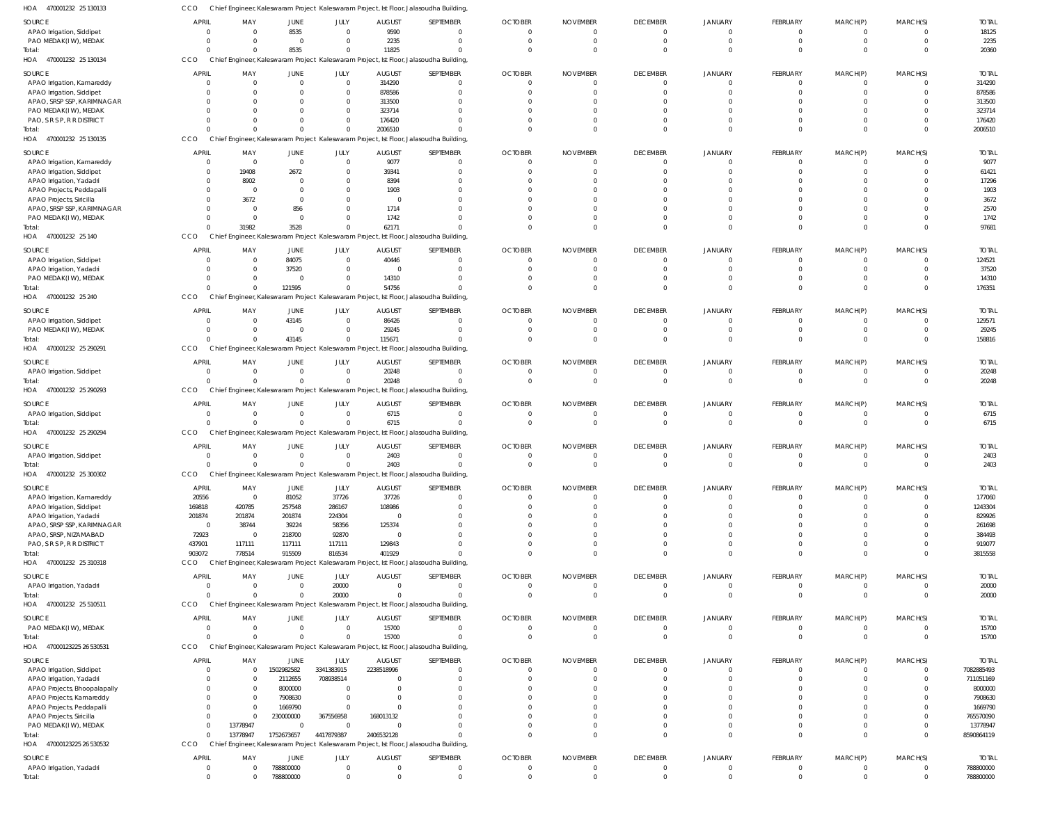HOA 470001232 25 130133 CCO Chief Engineer, Kaleswaram Project Kaleswaram Project, Ist Floor, Jalasoudha Building,

| SOURCE | APRIL | MAY | JUNE | JULY | AUGUST | SEPTEMBER | OCTOBER | NOVEMBER | DECEMBER | JANUARY | FEBRUARY | MARCH(P) | MARCH(S) | TOTAL |
|---|---|---|---|---|---|---|---|---|---|---|---|---|---|---|
| APAO Irrigation, Siddipet | 0 | 0 | 8535 | 0 | 9590 | 0 | 0 | 0 | 0 | 0 | 0 | 0 | 0 | 18125 |
| PAO MEDAK(IW), MEDAK | 0 | 0 | 0 | 0 | 2235 | 0 | 0 | 0 | 0 | 0 | 0 | 0 | 0 | 2235 |
| Total: | 0 | 0 | 8535 | 0 | 11825 | 0 | 0 | 0 | 0 | 0 | 0 | 0 | 0 | 20360 |

HOA 470001232 25 130134 CCO Chief Engineer, Kaleswaram Project Kaleswaram Project, Ist Floor, Jalasoudha Building,

| SOURCE | APRIL | MAY | JUNE | JULY | AUGUST | SEPTEMBER | OCTOBER | NOVEMBER | DECEMBER | JANUARY | FEBRUARY | MARCH(P) | MARCH(S) | TOTAL |
|---|---|---|---|---|---|---|---|---|---|---|---|---|---|---|
| APAO Irrigation, Kamareddy | 0 | 0 | 0 | 0 | 314290 | 0 | 0 | 0 | 0 | 0 | 0 | 0 | 0 | 314290 |
| APAO Irrigation, Siddipet | 0 | 0 | 0 | 0 | 878586 | 0 | 0 | 0 | 0 | 0 | 0 | 0 | 0 | 878586 |
| APAO, SRSP SSP, KARIMNAGAR | 0 | 0 | 0 | 0 | 313500 | 0 | 0 | 0 | 0 | 0 | 0 | 0 | 0 | 313500 |
| PAO MEDAK(IW), MEDAK | 0 | 0 | 0 | 0 | 323714 | 0 | 0 | 0 | 0 | 0 | 0 | 0 | 0 | 323714 |
| PAO, S R S P, R R DISTRICT | 0 | 0 | 0 | 0 | 176420 | 0 | 0 | 0 | 0 | 0 | 0 | 0 | 0 | 176420 |
| Total: | 0 | 0 | 0 | 0 | 2006510 | 0 | 0 | 0 | 0 | 0 | 0 | 0 | 0 | 2006510 |

HOA 470001232 25 130135 CCO Chief Engineer, Kaleswaram Project Kaleswaram Project, Ist Floor, Jalasoudha Building,

| SOURCE | APRIL | MAY | JUNE | JULY | AUGUST | SEPTEMBER | OCTOBER | NOVEMBER | DECEMBER | JANUARY | FEBRUARY | MARCH(P) | MARCH(S) | TOTAL |
|---|---|---|---|---|---|---|---|---|---|---|---|---|---|---|
| APAO Irrigation, Kamareddy | 0 | 0 | 0 | 0 | 9077 | 0 | 0 | 0 | 0 | 0 | 0 | 0 | 0 | 9077 |
| APAO Irrigation, Siddipet | 0 | 19408 | 2672 | 0 | 39341 | 0 | 0 | 0 | 0 | 0 | 0 | 0 | 0 | 61421 |
| APAO Irrigation, Yadadri | 0 | 8902 | 0 | 0 | 8394 | 0 | 0 | 0 | 0 | 0 | 0 | 0 | 0 | 17296 |
| APAO Projects, Peddapalli | 0 | 0 | 0 | 0 | 1903 | 0 | 0 | 0 | 0 | 0 | 0 | 0 | 0 | 1903 |
| APAO Projects, Siricilla | 0 | 3672 | 0 | 0 | 0 | 0 | 0 | 0 | 0 | 0 | 0 | 0 | 0 | 3672 |
| APAO, SRSP SSP, KARIMNAGAR | 0 | 0 | 856 | 0 | 1714 | 0 | 0 | 0 | 0 | 0 | 0 | 0 | 0 | 2570 |
| PAO MEDAK(IW), MEDAK | 0 | 0 | 0 | 0 | 1742 | 0 | 0 | 0 | 0 | 0 | 0 | 0 | 0 | 1742 |
| Total: | 0 | 31982 | 3528 | 0 | 62171 | 0 | 0 | 0 | 0 | 0 | 0 | 0 | 0 | 97681 |

HOA 470001232 25 140 CCO Chief Engineer, Kaleswaram Project Kaleswaram Project, Ist Floor, Jalasoudha Building,

| SOURCE | APRIL | MAY | JUNE | JULY | AUGUST | SEPTEMBER | OCTOBER | NOVEMBER | DECEMBER | JANUARY | FEBRUARY | MARCH(P) | MARCH(S) | TOTAL |
|---|---|---|---|---|---|---|---|---|---|---|---|---|---|---|
| APAO Irrigation, Siddipet | 0 | 0 | 84075 | 0 | 40446 | 0 | 0 | 0 | 0 | 0 | 0 | 0 | 0 | 124521 |
| APAO Irrigation, Yadadri | 0 | 0 | 37520 | 0 | 0 | 0 | 0 | 0 | 0 | 0 | 0 | 0 | 0 | 37520 |
| PAO MEDAK(IW), MEDAK | 0 | 0 | 0 | 0 | 14310 | 0 | 0 | 0 | 0 | 0 | 0 | 0 | 0 | 14310 |
| Total: | 0 | 0 | 121595 | 0 | 54756 | 0 | 0 | 0 | 0 | 0 | 0 | 0 | 0 | 176351 |

HOA 470001232 25 240 CCO Chief Engineer, Kaleswaram Project Kaleswaram Project, Ist Floor, Jalasoudha Building,

| SOURCE | APRIL | MAY | JUNE | JULY | AUGUST | SEPTEMBER | OCTOBER | NOVEMBER | DECEMBER | JANUARY | FEBRUARY | MARCH(P) | MARCH(S) | TOTAL |
|---|---|---|---|---|---|---|---|---|---|---|---|---|---|---|
| APAO Irrigation, Siddipet | 0 | 0 | 43145 | 0 | 86426 | 0 | 0 | 0 | 0 | 0 | 0 | 0 | 0 | 129571 |
| PAO MEDAK(IW), MEDAK | 0 | 0 | 0 | 0 | 29245 | 0 | 0 | 0 | 0 | 0 | 0 | 0 | 0 | 29245 |
| Total: | 0 | 0 | 43145 | 0 | 115671 | 0 | 0 | 0 | 0 | 0 | 0 | 0 | 0 | 158816 |

HOA 470001232 25 290291 CCO Chief Engineer, Kaleswaram Project Kaleswaram Project, Ist Floor, Jalasoudha Building,

| SOURCE | APRIL | MAY | JUNE | JULY | AUGUST | SEPTEMBER | OCTOBER | NOVEMBER | DECEMBER | JANUARY | FEBRUARY | MARCH(P) | MARCH(S) | TOTAL |
|---|---|---|---|---|---|---|---|---|---|---|---|---|---|---|
| APAO Irrigation, Siddipet | 0 | 0 | 0 | 0 | 20248 | 0 | 0 | 0 | 0 | 0 | 0 | 0 | 0 | 20248 |
| Total: | 0 | 0 | 0 | 0 | 20248 | 0 | 0 | 0 | 0 | 0 | 0 | 0 | 0 | 20248 |

HOA 470001232 25 290293 CCO Chief Engineer, Kaleswaram Project Kaleswaram Project, Ist Floor, Jalasoudha Building,

| SOURCE | APRIL | MAY | JUNE | JULY | AUGUST | SEPTEMBER | OCTOBER | NOVEMBER | DECEMBER | JANUARY | FEBRUARY | MARCH(P) | MARCH(S) | TOTAL |
|---|---|---|---|---|---|---|---|---|---|---|---|---|---|---|
| APAO Irrigation, Siddipet | 0 | 0 | 0 | 0 | 6715 | 0 | 0 | 0 | 0 | 0 | 0 | 0 | 0 | 6715 |
| Total: | 0 | 0 | 0 | 0 | 6715 | 0 | 0 | 0 | 0 | 0 | 0 | 0 | 0 | 6715 |

HOA 470001232 25 290294 CCO Chief Engineer, Kaleswaram Project Kaleswaram Project, Ist Floor, Jalasoudha Building,

| SOURCE | APRIL | MAY | JUNE | JULY | AUGUST | SEPTEMBER | OCTOBER | NOVEMBER | DECEMBER | JANUARY | FEBRUARY | MARCH(P) | MARCH(S) | TOTAL |
|---|---|---|---|---|---|---|---|---|---|---|---|---|---|---|
| APAO Irrigation, Siddipet | 0 | 0 | 0 | 0 | 2403 | 0 | 0 | 0 | 0 | 0 | 0 | 0 | 0 | 2403 |
| Total: | 0 | 0 | 0 | 0 | 2403 | 0 | 0 | 0 | 0 | 0 | 0 | 0 | 0 | 2403 |

HOA 470001232 25 300302 CCO Chief Engineer, Kaleswaram Project Kaleswaram Project, Ist Floor, Jalasoudha Building,

| SOURCE | APRIL | MAY | JUNE | JULY | AUGUST | SEPTEMBER | OCTOBER | NOVEMBER | DECEMBER | JANUARY | FEBRUARY | MARCH(P) | MARCH(S) | TOTAL |
|---|---|---|---|---|---|---|---|---|---|---|---|---|---|---|
| APAO Irrigation, Kamareddy | 20556 | 0 | 81052 | 37726 | 37726 | 0 | 0 | 0 | 0 | 0 | 0 | 0 | 0 | 177060 |
| APAO Irrigation, Siddipet | 169818 | 420785 | 257548 | 286167 | 108986 | 0 | 0 | 0 | 0 | 0 | 0 | 0 | 0 | 1243304 |
| APAO Irrigation, Yadadri | 201874 | 201874 | 201874 | 224304 | 0 | 0 | 0 | 0 | 0 | 0 | 0 | 0 | 0 | 829926 |
| APAO, SRSP SSP, KARIMNAGAR | 0 | 38744 | 39224 | 58356 | 125374 | 0 | 0 | 0 | 0 | 0 | 0 | 0 | 0 | 261698 |
| APAO, SRSP, NIZAMABAD | 72923 | 0 | 218700 | 92870 | 0 | 0 | 0 | 0 | 0 | 0 | 0 | 0 | 0 | 384493 |
| PAO, S R S P, R R DISTRICT | 437901 | 117111 | 117111 | 117111 | 129843 | 0 | 0 | 0 | 0 | 0 | 0 | 0 | 0 | 919077 |
| Total: | 903072 | 778514 | 915509 | 816534 | 401929 | 0 | 0 | 0 | 0 | 0 | 0 | 0 | 0 | 3815558 |

HOA 470001232 25 310318 CCO Chief Engineer, Kaleswaram Project Kaleswaram Project, Ist Floor, Jalasoudha Building,

| SOURCE | APRIL | MAY | JUNE | JULY | AUGUST | SEPTEMBER | OCTOBER | NOVEMBER | DECEMBER | JANUARY | FEBRUARY | MARCH(P) | MARCH(S) | TOTAL |
|---|---|---|---|---|---|---|---|---|---|---|---|---|---|---|
| APAO Irrigation, Yadadri | 0 | 0 | 0 | 20000 | 0 | 0 | 0 | 0 | 0 | 0 | 0 | 0 | 0 | 20000 |
| Total: | 0 | 0 | 0 | 20000 | 0 | 0 | 0 | 0 | 0 | 0 | 0 | 0 | 0 | 20000 |

HOA 470001232 25 510511 CCO Chief Engineer, Kaleswaram Project Kaleswaram Project, Ist Floor, Jalasoudha Building,

| SOURCE | APRIL | MAY | JUNE | JULY | AUGUST | SEPTEMBER | OCTOBER | NOVEMBER | DECEMBER | JANUARY | FEBRUARY | MARCH(P) | MARCH(S) | TOTAL |
|---|---|---|---|---|---|---|---|---|---|---|---|---|---|---|
| PAO MEDAK(IW), MEDAK | 0 | 0 | 0 | 0 | 15700 | 0 | 0 | 0 | 0 | 0 | 0 | 0 | 0 | 15700 |
| Total: | 0 | 0 | 0 | 0 | 15700 | 0 | 0 | 0 | 0 | 0 | 0 | 0 | 0 | 15700 |

HOA 47000123225 26 530531 CCO Chief Engineer, Kaleswaram Project Kaleswaram Project, Ist Floor, Jalasoudha Building,

| SOURCE | APRIL | MAY | JUNE | JULY | AUGUST | SEPTEMBER | OCTOBER | NOVEMBER | DECEMBER | JANUARY | FEBRUARY | MARCH(P) | MARCH(S) | TOTAL |
|---|---|---|---|---|---|---|---|---|---|---|---|---|---|---|
| APAO Irrigation, Siddipet | 0 | 0 | 1502982582 | 3341383915 | 2238518996 | 0 | 0 | 0 | 0 | 0 | 0 | 0 | 0 | 7082885493 |
| APAO Irrigation, Yadadri | 0 | 0 | 2112655 | 708938514 | 0 | 0 | 0 | 0 | 0 | 0 | 0 | 0 | 0 | 711051169 |
| APAO Projects, Bhoopalapally | 0 | 0 | 8000000 | 0 | 0 | 0 | 0 | 0 | 0 | 0 | 0 | 0 | 0 | 8000000 |
| APAO Projects, Kamareddy | 0 | 0 | 7908630 | 0 | 0 | 0 | 0 | 0 | 0 | 0 | 0 | 0 | 0 | 7908630 |
| APAO Projects, Peddapalli | 0 | 0 | 1669790 | 0 | 0 | 0 | 0 | 0 | 0 | 0 | 0 | 0 | 0 | 1669790 |
| APAO Projects, Siricilla | 0 | 0 | 230000000 | 367556958 | 168013132 | 0 | 0 | 0 | 0 | 0 | 0 | 0 | 0 | 765570090 |
| PAO MEDAK(IW), MEDAK | 0 | 13778947 | 0 | 0 | 0 | 0 | 0 | 0 | 0 | 0 | 0 | 0 | 0 | 13778947 |
| Total: | 0 | 13778947 | 1752673657 | 4417879387 | 2406532128 | 0 | 0 | 0 | 0 | 0 | 0 | 0 | 0 | 8590864119 |

HOA 47000123225 26 530532 CCO Chief Engineer, Kaleswaram Project Kaleswaram Project, Ist Floor, Jalasoudha Building,

| SOURCE | APRIL | MAY | JUNE | JULY | AUGUST | SEPTEMBER | OCTOBER | NOVEMBER | DECEMBER | JANUARY | FEBRUARY | MARCH(P) | MARCH(S) | TOTAL |
|---|---|---|---|---|---|---|---|---|---|---|---|---|---|---|
| APAO Irrigation, Yadadri | 0 | 0 | 788800000 | 0 | 0 | 0 | 0 | 0 | 0 | 0 | 0 | 0 | 0 | 788800000 |
| Total: | 0 | 0 | 788800000 | 0 | 0 | 0 | 0 | 0 | 0 | 0 | 0 | 0 | 0 | 788800000 |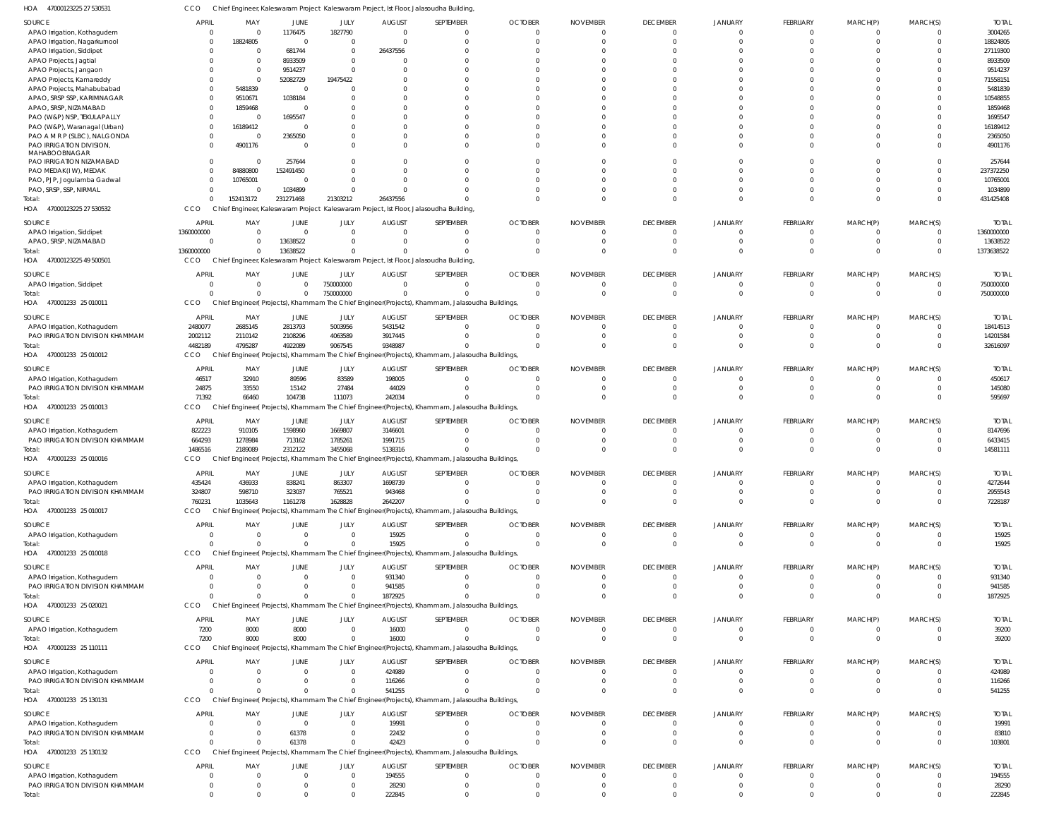HOA 47000123225 27 530531 CCO Chief Engineer, Kaleswaram Project Kaleswaram Project, Ist Floor, Jalasoudha Building,

| SOURCE | APRIL | MAY | JUNE | JULY | AUGUST | SEPTEMBER | OCTOBER | NOVEMBER | DECEMBER | JANUARY | FEBRUARY | MARCH(P) | MARCH(S) | TOTAL |
|---|---|---|---|---|---|---|---|---|---|---|---|---|---|---|
| APAO Irrigation, Kothagudem | 0 | 0 | 1176475 | 1827790 | 0 | 0 | 0 | 0 | 0 | 0 | 0 | 0 | 0 | 3004265 |
| APAO Irrigation, Nagarkurnool | 0 | 18824805 | 0 | 0 | 0 | 0 | 0 | 0 | 0 | 0 | 0 | 0 | 0 | 18824805 |
| APAO Irrigation, Siddipet | 0 | 0 | 681744 | 0 | 26437556 | 0 | 0 | 0 | 0 | 0 | 0 | 0 | 0 | 27119300 |
| APAO Projects, Jagtial | 0 | 0 | 8933509 | 0 | 0 | 0 | 0 | 0 | 0 | 0 | 0 | 0 | 0 | 8933509 |
| APAO Projects, Jangaon | 0 | 0 | 9514237 | 0 | 0 | 0 | 0 | 0 | 0 | 0 | 0 | 0 | 0 | 9514237 |
| APAO Projects, Kamareddy | 0 | 0 | 52082729 | 19475422 | 0 | 0 | 0 | 0 | 0 | 0 | 0 | 0 | 0 | 71558151 |
| APAO Projects, Mahabubabad | 0 | 5481839 | 0 | 0 | 0 | 0 | 0 | 0 | 0 | 0 | 0 | 0 | 0 | 5481839 |
| APAO, SRSP SSP, KARIMNAGAR | 0 | 9510671 | 1038184 | 0 | 0 | 0 | 0 | 0 | 0 | 0 | 0 | 0 | 0 | 10548855 |
| APAO, SRSP, NIZAMABAD | 0 | 1859468 | 0 | 0 | 0 | 0 | 0 | 0 | 0 | 0 | 0 | 0 | 0 | 1859468 |
| PAO (W&P) NSP, TEKULAPALLY | 0 | 0 | 1695547 | 0 | 0 | 0 | 0 | 0 | 0 | 0 | 0 | 0 | 0 | 1695547 |
| PAO (W&P), Waranagal (Urban) | 0 | 16189412 | 0 | 0 | 0 | 0 | 0 | 0 | 0 | 0 | 0 | 0 | 0 | 16189412 |
| PAO A M R P (SLBC), NALGONDA | 0 | 0 | 2365050 | 0 | 0 | 0 | 0 | 0 | 0 | 0 | 0 | 0 | 0 | 2365050 |
| PAO IRRIGATION DIVISION, MAHABOOBNAGAR | 0 | 4901176 | 0 | 0 | 0 | 0 | 0 | 0 | 0 | 0 | 0 | 0 | 0 | 4901176 |
| PAO IRRIGATION NIZAMABAD | 0 | 0 | 257644 | 0 | 0 | 0 | 0 | 0 | 0 | 0 | 0 | 0 | 0 | 257644 |
| PAO MEDAK(IW), MEDAK | 0 | 84880800 | 152491450 | 0 | 0 | 0 | 0 | 0 | 0 | 0 | 0 | 0 | 0 | 237372250 |
| PAO, PJP, Jogulamba Gadwal | 0 | 10765001 | 0 | 0 | 0 | 0 | 0 | 0 | 0 | 0 | 0 | 0 | 0 | 10765001 |
| PAO, SRSP, SSP, NIRMAL | 0 | 0 | 1034899 | 0 | 0 | 0 | 0 | 0 | 0 | 0 | 0 | 0 | 0 | 1034899 |
| Total: | 0 | 152413172 | 231271468 | 21303212 | 26437556 | 0 | 0 | 0 | 0 | 0 | 0 | 0 | 0 | 431425408 |

HOA 47000123225 27 530532 CCO Chief Engineer, Kaleswaram Project Kaleswaram Project, Ist Floor, Jalasoudha Building,

| SOURCE | APRIL | MAY | JUNE | JULY | AUGUST | SEPTEMBER | OCTOBER | NOVEMBER | DECEMBER | JANUARY | FEBRUARY | MARCH(P) | MARCH(S) | TOTAL |
|---|---|---|---|---|---|---|---|---|---|---|---|---|---|---|
| APAO Irrigation, Siddipet | 1360000000 | 0 | 0 | 0 | 0 | 0 | 0 | 0 | 0 | 0 | 0 | 0 | 0 | 1360000000 |
| APAO, SRSP, NIZAMABAD | 0 | 0 | 13638522 | 0 | 0 | 0 | 0 | 0 | 0 | 0 | 0 | 0 | 0 | 13638522 |
| Total: | 1360000000 | 0 | 13638522 | 0 | 0 | 0 | 0 | 0 | 0 | 0 | 0 | 0 | 0 | 1373638522 |

HOA 47000123225 49 500501 CCO Chief Engineer, Kaleswaram Project Kaleswaram Project, Ist Floor, Jalasoudha Building,

| SOURCE | APRIL | MAY | JUNE | JULY | AUGUST | SEPTEMBER | OCTOBER | NOVEMBER | DECEMBER | JANUARY | FEBRUARY | MARCH(P) | MARCH(S) | TOTAL |
|---|---|---|---|---|---|---|---|---|---|---|---|---|---|---|
| APAO Irrigation, Siddipet | 0 | 0 | 0 | 750000000 | 0 | 0 | 0 | 0 | 0 | 0 | 0 | 0 | 0 | 750000000 |
| Total: | 0 | 0 | 0 | 750000000 | 0 | 0 | 0 | 0 | 0 | 0 | 0 | 0 | 0 | 750000000 |

HOA 470001233 25 010011 CCO Chief Engineer(Projects), Khammam The Chief Engineer(Projects), Khammam, Jalasoudha Buildings,

| SOURCE | APRIL | MAY | JUNE | JULY | AUGUST | SEPTEMBER | OCTOBER | NOVEMBER | DECEMBER | JANUARY | FEBRUARY | MARCH(P) | MARCH(S) | TOTAL |
|---|---|---|---|---|---|---|---|---|---|---|---|---|---|---|
| APAO Irrigation, Kothagudem | 2480077 | 2685145 | 2813793 | 5003956 | 5431542 | 0 | 0 | 0 | 0 | 0 | 0 | 0 | 0 | 18414513 |
| PAO IRRIGATION DIVISION KHAMMAM | 2002112 | 2110142 | 2108296 | 4063589 | 3917445 | 0 | 0 | 0 | 0 | 0 | 0 | 0 | 0 | 14201584 |
| Total: | 4482189 | 4795287 | 4922089 | 9067545 | 9348987 | 0 | 0 | 0 | 0 | 0 | 0 | 0 | 0 | 32616097 |

HOA 470001233 25 010012 CCO Chief Engineer(Projects), Khammam The Chief Engineer(Projects), Khammam, Jalasoudha Buildings,

| SOURCE | APRIL | MAY | JUNE | JULY | AUGUST | SEPTEMBER | OCTOBER | NOVEMBER | DECEMBER | JANUARY | FEBRUARY | MARCH(P) | MARCH(S) | TOTAL |
|---|---|---|---|---|---|---|---|---|---|---|---|---|---|---|
| APAO Irrigation, Kothagudem | 46517 | 32910 | 89596 | 83589 | 198005 | 0 | 0 | 0 | 0 | 0 | 0 | 0 | 0 | 450617 |
| PAO IRRIGATION DIVISION KHAMMAM | 24875 | 33550 | 15142 | 27484 | 44029 | 0 | 0 | 0 | 0 | 0 | 0 | 0 | 0 | 145080 |
| Total: | 71392 | 66460 | 104738 | 111073 | 242034 | 0 | 0 | 0 | 0 | 0 | 0 | 0 | 0 | 595697 |

HOA 470001233 25 010013 CCO Chief Engineer(Projects), Khammam The Chief Engineer(Projects), Khammam, Jalasoudha Buildings,

| SOURCE | APRIL | MAY | JUNE | JULY | AUGUST | SEPTEMBER | OCTOBER | NOVEMBER | DECEMBER | JANUARY | FEBRUARY | MARCH(P) | MARCH(S) | TOTAL |
|---|---|---|---|---|---|---|---|---|---|---|---|---|---|---|
| APAO Irrigation, Kothagudem | 822223 | 910105 | 1598960 | 1669807 | 3146601 | 0 | 0 | 0 | 0 | 0 | 0 | 0 | 0 | 8147696 |
| PAO IRRIGATION DIVISION KHAMMAM | 664293 | 1278984 | 713162 | 1785261 | 1991715 | 0 | 0 | 0 | 0 | 0 | 0 | 0 | 0 | 6433415 |
| Total: | 1486516 | 2189089 | 2312122 | 3455068 | 5138316 | 0 | 0 | 0 | 0 | 0 | 0 | 0 | 0 | 14581111 |

HOA 470001233 25 010016 CCO Chief Engineer(Projects), Khammam The Chief Engineer(Projects), Khammam, Jalasoudha Buildings,

| SOURCE | APRIL | MAY | JUNE | JULY | AUGUST | SEPTEMBER | OCTOBER | NOVEMBER | DECEMBER | JANUARY | FEBRUARY | MARCH(P) | MARCH(S) | TOTAL |
|---|---|---|---|---|---|---|---|---|---|---|---|---|---|---|
| APAO Irrigation, Kothagudem | 435424 | 436933 | 838241 | 863307 | 1698739 | 0 | 0 | 0 | 0 | 0 | 0 | 0 | 0 | 4272644 |
| PAO IRRIGATION DIVISION KHAMMAM | 324807 | 598710 | 323037 | 765521 | 943468 | 0 | 0 | 0 | 0 | 0 | 0 | 0 | 0 | 2955543 |
| Total: | 760231 | 1035643 | 1161278 | 1628828 | 2642207 | 0 | 0 | 0 | 0 | 0 | 0 | 0 | 0 | 7228187 |

HOA 470001233 25 010017 CCO Chief Engineer(Projects), Khammam The Chief Engineer(Projects), Khammam, Jalasoudha Buildings,

| SOURCE | APRIL | MAY | JUNE | JULY | AUGUST | SEPTEMBER | OCTOBER | NOVEMBER | DECEMBER | JANUARY | FEBRUARY | MARCH(P) | MARCH(S) | TOTAL |
|---|---|---|---|---|---|---|---|---|---|---|---|---|---|---|
| APAO Irrigation, Kothagudem | 0 | 0 | 0 | 0 | 15925 | 0 | 0 | 0 | 0 | 0 | 0 | 0 | 0 | 15925 |
| Total: | 0 | 0 | 0 | 0 | 15925 | 0 | 0 | 0 | 0 | 0 | 0 | 0 | 0 | 15925 |

HOA 470001233 25 010018 CCO Chief Engineer(Projects), Khammam The Chief Engineer(Projects), Khammam, Jalasoudha Buildings,

| SOURCE | APRIL | MAY | JUNE | JULY | AUGUST | SEPTEMBER | OCTOBER | NOVEMBER | DECEMBER | JANUARY | FEBRUARY | MARCH(P) | MARCH(S) | TOTAL |
|---|---|---|---|---|---|---|---|---|---|---|---|---|---|---|
| APAO Irrigation, Kothagudem | 0 | 0 | 0 | 0 | 931340 | 0 | 0 | 0 | 0 | 0 | 0 | 0 | 0 | 931340 |
| PAO IRRIGATION DIVISION KHAMMAM | 0 | 0 | 0 | 0 | 941585 | 0 | 0 | 0 | 0 | 0 | 0 | 0 | 0 | 941585 |
| Total: | 0 | 0 | 0 | 0 | 1872925 | 0 | 0 | 0 | 0 | 0 | 0 | 0 | 0 | 1872925 |

HOA 470001233 25 020021 CCO Chief Engineer(Projects), Khammam The Chief Engineer(Projects), Khammam, Jalasoudha Buildings,

| SOURCE | APRIL | MAY | JUNE | JULY | AUGUST | SEPTEMBER | OCTOBER | NOVEMBER | DECEMBER | JANUARY | FEBRUARY | MARCH(P) | MARCH(S) | TOTAL |
|---|---|---|---|---|---|---|---|---|---|---|---|---|---|---|
| APAO Irrigation, Kothagudem | 7200 | 8000 | 8000 | 0 | 16000 | 0 | 0 | 0 | 0 | 0 | 0 | 0 | 0 | 39200 |
| Total: | 7200 | 8000 | 8000 | 0 | 16000 | 0 | 0 | 0 | 0 | 0 | 0 | 0 | 0 | 39200 |

HOA 470001233 25 110111 CCO Chief Engineer(Projects), Khammam The Chief Engineer(Projects), Khammam, Jalasoudha Buildings,

| SOURCE | APRIL | MAY | JUNE | JULY | AUGUST | SEPTEMBER | OCTOBER | NOVEMBER | DECEMBER | JANUARY | FEBRUARY | MARCH(P) | MARCH(S) | TOTAL |
|---|---|---|---|---|---|---|---|---|---|---|---|---|---|---|
| APAO Irrigation, Kothagudem | 0 | 0 | 0 | 0 | 424989 | 0 | 0 | 0 | 0 | 0 | 0 | 0 | 0 | 424989 |
| PAO IRRIGATION DIVISION KHAMMAM | 0 | 0 | 0 | 0 | 116266 | 0 | 0 | 0 | 0 | 0 | 0 | 0 | 0 | 116266 |
| Total: | 0 | 0 | 0 | 0 | 541255 | 0 | 0 | 0 | 0 | 0 | 0 | 0 | 0 | 541255 |

HOA 470001233 25 130131 CCO Chief Engineer(Projects), Khammam The Chief Engineer(Projects), Khammam, Jalasoudha Buildings,

| SOURCE | APRIL | MAY | JUNE | JULY | AUGUST | SEPTEMBER | OCTOBER | NOVEMBER | DECEMBER | JANUARY | FEBRUARY | MARCH(P) | MARCH(S) | TOTAL |
|---|---|---|---|---|---|---|---|---|---|---|---|---|---|---|
| APAO Irrigation, Kothagudem | 0 | 0 | 0 | 0 | 19991 | 0 | 0 | 0 | 0 | 0 | 0 | 0 | 0 | 19991 |
| PAO IRRIGATION DIVISION KHAMMAM | 0 | 0 | 61378 | 0 | 22432 | 0 | 0 | 0 | 0 | 0 | 0 | 0 | 0 | 83810 |
| Total: | 0 | 0 | 61378 | 0 | 42423 | 0 | 0 | 0 | 0 | 0 | 0 | 0 | 0 | 103801 |

HOA 470001233 25 130132 CCO Chief Engineer(Projects), Khammam The Chief Engineer(Projects), Khammam, Jalasoudha Buildings,

| SOURCE | APRIL | MAY | JUNE | JULY | AUGUST | SEPTEMBER | OCTOBER | NOVEMBER | DECEMBER | JANUARY | FEBRUARY | MARCH(P) | MARCH(S) | TOTAL |
|---|---|---|---|---|---|---|---|---|---|---|---|---|---|---|
| APAO Irrigation, Kothagudem | 0 | 0 | 0 | 0 | 194555 | 0 | 0 | 0 | 0 | 0 | 0 | 0 | 0 | 194555 |
| PAO IRRIGATION DIVISION KHAMMAM | 0 | 0 | 0 | 0 | 28290 | 0 | 0 | 0 | 0 | 0 | 0 | 0 | 0 | 28290 |
| Total: | 0 | 0 | 0 | 0 | 222845 | 0 | 0 | 0 | 0 | 0 | 0 | 0 | 0 | 222845 |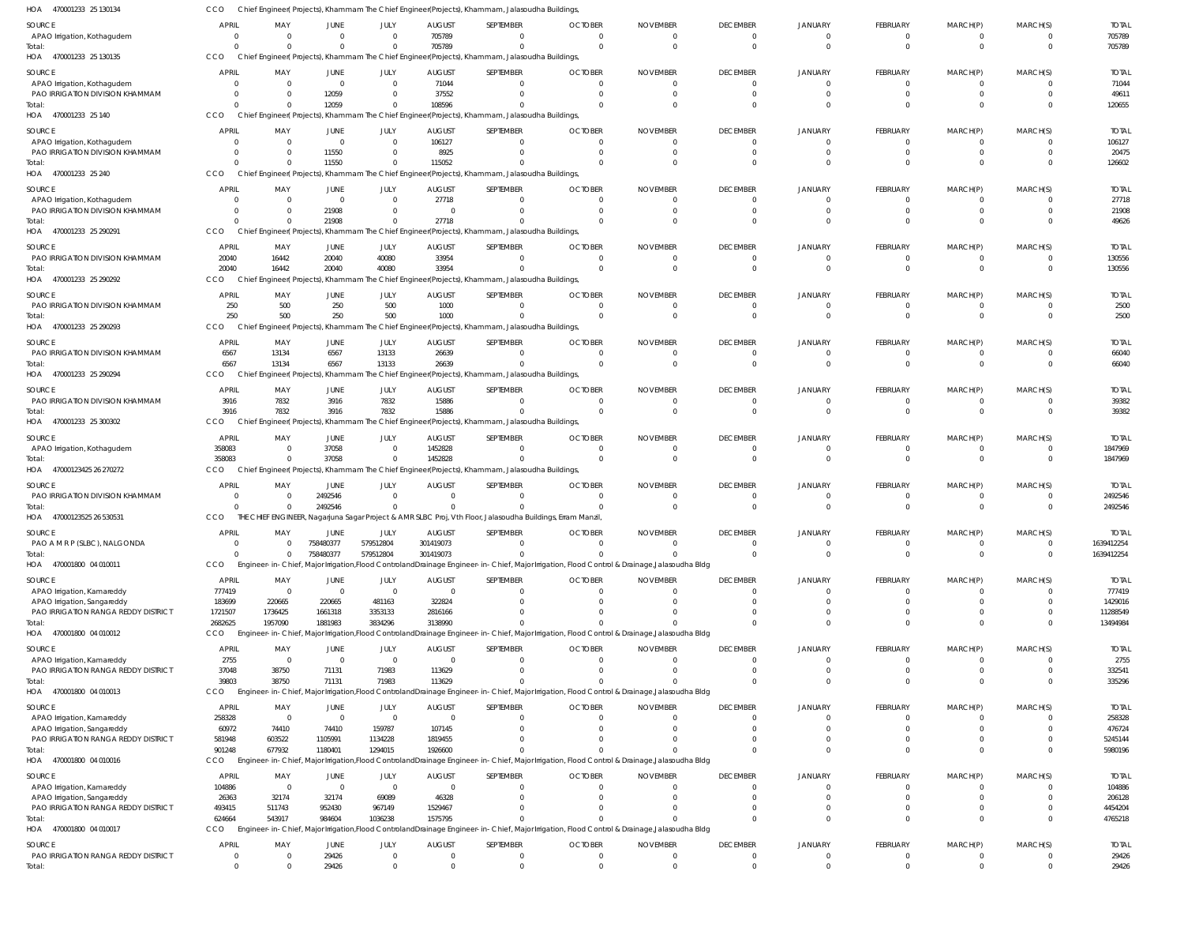HOA 470001233 25 130134 CCO Chief Engineer(Projects), Khammam The Chief Engineer(Projects), Khammam, Jalasoudha Buildings,

| SOURCE | APRIL | MAY | JUNE | JULY | AUGUST | SEPTEMBER | OCTOBER | NOVEMBER | DECEMBER | JANUARY | FEBRUARY | MARCH(P) | MARCH(S) | TOTAL |
|---|---|---|---|---|---|---|---|---|---|---|---|---|---|---|
| APAO Irrigation, Kothagudem | 0 | 0 | 0 | 0 | 705789 | 0 | 0 | 0 | 0 | 0 | 0 | 0 | 0 | 705789 |
| Total: | 0 | 0 | 0 | 0 | 705789 | 0 | 0 | 0 | 0 | 0 | 0 | 0 | 0 | 705789 |

HOA 470001233 25 130135 CCO Chief Engineer(Projects), Khammam The Chief Engineer(Projects), Khammam, Jalasoudha Buildings,

| SOURCE | APRIL | MAY | JUNE | JULY | AUGUST | SEPTEMBER | OCTOBER | NOVEMBER | DECEMBER | JANUARY | FEBRUARY | MARCH(P) | MARCH(S) | TOTAL |
|---|---|---|---|---|---|---|---|---|---|---|---|---|---|---|
| APAO Irrigation, Kothagudem | 0 | 0 | 0 | 0 | 71044 | 0 | 0 | 0 | 0 | 0 | 0 | 0 | 0 | 71044 |
| PAO IRRIGATION DIVISION KHAMMAM | 0 | 0 | 12059 | 0 | 37552 | 0 | 0 | 0 | 0 | 0 | 0 | 0 | 0 | 49611 |
| Total: | 0 | 0 | 12059 | 0 | 108596 | 0 | 0 | 0 | 0 | 0 | 0 | 0 | 0 | 120655 |

HOA 470001233 25 140 CCO Chief Engineer(Projects), Khammam The Chief Engineer(Projects), Khammam, Jalasoudha Buildings,

| SOURCE | APRIL | MAY | JUNE | JULY | AUGUST | SEPTEMBER | OCTOBER | NOVEMBER | DECEMBER | JANUARY | FEBRUARY | MARCH(P) | MARCH(S) | TOTAL |
|---|---|---|---|---|---|---|---|---|---|---|---|---|---|---|
| APAO Irrigation, Kothagudem | 0 | 0 | 0 | 0 | 106127 | 0 | 0 | 0 | 0 | 0 | 0 | 0 | 0 | 106127 |
| PAO IRRIGATION DIVISION KHAMMAM | 0 | 0 | 11550 | 0 | 8925 | 0 | 0 | 0 | 0 | 0 | 0 | 0 | 0 | 20475 |
| Total: | 0 | 0 | 11550 | 0 | 115052 | 0 | 0 | 0 | 0 | 0 | 0 | 0 | 0 | 126602 |

HOA 470001233 25 240 CCO Chief Engineer(Projects), Khammam The Chief Engineer(Projects), Khammam, Jalasoudha Buildings,

| SOURCE | APRIL | MAY | JUNE | JULY | AUGUST | SEPTEMBER | OCTOBER | NOVEMBER | DECEMBER | JANUARY | FEBRUARY | MARCH(P) | MARCH(S) | TOTAL |
|---|---|---|---|---|---|---|---|---|---|---|---|---|---|---|
| APAO Irrigation, Kothagudem | 0 | 0 | 0 | 0 | 27718 | 0 | 0 | 0 | 0 | 0 | 0 | 0 | 0 | 27718 |
| PAO IRRIGATION DIVISION KHAMMAM | 0 | 0 | 21908 | 0 | 0 | 0 | 0 | 0 | 0 | 0 | 0 | 0 | 0 | 21908 |
| Total: | 0 | 0 | 21908 | 0 | 27718 | 0 | 0 | 0 | 0 | 0 | 0 | 0 | 0 | 49626 |

HOA 470001233 25 290291 CCO Chief Engineer(Projects), Khammam The Chief Engineer(Projects), Khammam, Jalasoudha Buildings,

| SOURCE | APRIL | MAY | JUNE | JULY | AUGUST | SEPTEMBER | OCTOBER | NOVEMBER | DECEMBER | JANUARY | FEBRUARY | MARCH(P) | MARCH(S) | TOTAL |
|---|---|---|---|---|---|---|---|---|---|---|---|---|---|---|
| PAO IRRIGATION DIVISION KHAMMAM | 20040 | 16442 | 20040 | 40080 | 33954 | 0 | 0 | 0 | 0 | 0 | 0 | 0 | 0 | 130556 |
| Total: | 20040 | 16442 | 20040 | 40080 | 33954 | 0 | 0 | 0 | 0 | 0 | 0 | 0 | 0 | 130556 |

HOA 470001233 25 290292 CCO Chief Engineer(Projects), Khammam The Chief Engineer(Projects), Khammam, Jalasoudha Buildings,

| SOURCE | APRIL | MAY | JUNE | JULY | AUGUST | SEPTEMBER | OCTOBER | NOVEMBER | DECEMBER | JANUARY | FEBRUARY | MARCH(P) | MARCH(S) | TOTAL |
|---|---|---|---|---|---|---|---|---|---|---|---|---|---|---|
| PAO IRRIGATION DIVISION KHAMMAM | 250 | 500 | 250 | 500 | 1000 | 0 | 0 | 0 | 0 | 0 | 0 | 0 | 0 | 2500 |
| Total: | 250 | 500 | 250 | 500 | 1000 | 0 | 0 | 0 | 0 | 0 | 0 | 0 | 0 | 2500 |

HOA 470001233 25 290293 CCO Chief Engineer(Projects), Khammam The Chief Engineer(Projects), Khammam, Jalasoudha Buildings,

| SOURCE | APRIL | MAY | JUNE | JULY | AUGUST | SEPTEMBER | OCTOBER | NOVEMBER | DECEMBER | JANUARY | FEBRUARY | MARCH(P) | MARCH(S) | TOTAL |
|---|---|---|---|---|---|---|---|---|---|---|---|---|---|---|
| PAO IRRIGATION DIVISION KHAMMAM | 6567 | 13134 | 6567 | 13133 | 26639 | 0 | 0 | 0 | 0 | 0 | 0 | 0 | 0 | 66040 |
| Total: | 6567 | 13134 | 6567 | 13133 | 26639 | 0 | 0 | 0 | 0 | 0 | 0 | 0 | 0 | 66040 |

HOA 470001233 25 290294 CCO Chief Engineer(Projects), Khammam The Chief Engineer(Projects), Khammam, Jalasoudha Buildings,

| SOURCE | APRIL | MAY | JUNE | JULY | AUGUST | SEPTEMBER | OCTOBER | NOVEMBER | DECEMBER | JANUARY | FEBRUARY | MARCH(P) | MARCH(S) | TOTAL |
|---|---|---|---|---|---|---|---|---|---|---|---|---|---|---|
| PAO IRRIGATION DIVISION KHAMMAM | 3916 | 7832 | 3916 | 7832 | 15886 | 0 | 0 | 0 | 0 | 0 | 0 | 0 | 0 | 39382 |
| Total: | 3916 | 7832 | 3916 | 7832 | 15886 | 0 | 0 | 0 | 0 | 0 | 0 | 0 | 0 | 39382 |

HOA 470001233 25 300302 CCO Chief Engineer(Projects), Khammam The Chief Engineer(Projects), Khammam, Jalasoudha Buildings,

| SOURCE | APRIL | MAY | JUNE | JULY | AUGUST | SEPTEMBER | OCTOBER | NOVEMBER | DECEMBER | JANUARY | FEBRUARY | MARCH(P) | MARCH(S) | TOTAL |
|---|---|---|---|---|---|---|---|---|---|---|---|---|---|---|
| APAO Irrigation, Kothagudem | 358083 | 0 | 37058 | 0 | 1452828 | 0 | 0 | 0 | 0 | 0 | 0 | 0 | 0 | 1847969 |
| Total: | 358083 | 0 | 37058 | 0 | 1452828 | 0 | 0 | 0 | 0 | 0 | 0 | 0 | 0 | 1847969 |

HOA 47000123425 26 270272 CCO Chief Engineer(Projects), Khammam The Chief Engineer(Projects), Khammam, Jalasoudha Buildings,

| SOURCE | APRIL | MAY | JUNE | JULY | AUGUST | SEPTEMBER | OCTOBER | NOVEMBER | DECEMBER | JANUARY | FEBRUARY | MARCH(P) | MARCH(S) | TOTAL |
|---|---|---|---|---|---|---|---|---|---|---|---|---|---|---|
| PAO IRRIGATION DIVISION KHAMMAM | 0 | 0 | 2492546 | 0 | 0 | 0 | 0 | 0 | 0 | 0 | 0 | 0 | 0 | 2492546 |
| Total: | 0 | 0 | 2492546 | 0 | 0 | 0 | 0 | 0 | 0 | 0 | 0 | 0 | 0 | 2492546 |

HOA 47000123525 26 530531 CCO THE CHIEF ENGINEER, Nagarjuna Sagar Project & AMRSLBC Proj, Vth Floor, Jalasoudha Buildings, Erram Manzil,

| SOURCE | APRIL | MAY | JUNE | JULY | AUGUST | SEPTEMBER | OCTOBER | NOVEMBER | DECEMBER | JANUARY | FEBRUARY | MARCH(P) | MARCH(S) | TOTAL |
|---|---|---|---|---|---|---|---|---|---|---|---|---|---|---|
| PAO A M R P (SLBC), NALGONDA | 0 | 0 | 758480377 | 579512804 | 301419073 | 0 | 0 | 0 | 0 | 0 | 0 | 0 | 0 | 1639412254 |
| Total: | 0 | 0 | 758480377 | 579512804 | 301419073 | 0 | 0 | 0 | 0 | 0 | 0 | 0 | 0 | 1639412254 |

HOA 470001800 04 010011 CCO Engineer-in-Chief, Major Irrigation,Flood Control and Drainage Engineer-in-Chief, Major Irrigation, Flood Control & Drainage,Jalasoudha Bldg

| SOURCE | APRIL | MAY | JUNE | JULY | AUGUST | SEPTEMBER | OCTOBER | NOVEMBER | DECEMBER | JANUARY | FEBRUARY | MARCH(P) | MARCH(S) | TOTAL |
|---|---|---|---|---|---|---|---|---|---|---|---|---|---|---|
| APAO Irrigation, Kamareddy | 777419 | 0 | 0 | 0 | 0 | 0 | 0 | 0 | 0 | 0 | 0 | 0 | 0 | 777419 |
| APAO Irrigation, Sangareddy | 183699 | 220665 | 220665 | 481163 | 322824 | 0 | 0 | 0 | 0 | 0 | 0 | 0 | 0 | 1429016 |
| PAO IRRIGATION RANGA REDDY DISTRICT | 1721507 | 1736425 | 1661318 | 3353133 | 2816166 | 0 | 0 | 0 | 0 | 0 | 0 | 0 | 0 | 11288549 |
| Total: | 2682625 | 1957090 | 1881983 | 3834296 | 3138990 | 0 | 0 | 0 | 0 | 0 | 0 | 0 | 0 | 13494984 |

HOA 470001800 04 010012 CCO Engineer-in-Chief, Major Irrigation,Flood Control and Drainage Engineer-in-Chief, Major Irrigation, Flood Control & Drainage,Jalasoudha Bldg

| SOURCE | APRIL | MAY | JUNE | JULY | AUGUST | SEPTEMBER | OCTOBER | NOVEMBER | DECEMBER | JANUARY | FEBRUARY | MARCH(P) | MARCH(S) | TOTAL |
|---|---|---|---|---|---|---|---|---|---|---|---|---|---|---|
| APAO Irrigation, Kamareddy | 2755 | 0 | 0 | 0 | 0 | 0 | 0 | 0 | 0 | 0 | 0 | 0 | 0 | 2755 |
| PAO IRRIGATION RANGA REDDY DISTRICT | 37048 | 38750 | 71131 | 71983 | 113629 | 0 | 0 | 0 | 0 | 0 | 0 | 0 | 0 | 332541 |
| Total: | 39803 | 38750 | 71131 | 71983 | 113629 | 0 | 0 | 0 | 0 | 0 | 0 | 0 | 0 | 335296 |

HOA 470001800 04 010013 CCO Engineer-in-Chief, Major Irrigation,Flood Control and Drainage Engineer-in-Chief, Major Irrigation, Flood Control & Drainage,Jalasoudha Bldg

| SOURCE | APRIL | MAY | JUNE | JULY | AUGUST | SEPTEMBER | OCTOBER | NOVEMBER | DECEMBER | JANUARY | FEBRUARY | MARCH(P) | MARCH(S) | TOTAL |
|---|---|---|---|---|---|---|---|---|---|---|---|---|---|---|
| APAO Irrigation, Kamareddy | 258328 | 0 | 0 | 0 | 0 | 0 | 0 | 0 | 0 | 0 | 0 | 0 | 0 | 258328 |
| APAO Irrigation, Sangareddy | 60972 | 74410 | 74410 | 159787 | 107145 | 0 | 0 | 0 | 0 | 0 | 0 | 0 | 0 | 476724 |
| PAO IRRIGATION RANGA REDDY DISTRICT | 581948 | 603522 | 1105991 | 1134228 | 1819455 | 0 | 0 | 0 | 0 | 0 | 0 | 0 | 0 | 5245144 |
| Total: | 901248 | 677932 | 1180401 | 1294015 | 1926600 | 0 | 0 | 0 | 0 | 0 | 0 | 0 | 0 | 5980196 |

HOA 470001800 04 010016 CCO Engineer-in-Chief, Major Irrigation,Flood Control and Drainage Engineer-in-Chief, Major Irrigation, Flood Control & Drainage,Jalasoudha Bldg

| SOURCE | APRIL | MAY | JUNE | JULY | AUGUST | SEPTEMBER | OCTOBER | NOVEMBER | DECEMBER | JANUARY | FEBRUARY | MARCH(P) | MARCH(S) | TOTAL |
|---|---|---|---|---|---|---|---|---|---|---|---|---|---|---|
| APAO Irrigation, Kamareddy | 104886 | 0 | 0 | 0 | 0 | 0 | 0 | 0 | 0 | 0 | 0 | 0 | 0 | 104886 |
| APAO Irrigation, Sangareddy | 26363 | 32174 | 32174 | 69089 | 46328 | 0 | 0 | 0 | 0 | 0 | 0 | 0 | 0 | 206128 |
| PAO IRRIGATION RANGA REDDY DISTRICT | 493415 | 511743 | 952430 | 967149 | 1529467 | 0 | 0 | 0 | 0 | 0 | 0 | 0 | 0 | 4454204 |
| Total: | 624664 | 543917 | 984604 | 1036238 | 1575795 | 0 | 0 | 0 | 0 | 0 | 0 | 0 | 0 | 4765218 |

HOA 470001800 04 010017 CCO Engineer-in-Chief, Major Irrigation,Flood Control and Drainage Engineer-in-Chief, Major Irrigation, Flood Control & Drainage,Jalasoudha Bldg

| SOURCE | APRIL | MAY | JUNE | JULY | AUGUST | SEPTEMBER | OCTOBER | NOVEMBER | DECEMBER | JANUARY | FEBRUARY | MARCH(P) | MARCH(S) | TOTAL |
|---|---|---|---|---|---|---|---|---|---|---|---|---|---|---|
| PAO IRRIGATION RANGA REDDY DISTRICT | 0 | 0 | 29426 | 0 | 0 | 0 | 0 | 0 | 0 | 0 | 0 | 0 | 0 | 29426 |
| Total: | 0 | 0 | 29426 | 0 | 0 | 0 | 0 | 0 | 0 | 0 | 0 | 0 | 0 | 29426 |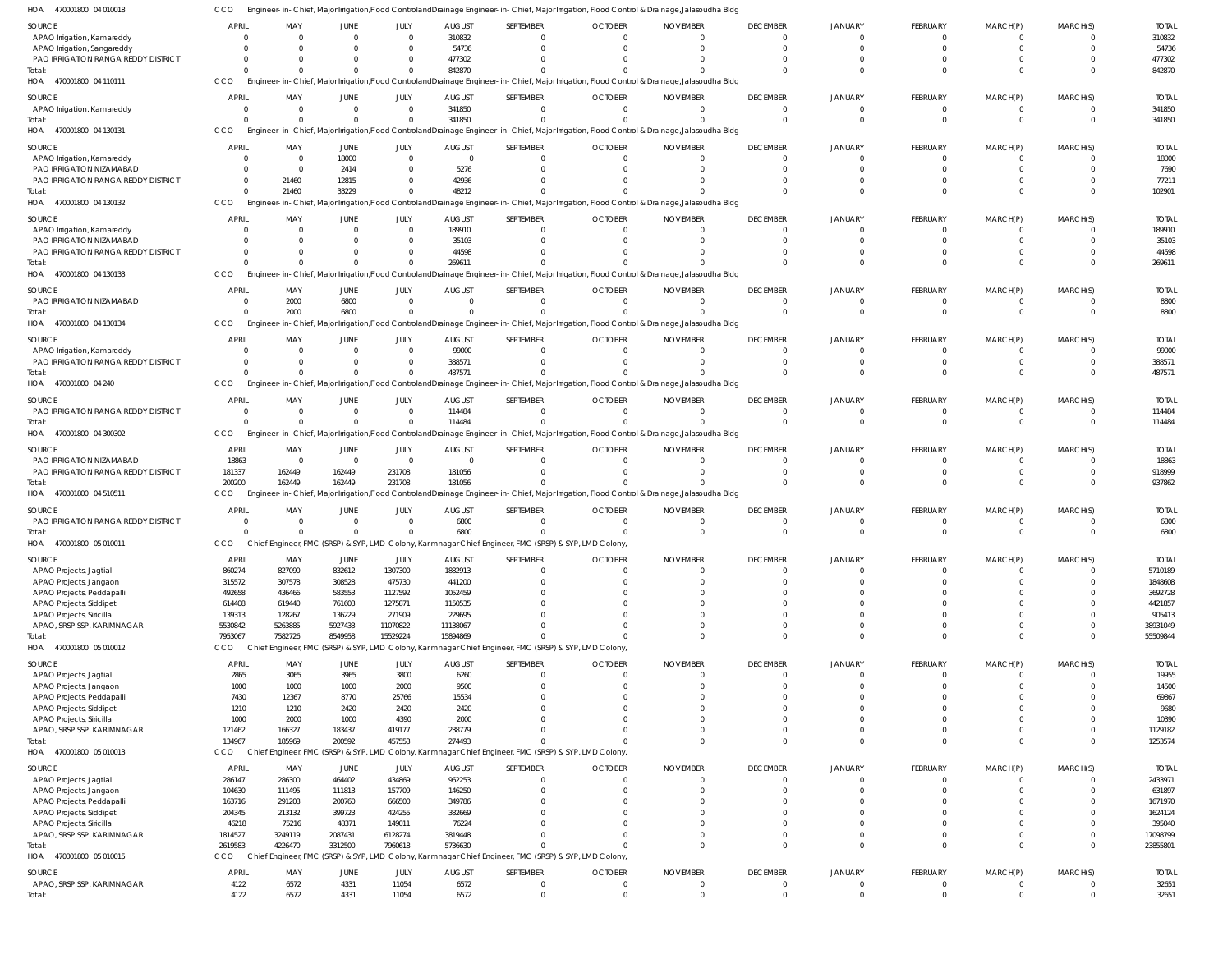HOA 470001800 04 010018 CCO Engineer-in-Chief, Major Irrigation,Flood Control and Drainage Engineer-in-Chief, Major Irrigation, Flood Control & Drainage,Jalasoudha Bldg

| SOURCE | APRIL | MAY | JUNE | JULY | AUGUST | SEPTEMBER | OCTOBER | NOVEMBER | DECEMBER | JANUARY | FEBRUARY | MARCH(P) | MARCH(S) | TOTAL |
|---|---|---|---|---|---|---|---|---|---|---|---|---|---|---|
| APAO Irrigation, Kamareddy | 0 | 0 | 0 | 0 | 310832 | 0 | 0 | 0 | 0 | 0 | 0 | 0 | 0 | 310832 |
| APAO Irrigation, Sangareddy | 0 | 0 | 0 | 0 | 54736 | 0 | 0 | 0 | 0 | 0 | 0 | 0 | 0 | 54736 |
| PAO IRRIGATION RANGA REDDY DISTRICT | 0 | 0 | 0 | 0 | 477302 | 0 | 0 | 0 | 0 | 0 | 0 | 0 | 0 | 477302 |
| Total: | 0 | 0 | 0 | 0 | 842870 | 0 | 0 | 0 | 0 | 0 | 0 | 0 | 0 | 842870 |

HOA 470001800 04 110111 CCO Engineer-in-Chief, Major Irrigation,Flood Control and Drainage Engineer-in-Chief, Major Irrigation, Flood Control & Drainage,Jalasoudha Bldg

| SOURCE | APRIL | MAY | JUNE | JULY | AUGUST | SEPTEMBER | OCTOBER | NOVEMBER | DECEMBER | JANUARY | FEBRUARY | MARCH(P) | MARCH(S) | TOTAL |
|---|---|---|---|---|---|---|---|---|---|---|---|---|---|---|
| APAO Irrigation, Kamareddy | 0 | 0 | 0 | 0 | 341850 | 0 | 0 | 0 | 0 | 0 | 0 | 0 | 0 | 341850 |
| Total: | 0 | 0 | 0 | 0 | 341850 | 0 | 0 | 0 | 0 | 0 | 0 | 0 | 0 | 341850 |

HOA 470001800 04 130131 CCO Engineer-in-Chief, Major Irrigation,Flood Control and Drainage Engineer-in-Chief, Major Irrigation, Flood Control & Drainage,Jalasoudha Bldg

| SOURCE | APRIL | MAY | JUNE | JULY | AUGUST | SEPTEMBER | OCTOBER | NOVEMBER | DECEMBER | JANUARY | FEBRUARY | MARCH(P) | MARCH(S) | TOTAL |
|---|---|---|---|---|---|---|---|---|---|---|---|---|---|---|
| APAO Irrigation, Kamareddy | 0 | 0 | 18000 | 0 | 0 | 0 | 0 | 0 | 0 | 0 | 0 | 0 | 0 | 18000 |
| PAO IRRIGATION NIZAMABAD | 0 | 0 | 2414 | 0 | 5276 | 0 | 0 | 0 | 0 | 0 | 0 | 0 | 0 | 7690 |
| PAO IRRIGATION RANGA REDDY DISTRICT | 0 | 21460 | 12815 | 0 | 42936 | 0 | 0 | 0 | 0 | 0 | 0 | 0 | 0 | 77211 |
| Total: | 0 | 21460 | 33229 | 0 | 48212 | 0 | 0 | 0 | 0 | 0 | 0 | 0 | 0 | 102901 |

HOA 470001800 04 130132 CCO Engineer-in-Chief, Major Irrigation,Flood Control and Drainage Engineer-in-Chief, Major Irrigation, Flood Control & Drainage,Jalasoudha Bldg

| SOURCE | APRIL | MAY | JUNE | JULY | AUGUST | SEPTEMBER | OCTOBER | NOVEMBER | DECEMBER | JANUARY | FEBRUARY | MARCH(P) | MARCH(S) | TOTAL |
|---|---|---|---|---|---|---|---|---|---|---|---|---|---|---|
| APAO Irrigation, Kamareddy | 0 | 0 | 0 | 0 | 189910 | 0 | 0 | 0 | 0 | 0 | 0 | 0 | 0 | 189910 |
| PAO IRRIGATION NIZAMABAD | 0 | 0 | 0 | 0 | 35103 | 0 | 0 | 0 | 0 | 0 | 0 | 0 | 0 | 35103 |
| PAO IRRIGATION RANGA REDDY DISTRICT | 0 | 0 | 0 | 0 | 44598 | 0 | 0 | 0 | 0 | 0 | 0 | 0 | 0 | 44598 |
| Total: | 0 | 0 | 0 | 0 | 269611 | 0 | 0 | 0 | 0 | 0 | 0 | 0 | 0 | 269611 |

HOA 470001800 04 130133 CCO Engineer-in-Chief, Major Irrigation,Flood Control and Drainage Engineer-in-Chief, Major Irrigation, Flood Control & Drainage,Jalasoudha Bldg

| SOURCE | APRIL | MAY | JUNE | JULY | AUGUST | SEPTEMBER | OCTOBER | NOVEMBER | DECEMBER | JANUARY | FEBRUARY | MARCH(P) | MARCH(S) | TOTAL |
|---|---|---|---|---|---|---|---|---|---|---|---|---|---|---|
| PAO IRRIGATION NIZAMABAD | 0 | 2000 | 6800 | 0 | 0 | 0 | 0 | 0 | 0 | 0 | 0 | 0 | 0 | 8800 |
| Total: | 0 | 2000 | 6800 | 0 | 0 | 0 | 0 | 0 | 0 | 0 | 0 | 0 | 0 | 8800 |

HOA 470001800 04 130134 CCO Engineer-in-Chief, Major Irrigation,Flood Control and Drainage Engineer-in-Chief, Major Irrigation, Flood Control & Drainage,Jalasoudha Bldg

| SOURCE | APRIL | MAY | JUNE | JULY | AUGUST | SEPTEMBER | OCTOBER | NOVEMBER | DECEMBER | JANUARY | FEBRUARY | MARCH(P) | MARCH(S) | TOTAL |
|---|---|---|---|---|---|---|---|---|---|---|---|---|---|---|
| APAO Irrigation, Kamareddy | 0 | 0 | 0 | 0 | 99000 | 0 | 0 | 0 | 0 | 0 | 0 | 0 | 0 | 99000 |
| PAO IRRIGATION RANGA REDDY DISTRICT | 0 | 0 | 0 | 0 | 388571 | 0 | 0 | 0 | 0 | 0 | 0 | 0 | 0 | 388571 |
| Total: | 0 | 0 | 0 | 0 | 487571 | 0 | 0 | 0 | 0 | 0 | 0 | 0 | 0 | 487571 |

HOA 470001800 04 240 CCO Engineer-in-Chief, Major Irrigation,Flood Control and Drainage Engineer-in-Chief, Major Irrigation, Flood Control & Drainage,Jalasoudha Bldg

| SOURCE | APRIL | MAY | JUNE | JULY | AUGUST | SEPTEMBER | OCTOBER | NOVEMBER | DECEMBER | JANUARY | FEBRUARY | MARCH(P) | MARCH(S) | TOTAL |
|---|---|---|---|---|---|---|---|---|---|---|---|---|---|---|
| PAO IRRIGATION RANGA REDDY DISTRICT | 0 | 0 | 0 | 0 | 114484 | 0 | 0 | 0 | 0 | 0 | 0 | 0 | 0 | 114484 |
| Total: | 0 | 0 | 0 | 0 | 114484 | 0 | 0 | 0 | 0 | 0 | 0 | 0 | 0 | 114484 |

HOA 470001800 04 300302 CCO Engineer-in-Chief, Major Irrigation,Flood Control and Drainage Engineer-in-Chief, Major Irrigation, Flood Control & Drainage,Jalasoudha Bldg

| SOURCE | APRIL | MAY | JUNE | JULY | AUGUST | SEPTEMBER | OCTOBER | NOVEMBER | DECEMBER | JANUARY | FEBRUARY | MARCH(P) | MARCH(S) | TOTAL |
|---|---|---|---|---|---|---|---|---|---|---|---|---|---|---|
| PAO IRRIGATION NIZAMABAD | 18863 | 0 | 0 | 0 | 0 | 0 | 0 | 0 | 0 | 0 | 0 | 0 | 0 | 18863 |
| PAO IRRIGATION RANGA REDDY DISTRICT | 181337 | 162449 | 162449 | 231708 | 181056 | 0 | 0 | 0 | 0 | 0 | 0 | 0 | 0 | 918999 |
| Total: | 200200 | 162449 | 162449 | 231708 | 181056 | 0 | 0 | 0 | 0 | 0 | 0 | 0 | 0 | 937862 |

HOA 470001800 04 510511 CCO Engineer-in-Chief, Major Irrigation,Flood Control and Drainage Engineer-in-Chief, Major Irrigation, Flood Control & Drainage,Jalasoudha Bldg

| SOURCE | APRIL | MAY | JUNE | JULY | AUGUST | SEPTEMBER | OCTOBER | NOVEMBER | DECEMBER | JANUARY | FEBRUARY | MARCH(P) | MARCH(S) | TOTAL |
|---|---|---|---|---|---|---|---|---|---|---|---|---|---|---|
| PAO IRRIGATION RANGA REDDY DISTRICT | 0 | 0 | 0 | 0 | 6800 | 0 | 0 | 0 | 0 | 0 | 0 | 0 | 0 | 6800 |
| Total: | 0 | 0 | 0 | 0 | 6800 | 0 | 0 | 0 | 0 | 0 | 0 | 0 | 0 | 6800 |

HOA 470001800 05 010011 CCO Chief Engineer, FMC (SRSP) & SYP, LMD Colony, Karimnagar Chief Engineer, FMC (SRSP) & SYP, LMD Colony,

| SOURCE | APRIL | MAY | JUNE | JULY | AUGUST | SEPTEMBER | OCTOBER | NOVEMBER | DECEMBER | JANUARY | FEBRUARY | MARCH(P) | MARCH(S) | TOTAL |
|---|---|---|---|---|---|---|---|---|---|---|---|---|---|---|
| APAO Projects, Jagtial | 860274 | 827090 | 832612 | 1307300 | 1882913 | 0 | 0 | 0 | 0 | 0 | 0 | 0 | 0 | 5710189 |
| APAO Projects, Jangaon | 315572 | 307578 | 308528 | 475730 | 441200 | 0 | 0 | 0 | 0 | 0 | 0 | 0 | 0 | 1848608 |
| APAO Projects, Peddapalli | 492658 | 436466 | 583553 | 1127592 | 1052459 | 0 | 0 | 0 | 0 | 0 | 0 | 0 | 0 | 3692728 |
| APAO Projects, Siddipet | 614408 | 619440 | 761603 | 1275871 | 1150535 | 0 | 0 | 0 | 0 | 0 | 0 | 0 | 0 | 4421857 |
| APAO Projects, Siricilla | 139313 | 128267 | 136229 | 271909 | 229695 | 0 | 0 | 0 | 0 | 0 | 0 | 0 | 0 | 905413 |
| APAO, SRSP SSP, KARIMNAGAR | 5530842 | 5263885 | 5927433 | 11070822 | 11138067 | 0 | 0 | 0 | 0 | 0 | 0 | 0 | 0 | 38931049 |
| Total: | 7953067 | 7582726 | 8549958 | 15529224 | 15894869 | 0 | 0 | 0 | 0 | 0 | 0 | 0 | 0 | 55509844 |

HOA 470001800 05 010012 CCO Chief Engineer, FMC (SRSP) & SYP, LMD Colony, Karimnagar Chief Engineer, FMC (SRSP) & SYP, LMD Colony,

| SOURCE | APRIL | MAY | JUNE | JULY | AUGUST | SEPTEMBER | OCTOBER | NOVEMBER | DECEMBER | JANUARY | FEBRUARY | MARCH(P) | MARCH(S) | TOTAL |
|---|---|---|---|---|---|---|---|---|---|---|---|---|---|---|
| APAO Projects, Jagtial | 2865 | 3065 | 3965 | 3800 | 6260 | 0 | 0 | 0 | 0 | 0 | 0 | 0 | 0 | 19955 |
| APAO Projects, Jangaon | 1000 | 1000 | 1000 | 2000 | 9500 | 0 | 0 | 0 | 0 | 0 | 0 | 0 | 0 | 14500 |
| APAO Projects, Peddapalli | 7430 | 12367 | 8770 | 25766 | 15534 | 0 | 0 | 0 | 0 | 0 | 0 | 0 | 0 | 69867 |
| APAO Projects, Siddipet | 1210 | 1210 | 2420 | 2420 | 2420 | 0 | 0 | 0 | 0 | 0 | 0 | 0 | 0 | 9680 |
| APAO Projects, Siricilla | 1000 | 2000 | 1000 | 4390 | 2000 | 0 | 0 | 0 | 0 | 0 | 0 | 0 | 0 | 10390 |
| APAO, SRSP SSP, KARIMNAGAR | 121462 | 166327 | 183437 | 419177 | 238779 | 0 | 0 | 0 | 0 | 0 | 0 | 0 | 0 | 1129182 |
| Total: | 134967 | 185969 | 200592 | 457553 | 274493 | 0 | 0 | 0 | 0 | 0 | 0 | 0 | 0 | 1253574 |

HOA 470001800 05 010013 CCO Chief Engineer, FMC (SRSP) & SYP, LMD Colony, Karimnagar Chief Engineer, FMC (SRSP) & SYP, LMD Colony,

| SOURCE | APRIL | MAY | JUNE | JULY | AUGUST | SEPTEMBER | OCTOBER | NOVEMBER | DECEMBER | JANUARY | FEBRUARY | MARCH(P) | MARCH(S) | TOTAL |
|---|---|---|---|---|---|---|---|---|---|---|---|---|---|---|
| APAO Projects, Jagtial | 286147 | 286300 | 464402 | 434869 | 962253 | 0 | 0 | 0 | 0 | 0 | 0 | 0 | 0 | 2433971 |
| APAO Projects, Jangaon | 104630 | 111495 | 111813 | 157709 | 146250 | 0 | 0 | 0 | 0 | 0 | 0 | 0 | 0 | 631897 |
| APAO Projects, Peddapalli | 163716 | 291208 | 200760 | 666500 | 349786 | 0 | 0 | 0 | 0 | 0 | 0 | 0 | 0 | 1671970 |
| APAO Projects, Siddipet | 204345 | 213132 | 399723 | 424255 | 382669 | 0 | 0 | 0 | 0 | 0 | 0 | 0 | 0 | 1624124 |
| APAO Projects, Siricilla | 46218 | 75216 | 48371 | 149011 | 76224 | 0 | 0 | 0 | 0 | 0 | 0 | 0 | 0 | 395040 |
| APAO, SRSP SSP, KARIMNAGAR | 1814527 | 3249119 | 2087431 | 6128274 | 3819448 | 0 | 0 | 0 | 0 | 0 | 0 | 0 | 0 | 17098799 |
| Total: | 2619583 | 4226470 | 3312500 | 7960618 | 5736630 | 0 | 0 | 0 | 0 | 0 | 0 | 0 | 0 | 23855801 |

HOA 470001800 05 010015 CCO Chief Engineer, FMC (SRSP) & SYP, LMD Colony, Karimnagar Chief Engineer, FMC (SRSP) & SYP, LMD Colony,

| SOURCE | APRIL | MAY | JUNE | JULY | AUGUST | SEPTEMBER | OCTOBER | NOVEMBER | DECEMBER | JANUARY | FEBRUARY | MARCH(P) | MARCH(S) | TOTAL |
|---|---|---|---|---|---|---|---|---|---|---|---|---|---|---|
| APAO, SRSP SSP, KARIMNAGAR | 4122 | 6572 | 4331 | 11054 | 6572 | 0 | 0 | 0 | 0 | 0 | 0 | 0 | 0 | 32651 |
| Total: | 4122 | 6572 | 4331 | 11054 | 6572 | 0 | 0 | 0 | 0 | 0 | 0 | 0 | 0 | 32651 |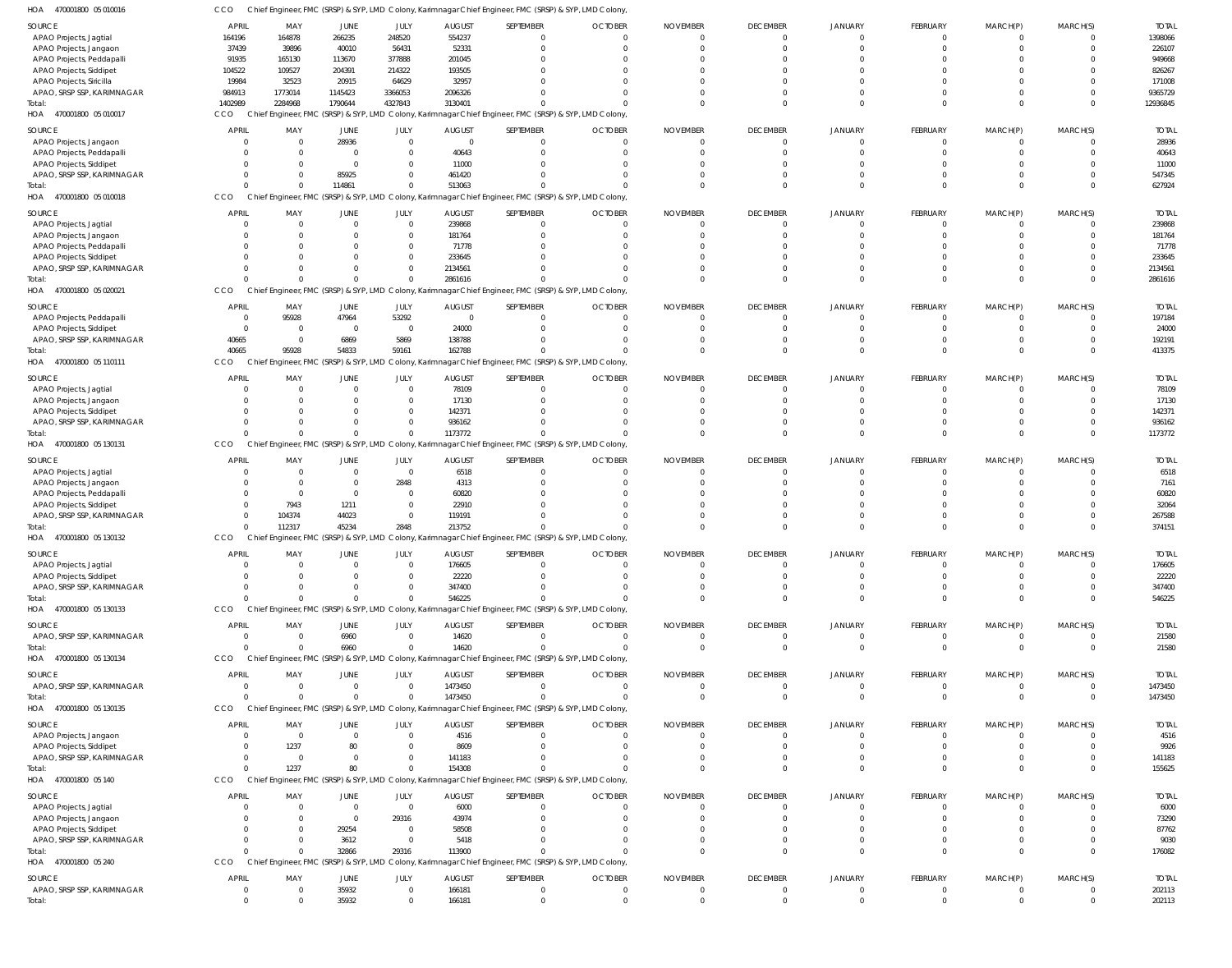HOA 470001800 05 010016 CCO Chief Engineer, FMC (SRSP) & SYP, LMD Colony, Karimnagar Chief Engineer, FMC (SRSP) & SYP, LMD Colony,

| SOURCE | APRIL | MAY | JUNE | JULY | AUGUST | SEPTEMBER | OCTOBER | NOVEMBER | DECEMBER | JANUARY | FEBRUARY | MARCH(P) | MARCH(S) | TOTAL |
|---|---|---|---|---|---|---|---|---|---|---|---|---|---|---|
| APAO Projects, Jagtial | 164196 | 164878 | 266235 | 248520 | 554237 | 0 | 0 | 0 | 0 | 0 | 0 | 0 | 0 | 1398066 |
| APAO Projects, Jangaon | 37439 | 39896 | 40010 | 56431 | 52331 | 0 | 0 | 0 | 0 | 0 | 0 | 0 | 0 | 226107 |
| APAO Projects, Peddapalli | 91935 | 165130 | 113670 | 377888 | 201045 | 0 | 0 | 0 | 0 | 0 | 0 | 0 | 0 | 949668 |
| APAO Projects, Siddipet | 104522 | 109527 | 204391 | 214322 | 193505 | 0 | 0 | 0 | 0 | 0 | 0 | 0 | 0 | 826267 |
| APAO Projects, Siricilla | 19984 | 32523 | 20915 | 64629 | 32957 | 0 | 0 | 0 | 0 | 0 | 0 | 0 | 0 | 171008 |
| APAO, SRSP SSP, KARIMNAGAR | 984913 | 1773014 | 1145423 | 3366053 | 2096326 | 0 | 0 | 0 | 0 | 0 | 0 | 0 | 0 | 9365729 |
| Total: | 1402989 | 2284968 | 1790644 | 4327843 | 3130401 | 0 | 0 | 0 | 0 | 0 | 0 | 0 | 0 | 12936845 |

HOA 470001800 05 010017 CCO Chief Engineer, FMC (SRSP) & SYP, LMD Colony, Karimnagar Chief Engineer, FMC (SRSP) & SYP, LMD Colony,

| SOURCE | APRIL | MAY | JUNE | JULY | AUGUST | SEPTEMBER | OCTOBER | NOVEMBER | DECEMBER | JANUARY | FEBRUARY | MARCH(P) | MARCH(S) | TOTAL |
|---|---|---|---|---|---|---|---|---|---|---|---|---|---|---|
| APAO Projects, Jangaon | 0 | 0 | 28936 | 0 | 0 | 0 | 0 | 0 | 0 | 0 | 0 | 0 | 0 | 28936 |
| APAO Projects, Peddapalli | 0 | 0 | 0 | 0 | 40643 | 0 | 0 | 0 | 0 | 0 | 0 | 0 | 0 | 40643 |
| APAO Projects, Siddipet | 0 | 0 | 0 | 0 | 11000 | 0 | 0 | 0 | 0 | 0 | 0 | 0 | 0 | 11000 |
| APAO, SRSP SSP, KARIMNAGAR | 0 | 0 | 85925 | 0 | 461420 | 0 | 0 | 0 | 0 | 0 | 0 | 0 | 0 | 547345 |
| Total: | 0 | 0 | 114861 | 0 | 513063 | 0 | 0 | 0 | 0 | 0 | 0 | 0 | 0 | 627924 |

HOA 470001800 05 010018 CCO Chief Engineer, FMC (SRSP) & SYP, LMD Colony, Karimnagar Chief Engineer, FMC (SRSP) & SYP, LMD Colony,

| SOURCE | APRIL | MAY | JUNE | JULY | AUGUST | SEPTEMBER | OCTOBER | NOVEMBER | DECEMBER | JANUARY | FEBRUARY | MARCH(P) | MARCH(S) | TOTAL |
|---|---|---|---|---|---|---|---|---|---|---|---|---|---|---|
| APAO Projects, Jagtial | 0 | 0 | 0 | 0 | 239868 | 0 | 0 | 0 | 0 | 0 | 0 | 0 | 0 | 239868 |
| APAO Projects, Jangaon | 0 | 0 | 0 | 0 | 181764 | 0 | 0 | 0 | 0 | 0 | 0 | 0 | 0 | 181764 |
| APAO Projects, Peddapalli | 0 | 0 | 0 | 0 | 71778 | 0 | 0 | 0 | 0 | 0 | 0 | 0 | 0 | 71778 |
| APAO Projects, Siddipet | 0 | 0 | 0 | 0 | 233645 | 0 | 0 | 0 | 0 | 0 | 0 | 0 | 0 | 233645 |
| APAO, SRSP SSP, KARIMNAGAR | 0 | 0 | 0 | 0 | 2134561 | 0 | 0 | 0 | 0 | 0 | 0 | 0 | 0 | 2134561 |
| Total: | 0 | 0 | 0 | 0 | 2861616 | 0 | 0 | 0 | 0 | 0 | 0 | 0 | 0 | 2861616 |

HOA 470001800 05 020021 CCO Chief Engineer, FMC (SRSP) & SYP, LMD Colony, Karimnagar Chief Engineer, FMC (SRSP) & SYP, LMD Colony,

| SOURCE | APRIL | MAY | JUNE | JULY | AUGUST | SEPTEMBER | OCTOBER | NOVEMBER | DECEMBER | JANUARY | FEBRUARY | MARCH(P) | MARCH(S) | TOTAL |
|---|---|---|---|---|---|---|---|---|---|---|---|---|---|---|
| APAO Projects, Peddapalli | 0 | 95928 | 47964 | 53292 | 0 | 0 | 0 | 0 | 0 | 0 | 0 | 0 | 0 | 197184 |
| APAO Projects, Siddipet | 0 | 0 | 0 | 0 | 24000 | 0 | 0 | 0 | 0 | 0 | 0 | 0 | 0 | 24000 |
| APAO, SRSP SSP, KARIMNAGAR | 40665 | 0 | 6869 | 5869 | 138788 | 0 | 0 | 0 | 0 | 0 | 0 | 0 | 0 | 192191 |
| Total: | 40665 | 95928 | 54833 | 59161 | 162788 | 0 | 0 | 0 | 0 | 0 | 0 | 0 | 0 | 413375 |

HOA 470001800 05 110111 CCO Chief Engineer, FMC (SRSP) & SYP, LMD Colony, Karimnagar Chief Engineer, FMC (SRSP) & SYP, LMD Colony,

| SOURCE | APRIL | MAY | JUNE | JULY | AUGUST | SEPTEMBER | OCTOBER | NOVEMBER | DECEMBER | JANUARY | FEBRUARY | MARCH(P) | MARCH(S) | TOTAL |
|---|---|---|---|---|---|---|---|---|---|---|---|---|---|---|
| APAO Projects, Jagtial | 0 | 0 | 0 | 0 | 78109 | 0 | 0 | 0 | 0 | 0 | 0 | 0 | 0 | 78109 |
| APAO Projects, Jangaon | 0 | 0 | 0 | 0 | 17130 | 0 | 0 | 0 | 0 | 0 | 0 | 0 | 0 | 17130 |
| APAO Projects, Siddipet | 0 | 0 | 0 | 0 | 142371 | 0 | 0 | 0 | 0 | 0 | 0 | 0 | 0 | 142371 |
| APAO, SRSP SSP, KARIMNAGAR | 0 | 0 | 0 | 0 | 936162 | 0 | 0 | 0 | 0 | 0 | 0 | 0 | 0 | 936162 |
| Total: | 0 | 0 | 0 | 0 | 1173772 | 0 | 0 | 0 | 0 | 0 | 0 | 0 | 0 | 1173772 |

HOA 470001800 05 130131 CCO Chief Engineer, FMC (SRSP) & SYP, LMD Colony, Karimnagar Chief Engineer, FMC (SRSP) & SYP, LMD Colony,

| SOURCE | APRIL | MAY | JUNE | JULY | AUGUST | SEPTEMBER | OCTOBER | NOVEMBER | DECEMBER | JANUARY | FEBRUARY | MARCH(P) | MARCH(S) | TOTAL |
|---|---|---|---|---|---|---|---|---|---|---|---|---|---|---|
| APAO Projects, Jagtial | 0 | 0 | 0 | 0 | 6518 | 0 | 0 | 0 | 0 | 0 | 0 | 0 | 0 | 6518 |
| APAO Projects, Jangaon | 0 | 0 | 0 | 2848 | 4313 | 0 | 0 | 0 | 0 | 0 | 0 | 0 | 0 | 7161 |
| APAO Projects, Peddapalli | 0 | 0 | 0 | 0 | 60820 | 0 | 0 | 0 | 0 | 0 | 0 | 0 | 0 | 60820 |
| APAO Projects, Siddipet | 0 | 7943 | 1211 | 0 | 22910 | 0 | 0 | 0 | 0 | 0 | 0 | 0 | 0 | 32064 |
| APAO, SRSP SSP, KARIMNAGAR | 0 | 104374 | 44023 | 0 | 119191 | 0 | 0 | 0 | 0 | 0 | 0 | 0 | 0 | 267588 |
| Total: | 0 | 112317 | 45234 | 2848 | 213752 | 0 | 0 | 0 | 0 | 0 | 0 | 0 | 0 | 374151 |

HOA 470001800 05 130132 CCO Chief Engineer, FMC (SRSP) & SYP, LMD Colony, Karimnagar Chief Engineer, FMC (SRSP) & SYP, LMD Colony,

| SOURCE | APRIL | MAY | JUNE | JULY | AUGUST | SEPTEMBER | OCTOBER | NOVEMBER | DECEMBER | JANUARY | FEBRUARY | MARCH(P) | MARCH(S) | TOTAL |
|---|---|---|---|---|---|---|---|---|---|---|---|---|---|---|
| APAO Projects, Jagtial | 0 | 0 | 0 | 0 | 176605 | 0 | 0 | 0 | 0 | 0 | 0 | 0 | 0 | 176605 |
| APAO Projects, Siddipet | 0 | 0 | 0 | 0 | 22220 | 0 | 0 | 0 | 0 | 0 | 0 | 0 | 0 | 22220 |
| APAO, SRSP SSP, KARIMNAGAR | 0 | 0 | 0 | 0 | 347400 | 0 | 0 | 0 | 0 | 0 | 0 | 0 | 0 | 347400 |
| Total: | 0 | 0 | 0 | 0 | 546225 | 0 | 0 | 0 | 0 | 0 | 0 | 0 | 0 | 546225 |

HOA 470001800 05 130133 CCO Chief Engineer, FMC (SRSP) & SYP, LMD Colony, Karimnagar Chief Engineer, FMC (SRSP) & SYP, LMD Colony,

| SOURCE | APRIL | MAY | JUNE | JULY | AUGUST | SEPTEMBER | OCTOBER | NOVEMBER | DECEMBER | JANUARY | FEBRUARY | MARCH(P) | MARCH(S) | TOTAL |
|---|---|---|---|---|---|---|---|---|---|---|---|---|---|---|
| APAO, SRSP SSP, KARIMNAGAR | 0 | 0 | 6960 | 0 | 14620 | 0 | 0 | 0 | 0 | 0 | 0 | 0 | 0 | 21580 |
| Total: | 0 | 0 | 6960 | 0 | 14620 | 0 | 0 | 0 | 0 | 0 | 0 | 0 | 0 | 21580 |

HOA 470001800 05 130134 CCO Chief Engineer, FMC (SRSP) & SYP, LMD Colony, Karimnagar Chief Engineer, FMC (SRSP) & SYP, LMD Colony,

| SOURCE | APRIL | MAY | JUNE | JULY | AUGUST | SEPTEMBER | OCTOBER | NOVEMBER | DECEMBER | JANUARY | FEBRUARY | MARCH(P) | MARCH(S) | TOTAL |
|---|---|---|---|---|---|---|---|---|---|---|---|---|---|---|
| APAO, SRSP SSP, KARIMNAGAR | 0 | 0 | 0 | 0 | 1473450 | 0 | 0 | 0 | 0 | 0 | 0 | 0 | 0 | 1473450 |
| Total: | 0 | 0 | 0 | 0 | 1473450 | 0 | 0 | 0 | 0 | 0 | 0 | 0 | 0 | 1473450 |

HOA 470001800 05 130135 CCO Chief Engineer, FMC (SRSP) & SYP, LMD Colony, Karimnagar Chief Engineer, FMC (SRSP) & SYP, LMD Colony,

| SOURCE | APRIL | MAY | JUNE | JULY | AUGUST | SEPTEMBER | OCTOBER | NOVEMBER | DECEMBER | JANUARY | FEBRUARY | MARCH(P) | MARCH(S) | TOTAL |
|---|---|---|---|---|---|---|---|---|---|---|---|---|---|---|
| APAO Projects, Jangaon | 0 | 0 | 0 | 0 | 4516 | 0 | 0 | 0 | 0 | 0 | 0 | 0 | 0 | 4516 |
| APAO Projects, Siddipet | 0 | 1237 | 80 | 0 | 8609 | 0 | 0 | 0 | 0 | 0 | 0 | 0 | 0 | 9926 |
| APAO, SRSP SSP, KARIMNAGAR | 0 | 0 | 0 | 0 | 141183 | 0 | 0 | 0 | 0 | 0 | 0 | 0 | 0 | 141183 |
| Total: | 0 | 1237 | 80 | 0 | 154308 | 0 | 0 | 0 | 0 | 0 | 0 | 0 | 0 | 155625 |

HOA 470001800 05 140 CCO Chief Engineer, FMC (SRSP) & SYP, LMD Colony, Karimnagar Chief Engineer, FMC (SRSP) & SYP, LMD Colony,

| SOURCE | APRIL | MAY | JUNE | JULY | AUGUST | SEPTEMBER | OCTOBER | NOVEMBER | DECEMBER | JANUARY | FEBRUARY | MARCH(P) | MARCH(S) | TOTAL |
|---|---|---|---|---|---|---|---|---|---|---|---|---|---|---|
| APAO Projects, Jagtial | 0 | 0 | 0 | 0 | 6000 | 0 | 0 | 0 | 0 | 0 | 0 | 0 | 0 | 6000 |
| APAO Projects, Jangaon | 0 | 0 | 0 | 29316 | 43974 | 0 | 0 | 0 | 0 | 0 | 0 | 0 | 0 | 73290 |
| APAO Projects, Siddipet | 0 | 0 | 29254 | 0 | 58508 | 0 | 0 | 0 | 0 | 0 | 0 | 0 | 0 | 87762 |
| APAO, SRSP SSP, KARIMNAGAR | 0 | 0 | 3612 | 0 | 5418 | 0 | 0 | 0 | 0 | 0 | 0 | 0 | 0 | 9030 |
| Total: | 0 | 0 | 32866 | 29316 | 113900 | 0 | 0 | 0 | 0 | 0 | 0 | 0 | 0 | 176082 |

HOA 470001800 05 240 CCO Chief Engineer, FMC (SRSP) & SYP, LMD Colony, Karimnagar Chief Engineer, FMC (SRSP) & SYP, LMD Colony,

| SOURCE | APRIL | MAY | JUNE | JULY | AUGUST | SEPTEMBER | OCTOBER | NOVEMBER | DECEMBER | JANUARY | FEBRUARY | MARCH(P) | MARCH(S) | TOTAL |
|---|---|---|---|---|---|---|---|---|---|---|---|---|---|---|
| APAO, SRSP SSP, KARIMNAGAR | 0 | 0 | 35932 | 0 | 166181 | 0 | 0 | 0 | 0 | 0 | 0 | 0 | 0 | 202113 |
| Total: | 0 | 0 | 35932 | 0 | 166181 | 0 | 0 | 0 | 0 | 0 | 0 | 0 | 0 | 202113 |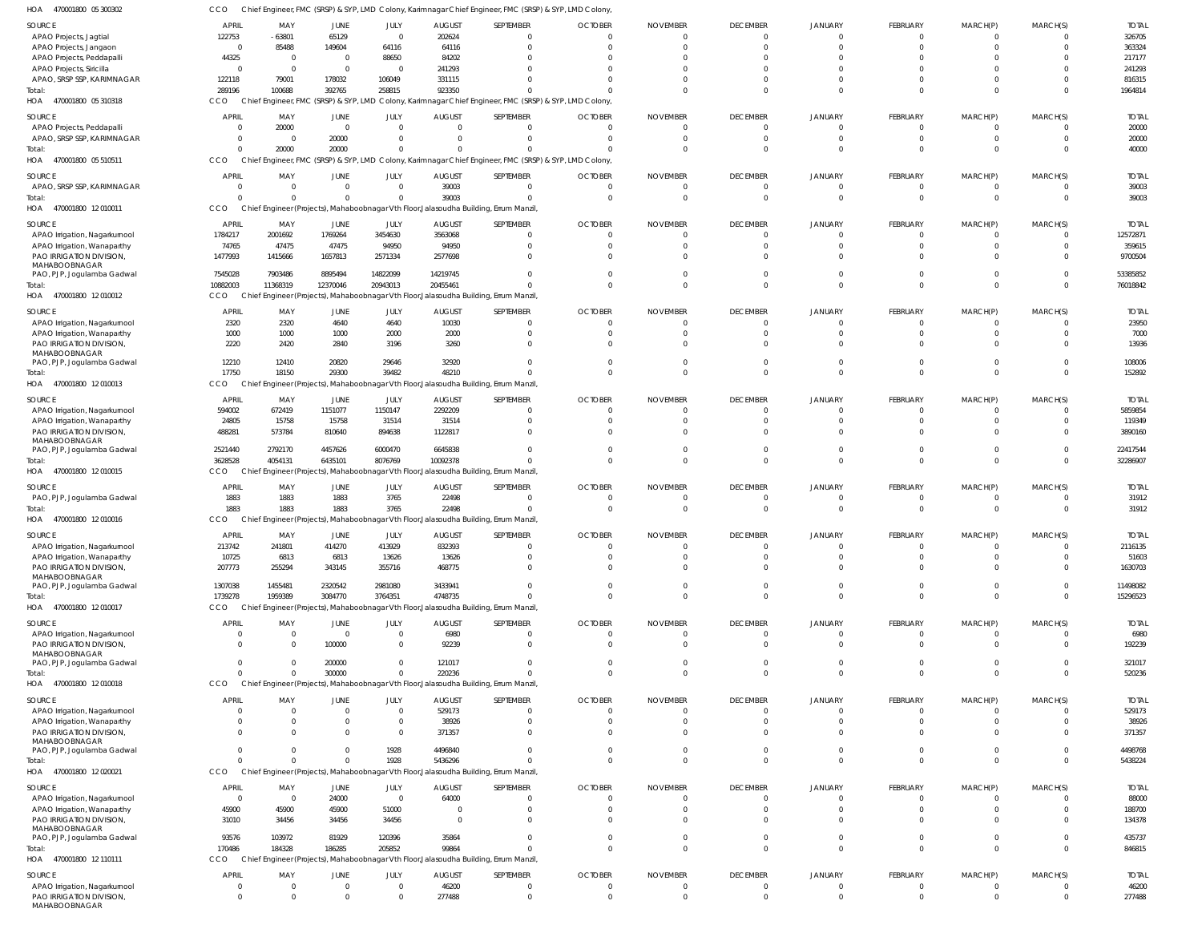HOA 470001800 05 300302 CCO Chief Engineer, FMC (SRSP) & SYP, LMD Colony, Karimnagar Chief Engineer, FMC (SRSP) & SYP, LMD Colony,

| SOURCE | APRIL | MAY | JUNE | JULY | AUGUST | SEPTEMBER | OCTOBER | NOVEMBER | DECEMBER | JANUARY | FEBRUARY | MARCH(P) | MARCH(S) | TOTAL |
|---|---|---|---|---|---|---|---|---|---|---|---|---|---|---|
| APAO Projects, Jagtial | 122753 | -63801 | 65129 | 0 | 202624 | 0 | 0 | 0 | 0 | 0 | 0 | 0 | 0 | 326705 |
| APAO Projects, Jangaon | 0 | 85488 | 149604 | 64116 | 64116 | 0 | 0 | 0 | 0 | 0 | 0 | 0 | 0 | 363324 |
| APAO Projects, Peddapalli | 44325 | 0 | 0 | 88650 | 84202 | 0 | 0 | 0 | 0 | 0 | 0 | 0 | 0 | 217177 |
| APAO Projects, Siricilla | 0 | 0 | 0 | 0 | 241293 | 0 | 0 | 0 | 0 | 0 | 0 | 0 | 0 | 241293 |
| APAO, SRSP SSP, KARIMNAGAR | 122118 | 79001 | 178032 | 106049 | 331115 | 0 | 0 | 0 | 0 | 0 | 0 | 0 | 0 | 816315 |
| Total: | 289196 | 100688 | 392765 | 258815 | 923350 | 0 | 0 | 0 | 0 | 0 | 0 | 0 | 0 | 1964814 |

HOA 470001800 05 310318 CCO Chief Engineer, FMC (SRSP) & SYP, LMD Colony, Karimnagar Chief Engineer, FMC (SRSP) & SYP, LMD Colony,

| SOURCE | APRIL | MAY | JUNE | JULY | AUGUST | SEPTEMBER | OCTOBER | NOVEMBER | DECEMBER | JANUARY | FEBRUARY | MARCH(P) | MARCH(S) | TOTAL |
|---|---|---|---|---|---|---|---|---|---|---|---|---|---|---|
| APAO Projects, Peddapalli | 0 | 20000 | 0 | 0 | 0 | 0 | 0 | 0 | 0 | 0 | 0 | 0 | 0 | 20000 |
| APAO, SRSP SSP, KARIMNAGAR | 0 | 0 | 20000 | 0 | 0 | 0 | 0 | 0 | 0 | 0 | 0 | 0 | 0 | 20000 |
| Total: | 0 | 20000 | 20000 | 0 | 0 | 0 | 0 | 0 | 0 | 0 | 0 | 0 | 0 | 40000 |

HOA 470001800 05 510511 CCO Chief Engineer, FMC (SRSP) & SYP, LMD Colony, Karimnagar Chief Engineer, FMC (SRSP) & SYP, LMD Colony,

| SOURCE | APRIL | MAY | JUNE | JULY | AUGUST | SEPTEMBER | OCTOBER | NOVEMBER | DECEMBER | JANUARY | FEBRUARY | MARCH(P) | MARCH(S) | TOTAL |
|---|---|---|---|---|---|---|---|---|---|---|---|---|---|---|
| APAO, SRSP SSP, KARIMNAGAR | 0 | 0 | 0 | 0 | 39003 | 0 | 0 | 0 | 0 | 0 | 0 | 0 | 0 | 39003 |
| Total: | 0 | 0 | 0 | 0 | 39003 | 0 | 0 | 0 | 0 | 0 | 0 | 0 | 0 | 39003 |

HOA 470001800 12 010011 CCO Chief Engineer(Projects), Mahaboobnagar Vth Floor,Jalasoudha Building, Errum Manzil,

| SOURCE | APRIL | MAY | JUNE | JULY | AUGUST | SEPTEMBER | OCTOBER | NOVEMBER | DECEMBER | JANUARY | FEBRUARY | MARCH(P) | MARCH(S) | TOTAL |
|---|---|---|---|---|---|---|---|---|---|---|---|---|---|---|
| APAO Irrigation, Nagarkurnool | 1784217 | 2001692 | 1769264 | 3454630 | 3563068 | 0 | 0 | 0 | 0 | 0 | 0 | 0 | 0 | 12572871 |
| APAO Irrigation, Wanaparthy | 74765 | 47475 | 47475 | 94950 | 94950 | 0 | 0 | 0 | 0 | 0 | 0 | 0 | 0 | 359615 |
| PAO IRRIGATION DIVISION, MAHABOOBNAGAR | 1477993 | 1415666 | 1657813 | 2571334 | 2577698 | 0 | 0 | 0 | 0 | 0 | 0 | 0 | 0 | 9700504 |
| PAO, PJP, Jogulamba Gadwal | 7545028 | 7903486 | 8895494 | 14822099 | 14219745 | 0 | 0 | 0 | 0 | 0 | 0 | 0 | 0 | 53385852 |
| Total: | 10882003 | 11368319 | 12370046 | 20943013 | 20455461 | 0 | 0 | 0 | 0 | 0 | 0 | 0 | 0 | 76018842 |

HOA 470001800 12 010012 CCO Chief Engineer(Projects), Mahaboobnagar Vth Floor,Jalasoudha Building, Errum Manzil,

| SOURCE | APRIL | MAY | JUNE | JULY | AUGUST | SEPTEMBER | OCTOBER | NOVEMBER | DECEMBER | JANUARY | FEBRUARY | MARCH(P) | MARCH(S) | TOTAL |
|---|---|---|---|---|---|---|---|---|---|---|---|---|---|---|
| APAO Irrigation, Nagarkurnool | 2320 | 2320 | 4640 | 4640 | 10030 | 0 | 0 | 0 | 0 | 0 | 0 | 0 | 0 | 23950 |
| APAO Irrigation, Wanaparthy | 1000 | 1000 | 1000 | 2000 | 2000 | 0 | 0 | 0 | 0 | 0 | 0 | 0 | 0 | 7000 |
| PAO IRRIGATION DIVISION, MAHABOOBNAGAR | 2220 | 2420 | 2840 | 3196 | 3260 | 0 | 0 | 0 | 0 | 0 | 0 | 0 | 0 | 13936 |
| PAO, PJP, Jogulamba Gadwal | 12210 | 12410 | 20820 | 29646 | 32920 | 0 | 0 | 0 | 0 | 0 | 0 | 0 | 0 | 108006 |
| Total: | 17750 | 18150 | 29300 | 39482 | 48210 | 0 | 0 | 0 | 0 | 0 | 0 | 0 | 0 | 152892 |

HOA 470001800 12 010013 CCO Chief Engineer(Projects), Mahaboobnagar Vth Floor,Jalasoudha Building, Errum Manzil,

| SOURCE | APRIL | MAY | JUNE | JULY | AUGUST | SEPTEMBER | OCTOBER | NOVEMBER | DECEMBER | JANUARY | FEBRUARY | MARCH(P) | MARCH(S) | TOTAL |
|---|---|---|---|---|---|---|---|---|---|---|---|---|---|---|
| APAO Irrigation, Nagarkurnool | 594002 | 672419 | 1151077 | 1150147 | 2292209 | 0 | 0 | 0 | 0 | 0 | 0 | 0 | 0 | 5859854 |
| APAO Irrigation, Wanaparthy | 24805 | 15758 | 15758 | 31514 | 31514 | 0 | 0 | 0 | 0 | 0 | 0 | 0 | 0 | 119349 |
| PAO IRRIGATION DIVISION, MAHABOOBNAGAR | 488281 | 573784 | 810640 | 894638 | 1122817 | 0 | 0 | 0 | 0 | 0 | 0 | 0 | 0 | 3890160 |
| PAO, PJP, Jogulamba Gadwal | 2521440 | 2792170 | 4457626 | 6000470 | 6645838 | 0 | 0 | 0 | 0 | 0 | 0 | 0 | 0 | 22417544 |
| Total: | 3628528 | 4054131 | 6435101 | 8076769 | 10092378 | 0 | 0 | 0 | 0 | 0 | 0 | 0 | 0 | 32286907 |

HOA 470001800 12 010015 CCO Chief Engineer(Projects), Mahaboobnagar Vth Floor,Jalasoudha Building, Errum Manzil,

| SOURCE | APRIL | MAY | JUNE | JULY | AUGUST | SEPTEMBER | OCTOBER | NOVEMBER | DECEMBER | JANUARY | FEBRUARY | MARCH(P) | MARCH(S) | TOTAL |
|---|---|---|---|---|---|---|---|---|---|---|---|---|---|---|
| PAO, PJP, Jogulamba Gadwal | 1883 | 1883 | 1883 | 3765 | 22498 | 0 | 0 | 0 | 0 | 0 | 0 | 0 | 0 | 31912 |
| Total: | 1883 | 1883 | 1883 | 3765 | 22498 | 0 | 0 | 0 | 0 | 0 | 0 | 0 | 0 | 31912 |

HOA 470001800 12 010016 CCO Chief Engineer(Projects), Mahaboobnagar Vth Floor,Jalasoudha Building, Errum Manzil,

| SOURCE | APRIL | MAY | JUNE | JULY | AUGUST | SEPTEMBER | OCTOBER | NOVEMBER | DECEMBER | JANUARY | FEBRUARY | MARCH(P) | MARCH(S) | TOTAL |
|---|---|---|---|---|---|---|---|---|---|---|---|---|---|---|
| APAO Irrigation, Nagarkurnool | 213742 | 241801 | 414270 | 413929 | 832393 | 0 | 0 | 0 | 0 | 0 | 0 | 0 | 0 | 2116135 |
| APAO Irrigation, Wanaparthy | 10725 | 6813 | 6813 | 13626 | 13626 | 0 | 0 | 0 | 0 | 0 | 0 | 0 | 0 | 51603 |
| PAO IRRIGATION DIVISION, MAHABOOBNAGAR | 207773 | 255294 | 343145 | 355716 | 468775 | 0 | 0 | 0 | 0 | 0 | 0 | 0 | 0 | 1630703 |
| PAO, PJP, Jogulamba Gadwal | 1307038 | 1455481 | 2320542 | 2981080 | 3433941 | 0 | 0 | 0 | 0 | 0 | 0 | 0 | 0 | 11498082 |
| Total: | 1739278 | 1959389 | 3084770 | 3764351 | 4748735 | 0 | 0 | 0 | 0 | 0 | 0 | 0 | 0 | 15296523 |

HOA 470001800 12 010017 CCO Chief Engineer(Projects), Mahaboobnagar Vth Floor,Jalasoudha Building, Errum Manzil,

| SOURCE | APRIL | MAY | JUNE | JULY | AUGUST | SEPTEMBER | OCTOBER | NOVEMBER | DECEMBER | JANUARY | FEBRUARY | MARCH(P) | MARCH(S) | TOTAL |
|---|---|---|---|---|---|---|---|---|---|---|---|---|---|---|
| APAO Irrigation, Nagarkurnool | 0 | 0 | 0 | 0 | 6980 | 0 | 0 | 0 | 0 | 0 | 0 | 0 | 0 | 6980 |
| PAO IRRIGATION DIVISION, MAHABOOBNAGAR | 0 | 0 | 100000 | 0 | 92239 | 0 | 0 | 0 | 0 | 0 | 0 | 0 | 0 | 192239 |
| PAO, PJP, Jogulamba Gadwal | 0 | 0 | 200000 | 0 | 121017 | 0 | 0 | 0 | 0 | 0 | 0 | 0 | 0 | 321017 |
| Total: | 0 | 0 | 300000 | 0 | 220236 | 0 | 0 | 0 | 0 | 0 | 0 | 0 | 0 | 520236 |

HOA 470001800 12 010018 CCO Chief Engineer(Projects), Mahaboobnagar Vth Floor,Jalasoudha Building, Errum Manzil,

| SOURCE | APRIL | MAY | JUNE | JULY | AUGUST | SEPTEMBER | OCTOBER | NOVEMBER | DECEMBER | JANUARY | FEBRUARY | MARCH(P) | MARCH(S) | TOTAL |
|---|---|---|---|---|---|---|---|---|---|---|---|---|---|---|
| APAO Irrigation, Nagarkurnool | 0 | 0 | 0 | 0 | 529173 | 0 | 0 | 0 | 0 | 0 | 0 | 0 | 0 | 529173 |
| APAO Irrigation, Wanaparthy | 0 | 0 | 0 | 0 | 38926 | 0 | 0 | 0 | 0 | 0 | 0 | 0 | 0 | 38926 |
| PAO IRRIGATION DIVISION, MAHABOOBNAGAR | 0 | 0 | 0 | 0 | 371357 | 0 | 0 | 0 | 0 | 0 | 0 | 0 | 0 | 371357 |
| PAO, PJP, Jogulamba Gadwal | 0 | 0 | 0 | 1928 | 4496840 | 0 | 0 | 0 | 0 | 0 | 0 | 0 | 0 | 4498768 |
| Total: | 0 | 0 | 0 | 1928 | 5436296 | 0 | 0 | 0 | 0 | 0 | 0 | 0 | 0 | 5438224 |

HOA 470001800 12 020021 CCO Chief Engineer(Projects), Mahaboobnagar Vth Floor,Jalasoudha Building, Errum Manzil,

| SOURCE | APRIL | MAY | JUNE | JULY | AUGUST | SEPTEMBER | OCTOBER | NOVEMBER | DECEMBER | JANUARY | FEBRUARY | MARCH(P) | MARCH(S) | TOTAL |
|---|---|---|---|---|---|---|---|---|---|---|---|---|---|---|
| APAO Irrigation, Nagarkurnool | 0 | 0 | 24000 | 0 | 64000 | 0 | 0 | 0 | 0 | 0 | 0 | 0 | 0 | 88000 |
| APAO Irrigation, Wanaparthy | 45900 | 45900 | 45900 | 51000 | 0 | 0 | 0 | 0 | 0 | 0 | 0 | 0 | 0 | 188700 |
| PAO IRRIGATION DIVISION, MAHABOOBNAGAR | 31010 | 34456 | 34456 | 34456 | 0 | 0 | 0 | 0 | 0 | 0 | 0 | 0 | 0 | 134378 |
| PAO, PJP, Jogulamba Gadwal | 93576 | 103972 | 81929 | 120396 | 35864 | 0 | 0 | 0 | 0 | 0 | 0 | 0 | 0 | 435737 |
| Total: | 170486 | 184328 | 186285 | 205852 | 99864 | 0 | 0 | 0 | 0 | 0 | 0 | 0 | 0 | 846815 |

HOA 470001800 12 110111 CCO Chief Engineer(Projects), Mahaboobnagar Vth Floor,Jalasoudha Building, Errum Manzil,

| SOURCE | APRIL | MAY | JUNE | JULY | AUGUST | SEPTEMBER | OCTOBER | NOVEMBER | DECEMBER | JANUARY | FEBRUARY | MARCH(P) | MARCH(S) | TOTAL |
|---|---|---|---|---|---|---|---|---|---|---|---|---|---|---|
| APAO Irrigation, Nagarkurnool | 0 | 0 | 0 | 0 | 46200 | 0 | 0 | 0 | 0 | 0 | 0 | 0 | 0 | 46200 |
| PAO IRRIGATION DIVISION, MAHABOOBNAGAR | 0 | 0 | 0 | 0 | 277488 | 0 | 0 | 0 | 0 | 0 | 0 | 0 | 0 | 277488 |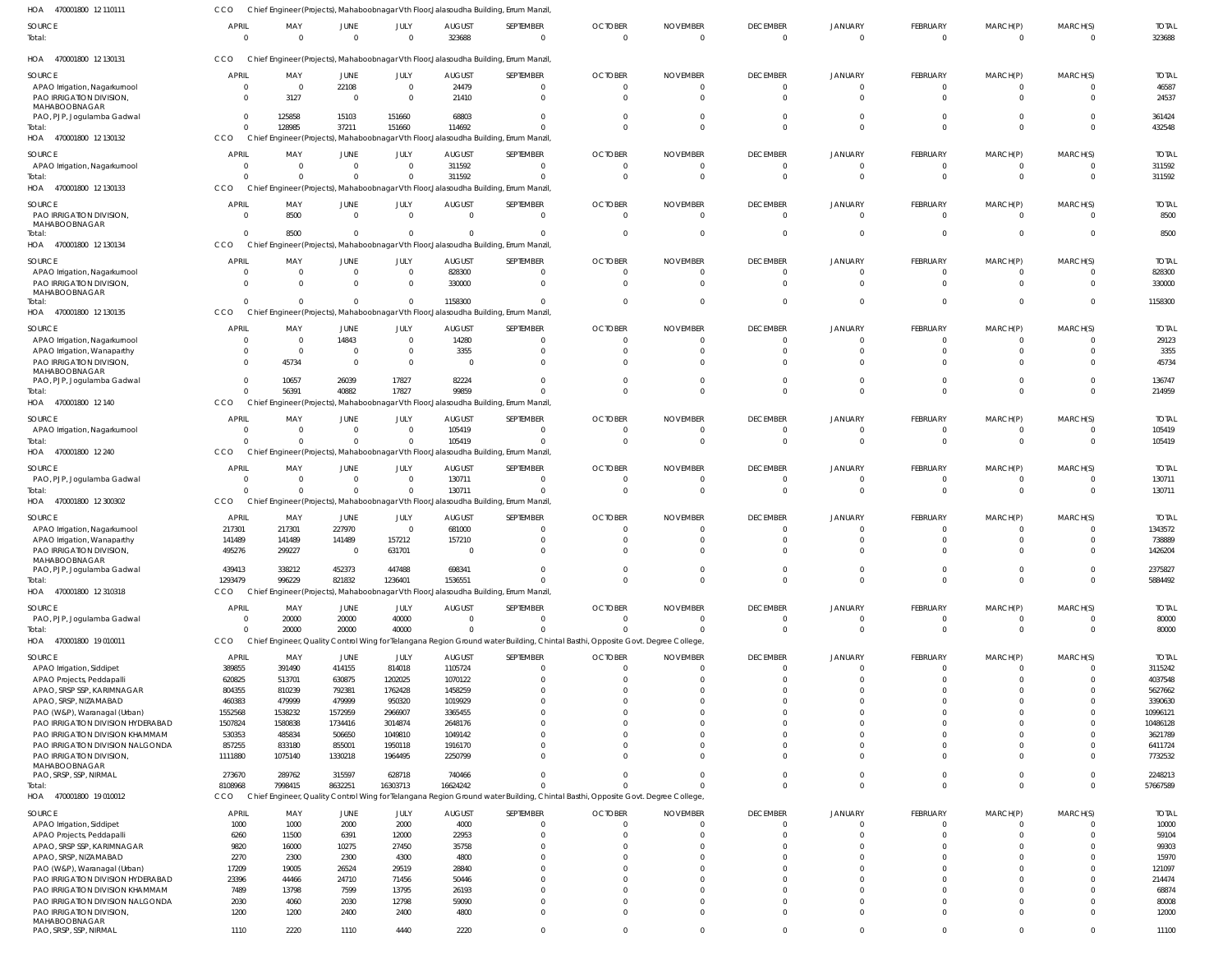HOA 470001800 12 110111 CCO Chief Engineer(Projects), Mahaboobnagar Vth Floor,Jalasoudha Building, Errum Manzil,

| SOURCE | APRIL | MAY | JUNE | JULY | AUGUST | SEPTEMBER | OCTOBER | NOVEMBER | DECEMBER | JANUARY | FEBRUARY | MARCH(P) | MARCH(S) | TOTAL |
|---|---|---|---|---|---|---|---|---|---|---|---|---|---|---|
| Total: | 0 | 0 | 0 | 0 | 323688 | 0 | 0 | 0 | 0 | 0 | 0 | 0 | 0 | 323688 |

HOA 470001800 12 130131 CCO Chief Engineer(Projects), Mahaboobnagar Vth Floor,Jalasoudha Building, Errum Manzil,

| SOURCE | APRIL | MAY | JUNE | JULY | AUGUST | SEPTEMBER | OCTOBER | NOVEMBER | DECEMBER | JANUARY | FEBRUARY | MARCH(P) | MARCH(S) | TOTAL |
|---|---|---|---|---|---|---|---|---|---|---|---|---|---|---|
| APAO Irrigation, Nagarkurnool | 0 | 0 | 22108 | 0 | 24479 | 0 | 0 | 0 | 0 | 0 | 0 | 0 | 0 | 46587 |
| PAO IRRIGATION DIVISION, MAHABOOBNAGAR | 0 | 3127 | 0 | 0 | 21410 | 0 | 0 | 0 | 0 | 0 | 0 | 0 | 0 | 24537 |
| PAO, PJP, Jogulamba Gadwal | 0 | 125858 | 15103 | 151660 | 68803 | 0 | 0 | 0 | 0 | 0 | 0 | 0 | 0 | 361424 |
| Total: | 0 | 128985 | 37211 | 151660 | 114692 | 0 | 0 | 0 | 0 | 0 | 0 | 0 | 0 | 432548 |

HOA 470001800 12 130132 CCO Chief Engineer(Projects), Mahaboobnagar Vth Floor,Jalasoudha Building, Errum Manzil,

| SOURCE | APRIL | MAY | JUNE | JULY | AUGUST | SEPTEMBER | OCTOBER | NOVEMBER | DECEMBER | JANUARY | FEBRUARY | MARCH(P) | MARCH(S) | TOTAL |
|---|---|---|---|---|---|---|---|---|---|---|---|---|---|---|
| APAO Irrigation, Nagarkurnool | 0 | 0 | 0 | 0 | 311592 | 0 | 0 | 0 | 0 | 0 | 0 | 0 | 0 | 311592 |
| Total: | 0 | 0 | 0 | 0 | 311592 | 0 | 0 | 0 | 0 | 0 | 0 | 0 | 0 | 311592 |

HOA 470001800 12 130133 CCO Chief Engineer(Projects), Mahaboobnagar Vth Floor,Jalasoudha Building, Errum Manzil,

| SOURCE | APRIL | MAY | JUNE | JULY | AUGUST | SEPTEMBER | OCTOBER | NOVEMBER | DECEMBER | JANUARY | FEBRUARY | MARCH(P) | MARCH(S) | TOTAL |
|---|---|---|---|---|---|---|---|---|---|---|---|---|---|---|
| PAO IRRIGATION DIVISION, MAHABOOBNAGAR | 0 | 8500 | 0 | 0 | 0 | 0 | 0 | 0 | 0 | 0 | 0 | 0 | 0 | 8500 |
| Total: | 0 | 8500 | 0 | 0 | 0 | 0 | 0 | 0 | 0 | 0 | 0 | 0 | 0 | 8500 |

HOA 470001800 12 130134 CCO Chief Engineer(Projects), Mahaboobnagar Vth Floor,Jalasoudha Building, Errum Manzil,

| SOURCE | APRIL | MAY | JUNE | JULY | AUGUST | SEPTEMBER | OCTOBER | NOVEMBER | DECEMBER | JANUARY | FEBRUARY | MARCH(P) | MARCH(S) | TOTAL |
|---|---|---|---|---|---|---|---|---|---|---|---|---|---|---|
| APAO Irrigation, Nagarkurnool | 0 | 0 | 0 | 0 | 828300 | 0 | 0 | 0 | 0 | 0 | 0 | 0 | 0 | 828300 |
| PAO IRRIGATION DIVISION, MAHABOOBNAGAR | 0 | 0 | 0 | 0 | 330000 | 0 | 0 | 0 | 0 | 0 | 0 | 0 | 0 | 330000 |
| Total: | 0 | 0 | 0 | 0 | 1158300 | 0 | 0 | 0 | 0 | 0 | 0 | 0 | 0 | 1158300 |

HOA 470001800 12 130135 CCO Chief Engineer(Projects), Mahaboobnagar Vth Floor,Jalasoudha Building, Errum Manzil,

| SOURCE | APRIL | MAY | JUNE | JULY | AUGUST | SEPTEMBER | OCTOBER | NOVEMBER | DECEMBER | JANUARY | FEBRUARY | MARCH(P) | MARCH(S) | TOTAL |
|---|---|---|---|---|---|---|---|---|---|---|---|---|---|---|
| APAO Irrigation, Nagarkurnool | 0 | 0 | 14843 | 0 | 14280 | 0 | 0 | 0 | 0 | 0 | 0 | 0 | 0 | 29123 |
| APAO Irrigation, Wanaparthy | 0 | 0 | 0 | 0 | 3355 | 0 | 0 | 0 | 0 | 0 | 0 | 0 | 0 | 3355 |
| PAO IRRIGATION DIVISION, MAHABOOBNAGAR | 0 | 45734 | 0 | 0 | 0 | 0 | 0 | 0 | 0 | 0 | 0 | 0 | 0 | 45734 |
| PAO, PJP, Jogulamba Gadwal | 0 | 10657 | 26039 | 17827 | 82224 | 0 | 0 | 0 | 0 | 0 | 0 | 0 | 0 | 136747 |
| Total: | 0 | 56391 | 40882 | 17827 | 99859 | 0 | 0 | 0 | 0 | 0 | 0 | 0 | 0 | 214959 |

HOA 470001800 12 140 CCO Chief Engineer(Projects), Mahaboobnagar Vth Floor,Jalasoudha Building, Errum Manzil,

| SOURCE | APRIL | MAY | JUNE | JULY | AUGUST | SEPTEMBER | OCTOBER | NOVEMBER | DECEMBER | JANUARY | FEBRUARY | MARCH(P) | MARCH(S) | TOTAL |
|---|---|---|---|---|---|---|---|---|---|---|---|---|---|---|
| APAO Irrigation, Nagarkurnool | 0 | 0 | 0 | 0 | 105419 | 0 | 0 | 0 | 0 | 0 | 0 | 0 | 0 | 105419 |
| Total: | 0 | 0 | 0 | 0 | 105419 | 0 | 0 | 0 | 0 | 0 | 0 | 0 | 0 | 105419 |

HOA 470001800 12 240 CCO Chief Engineer(Projects), Mahaboobnagar Vth Floor,Jalasoudha Building, Errum Manzil,

| SOURCE | APRIL | MAY | JUNE | JULY | AUGUST | SEPTEMBER | OCTOBER | NOVEMBER | DECEMBER | JANUARY | FEBRUARY | MARCH(P) | MARCH(S) | TOTAL |
|---|---|---|---|---|---|---|---|---|---|---|---|---|---|---|
| PAO, PJP, Jogulamba Gadwal | 0 | 0 | 0 | 0 | 130711 | 0 | 0 | 0 | 0 | 0 | 0 | 0 | 0 | 130711 |
| Total: | 0 | 0 | 0 | 0 | 130711 | 0 | 0 | 0 | 0 | 0 | 0 | 0 | 0 | 130711 |

HOA 470001800 12 300302 CCO Chief Engineer(Projects), Mahaboobnagar Vth Floor,Jalasoudha Building, Errum Manzil,

| SOURCE | APRIL | MAY | JUNE | JULY | AUGUST | SEPTEMBER | OCTOBER | NOVEMBER | DECEMBER | JANUARY | FEBRUARY | MARCH(P) | MARCH(S) | TOTAL |
|---|---|---|---|---|---|---|---|---|---|---|---|---|---|---|
| APAO Irrigation, Nagarkurnool | 217301 | 217301 | 227970 | 0 | 681000 | 0 | 0 | 0 | 0 | 0 | 0 | 0 | 0 | 1343572 |
| APAO Irrigation, Wanaparthy | 141489 | 141489 | 141489 | 157212 | 157210 | 0 | 0 | 0 | 0 | 0 | 0 | 0 | 0 | 738889 |
| PAO IRRIGATION DIVISION, MAHABOOBNAGAR | 495276 | 299227 | 0 | 631701 | 0 | 0 | 0 | 0 | 0 | 0 | 0 | 0 | 0 | 1426204 |
| PAO, PJP, Jogulamba Gadwal | 439413 | 338212 | 452373 | 447488 | 698341 | 0 | 0 | 0 | 0 | 0 | 0 | 0 | 0 | 2375827 |
| Total: | 1293479 | 996229 | 821832 | 1236401 | 1536551 | 0 | 0 | 0 | 0 | 0 | 0 | 0 | 0 | 5884492 |

HOA 470001800 12 310318 CCO Chief Engineer(Projects), Mahaboobnagar Vth Floor,Jalasoudha Building, Errum Manzil,

| SOURCE | APRIL | MAY | JUNE | JULY | AUGUST | SEPTEMBER | OCTOBER | NOVEMBER | DECEMBER | JANUARY | FEBRUARY | MARCH(P) | MARCH(S) | TOTAL |
|---|---|---|---|---|---|---|---|---|---|---|---|---|---|---|
| PAO, PJP, Jogulamba Gadwal | 0 | 20000 | 20000 | 40000 | 0 | 0 | 0 | 0 | 0 | 0 | 0 | 0 | 0 | 80000 |
| Total: | 0 | 20000 | 20000 | 40000 | 0 | 0 | 0 | 0 | 0 | 0 | 0 | 0 | 0 | 80000 |

HOA 470001800 19 010011 CCO Chief Engineer, Quality Control Wing for Telangana Region Ground water Building, Chintal Basthi, Opposite Govt. Degree College,

| SOURCE | APRIL | MAY | JUNE | JULY | AUGUST | SEPTEMBER | OCTOBER | NOVEMBER | DECEMBER | JANUARY | FEBRUARY | MARCH(P) | MARCH(S) | TOTAL |
|---|---|---|---|---|---|---|---|---|---|---|---|---|---|---|
| APAO Irrigation, Siddipet | 389855 | 391490 | 414155 | 814018 | 1105724 | 0 | 0 | 0 | 0 | 0 | 0 | 0 | 0 | 3115242 |
| APAO Projects, Peddapalli | 620825 | 513701 | 630875 | 1202025 | 1070122 | 0 | 0 | 0 | 0 | 0 | 0 | 0 | 0 | 4037548 |
| APAO, SRSP SSP, KARIMNAGAR | 804355 | 810239 | 792381 | 1762428 | 1458259 | 0 | 0 | 0 | 0 | 0 | 0 | 0 | 0 | 5627662 |
| APAO, SRSP, NIZAMABAD | 460383 | 479999 | 479999 | 950320 | 1019929 | 0 | 0 | 0 | 0 | 0 | 0 | 0 | 0 | 3390630 |
| PAO (W&P), Waranagal (Urban) | 1552568 | 1538232 | 1572959 | 2966907 | 3365455 | 0 | 0 | 0 | 0 | 0 | 0 | 0 | 0 | 10996121 |
| PAO IRRIGATION DIVISION HYDERABAD | 1507824 | 1580838 | 1734416 | 3014874 | 2648176 | 0 | 0 | 0 | 0 | 0 | 0 | 0 | 0 | 10486128 |
| PAO IRRIGATION DIVISION KHAMMAM | 530353 | 485834 | 506650 | 1049810 | 1049142 | 0 | 0 | 0 | 0 | 0 | 0 | 0 | 0 | 3621789 |
| PAO IRRIGATION DIVISION NALGONDA | 857255 | 833180 | 855001 | 1950118 | 1916170 | 0 | 0 | 0 | 0 | 0 | 0 | 0 | 0 | 6411724 |
| PAO IRRIGATION DIVISION, MAHABOOBNAGAR | 1111880 | 1075140 | 1330218 | 1964495 | 2250799 | 0 | 0 | 0 | 0 | 0 | 0 | 0 | 0 | 7732532 |
| PAO, SRSP, SSP, NIRMAL | 273670 | 289762 | 315597 | 628718 | 740466 | 0 | 0 | 0 | 0 | 0 | 0 | 0 | 0 | 2248213 |
| Total: | 8108968 | 7998415 | 8632251 | 16303713 | 16624242 | 0 | 0 | 0 | 0 | 0 | 0 | 0 | 0 | 57667589 |

HOA 470001800 19 010012 CCO Chief Engineer, Quality Control Wing for Telangana Region Ground water Building, Chintal Basthi, Opposite Govt. Degree College,

| SOURCE | APRIL | MAY | JUNE | JULY | AUGUST | SEPTEMBER | OCTOBER | NOVEMBER | DECEMBER | JANUARY | FEBRUARY | MARCH(P) | MARCH(S) | TOTAL |
|---|---|---|---|---|---|---|---|---|---|---|---|---|---|---|
| APAO Irrigation, Siddipet | 1000 | 1000 | 2000 | 2000 | 4000 | 0 | 0 | 0 | 0 | 0 | 0 | 0 | 0 | 10000 |
| APAO Projects, Peddapalli | 6260 | 11500 | 6391 | 12000 | 22953 | 0 | 0 | 0 | 0 | 0 | 0 | 0 | 0 | 59104 |
| APAO, SRSP SSP, KARIMNAGAR | 9820 | 16000 | 10275 | 27450 | 35758 | 0 | 0 | 0 | 0 | 0 | 0 | 0 | 0 | 99303 |
| APAO, SRSP, NIZAMABAD | 2270 | 2300 | 2300 | 4300 | 4800 | 0 | 0 | 0 | 0 | 0 | 0 | 0 | 0 | 15970 |
| PAO (W&P), Waranagal (Urban) | 17209 | 19005 | 26524 | 29519 | 28840 | 0 | 0 | 0 | 0 | 0 | 0 | 0 | 0 | 121097 |
| PAO IRRIGATION DIVISION HYDERABAD | 23396 | 44466 | 24710 | 71456 | 50446 | 0 | 0 | 0 | 0 | 0 | 0 | 0 | 0 | 214474 |
| PAO IRRIGATION DIVISION KHAMMAM | 7489 | 13798 | 7599 | 13795 | 26193 | 0 | 0 | 0 | 0 | 0 | 0 | 0 | 0 | 68874 |
| PAO IRRIGATION DIVISION NALGONDA | 2030 | 4060 | 2030 | 12798 | 59090 | 0 | 0 | 0 | 0 | 0 | 0 | 0 | 0 | 80008 |
| PAO IRRIGATION DIVISION, MAHABOOBNAGAR | 1200 | 1200 | 2400 | 2400 | 4800 | 0 | 0 | 0 | 0 | 0 | 0 | 0 | 0 | 12000 |
| PAO, SRSP, SSP, NIRMAL | 1110 | 2220 | 1110 | 4440 | 2220 | 0 | 0 | 0 | 0 | 0 | 0 | 0 | 0 | 11100 |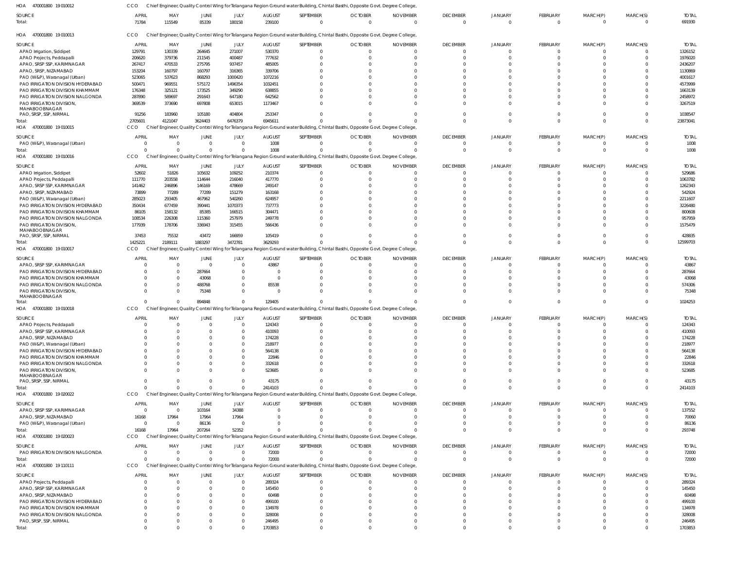HOA 470001800 19 010012 CCO Chief Engineer, Quality Control Wing for Telangana Region Ground water Building, Chintal Basthi, Opposite Govt. Degree College,

| SOURCE | APRIL | MAY | JUNE | JULY | AUGUST | SEPTEMBER | OCTOBER | NOVEMBER | DECEMBER | JANUARY | FEBRUARY | MARCH(P) | MARCH(S) | TOTAL |
|---|---|---|---|---|---|---|---|---|---|---|---|---|---|---|
| Total: | 71784 | 115549 | 85339 | 180158 | 239100 | 0 | 0 | 0 | 0 | 0 | 0 | 0 | 0 | 691930 |

HOA 470001800 19 010013 CCO Chief Engineer, Quality Control Wing for Telangana Region Ground water Building, Chintal Basthi, Opposite Govt. Degree College,

| SOURCE | APRIL | MAY | JUNE | JULY | AUGUST | SEPTEMBER | OCTOBER | NOVEMBER | DECEMBER | JANUARY | FEBRUARY | MARCH(P) | MARCH(S) | TOTAL |
|---|---|---|---|---|---|---|---|---|---|---|---|---|---|---|
| APAO Irrigation, Siddipet | 129791 | 130339 | 264645 | 271007 | 530370 | 0 | 0 | 0 | 0 | 0 | 0 | 0 | 0 | 1326152 |
| APAO Projects, Peddapalli | 206620 | 379736 | 211545 | 400487 | 777632 | 0 | 0 | 0 | 0 | 0 | 0 | 0 | 0 | 1976020 |
| APAO, SRSP SSP, KARIMNAGAR | 267417 | 470533 | 275795 | 937457 | 485005 | 0 | 0 | 0 | 0 | 0 | 0 | 0 | 0 | 2436207 |
| APAO, SRSP, NIZAMABAD | 153204 | 160797 | 160797 | 316365 | 339706 | 0 | 0 | 0 | 0 | 0 | 0 | 0 | 0 | 1130869 |
| PAO (W&P), Waranagal (Urban) | 523065 | 537623 | 868293 | 1000420 | 1072216 | 0 | 0 | 0 | 0 | 0 | 0 | 0 | 0 | 4001617 |
| PAO IRRIGATION DIVISION HYDERABAD | 500471 | 969551 | 575172 | 1496354 | 1032451 | 0 | 0 | 0 | 0 | 0 | 0 | 0 | 0 | 4573999 |
| PAO IRRIGATION DIVISION KHAMMAM | 176348 | 325121 | 173525 | 349290 | 638855 | 0 | 0 | 0 | 0 | 0 | 0 | 0 | 0 | 1663139 |
| PAO IRRIGATION DIVISION NALGONDA | 287890 | 589697 | 291643 | 647180 | 642562 | 0 | 0 | 0 | 0 | 0 | 0 | 0 | 0 | 2458972 |
| PAO IRRIGATION DIVISION, MAHABOOBNAGAR | 369539 | 373690 | 697808 | 653015 | 1173467 | 0 | 0 | 0 | 0 | 0 | 0 | 0 | 0 | 3267519 |
| PAO, SRSP, SSP, NIRMAL | 91256 | 183960 | 105180 | 404804 | 253347 | 0 | 0 | 0 | 0 | 0 | 0 | 0 | 0 | 1038547 |
| Total: | 2705601 | 4121047 | 3624403 | 6476379 | 6945611 | 0 | 0 | 0 | 0 | 0 | 0 | 0 | 0 | 23873041 |

HOA 470001800 19 010015 CCO Chief Engineer, Quality Control Wing for Telangana Region Ground water Building, Chintal Basthi, Opposite Govt. Degree College,

| SOURCE | APRIL | MAY | JUNE | JULY | AUGUST | SEPTEMBER | OCTOBER | NOVEMBER | DECEMBER | JANUARY | FEBRUARY | MARCH(P) | MARCH(S) | TOTAL |
|---|---|---|---|---|---|---|---|---|---|---|---|---|---|---|
| PAO (W&P), Waranagal (Urban) | 0 | 0 | 0 | 0 | 1008 | 0 | 0 | 0 | 0 | 0 | 0 | 0 | 0 | 1008 |
| Total: | 0 | 0 | 0 | 0 | 1008 | 0 | 0 | 0 | 0 | 0 | 0 | 0 | 0 | 1008 |

HOA 470001800 19 010016 CCO Chief Engineer, Quality Control Wing for Telangana Region Ground water Building, Chintal Basthi, Opposite Govt. Degree College,

| SOURCE | APRIL | MAY | JUNE | JULY | AUGUST | SEPTEMBER | OCTOBER | NOVEMBER | DECEMBER | JANUARY | FEBRUARY | MARCH(P) | MARCH(S) | TOTAL |
|---|---|---|---|---|---|---|---|---|---|---|---|---|---|---|
| APAO Irrigation, Siddipet | 52602 | 51826 | 105632 | 109252 | 210374 | 0 | 0 | 0 | 0 | 0 | 0 | 0 | 0 | 529686 |
| APAO Projects, Peddapalli | 111770 | 203558 | 114644 | 216040 | 417770 | 0 | 0 | 0 | 0 | 0 | 0 | 0 | 0 | 1063782 |
| APAO, SRSP SSP, KARIMNAGAR | 141462 | 246896 | 146169 | 478669 | 249147 | 0 | 0 | 0 | 0 | 0 | 0 | 0 | 0 | 1262343 |
| APAO, SRSP, NIZAMABAD | 73899 | 77289 | 77289 | 151279 | 163168 | 0 | 0 | 0 | 0 | 0 | 0 | 0 | 0 | 542924 |
| PAO (W&P), Waranagal (Urban) | 285023 | 293405 | 467962 | 540260 | 624957 | 0 | 0 | 0 | 0 | 0 | 0 | 0 | 0 | 2211607 |
| PAO IRRIGATION DIVISION HYDERABAD | 350434 | 677459 | 390441 | 1070373 | 737773 | 0 | 0 | 0 | 0 | 0 | 0 | 0 | 0 | 3226480 |
| PAO IRRIGATION DIVISION KHAMMAM | 86105 | 158132 | 85385 | 166515 | 304471 | 0 | 0 | 0 | 0 | 0 | 0 | 0 | 0 | 800608 |
| PAO IRRIGATION DIVISION NALGONDA | 108534 | 226308 | 115360 | 257979 | 249778 | 0 | 0 | 0 | 0 | 0 | 0 | 0 | 0 | 957959 |
| PAO IRRIGATION DIVISION, MAHABOOBNAGAR | 177939 | 178706 | 336943 | 315455 | 566436 | 0 | 0 | 0 | 0 | 0 | 0 | 0 | 0 | 1575479 |
| PAO, SRSP, SSP, NIRMAL | 37453 | 75532 | 43472 | 166959 | 105419 | 0 | 0 | 0 | 0 | 0 | 0 | 0 | 0 | 428835 |
| Total: | 1425221 | 2189111 | 1883297 | 3472781 | 3629293 | 0 | 0 | 0 | 0 | 0 | 0 | 0 | 0 | 12599703 |

HOA 470001800 19 010017 CCO Chief Engineer, Quality Control Wing for Telangana Region Ground water Building, Chintal Basthi, Opposite Govt. Degree College,

| SOURCE | APRIL | MAY | JUNE | JULY | AUGUST | SEPTEMBER | OCTOBER | NOVEMBER | DECEMBER | JANUARY | FEBRUARY | MARCH(P) | MARCH(S) | TOTAL |
|---|---|---|---|---|---|---|---|---|---|---|---|---|---|---|
| APAO, SRSP SSP, KARIMNAGAR | 0 | 0 | 0 | 0 | 43867 | 0 | 0 | 0 | 0 | 0 | 0 | 0 | 0 | 43867 |
| PAO IRRIGATION DIVISION HYDERABAD | 0 | 0 | 287664 | 0 | 0 | 0 | 0 | 0 | 0 | 0 | 0 | 0 | 0 | 287664 |
| PAO IRRIGATION DIVISION KHAMMAM | 0 | 0 | 43068 | 0 | 0 | 0 | 0 | 0 | 0 | 0 | 0 | 0 | 0 | 43068 |
| PAO IRRIGATION DIVISION NALGONDA | 0 | 0 | 488768 | 0 | 85538 | 0 | 0 | 0 | 0 | 0 | 0 | 0 | 0 | 574306 |
| PAO IRRIGATION DIVISION, MAHABOOBNAGAR | 0 | 0 | 75348 | 0 | 0 | 0 | 0 | 0 | 0 | 0 | 0 | 0 | 0 | 75348 |
| Total: | 0 | 0 | 894848 | 0 | 129405 | 0 | 0 | 0 | 0 | 0 | 0 | 0 | 0 | 1024253 |

HOA 470001800 19 010018 CCO Chief Engineer, Quality Control Wing for Telangana Region Ground water Building, Chintal Basthi, Opposite Govt. Degree College,

| SOURCE | APRIL | MAY | JUNE | JULY | AUGUST | SEPTEMBER | OCTOBER | NOVEMBER | DECEMBER | JANUARY | FEBRUARY | MARCH(P) | MARCH(S) | TOTAL |
|---|---|---|---|---|---|---|---|---|---|---|---|---|---|---|
| APAO Projects, Peddapalli | 0 | 0 | 0 | 0 | 124343 | 0 | 0 | 0 | 0 | 0 | 0 | 0 | 0 | 124343 |
| APAO, SRSP SSP, KARIMNAGAR | 0 | 0 | 0 | 0 | 410093 | 0 | 0 | 0 | 0 | 0 | 0 | 0 | 0 | 410093 |
| APAO, SRSP, NIZAMABAD | 0 | 0 | 0 | 0 | 174228 | 0 | 0 | 0 | 0 | 0 | 0 | 0 | 0 | 174228 |
| PAO (W&P), Waranagal (Urban) | 0 | 0 | 0 | 0 | 218977 | 0 | 0 | 0 | 0 | 0 | 0 | 0 | 0 | 218977 |
| PAO IRRIGATION DIVISION HYDERABAD | 0 | 0 | 0 | 0 | 564138 | 0 | 0 | 0 | 0 | 0 | 0 | 0 | 0 | 564138 |
| PAO IRRIGATION DIVISION KHAMMAM | 0 | 0 | 0 | 0 | 22846 | 0 | 0 | 0 | 0 | 0 | 0 | 0 | 0 | 22846 |
| PAO IRRIGATION DIVISION NALGONDA | 0 | 0 | 0 | 0 | 332618 | 0 | 0 | 0 | 0 | 0 | 0 | 0 | 0 | 332618 |
| PAO IRRIGATION DIVISION, MAHABOOBNAGAR | 0 | 0 | 0 | 0 | 523685 | 0 | 0 | 0 | 0 | 0 | 0 | 0 | 0 | 523685 |
| PAO, SRSP, SSP, NIRMAL | 0 | 0 | 0 | 0 | 43175 | 0 | 0 | 0 | 0 | 0 | 0 | 0 | 0 | 43175 |
| Total: | 0 | 0 | 0 | 0 | 2414103 | 0 | 0 | 0 | 0 | 0 | 0 | 0 | 0 | 2414103 |

HOA 470001800 19 020022 CCO Chief Engineer, Quality Control Wing for Telangana Region Ground water Building, Chintal Basthi, Opposite Govt. Degree College,

| SOURCE | APRIL | MAY | JUNE | JULY | AUGUST | SEPTEMBER | OCTOBER | NOVEMBER | DECEMBER | JANUARY | FEBRUARY | MARCH(P) | MARCH(S) | TOTAL |
|---|---|---|---|---|---|---|---|---|---|---|---|---|---|---|
| APAO, SRSP SSP, KARIMNAGAR | 0 | 0 | 103164 | 34388 | 0 | 0 | 0 | 0 | 0 | 0 | 0 | 0 | 0 | 137552 |
| APAO, SRSP, NIZAMABAD | 16168 | 17964 | 17964 | 17964 | 0 | 0 | 0 | 0 | 0 | 0 | 0 | 0 | 0 | 70060 |
| PAO (W&P), Waranagal (Urban) | 0 | 0 | 86136 | 0 | 0 | 0 | 0 | 0 | 0 | 0 | 0 | 0 | 0 | 86136 |
| Total: | 16168 | 17964 | 207264 | 52352 | 0 | 0 | 0 | 0 | 0 | 0 | 0 | 0 | 0 | 293748 |

HOA 470001800 19 020023 CCO Chief Engineer, Quality Control Wing for Telangana Region Ground water Building, Chintal Basthi, Opposite Govt. Degree College,

| SOURCE | APRIL | MAY | JUNE | JULY | AUGUST | SEPTEMBER | OCTOBER | NOVEMBER | DECEMBER | JANUARY | FEBRUARY | MARCH(P) | MARCH(S) | TOTAL |
|---|---|---|---|---|---|---|---|---|---|---|---|---|---|---|
| PAO IRRIGATION DIVISION NALGONDA | 0 | 0 | 0 | 0 | 72000 | 0 | 0 | 0 | 0 | 0 | 0 | 0 | 0 | 72000 |
| Total: | 0 | 0 | 0 | 0 | 72000 | 0 | 0 | 0 | 0 | 0 | 0 | 0 | 0 | 72000 |

HOA 470001800 19 110111 CCO Chief Engineer, Quality Control Wing for Telangana Region Ground water Building, Chintal Basthi, Opposite Govt. Degree College,

| SOURCE | APRIL | MAY | JUNE | JULY | AUGUST | SEPTEMBER | OCTOBER | NOVEMBER | DECEMBER | JANUARY | FEBRUARY | MARCH(P) | MARCH(S) | TOTAL |
|---|---|---|---|---|---|---|---|---|---|---|---|---|---|---|
| APAO Projects, Peddapalli | 0 | 0 | 0 | 0 | 289324 | 0 | 0 | 0 | 0 | 0 | 0 | 0 | 0 | 289324 |
| APAO, SRSP SSP, KARIMNAGAR | 0 | 0 | 0 | 0 | 145450 | 0 | 0 | 0 | 0 | 0 | 0 | 0 | 0 | 145450 |
| APAO, SRSP, NIZAMABAD | 0 | 0 | 0 | 0 | 60498 | 0 | 0 | 0 | 0 | 0 | 0 | 0 | 0 | 60498 |
| PAO IRRIGATION DIVISION HYDERABAD | 0 | 0 | 0 | 0 | 499100 | 0 | 0 | 0 | 0 | 0 | 0 | 0 | 0 | 499100 |
| PAO IRRIGATION DIVISION KHAMMAM | 0 | 0 | 0 | 0 | 134978 | 0 | 0 | 0 | 0 | 0 | 0 | 0 | 0 | 134978 |
| PAO IRRIGATION DIVISION NALGONDA | 0 | 0 | 0 | 0 | 328008 | 0 | 0 | 0 | 0 | 0 | 0 | 0 | 0 | 328008 |
| PAO, SRSP, SSP, NIRMAL | 0 | 0 | 0 | 0 | 246495 | 0 | 0 | 0 | 0 | 0 | 0 | 0 | 0 | 246495 |
| Total: | 0 | 0 | 0 | 0 | 1703853 | 0 | 0 | 0 | 0 | 0 | 0 | 0 | 0 | 1703853 |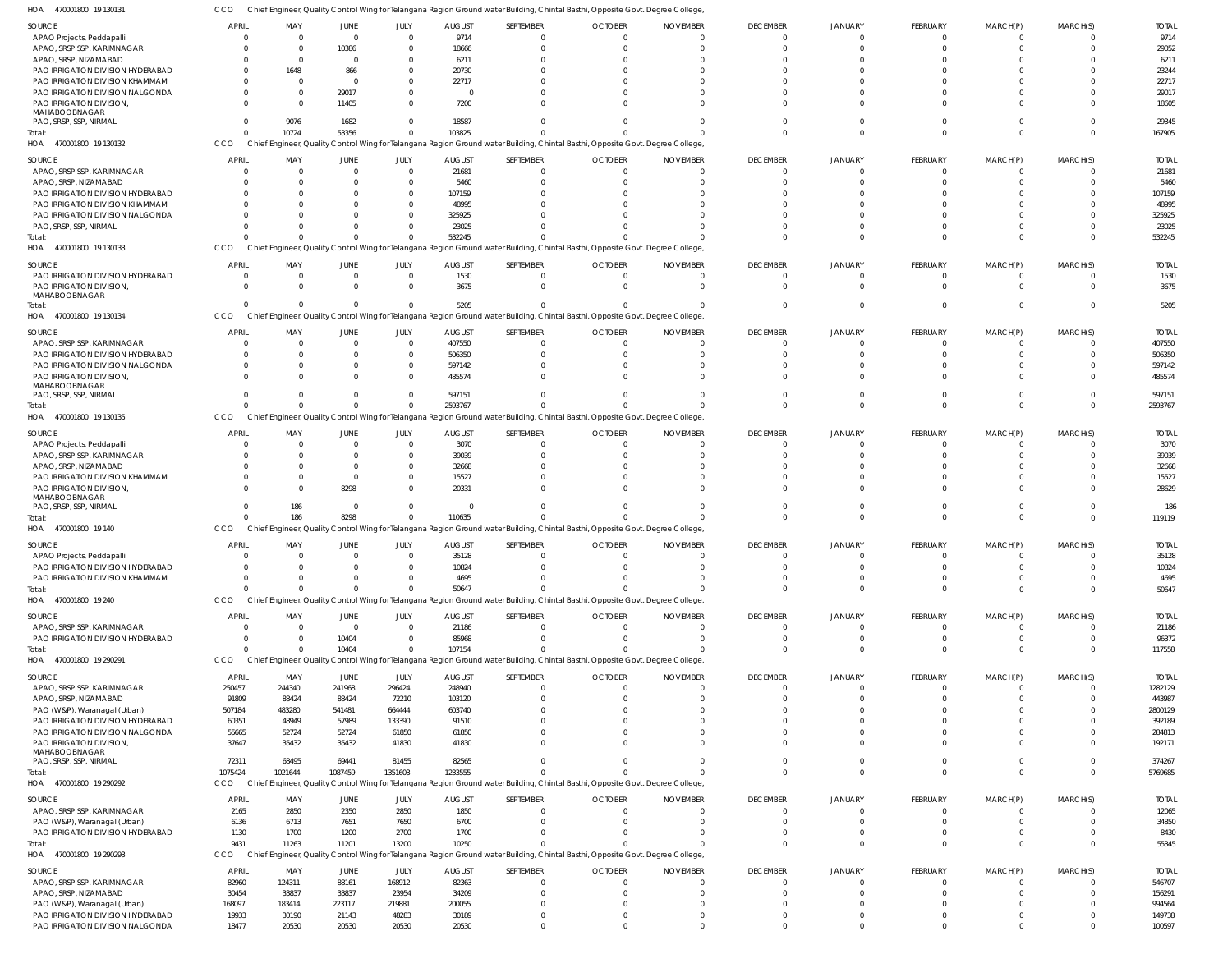HOA 470001800 19 130131 CCO Chief Engineer, Quality Control Wing for Telangana Region Ground water Building, Chintal Basthi, Opposite Govt. Degree College,

| SOURCE | APRIL | MAY | JUNE | JULY | AUGUST | SEPTEMBER | OCTOBER | NOVEMBER | DECEMBER | JANUARY | FEBRUARY | MARCH(P) | MARCH(S) | TOTAL |
|---|---|---|---|---|---|---|---|---|---|---|---|---|---|---|
| APAO Projects, Peddapalli | 0 | 0 | 0 | 0 | 9714 | 0 | 0 | 0 | 0 | 0 | 0 | 0 | 0 | 9714 |
| APAO, SRSP SSP, KARIMNAGAR | 0 | 0 | 10386 | 0 | 18666 | 0 | 0 | 0 | 0 | 0 | 0 | 0 | 0 | 29052 |
| APAO, SRSP, NIZAMABAD | 0 | 0 | 0 | 0 | 6211 | 0 | 0 | 0 | 0 | 0 | 0 | 0 | 0 | 6211 |
| PAO IRRIGATION DIVISION HYDERABAD | 0 | 1648 | 866 | 0 | 20730 | 0 | 0 | 0 | 0 | 0 | 0 | 0 | 0 | 23244 |
| PAO IRRIGATION DIVISION KHAMMAM | 0 | 0 | 0 | 0 | 22717 | 0 | 0 | 0 | 0 | 0 | 0 | 0 | 0 | 22717 |
| PAO IRRIGATION DIVISION NALGONDA | 0 | 0 | 29017 | 0 | 0 | 0 | 0 | 0 | 0 | 0 | 0 | 0 | 0 | 29017 |
| PAO IRRIGATION DIVISION, MAHABOOBNAGAR | 0 | 0 | 11405 | 0 | 7200 | 0 | 0 | 0 | 0 | 0 | 0 | 0 | 0 | 18605 |
| PAO, SRSP, SSP, NIRMAL | 0 | 9076 | 1682 | 0 | 18587 | 0 | 0 | 0 | 0 | 0 | 0 | 0 | 0 | 29345 |
| Total: | 0 | 10724 | 53356 | 0 | 103825 | 0 | 0 | 0 | 0 | 0 | 0 | 0 | 0 | 167905 |

HOA 470001800 19 130132 CCO Chief Engineer, Quality Control Wing for Telangana Region Ground water Building, Chintal Basthi, Opposite Govt. Degree College,

| SOURCE | APRIL | MAY | JUNE | JULY | AUGUST | SEPTEMBER | OCTOBER | NOVEMBER | DECEMBER | JANUARY | FEBRUARY | MARCH(P) | MARCH(S) | TOTAL |
|---|---|---|---|---|---|---|---|---|---|---|---|---|---|---|
| APAO, SRSP SSP, KARIMNAGAR | 0 | 0 | 0 | 0 | 21681 | 0 | 0 | 0 | 0 | 0 | 0 | 0 | 0 | 21681 |
| APAO, SRSP, NIZAMABAD | 0 | 0 | 0 | 0 | 5460 | 0 | 0 | 0 | 0 | 0 | 0 | 0 | 0 | 5460 |
| PAO IRRIGATION DIVISION HYDERABAD | 0 | 0 | 0 | 0 | 107159 | 0 | 0 | 0 | 0 | 0 | 0 | 0 | 0 | 107159 |
| PAO IRRIGATION DIVISION KHAMMAM | 0 | 0 | 0 | 0 | 48995 | 0 | 0 | 0 | 0 | 0 | 0 | 0 | 0 | 48995 |
| PAO IRRIGATION DIVISION NALGONDA | 0 | 0 | 0 | 0 | 325925 | 0 | 0 | 0 | 0 | 0 | 0 | 0 | 0 | 325925 |
| PAO, SRSP, SSP, NIRMAL | 0 | 0 | 0 | 0 | 23025 | 0 | 0 | 0 | 0 | 0 | 0 | 0 | 0 | 23025 |
| Total: | 0 | 0 | 0 | 0 | 532245 | 0 | 0 | 0 | 0 | 0 | 0 | 0 | 0 | 532245 |

HOA 470001800 19 130133 CCO Chief Engineer, Quality Control Wing for Telangana Region Ground water Building, Chintal Basthi, Opposite Govt. Degree College,

| SOURCE | APRIL | MAY | JUNE | JULY | AUGUST | SEPTEMBER | OCTOBER | NOVEMBER | DECEMBER | JANUARY | FEBRUARY | MARCH(P) | MARCH(S) | TOTAL |
|---|---|---|---|---|---|---|---|---|---|---|---|---|---|---|
| PAO IRRIGATION DIVISION HYDERABAD | 0 | 0 | 0 | 0 | 1530 | 0 | 0 | 0 | 0 | 0 | 0 | 0 | 0 | 1530 |
| PAO IRRIGATION DIVISION, MAHABOOBNAGAR | 0 | 0 | 0 | 0 | 3675 | 0 | 0 | 0 | 0 | 0 | 0 | 0 | 0 | 3675 |
| Total: | 0 | 0 | 0 | 0 | 5205 | 0 | 0 | 0 | 0 | 0 | 0 | 0 | 0 | 5205 |

HOA 470001800 19 130134 CCO Chief Engineer, Quality Control Wing for Telangana Region Ground water Building, Chintal Basthi, Opposite Govt. Degree College,

| SOURCE | APRIL | MAY | JUNE | JULY | AUGUST | SEPTEMBER | OCTOBER | NOVEMBER | DECEMBER | JANUARY | FEBRUARY | MARCH(P) | MARCH(S) | TOTAL |
|---|---|---|---|---|---|---|---|---|---|---|---|---|---|---|
| APAO, SRSP SSP, KARIMNAGAR | 0 | 0 | 0 | 0 | 407550 | 0 | 0 | 0 | 0 | 0 | 0 | 0 | 0 | 407550 |
| PAO IRRIGATION DIVISION HYDERABAD | 0 | 0 | 0 | 0 | 506350 | 0 | 0 | 0 | 0 | 0 | 0 | 0 | 0 | 506350 |
| PAO IRRIGATION DIVISION NALGONDA | 0 | 0 | 0 | 0 | 597142 | 0 | 0 | 0 | 0 | 0 | 0 | 0 | 0 | 597142 |
| PAO IRRIGATION DIVISION, MAHABOOBNAGAR | 0 | 0 | 0 | 0 | 485574 | 0 | 0 | 0 | 0 | 0 | 0 | 0 | 0 | 485574 |
| PAO, SRSP, SSP, NIRMAL | 0 | 0 | 0 | 0 | 597151 | 0 | 0 | 0 | 0 | 0 | 0 | 0 | 0 | 597151 |
| Total: | 0 | 0 | 0 | 0 | 2593767 | 0 | 0 | 0 | 0 | 0 | 0 | 0 | 0 | 2593767 |

HOA 470001800 19 130135 CCO Chief Engineer, Quality Control Wing for Telangana Region Ground water Building, Chintal Basthi, Opposite Govt. Degree College,

| SOURCE | APRIL | MAY | JUNE | JULY | AUGUST | SEPTEMBER | OCTOBER | NOVEMBER | DECEMBER | JANUARY | FEBRUARY | MARCH(P) | MARCH(S) | TOTAL |
|---|---|---|---|---|---|---|---|---|---|---|---|---|---|---|
| APAO Projects, Peddapalli | 0 | 0 | 0 | 0 | 3070 | 0 | 0 | 0 | 0 | 0 | 0 | 0 | 0 | 3070 |
| APAO, SRSP SSP, KARIMNAGAR | 0 | 0 | 0 | 0 | 39039 | 0 | 0 | 0 | 0 | 0 | 0 | 0 | 0 | 39039 |
| APAO, SRSP, NIZAMABAD | 0 | 0 | 0 | 0 | 32668 | 0 | 0 | 0 | 0 | 0 | 0 | 0 | 0 | 32668 |
| PAO IRRIGATION DIVISION KHAMMAM | 0 | 0 | 0 | 0 | 15527 | 0 | 0 | 0 | 0 | 0 | 0 | 0 | 0 | 15527 |
| PAO IRRIGATION DIVISION, MAHABOOBNAGAR | 0 | 0 | 8298 | 0 | 20331 | 0 | 0 | 0 | 0 | 0 | 0 | 0 | 0 | 28629 |
| PAO, SRSP, SSP, NIRMAL | 0 | 186 | 0 | 0 | 0 | 0 | 0 | 0 | 0 | 0 | 0 | 0 | 0 | 186 |
| Total: | 0 | 186 | 8298 | 0 | 110635 | 0 | 0 | 0 | 0 | 0 | 0 | 0 | 0 | 119119 |

HOA 470001800 19 140 CCO Chief Engineer, Quality Control Wing for Telangana Region Ground water Building, Chintal Basthi, Opposite Govt. Degree College,

| SOURCE | APRIL | MAY | JUNE | JULY | AUGUST | SEPTEMBER | OCTOBER | NOVEMBER | DECEMBER | JANUARY | FEBRUARY | MARCH(P) | MARCH(S) | TOTAL |
|---|---|---|---|---|---|---|---|---|---|---|---|---|---|---|
| APAO Projects, Peddapalli | 0 | 0 | 0 | 0 | 35128 | 0 | 0 | 0 | 0 | 0 | 0 | 0 | 0 | 35128 |
| PAO IRRIGATION DIVISION HYDERABAD | 0 | 0 | 0 | 0 | 10824 | 0 | 0 | 0 | 0 | 0 | 0 | 0 | 0 | 10824 |
| PAO IRRIGATION DIVISION KHAMMAM | 0 | 0 | 0 | 0 | 4695 | 0 | 0 | 0 | 0 | 0 | 0 | 0 | 0 | 4695 |
| Total: | 0 | 0 | 0 | 0 | 50647 | 0 | 0 | 0 | 0 | 0 | 0 | 0 | 0 | 50647 |

HOA 470001800 19 240 CCO Chief Engineer, Quality Control Wing for Telangana Region Ground water Building, Chintal Basthi, Opposite Govt. Degree College,

| SOURCE | APRIL | MAY | JUNE | JULY | AUGUST | SEPTEMBER | OCTOBER | NOVEMBER | DECEMBER | JANUARY | FEBRUARY | MARCH(P) | MARCH(S) | TOTAL |
|---|---|---|---|---|---|---|---|---|---|---|---|---|---|---|
| APAO, SRSP SSP, KARIMNAGAR | 0 | 0 | 0 | 0 | 21186 | 0 | 0 | 0 | 0 | 0 | 0 | 0 | 0 | 21186 |
| PAO IRRIGATION DIVISION HYDERABAD | 0 | 0 | 10404 | 0 | 85968 | 0 | 0 | 0 | 0 | 0 | 0 | 0 | 0 | 96372 |
| Total: | 0 | 0 | 10404 | 0 | 107154 | 0 | 0 | 0 | 0 | 0 | 0 | 0 | 0 | 117558 |

HOA 470001800 19 290291 CCO Chief Engineer, Quality Control Wing for Telangana Region Ground water Building, Chintal Basthi, Opposite Govt. Degree College,

| SOURCE | APRIL | MAY | JUNE | JULY | AUGUST | SEPTEMBER | OCTOBER | NOVEMBER | DECEMBER | JANUARY | FEBRUARY | MARCH(P) | MARCH(S) | TOTAL |
|---|---|---|---|---|---|---|---|---|---|---|---|---|---|---|
| APAO, SRSP SSP, KARIMNAGAR | 250457 | 244340 | 241968 | 296424 | 248940 | 0 | 0 | 0 | 0 | 0 | 0 | 0 | 0 | 1282129 |
| APAO, SRSP, NIZAMABAD | 91809 | 88424 | 88424 | 72210 | 103120 | 0 | 0 | 0 | 0 | 0 | 0 | 0 | 0 | 443987 |
| PAO (W&P), Waranagal (Urban) | 507184 | 483280 | 541481 | 664444 | 603740 | 0 | 0 | 0 | 0 | 0 | 0 | 0 | 0 | 2800129 |
| PAO IRRIGATION DIVISION HYDERABAD | 60351 | 48949 | 57989 | 133390 | 91510 | 0 | 0 | 0 | 0 | 0 | 0 | 0 | 0 | 392189 |
| PAO IRRIGATION DIVISION NALGONDA | 55665 | 52724 | 52724 | 61850 | 61850 | 0 | 0 | 0 | 0 | 0 | 0 | 0 | 0 | 284813 |
| PAO IRRIGATION DIVISION, MAHABOOBNAGAR | 37647 | 35432 | 35432 | 41830 | 41830 | 0 | 0 | 0 | 0 | 0 | 0 | 0 | 0 | 192171 |
| PAO, SRSP, SSP, NIRMAL | 72311 | 68495 | 69441 | 81455 | 82565 | 0 | 0 | 0 | 0 | 0 | 0 | 0 | 0 | 374267 |
| Total: | 1075424 | 1021644 | 1087459 | 1351603 | 1233555 | 0 | 0 | 0 | 0 | 0 | 0 | 0 | 0 | 5769685 |

HOA 470001800 19 290292 CCO Chief Engineer, Quality Control Wing for Telangana Region Ground water Building, Chintal Basthi, Opposite Govt. Degree College,

| SOURCE | APRIL | MAY | JUNE | JULY | AUGUST | SEPTEMBER | OCTOBER | NOVEMBER | DECEMBER | JANUARY | FEBRUARY | MARCH(P) | MARCH(S) | TOTAL |
|---|---|---|---|---|---|---|---|---|---|---|---|---|---|---|
| APAO, SRSP SSP, KARIMNAGAR | 2165 | 2850 | 2350 | 2850 | 1850 | 0 | 0 | 0 | 0 | 0 | 0 | 0 | 0 | 12065 |
| PAO (W&P), Waranagal (Urban) | 6136 | 6713 | 7651 | 7650 | 6700 | 0 | 0 | 0 | 0 | 0 | 0 | 0 | 0 | 34850 |
| PAO IRRIGATION DIVISION HYDERABAD | 1130 | 1700 | 1200 | 2700 | 1700 | 0 | 0 | 0 | 0 | 0 | 0 | 0 | 0 | 8430 |
| Total: | 9431 | 11263 | 11201 | 13200 | 10250 | 0 | 0 | 0 | 0 | 0 | 0 | 0 | 0 | 55345 |

HOA 470001800 19 290293 CCO Chief Engineer, Quality Control Wing for Telangana Region Ground water Building, Chintal Basthi, Opposite Govt. Degree College,

| SOURCE | APRIL | MAY | JUNE | JULY | AUGUST | SEPTEMBER | OCTOBER | NOVEMBER | DECEMBER | JANUARY | FEBRUARY | MARCH(P) | MARCH(S) | TOTAL |
|---|---|---|---|---|---|---|---|---|---|---|---|---|---|---|
| APAO, SRSP SSP, KARIMNAGAR | 82960 | 124311 | 88161 | 168912 | 82363 | 0 | 0 | 0 | 0 | 0 | 0 | 0 | 0 | 546707 |
| APAO, SRSP, NIZAMABAD | 30454 | 33837 | 33837 | 23954 | 34209 | 0 | 0 | 0 | 0 | 0 | 0 | 0 | 0 | 156291 |
| PAO (W&P), Waranagal (Urban) | 168097 | 183414 | 223117 | 219881 | 200055 | 0 | 0 | 0 | 0 | 0 | 0 | 0 | 0 | 994564 |
| PAO IRRIGATION DIVISION HYDERABAD | 19933 | 30190 | 21143 | 48283 | 30189 | 0 | 0 | 0 | 0 | 0 | 0 | 0 | 0 | 149738 |
| PAO IRRIGATION DIVISION NALGONDA | 18477 | 20530 | 20530 | 20530 | 20530 | 0 | 0 | 0 | 0 | 0 | 0 | 0 | 0 | 100597 |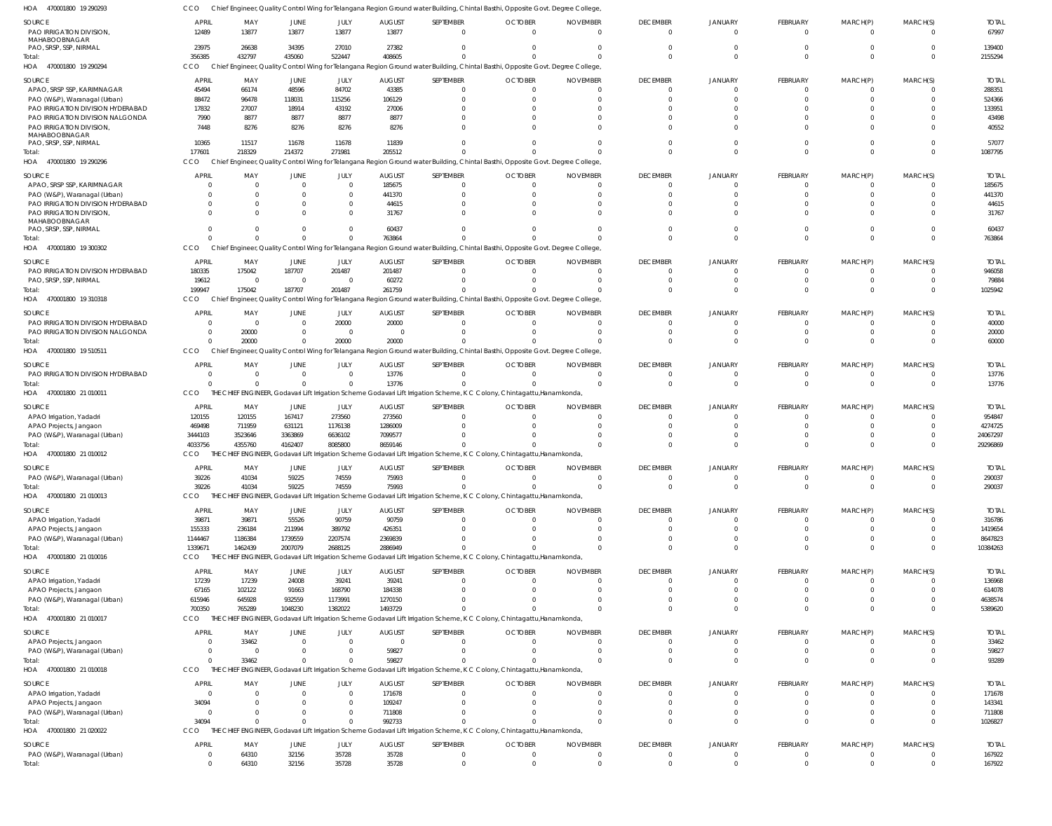HOA 470001800 19 290293 CCO Chief Engineer, Quality Control Wing for Telangana Region Ground water Building, Chintal Basthi, Opposite Govt. Degree College,

| SOURCE | APRIL | MAY | JUNE | JULY | AUGUST | SEPTEMBER | OCTOBER | NOVEMBER | DECEMBER | JANUARY | FEBRUARY | MARCH(P) | MARCH(S) | TOTAL |
|---|---|---|---|---|---|---|---|---|---|---|---|---|---|---|
| PAO IRRIGATION DIVISION, MAHABOOBNAGAR | 12489 | 13877 | 13877 | 13877 | 13877 | 0 | 0 | 0 | 0 | 0 | 0 | 0 | 0 | 67997 |
| PAO, SRSP, SSP, NIRMAL | 23975 | 26638 | 34395 | 27010 | 27382 | 0 | 0 | 0 | 0 | 0 | 0 | 0 | 0 | 139400 |
| Total: | 356385 | 432797 | 435060 | 522447 | 408605 | 0 | 0 | 0 | 0 | 0 | 0 | 0 | 0 | 2155294 |

HOA 470001800 19 290294 CCO Chief Engineer, Quality Control Wing for Telangana Region Ground water Building, Chintal Basthi, Opposite Govt. Degree College,

| SOURCE | APRIL | MAY | JUNE | JULY | AUGUST | SEPTEMBER | OCTOBER | NOVEMBER | DECEMBER | JANUARY | FEBRUARY | MARCH(P) | MARCH(S) | TOTAL |
|---|---|---|---|---|---|---|---|---|---|---|---|---|---|---|
| APAO, SRSP SSP, KARIMNAGAR | 45494 | 66174 | 48596 | 84702 | 43385 | 0 | 0 | 0 | 0 | 0 | 0 | 0 | 0 | 288351 |
| PAO (W&P), Waranagal (Urban) | 88472 | 96478 | 118031 | 115256 | 106129 | 0 | 0 | 0 | 0 | 0 | 0 | 0 | 0 | 524366 |
| PAO IRRIGATION DIVISION HYDERABAD | 17832 | 27007 | 18914 | 43192 | 27006 | 0 | 0 | 0 | 0 | 0 | 0 | 0 | 0 | 133951 |
| PAO IRRIGATION DIVISION NALGONDA | 7990 | 8877 | 8877 | 8877 | 8877 | 0 | 0 | 0 | 0 | 0 | 0 | 0 | 0 | 43498 |
| PAO IRRIGATION DIVISION, MAHABOOBNAGAR | 7448 | 8276 | 8276 | 8276 | 8276 | 0 | 0 | 0 | 0 | 0 | 0 | 0 | 0 | 40552 |
| PAO, SRSP, SSP, NIRMAL | 10365 | 11517 | 11678 | 11678 | 11839 | 0 | 0 | 0 | 0 | 0 | 0 | 0 | 0 | 57077 |
| Total: | 177601 | 218329 | 214372 | 271981 | 205512 | 0 | 0 | 0 | 0 | 0 | 0 | 0 | 0 | 1087795 |

HOA 470001800 19 290296 CCO Chief Engineer, Quality Control Wing for Telangana Region Ground water Building, Chintal Basthi, Opposite Govt. Degree College,

| SOURCE | APRIL | MAY | JUNE | JULY | AUGUST | SEPTEMBER | OCTOBER | NOVEMBER | DECEMBER | JANUARY | FEBRUARY | MARCH(P) | MARCH(S) | TOTAL |
|---|---|---|---|---|---|---|---|---|---|---|---|---|---|---|
| APAO, SRSP SSP, KARIMNAGAR | 0 | 0 | 0 | 0 | 185675 | 0 | 0 | 0 | 0 | 0 | 0 | 0 | 0 | 185675 |
| PAO (W&P), Waranagal (Urban) | 0 | 0 | 0 | 0 | 441370 | 0 | 0 | 0 | 0 | 0 | 0 | 0 | 0 | 441370 |
| PAO IRRIGATION DIVISION HYDERABAD | 0 | 0 | 0 | 0 | 44615 | 0 | 0 | 0 | 0 | 0 | 0 | 0 | 0 | 44615 |
| PAO IRRIGATION DIVISION, MAHABOOBNAGAR | 0 | 0 | 0 | 0 | 31767 | 0 | 0 | 0 | 0 | 0 | 0 | 0 | 0 | 31767 |
| PAO, SRSP, SSP, NIRMAL | 0 | 0 | 0 | 0 | 60437 | 0 | 0 | 0 | 0 | 0 | 0 | 0 | 0 | 60437 |
| Total: | 0 | 0 | 0 | 0 | 763864 | 0 | 0 | 0 | 0 | 0 | 0 | 0 | 0 | 763864 |

HOA 470001800 19 300302 CCO Chief Engineer, Quality Control Wing for Telangana Region Ground water Building, Chintal Basthi, Opposite Govt. Degree College,

| SOURCE | APRIL | MAY | JUNE | JULY | AUGUST | SEPTEMBER | OCTOBER | NOVEMBER | DECEMBER | JANUARY | FEBRUARY | MARCH(P) | MARCH(S) | TOTAL |
|---|---|---|---|---|---|---|---|---|---|---|---|---|---|---|
| PAO IRRIGATION DIVISION HYDERABAD | 180335 | 175042 | 187707 | 201487 | 201487 | 0 | 0 | 0 | 0 | 0 | 0 | 0 | 0 | 946058 |
| PAO, SRSP, SSP, NIRMAL | 19612 | 0 | 0 | 0 | 60272 | 0 | 0 | 0 | 0 | 0 | 0 | 0 | 0 | 79884 |
| Total: | 199947 | 175042 | 187707 | 201487 | 261759 | 0 | 0 | 0 | 0 | 0 | 0 | 0 | 0 | 1025942 |

HOA 470001800 19 310318 CCO Chief Engineer, Quality Control Wing for Telangana Region Ground water Building, Chintal Basthi, Opposite Govt. Degree College,

| SOURCE | APRIL | MAY | JUNE | JULY | AUGUST | SEPTEMBER | OCTOBER | NOVEMBER | DECEMBER | JANUARY | FEBRUARY | MARCH(P) | MARCH(S) | TOTAL |
|---|---|---|---|---|---|---|---|---|---|---|---|---|---|---|
| PAO IRRIGATION DIVISION HYDERABAD | 0 | 0 | 0 | 20000 | 20000 | 0 | 0 | 0 | 0 | 0 | 0 | 0 | 0 | 40000 |
| PAO IRRIGATION DIVISION NALGONDA | 0 | 20000 | 0 | 0 | 0 | 0 | 0 | 0 | 0 | 0 | 0 | 0 | 0 | 20000 |
| Total: | 0 | 20000 | 0 | 20000 | 20000 | 0 | 0 | 0 | 0 | 0 | 0 | 0 | 0 | 60000 |

HOA 470001800 19 510511 CCO Chief Engineer, Quality Control Wing for Telangana Region Ground water Building, Chintal Basthi, Opposite Govt. Degree College,

| SOURCE | APRIL | MAY | JUNE | JULY | AUGUST | SEPTEMBER | OCTOBER | NOVEMBER | DECEMBER | JANUARY | FEBRUARY | MARCH(P) | MARCH(S) | TOTAL |
|---|---|---|---|---|---|---|---|---|---|---|---|---|---|---|
| PAO IRRIGATION DIVISION HYDERABAD | 0 | 0 | 0 | 0 | 13776 | 0 | 0 | 0 | 0 | 0 | 0 | 0 | 0 | 13776 |
| Total: | 0 | 0 | 0 | 0 | 13776 | 0 | 0 | 0 | 0 | 0 | 0 | 0 | 0 | 13776 |

HOA 470001800 21 010011 CCO THE CHIEF ENGINEER, Godavari Lift Irrigation Scheme Godavari Lift Irrigation Scheme, K C Colony, Chintagattu,Hanamkonda,

| SOURCE | APRIL | MAY | JUNE | JULY | AUGUST | SEPTEMBER | OCTOBER | NOVEMBER | DECEMBER | JANUARY | FEBRUARY | MARCH(P) | MARCH(S) | TOTAL |
|---|---|---|---|---|---|---|---|---|---|---|---|---|---|---|
| APAO Irrigation, Yadadri | 120155 | 120155 | 167417 | 273560 | 273560 | 0 | 0 | 0 | 0 | 0 | 0 | 0 | 0 | 954847 |
| APAO Projects, Jangaon | 469498 | 711959 | 631121 | 1176138 | 1286009 | 0 | 0 | 0 | 0 | 0 | 0 | 0 | 0 | 4274725 |
| PAO (W&P), Waranagal (Urban) | 3444103 | 3523646 | 3363869 | 6636102 | 7099577 | 0 | 0 | 0 | 0 | 0 | 0 | 0 | 0 | 24067297 |
| Total: | 4033756 | 4355760 | 4162407 | 8085800 | 8659146 | 0 | 0 | 0 | 0 | 0 | 0 | 0 | 0 | 29296869 |

HOA 470001800 21 010012 CCO THE CHIEF ENGINEER, Godavari Lift Irrigation Scheme Godavari Lift Irrigation Scheme, K C Colony, Chintagattu,Hanamkonda,

| SOURCE | APRIL | MAY | JUNE | JULY | AUGUST | SEPTEMBER | OCTOBER | NOVEMBER | DECEMBER | JANUARY | FEBRUARY | MARCH(P) | MARCH(S) | TOTAL |
|---|---|---|---|---|---|---|---|---|---|---|---|---|---|---|
| PAO (W&P), Waranagal (Urban) | 39226 | 41034 | 59225 | 74559 | 75993 | 0 | 0 | 0 | 0 | 0 | 0 | 0 | 0 | 290037 |
| Total: | 39226 | 41034 | 59225 | 74559 | 75993 | 0 | 0 | 0 | 0 | 0 | 0 | 0 | 0 | 290037 |

HOA 470001800 21 010013 CCO THE CHIEF ENGINEER, Godavari Lift Irrigation Scheme Godavari Lift Irrigation Scheme, K C Colony, Chintagattu,Hanamkonda,

| SOURCE | APRIL | MAY | JUNE | JULY | AUGUST | SEPTEMBER | OCTOBER | NOVEMBER | DECEMBER | JANUARY | FEBRUARY | MARCH(P) | MARCH(S) | TOTAL |
|---|---|---|---|---|---|---|---|---|---|---|---|---|---|---|
| APAO Irrigation, Yadadri | 39871 | 39871 | 55526 | 90759 | 90759 | 0 | 0 | 0 | 0 | 0 | 0 | 0 | 0 | 316786 |
| APAO Projects, Jangaon | 155333 | 236184 | 211994 | 389792 | 426351 | 0 | 0 | 0 | 0 | 0 | 0 | 0 | 0 | 1419654 |
| PAO (W&P), Waranagal (Urban) | 1144467 | 1186384 | 1739559 | 2207574 | 2369839 | 0 | 0 | 0 | 0 | 0 | 0 | 0 | 0 | 8647823 |
| Total: | 1339671 | 1462439 | 2007079 | 2688125 | 2886949 | 0 | 0 | 0 | 0 | 0 | 0 | 0 | 0 | 10384263 |

HOA 470001800 21 010016 CCO THE CHIEF ENGINEER, Godavari Lift Irrigation Scheme Godavari Lift Irrigation Scheme, K C Colony, Chintagattu,Hanamkonda,

| SOURCE | APRIL | MAY | JUNE | JULY | AUGUST | SEPTEMBER | OCTOBER | NOVEMBER | DECEMBER | JANUARY | FEBRUARY | MARCH(P) | MARCH(S) | TOTAL |
|---|---|---|---|---|---|---|---|---|---|---|---|---|---|---|
| APAO Irrigation, Yadadri | 17239 | 17239 | 24008 | 39241 | 39241 | 0 | 0 | 0 | 0 | 0 | 0 | 0 | 0 | 136968 |
| APAO Projects, Jangaon | 67165 | 102122 | 91663 | 168790 | 184338 | 0 | 0 | 0 | 0 | 0 | 0 | 0 | 0 | 614078 |
| PAO (W&P), Waranagal (Urban) | 615946 | 645928 | 932559 | 1173991 | 1270150 | 0 | 0 | 0 | 0 | 0 | 0 | 0 | 0 | 4638574 |
| Total: | 700350 | 765289 | 1048230 | 1382022 | 1493729 | 0 | 0 | 0 | 0 | 0 | 0 | 0 | 0 | 5389620 |

HOA 470001800 21 010017 CCO THE CHIEF ENGINEER, Godavari Lift Irrigation Scheme Godavari Lift Irrigation Scheme, K C Colony, Chintagattu,Hanamkonda,

| SOURCE | APRIL | MAY | JUNE | JULY | AUGUST | SEPTEMBER | OCTOBER | NOVEMBER | DECEMBER | JANUARY | FEBRUARY | MARCH(P) | MARCH(S) | TOTAL |
|---|---|---|---|---|---|---|---|---|---|---|---|---|---|---|
| APAO Projects, Jangaon | 0 | 33462 | 0 | 0 | 0 | 0 | 0 | 0 | 0 | 0 | 0 | 0 | 0 | 33462 |
| PAO (W&P), Waranagal (Urban) | 0 | 0 | 0 | 0 | 59827 | 0 | 0 | 0 | 0 | 0 | 0 | 0 | 0 | 59827 |
| Total: | 0 | 33462 | 0 | 0 | 59827 | 0 | 0 | 0 | 0 | 0 | 0 | 0 | 0 | 93289 |

HOA 470001800 21 010018 CCO THE CHIEF ENGINEER, Godavari Lift Irrigation Scheme Godavari Lift Irrigation Scheme, K C Colony, Chintagattu,Hanamkonda,

| SOURCE | APRIL | MAY | JUNE | JULY | AUGUST | SEPTEMBER | OCTOBER | NOVEMBER | DECEMBER | JANUARY | FEBRUARY | MARCH(P) | MARCH(S) | TOTAL |
|---|---|---|---|---|---|---|---|---|---|---|---|---|---|---|
| APAO Irrigation, Yadadri | 0 | 0 | 0 | 0 | 171678 | 0 | 0 | 0 | 0 | 0 | 0 | 0 | 0 | 171678 |
| APAO Projects, Jangaon | 34094 | 0 | 0 | 0 | 109247 | 0 | 0 | 0 | 0 | 0 | 0 | 0 | 0 | 143341 |
| PAO (W&P), Waranagal (Urban) | 0 | 0 | 0 | 0 | 711808 | 0 | 0 | 0 | 0 | 0 | 0 | 0 | 0 | 711808 |
| Total: | 34094 | 0 | 0 | 0 | 992733 | 0 | 0 | 0 | 0 | 0 | 0 | 0 | 0 | 1026827 |

HOA 470001800 21 020022 CCO THE CHIEF ENGINEER, Godavari Lift Irrigation Scheme Godavari Lift Irrigation Scheme, K C Colony, Chintagattu,Hanamkonda,

| SOURCE | APRIL | MAY | JUNE | JULY | AUGUST | SEPTEMBER | OCTOBER | NOVEMBER | DECEMBER | JANUARY | FEBRUARY | MARCH(P) | MARCH(S) | TOTAL |
|---|---|---|---|---|---|---|---|---|---|---|---|---|---|---|
| PAO (W&P), Waranagal (Urban) | 0 | 64310 | 32156 | 35728 | 35728 | 0 | 0 | 0 | 0 | 0 | 0 | 0 | 0 | 167922 |
| Total: | 0 | 64310 | 32156 | 35728 | 35728 | 0 | 0 | 0 | 0 | 0 | 0 | 0 | 0 | 167922 |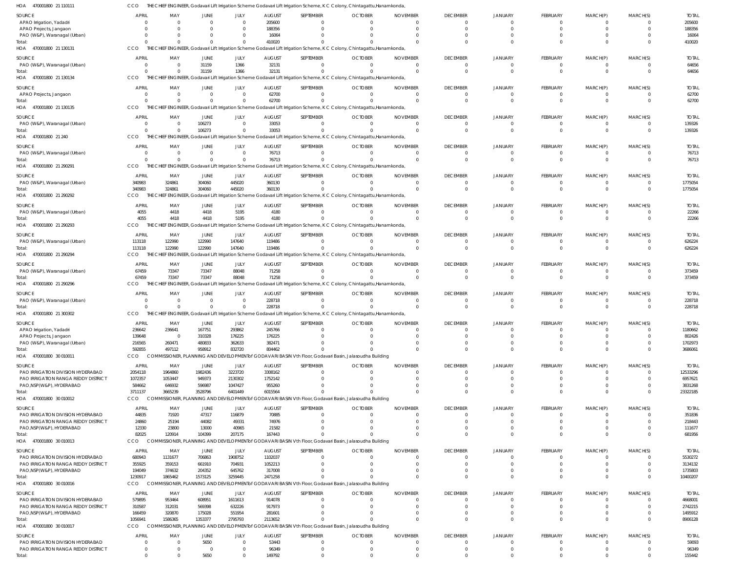HOA 470001800 21 110111 CCO THE CHIEF ENGINEER, Godavari Lift Irrigation Scheme Godavari Lift Irrigation Scheme, K C Colony, Chintagattu,Hanamkonda,

| SOURCE | APRIL | MAY | JUNE | JULY | AUGUST | SEPTEMBER | OCTOBER | NOVEMBER | DECEMBER | JANUARY | FEBRUARY | MARCH(P) | MARCH(S) | TOTAL |
|---|---|---|---|---|---|---|---|---|---|---|---|---|---|---|
| APAO Irrigation, Yadadri | 0 | 0 | 0 | 0 | 205600 | 0 | 0 | 0 | 0 | 0 | 0 | 0 | 0 | 205600 |
| APAO Projects, Jangaon | 0 | 0 | 0 | 0 | 188356 | 0 | 0 | 0 | 0 | 0 | 0 | 0 | 0 | 188356 |
| PAO (W&P), Waranagal (Urban) | 0 | 0 | 0 | 0 | 16064 | 0 | 0 | 0 | 0 | 0 | 0 | 0 | 0 | 16064 |
| Total: | 0 | 0 | 0 | 0 | 410020 | 0 | 0 | 0 | 0 | 0 | 0 | 0 | 0 | 410020 |

HOA 470001800 21 130131 CCO THE CHIEF ENGINEER, Godavari Lift Irrigation Scheme Godavari Lift Irrigation Scheme, K C Colony, Chintagattu,Hanamkonda,

| SOURCE | APRIL | MAY | JUNE | JULY | AUGUST | SEPTEMBER | OCTOBER | NOVEMBER | DECEMBER | JANUARY | FEBRUARY | MARCH(P) | MARCH(S) | TOTAL |
|---|---|---|---|---|---|---|---|---|---|---|---|---|---|---|
| PAO (W&P), Waranagal (Urban) | 0 | 0 | 31159 | 1366 | 32131 | 0 | 0 | 0 | 0 | 0 | 0 | 0 | 0 | 64656 |
| Total: | 0 | 0 | 31159 | 1366 | 32131 | 0 | 0 | 0 | 0 | 0 | 0 | 0 | 0 | 64656 |

HOA 470001800 21 130134 CCO THE CHIEF ENGINEER, Godavari Lift Irrigation Scheme Godavari Lift Irrigation Scheme, K C Colony, Chintagattu,Hanamkonda,

| SOURCE | APRIL | MAY | JUNE | JULY | AUGUST | SEPTEMBER | OCTOBER | NOVEMBER | DECEMBER | JANUARY | FEBRUARY | MARCH(P) | MARCH(S) | TOTAL |
|---|---|---|---|---|---|---|---|---|---|---|---|---|---|---|
| APAO Projects, Jangaon | 0 | 0 | 0 | 0 | 62700 | 0 | 0 | 0 | 0 | 0 | 0 | 0 | 0 | 62700 |
| Total: | 0 | 0 | 0 | 0 | 62700 | 0 | 0 | 0 | 0 | 0 | 0 | 0 | 0 | 62700 |

HOA 470001800 21 130135 CCO THE CHIEF ENGINEER, Godavari Lift Irrigation Scheme Godavari Lift Irrigation Scheme, K C Colony, Chintagattu,Hanamkonda,

| SOURCE | APRIL | MAY | JUNE | JULY | AUGUST | SEPTEMBER | OCTOBER | NOVEMBER | DECEMBER | JANUARY | FEBRUARY | MARCH(P) | MARCH(S) | TOTAL |
|---|---|---|---|---|---|---|---|---|---|---|---|---|---|---|
| PAO (W&P), Waranagal (Urban) | 0 | 0 | 106273 | 0 | 33053 | 0 | 0 | 0 | 0 | 0 | 0 | 0 | 0 | 139326 |
| Total: | 0 | 0 | 106273 | 0 | 33053 | 0 | 0 | 0 | 0 | 0 | 0 | 0 | 0 | 139326 |

HOA 470001800 21 240 CCO THE CHIEF ENGINEER, Godavari Lift Irrigation Scheme Godavari Lift Irrigation Scheme, K C Colony, Chintagattu,Hanamkonda,

| SOURCE | APRIL | MAY | JUNE | JULY | AUGUST | SEPTEMBER | OCTOBER | NOVEMBER | DECEMBER | JANUARY | FEBRUARY | MARCH(P) | MARCH(S) | TOTAL |
|---|---|---|---|---|---|---|---|---|---|---|---|---|---|---|
| PAO (W&P), Waranagal (Urban) | 0 | 0 | 0 | 0 | 76713 | 0 | 0 | 0 | 0 | 0 | 0 | 0 | 0 | 76713 |
| Total: | 0 | 0 | 0 | 0 | 76713 | 0 | 0 | 0 | 0 | 0 | 0 | 0 | 0 | 76713 |

HOA 470001800 21 290291 CCO THE CHIEF ENGINEER, Godavari Lift Irrigation Scheme Godavari Lift Irrigation Scheme, K C Colony, Chintagattu,Hanamkonda,

| SOURCE | APRIL | MAY | JUNE | JULY | AUGUST | SEPTEMBER | OCTOBER | NOVEMBER | DECEMBER | JANUARY | FEBRUARY | MARCH(P) | MARCH(S) | TOTAL |
|---|---|---|---|---|---|---|---|---|---|---|---|---|---|---|
| PAO (W&P), Waranagal (Urban) | 340983 | 324861 | 304060 | 445020 | 360130 | 0 | 0 | 0 | 0 | 0 | 0 | 0 | 0 | 1775054 |
| Total: | 340983 | 324861 | 304060 | 445020 | 360130 | 0 | 0 | 0 | 0 | 0 | 0 | 0 | 0 | 1775054 |

HOA 470001800 21 290292 CCO THE CHIEF ENGINEER, Godavari Lift Irrigation Scheme Godavari Lift Irrigation Scheme, K C Colony, Chintagattu,Hanamkonda,

| SOURCE | APRIL | MAY | JUNE | JULY | AUGUST | SEPTEMBER | OCTOBER | NOVEMBER | DECEMBER | JANUARY | FEBRUARY | MARCH(P) | MARCH(S) | TOTAL |
|---|---|---|---|---|---|---|---|---|---|---|---|---|---|---|
| PAO (W&P), Waranagal (Urban) | 4055 | 4418 | 4418 | 5195 | 4180 | 0 | 0 | 0 | 0 | 0 | 0 | 0 | 0 | 22266 |
| Total: | 4055 | 4418 | 4418 | 5195 | 4180 | 0 | 0 | 0 | 0 | 0 | 0 | 0 | 0 | 22266 |

HOA 470001800 21 290293 CCO THE CHIEF ENGINEER, Godavari Lift Irrigation Scheme Godavari Lift Irrigation Scheme, K C Colony, Chintagattu,Hanamkonda,

| SOURCE | APRIL | MAY | JUNE | JULY | AUGUST | SEPTEMBER | OCTOBER | NOVEMBER | DECEMBER | JANUARY | FEBRUARY | MARCH(P) | MARCH(S) | TOTAL |
|---|---|---|---|---|---|---|---|---|---|---|---|---|---|---|
| PAO (W&P), Waranagal (Urban) | 113118 | 122990 | 122990 | 147640 | 119486 | 0 | 0 | 0 | 0 | 0 | 0 | 0 | 0 | 626224 |
| Total: | 113118 | 122990 | 122990 | 147640 | 119486 | 0 | 0 | 0 | 0 | 0 | 0 | 0 | 0 | 626224 |

HOA 470001800 21 290294 CCO THE CHIEF ENGINEER, Godavari Lift Irrigation Scheme Godavari Lift Irrigation Scheme, K C Colony, Chintagattu,Hanamkonda,

| SOURCE | APRIL | MAY | JUNE | JULY | AUGUST | SEPTEMBER | OCTOBER | NOVEMBER | DECEMBER | JANUARY | FEBRUARY | MARCH(P) | MARCH(S) | TOTAL |
|---|---|---|---|---|---|---|---|---|---|---|---|---|---|---|
| PAO (W&P), Waranagal (Urban) | 67459 | 73347 | 73347 | 88048 | 71258 | 0 | 0 | 0 | 0 | 0 | 0 | 0 | 0 | 373459 |
| Total: | 67459 | 73347 | 73347 | 88048 | 71258 | 0 | 0 | 0 | 0 | 0 | 0 | 0 | 0 | 373459 |

HOA 470001800 21 290296 CCO THE CHIEF ENGINEER, Godavari Lift Irrigation Scheme Godavari Lift Irrigation Scheme, K C Colony, Chintagattu,Hanamkonda,

| SOURCE | APRIL | MAY | JUNE | JULY | AUGUST | SEPTEMBER | OCTOBER | NOVEMBER | DECEMBER | JANUARY | FEBRUARY | MARCH(P) | MARCH(S) | TOTAL |
|---|---|---|---|---|---|---|---|---|---|---|---|---|---|---|
| PAO (W&P), Waranagal (Urban) | 0 | 0 | 0 | 0 | 228718 | 0 | 0 | 0 | 0 | 0 | 0 | 0 | 0 | 228718 |
| Total: | 0 | 0 | 0 | 0 | 228718 | 0 | 0 | 0 | 0 | 0 | 0 | 0 | 0 | 228718 |

HOA 470001800 21 300302 CCO THE CHIEF ENGINEER, Godavari Lift Irrigation Scheme Godavari Lift Irrigation Scheme, K C Colony, Chintagattu,Hanamkonda,

| SOURCE | APRIL | MAY | JUNE | JULY | AUGUST | SEPTEMBER | OCTOBER | NOVEMBER | DECEMBER | JANUARY | FEBRUARY | MARCH(P) | MARCH(S) | TOTAL |
|---|---|---|---|---|---|---|---|---|---|---|---|---|---|---|
| APAO Irrigation, Yadadri | 236642 | 236641 | 167751 | 293862 | 245766 | 0 | 0 | 0 | 0 | 0 | 0 | 0 | 0 | 1180662 |
| APAO Projects, Jangaon | 139648 | 0 | 310328 | 176225 | 176225 | 0 | 0 | 0 | 0 | 0 | 0 | 0 | 0 | 802426 |
| PAO (W&P), Waranagal (Urban) | 216565 | 260471 | 480833 | 362633 | 382471 | 0 | 0 | 0 | 0 | 0 | 0 | 0 | 0 | 1702973 |
| Total: | 592855 | 497112 | 958912 | 832720 | 804462 | 0 | 0 | 0 | 0 | 0 | 0 | 0 | 0 | 3686061 |

HOA 470001800 30 010011 CCO COMMISSIONER, PLANNING AND DEVELOPMENT of GODAVARI BASIN Vth Floor, Godavari Basin, Jalasoudha Building

| SOURCE | APRIL | MAY | JUNE | JULY | AUGUST | SEPTEMBER | OCTOBER | NOVEMBER | DECEMBER | JANUARY | FEBRUARY | MARCH(P) | MARCH(S) | TOTAL |
|---|---|---|---|---|---|---|---|---|---|---|---|---|---|---|
| PAO IRRIGATION DIVISION HYDERABAD | 2054118 | 1964860 | 1982436 | 3223720 | 3308162 | 0 | 0 | 0 | 0 | 0 | 0 | 0 | 0 | 12533296 |
| PAO IRRIGATION RANGA REDDY DISTRICT | 1072357 | 1053447 | 949373 | 2130302 | 1752142 | 0 | 0 | 0 | 0 | 0 | 0 | 0 | 0 | 6957621 |
| PAO,NSP(W&P), HYDERABAD | 584662 | 646932 | 596987 | 1047427 | 955260 | 0 | 0 | 0 | 0 | 0 | 0 | 0 | 0 | 3831268 |
| Total: | 3711137 | 3665239 | 3528796 | 6401449 | 6015564 | 0 | 0 | 0 | 0 | 0 | 0 | 0 | 0 | 23322185 |

HOA 470001800 30 010012 CCO COMMISSIONER, PLANNING AND DEVELOPMENT of GODAVARI BASIN Vth Floor, Godavari Basin, Jalasoudha Building

| SOURCE | APRIL | MAY | JUNE | JULY | AUGUST | SEPTEMBER | OCTOBER | NOVEMBER | DECEMBER | JANUARY | FEBRUARY | MARCH(P) | MARCH(S) | TOTAL |
|---|---|---|---|---|---|---|---|---|---|---|---|---|---|---|
| PAO IRRIGATION DIVISION HYDERABAD | 44835 | 71920 | 47317 | 116879 | 70885 | 0 | 0 | 0 | 0 | 0 | 0 | 0 | 0 | 351836 |
| PAO IRRIGATION RANGA REDDY DISTRICT | 24860 | 25194 | 44082 | 49331 | 74976 | 0 | 0 | 0 | 0 | 0 | 0 | 0 | 0 | 218443 |
| PAO,NSP(W&P), HYDERABAD | 12330 | 23800 | 13000 | 40965 | 21582 | 0 | 0 | 0 | 0 | 0 | 0 | 0 | 0 | 111677 |
| Total: | 82025 | 120914 | 104399 | 207175 | 167443 | 0 | 0 | 0 | 0 | 0 | 0 | 0 | 0 | 681956 |

HOA 470001800 30 010013 CCO COMMISSIONER, PLANNING AND DEVELOPMENT of GODAVARI BASIN Vth Floor, Godavari Basin, Jalasoudha Building

| SOURCE | APRIL | MAY | JUNE | JULY | AUGUST | SEPTEMBER | OCTOBER | NOVEMBER | DECEMBER | JANUARY | FEBRUARY | MARCH(P) | MARCH(S) | TOTAL |
|---|---|---|---|---|---|---|---|---|---|---|---|---|---|---|
| PAO IRRIGATION DIVISION HYDERABAD | 680943 | 1131677 | 706863 | 1908752 | 1102037 | 0 | 0 | 0 | 0 | 0 | 0 | 0 | 0 | 5530272 |
| PAO IRRIGATION RANGA REDDY DISTRICT | 355925 | 359153 | 661910 | 704931 | 1052213 | 0 | 0 | 0 | 0 | 0 | 0 | 0 | 0 | 3134132 |
| PAO,NSP(W&P), HYDERABAD | 194049 | 374632 | 204352 | 645762 | 317008 | 0 | 0 | 0 | 0 | 0 | 0 | 0 | 0 | 1735803 |
| Total: | 1230917 | 1865462 | 1573125 | 3259445 | 2471258 | 0 | 0 | 0 | 0 | 0 | 0 | 0 | 0 | 10400207 |

HOA 470001800 30 010016 CCO COMMISSIONER, PLANNING AND DEVELOPMENT of GODAVARI BASIN Vth Floor, Godavari Basin, Jalasoudha Building

| SOURCE | APRIL | MAY | JUNE | JULY | AUGUST | SEPTEMBER | OCTOBER | NOVEMBER | DECEMBER | JANUARY | FEBRUARY | MARCH(P) | MARCH(S) | TOTAL |
|---|---|---|---|---|---|---|---|---|---|---|---|---|---|---|
| PAO IRRIGATION DIVISION HYDERABAD | 579895 | 953464 | 608951 | 1611613 | 914078 | 0 | 0 | 0 | 0 | 0 | 0 | 0 | 0 | 4668001 |
| PAO IRRIGATION RANGA REDDY DISTRICT | 310587 | 312031 | 569398 | 632226 | 917973 | 0 | 0 | 0 | 0 | 0 | 0 | 0 | 0 | 2742215 |
| PAO,NSP(W&P), HYDERABAD | 166459 | 320870 | 175028 | 551954 | 281601 | 0 | 0 | 0 | 0 | 0 | 0 | 0 | 0 | 1495912 |
| Total: | 1056941 | 1586365 | 1353377 | 2795793 | 2113652 | 0 | 0 | 0 | 0 | 0 | 0 | 0 | 0 | 8906128 |

HOA 470001800 30 010017 CCO COMMISSIONER, PLANNING AND DEVELOPMENT of GODAVARI BASIN Vth Floor, Godavari Basin, Jalasoudha Building

| SOURCE | APRIL | MAY | JUNE | JULY | AUGUST | SEPTEMBER | OCTOBER | NOVEMBER | DECEMBER | JANUARY | FEBRUARY | MARCH(P) | MARCH(S) | TOTAL |
|---|---|---|---|---|---|---|---|---|---|---|---|---|---|---|
| PAO IRRIGATION DIVISION HYDERABAD | 0 | 0 | 5650 | 0 | 53443 | 0 | 0 | 0 | 0 | 0 | 0 | 0 | 0 | 59093 |
| PAO IRRIGATION RANGA REDDY DISTRICT | 0 | 0 | 0 | 0 | 96349 | 0 | 0 | 0 | 0 | 0 | 0 | 0 | 0 | 96349 |
| Total: | 0 | 0 | 5650 | 0 | 149792 | 0 | 0 | 0 | 0 | 0 | 0 | 0 | 0 | 155442 |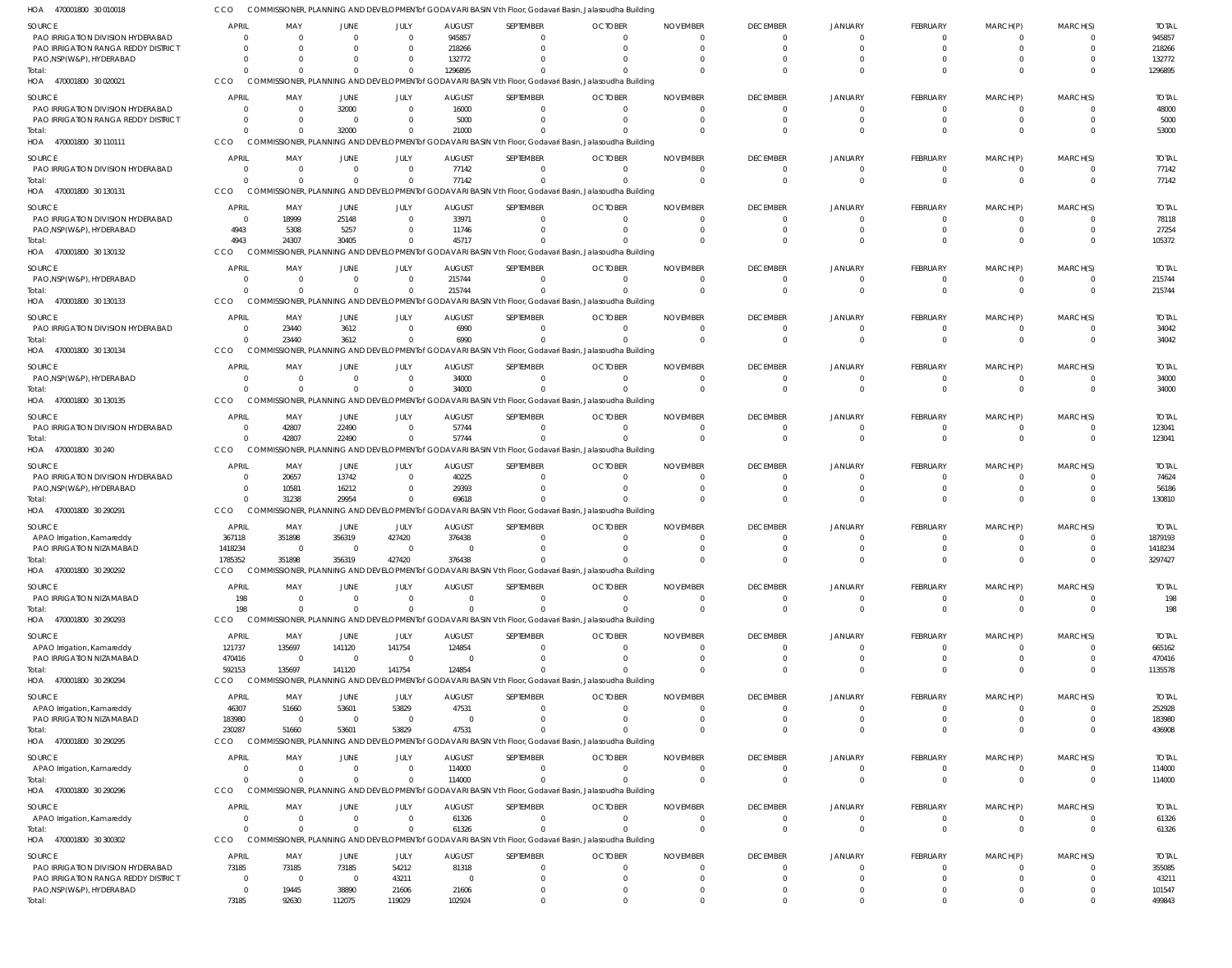HOA 470001800 30 010018 CCO COMMISSIONER, PLANNING AND DEVELOPMENT of GODAVARI BASIN Vth Floor, Godavari Basin, Jalasoudha Building

| SOURCE | APRIL | MAY | JUNE | JULY | AUGUST | SEPTEMBER | OCTOBER | NOVEMBER | DECEMBER | JANUARY | FEBRUARY | MARCH(P) | MARCH(S) | TOTAL |
|---|---|---|---|---|---|---|---|---|---|---|---|---|---|---|
| PAO IRRIGATION DIVISION HYDERABAD | 0 | 0 | 0 | 0 | 945857 | 0 | 0 | 0 | 0 | 0 | 0 | 0 | 0 | 945857 |
| PAO IRRIGATION RANGA REDDY DISTRICT | 0 | 0 | 0 | 0 | 218266 | 0 | 0 | 0 | 0 | 0 | 0 | 0 | 0 | 218266 |
| PAO,NSP(W&P), HYDERABAD | 0 | 0 | 0 | 0 | 132772 | 0 | 0 | 0 | 0 | 0 | 0 | 0 | 0 | 132772 |
| Total: | 0 | 0 | 0 | 0 | 1296895 | 0 | 0 | 0 | 0 | 0 | 0 | 0 | 0 | 1296895 |

HOA 470001800 30 020021 CCO COMMISSIONER, PLANNING AND DEVELOPMENT of GODAVARI BASIN Vth Floor, Godavari Basin, Jalasoudha Building

| SOURCE | APRIL | MAY | JUNE | JULY | AUGUST | SEPTEMBER | OCTOBER | NOVEMBER | DECEMBER | JANUARY | FEBRUARY | MARCH(P) | MARCH(S) | TOTAL |
|---|---|---|---|---|---|---|---|---|---|---|---|---|---|---|
| PAO IRRIGATION DIVISION HYDERABAD | 0 | 0 | 32000 | 0 | 16000 | 0 | 0 | 0 | 0 | 0 | 0 | 0 | 0 | 48000 |
| PAO IRRIGATION RANGA REDDY DISTRICT | 0 | 0 | 0 | 0 | 5000 | 0 | 0 | 0 | 0 | 0 | 0 | 0 | 0 | 5000 |
| Total: | 0 | 0 | 32000 | 0 | 21000 | 0 | 0 | 0 | 0 | 0 | 0 | 0 | 0 | 53000 |

HOA 470001800 30 110111 CCO COMMISSIONER, PLANNING AND DEVELOPMENT of GODAVARI BASIN Vth Floor, Godavari Basin, Jalasoudha Building

| SOURCE | APRIL | MAY | JUNE | JULY | AUGUST | SEPTEMBER | OCTOBER | NOVEMBER | DECEMBER | JANUARY | FEBRUARY | MARCH(P) | MARCH(S) | TOTAL |
|---|---|---|---|---|---|---|---|---|---|---|---|---|---|---|
| PAO IRRIGATION DIVISION HYDERABAD | 0 | 0 | 0 | 0 | 77142 | 0 | 0 | 0 | 0 | 0 | 0 | 0 | 0 | 77142 |
| Total: | 0 | 0 | 0 | 0 | 77142 | 0 | 0 | 0 | 0 | 0 | 0 | 0 | 0 | 77142 |

HOA 470001800 30 130131 CCO COMMISSIONER, PLANNING AND DEVELOPMENT of GODAVARI BASIN Vth Floor, Godavari Basin, Jalasoudha Building

| SOURCE | APRIL | MAY | JUNE | JULY | AUGUST | SEPTEMBER | OCTOBER | NOVEMBER | DECEMBER | JANUARY | FEBRUARY | MARCH(P) | MARCH(S) | TOTAL |
|---|---|---|---|---|---|---|---|---|---|---|---|---|---|---|
| PAO IRRIGATION DIVISION HYDERABAD | 0 | 18999 | 25148 | 0 | 33971 | 0 | 0 | 0 | 0 | 0 | 0 | 0 | 0 | 78118 |
| PAO,NSP(W&P), HYDERABAD | 4943 | 5308 | 5257 | 0 | 11746 | 0 | 0 | 0 | 0 | 0 | 0 | 0 | 0 | 27254 |
| Total: | 4943 | 24307 | 30405 | 0 | 45717 | 0 | 0 | 0 | 0 | 0 | 0 | 0 | 0 | 105372 |

HOA 470001800 30 130132 CCO COMMISSIONER, PLANNING AND DEVELOPMENT of GODAVARI BASIN Vth Floor, Godavari Basin, Jalasoudha Building

| SOURCE | APRIL | MAY | JUNE | JULY | AUGUST | SEPTEMBER | OCTOBER | NOVEMBER | DECEMBER | JANUARY | FEBRUARY | MARCH(P) | MARCH(S) | TOTAL |
|---|---|---|---|---|---|---|---|---|---|---|---|---|---|---|
| PAO,NSP(W&P), HYDERABAD | 0 | 0 | 0 | 0 | 215744 | 0 | 0 | 0 | 0 | 0 | 0 | 0 | 0 | 215744 |
| Total: | 0 | 0 | 0 | 0 | 215744 | 0 | 0 | 0 | 0 | 0 | 0 | 0 | 0 | 215744 |

HOA 470001800 30 130133 CCO COMMISSIONER, PLANNING AND DEVELOPMENT of GODAVARI BASIN Vth Floor, Godavari Basin, Jalasoudha Building

| SOURCE | APRIL | MAY | JUNE | JULY | AUGUST | SEPTEMBER | OCTOBER | NOVEMBER | DECEMBER | JANUARY | FEBRUARY | MARCH(P) | MARCH(S) | TOTAL |
|---|---|---|---|---|---|---|---|---|---|---|---|---|---|---|
| PAO IRRIGATION DIVISION HYDERABAD | 0 | 23440 | 3612 | 0 | 6990 | 0 | 0 | 0 | 0 | 0 | 0 | 0 | 0 | 34042 |
| Total: | 0 | 23440 | 3612 | 0 | 6990 | 0 | 0 | 0 | 0 | 0 | 0 | 0 | 0 | 34042 |

HOA 470001800 30 130134 CCO COMMISSIONER, PLANNING AND DEVELOPMENT of GODAVARI BASIN Vth Floor, Godavari Basin, Jalasoudha Building

| SOURCE | APRIL | MAY | JUNE | JULY | AUGUST | SEPTEMBER | OCTOBER | NOVEMBER | DECEMBER | JANUARY | FEBRUARY | MARCH(P) | MARCH(S) | TOTAL |
|---|---|---|---|---|---|---|---|---|---|---|---|---|---|---|
| PAO,NSP(W&P), HYDERABAD | 0 | 0 | 0 | 0 | 34000 | 0 | 0 | 0 | 0 | 0 | 0 | 0 | 0 | 34000 |
| Total: | 0 | 0 | 0 | 0 | 34000 | 0 | 0 | 0 | 0 | 0 | 0 | 0 | 0 | 34000 |

HOA 470001800 30 130135 CCO COMMISSIONER, PLANNING AND DEVELOPMENT of GODAVARI BASIN Vth Floor, Godavari Basin, Jalasoudha Building

| SOURCE | APRIL | MAY | JUNE | JULY | AUGUST | SEPTEMBER | OCTOBER | NOVEMBER | DECEMBER | JANUARY | FEBRUARY | MARCH(P) | MARCH(S) | TOTAL |
|---|---|---|---|---|---|---|---|---|---|---|---|---|---|---|
| PAO IRRIGATION DIVISION HYDERABAD | 0 | 42807 | 22490 | 0 | 57744 | 0 | 0 | 0 | 0 | 0 | 0 | 0 | 0 | 123041 |
| Total: | 0 | 42807 | 22490 | 0 | 57744 | 0 | 0 | 0 | 0 | 0 | 0 | 0 | 0 | 123041 |

HOA 470001800 30 240 CCO COMMISSIONER, PLANNING AND DEVELOPMENT of GODAVARI BASIN Vth Floor, Godavari Basin, Jalasoudha Building

| SOURCE | APRIL | MAY | JUNE | JULY | AUGUST | SEPTEMBER | OCTOBER | NOVEMBER | DECEMBER | JANUARY | FEBRUARY | MARCH(P) | MARCH(S) | TOTAL |
|---|---|---|---|---|---|---|---|---|---|---|---|---|---|---|
| PAO IRRIGATION DIVISION HYDERABAD | 0 | 20657 | 13742 | 0 | 40225 | 0 | 0 | 0 | 0 | 0 | 0 | 0 | 0 | 74624 |
| PAO,NSP(W&P), HYDERABAD | 0 | 10581 | 16212 | 0 | 29393 | 0 | 0 | 0 | 0 | 0 | 0 | 0 | 0 | 56186 |
| Total: | 0 | 31238 | 29954 | 0 | 69618 | 0 | 0 | 0 | 0 | 0 | 0 | 0 | 0 | 130810 |

HOA 470001800 30 290291 CCO COMMISSIONER, PLANNING AND DEVELOPMENT of GODAVARI BASIN Vth Floor, Godavari Basin, Jalasoudha Building

| SOURCE | APRIL | MAY | JUNE | JULY | AUGUST | SEPTEMBER | OCTOBER | NOVEMBER | DECEMBER | JANUARY | FEBRUARY | MARCH(P) | MARCH(S) | TOTAL |
|---|---|---|---|---|---|---|---|---|---|---|---|---|---|---|
| APAO Irrigation, Kamareddy | 367118 | 351898 | 356319 | 427420 | 376438 | 0 | 0 | 0 | 0 | 0 | 0 | 0 | 0 | 1879193 |
| PAO IRRIGATION NIZAMABAD | 1418234 | 0 | 0 | 0 | 0 | 0 | 0 | 0 | 0 | 0 | 0 | 0 | 0 | 1418234 |
| Total: | 1785352 | 351898 | 356319 | 427420 | 376438 | 0 | 0 | 0 | 0 | 0 | 0 | 0 | 0 | 3297427 |

HOA 470001800 30 290292 CCO COMMISSIONER, PLANNING AND DEVELOPMENT of GODAVARI BASIN Vth Floor, Godavari Basin, Jalasoudha Building

| SOURCE | APRIL | MAY | JUNE | JULY | AUGUST | SEPTEMBER | OCTOBER | NOVEMBER | DECEMBER | JANUARY | FEBRUARY | MARCH(P) | MARCH(S) | TOTAL |
|---|---|---|---|---|---|---|---|---|---|---|---|---|---|---|
| PAO IRRIGATION NIZAMABAD | 198 | 0 | 0 | 0 | 0 | 0 | 0 | 0 | 0 | 0 | 0 | 0 | 0 | 198 |
| Total: | 198 | 0 | 0 | 0 | 0 | 0 | 0 | 0 | 0 | 0 | 0 | 0 | 0 | 198 |

HOA 470001800 30 290293 CCO COMMISSIONER, PLANNING AND DEVELOPMENT of GODAVARI BASIN Vth Floor, Godavari Basin, Jalasoudha Building

| SOURCE | APRIL | MAY | JUNE | JULY | AUGUST | SEPTEMBER | OCTOBER | NOVEMBER | DECEMBER | JANUARY | FEBRUARY | MARCH(P) | MARCH(S) | TOTAL |
|---|---|---|---|---|---|---|---|---|---|---|---|---|---|---|
| APAO Irrigation, Kamareddy | 121737 | 135697 | 141120 | 141754 | 124854 | 0 | 0 | 0 | 0 | 0 | 0 | 0 | 0 | 665162 |
| PAO IRRIGATION NIZAMABAD | 470416 | 0 | 0 | 0 | 0 | 0 | 0 | 0 | 0 | 0 | 0 | 0 | 0 | 470416 |
| Total: | 592153 | 135697 | 141120 | 141754 | 124854 | 0 | 0 | 0 | 0 | 0 | 0 | 0 | 0 | 1135578 |

HOA 470001800 30 290294 CCO COMMISSIONER, PLANNING AND DEVELOPMENT of GODAVARI BASIN Vth Floor, Godavari Basin, Jalasoudha Building

| SOURCE | APRIL | MAY | JUNE | JULY | AUGUST | SEPTEMBER | OCTOBER | NOVEMBER | DECEMBER | JANUARY | FEBRUARY | MARCH(P) | MARCH(S) | TOTAL |
|---|---|---|---|---|---|---|---|---|---|---|---|---|---|---|
| APAO Irrigation, Kamareddy | 46307 | 51660 | 53601 | 53829 | 47531 | 0 | 0 | 0 | 0 | 0 | 0 | 0 | 0 | 252928 |
| PAO IRRIGATION NIZAMABAD | 183980 | 0 | 0 | 0 | 0 | 0 | 0 | 0 | 0 | 0 | 0 | 0 | 0 | 183980 |
| Total: | 230287 | 51660 | 53601 | 53829 | 47531 | 0 | 0 | 0 | 0 | 0 | 0 | 0 | 0 | 436908 |

HOA 470001800 30 290295 CCO COMMISSIONER, PLANNING AND DEVELOPMENT of GODAVARI BASIN Vth Floor, Godavari Basin, Jalasoudha Building

| SOURCE | APRIL | MAY | JUNE | JULY | AUGUST | SEPTEMBER | OCTOBER | NOVEMBER | DECEMBER | JANUARY | FEBRUARY | MARCH(P) | MARCH(S) | TOTAL |
|---|---|---|---|---|---|---|---|---|---|---|---|---|---|---|
| APAO Irrigation, Kamareddy | 0 | 0 | 0 | 0 | 114000 | 0 | 0 | 0 | 0 | 0 | 0 | 0 | 0 | 114000 |
| Total: | 0 | 0 | 0 | 0 | 114000 | 0 | 0 | 0 | 0 | 0 | 0 | 0 | 0 | 114000 |

HOA 470001800 30 290296 CCO COMMISSIONER, PLANNING AND DEVELOPMENT of GODAVARI BASIN Vth Floor, Godavari Basin, Jalasoudha Building

| SOURCE | APRIL | MAY | JUNE | JULY | AUGUST | SEPTEMBER | OCTOBER | NOVEMBER | DECEMBER | JANUARY | FEBRUARY | MARCH(P) | MARCH(S) | TOTAL |
|---|---|---|---|---|---|---|---|---|---|---|---|---|---|---|
| APAO Irrigation, Kamareddy | 0 | 0 | 0 | 0 | 61326 | 0 | 0 | 0 | 0 | 0 | 0 | 0 | 0 | 61326 |
| Total: | 0 | 0 | 0 | 0 | 61326 | 0 | 0 | 0 | 0 | 0 | 0 | 0 | 0 | 61326 |

HOA 470001800 30 300302 CCO COMMISSIONER, PLANNING AND DEVELOPMENT of GODAVARI BASIN Vth Floor, Godavari Basin, Jalasoudha Building

| SOURCE | APRIL | MAY | JUNE | JULY | AUGUST | SEPTEMBER | OCTOBER | NOVEMBER | DECEMBER | JANUARY | FEBRUARY | MARCH(P) | MARCH(S) | TOTAL |
|---|---|---|---|---|---|---|---|---|---|---|---|---|---|---|
| PAO IRRIGATION DIVISION HYDERABAD | 73185 | 73185 | 73185 | 54212 | 81318 | 0 | 0 | 0 | 0 | 0 | 0 | 0 | 0 | 355085 |
| PAO IRRIGATION RANGA REDDY DISTRICT | 0 | 0 | 0 | 43211 | 0 | 0 | 0 | 0 | 0 | 0 | 0 | 0 | 0 | 43211 |
| PAO,NSP(W&P), HYDERABAD | 0 | 19445 | 38890 | 21606 | 21606 | 0 | 0 | 0 | 0 | 0 | 0 | 0 | 0 | 101547 |
| Total: | 73185 | 92630 | 112075 | 119029 | 102924 | 0 | 0 | 0 | 0 | 0 | 0 | 0 | 0 | 499843 |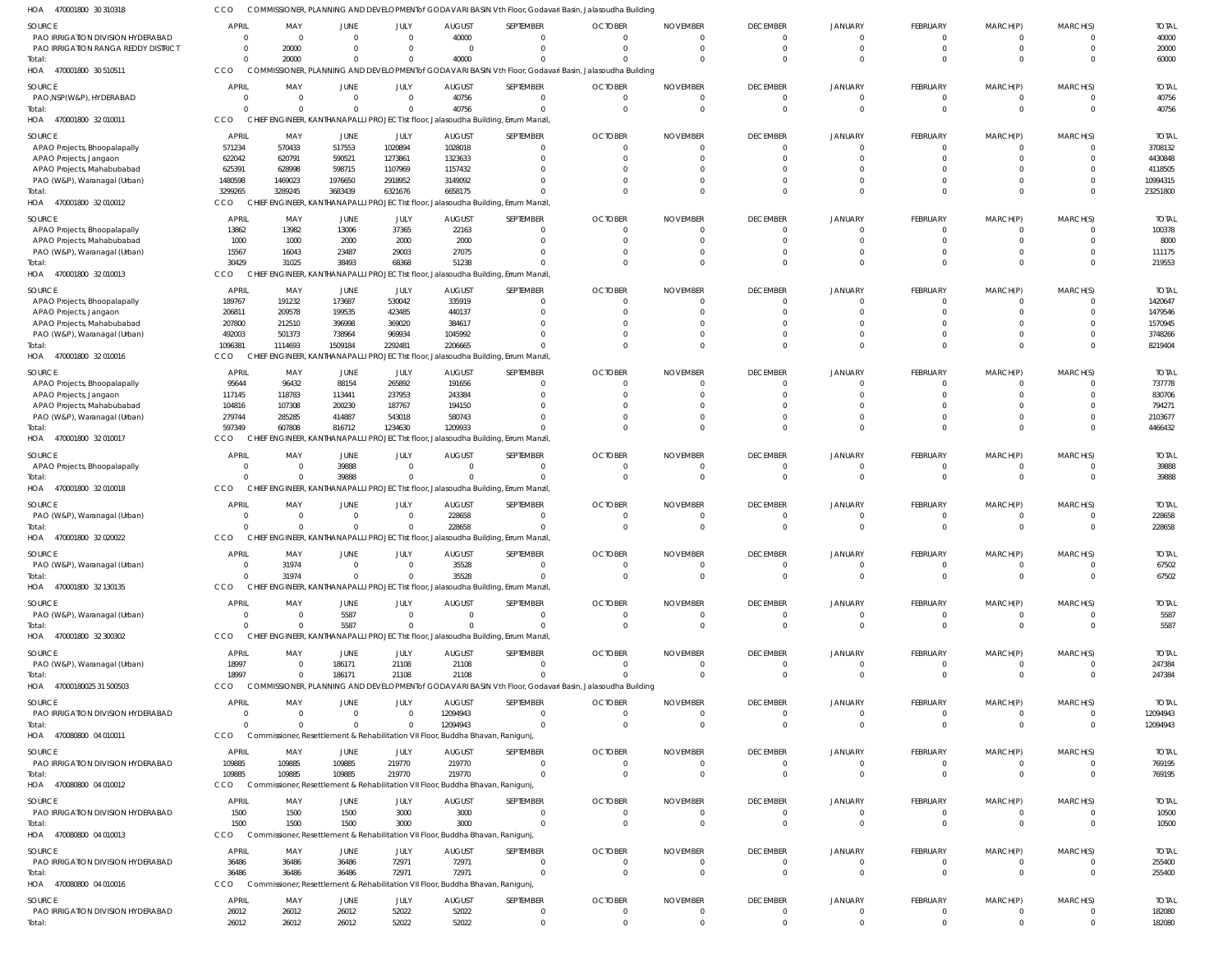HOA 470001800 30 310318 CCO COMMISSIONER, PLANNING AND DEVELOPMENTof GODAVARI BASIN Vth Floor, Godavari Basin, Jalasoudha Building

| SOURCE | APRIL | MAY | JUNE | JULY | AUGUST | SEPTEMBER | OCTOBER | NOVEMBER | DECEMBER | JANUARY | FEBRUARY | MARCH(P) | MARCH(S) | TOTAL |
|---|---|---|---|---|---|---|---|---|---|---|---|---|---|---|
| PAO IRRIGATION DIVISION HYDERABAD | 0 | 0 | 0 | 0 | 40000 | 0 | 0 | 0 | 0 | 0 | 0 | 0 | 0 | 40000 |
| PAO IRRIGATION RANGA REDDY DISTRICT | 0 | 20000 | 0 | 0 | 0 | 0 | 0 | 0 | 0 | 0 | 0 | 0 | 0 | 20000 |
| Total: | 0 | 20000 | 0 | 0 | 40000 | 0 | 0 | 0 | 0 | 0 | 0 | 0 | 0 | 60000 |

HOA 470001800 30 510511 CCO COMMISSIONER, PLANNING AND DEVELOPMENTof GODAVARI BASIN Vth Floor, Godavari Basin, Jalasoudha Building

| SOURCE | APRIL | MAY | JUNE | JULY | AUGUST | SEPTEMBER | OCTOBER | NOVEMBER | DECEMBER | JANUARY | FEBRUARY | MARCH(P) | MARCH(S) | TOTAL |
|---|---|---|---|---|---|---|---|---|---|---|---|---|---|---|
| PAO,NSP(W&P), HYDERABAD | 0 | 0 | 0 | 0 | 40756 | 0 | 0 | 0 | 0 | 0 | 0 | 0 | 0 | 40756 |
| Total: | 0 | 0 | 0 | 0 | 40756 | 0 | 0 | 0 | 0 | 0 | 0 | 0 | 0 | 40756 |

HOA 470001800 32 010011 CCO CHIEF ENGINEER, KANTHANAPALLI PROJECT Ist floor, Jalasoudha Building, Errum Manzil,

| SOURCE | APRIL | MAY | JUNE | JULY | AUGUST | SEPTEMBER | OCTOBER | NOVEMBER | DECEMBER | JANUARY | FEBRUARY | MARCH(P) | MARCH(S) | TOTAL |
|---|---|---|---|---|---|---|---|---|---|---|---|---|---|---|
| APAO Projects, Bhoopalapally | 571234 | 570433 | 517553 | 1020894 | 1028018 | 0 | 0 | 0 | 0 | 0 | 0 | 0 | 0 | 3708132 |
| APAO Projects, Jangaon | 622042 | 620791 | 590521 | 1273861 | 1323633 | 0 | 0 | 0 | 0 | 0 | 0 | 0 | 0 | 4430848 |
| APAO Projects, Mahabubabad | 625391 | 628998 | 598715 | 1107969 | 1157432 | 0 | 0 | 0 | 0 | 0 | 0 | 0 | 0 | 4118505 |
| PAO (W&P), Waranagal (Urban) | 1480598 | 1469023 | 1976650 | 2918952 | 3149092 | 0 | 0 | 0 | 0 | 0 | 0 | 0 | 0 | 10994315 |
| Total: | 3299265 | 3289245 | 3683439 | 6321676 | 6658175 | 0 | 0 | 0 | 0 | 0 | 0 | 0 | 0 | 23251800 |

HOA 470001800 32 010012 CCO CHIEF ENGINEER, KANTHANAPALLI PROJECT Ist floor, Jalasoudha Building, Errum Manzil,

| SOURCE | APRIL | MAY | JUNE | JULY | AUGUST | SEPTEMBER | OCTOBER | NOVEMBER | DECEMBER | JANUARY | FEBRUARY | MARCH(P) | MARCH(S) | TOTAL |
|---|---|---|---|---|---|---|---|---|---|---|---|---|---|---|
| APAO Projects, Bhoopalapally | 13862 | 13982 | 13006 | 37365 | 22163 | 0 | 0 | 0 | 0 | 0 | 0 | 0 | 0 | 100378 |
| APAO Projects, Mahabubabad | 1000 | 1000 | 2000 | 2000 | 2000 | 0 | 0 | 0 | 0 | 0 | 0 | 0 | 0 | 8000 |
| PAO (W&P), Waranagal (Urban) | 15567 | 16043 | 23487 | 29003 | 27075 | 0 | 0 | 0 | 0 | 0 | 0 | 0 | 0 | 111175 |
| Total: | 30429 | 31025 | 38493 | 68368 | 51238 | 0 | 0 | 0 | 0 | 0 | 0 | 0 | 0 | 219553 |

HOA 470001800 32 010013 CCO CHIEF ENGINEER, KANTHANAPALLI PROJECT Ist floor, Jalasoudha Building, Errum Manzil,

| SOURCE | APRIL | MAY | JUNE | JULY | AUGUST | SEPTEMBER | OCTOBER | NOVEMBER | DECEMBER | JANUARY | FEBRUARY | MARCH(P) | MARCH(S) | TOTAL |
|---|---|---|---|---|---|---|---|---|---|---|---|---|---|---|
| APAO Projects, Bhoopalapally | 189767 | 191232 | 173687 | 530042 | 335919 | 0 | 0 | 0 | 0 | 0 | 0 | 0 | 0 | 1420647 |
| APAO Projects, Jangaon | 206811 | 209578 | 199535 | 423485 | 440137 | 0 | 0 | 0 | 0 | 0 | 0 | 0 | 0 | 1479546 |
| APAO Projects, Mahabubabad | 207800 | 212510 | 396998 | 369020 | 384617 | 0 | 0 | 0 | 0 | 0 | 0 | 0 | 0 | 1570945 |
| PAO (W&P), Waranagal (Urban) | 492003 | 501373 | 738964 | 969934 | 1045992 | 0 | 0 | 0 | 0 | 0 | 0 | 0 | 0 | 3748266 |
| Total: | 1096381 | 1114693 | 1509184 | 2292481 | 2206665 | 0 | 0 | 0 | 0 | 0 | 0 | 0 | 0 | 8219404 |

HOA 470001800 32 010016 CCO CHIEF ENGINEER, KANTHANAPALLI PROJECT Ist floor, Jalasoudha Building, Errum Manzil,

| SOURCE | APRIL | MAY | JUNE | JULY | AUGUST | SEPTEMBER | OCTOBER | NOVEMBER | DECEMBER | JANUARY | FEBRUARY | MARCH(P) | MARCH(S) | TOTAL |
|---|---|---|---|---|---|---|---|---|---|---|---|---|---|---|
| APAO Projects, Bhoopalapally | 95644 | 96432 | 88154 | 265892 | 191656 | 0 | 0 | 0 | 0 | 0 | 0 | 0 | 0 | 737778 |
| APAO Projects, Jangaon | 117145 | 118783 | 113441 | 237953 | 243384 | 0 | 0 | 0 | 0 | 0 | 0 | 0 | 0 | 830706 |
| APAO Projects, Mahabubabad | 104816 | 107308 | 200230 | 187767 | 194150 | 0 | 0 | 0 | 0 | 0 | 0 | 0 | 0 | 794271 |
| PAO (W&P), Waranagal (Urban) | 279744 | 285285 | 414887 | 543018 | 580743 | 0 | 0 | 0 | 0 | 0 | 0 | 0 | 0 | 2103677 |
| Total: | 597349 | 607808 | 816712 | 1234630 | 1209933 | 0 | 0 | 0 | 0 | 0 | 0 | 0 | 0 | 4466432 |

HOA 470001800 32 010017 CCO CHIEF ENGINEER, KANTHANAPALLI PROJECT Ist floor, Jalasoudha Building, Errum Manzil,

| SOURCE | APRIL | MAY | JUNE | JULY | AUGUST | SEPTEMBER | OCTOBER | NOVEMBER | DECEMBER | JANUARY | FEBRUARY | MARCH(P) | MARCH(S) | TOTAL |
|---|---|---|---|---|---|---|---|---|---|---|---|---|---|---|
| APAO Projects, Bhoopalapally | 0 | 0 | 39888 | 0 | 0 | 0 | 0 | 0 | 0 | 0 | 0 | 0 | 0 | 39888 |
| Total: | 0 | 0 | 39888 | 0 | 0 | 0 | 0 | 0 | 0 | 0 | 0 | 0 | 0 | 39888 |

HOA 470001800 32 010018 CCO CHIEF ENGINEER, KANTHANAPALLI PROJECT Ist floor, Jalasoudha Building, Errum Manzil,

| SOURCE | APRIL | MAY | JUNE | JULY | AUGUST | SEPTEMBER | OCTOBER | NOVEMBER | DECEMBER | JANUARY | FEBRUARY | MARCH(P) | MARCH(S) | TOTAL |
|---|---|---|---|---|---|---|---|---|---|---|---|---|---|---|
| PAO (W&P), Waranagal (Urban) | 0 | 0 | 0 | 0 | 228658 | 0 | 0 | 0 | 0 | 0 | 0 | 0 | 0 | 228658 |
| Total: | 0 | 0 | 0 | 0 | 228658 | 0 | 0 | 0 | 0 | 0 | 0 | 0 | 0 | 228658 |

HOA 470001800 32 020022 CCO CHIEF ENGINEER, KANTHANAPALLI PROJECT Ist floor, Jalasoudha Building, Errum Manzil,

| SOURCE | APRIL | MAY | JUNE | JULY | AUGUST | SEPTEMBER | OCTOBER | NOVEMBER | DECEMBER | JANUARY | FEBRUARY | MARCH(P) | MARCH(S) | TOTAL |
|---|---|---|---|---|---|---|---|---|---|---|---|---|---|---|
| PAO (W&P), Waranagal (Urban) | 0 | 31974 | 0 | 0 | 35528 | 0 | 0 | 0 | 0 | 0 | 0 | 0 | 0 | 67502 |
| Total: | 0 | 31974 | 0 | 0 | 35528 | 0 | 0 | 0 | 0 | 0 | 0 | 0 | 0 | 67502 |

HOA 470001800 32 130135 CCO CHIEF ENGINEER, KANTHANAPALLI PROJECT Ist floor, Jalasoudha Building, Errum Manzil,

| SOURCE | APRIL | MAY | JUNE | JULY | AUGUST | SEPTEMBER | OCTOBER | NOVEMBER | DECEMBER | JANUARY | FEBRUARY | MARCH(P) | MARCH(S) | TOTAL |
|---|---|---|---|---|---|---|---|---|---|---|---|---|---|---|
| PAO (W&P), Waranagal (Urban) | 0 | 0 | 5587 | 0 | 0 | 0 | 0 | 0 | 0 | 0 | 0 | 0 | 0 | 5587 |
| Total: | 0 | 0 | 5587 | 0 | 0 | 0 | 0 | 0 | 0 | 0 | 0 | 0 | 0 | 5587 |

HOA 470001800 32 300302 CCO CHIEF ENGINEER, KANTHANAPALLI PROJECT Ist floor, Jalasoudha Building, Errum Manzil,

| SOURCE | APRIL | MAY | JUNE | JULY | AUGUST | SEPTEMBER | OCTOBER | NOVEMBER | DECEMBER | JANUARY | FEBRUARY | MARCH(P) | MARCH(S) | TOTAL |
|---|---|---|---|---|---|---|---|---|---|---|---|---|---|---|
| PAO (W&P), Waranagal (Urban) | 18997 | 0 | 186171 | 21108 | 21108 | 0 | 0 | 0 | 0 | 0 | 0 | 0 | 0 | 247384 |
| Total: | 18997 | 0 | 186171 | 21108 | 21108 | 0 | 0 | 0 | 0 | 0 | 0 | 0 | 0 | 247384 |

HOA 47000180025 31 500503 CCO COMMISSIONER, PLANNING AND DEVELOPMENTof GODAVARI BASIN Vth Floor, Godavari Basin, Jalasoudha Building

| SOURCE | APRIL | MAY | JUNE | JULY | AUGUST | SEPTEMBER | OCTOBER | NOVEMBER | DECEMBER | JANUARY | FEBRUARY | MARCH(P) | MARCH(S) | TOTAL |
|---|---|---|---|---|---|---|---|---|---|---|---|---|---|---|
| PAO IRRIGATION DIVISION HYDERABAD | 0 | 0 | 0 | 0 | 12094943 | 0 | 0 | 0 | 0 | 0 | 0 | 0 | 0 | 12094943 |
| Total: | 0 | 0 | 0 | 0 | 12094943 | 0 | 0 | 0 | 0 | 0 | 0 | 0 | 0 | 12094943 |

HOA 470080800 04 010011 CCO Commissioner, Resettlement & Rehabilitation VII Floor, Buddha Bhavan, Ranigunj,

| SOURCE | APRIL | MAY | JUNE | JULY | AUGUST | SEPTEMBER | OCTOBER | NOVEMBER | DECEMBER | JANUARY | FEBRUARY | MARCH(P) | MARCH(S) | TOTAL |
|---|---|---|---|---|---|---|---|---|---|---|---|---|---|---|
| PAO IRRIGATION DIVISION HYDERABAD | 109885 | 109885 | 109885 | 219770 | 219770 | 0 | 0 | 0 | 0 | 0 | 0 | 0 | 0 | 769195 |
| Total: | 109885 | 109885 | 109885 | 219770 | 219770 | 0 | 0 | 0 | 0 | 0 | 0 | 0 | 0 | 769195 |

HOA 470080800 04 010012 CCO Commissioner, Resettlement & Rehabilitation VII Floor, Buddha Bhavan, Ranigunj,

| SOURCE | APRIL | MAY | JUNE | JULY | AUGUST | SEPTEMBER | OCTOBER | NOVEMBER | DECEMBER | JANUARY | FEBRUARY | MARCH(P) | MARCH(S) | TOTAL |
|---|---|---|---|---|---|---|---|---|---|---|---|---|---|---|
| PAO IRRIGATION DIVISION HYDERABAD | 1500 | 1500 | 1500 | 3000 | 3000 | 0 | 0 | 0 | 0 | 0 | 0 | 0 | 0 | 10500 |
| Total: | 1500 | 1500 | 1500 | 3000 | 3000 | 0 | 0 | 0 | 0 | 0 | 0 | 0 | 0 | 10500 |

HOA 470080800 04 010013 CCO Commissioner, Resettlement & Rehabilitation VII Floor, Buddha Bhavan, Ranigunj,

| SOURCE | APRIL | MAY | JUNE | JULY | AUGUST | SEPTEMBER | OCTOBER | NOVEMBER | DECEMBER | JANUARY | FEBRUARY | MARCH(P) | MARCH(S) | TOTAL |
|---|---|---|---|---|---|---|---|---|---|---|---|---|---|---|
| PAO IRRIGATION DIVISION HYDERABAD | 36486 | 36486 | 36486 | 72971 | 72971 | 0 | 0 | 0 | 0 | 0 | 0 | 0 | 0 | 255400 |
| Total: | 36486 | 36486 | 36486 | 72971 | 72971 | 0 | 0 | 0 | 0 | 0 | 0 | 0 | 0 | 255400 |

HOA 470080800 04 010016 CCO Commissioner, Resettlement & Rehabilitation VII Floor, Buddha Bhavan, Ranigunj,

| SOURCE | APRIL | MAY | JUNE | JULY | AUGUST | SEPTEMBER | OCTOBER | NOVEMBER | DECEMBER | JANUARY | FEBRUARY | MARCH(P) | MARCH(S) | TOTAL |
|---|---|---|---|---|---|---|---|---|---|---|---|---|---|---|
| PAO IRRIGATION DIVISION HYDERABAD | 26012 | 26012 | 26012 | 52022 | 52022 | 0 | 0 | 0 | 0 | 0 | 0 | 0 | 0 | 182080 |
| Total: | 26012 | 26012 | 26012 | 52022 | 52022 | 0 | 0 | 0 | 0 | 0 | 0 | 0 | 0 | 182080 |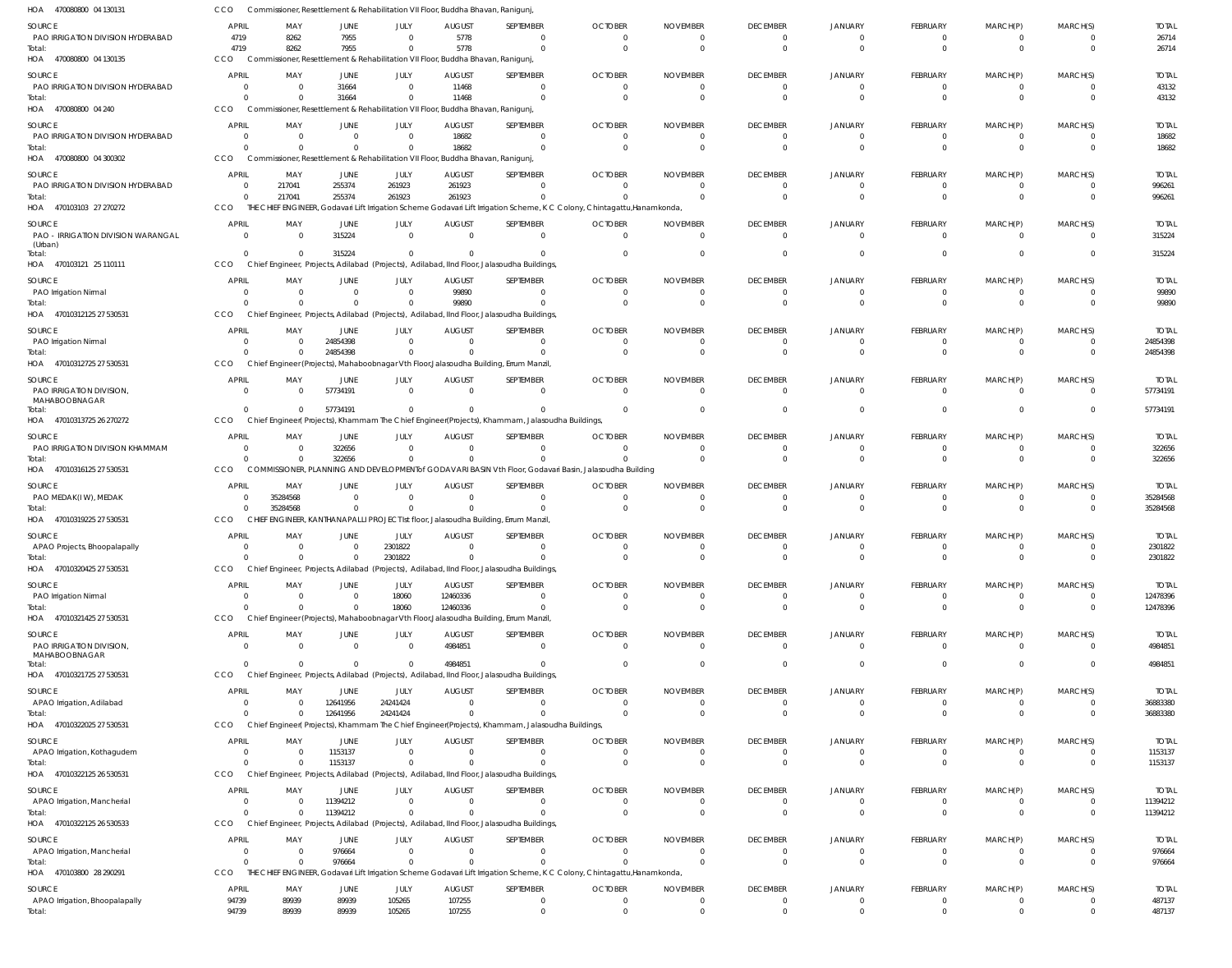HOA 470080800 04 130131 CCO Commissioner, Resettlement & Rehabilitation VII Floor, Buddha Bhavan, Ranigunj,

| SOURCE | APRIL | MAY | JUNE | JULY | AUGUST | SEPTEMBER | OCTOBER | NOVEMBER | DECEMBER | JANUARY | FEBRUARY | MARCH(P) | MARCH(S) | TOTAL |
|---|---|---|---|---|---|---|---|---|---|---|---|---|---|---|
| PAO IRRIGATION DIVISION HYDERABAD | 4719 | 8262 | 7955 | 0 | 5778 | 0 | 0 | 0 | 0 | 0 | 0 | 0 | 0 | 26714 |
| Total: | 4719 | 8262 | 7955 | 0 | 5778 | 0 | 0 | 0 | 0 | 0 | 0 | 0 | 0 | 26714 |

HOA 470080800 04 130135 CCO Commissioner, Resettlement & Rehabilitation VII Floor, Buddha Bhavan, Ranigunj,

| SOURCE | APRIL | MAY | JUNE | JULY | AUGUST | SEPTEMBER | OCTOBER | NOVEMBER | DECEMBER | JANUARY | FEBRUARY | MARCH(P) | MARCH(S) | TOTAL |
|---|---|---|---|---|---|---|---|---|---|---|---|---|---|---|
| PAO IRRIGATION DIVISION HYDERABAD | 0 | 0 | 31664 | 0 | 11468 | 0 | 0 | 0 | 0 | 0 | 0 | 0 | 0 | 43132 |
| Total: | 0 | 0 | 31664 | 0 | 11468 | 0 | 0 | 0 | 0 | 0 | 0 | 0 | 0 | 43132 |

HOA 470080800 04 240 CCO Commissioner, Resettlement & Rehabilitation VII Floor, Buddha Bhavan, Ranigunj,

| SOURCE | APRIL | MAY | JUNE | JULY | AUGUST | SEPTEMBER | OCTOBER | NOVEMBER | DECEMBER | JANUARY | FEBRUARY | MARCH(P) | MARCH(S) | TOTAL |
|---|---|---|---|---|---|---|---|---|---|---|---|---|---|---|
| PAO IRRIGATION DIVISION HYDERABAD | 0 | 0 | 0 | 0 | 18682 | 0 | 0 | 0 | 0 | 0 | 0 | 0 | 0 | 18682 |
| Total: | 0 | 0 | 0 | 0 | 18682 | 0 | 0 | 0 | 0 | 0 | 0 | 0 | 0 | 18682 |

HOA 470080800 04 300302 CCO Commissioner, Resettlement & Rehabilitation VII Floor, Buddha Bhavan, Ranigunj,

| SOURCE | APRIL | MAY | JUNE | JULY | AUGUST | SEPTEMBER | OCTOBER | NOVEMBER | DECEMBER | JANUARY | FEBRUARY | MARCH(P) | MARCH(S) | TOTAL |
|---|---|---|---|---|---|---|---|---|---|---|---|---|---|---|
| PAO IRRIGATION DIVISION HYDERABAD | 0 | 217041 | 255374 | 261923 | 261923 | 0 | 0 | 0 | 0 | 0 | 0 | 0 | 0 | 996261 |
| Total: | 0 | 217041 | 255374 | 261923 | 261923 | 0 | 0 | 0 | 0 | 0 | 0 | 0 | 0 | 996261 |

HOA 470103103 27 270272 CCO THE CHIEF ENGINEER, Godavari Lift Irrigation Scheme Godavari Lift Irrigation Scheme, K C Colony, Chintagattu,Hanamkonda,

| SOURCE | APRIL | MAY | JUNE | JULY | AUGUST | SEPTEMBER | OCTOBER | NOVEMBER | DECEMBER | JANUARY | FEBRUARY | MARCH(P) | MARCH(S) | TOTAL |
|---|---|---|---|---|---|---|---|---|---|---|---|---|---|---|
| PAO - IRRIGATION DIVISION WARANGAL (Urban) | 0 | 0 | 315224 | 0 | 0 | 0 | 0 | 0 | 0 | 0 | 0 | 0 | 0 | 315224 |
| Total: | 0 | 0 | 315224 | 0 | 0 | 0 | 0 | 0 | 0 | 0 | 0 | 0 | 0 | 315224 |

HOA 470103121 25 110111 CCO Chief Engineer, Projects, Adilabad (Projects), Adilabad, IInd Floor, Jalasoudha Buildings,

| SOURCE | APRIL | MAY | JUNE | JULY | AUGUST | SEPTEMBER | OCTOBER | NOVEMBER | DECEMBER | JANUARY | FEBRUARY | MARCH(P) | MARCH(S) | TOTAL |
|---|---|---|---|---|---|---|---|---|---|---|---|---|---|---|
| PAO Irrigation Nirmal | 0 | 0 | 0 | 0 | 99890 | 0 | 0 | 0 | 0 | 0 | 0 | 0 | 0 | 99890 |
| Total: | 0 | 0 | 0 | 0 | 99890 | 0 | 0 | 0 | 0 | 0 | 0 | 0 | 0 | 99890 |

HOA 47010312125 27 530531 CCO Chief Engineer, Projects, Adilabad (Projects), Adilabad, IInd Floor, Jalasoudha Buildings,

| SOURCE | APRIL | MAY | JUNE | JULY | AUGUST | SEPTEMBER | OCTOBER | NOVEMBER | DECEMBER | JANUARY | FEBRUARY | MARCH(P) | MARCH(S) | TOTAL |
|---|---|---|---|---|---|---|---|---|---|---|---|---|---|---|
| PAO Irrigation Nirmal | 0 | 0 | 24854398 | 0 | 0 | 0 | 0 | 0 | 0 | 0 | 0 | 0 | 0 | 24854398 |
| Total: | 0 | 0 | 24854398 | 0 | 0 | 0 | 0 | 0 | 0 | 0 | 0 | 0 | 0 | 24854398 |

HOA 47010312725 27 530531 CCO Chief Engineer(Projects), Mahaboobnagar Vth Floor,Jalasoudha Building, Errum Manzil,

| SOURCE | APRIL | MAY | JUNE | JULY | AUGUST | SEPTEMBER | OCTOBER | NOVEMBER | DECEMBER | JANUARY | FEBRUARY | MARCH(P) | MARCH(S) | TOTAL |
|---|---|---|---|---|---|---|---|---|---|---|---|---|---|---|
| PAO IRRIGATION DIVISION, MAHABOOBNAGAR | 0 | 0 | 57734191 | 0 | 0 | 0 | 0 | 0 | 0 | 0 | 0 | 0 | 0 | 57734191 |
| Total: | 0 | 0 | 57734191 | 0 | 0 | 0 | 0 | 0 | 0 | 0 | 0 | 0 | 0 | 57734191 |

HOA 47010313725 26 270272 CCO Chief Engineer(Projects), Khammam The Chief Engineer(Projects), Khammam, Jalasoudha Buildings,

| SOURCE | APRIL | MAY | JUNE | JULY | AUGUST | SEPTEMBER | OCTOBER | NOVEMBER | DECEMBER | JANUARY | FEBRUARY | MARCH(P) | MARCH(S) | TOTAL |
|---|---|---|---|---|---|---|---|---|---|---|---|---|---|---|
| PAO IRRIGATION DIVISION KHAMMAM | 0 | 0 | 322656 | 0 | 0 | 0 | 0 | 0 | 0 | 0 | 0 | 0 | 0 | 322656 |
| Total: | 0 | 0 | 322656 | 0 | 0 | 0 | 0 | 0 | 0 | 0 | 0 | 0 | 0 | 322656 |

HOA 47010316125 27 530531 CCO COMMISSIONER, PLANNING AND DEVELOPMENTof GODAVARI BASIN Vth Floor, Godavari Basin, Jalasoudha Building

| SOURCE | APRIL | MAY | JUNE | JULY | AUGUST | SEPTEMBER | OCTOBER | NOVEMBER | DECEMBER | JANUARY | FEBRUARY | MARCH(P) | MARCH(S) | TOTAL |
|---|---|---|---|---|---|---|---|---|---|---|---|---|---|---|
| PAO MEDAK(IW), MEDAK | 0 | 35284568 | 0 | 0 | 0 | 0 | 0 | 0 | 0 | 0 | 0 | 0 | 0 | 35284568 |
| Total: | 0 | 35284568 | 0 | 0 | 0 | 0 | 0 | 0 | 0 | 0 | 0 | 0 | 0 | 35284568 |

HOA 47010319225 27 530531 CCO CHIEF ENGINEER, KANTHANAPALLI PROJECT Ist floor, Jalasoudha Building, Errum Manzil,

| SOURCE | APRIL | MAY | JUNE | JULY | AUGUST | SEPTEMBER | OCTOBER | NOVEMBER | DECEMBER | JANUARY | FEBRUARY | MARCH(P) | MARCH(S) | TOTAL |
|---|---|---|---|---|---|---|---|---|---|---|---|---|---|---|
| APAO Projects, Bhoopalapally | 0 | 0 | 0 | 2301822 | 0 | 0 | 0 | 0 | 0 | 0 | 0 | 0 | 0 | 2301822 |
| Total: | 0 | 0 | 0 | 2301822 | 0 | 0 | 0 | 0 | 0 | 0 | 0 | 0 | 0 | 2301822 |

HOA 47010320425 27 530531 CCO Chief Engineer, Projects, Adilabad (Projects), Adilabad, IInd Floor, Jalasoudha Buildings,

| SOURCE | APRIL | MAY | JUNE | JULY | AUGUST | SEPTEMBER | OCTOBER | NOVEMBER | DECEMBER | JANUARY | FEBRUARY | MARCH(P) | MARCH(S) | TOTAL |
|---|---|---|---|---|---|---|---|---|---|---|---|---|---|---|
| PAO Irrigation Nirmal | 0 | 0 | 0 | 18060 | 12460336 | 0 | 0 | 0 | 0 | 0 | 0 | 0 | 0 | 12478396 |
| Total: | 0 | 0 | 0 | 18060 | 12460336 | 0 | 0 | 0 | 0 | 0 | 0 | 0 | 0 | 12478396 |

HOA 47010321425 27 530531 CCO Chief Engineer(Projects), Mahaboobnagar Vth Floor,Jalasoudha Building, Errum Manzil,

| SOURCE | APRIL | MAY | JUNE | JULY | AUGUST | SEPTEMBER | OCTOBER | NOVEMBER | DECEMBER | JANUARY | FEBRUARY | MARCH(P) | MARCH(S) | TOTAL |
|---|---|---|---|---|---|---|---|---|---|---|---|---|---|---|
| PAO IRRIGATION DIVISION, MAHABOOBNAGAR | 0 | 0 | 0 | 0 | 4984851 | 0 | 0 | 0 | 0 | 0 | 0 | 0 | 0 | 4984851 |
| Total: | 0 | 0 | 0 | 0 | 4984851 | 0 | 0 | 0 | 0 | 0 | 0 | 0 | 0 | 4984851 |

HOA 47010321725 27 530531 CCO Chief Engineer, Projects, Adilabad (Projects), Adilabad, IInd Floor, Jalasoudha Buildings,

| SOURCE | APRIL | MAY | JUNE | JULY | AUGUST | SEPTEMBER | OCTOBER | NOVEMBER | DECEMBER | JANUARY | FEBRUARY | MARCH(P) | MARCH(S) | TOTAL |
|---|---|---|---|---|---|---|---|---|---|---|---|---|---|---|
| APAO Irrigation, Adilabad | 0 | 0 | 12641956 | 24241424 | 0 | 0 | 0 | 0 | 0 | 0 | 0 | 0 | 0 | 36883380 |
| Total: | 0 | 0 | 12641956 | 24241424 | 0 | 0 | 0 | 0 | 0 | 0 | 0 | 0 | 0 | 36883380 |

HOA 47010322025 27 530531 CCO Chief Engineer(Projects), Khammam The Chief Engineer(Projects), Khammam, Jalasoudha Buildings,

| SOURCE | APRIL | MAY | JUNE | JULY | AUGUST | SEPTEMBER | OCTOBER | NOVEMBER | DECEMBER | JANUARY | FEBRUARY | MARCH(P) | MARCH(S) | TOTAL |
|---|---|---|---|---|---|---|---|---|---|---|---|---|---|---|
| APAO Irrigation, Kothagudem | 0 | 0 | 1153137 | 0 | 0 | 0 | 0 | 0 | 0 | 0 | 0 | 0 | 0 | 1153137 |
| Total: | 0 | 0 | 1153137 | 0 | 0 | 0 | 0 | 0 | 0 | 0 | 0 | 0 | 0 | 1153137 |

HOA 47010322125 26 530531 CCO Chief Engineer, Projects, Adilabad (Projects), Adilabad, IInd Floor, Jalasoudha Buildings,

| SOURCE | APRIL | MAY | JUNE | JULY | AUGUST | SEPTEMBER | OCTOBER | NOVEMBER | DECEMBER | JANUARY | FEBRUARY | MARCH(P) | MARCH(S) | TOTAL |
|---|---|---|---|---|---|---|---|---|---|---|---|---|---|---|
| APAO Irrigation, Mancherial | 0 | 0 | 11394212 | 0 | 0 | 0 | 0 | 0 | 0 | 0 | 0 | 0 | 0 | 11394212 |
| Total: | 0 | 0 | 11394212 | 0 | 0 | 0 | 0 | 0 | 0 | 0 | 0 | 0 | 0 | 11394212 |

HOA 47010322125 26 530533 CCO Chief Engineer, Projects, Adilabad (Projects), Adilabad, IInd Floor, Jalasoudha Buildings,

| SOURCE | APRIL | MAY | JUNE | JULY | AUGUST | SEPTEMBER | OCTOBER | NOVEMBER | DECEMBER | JANUARY | FEBRUARY | MARCH(P) | MARCH(S) | TOTAL |
|---|---|---|---|---|---|---|---|---|---|---|---|---|---|---|
| APAO Irrigation, Mancherial | 0 | 0 | 976664 | 0 | 0 | 0 | 0 | 0 | 0 | 0 | 0 | 0 | 0 | 976664 |
| Total: | 0 | 0 | 976664 | 0 | 0 | 0 | 0 | 0 | 0 | 0 | 0 | 0 | 0 | 976664 |

HOA 470103800 28 290291 CCO THE CHIEF ENGINEER, Godavari Lift Irrigation Scheme Godavari Lift Irrigation Scheme, K C Colony, Chintagattu,Hanamkonda,

| SOURCE | APRIL | MAY | JUNE | JULY | AUGUST | SEPTEMBER | OCTOBER | NOVEMBER | DECEMBER | JANUARY | FEBRUARY | MARCH(P) | MARCH(S) | TOTAL |
|---|---|---|---|---|---|---|---|---|---|---|---|---|---|---|
| APAO Irrigation, Bhoopalapally | 94739 | 89939 | 89939 | 105265 | 107255 | 0 | 0 | 0 | 0 | 0 | 0 | 0 | 0 | 487137 |
| Total: | 94739 | 89939 | 89939 | 105265 | 107255 | 0 | 0 | 0 | 0 | 0 | 0 | 0 | 0 | 487137 |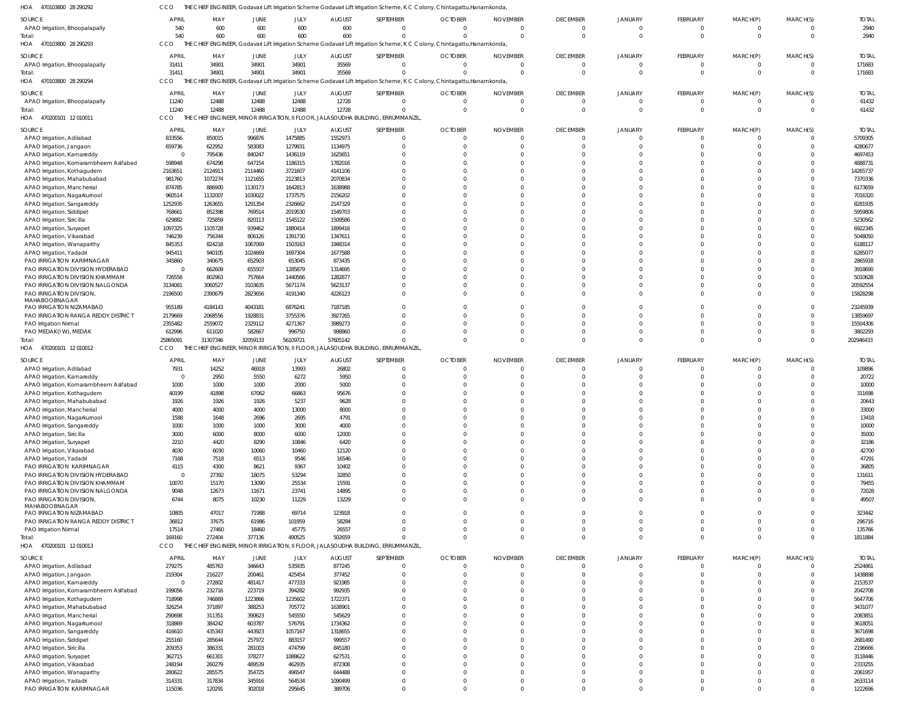HOA 470103800 28 290292 CCO THE CHIEF ENGINEER, Godavari Lift Irrigation Scheme Godavari Lift Irrigation Scheme, K C Colony, Chintagattu,Hanamkonda,

| SOURCE | APRIL | MAY | JUNE | JULY | AUGUST | SEPTEMBER | OCTOBER | NOVEMBER | DECEMBER | JANUARY | FEBRUARY | MARCH(P) | MARCH(S) | TOTAL |
|---|---|---|---|---|---|---|---|---|---|---|---|---|---|---|
| APAO Irrigation, Bhoopalapally | 540 | 600 | 600 | 600 | 600 | 0 | 0 | 0 | 0 | 0 | 0 | 0 | 0 | 2940 |
| Total: | 540 | 600 | 600 | 600 | 600 | 0 | 0 | 0 | 0 | 0 | 0 | 0 | 0 | 2940 |

HOA 470103800 28 290293 CCO THE CHIEF ENGINEER, Godavari Lift Irrigation Scheme Godavari Lift Irrigation Scheme, K C Colony, Chintagattu,Hanamkonda,

| SOURCE | APRIL | MAY | JUNE | JULY | AUGUST | SEPTEMBER | OCTOBER | NOVEMBER | DECEMBER | JANUARY | FEBRUARY | MARCH(P) | MARCH(S) | TOTAL |
|---|---|---|---|---|---|---|---|---|---|---|---|---|---|---|
| APAO Irrigation, Bhoopalapally | 31411 | 34901 | 34901 | 34901 | 35569 | 0 | 0 | 0 | 0 | 0 | 0 | 0 | 0 | 171683 |
| Total: | 31411 | 34901 | 34901 | 34901 | 35569 | 0 | 0 | 0 | 0 | 0 | 0 | 0 | 0 | 171683 |

HOA 470103800 28 290294 CCO THE CHIEF ENGINEER, Godavari Lift Irrigation Scheme Godavari Lift Irrigation Scheme, K C Colony, Chintagattu,Hanamkonda,

| SOURCE | APRIL | MAY | JUNE | JULY | AUGUST | SEPTEMBER | OCTOBER | NOVEMBER | DECEMBER | JANUARY | FEBRUARY | MARCH(P) | MARCH(S) | TOTAL |
|---|---|---|---|---|---|---|---|---|---|---|---|---|---|---|
| APAO Irrigation, Bhoopalapally | 11240 | 12488 | 12488 | 12488 | 12728 | 0 | 0 | 0 | 0 | 0 | 0 | 0 | 0 | 61432 |
| Total: | 11240 | 12488 | 12488 | 12488 | 12728 | 0 | 0 | 0 | 0 | 0 | 0 | 0 | 0 | 61432 |

HOA 470200101 12 010011 CCO THE CHIEF ENGINEER, MINOR IRRIGATION, II FLOOR, JALASOUDHA BUILDING, ERRUMMANZIL,

| SOURCE | APRIL | MAY | JUNE | JULY | AUGUST | SEPTEMBER | OCTOBER | NOVEMBER | DECEMBER | JANUARY | FEBRUARY | MARCH(P) | MARCH(S) | TOTAL |
|---|---|---|---|---|---|---|---|---|---|---|---|---|---|---|
| APAO Irrigation, Adilabad | 833556 | 850015 | 996876 | 1475885 | 1552973 | 0 | 0 | 0 | 0 | 0 | 0 | 0 | 0 | 5709305 |
| APAO Irrigation, Jangaon | 659736 | 622952 | 583083 | 1279931 | 1134975 | 0 | 0 | 0 | 0 | 0 | 0 | 0 | 0 | 4280677 |
| APAO Irrigation, Kamareddy | 0 | 795436 | 840247 | 1436119 | 1625651 | 0 | 0 | 0 | 0 | 0 | 0 | 0 | 0 | 4697453 |
| APAO Irrigation, Komarambheem Asifabad | 598948 | 674298 | 647154 | 1186315 | 1782016 | 0 | 0 | 0 | 0 | 0 | 0 | 0 | 0 | 4888731 |
| APAO Irrigation, Kothagudem | 2163651 | 2124913 | 2114460 | 3721607 | 4141106 | 0 | 0 | 0 | 0 | 0 | 0 | 0 | 0 | 14265737 |
| APAO Irrigation, Mahabubabad | 981760 | 1072274 | 1121655 | 2123813 | 2070834 | 0 | 0 | 0 | 0 | 0 | 0 | 0 | 0 | 7370336 |
| APAO Irrigation, Mancherial | 874785 | 886900 | 1130173 | 1642813 | 1638988 | 0 | 0 | 0 | 0 | 0 | 0 | 0 | 0 | 6173659 |
| APAO Irrigation, Nagarkurnool | 960514 | 1132007 | 1030022 | 1737575 | 2156202 | 0 | 0 | 0 | 0 | 0 | 0 | 0 | 0 | 7016320 |
| APAO Irrigation, Sangareddy | 1252935 | 1263655 | 1291354 | 2326662 | 2147329 | 0 | 0 | 0 | 0 | 0 | 0 | 0 | 0 | 8281935 |
| APAO Irrigation, Siddipet | 768661 | 852398 | 769514 | 2019530 | 1549703 | 0 | 0 | 0 | 0 | 0 | 0 | 0 | 0 | 5959806 |
| APAO Irrigation, Siricilla | 629882 | 725859 | 820113 | 1545122 | 1509586 | 0 | 0 | 0 | 0 | 0 | 0 | 0 | 0 | 5230562 |
| APAO Irrigation, Suryapet | 1097325 | 1105728 | 939462 | 1880414 | 1899416 | 0 | 0 | 0 | 0 | 0 | 0 | 0 | 0 | 6922345 |
| APAO Irrigation, Vikarabad | 746239 | 756344 | 806126 | 1391730 | 1347611 | 0 | 0 | 0 | 0 | 0 | 0 | 0 | 0 | 5048050 |
| APAO Irrigation, Wanaparthy | 845353 | 824218 | 1067069 | 1503163 | 1948314 | 0 | 0 | 0 | 0 | 0 | 0 | 0 | 0 | 6188117 |
| APAO Irrigation, Yadadri | 945411 | 940105 | 1024669 | 1697304 | 1677588 | 0 | 0 | 0 | 0 | 0 | 0 | 0 | 0 | 6285077 |
| PAO IRRIGATION KARIMNAGAR | 345860 | 340675 | 652903 | 653045 | 873435 | 0 | 0 | 0 | 0 | 0 | 0 | 0 | 0 | 2865918 |
| PAO IRRIGATION DIVISION HYDERABAD | 0 | 662609 | 655507 | 1285879 | 1314695 | 0 | 0 | 0 | 0 | 0 | 0 | 0 | 0 | 3918690 |
| PAO IRRIGATION DIVISION KHAMMAM | 726558 | 802963 | 757664 | 1440566 | 1282877 | 0 | 0 | 0 | 0 | 0 | 0 | 0 | 0 | 5010628 |
| PAO IRRIGATION DIVISION NALGONDA | 3134081 | 3060527 | 3103635 | 5671174 | 5623137 | 0 | 0 | 0 | 0 | 0 | 0 | 0 | 0 | 20592554 |
| PAO IRRIGATION DIVISION, MAHABOOBNAGAR | 2196500 | 2390679 | 2823656 | 4191340 | 4226123 | 0 | 0 | 0 | 0 | 0 | 0 | 0 | 0 | 15828298 |
| PAO IRRIGATION NIZAMABAD | 955189 | 4184143 | 4043181 | 6876241 | 7187185 | 0 | 0 | 0 | 0 | 0 | 0 | 0 | 0 | 23245939 |
| PAO IRRIGATION RANGA REDDY DISTRICT | 2179669 | 2068556 | 1928831 | 3755376 | 3927265 | 0 | 0 | 0 | 0 | 0 | 0 | 0 | 0 | 13859697 |
| PAO Irrigation Nirmal | 2355482 | 2559072 | 2329112 | 4271367 | 3989273 | 0 | 0 | 0 | 0 | 0 | 0 | 0 | 0 | 15504306 |
| PAO MEDAK(IW), MEDAK | 612996 | 611020 | 582667 | 996750 | 998860 | 0 | 0 | 0 | 0 | 0 | 0 | 0 | 0 | 3802293 |
| Total: | 25865091 | 31307346 | 32059133 | 56109721 | 57605142 | 0 | 0 | 0 | 0 | 0 | 0 | 0 | 0 | 202946433 |

HOA 470200101 12 010012 CCO THE CHIEF ENGINEER, MINOR IRRIGATION, II FLOOR, JALASOUDHA BUILDING, ERRUMMANZIL,

| SOURCE | APRIL | MAY | JUNE | JULY | AUGUST | SEPTEMBER | OCTOBER | NOVEMBER | DECEMBER | JANUARY | FEBRUARY | MARCH(P) | MARCH(S) | TOTAL |
|---|---|---|---|---|---|---|---|---|---|---|---|---|---|---|
| APAO Irrigation, Adilabad | 7931 | 14252 | 46918 | 13993 | 26802 | 0 | 0 | 0 | 0 | 0 | 0 | 0 | 0 | 109896 |
| APAO Irrigation, Kamareddy | 0 | 2950 | 5550 | 6272 | 5950 | 0 | 0 | 0 | 0 | 0 | 0 | 0 | 0 | 20722 |
| APAO Irrigation, Komarambheem Asifabad | 1000 | 1000 | 1000 | 2000 | 5000 | 0 | 0 | 0 | 0 | 0 | 0 | 0 | 0 | 10000 |
| APAO Irrigation, Kothagudem | 40199 | 41898 | 67062 | 66863 | 95676 | 0 | 0 | 0 | 0 | 0 | 0 | 0 | 0 | 311698 |
| APAO Irrigation, Mahabubabad | 1926 | 1926 | 1926 | 5237 | 9628 | 0 | 0 | 0 | 0 | 0 | 0 | 0 | 0 | 20643 |
| APAO Irrigation, Mancherial | 4000 | 4000 | 4000 | 13000 | 8000 | 0 | 0 | 0 | 0 | 0 | 0 | 0 | 0 | 33000 |
| APAO Irrigation, Nagarkurnool | 1588 | 1648 | 2696 | 2695 | 4791 | 0 | 0 | 0 | 0 | 0 | 0 | 0 | 0 | 13418 |
| APAO Irrigation, Sangareddy | 1000 | 1000 | 1000 | 3000 | 4000 | 0 | 0 | 0 | 0 | 0 | 0 | 0 | 0 | 10000 |
| APAO Irrigation, Siricilla | 3000 | 6000 | 8000 | 6000 | 12000 | 0 | 0 | 0 | 0 | 0 | 0 | 0 | 0 | 35000 |
| APAO Irrigation, Suryapet | 2210 | 4420 | 8290 | 10846 | 6420 | 0 | 0 | 0 | 0 | 0 | 0 | 0 | 0 | 32186 |
| APAO Irrigation, Vikarabad | 4030 | 6030 | 10060 | 10460 | 12120 | 0 | 0 | 0 | 0 | 0 | 0 | 0 | 0 | 42700 |
| APAO Irrigation, Yadadri | 7168 | 7518 | 6513 | 9546 | 16546 | 0 | 0 | 0 | 0 | 0 | 0 | 0 | 0 | 47291 |
| PAO IRRIGATION KARIMNAGAR | 4115 | 4300 | 8621 | 9367 | 10402 | 0 | 0 | 0 | 0 | 0 | 0 | 0 | 0 | 36805 |
| PAO IRRIGATION DIVISION HYDERABAD | 0 | 27392 | 18075 | 53294 | 32850 | 0 | 0 | 0 | 0 | 0 | 0 | 0 | 0 | 131611 |
| PAO IRRIGATION DIVISION KHAMMAM | 10070 | 15170 | 13090 | 25534 | 15591 | 0 | 0 | 0 | 0 | 0 | 0 | 0 | 0 | 79455 |
| PAO IRRIGATION DIVISION NALGONDA | 9048 | 12673 | 11671 | 23741 | 14895 | 0 | 0 | 0 | 0 | 0 | 0 | 0 | 0 | 72028 |
| PAO IRRIGATION DIVISION, MAHABOOBNAGAR | 6744 | 8075 | 10230 | 11229 | 13229 | 0 | 0 | 0 | 0 | 0 | 0 | 0 | 0 | 49507 |
| PAO IRRIGATION NIZAMABAD | 10805 | 47017 | 71988 | 69714 | 123918 | 0 | 0 | 0 | 0 | 0 | 0 | 0 | 0 | 323442 |
| PAO IRRIGATION RANGA REDDY DISTRICT | 36812 | 37675 | 61986 | 101959 | 58284 | 0 | 0 | 0 | 0 | 0 | 0 | 0 | 0 | 296716 |
| PAO Irrigation Nirmal | 17514 | 27460 | 18460 | 45775 | 26557 | 0 | 0 | 0 | 0 | 0 | 0 | 0 | 0 | 135766 |
| Total: | 169160 | 272404 | 377136 | 490525 | 502659 | 0 | 0 | 0 | 0 | 0 | 0 | 0 | 0 | 1811884 |

HOA 470200101 12 010013 CCO THE CHIEF ENGINEER, MINOR IRRIGATION, II FLOOR, JALASOUDHA BUILDING, ERRUMMANZIL,

| SOURCE | APRIL | MAY | JUNE | JULY | AUGUST | SEPTEMBER | OCTOBER | NOVEMBER | DECEMBER | JANUARY | FEBRUARY | MARCH(P) | MARCH(S) | TOTAL |
|---|---|---|---|---|---|---|---|---|---|---|---|---|---|---|
| APAO Irrigation, Adilabad | 279275 | 485763 | 346643 | 535935 | 877245 | 0 | 0 | 0 | 0 | 0 | 0 | 0 | 0 | 2524861 |
| APAO Irrigation, Jangaon | 219304 | 216227 | 200461 | 425454 | 377452 | 0 | 0 | 0 | 0 | 0 | 0 | 0 | 0 | 1438898 |
| APAO Irrigation, Kamareddy | 0 | 272802 | 481417 | 477333 | 921985 | 0 | 0 | 0 | 0 | 0 | 0 | 0 | 0 | 2153537 |
| APAO Irrigation, Komarambheem Asifabad | 199056 | 232716 | 223719 | 394282 | 992935 | 0 | 0 | 0 | 0 | 0 | 0 | 0 | 0 | 2042708 |
| APAO Irrigation, Kothagudem | 718998 | 746869 | 1223866 | 1235602 | 1722371 | 0 | 0 | 0 | 0 | 0 | 0 | 0 | 0 | 5647706 |
| APAO Irrigation, Mahabubabad | 326254 | 371897 | 388253 | 705772 | 1638901 | 0 | 0 | 0 | 0 | 0 | 0 | 0 | 0 | 3431077 |
| APAO Irrigation, Mancherial | 290698 | 311351 | 390623 | 545550 | 545629 | 0 | 0 | 0 | 0 | 0 | 0 | 0 | 0 | 2083851 |
| APAO Irrigation, Nagarkurnool | 318869 | 384242 | 603787 | 576791 | 1734362 | 0 | 0 | 0 | 0 | 0 | 0 | 0 | 0 | 3618051 |
| APAO Irrigation, Sangareddy | 416610 | 435343 | 443923 | 1057167 | 1318655 | 0 | 0 | 0 | 0 | 0 | 0 | 0 | 0 | 3671698 |
| APAO Irrigation, Siddipet | 255160 | 285644 | 257972 | 883157 | 999557 | 0 | 0 | 0 | 0 | 0 | 0 | 0 | 0 | 2681490 |
| APAO Irrigation, Siricilla | 209353 | 386331 | 281003 | 474799 | 845180 | 0 | 0 | 0 | 0 | 0 | 0 | 0 | 0 | 2196666 |
| APAO Irrigation, Suryapet | 362715 | 661301 | 378277 | 1088622 | 627531 | 0 | 0 | 0 | 0 | 0 | 0 | 0 | 0 | 3118446 |
| APAO Irrigation, Vikarabad | 248194 | 260279 | 489539 | 462935 | 872308 | 0 | 0 | 0 | 0 | 0 | 0 | 0 | 0 | 2333255 |
| APAO Irrigation, Wanaparthy | 280622 | 285575 | 354725 | 496547 | 644488 | 0 | 0 | 0 | 0 | 0 | 0 | 0 | 0 | 2061957 |
| APAO Irrigation, Yadadri | 314331 | 317834 | 345916 | 564534 | 1090499 | 0 | 0 | 0 | 0 | 0 | 0 | 0 | 0 | 2633114 |
| PAO IRRIGATION KARIMNAGAR | 115036 | 120291 | 302018 | 295645 | 389706 | 0 | 0 | 0 | 0 | 0 | 0 | 0 | 0 | 1222696 |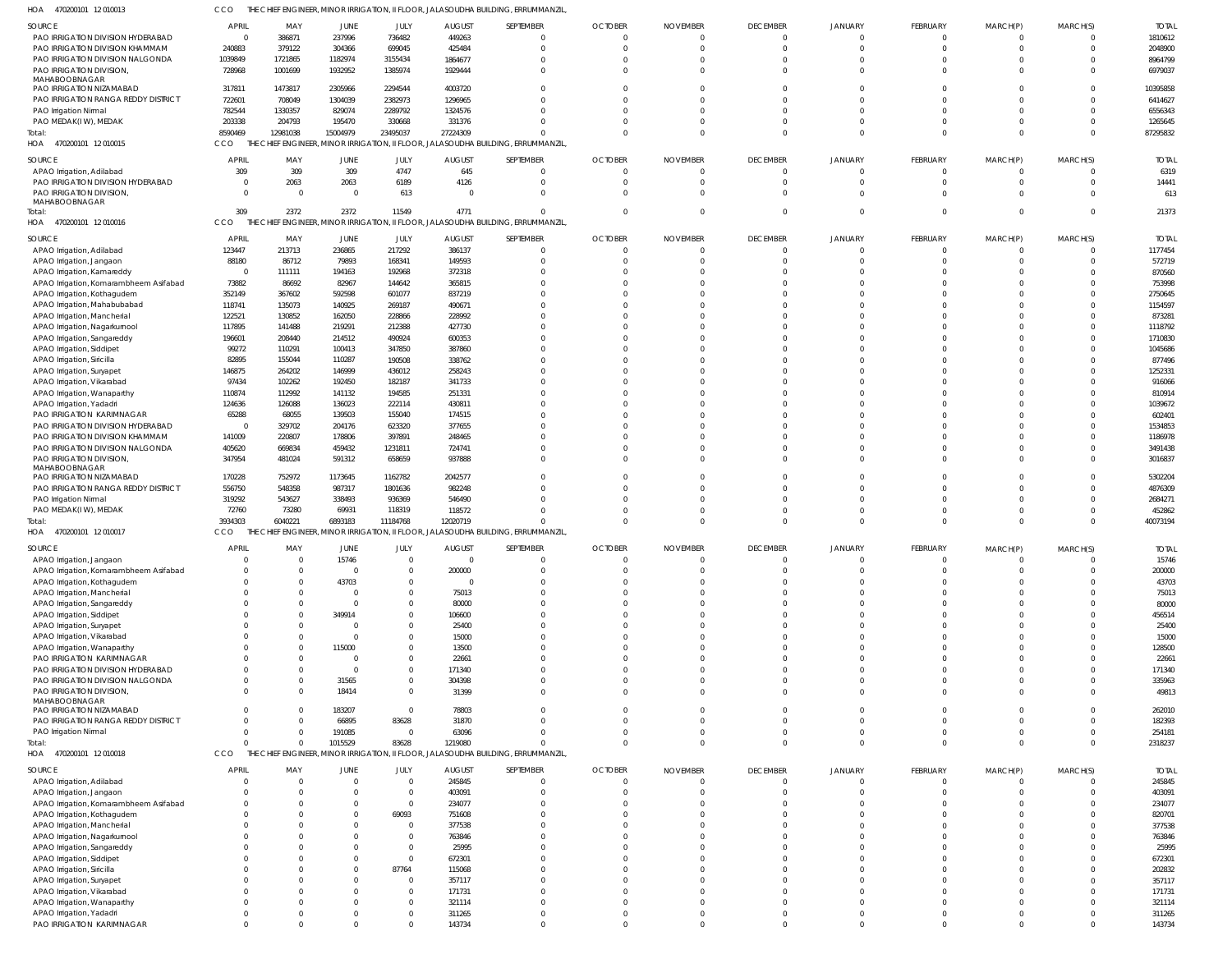HOA 470200101 12 010013 CCO THE CHIEF ENGINEER, MINOR IRRIGATION, II FLOOR, JALASOUDHA BUILDING, ERRUMMANZIL,

| SOURCE | APRIL | MAY | JUNE | JULY | AUGUST | SEPTEMBER | OCTOBER | NOVEMBER | DECEMBER | JANUARY | FEBRUARY | MARCH(P) | MARCH(S) | TOTAL |
|---|---|---|---|---|---|---|---|---|---|---|---|---|---|---|
| PAO IRRIGATION DIVISION HYDERABAD | 0 | 386871 | 237996 | 736482 | 449263 | 0 | 0 | 0 | 0 | 0 | 0 | 0 | 0 | 1810612 |
| PAO IRRIGATION DIVISION KHAMMAM | 240883 | 379122 | 304366 | 699045 | 425484 | 0 | 0 | 0 | 0 | 0 | 0 | 0 | 0 | 2048900 |
| PAO IRRIGATION DIVISION NALGONDA | 1039849 | 1721865 | 1182974 | 3155434 | 1864677 | 0 | 0 | 0 | 0 | 0 | 0 | 0 | 0 | 8964799 |
| PAO IRRIGATION DIVISION, MAHABOOBNAGAR | 728968 | 1001699 | 1932952 | 1385974 | 1929444 | 0 | 0 | 0 | 0 | 0 | 0 | 0 | 0 | 6979037 |
| PAO IRRIGATION NIZAMABAD | 317811 | 1473817 | 2305966 | 2294544 | 4003720 | 0 | 0 | 0 | 0 | 0 | 0 | 0 | 0 | 10395858 |
| PAO IRRIGATION RANGA REDDY DISTRICT | 722601 | 708049 | 1304039 | 2382973 | 1296965 | 0 | 0 | 0 | 0 | 0 | 0 | 0 | 0 | 6414627 |
| PAO Irrigation Nirmal | 782544 | 1330357 | 829074 | 2289792 | 1324576 | 0 | 0 | 0 | 0 | 0 | 0 | 0 | 0 | 6556343 |
| PAO MEDAK(IW), MEDAK | 203338 | 204793 | 195470 | 330668 | 331376 | 0 | 0 | 0 | 0 | 0 | 0 | 0 | 0 | 1265645 |
| Total: | 8590469 | 12981038 | 15004979 | 23495037 | 27224309 | 0 | 0 | 0 | 0 | 0 | 0 | 0 | 0 | 87295832 |

HOA 470200101 12 010015 CCO THE CHIEF ENGINEER, MINOR IRRIGATION, II FLOOR, JALASOUDHA BUILDING, ERRUMMANZIL,

| SOURCE | APRIL | MAY | JUNE | JULY | AUGUST | SEPTEMBER | OCTOBER | NOVEMBER | DECEMBER | JANUARY | FEBRUARY | MARCH(P) | MARCH(S) | TOTAL |
|---|---|---|---|---|---|---|---|---|---|---|---|---|---|---|
| APAO Irrigation, Adilabad | 309 | 309 | 309 | 4747 | 645 | 0 | 0 | 0 | 0 | 0 | 0 | 0 | 0 | 6319 |
| PAO IRRIGATION DIVISION HYDERABAD | 0 | 2063 | 2063 | 6189 | 4126 | 0 | 0 | 0 | 0 | 0 | 0 | 0 | 0 | 14441 |
| PAO IRRIGATION DIVISION, MAHABOOBNAGAR | 0 | 0 | 0 | 613 | 0 | 0 | 0 | 0 | 0 | 0 | 0 | 0 | 0 | 613 |
| Total: | 309 | 2372 | 2372 | 11549 | 4771 | 0 | 0 | 0 | 0 | 0 | 0 | 0 | 0 | 21373 |

HOA 470200101 12 010016 CCO THE CHIEF ENGINEER, MINOR IRRIGATION, II FLOOR, JALASOUDHA BUILDING, ERRUMMANZIL,

| SOURCE | APRIL | MAY | JUNE | JULY | AUGUST | SEPTEMBER | OCTOBER | NOVEMBER | DECEMBER | JANUARY | FEBRUARY | MARCH(P) | MARCH(S) | TOTAL |
|---|---|---|---|---|---|---|---|---|---|---|---|---|---|---|
| APAO Irrigation, Adilabad | 123447 | 213713 | 236865 | 217292 | 386137 | 0 | 0 | 0 | 0 | 0 | 0 | 0 | 0 | 1177454 |
| APAO Irrigation, Jangaon | 88180 | 86712 | 79893 | 168341 | 149593 | 0 | 0 | 0 | 0 | 0 | 0 | 0 | 0 | 572719 |
| APAO Irrigation, Kamareddy | 0 | 111111 | 194163 | 192968 | 372318 | 0 | 0 | 0 | 0 | 0 | 0 | 0 | 0 | 870560 |
| APAO Irrigation, Komarambheem Asifabad | 73882 | 86692 | 82967 | 144642 | 365815 | 0 | 0 | 0 | 0 | 0 | 0 | 0 | 0 | 753998 |
| APAO Irrigation, Kothagudem | 352149 | 367602 | 592598 | 601077 | 837219 | 0 | 0 | 0 | 0 | 0 | 0 | 0 | 0 | 2750645 |
| APAO Irrigation, Mahabubabad | 118741 | 135073 | 140925 | 269187 | 490671 | 0 | 0 | 0 | 0 | 0 | 0 | 0 | 0 | 1154597 |
| APAO Irrigation, Mancherial | 122521 | 130852 | 162050 | 228866 | 228992 | 0 | 0 | 0 | 0 | 0 | 0 | 0 | 0 | 873281 |
| APAO Irrigation, Nagarkurnool | 117895 | 141488 | 219291 | 212388 | 427730 | 0 | 0 | 0 | 0 | 0 | 0 | 0 | 0 | 1118792 |
| APAO Irrigation, Sangareddy | 196601 | 208440 | 214512 | 490924 | 600353 | 0 | 0 | 0 | 0 | 0 | 0 | 0 | 0 | 1710830 |
| APAO Irrigation, Siddipet | 99272 | 110291 | 100413 | 347850 | 387860 | 0 | 0 | 0 | 0 | 0 | 0 | 0 | 0 | 1045686 |
| APAO Irrigation, Siricilla | 82895 | 155044 | 110287 | 190508 | 338762 | 0 | 0 | 0 | 0 | 0 | 0 | 0 | 0 | 877496 |
| APAO Irrigation, Suryapet | 146875 | 264202 | 146999 | 436012 | 258243 | 0 | 0 | 0 | 0 | 0 | 0 | 0 | 0 | 1252331 |
| APAO Irrigation, Vikarabad | 97434 | 102262 | 192450 | 182187 | 341733 | 0 | 0 | 0 | 0 | 0 | 0 | 0 | 0 | 916066 |
| APAO Irrigation, Wanaparthy | 110874 | 112992 | 141132 | 194585 | 251331 | 0 | 0 | 0 | 0 | 0 | 0 | 0 | 0 | 810914 |
| APAO Irrigation, Yadadri | 124636 | 126088 | 136023 | 222114 | 430811 | 0 | 0 | 0 | 0 | 0 | 0 | 0 | 0 | 1039672 |
| PAO IRRIGATION KARIMNAGAR | 65288 | 68055 | 139503 | 155040 | 174515 | 0 | 0 | 0 | 0 | 0 | 0 | 0 | 0 | 602401 |
| PAO IRRIGATION DIVISION HYDERABAD | 0 | 329702 | 204176 | 623320 | 377655 | 0 | 0 | 0 | 0 | 0 | 0 | 0 | 0 | 1534853 |
| PAO IRRIGATION DIVISION KHAMMAM | 141009 | 220807 | 178806 | 397891 | 248465 | 0 | 0 | 0 | 0 | 0 | 0 | 0 | 0 | 1186978 |
| PAO IRRIGATION DIVISION NALGONDA | 405620 | 669834 | 459432 | 1231811 | 724741 | 0 | 0 | 0 | 0 | 0 | 0 | 0 | 0 | 3491438 |
| PAO IRRIGATION DIVISION, MAHABOOBNAGAR | 347954 | 481024 | 591312 | 658659 | 937888 | 0 | 0 | 0 | 0 | 0 | 0 | 0 | 0 | 3016837 |
| PAO IRRIGATION NIZAMABAD | 170228 | 752972 | 1173645 | 1162782 | 2042577 | 0 | 0 | 0 | 0 | 0 | 0 | 0 | 0 | 5302204 |
| PAO IRRIGATION RANGA REDDY DISTRICT | 556750 | 548358 | 987317 | 1801636 | 982248 | 0 | 0 | 0 | 0 | 0 | 0 | 0 | 0 | 4876309 |
| PAO Irrigation Nirmal | 319292 | 543627 | 338493 | 936369 | 546490 | 0 | 0 | 0 | 0 | 0 | 0 | 0 | 0 | 2684271 |
| PAO MEDAK(IW), MEDAK | 72760 | 73280 | 69931 | 118319 | 118572 | 0 | 0 | 0 | 0 | 0 | 0 | 0 | 0 | 452862 |
| Total: | 3934303 | 6040221 | 6893183 | 11184768 | 12020719 | 0 | 0 | 0 | 0 | 0 | 0 | 0 | 0 | 40073194 |

HOA 470200101 12 010017 CCO THE CHIEF ENGINEER, MINOR IRRIGATION, II FLOOR, JALASOUDHA BUILDING, ERRUMMANZIL,

| SOURCE | APRIL | MAY | JUNE | JULY | AUGUST | SEPTEMBER | OCTOBER | NOVEMBER | DECEMBER | JANUARY | FEBRUARY | MARCH(P) | MARCH(S) | TOTAL |
|---|---|---|---|---|---|---|---|---|---|---|---|---|---|---|
| APAO Irrigation, Jangaon | 0 | 0 | 15746 | 0 | 0 | 0 | 0 | 0 | 0 | 0 | 0 | 0 | 0 | 15746 |
| APAO Irrigation, Komarambheem Asifabad | 0 | 0 | 0 | 0 | 200000 | 0 | 0 | 0 | 0 | 0 | 0 | 0 | 0 | 200000 |
| APAO Irrigation, Kothagudem | 0 | 0 | 43703 | 0 | 0 | 0 | 0 | 0 | 0 | 0 | 0 | 0 | 0 | 43703 |
| APAO Irrigation, Mancherial | 0 | 0 | 0 | 0 | 75013 | 0 | 0 | 0 | 0 | 0 | 0 | 0 | 0 | 75013 |
| APAO Irrigation, Sangareddy | 0 | 0 | 0 | 0 | 80000 | 0 | 0 | 0 | 0 | 0 | 0 | 0 | 0 | 80000 |
| APAO Irrigation, Siddipet | 0 | 0 | 349914 | 0 | 106600 | 0 | 0 | 0 | 0 | 0 | 0 | 0 | 0 | 456514 |
| APAO Irrigation, Suryapet | 0 | 0 | 0 | 0 | 25400 | 0 | 0 | 0 | 0 | 0 | 0 | 0 | 0 | 25400 |
| APAO Irrigation, Vikarabad | 0 | 0 | 0 | 0 | 15000 | 0 | 0 | 0 | 0 | 0 | 0 | 0 | 0 | 15000 |
| APAO Irrigation, Wanaparthy | 0 | 0 | 115000 | 0 | 13500 | 0 | 0 | 0 | 0 | 0 | 0 | 0 | 0 | 128500 |
| PAO IRRIGATION KARIMNAGAR | 0 | 0 | 0 | 0 | 22661 | 0 | 0 | 0 | 0 | 0 | 0 | 0 | 0 | 22661 |
| PAO IRRIGATION DIVISION HYDERABAD | 0 | 0 | 0 | 0 | 171340 | 0 | 0 | 0 | 0 | 0 | 0 | 0 | 0 | 171340 |
| PAO IRRIGATION DIVISION NALGONDA | 0 | 0 | 31565 | 0 | 304398 | 0 | 0 | 0 | 0 | 0 | 0 | 0 | 0 | 335963 |
| PAO IRRIGATION DIVISION, MAHABOOBNAGAR | 0 | 0 | 18414 | 0 | 31399 | 0 | 0 | 0 | 0 | 0 | 0 | 0 | 0 | 49813 |
| PAO IRRIGATION NIZAMABAD | 0 | 0 | 183207 | 0 | 78803 | 0 | 0 | 0 | 0 | 0 | 0 | 0 | 0 | 262010 |
| PAO IRRIGATION RANGA REDDY DISTRICT | 0 | 0 | 66895 | 83628 | 31870 | 0 | 0 | 0 | 0 | 0 | 0 | 0 | 0 | 182393 |
| PAO Irrigation Nirmal | 0 | 0 | 191085 | 0 | 63096 | 0 | 0 | 0 | 0 | 0 | 0 | 0 | 0 | 254181 |
| Total: | 0 | 0 | 1015529 | 83628 | 1219080 | 0 | 0 | 0 | 0 | 0 | 0 | 0 | 0 | 2318237 |

HOA 470200101 12 010018 CCO THE CHIEF ENGINEER, MINOR IRRIGATION, II FLOOR, JALASOUDHA BUILDING, ERRUMMANZIL,

| SOURCE | APRIL | MAY | JUNE | JULY | AUGUST | SEPTEMBER | OCTOBER | NOVEMBER | DECEMBER | JANUARY | FEBRUARY | MARCH(P) | MARCH(S) | TOTAL |
|---|---|---|---|---|---|---|---|---|---|---|---|---|---|---|
| APAO Irrigation, Adilabad | 0 | 0 | 0 | 0 | 245845 | 0 | 0 | 0 | 0 | 0 | 0 | 0 | 0 | 245845 |
| APAO Irrigation, Jangaon | 0 | 0 | 0 | 0 | 403091 | 0 | 0 | 0 | 0 | 0 | 0 | 0 | 0 | 403091 |
| APAO Irrigation, Komarambheem Asifabad | 0 | 0 | 0 | 0 | 234077 | 0 | 0 | 0 | 0 | 0 | 0 | 0 | 0 | 234077 |
| APAO Irrigation, Kothagudem | 0 | 0 | 0 | 69093 | 751608 | 0 | 0 | 0 | 0 | 0 | 0 | 0 | 0 | 820701 |
| APAO Irrigation, Mancherial | 0 | 0 | 0 | 0 | 377538 | 0 | 0 | 0 | 0 | 0 | 0 | 0 | 0 | 377538 |
| APAO Irrigation, Nagarkurnool | 0 | 0 | 0 | 0 | 763846 | 0 | 0 | 0 | 0 | 0 | 0 | 0 | 0 | 763846 |
| APAO Irrigation, Sangareddy | 0 | 0 | 0 | 0 | 25995 | 0 | 0 | 0 | 0 | 0 | 0 | 0 | 0 | 25995 |
| APAO Irrigation, Siddipet | 0 | 0 | 0 | 0 | 672301 | 0 | 0 | 0 | 0 | 0 | 0 | 0 | 0 | 672301 |
| APAO Irrigation, Siricilla | 0 | 0 | 0 | 87764 | 115068 | 0 | 0 | 0 | 0 | 0 | 0 | 0 | 0 | 202832 |
| APAO Irrigation, Suryapet | 0 | 0 | 0 | 0 | 357117 | 0 | 0 | 0 | 0 | 0 | 0 | 0 | 0 | 357117 |
| APAO Irrigation, Vikarabad | 0 | 0 | 0 | 0 | 171731 | 0 | 0 | 0 | 0 | 0 | 0 | 0 | 0 | 171731 |
| APAO Irrigation, Wanaparthy | 0 | 0 | 0 | 0 | 321114 | 0 | 0 | 0 | 0 | 0 | 0 | 0 | 0 | 321114 |
| APAO Irrigation, Yadadri | 0 | 0 | 0 | 0 | 311265 | 0 | 0 | 0 | 0 | 0 | 0 | 0 | 0 | 311265 |
| PAO IRRIGATION KARIMNAGAR | 0 | 0 | 0 | 0 | 143734 | 0 | 0 | 0 | 0 | 0 | 0 | 0 | 0 | 143734 |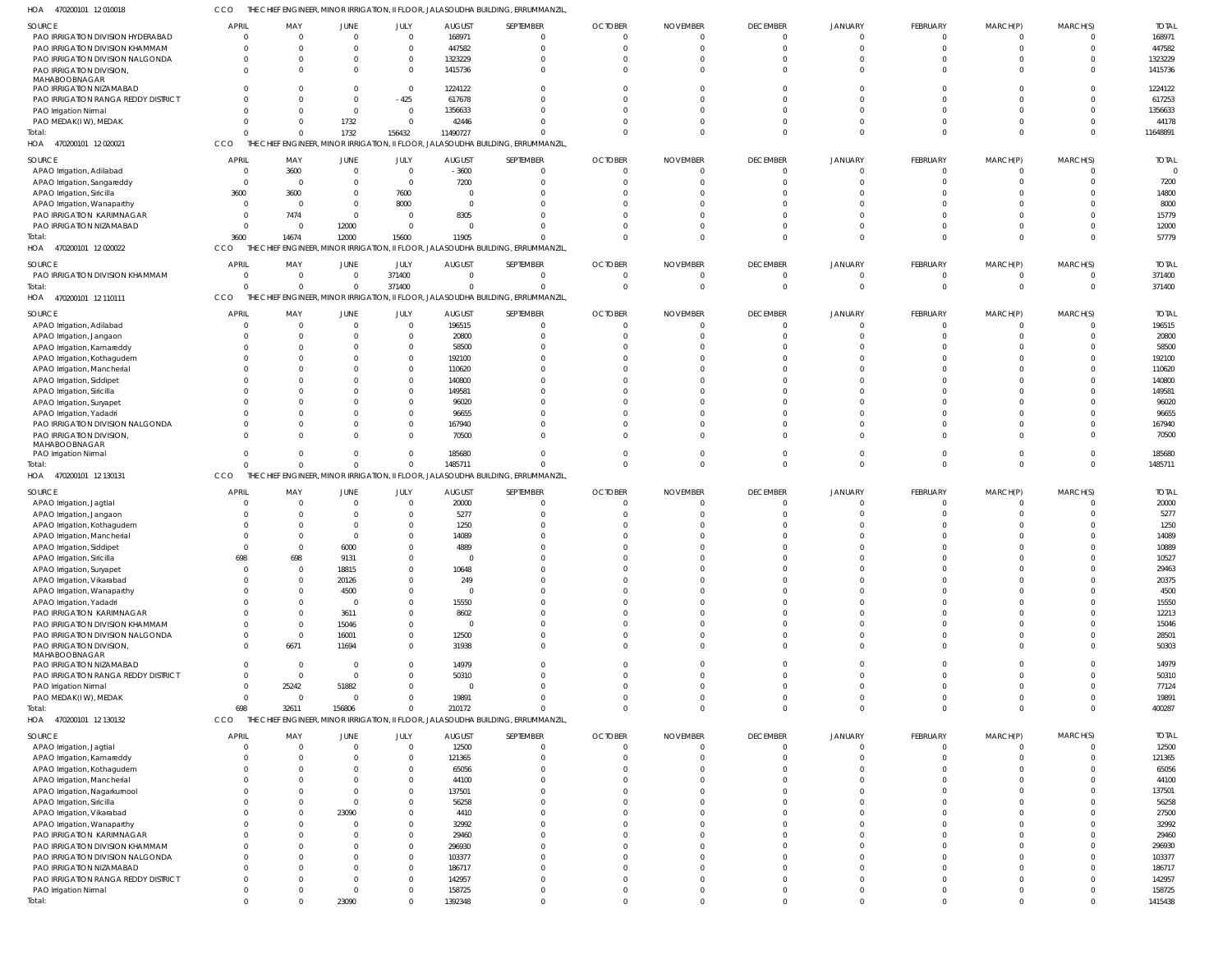HOA 470200101 12 010018 | CCO | THE CHIEF ENGINEER, MINOR IRRIGATION, II FLOOR, JALASOUDHA BUILDING, ERRUMMANZIL,

| SOURCE | APRIL | MAY | JUNE | JULY | AUGUST | SEPTEMBER | OCTOBER | NOVEMBER | DECEMBER | JANUARY | FEBRUARY | MARCH(P) | MARCH(S) | TOTAL |
|---|---|---|---|---|---|---|---|---|---|---|---|---|---|---|
| PAO IRRIGATION DIVISION HYDERABAD | 0 | 0 | 0 | 0 | 168971 | 0 | 0 | 0 | 0 | 0 | 0 | 0 | 0 | 168971 |
| PAO IRRIGATION DIVISION KHAMMAM | 0 | 0 | 0 | 0 | 447582 | 0 | 0 | 0 | 0 | 0 | 0 | 0 | 0 | 447582 |
| PAO IRRIGATION DIVISION NALGONDA | 0 | 0 | 0 | 0 | 1323229 | 0 | 0 | 0 | 0 | 0 | 0 | 0 | 0 | 1323229 |
| PAO IRRIGATION DIVISION, MAHABOOBNAGAR | 0 | 0 | 0 | 0 | 1415736 | 0 | 0 | 0 | 0 | 0 | 0 | 0 | 0 | 1415736 |
| PAO IRRIGATION NIZAMABAD | 0 | 0 | 0 | 0 | 1224122 | 0 | 0 | 0 | 0 | 0 | 0 | 0 | 0 | 1224122 |
| PAO IRRIGATION RANGA REDDY DISTRICT | 0 | 0 | 0 | -425 | 617678 | 0 | 0 | 0 | 0 | 0 | 0 | 0 | 0 | 617253 |
| PAO Irrigation Nirmal | 0 | 0 | 0 | 0 | 1356633 | 0 | 0 | 0 | 0 | 0 | 0 | 0 | 0 | 1356633 |
| PAO MEDAK(IW), MEDAK | 0 | 0 | 1732 | 0 | 42446 | 0 | 0 | 0 | 0 | 0 | 0 | 0 | 0 | 44178 |
| Total: | 0 | 0 | 1732 | 156432 | 11490727 | 0 | 0 | 0 | 0 | 0 | 0 | 0 | 0 | 11648891 |

HOA 470200101 12 020021 | CCO | THE CHIEF ENGINEER, MINOR IRRIGATION, II FLOOR, JALASOUDHA BUILDING, ERRUMMANZIL,

| SOURCE | APRIL | MAY | JUNE | JULY | AUGUST | SEPTEMBER | OCTOBER | NOVEMBER | DECEMBER | JANUARY | FEBRUARY | MARCH(P) | MARCH(S) | TOTAL |
|---|---|---|---|---|---|---|---|---|---|---|---|---|---|---|
| APAO Irrigation, Adilabad | 0 | 3600 | 0 | 0 | -3600 | 0 | 0 | 0 | 0 | 0 | 0 | 0 | 0 | 0 |
| APAO Irrigation, Sangareddy | 0 | 0 | 0 | 0 | 7200 | 0 | 0 | 0 | 0 | 0 | 0 | 0 | 0 | 7200 |
| APAO Irrigation, Siricilla | 3600 | 3600 | 0 | 7600 | 0 | 0 | 0 | 0 | 0 | 0 | 0 | 0 | 0 | 14800 |
| APAO Irrigation, Wanaparthy | 0 | 0 | 0 | 8000 | 0 | 0 | 0 | 0 | 0 | 0 | 0 | 0 | 0 | 8000 |
| PAO IRRIGATION KARIMNAGAR | 0 | 7474 | 0 | 0 | 8305 | 0 | 0 | 0 | 0 | 0 | 0 | 0 | 0 | 15779 |
| PAO IRRIGATION NIZAMABAD | 0 | 0 | 12000 | 0 | 0 | 0 | 0 | 0 | 0 | 0 | 0 | 0 | 0 | 12000 |
| Total: | 3600 | 14674 | 12000 | 15600 | 11905 | 0 | 0 | 0 | 0 | 0 | 0 | 0 | 0 | 57779 |

HOA 470200101 12 020022 | CCO | THE CHIEF ENGINEER, MINOR IRRIGATION, II FLOOR, JALASOUDHA BUILDING, ERRUMMANZIL,

| SOURCE | APRIL | MAY | JUNE | JULY | AUGUST | SEPTEMBER | OCTOBER | NOVEMBER | DECEMBER | JANUARY | FEBRUARY | MARCH(P) | MARCH(S) | TOTAL |
|---|---|---|---|---|---|---|---|---|---|---|---|---|---|---|
| PAO IRRIGATION DIVISION KHAMMAM | 0 | 0 | 0 | 371400 | 0 | 0 | 0 | 0 | 0 | 0 | 0 | 0 | 0 | 371400 |
| Total: | 0 | 0 | 0 | 371400 | 0 | 0 | 0 | 0 | 0 | 0 | 0 | 0 | 0 | 371400 |

HOA 470200101 12 110111 | CCO | THE CHIEF ENGINEER, MINOR IRRIGATION, II FLOOR, JALASOUDHA BUILDING, ERRUMMANZIL,

| SOURCE | APRIL | MAY | JUNE | JULY | AUGUST | SEPTEMBER | OCTOBER | NOVEMBER | DECEMBER | JANUARY | FEBRUARY | MARCH(P) | MARCH(S) | TOTAL |
|---|---|---|---|---|---|---|---|---|---|---|---|---|---|---|
| APAO Irrigation, Adilabad | 0 | 0 | 0 | 0 | 196515 | 0 | 0 | 0 | 0 | 0 | 0 | 0 | 0 | 196515 |
| APAO Irrigation, Jangaon | 0 | 0 | 0 | 0 | 20800 | 0 | 0 | 0 | 0 | 0 | 0 | 0 | 0 | 20800 |
| APAO Irrigation, Kamareddy | 0 | 0 | 0 | 0 | 58500 | 0 | 0 | 0 | 0 | 0 | 0 | 0 | 0 | 58500 |
| APAO Irrigation, Kothagudem | 0 | 0 | 0 | 0 | 192100 | 0 | 0 | 0 | 0 | 0 | 0 | 0 | 0 | 192100 |
| APAO Irrigation, Mancherial | 0 | 0 | 0 | 0 | 110620 | 0 | 0 | 0 | 0 | 0 | 0 | 0 | 0 | 110620 |
| APAO Irrigation, Siddipet | 0 | 0 | 0 | 0 | 140800 | 0 | 0 | 0 | 0 | 0 | 0 | 0 | 0 | 140800 |
| APAO Irrigation, Siricilla | 0 | 0 | 0 | 0 | 149581 | 0 | 0 | 0 | 0 | 0 | 0 | 0 | 0 | 149581 |
| APAO Irrigation, Suryapet | 0 | 0 | 0 | 0 | 96020 | 0 | 0 | 0 | 0 | 0 | 0 | 0 | 0 | 96020 |
| APAO Irrigation, Yadadri | 0 | 0 | 0 | 0 | 96655 | 0 | 0 | 0 | 0 | 0 | 0 | 0 | 0 | 96655 |
| PAO IRRIGATION DIVISION NALGONDA | 0 | 0 | 0 | 0 | 167940 | 0 | 0 | 0 | 0 | 0 | 0 | 0 | 0 | 167940 |
| PAO IRRIGATION DIVISION, MAHABOOBNAGAR | 0 | 0 | 0 | 0 | 70500 | 0 | 0 | 0 | 0 | 0 | 0 | 0 | 0 | 70500 |
| PAO Irrigation Nirmal | 0 | 0 | 0 | 0 | 185680 | 0 | 0 | 0 | 0 | 0 | 0 | 0 | 0 | 185680 |
| Total: | 0 | 0 | 0 | 0 | 1485711 | 0 | 0 | 0 | 0 | 0 | 0 | 0 | 0 | 1485711 |

HOA 470200101 12 130131 | CCO | THE CHIEF ENGINEER, MINOR IRRIGATION, II FLOOR, JALASOUDHA BUILDING, ERRUMMANZIL,

| SOURCE | APRIL | MAY | JUNE | JULY | AUGUST | SEPTEMBER | OCTOBER | NOVEMBER | DECEMBER | JANUARY | FEBRUARY | MARCH(P) | MARCH(S) | TOTAL |
|---|---|---|---|---|---|---|---|---|---|---|---|---|---|---|
| APAO Irrigation, Jagtial | 0 | 0 | 0 | 0 | 20000 | 0 | 0 | 0 | 0 | 0 | 0 | 0 | 0 | 20000 |
| APAO Irrigation, Jangaon | 0 | 0 | 0 | 0 | 5277 | 0 | 0 | 0 | 0 | 0 | 0 | 0 | 0 | 5277 |
| APAO Irrigation, Kothagudem | 0 | 0 | 0 | 0 | 1250 | 0 | 0 | 0 | 0 | 0 | 0 | 0 | 0 | 1250 |
| APAO Irrigation, Mancherial | 0 | 0 | 0 | 0 | 14089 | 0 | 0 | 0 | 0 | 0 | 0 | 0 | 0 | 14089 |
| APAO Irrigation, Siddipet | 0 | 0 | 6000 | 0 | 4889 | 0 | 0 | 0 | 0 | 0 | 0 | 0 | 0 | 10889 |
| APAO Irrigation, Siricilla | 698 | 698 | 9131 | 0 | 0 | 0 | 0 | 0 | 0 | 0 | 0 | 0 | 0 | 10527 |
| APAO Irrigation, Suryapet | 0 | 0 | 18815 | 0 | 10648 | 0 | 0 | 0 | 0 | 0 | 0 | 0 | 0 | 29463 |
| APAO Irrigation, Vikarabad | 0 | 0 | 20126 | 0 | 249 | 0 | 0 | 0 | 0 | 0 | 0 | 0 | 0 | 20375 |
| APAO Irrigation, Wanaparthy | 0 | 0 | 4500 | 0 | 0 | 0 | 0 | 0 | 0 | 0 | 0 | 0 | 0 | 4500 |
| APAO Irrigation, Yadadri | 0 | 0 | 0 | 0 | 15550 | 0 | 0 | 0 | 0 | 0 | 0 | 0 | 0 | 15550 |
| PAO IRRIGATION KARIMNAGAR | 0 | 0 | 3611 | 0 | 8602 | 0 | 0 | 0 | 0 | 0 | 0 | 0 | 0 | 12213 |
| PAO IRRIGATION DIVISION KHAMMAM | 0 | 0 | 15046 | 0 | 0 | 0 | 0 | 0 | 0 | 0 | 0 | 0 | 0 | 15046 |
| PAO IRRIGATION DIVISION NALGONDA | 0 | 0 | 16001 | 0 | 12500 | 0 | 0 | 0 | 0 | 0 | 0 | 0 | 0 | 28501 |
| PAO IRRIGATION DIVISION, MAHABOOBNAGAR | 0 | 6671 | 11694 | 0 | 31938 | 0 | 0 | 0 | 0 | 0 | 0 | 0 | 0 | 50303 |
| PAO IRRIGATION NIZAMABAD | 0 | 0 | 0 | 0 | 14979 | 0 | 0 | 0 | 0 | 0 | 0 | 0 | 0 | 14979 |
| PAO IRRIGATION RANGA REDDY DISTRICT | 0 | 0 | 0 | 0 | 50310 | 0 | 0 | 0 | 0 | 0 | 0 | 0 | 0 | 50310 |
| PAO Irrigation Nirmal | 0 | 25242 | 51882 | 0 | 0 | 0 | 0 | 0 | 0 | 0 | 0 | 0 | 0 | 77124 |
| PAO MEDAK(IW), MEDAK | 0 | 0 | 0 | 0 | 19891 | 0 | 0 | 0 | 0 | 0 | 0 | 0 | 0 | 19891 |
| Total: | 698 | 32611 | 156806 | 0 | 210172 | 0 | 0 | 0 | 0 | 0 | 0 | 0 | 0 | 400287 |

HOA 470200101 12 130132 | CCO | THE CHIEF ENGINEER, MINOR IRRIGATION, II FLOOR, JALASOUDHA BUILDING, ERRUMMANZIL,

| SOURCE | APRIL | MAY | JUNE | JULY | AUGUST | SEPTEMBER | OCTOBER | NOVEMBER | DECEMBER | JANUARY | FEBRUARY | MARCH(P) | MARCH(S) | TOTAL |
|---|---|---|---|---|---|---|---|---|---|---|---|---|---|---|
| APAO Irrigation, Jagtial | 0 | 0 | 0 | 0 | 12500 | 0 | 0 | 0 | 0 | 0 | 0 | 0 | 0 | 12500 |
| APAO Irrigation, Kamareddy | 0 | 0 | 0 | 0 | 121365 | 0 | 0 | 0 | 0 | 0 | 0 | 0 | 0 | 121365 |
| APAO Irrigation, Kothagudem | 0 | 0 | 0 | 0 | 65056 | 0 | 0 | 0 | 0 | 0 | 0 | 0 | 0 | 65056 |
| APAO Irrigation, Mancherial | 0 | 0 | 0 | 0 | 44100 | 0 | 0 | 0 | 0 | 0 | 0 | 0 | 0 | 44100 |
| APAO Irrigation, Nagarkurnool | 0 | 0 | 0 | 0 | 137501 | 0 | 0 | 0 | 0 | 0 | 0 | 0 | 0 | 137501 |
| APAO Irrigation, Siricilla | 0 | 0 | 0 | 0 | 56258 | 0 | 0 | 0 | 0 | 0 | 0 | 0 | 0 | 56258 |
| APAO Irrigation, Vikarabad | 0 | 0 | 23090 | 0 | 4410 | 0 | 0 | 0 | 0 | 0 | 0 | 0 | 0 | 27500 |
| APAO Irrigation, Wanaparthy | 0 | 0 | 0 | 0 | 32992 | 0 | 0 | 0 | 0 | 0 | 0 | 0 | 0 | 32992 |
| PAO IRRIGATION KARIMNAGAR | 0 | 0 | 0 | 0 | 29460 | 0 | 0 | 0 | 0 | 0 | 0 | 0 | 0 | 29460 |
| PAO IRRIGATION DIVISION KHAMMAM | 0 | 0 | 0 | 0 | 296930 | 0 | 0 | 0 | 0 | 0 | 0 | 0 | 0 | 296930 |
| PAO IRRIGATION DIVISION NALGONDA | 0 | 0 | 0 | 0 | 103377 | 0 | 0 | 0 | 0 | 0 | 0 | 0 | 0 | 103377 |
| PAO IRRIGATION NIZAMABAD | 0 | 0 | 0 | 0 | 186717 | 0 | 0 | 0 | 0 | 0 | 0 | 0 | 0 | 186717 |
| PAO IRRIGATION RANGA REDDY DISTRICT | 0 | 0 | 0 | 0 | 142957 | 0 | 0 | 0 | 0 | 0 | 0 | 0 | 0 | 142957 |
| PAO Irrigation Nirmal | 0 | 0 | 0 | 0 | 158725 | 0 | 0 | 0 | 0 | 0 | 0 | 0 | 0 | 158725 |
| Total: | 0 | 0 | 23090 | 0 | 1392348 | 0 | 0 | 0 | 0 | 0 | 0 | 0 | 0 | 1415438 |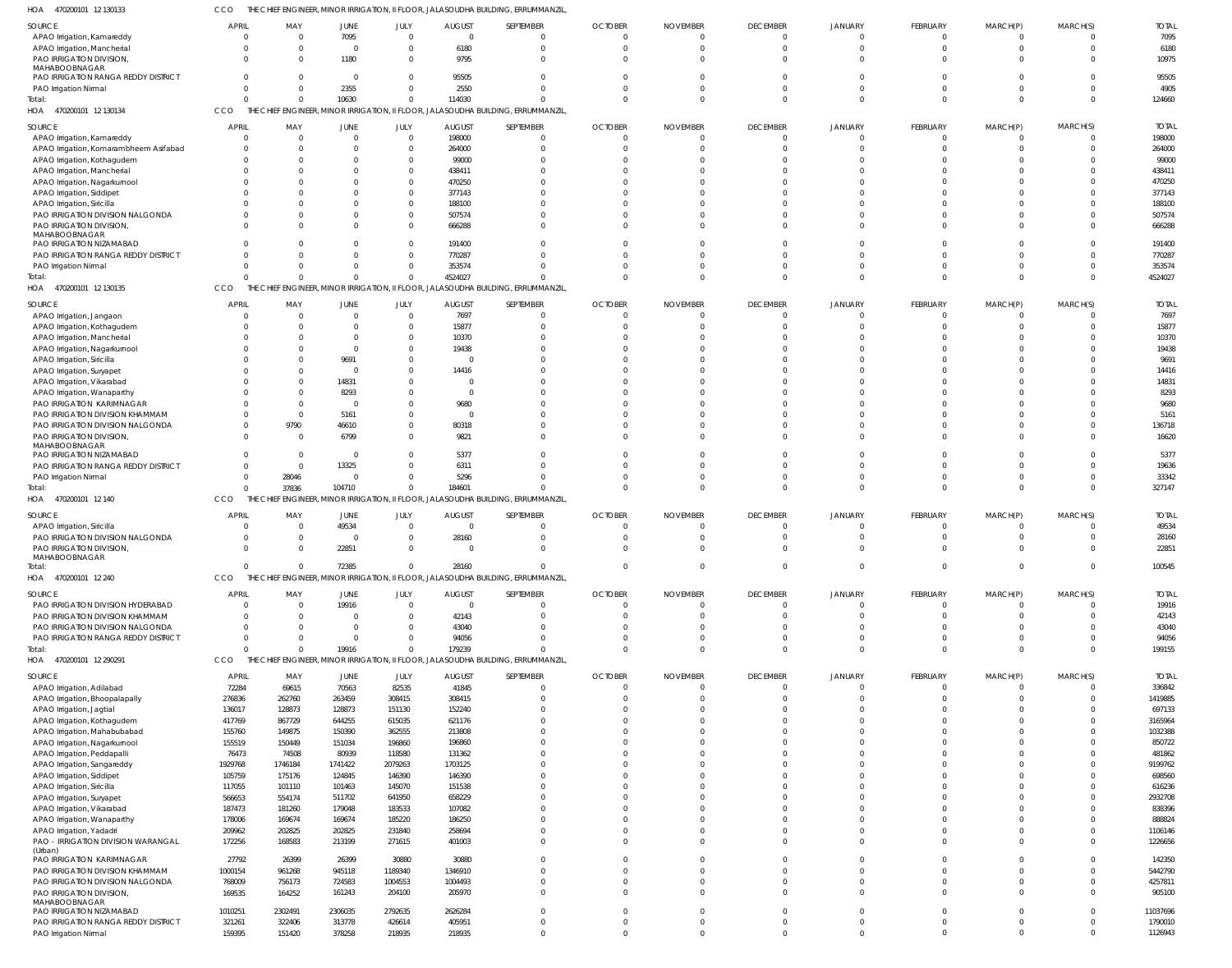HOA 470200101 12 130133 CCO THE CHIEF ENGINEER, MINOR IRRIGATION, II FLOOR, JALASOUDHA BUILDING, ERRUMMANZIL,

| SOURCE | APRIL | MAY | JUNE | JULY | AUGUST | SEPTEMBER | OCTOBER | NOVEMBER | DECEMBER | JANUARY | FEBRUARY | MARCH(P) | MARCH(S) | TOTAL |
|---|---|---|---|---|---|---|---|---|---|---|---|---|---|---|
| APAO Irrigation, Kamareddy | 0 | 0 | 7095 | 0 | 0 | 0 | 0 | 0 | 0 | 0 | 0 | 0 | 0 | 7095 |
| APAO Irrigation, Mancherial | 0 | 0 | 0 | 0 | 6180 | 0 | 0 | 0 | 0 | 0 | 0 | 0 | 0 | 6180 |
| PAO IRRIGATION DIVISION, MAHABOOBNAGAR | 0 | 0 | 1180 | 0 | 9795 | 0 | 0 | 0 | 0 | 0 | 0 | 0 | 0 | 10975 |
| PAO IRRIGATION RANGA REDDY DISTRICT | 0 | 0 | 0 | 0 | 95505 | 0 | 0 | 0 | 0 | 0 | 0 | 0 | 0 | 95505 |
| PAO Irrigation Nirmal | 0 | 0 | 2355 | 0 | 2550 | 0 | 0 | 0 | 0 | 0 | 0 | 0 | 0 | 4905 |
| Total: | 0 | 0 | 10630 | 0 | 114030 | 0 | 0 | 0 | 0 | 0 | 0 | 0 | 0 | 124660 |

HOA 470200101 12 130134 CCO THE CHIEF ENGINEER, MINOR IRRIGATION, II FLOOR, JALASOUDHA BUILDING, ERRUMMANZIL,

| SOURCE | APRIL | MAY | JUNE | JULY | AUGUST | SEPTEMBER | OCTOBER | NOVEMBER | DECEMBER | JANUARY | FEBRUARY | MARCH(P) | MARCH(S) | TOTAL |
|---|---|---|---|---|---|---|---|---|---|---|---|---|---|---|
| APAO Irrigation, Kamareddy | 0 | 0 | 0 | 0 | 198000 | 0 | 0 | 0 | 0 | 0 | 0 | 0 | 0 | 198000 |
| APAO Irrigation, Komarambheem Asifabad | 0 | 0 | 0 | 0 | 264000 | 0 | 0 | 0 | 0 | 0 | 0 | 0 | 0 | 264000 |
| APAO Irrigation, Kothagudem | 0 | 0 | 0 | 0 | 99000 | 0 | 0 | 0 | 0 | 0 | 0 | 0 | 0 | 99000 |
| APAO Irrigation, Mancherial | 0 | 0 | 0 | 0 | 438411 | 0 | 0 | 0 | 0 | 0 | 0 | 0 | 0 | 438411 |
| APAO Irrigation, Nagarkurnool | 0 | 0 | 0 | 0 | 470250 | 0 | 0 | 0 | 0 | 0 | 0 | 0 | 0 | 470250 |
| APAO Irrigation, Siddipet | 0 | 0 | 0 | 0 | 377143 | 0 | 0 | 0 | 0 | 0 | 0 | 0 | 0 | 377143 |
| APAO Irrigation, Siricilla | 0 | 0 | 0 | 0 | 188100 | 0 | 0 | 0 | 0 | 0 | 0 | 0 | 0 | 188100 |
| PAO IRRIGATION DIVISION NALGONDA | 0 | 0 | 0 | 0 | 507574 | 0 | 0 | 0 | 0 | 0 | 0 | 0 | 0 | 507574 |
| PAO IRRIGATION DIVISION, MAHABOOBNAGAR | 0 | 0 | 0 | 0 | 666288 | 0 | 0 | 0 | 0 | 0 | 0 | 0 | 0 | 666288 |
| PAO IRRIGATION NIZAMABAD | 0 | 0 | 0 | 0 | 191400 | 0 | 0 | 0 | 0 | 0 | 0 | 0 | 0 | 191400 |
| PAO IRRIGATION RANGA REDDY DISTRICT | 0 | 0 | 0 | 0 | 770287 | 0 | 0 | 0 | 0 | 0 | 0 | 0 | 0 | 770287 |
| PAO Irrigation Nirmal | 0 | 0 | 0 | 0 | 353574 | 0 | 0 | 0 | 0 | 0 | 0 | 0 | 0 | 353574 |
| Total: | 0 | 0 | 0 | 0 | 4524027 | 0 | 0 | 0 | 0 | 0 | 0 | 0 | 0 | 4524027 |

HOA 470200101 12 130135 CCO THE CHIEF ENGINEER, MINOR IRRIGATION, II FLOOR, JALASOUDHA BUILDING, ERRUMMANZIL,

| SOURCE | APRIL | MAY | JUNE | JULY | AUGUST | SEPTEMBER | OCTOBER | NOVEMBER | DECEMBER | JANUARY | FEBRUARY | MARCH(P) | MARCH(S) | TOTAL |
|---|---|---|---|---|---|---|---|---|---|---|---|---|---|---|
| APAO Irrigation, Jangaon | 0 | 0 | 0 | 0 | 7697 | 0 | 0 | 0 | 0 | 0 | 0 | 0 | 0 | 7697 |
| APAO Irrigation, Kothagudem | 0 | 0 | 0 | 0 | 15877 | 0 | 0 | 0 | 0 | 0 | 0 | 0 | 0 | 15877 |
| APAO Irrigation, Mancherial | 0 | 0 | 0 | 0 | 10370 | 0 | 0 | 0 | 0 | 0 | 0 | 0 | 0 | 10370 |
| APAO Irrigation, Nagarkurnool | 0 | 0 | 0 | 0 | 19438 | 0 | 0 | 0 | 0 | 0 | 0 | 0 | 0 | 19438 |
| APAO Irrigation, Siricilla | 0 | 0 | 9691 | 0 | 0 | 0 | 0 | 0 | 0 | 0 | 0 | 0 | 0 | 9691 |
| APAO Irrigation, Suryapet | 0 | 0 | 0 | 0 | 14416 | 0 | 0 | 0 | 0 | 0 | 0 | 0 | 0 | 14416 |
| APAO Irrigation, Vikarabad | 0 | 0 | 14831 | 0 | 0 | 0 | 0 | 0 | 0 | 0 | 0 | 0 | 0 | 14831 |
| APAO Irrigation, Wanaparthy | 0 | 0 | 8293 | 0 | 0 | 0 | 0 | 0 | 0 | 0 | 0 | 0 | 0 | 8293 |
| PAO IRRIGATION KARIMNAGAR | 0 | 0 | 0 | 0 | 9680 | 0 | 0 | 0 | 0 | 0 | 0 | 0 | 0 | 9680 |
| PAO IRRIGATION DIVISION KHAMMAM | 0 | 0 | 5161 | 0 | 0 | 0 | 0 | 0 | 0 | 0 | 0 | 0 | 0 | 5161 |
| PAO IRRIGATION DIVISION NALGONDA | 0 | 9790 | 46610 | 0 | 80318 | 0 | 0 | 0 | 0 | 0 | 0 | 0 | 0 | 136718 |
| PAO IRRIGATION DIVISION, MAHABOOBNAGAR | 0 | 0 | 6799 | 0 | 9821 | 0 | 0 | 0 | 0 | 0 | 0 | 0 | 0 | 16620 |
| PAO IRRIGATION NIZAMABAD | 0 | 0 | 0 | 0 | 5377 | 0 | 0 | 0 | 0 | 0 | 0 | 0 | 0 | 5377 |
| PAO IRRIGATION RANGA REDDY DISTRICT | 0 | 0 | 13325 | 0 | 6311 | 0 | 0 | 0 | 0 | 0 | 0 | 0 | 0 | 19636 |
| PAO Irrigation Nirmal | 0 | 28046 | 0 | 0 | 5296 | 0 | 0 | 0 | 0 | 0 | 0 | 0 | 0 | 33342 |
| Total: | 0 | 37836 | 104710 | 0 | 184601 | 0 | 0 | 0 | 0 | 0 | 0 | 0 | 0 | 327147 |

HOA 470200101 12 140 CCO THE CHIEF ENGINEER, MINOR IRRIGATION, II FLOOR, JALASOUDHA BUILDING, ERRUMMANZIL,

| SOURCE | APRIL | MAY | JUNE | JULY | AUGUST | SEPTEMBER | OCTOBER | NOVEMBER | DECEMBER | JANUARY | FEBRUARY | MARCH(P) | MARCH(S) | TOTAL |
|---|---|---|---|---|---|---|---|---|---|---|---|---|---|---|
| APAO Irrigation, Siricilla | 0 | 0 | 49534 | 0 | 0 | 0 | 0 | 0 | 0 | 0 | 0 | 0 | 0 | 49534 |
| PAO IRRIGATION DIVISION NALGONDA | 0 | 0 | 0 | 0 | 28160 | 0 | 0 | 0 | 0 | 0 | 0 | 0 | 0 | 28160 |
| PAO IRRIGATION DIVISION, MAHABOOBNAGAR | 0 | 0 | 22851 | 0 | 0 | 0 | 0 | 0 | 0 | 0 | 0 | 0 | 0 | 22851 |
| Total: | 0 | 0 | 72385 | 0 | 28160 | 0 | 0 | 0 | 0 | 0 | 0 | 0 | 0 | 100545 |

HOA 470200101 12 240 CCO THE CHIEF ENGINEER, MINOR IRRIGATION, II FLOOR, JALASOUDHA BUILDING, ERRUMMANZIL,

| SOURCE | APRIL | MAY | JUNE | JULY | AUGUST | SEPTEMBER | OCTOBER | NOVEMBER | DECEMBER | JANUARY | FEBRUARY | MARCH(P) | MARCH(S) | TOTAL |
|---|---|---|---|---|---|---|---|---|---|---|---|---|---|---|
| PAO IRRIGATION DIVISION HYDERABAD | 0 | 0 | 19916 | 0 | 0 | 0 | 0 | 0 | 0 | 0 | 0 | 0 | 0 | 19916 |
| PAO IRRIGATION DIVISION KHAMMAM | 0 | 0 | 0 | 0 | 42143 | 0 | 0 | 0 | 0 | 0 | 0 | 0 | 0 | 42143 |
| PAO IRRIGATION DIVISION NALGONDA | 0 | 0 | 0 | 0 | 43040 | 0 | 0 | 0 | 0 | 0 | 0 | 0 | 0 | 43040 |
| PAO IRRIGATION RANGA REDDY DISTRICT | 0 | 0 | 0 | 0 | 94056 | 0 | 0 | 0 | 0 | 0 | 0 | 0 | 0 | 94056 |
| Total: | 0 | 0 | 19916 | 0 | 179239 | 0 | 0 | 0 | 0 | 0 | 0 | 0 | 0 | 199155 |

HOA 470200101 12 290291 CCO THE CHIEF ENGINEER, MINOR IRRIGATION, II FLOOR, JALASOUDHA BUILDING, ERRUMMANZIL,

| SOURCE | APRIL | MAY | JUNE | JULY | AUGUST | SEPTEMBER | OCTOBER | NOVEMBER | DECEMBER | JANUARY | FEBRUARY | MARCH(P) | MARCH(S) | TOTAL |
|---|---|---|---|---|---|---|---|---|---|---|---|---|---|---|
| APAO Irrigation, Adilabad | 72284 | 69615 | 70563 | 82535 | 41845 | 0 | 0 | 0 | 0 | 0 | 0 | 0 | 0 | 336842 |
| APAO Irrigation, Bhoopalapally | 276836 | 262760 | 263459 | 308415 | 308415 | 0 | 0 | 0 | 0 | 0 | 0 | 0 | 0 | 1419885 |
| APAO Irrigation, Jagtial | 136017 | 128873 | 128873 | 151130 | 152240 | 0 | 0 | 0 | 0 | 0 | 0 | 0 | 0 | 697133 |
| APAO Irrigation, Kothagudem | 417769 | 867729 | 644255 | 615035 | 621176 | 0 | 0 | 0 | 0 | 0 | 0 | 0 | 0 | 3165964 |
| APAO Irrigation, Mahabubabad | 155760 | 149875 | 150390 | 362555 | 213808 | 0 | 0 | 0 | 0 | 0 | 0 | 0 | 0 | 1032388 |
| APAO Irrigation, Nagarkurnool | 155519 | 150449 | 151034 | 196860 | 196860 | 0 | 0 | 0 | 0 | 0 | 0 | 0 | 0 | 850722 |
| APAO Irrigation, Peddapalli | 76473 | 74508 | 80939 | 118580 | 131362 | 0 | 0 | 0 | 0 | 0 | 0 | 0 | 0 | 481862 |
| APAO Irrigation, Sangareddy | 1929768 | 1746184 | 1741422 | 2079263 | 1703125 | 0 | 0 | 0 | 0 | 0 | 0 | 0 | 0 | 9199762 |
| APAO Irrigation, Siddipet | 105759 | 175176 | 124845 | 146390 | 146390 | 0 | 0 | 0 | 0 | 0 | 0 | 0 | 0 | 698560 |
| APAO Irrigation, Siricilla | 117055 | 101110 | 101463 | 145070 | 151538 | 0 | 0 | 0 | 0 | 0 | 0 | 0 | 0 | 616236 |
| APAO Irrigation, Suryapet | 566653 | 554174 | 511702 | 641950 | 658229 | 0 | 0 | 0 | 0 | 0 | 0 | 0 | 0 | 2932708 |
| APAO Irrigation, Vikarabad | 187473 | 181260 | 179048 | 183533 | 107082 | 0 | 0 | 0 | 0 | 0 | 0 | 0 | 0 | 838396 |
| APAO Irrigation, Wanaparthy | 178006 | 169674 | 169674 | 185220 | 186250 | 0 | 0 | 0 | 0 | 0 | 0 | 0 | 0 | 888824 |
| APAO Irrigation, Yadadri | 209962 | 202825 | 202825 | 231840 | 258694 | 0 | 0 | 0 | 0 | 0 | 0 | 0 | 0 | 1106146 |
| PAO - IRRIGATION DIVISION WARANGAL (Urban) | 172256 | 168583 | 213199 | 271615 | 401003 | 0 | 0 | 0 | 0 | 0 | 0 | 0 | 0 | 1226656 |
| PAO IRRIGATION KARIMNAGAR | 27792 | 26399 | 26399 | 30880 | 30880 | 0 | 0 | 0 | 0 | 0 | 0 | 0 | 0 | 142350 |
| PAO IRRIGATION DIVISION KHAMMAM | 1000154 | 961268 | 945118 | 1189340 | 1346910 | 0 | 0 | 0 | 0 | 0 | 0 | 0 | 0 | 5442790 |
| PAO IRRIGATION DIVISION NALGONDA | 768009 | 756173 | 724583 | 1004553 | 1004493 | 0 | 0 | 0 | 0 | 0 | 0 | 0 | 0 | 4257811 |
| PAO IRRIGATION DIVISION, MAHABOOBNAGAR | 169535 | 164252 | 161243 | 204100 | 205970 | 0 | 0 | 0 | 0 | 0 | 0 | 0 | 0 | 905100 |
| PAO IRRIGATION NIZAMABAD | 1010251 | 2302491 | 2306035 | 2792635 | 2626284 | 0 | 0 | 0 | 0 | 0 | 0 | 0 | 0 | 11037696 |
| PAO IRRIGATION RANGA REDDY DISTRICT | 321261 | 322406 | 313778 | 426614 | 405951 | 0 | 0 | 0 | 0 | 0 | 0 | 0 | 0 | 1790010 |
| PAO Irrigation Nirmal | 159395 | 151420 | 378258 | 218935 | 218935 | 0 | 0 | 0 | 0 | 0 | 0 | 0 | 0 | 1126943 |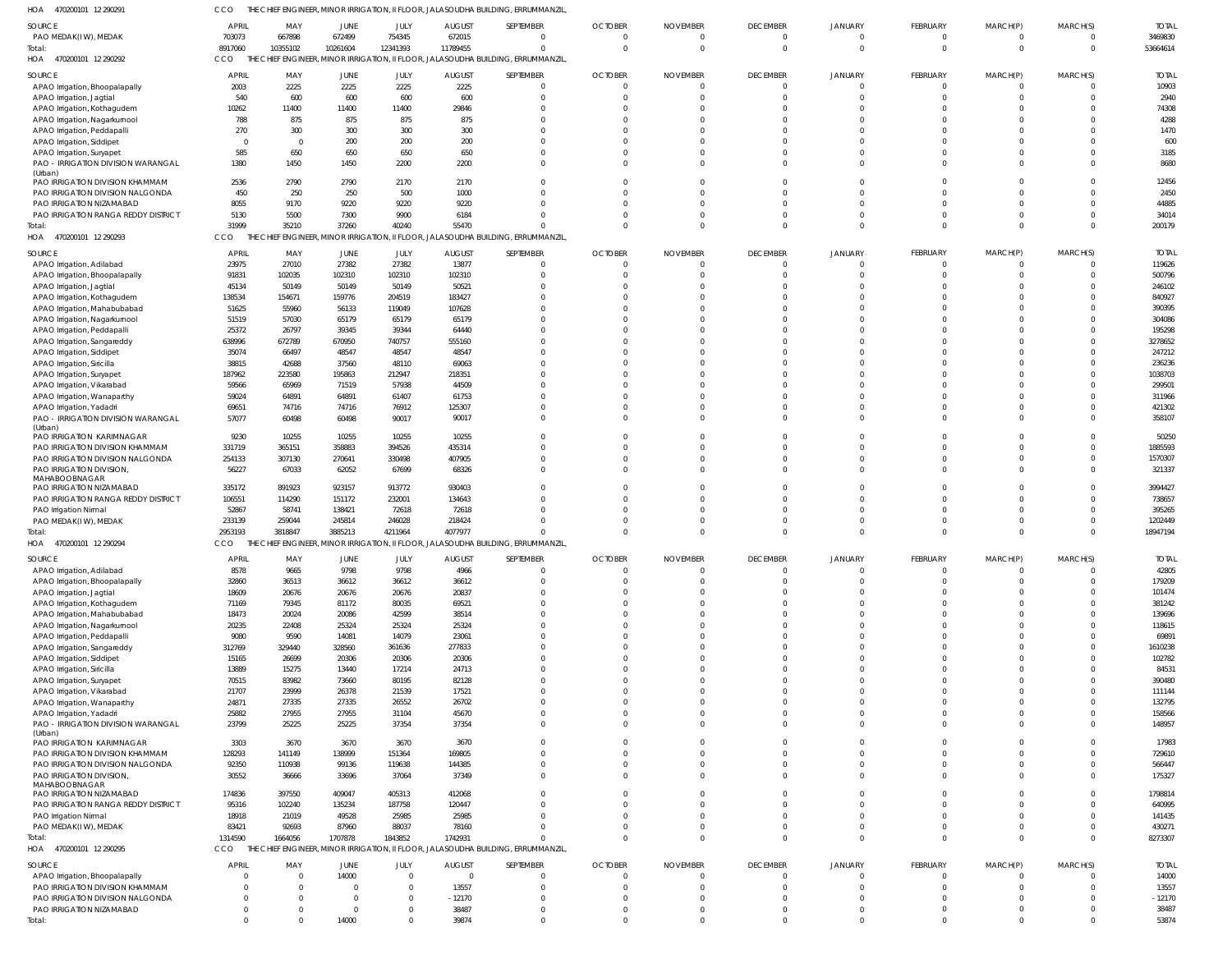HOA 470200101 12 290291 CCO THE CHIEF ENGINEER, MINOR IRRIGATION, II FLOOR, JALASOUDHA BUILDING, ERRUMMANZIL,

| SOURCE | APRIL | MAY | JUNE | JULY | AUGUST | SEPTEMBER | OCTOBER | NOVEMBER | DECEMBER | JANUARY | FEBRUARY | MARCH(P) | MARCH(S) | TOTAL |
|---|---|---|---|---|---|---|---|---|---|---|---|---|---|---|
| PAO MEDAK(IW), MEDAK | 703073 | 667898 | 672499 | 754345 | 672015 | 0 | 0 | 0 | 0 | 0 | 0 | 0 | 0 | 3469830 |
| Total: | 8917060 | 10355102 | 10261604 | 12341393 | 11789455 | 0 | 0 | 0 | 0 | 0 | 0 | 0 | 0 | 53664614 |

HOA 470200101 12 290292 CCO THE CHIEF ENGINEER, MINOR IRRIGATION, II FLOOR, JALASOUDHA BUILDING, ERRUMMANZIL,

| SOURCE | APRIL | MAY | JUNE | JULY | AUGUST | SEPTEMBER | OCTOBER | NOVEMBER | DECEMBER | JANUARY | FEBRUARY | MARCH(P) | MARCH(S) | TOTAL |
|---|---|---|---|---|---|---|---|---|---|---|---|---|---|---|
| APAO Irrigation, Bhoopalapally | 2003 | 2225 | 2225 | 2225 | 2225 | 0 | 0 | 0 | 0 | 0 | 0 | 0 | 0 | 10903 |
| APAO Irrigation, Jagtial | 540 | 600 | 600 | 600 | 600 | 0 | 0 | 0 | 0 | 0 | 0 | 0 | 0 | 2940 |
| APAO Irrigation, Kothagudem | 10262 | 11400 | 11400 | 11400 | 29846 | 0 | 0 | 0 | 0 | 0 | 0 | 0 | 0 | 74308 |
| APAO Irrigation, Nagarkurnool | 788 | 875 | 875 | 875 | 875 | 0 | 0 | 0 | 0 | 0 | 0 | 0 | 0 | 4288 |
| APAO Irrigation, Peddapalli | 270 | 300 | 300 | 300 | 300 | 0 | 0 | 0 | 0 | 0 | 0 | 0 | 0 | 1470 |
| APAO Irrigation, Siddipet | 0 | 0 | 200 | 200 | 200 | 0 | 0 | 0 | 0 | 0 | 0 | 0 | 0 | 600 |
| APAO Irrigation, Suryapet | 585 | 650 | 650 | 650 | 650 | 0 | 0 | 0 | 0 | 0 | 0 | 0 | 0 | 3185 |
| PAO - IRRIGATION DIVISION WARANGAL (Urban) | 1380 | 1450 | 1450 | 2200 | 2200 | 0 | 0 | 0 | 0 | 0 | 0 | 0 | 0 | 8680 |
| PAO IRRIGATION DIVISION KHAMMAM | 2536 | 2790 | 2790 | 2170 | 2170 | 0 | 0 | 0 | 0 | 0 | 0 | 0 | 0 | 12456 |
| PAO IRRIGATION DIVISION NALGONDA | 450 | 250 | 250 | 500 | 1000 | 0 | 0 | 0 | 0 | 0 | 0 | 0 | 0 | 2450 |
| PAO IRRIGATION NIZAMABAD | 8055 | 9170 | 9220 | 9220 | 9220 | 0 | 0 | 0 | 0 | 0 | 0 | 0 | 0 | 44885 |
| PAO IRRIGATION RANGA REDDY DISTRICT | 5130 | 5500 | 7300 | 9900 | 6184 | 0 | 0 | 0 | 0 | 0 | 0 | 0 | 0 | 34014 |
| Total: | 31999 | 35210 | 37260 | 40240 | 55470 | 0 | 0 | 0 | 0 | 0 | 0 | 0 | 0 | 200179 |

HOA 470200101 12 290293 CCO THE CHIEF ENGINEER, MINOR IRRIGATION, II FLOOR, JALASOUDHA BUILDING, ERRUMMANZIL,

| SOURCE | APRIL | MAY | JUNE | JULY | AUGUST | SEPTEMBER | OCTOBER | NOVEMBER | DECEMBER | JANUARY | FEBRUARY | MARCH(P) | MARCH(S) | TOTAL |
|---|---|---|---|---|---|---|---|---|---|---|---|---|---|---|
| APAO Irrigation, Adilabad | 23975 | 27010 | 27382 | 27382 | 13877 | 0 | 0 | 0 | 0 | 0 | 0 | 0 | 0 | 119626 |
| APAO Irrigation, Bhoopalapally | 91831 | 102035 | 102310 | 102310 | 102310 | 0 | 0 | 0 | 0 | 0 | 0 | 0 | 0 | 500796 |
| APAO Irrigation, Jagtial | 45134 | 50149 | 50149 | 50149 | 50521 | 0 | 0 | 0 | 0 | 0 | 0 | 0 | 0 | 246102 |
| APAO Irrigation, Kothagudem | 138534 | 154671 | 159776 | 204519 | 183427 | 0 | 0 | 0 | 0 | 0 | 0 | 0 | 0 | 840927 |
| APAO Irrigation, Mahabubabad | 51625 | 55960 | 56133 | 119049 | 107628 | 0 | 0 | 0 | 0 | 0 | 0 | 0 | 0 | 390395 |
| APAO Irrigation, Nagarkurnool | 51519 | 57030 | 65179 | 65179 | 65179 | 0 | 0 | 0 | 0 | 0 | 0 | 0 | 0 | 304086 |
| APAO Irrigation, Peddapalli | 25372 | 26797 | 39345 | 39344 | 64440 | 0 | 0 | 0 | 0 | 0 | 0 | 0 | 0 | 195298 |
| APAO Irrigation, Sangareddy | 638996 | 672789 | 670950 | 740757 | 555160 | 0 | 0 | 0 | 0 | 0 | 0 | 0 | 0 | 3278652 |
| APAO Irrigation, Siddipet | 35074 | 66497 | 48547 | 48547 | 48547 | 0 | 0 | 0 | 0 | 0 | 0 | 0 | 0 | 247212 |
| APAO Irrigation, Siricilla | 38815 | 42688 | 37560 | 48110 | 69063 | 0 | 0 | 0 | 0 | 0 | 0 | 0 | 0 | 236236 |
| APAO Irrigation, Suryapet | 187962 | 223580 | 195863 | 212947 | 218351 | 0 | 0 | 0 | 0 | 0 | 0 | 0 | 0 | 1038703 |
| APAO Irrigation, Vikarabad | 59566 | 65969 | 71519 | 57938 | 44509 | 0 | 0 | 0 | 0 | 0 | 0 | 0 | 0 | 299501 |
| APAO Irrigation, Wanaparthy | 59024 | 64891 | 64891 | 61407 | 61753 | 0 | 0 | 0 | 0 | 0 | 0 | 0 | 0 | 311966 |
| APAO Irrigation, Yadadri | 69651 | 74716 | 74716 | 76912 | 125307 | 0 | 0 | 0 | 0 | 0 | 0 | 0 | 0 | 421302 |
| PAO - IRRIGATION DIVISION WARANGAL (Urban) | 57077 | 60498 | 60498 | 90017 | 90017 | 0 | 0 | 0 | 0 | 0 | 0 | 0 | 0 | 358107 |
| PAO IRRIGATION KARIMNAGAR | 9230 | 10255 | 10255 | 10255 | 10255 | 0 | 0 | 0 | 0 | 0 | 0 | 0 | 0 | 50250 |
| PAO IRRIGATION DIVISION KHAMMAM | 331719 | 365151 | 358883 | 394526 | 435314 | 0 | 0 | 0 | 0 | 0 | 0 | 0 | 0 | 1885593 |
| PAO IRRIGATION DIVISION NALGONDA | 254133 | 307130 | 270641 | 330498 | 407905 | 0 | 0 | 0 | 0 | 0 | 0 | 0 | 0 | 1570307 |
| PAO IRRIGATION DIVISION, MAHABOOBNAGAR | 56227 | 67033 | 62052 | 67699 | 68326 | 0 | 0 | 0 | 0 | 0 | 0 | 0 | 0 | 321337 |
| PAO IRRIGATION NIZAMABAD | 335172 | 891923 | 923157 | 913772 | 930403 | 0 | 0 | 0 | 0 | 0 | 0 | 0 | 0 | 3994427 |
| PAO IRRIGATION RANGA REDDY DISTRICT | 106551 | 114290 | 151172 | 232001 | 134643 | 0 | 0 | 0 | 0 | 0 | 0 | 0 | 0 | 738657 |
| PAO Irrigation Nirmal | 52867 | 58741 | 138421 | 72618 | 72618 | 0 | 0 | 0 | 0 | 0 | 0 | 0 | 0 | 395265 |
| PAO MEDAK(IW), MEDAK | 233139 | 259044 | 245814 | 246028 | 218424 | 0 | 0 | 0 | 0 | 0 | 0 | 0 | 0 | 1202449 |
| Total: | 2953193 | 3818847 | 3885213 | 4211964 | 4077977 | 0 | 0 | 0 | 0 | 0 | 0 | 0 | 0 | 18947194 |

HOA 470200101 12 290294 CCO THE CHIEF ENGINEER, MINOR IRRIGATION, II FLOOR, JALASOUDHA BUILDING, ERRUMMANZIL,

| SOURCE | APRIL | MAY | JUNE | JULY | AUGUST | SEPTEMBER | OCTOBER | NOVEMBER | DECEMBER | JANUARY | FEBRUARY | MARCH(P) | MARCH(S) | TOTAL |
|---|---|---|---|---|---|---|---|---|---|---|---|---|---|---|
| APAO Irrigation, Adilabad | 8578 | 9665 | 9798 | 9798 | 4966 | 0 | 0 | 0 | 0 | 0 | 0 | 0 | 0 | 42805 |
| APAO Irrigation, Bhoopalapally | 32860 | 36513 | 36612 | 36612 | 36612 | 0 | 0 | 0 | 0 | 0 | 0 | 0 | 0 | 179209 |
| APAO Irrigation, Jagtial | 18609 | 20676 | 20676 | 20676 | 20837 | 0 | 0 | 0 | 0 | 0 | 0 | 0 | 0 | 101474 |
| APAO Irrigation, Kothagudem | 71169 | 79345 | 81172 | 80035 | 69521 | 0 | 0 | 0 | 0 | 0 | 0 | 0 | 0 | 381242 |
| APAO Irrigation, Mahabubabad | 18473 | 20024 | 20086 | 42599 | 38514 | 0 | 0 | 0 | 0 | 0 | 0 | 0 | 0 | 139696 |
| APAO Irrigation, Nagarkurnool | 20235 | 22408 | 25324 | 25324 | 25324 | 0 | 0 | 0 | 0 | 0 | 0 | 0 | 0 | 118615 |
| APAO Irrigation, Peddapalli | 9080 | 9590 | 14081 | 14079 | 23061 | 0 | 0 | 0 | 0 | 0 | 0 | 0 | 0 | 69891 |
| APAO Irrigation, Sangareddy | 312769 | 329440 | 328560 | 361636 | 277833 | 0 | 0 | 0 | 0 | 0 | 0 | 0 | 0 | 1610238 |
| APAO Irrigation, Siddipet | 15165 | 26699 | 20306 | 20306 | 20306 | 0 | 0 | 0 | 0 | 0 | 0 | 0 | 0 | 102782 |
| APAO Irrigation, Siricilla | 13889 | 15275 | 13440 | 17214 | 24713 | 0 | 0 | 0 | 0 | 0 | 0 | 0 | 0 | 84531 |
| APAO Irrigation, Suryapet | 70515 | 83982 | 73660 | 80195 | 82128 | 0 | 0 | 0 | 0 | 0 | 0 | 0 | 0 | 390480 |
| APAO Irrigation, Vikarabad | 21707 | 23999 | 26378 | 21539 | 17521 | 0 | 0 | 0 | 0 | 0 | 0 | 0 | 0 | 111144 |
| APAO Irrigation, Wanaparthy | 24871 | 27335 | 27335 | 26552 | 26702 | 0 | 0 | 0 | 0 | 0 | 0 | 0 | 0 | 132795 |
| APAO Irrigation, Yadadri | 25882 | 27955 | 27955 | 31104 | 45670 | 0 | 0 | 0 | 0 | 0 | 0 | 0 | 0 | 158566 |
| PAO - IRRIGATION DIVISION WARANGAL (Urban) | 23799 | 25225 | 25225 | 37354 | 37354 | 0 | 0 | 0 | 0 | 0 | 0 | 0 | 0 | 148957 |
| PAO IRRIGATION KARIMNAGAR | 3303 | 3670 | 3670 | 3670 | 3670 | 0 | 0 | 0 | 0 | 0 | 0 | 0 | 0 | 17983 |
| PAO IRRIGATION DIVISION KHAMMAM | 128293 | 141149 | 138999 | 151364 | 169805 | 0 | 0 | 0 | 0 | 0 | 0 | 0 | 0 | 729610 |
| PAO IRRIGATION DIVISION NALGONDA | 92350 | 110938 | 99136 | 119638 | 144385 | 0 | 0 | 0 | 0 | 0 | 0 | 0 | 0 | 566447 |
| PAO IRRIGATION DIVISION, MAHABOOBNAGAR | 30552 | 36666 | 33696 | 37064 | 37349 | 0 | 0 | 0 | 0 | 0 | 0 | 0 | 0 | 175327 |
| PAO IRRIGATION NIZAMABAD | 174836 | 397550 | 409047 | 405313 | 412068 | 0 | 0 | 0 | 0 | 0 | 0 | 0 | 0 | 1798814 |
| PAO IRRIGATION RANGA REDDY DISTRICT | 95316 | 102240 | 135234 | 187758 | 120447 | 0 | 0 | 0 | 0 | 0 | 0 | 0 | 0 | 640995 |
| PAO Irrigation Nirmal | 18918 | 21019 | 49528 | 25985 | 25985 | 0 | 0 | 0 | 0 | 0 | 0 | 0 | 0 | 141435 |
| PAO MEDAK(IW), MEDAK | 83421 | 92693 | 87960 | 88037 | 78160 | 0 | 0 | 0 | 0 | 0 | 0 | 0 | 0 | 430271 |
| Total: | 1314590 | 1664056 | 1707878 | 1843852 | 1742931 | 0 | 0 | 0 | 0 | 0 | 0 | 0 | 0 | 8273307 |

HOA 470200101 12 290295 CCO THE CHIEF ENGINEER, MINOR IRRIGATION, II FLOOR, JALASOUDHA BUILDING, ERRUMMANZIL,

| SOURCE | APRIL | MAY | JUNE | JULY | AUGUST | SEPTEMBER | OCTOBER | NOVEMBER | DECEMBER | JANUARY | FEBRUARY | MARCH(P) | MARCH(S) | TOTAL |
|---|---|---|---|---|---|---|---|---|---|---|---|---|---|---|
| APAO Irrigation, Bhoopalapally | 0 | 0 | 14000 | 0 | 0 | 0 | 0 | 0 | 0 | 0 | 0 | 0 | 0 | 14000 |
| PAO IRRIGATION DIVISION KHAMMAM | 0 | 0 | 0 | 0 | 13557 | 0 | 0 | 0 | 0 | 0 | 0 | 0 | 0 | 13557 |
| PAO IRRIGATION DIVISION NALGONDA | 0 | 0 | 0 | 0 | -12170 | 0 | 0 | 0 | 0 | 0 | 0 | 0 | 0 | -12170 |
| PAO IRRIGATION NIZAMABAD | 0 | 0 | 0 | 0 | 38487 | 0 | 0 | 0 | 0 | 0 | 0 | 0 | 0 | 38487 |
| Total: | 0 | 0 | 14000 | 0 | 39874 | 0 | 0 | 0 | 0 | 0 | 0 | 0 | 0 | 53874 |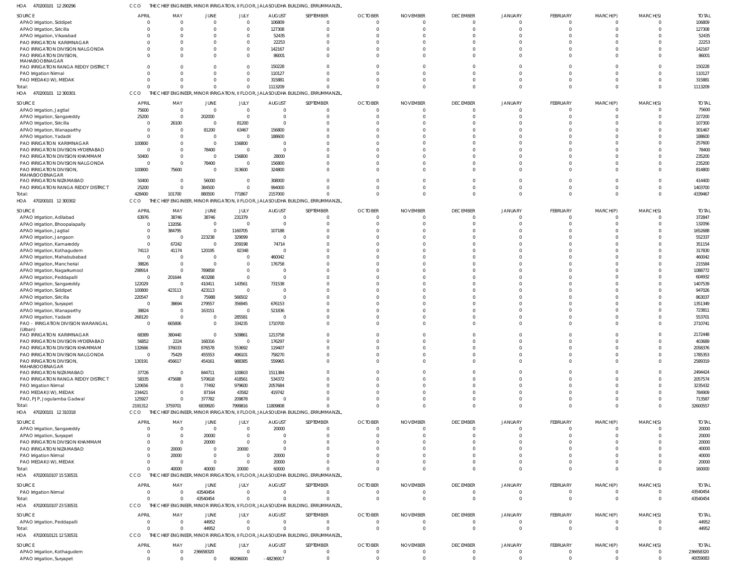HOA 470200101 12 290296 CCO THE CHIEF ENGINEER, MINOR IRRIGATION, II FLOOR, JALASOUDHA BUILDING, ERRUMMANZIL,

| SOURCE | APRIL | MAY | JUNE | JULY | AUGUST | SEPTEMBER | OCTOBER | NOVEMBER | DECEMBER | JANUARY | FEBRUARY | MARCH(P) | MARCH(S) | TOTAL |
|---|---|---|---|---|---|---|---|---|---|---|---|---|---|---|
| APAO Irrigation, Siddipet | 0 | 0 | 0 | 0 | 106809 | 0 | 0 | 0 | 0 | 0 | 0 | 0 | 0 | 106809 |
| APAO Irrigation, Siricilla | 0 | 0 | 0 | 0 | 127308 | 0 | 0 | 0 | 0 | 0 | 0 | 0 | 0 | 127308 |
| APAO Irrigation, Vikarabad | 0 | 0 | 0 | 0 | 52435 | 0 | 0 | 0 | 0 | 0 | 0 | 0 | 0 | 52435 |
| PAO IRRIGATION KARIMNAGAR | 0 | 0 | 0 | 0 | 22253 | 0 | 0 | 0 | 0 | 0 | 0 | 0 | 0 | 22253 |
| PAO IRRIGATION DIVISION NALGONDA | 0 | 0 | 0 | 0 | 142167 | 0 | 0 | 0 | 0 | 0 | 0 | 0 | 0 | 142167 |
| PAO IRRIGATION DIVISION, MAHABOOBNAGAR | 0 | 0 | 0 | 0 | 86001 | 0 | 0 | 0 | 0 | 0 | 0 | 0 | 0 | 86001 |
| PAO IRRIGATION RANGA REDDY DISTRICT | 0 | 0 | 0 | 0 | 150228 | 0 | 0 | 0 | 0 | 0 | 0 | 0 | 0 | 150228 |
| PAO Irrigation Nirmal | 0 | 0 | 0 | 0 | 110127 | 0 | 0 | 0 | 0 | 0 | 0 | 0 | 0 | 110127 |
| PAO MEDAK(IW), MEDAK | 0 | 0 | 0 | 0 | 315881 | 0 | 0 | 0 | 0 | 0 | 0 | 0 | 0 | 315881 |
| Total: | 0 | 0 | 0 | 0 | 1113209 | 0 | 0 | 0 | 0 | 0 | 0 | 0 | 0 | 1113209 |

HOA 470200101 12 300301 CCO THE CHIEF ENGINEER, MINOR IRRIGATION, II FLOOR, JALASOUDHA BUILDING, ERRUMMANZIL,

| SOURCE | APRIL | MAY | JUNE | JULY | AUGUST | SEPTEMBER | OCTOBER | NOVEMBER | DECEMBER | JANUARY | FEBRUARY | MARCH(P) | MARCH(S) | TOTAL |
|---|---|---|---|---|---|---|---|---|---|---|---|---|---|---|
| APAO Irrigation, Jagtial | 75600 | 0 | 0 | 0 | 0 | 0 | 0 | 0 | 0 | 0 | 0 | 0 | 0 | 75600 |
| APAO Irrigation, Sangareddy | 25200 | 0 | 202000 | 0 | 0 | 0 | 0 | 0 | 0 | 0 | 0 | 0 | 0 | 227200 |
| APAO Irrigation, Siricilla | 0 | 26100 | 0 | 81200 | 0 | 0 | 0 | 0 | 0 | 0 | 0 | 0 | 0 | 107300 |
| APAO Irrigation, Wanaparthy | 0 | 0 | 81200 | 63467 | 156800 | 0 | 0 | 0 | 0 | 0 | 0 | 0 | 0 | 301467 |
| APAO Irrigation, Yadadri | 0 | 0 | 0 | 0 | 188600 | 0 | 0 | 0 | 0 | 0 | 0 | 0 | 0 | 188600 |
| PAO IRRIGATION KARIMNAGAR | 100800 | 0 | 0 | 156800 | 0 | 0 | 0 | 0 | 0 | 0 | 0 | 0 | 0 | 257600 |
| PAO IRRIGATION DIVISION HYDERABAD | 0 | 0 | 78400 | 0 | 0 | 0 | 0 | 0 | 0 | 0 | 0 | 0 | 0 | 78400 |
| PAO IRRIGATION DIVISION KHAMMAM | 50400 | 0 | 0 | 156800 | 28000 | 0 | 0 | 0 | 0 | 0 | 0 | 0 | 0 | 235200 |
| PAO IRRIGATION DIVISION NALGONDA | 0 | 0 | 78400 | 0 | 156800 | 0 | 0 | 0 | 0 | 0 | 0 | 0 | 0 | 235200 |
| PAO IRRIGATION DIVISION, MAHABOOBNAGAR | 100800 | 75600 | 0 | 313600 | 324800 | 0 | 0 | 0 | 0 | 0 | 0 | 0 | 0 | 814800 |
| PAO IRRIGATION NIZAMABAD | 50400 | 0 | 56000 | 0 | 308000 | 0 | 0 | 0 | 0 | 0 | 0 | 0 | 0 | 414400 |
| PAO IRRIGATION RANGA REDDY DISTRICT | 25200 | 0 | 384500 | 0 | 994000 | 0 | 0 | 0 | 0 | 0 | 0 | 0 | 0 | 1403700 |
| Total: | 428400 | 101700 | 880500 | 771867 | 2157000 | 0 | 0 | 0 | 0 | 0 | 0 | 0 | 0 | 4339467 |

HOA 470200101 12 300302 CCO THE CHIEF ENGINEER, MINOR IRRIGATION, II FLOOR, JALASOUDHA BUILDING, ERRUMMANZIL,

| SOURCE | APRIL | MAY | JUNE | JULY | AUGUST | SEPTEMBER | OCTOBER | NOVEMBER | DECEMBER | JANUARY | FEBRUARY | MARCH(P) | MARCH(S) | TOTAL |
|---|---|---|---|---|---|---|---|---|---|---|---|---|---|---|
| APAO Irrigation, Adilabad | 63976 | 38746 | 38746 | 231379 | 0 | 0 | 0 | 0 | 0 | 0 | 0 | 0 | 0 | 372847 |
| APAO Irrigation, Bhoopalapally | 0 | 132056 | 0 | 0 | 0 | 0 | 0 | 0 | 0 | 0 | 0 | 0 | 0 | 132056 |
| APAO Irrigation, Jagtial | 0 | 384795 | 0 | 1160705 | 107188 | 0 | 0 | 0 | 0 | 0 | 0 | 0 | 0 | 1652688 |
| APAO Irrigation, Jangaon | 0 | 0 | 223238 | 329099 | 0 | 0 | 0 | 0 | 0 | 0 | 0 | 0 | 0 | 552337 |
| APAO Irrigation, Kamareddy | 0 | 67242 | 0 | 209198 | 74714 | 0 | 0 | 0 | 0 | 0 | 0 | 0 | 0 | 351154 |
| APAO Irrigation, Kothagudem | 74113 | 41174 | 120195 | 82348 | 0 | 0 | 0 | 0 | 0 | 0 | 0 | 0 | 0 | 317830 |
| APAO Irrigation, Mahabubabad | 0 | 0 | 0 | 0 | 460042 | 0 | 0 | 0 | 0 | 0 | 0 | 0 | 0 | 460042 |
| APAO Irrigation, Mancherial | 38826 | 0 | 0 | 0 | 176758 | 0 | 0 | 0 | 0 | 0 | 0 | 0 | 0 | 215584 |
| APAO Irrigation, Nagarkurnool | 298914 | 0 | 789858 | 0 | 0 | 0 | 0 | 0 | 0 | 0 | 0 | 0 | 0 | 1088772 |
| APAO Irrigation, Peddapalli | 0 | 201644 | 403288 | 0 | 0 | 0 | 0 | 0 | 0 | 0 | 0 | 0 | 0 | 604932 |
| APAO Irrigation, Sangareddy | 122029 | 0 | 410411 | 143561 | 731538 | 0 | 0 | 0 | 0 | 0 | 0 | 0 | 0 | 1407539 |
| APAO Irrigation, Siddipet | 100800 | 423113 | 423113 | 0 | 0 | 0 | 0 | 0 | 0 | 0 | 0 | 0 | 0 | 947026 |
| APAO Irrigation, Siricilla | 220547 | 0 | 75988 | 566502 | 0 | 0 | 0 | 0 | 0 | 0 | 0 | 0 | 0 | 863037 |
| APAO Irrigation, Suryapet | 0 | 38694 | 279557 | 356945 | 676153 | 0 | 0 | 0 | 0 | 0 | 0 | 0 | 0 | 1351349 |
| APAO Irrigation, Wanaparthy | 38824 | 0 | 163151 | 0 | 521836 | 0 | 0 | 0 | 0 | 0 | 0 | 0 | 0 | 723811 |
| APAO Irrigation, Yadadri | 268120 | 0 | 0 | 285581 | 0 | 0 | 0 | 0 | 0 | 0 | 0 | 0 | 0 | 553701 |
| PAO - IRRIGATION DIVISION WARANGAL (Urban) | 0 | 665806 | 0 | 334235 | 1710700 | 0 | 0 | 0 | 0 | 0 | 0 | 0 | 0 | 2710741 |
| PAO IRRIGATION KARIMNAGAR | 68389 | 380440 | 0 | 509861 | 1213758 | 0 | 0 | 0 | 0 | 0 | 0 | 0 | 0 | 2172448 |
| PAO IRRIGATION DIVISION HYDERABAD | 56852 | 2224 | 168316 | 0 | 176297 | 0 | 0 | 0 | 0 | 0 | 0 | 0 | 0 | 403689 |
| PAO IRRIGATION DIVISION KHAMMAM | 132666 | 376033 | 876578 | 553692 | 119407 | 0 | 0 | 0 | 0 | 0 | 0 | 0 | 0 | 2058376 |
| PAO IRRIGATION DIVISION NALGONDA | 0 | 75429 | 455553 | 496101 | 758270 | 0 | 0 | 0 | 0 | 0 | 0 | 0 | 0 | 1785353 |
| PAO IRRIGATION DIVISION, MAHABOOBNAGAR | 130191 | 456617 | 454161 | 988385 | 559965 | 0 | 0 | 0 | 0 | 0 | 0 | 0 | 0 | 2589319 |
| PAO IRRIGATION NIZAMABAD | 37726 | 0 | 844711 | 100603 | 1511384 | 0 | 0 | 0 | 0 | 0 | 0 | 0 | 0 | 2494424 |
| PAO IRRIGATION RANGA REDDY DISTRICT | 58335 | 475688 | 570618 | 418561 | 534372 | 0 | 0 | 0 | 0 | 0 | 0 | 0 | 0 | 2057574 |
| PAO Irrigation Nirmal | 120656 | 0 | 77492 | 979600 | 2057684 | 0 | 0 | 0 | 0 | 0 | 0 | 0 | 0 | 3235432 |
| PAO MEDAK(IW), MEDAK | 234421 | 0 | 87164 | 43582 | 419742 | 0 | 0 | 0 | 0 | 0 | 0 | 0 | 0 | 784909 |
| PAO, PJP, Jogulamba Gadwal | 125927 | 0 | 377782 | 209878 | 0 | 0 | 0 | 0 | 0 | 0 | 0 | 0 | 0 | 713587 |
| Total: | 2191312 | 3759701 | 6839920 | 7999816 | 11809808 | 0 | 0 | 0 | 0 | 0 | 0 | 0 | 0 | 32600557 |

HOA 470200101 12 310318 CCO THE CHIEF ENGINEER, MINOR IRRIGATION, II FLOOR, JALASOUDHA BUILDING, ERRUMMANZIL,

| SOURCE | APRIL | MAY | JUNE | JULY | AUGUST | SEPTEMBER | OCTOBER | NOVEMBER | DECEMBER | JANUARY | FEBRUARY | MARCH(P) | MARCH(S) | TOTAL |
|---|---|---|---|---|---|---|---|---|---|---|---|---|---|---|
| APAO Irrigation, Sangareddy | 0 | 0 | 0 | 0 | 20000 | 0 | 0 | 0 | 0 | 0 | 0 | 0 | 0 | 20000 |
| APAO Irrigation, Suryapet | 0 | 0 | 20000 | 0 | 0 | 0 | 0 | 0 | 0 | 0 | 0 | 0 | 0 | 20000 |
| PAO IRRIGATION DIVISION KHAMMAM | 0 | 0 | 20000 | 0 | 0 | 0 | 0 | 0 | 0 | 0 | 0 | 0 | 0 | 20000 |
| PAO IRRIGATION NIZAMABAD | 0 | 20000 | 0 | 20000 | 0 | 0 | 0 | 0 | 0 | 0 | 0 | 0 | 0 | 40000 |
| PAO Irrigation Nirmal | 0 | 20000 | 0 | 0 | 20000 | 0 | 0 | 0 | 0 | 0 | 0 | 0 | 0 | 40000 |
| PAO MEDAK(IW), MEDAK | 0 | 0 | 0 | 0 | 20000 | 0 | 0 | 0 | 0 | 0 | 0 | 0 | 0 | 20000 |
| Total: | 0 | 40000 | 40000 | 20000 | 60000 | 0 | 0 | 0 | 0 | 0 | 0 | 0 | 0 | 160000 |

HOA 470200101 07 15 530531 CCO THE CHIEF ENGINEER, MINOR IRRIGATION, II FLOOR, JALASOUDHA BUILDING, ERRUMMANZIL,

| SOURCE | APRIL | MAY | JUNE | JULY | AUGUST | SEPTEMBER | OCTOBER | NOVEMBER | DECEMBER | JANUARY | FEBRUARY | MARCH(P) | MARCH(S) | TOTAL |
|---|---|---|---|---|---|---|---|---|---|---|---|---|---|---|
| PAO Irrigation Nirmal | 0 | 0 | 43540454 | 0 | 0 | 0 | 0 | 0 | 0 | 0 | 0 | 0 | 0 | 43540454 |
| Total: | 0 | 0 | 43540454 | 0 | 0 | 0 | 0 | 0 | 0 | 0 | 0 | 0 | 0 | 43540454 |

HOA 470200101 07 23 530531 CCO THE CHIEF ENGINEER, MINOR IRRIGATION, II FLOOR, JALASOUDHA BUILDING, ERRUMMANZIL,

| SOURCE | APRIL | MAY | JUNE | JULY | AUGUST | SEPTEMBER | OCTOBER | NOVEMBER | DECEMBER | JANUARY | FEBRUARY | MARCH(P) | MARCH(S) | TOTAL |
|---|---|---|---|---|---|---|---|---|---|---|---|---|---|---|
| APAO Irrigation, Peddapalli | 0 | 0 | 44952 | 0 | 0 | 0 | 0 | 0 | 0 | 0 | 0 | 0 | 0 | 44952 |
| Total: | 0 | 0 | 44952 | 0 | 0 | 0 | 0 | 0 | 0 | 0 | 0 | 0 | 0 | 44952 |

HOA 470200101 21 12 530531 CCO THE CHIEF ENGINEER, MINOR IRRIGATION, II FLOOR, JALASOUDHA BUILDING, ERRUMMANZIL,

| SOURCE | APRIL | MAY | JUNE | JULY | AUGUST | SEPTEMBER | OCTOBER | NOVEMBER | DECEMBER | JANUARY | FEBRUARY | MARCH(P) | MARCH(S) | TOTAL |
|---|---|---|---|---|---|---|---|---|---|---|---|---|---|---|
| APAO Irrigation, Kothagudem | 0 | 0 | 236658320 | 0 | 0 | 0 | 0 | 0 | 0 | 0 | 0 | 0 | 0 | 236658320 |
| APAO Irrigation, Suryapet | 0 | 0 | 0 | 88296000 | -48236917 | 0 | 0 | 0 | 0 | 0 | 0 | 0 | 0 | 40059083 |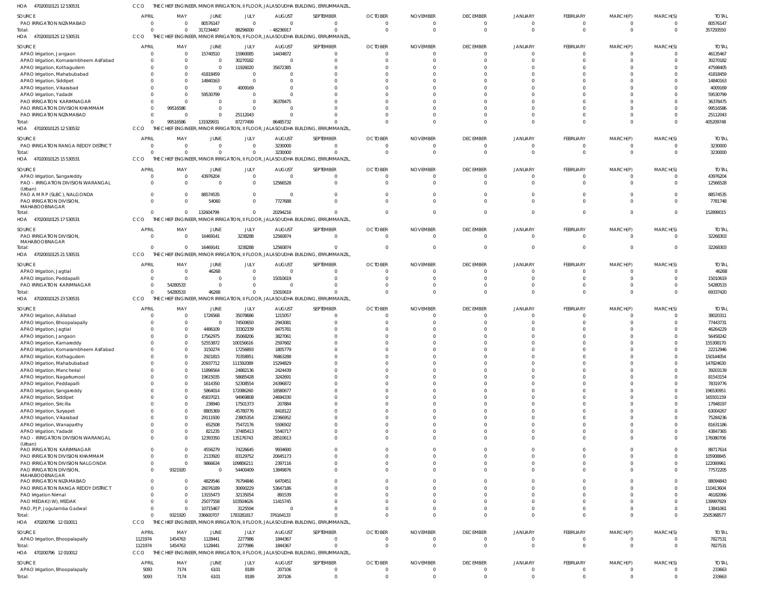HOA 470200101 21 12 530531 CCO THE CHIEF ENGINEER, MINOR IRRIGATION, II FLOOR, JALASOUDHA BUILDING, ERRUMMANZIL,

| SOURCE | APRIL | MAY | JUNE | JULY | AUGUST | SEPTEMBER | OCTOBER | NOVEMBER | DECEMBER | JANUARY | FEBRUARY | MARCH(P) | MARCH(S) | TOTAL |
|---|---|---|---|---|---|---|---|---|---|---|---|---|---|---|
| PAO IRRIGATION NIZAMABAD | 0 | 0 | 80576147 | 0 | 0 | 0 | 0 | 0 | 0 | 0 | 0 | 0 | 0 | 80576147 |
| Total: | 0 | 0 | 317234467 | 88296000 | -48236917 | 0 | 0 | 0 | 0 | 0 | 0 | 0 | 0 | 357293550 |

HOA 470200101 25 12 530531 CCO THE CHIEF ENGINEER, MINOR IRRIGATION, II FLOOR, JALASOUDHA BUILDING, ERRUMMANZIL,

| SOURCE | APRIL | MAY | JUNE | JULY | AUGUST | SEPTEMBER | OCTOBER | NOVEMBER | DECEMBER | JANUARY | FEBRUARY | MARCH(P) | MARCH(S) | TOTAL |
|---|---|---|---|---|---|---|---|---|---|---|---|---|---|---|
| APAO Irrigation, Jangaon | 0 | 0 | 15740510 | 15960085 | 14434872 | 0 | 0 | 0 | 0 | 0 | 0 | 0 | 0 | 46135467 |
| APAO Irrigation, Komarambheem Asifabad | 0 | 0 | 0 | 30270182 | 0 | 0 | 0 | 0 | 0 | 0 | 0 | 0 | 0 | 30270182 |
| APAO Irrigation, Kothagudem | 0 | 0 | 0 | 11926020 | 35672385 | 0 | 0 | 0 | 0 | 0 | 0 | 0 | 0 | 47598405 |
| APAO Irrigation, Mahabubabad | 0 | 0 | 41818459 | 0 | 0 | 0 | 0 | 0 | 0 | 0 | 0 | 0 | 0 | 41818459 |
| APAO Irrigation, Siddipet | 0 | 0 | 14840163 | 0 | 0 | 0 | 0 | 0 | 0 | 0 | 0 | 0 | 0 | 14840163 |
| APAO Irrigation, Vikarabad | 0 | 0 | 0 | 4009169 | 0 | 0 | 0 | 0 | 0 | 0 | 0 | 0 | 0 | 4009169 |
| APAO Irrigation, Yadadri | 0 | 0 | 59530799 | 0 | 0 | 0 | 0 | 0 | 0 | 0 | 0 | 0 | 0 | 59530799 |
| PAO IRRIGATION KARIMNAGAR | 0 | 0 | 0 | 0 | 36378475 | 0 | 0 | 0 | 0 | 0 | 0 | 0 | 0 | 36378475 |
| PAO IRRIGATION DIVISION KHAMMAM | 0 | 99516586 | 0 | 0 | 0 | 0 | 0 | 0 | 0 | 0 | 0 | 0 | 0 | 99516586 |
| PAO IRRIGATION NIZAMABAD | 0 | 0 | 0 | 25112043 | 0 | 0 | 0 | 0 | 0 | 0 | 0 | 0 | 0 | 25112043 |
| Total: | 0 | 99516586 | 131929931 | 87277499 | 86485732 | 0 | 0 | 0 | 0 | 0 | 0 | 0 | 0 | 405209748 |

HOA 470200101 25 12 530532 CCO THE CHIEF ENGINEER, MINOR IRRIGATION, II FLOOR, JALASOUDHA BUILDING, ERRUMMANZIL,

| SOURCE | APRIL | MAY | JUNE | JULY | AUGUST | SEPTEMBER | OCTOBER | NOVEMBER | DECEMBER | JANUARY | FEBRUARY | MARCH(P) | MARCH(S) | TOTAL |
|---|---|---|---|---|---|---|---|---|---|---|---|---|---|---|
| PAO IRRIGATION RANGA REDDY DISTRICT | 0 | 0 | 0 | 0 | 3230000 | 0 | 0 | 0 | 0 | 0 | 0 | 0 | 0 | 3230000 |
| Total: | 0 | 0 | 0 | 0 | 3230000 | 0 | 0 | 0 | 0 | 0 | 0 | 0 | 0 | 3230000 |

HOA 470200101 25 15 530531 CCO THE CHIEF ENGINEER, MINOR IRRIGATION, II FLOOR, JALASOUDHA BUILDING, ERRUMMANZIL,

| SOURCE | APRIL | MAY | JUNE | JULY | AUGUST | SEPTEMBER | OCTOBER | NOVEMBER | DECEMBER | JANUARY | FEBRUARY | MARCH(P) | MARCH(S) | TOTAL |
|---|---|---|---|---|---|---|---|---|---|---|---|---|---|---|
| APAO Irrigation, Sangareddy | 0 | 0 | 43976204 | 0 | 0 | 0 | 0 | 0 | 0 | 0 | 0 | 0 | 0 | 43976204 |
| PAO - IRRIGATION DIVISION WARANGAL (Urban) | 0 | 0 | 0 | 0 | 12566528 | 0 | 0 | 0 | 0 | 0 | 0 | 0 | 0 | 12566528 |
| PAO A M R P (SLBC), NALGONDA | 0 | 0 | 88574535 | 0 | 0 | 0 | 0 | 0 | 0 | 0 | 0 | 0 | 0 | 88574535 |
| PAO IRRIGATION DIVISION, MAHABOOBNAGAR | 0 | 0 | 54060 | 0 | 7727688 | 0 | 0 | 0 | 0 | 0 | 0 | 0 | 0 | 7781748 |
| Total: | 0 | 0 | 132604799 | 0 | 20294216 | 0 | 0 | 0 | 0 | 0 | 0 | 0 | 0 | 152899015 |

HOA 470200101 25 17 530531 CCO THE CHIEF ENGINEER, MINOR IRRIGATION, II FLOOR, JALASOUDHA BUILDING, ERRUMMANZIL,

| SOURCE | APRIL | MAY | JUNE | JULY | AUGUST | SEPTEMBER | OCTOBER | NOVEMBER | DECEMBER | JANUARY | FEBRUARY | MARCH(P) | MARCH(S) | TOTAL |
|---|---|---|---|---|---|---|---|---|---|---|---|---|---|---|
| PAO IRRIGATION DIVISION, MAHABOOBNAGAR | 0 | 0 | 16469141 | 3238288 | 12560874 | 0 | 0 | 0 | 0 | 0 | 0 | 0 | 0 | 32268303 |
| Total: | 0 | 0 | 16469141 | 3238288 | 12560874 | 0 | 0 | 0 | 0 | 0 | 0 | 0 | 0 | 32268303 |

HOA 470200101 25 21 530531 CCO THE CHIEF ENGINEER, MINOR IRRIGATION, II FLOOR, JALASOUDHA BUILDING, ERRUMMANZIL,

| SOURCE | APRIL | MAY | JUNE | JULY | AUGUST | SEPTEMBER | OCTOBER | NOVEMBER | DECEMBER | JANUARY | FEBRUARY | MARCH(P) | MARCH(S) | TOTAL |
|---|---|---|---|---|---|---|---|---|---|---|---|---|---|---|
| APAO Irrigation, Jagtial | 0 | 0 | 46268 | 0 | 0 | 0 | 0 | 0 | 0 | 0 | 0 | 0 | 0 | 46268 |
| APAO Irrigation, Peddapalli | 0 | 0 | 0 | 0 | 15010619 | 0 | 0 | 0 | 0 | 0 | 0 | 0 | 0 | 15010619 |
| PAO IRRIGATION KARIMNAGAR | 0 | 54280533 | 0 | 0 | 0 | 0 | 0 | 0 | 0 | 0 | 0 | 0 | 0 | 54280533 |
| Total: | 0 | 54280533 | 46268 | 0 | 15010619 | 0 | 0 | 0 | 0 | 0 | 0 | 0 | 0 | 69337420 |

HOA 470200101 25 23 530531 CCO THE CHIEF ENGINEER, MINOR IRRIGATION, II FLOOR, JALASOUDHA BUILDING, ERRUMMANZIL,

| SOURCE | APRIL | MAY | JUNE | JULY | AUGUST | SEPTEMBER | OCTOBER | NOVEMBER | DECEMBER | JANUARY | FEBRUARY | MARCH(P) | MARCH(S) | TOTAL |
|---|---|---|---|---|---|---|---|---|---|---|---|---|---|---|
| APAO Irrigation, Adilabad | 0 | 0 | 1726568 | 35078686 | 1215057 | 0 | 0 | 0 | 0 | 0 | 0 | 0 | 0 | 38020311 |
| APAO Irrigation, Bhoopalapally | 0 | 0 | 0 | 74500650 | 2943081 | 0 | 0 | 0 | 0 | 0 | 0 | 0 | 0 | 77443731 |
| APAO Irrigation, Jagtial | 0 | 0 | 4486109 | 33302339 | 8475781 | 0 | 0 | 0 | 0 | 0 | 0 | 0 | 0 | 46264229 |
| APAO Irrigation, Jangaon | 0 | 0 | 17562975 | 35068206 | 3827061 | 0 | 0 | 0 | 0 | 0 | 0 | 0 | 0 | 56458242 |
| APAO Irrigation, Kamareddy | 0 | 0 | 52553872 | 100156616 | 2597682 | 0 | 0 | 0 | 0 | 0 | 0 | 0 | 0 | 155308170 |
| APAO Irrigation, Komarambheem Asifabad | 0 | 0 | 3150274 | 17256893 | 1805779 | 0 | 0 | 0 | 0 | 0 | 0 | 0 | 0 | 22212946 |
| APAO Irrigation, Kothagudem | 0 | 0 | 2921815 | 70358951 | 76863288 | 0 | 0 | 0 | 0 | 0 | 0 | 0 | 0 | 150144054 |
| APAO Irrigation, Mahabubabad | 0 | 0 | 20937712 | 111592089 | 15294829 | 0 | 0 | 0 | 0 | 0 | 0 | 0 | 0 | 147824630 |
| APAO Irrigation, Mancherial | 0 | 0 | 11896564 | 24882136 | 2424439 | 0 | 0 | 0 | 0 | 0 | 0 | 0 | 0 | 39203139 |
| APAO Irrigation, Nagarkurnool | 0 | 0 | 19615035 | 58685428 | 3242691 | 0 | 0 | 0 | 0 | 0 | 0 | 0 | 0 | 81543154 |
| APAO Irrigation, Peddapalli | 0 | 0 | 1614350 | 52308554 | 24396872 | 0 | 0 | 0 | 0 | 0 | 0 | 0 | 0 | 78319776 |
| APAO Irrigation, Sangareddy | 0 | 0 | 5864014 | 172086260 | 18580677 | 0 | 0 | 0 | 0 | 0 | 0 | 0 | 0 | 196530951 |
| APAO Irrigation, Siddipet | 0 | 0 | 45837021 | 94969808 | 24694330 | 0 | 0 | 0 | 0 | 0 | 0 | 0 | 0 | 165501159 |
| APAO Irrigation, Siricilla | 0 | 0 | 238940 | 17501373 | 207884 | 0 | 0 | 0 | 0 | 0 | 0 | 0 | 0 | 17948197 |
| APAO Irrigation, Suryapet | 0 | 0 | 8805369 | 45780776 | 8418122 | 0 | 0 | 0 | 0 | 0 | 0 | 0 | 0 | 63004267 |
| APAO Irrigation, Vikarabad | 0 | 0 | 29111930 | 23805354 | 22366952 | 0 | 0 | 0 | 0 | 0 | 0 | 0 | 0 | 75284236 |
| APAO Irrigation, Wanaparthy | 0 | 0 | 652508 | 75472176 | 5506502 | 0 | 0 | 0 | 0 | 0 | 0 | 0 | 0 | 81631186 |
| APAO Irrigation, Yadadri | 0 | 0 | 821235 | 37485413 | 5540717 | 0 | 0 | 0 | 0 | 0 | 0 | 0 | 0 | 43847365 |
| PAO - IRRIGATION DIVISION WARANGAL (Urban) | 0 | 0 | 12393350 | 135176743 | 28510613 | 0 | 0 | 0 | 0 | 0 | 0 | 0 | 0 | 176080706 |
| PAO IRRIGATION KARIMNAGAR | 0 | 0 | 4556279 | 74226645 | 9934690 | 0 | 0 | 0 | 0 | 0 | 0 | 0 | 0 | 88717614 |
| PAO IRRIGATION DIVISION KHAMMAM | 0 | 0 | 2133920 | 83129752 | 20645173 | 0 | 0 | 0 | 0 | 0 | 0 | 0 | 0 | 105908845 |
| PAO IRRIGATION DIVISION NALGONDA | 0 | 0 | 9866634 | 109806211 | 2397116 | 0 | 0 | 0 | 0 | 0 | 0 | 0 | 0 | 122069961 |
| PAO IRRIGATION DIVISION, MAHABOOBNAGAR | 0 | 9321920 | 0 | 54400409 | 13849876 | 0 | 0 | 0 | 0 | 0 | 0 | 0 | 0 | 77572205 |
| PAO IRRIGATION NIZAMABAD | 0 | 0 | 4829546 | 76794846 | 6470451 | 0 | 0 | 0 | 0 | 0 | 0 | 0 | 0 | 88094843 |
| PAO IRRIGATION RANGA REDDY DISTRICT | 0 | 0 | 26076189 | 30690229 | 53647186 | 0 | 0 | 0 | 0 | 0 | 0 | 0 | 0 | 110413604 |
| PAO Irrigation Nirmal | 0 | 0 | 13155473 | 32135054 | 891539 | 0 | 0 | 0 | 0 | 0 | 0 | 0 | 0 | 46182066 |
| PAO MEDAK(IW), MEDAK | 0 | 0 | 25077558 | 103504626 | 11415745 | 0 | 0 | 0 | 0 | 0 | 0 | 0 | 0 | 139997929 |
| PAO, PJP, Jogulamba Gadwal | 0 | 0 | 10715467 | 3125594 | 0 | 0 | 0 | 0 | 0 | 0 | 0 | 0 | 0 | 13841061 |
| Total: | 0 | 9321920 | 336600707 | 1783281817 | 376164133 | 0 | 0 | 0 | 0 | 0 | 0 | 0 | 0 | 2505368577 |

HOA 470200796 12 010011 CCO THE CHIEF ENGINEER, MINOR IRRIGATION, II FLOOR, JALASOUDHA BUILDING, ERRUMMANZIL,

| SOURCE | APRIL | MAY | JUNE | JULY | AUGUST | SEPTEMBER | OCTOBER | NOVEMBER | DECEMBER | JANUARY | FEBRUARY | MARCH(P) | MARCH(S) | TOTAL |
|---|---|---|---|---|---|---|---|---|---|---|---|---|---|---|
| APAO Irrigation, Bhoopalapally | 1121974 | 1454763 | 1128441 | 2277986 | 1844367 | 0 | 0 | 0 | 0 | 0 | 0 | 0 | 0 | 7827531 |
| Total: | 1121974 | 1454763 | 1128441 | 2277986 | 1844367 | 0 | 0 | 0 | 0 | 0 | 0 | 0 | 0 | 7827531 |

HOA 470200796 12 010012 CCO THE CHIEF ENGINEER, MINOR IRRIGATION, II FLOOR, JALASOUDHA BUILDING, ERRUMMANZIL,

| SOURCE | APRIL | MAY | JUNE | JULY | AUGUST | SEPTEMBER | OCTOBER | NOVEMBER | DECEMBER | JANUARY | FEBRUARY | MARCH(P) | MARCH(S) | TOTAL |
|---|---|---|---|---|---|---|---|---|---|---|---|---|---|---|
| APAO Irrigation, Bhoopalapally | 5093 | 7174 | 6101 | 8189 | 207106 | 0 | 0 | 0 | 0 | 0 | 0 | 0 | 0 | 233663 |
| Total: | 5093 | 7174 | 6101 | 8189 | 207106 | 0 | 0 | 0 | 0 | 0 | 0 | 0 | 0 | 233663 |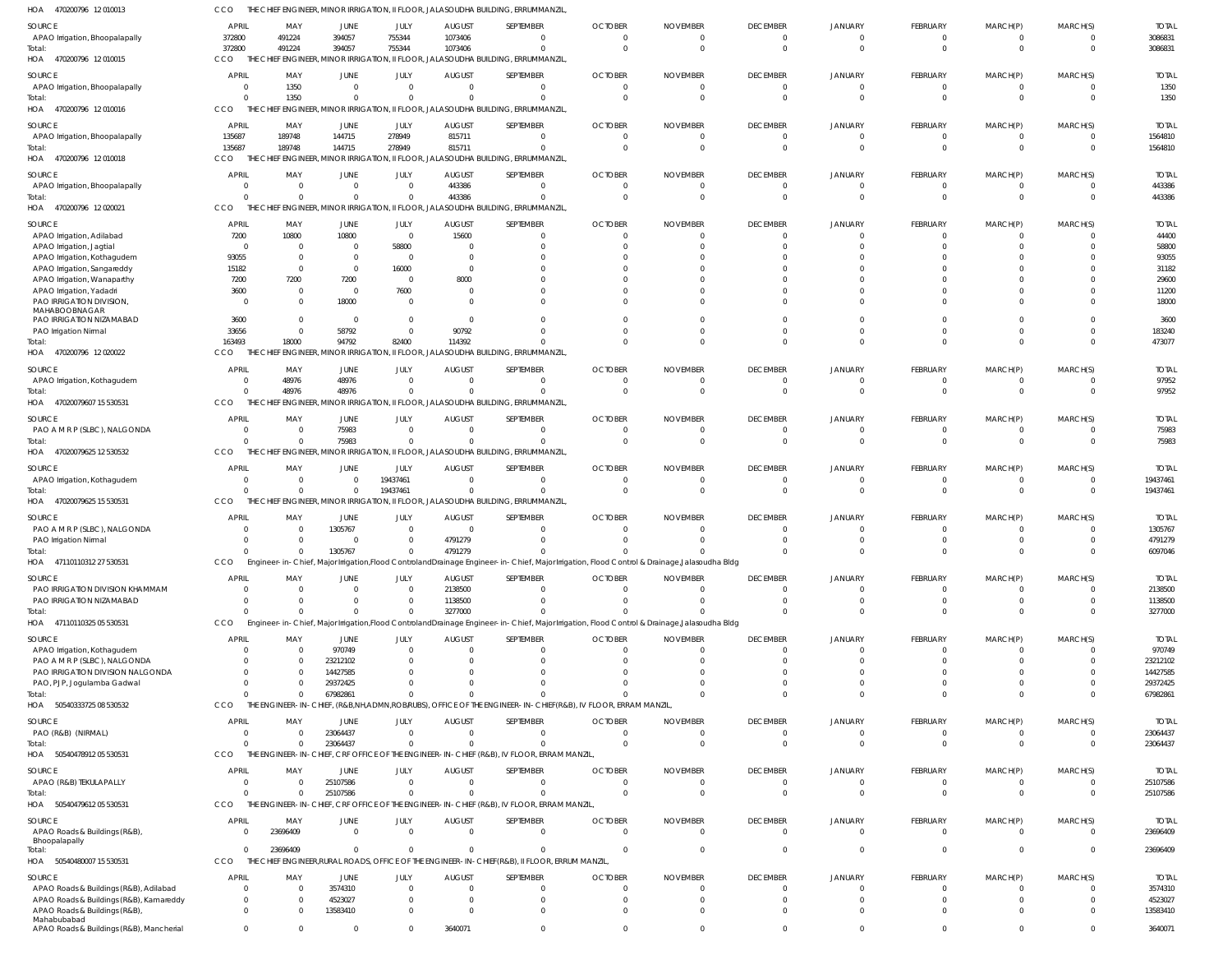HOA 470200796 12 010013 CCO THE CHIEF ENGINEER, MINOR IRRIGATION, II FLOOR, JALASOUDHA BUILDING, ERRUMMANZIL,

| SOURCE | APRIL | MAY | JUNE | JULY | AUGUST | SEPTEMBER | OCTOBER | NOVEMBER | DECEMBER | JANUARY | FEBRUARY | MARCH(P) | MARCH(S) | TOTAL |
|---|---|---|---|---|---|---|---|---|---|---|---|---|---|---|
| APAO Irrigation, Bhoopalapally | 372800 | 491224 | 394057 | 755344 | 1073406 | 0 | 0 | 0 | 0 | 0 | 0 | 0 | 0 | 3086831 |
| Total: | 372800 | 491224 | 394057 | 755344 | 1073406 | 0 | 0 | 0 | 0 | 0 | 0 | 0 | 0 | 3086831 |

HOA 470200796 12 010015 CCO THE CHIEF ENGINEER, MINOR IRRIGATION, II FLOOR, JALASOUDHA BUILDING, ERRUMMANZIL,

| SOURCE | APRIL | MAY | JUNE | JULY | AUGUST | SEPTEMBER | OCTOBER | NOVEMBER | DECEMBER | JANUARY | FEBRUARY | MARCH(P) | MARCH(S) | TOTAL |
|---|---|---|---|---|---|---|---|---|---|---|---|---|---|---|
| APAO Irrigation, Bhoopalapally | 0 | 1350 | 0 | 0 | 0 | 0 | 0 | 0 | 0 | 0 | 0 | 0 | 0 | 1350 |
| Total: | 0 | 1350 | 0 | 0 | 0 | 0 | 0 | 0 | 0 | 0 | 0 | 0 | 0 | 1350 |

HOA 470200796 12 010016 CCO THE CHIEF ENGINEER, MINOR IRRIGATION, II FLOOR, JALASOUDHA BUILDING, ERRUMMANZIL,

| SOURCE | APRIL | MAY | JUNE | JULY | AUGUST | SEPTEMBER | OCTOBER | NOVEMBER | DECEMBER | JANUARY | FEBRUARY | MARCH(P) | MARCH(S) | TOTAL |
|---|---|---|---|---|---|---|---|---|---|---|---|---|---|---|
| APAO Irrigation, Bhoopalapally | 135687 | 189748 | 144715 | 278949 | 815711 | 0 | 0 | 0 | 0 | 0 | 0 | 0 | 0 | 1564810 |
| Total: | 135687 | 189748 | 144715 | 278949 | 815711 | 0 | 0 | 0 | 0 | 0 | 0 | 0 | 0 | 1564810 |

HOA 470200796 12 010018 CCO THE CHIEF ENGINEER, MINOR IRRIGATION, II FLOOR, JALASOUDHA BUILDING, ERRUMMANZIL,

| SOURCE | APRIL | MAY | JUNE | JULY | AUGUST | SEPTEMBER | OCTOBER | NOVEMBER | DECEMBER | JANUARY | FEBRUARY | MARCH(P) | MARCH(S) | TOTAL |
|---|---|---|---|---|---|---|---|---|---|---|---|---|---|---|
| APAO Irrigation, Bhoopalapally | 0 | 0 | 0 | 0 | 443386 | 0 | 0 | 0 | 0 | 0 | 0 | 0 | 0 | 443386 |
| Total: | 0 | 0 | 0 | 0 | 443386 | 0 | 0 | 0 | 0 | 0 | 0 | 0 | 0 | 443386 |

HOA 470200796 12 020021 CCO THE CHIEF ENGINEER, MINOR IRRIGATION, II FLOOR, JALASOUDHA BUILDING, ERRUMMANZIL,

| SOURCE | APRIL | MAY | JUNE | JULY | AUGUST | SEPTEMBER | OCTOBER | NOVEMBER | DECEMBER | JANUARY | FEBRUARY | MARCH(P) | MARCH(S) | TOTAL |
|---|---|---|---|---|---|---|---|---|---|---|---|---|---|---|
| APAO Irrigation, Adilabad | 7200 | 10800 | 10800 | 0 | 15600 | 0 | 0 | 0 | 0 | 0 | 0 | 0 | 0 | 44400 |
| APAO Irrigation, Jagtial | 0 | 0 | 0 | 58800 | 0 | 0 | 0 | 0 | 0 | 0 | 0 | 0 | 0 | 58800 |
| APAO Irrigation, Kothagudem | 93055 | 0 | 0 | 0 | 0 | 0 | 0 | 0 | 0 | 0 | 0 | 0 | 0 | 93055 |
| APAO Irrigation, Sangareddy | 15182 | 0 | 0 | 16000 | 0 | 0 | 0 | 0 | 0 | 0 | 0 | 0 | 0 | 31182 |
| APAO Irrigation, Wanaparthy | 7200 | 7200 | 7200 | 0 | 8000 | 0 | 0 | 0 | 0 | 0 | 0 | 0 | 0 | 29600 |
| APAO Irrigation, Yadadri | 3600 | 0 | 0 | 7600 | 0 | 0 | 0 | 0 | 0 | 0 | 0 | 0 | 0 | 11200 |
| PAO IRRIGATION DIVISION, MAHABOOBNAGAR | 0 | 0 | 18000 | 0 | 0 | 0 | 0 | 0 | 0 | 0 | 0 | 0 | 0 | 18000 |
| PAO IRRIGATION NIZAMABAD | 3600 | 0 | 0 | 0 | 0 | 0 | 0 | 0 | 0 | 0 | 0 | 0 | 0 | 3600 |
| PAO Irrigation Nirmal | 33656 | 0 | 58792 | 0 | 90792 | 0 | 0 | 0 | 0 | 0 | 0 | 0 | 0 | 183240 |
| Total: | 163493 | 18000 | 94792 | 82400 | 114392 | 0 | 0 | 0 | 0 | 0 | 0 | 0 | 0 | 473077 |

HOA 470200796 12 020022 CCO THE CHIEF ENGINEER, MINOR IRRIGATION, II FLOOR, JALASOUDHA BUILDING, ERRUMMANZIL,

| SOURCE | APRIL | MAY | JUNE | JULY | AUGUST | SEPTEMBER | OCTOBER | NOVEMBER | DECEMBER | JANUARY | FEBRUARY | MARCH(P) | MARCH(S) | TOTAL |
|---|---|---|---|---|---|---|---|---|---|---|---|---|---|---|
| APAO Irrigation, Kothagudem | 0 | 48976 | 48976 | 0 | 0 | 0 | 0 | 0 | 0 | 0 | 0 | 0 | 0 | 97952 |
| Total: | 0 | 48976 | 48976 | 0 | 0 | 0 | 0 | 0 | 0 | 0 | 0 | 0 | 0 | 97952 |

HOA 47020079607 15 530531 CCO THE CHIEF ENGINEER, MINOR IRRIGATION, II FLOOR, JALASOUDHA BUILDING, ERRUMMANZIL,

| SOURCE | APRIL | MAY | JUNE | JULY | AUGUST | SEPTEMBER | OCTOBER | NOVEMBER | DECEMBER | JANUARY | FEBRUARY | MARCH(P) | MARCH(S) | TOTAL |
|---|---|---|---|---|---|---|---|---|---|---|---|---|---|---|
| PAO A M R P (SLBC), NALGONDA | 0 | 0 | 75983 | 0 | 0 | 0 | 0 | 0 | 0 | 0 | 0 | 0 | 0 | 75983 |
| Total: | 0 | 0 | 75983 | 0 | 0 | 0 | 0 | 0 | 0 | 0 | 0 | 0 | 0 | 75983 |

HOA 47020079625 12 530532 CCO THE CHIEF ENGINEER, MINOR IRRIGATION, II FLOOR, JALASOUDHA BUILDING, ERRUMMANZIL,

| SOURCE | APRIL | MAY | JUNE | JULY | AUGUST | SEPTEMBER | OCTOBER | NOVEMBER | DECEMBER | JANUARY | FEBRUARY | MARCH(P) | MARCH(S) | TOTAL |
|---|---|---|---|---|---|---|---|---|---|---|---|---|---|---|
| APAO Irrigation, Kothagudem | 0 | 0 | 0 | 19437461 | 0 | 0 | 0 | 0 | 0 | 0 | 0 | 0 | 0 | 19437461 |
| Total: | 0 | 0 | 0 | 19437461 | 0 | 0 | 0 | 0 | 0 | 0 | 0 | 0 | 0 | 19437461 |

HOA 47020079625 15 530531 CCO THE CHIEF ENGINEER, MINOR IRRIGATION, II FLOOR, JALASOUDHA BUILDING, ERRUMMANZIL,

| SOURCE | APRIL | MAY | JUNE | JULY | AUGUST | SEPTEMBER | OCTOBER | NOVEMBER | DECEMBER | JANUARY | FEBRUARY | MARCH(P) | MARCH(S) | TOTAL |
|---|---|---|---|---|---|---|---|---|---|---|---|---|---|---|
| PAO A M R P (SLBC), NALGONDA | 0 | 0 | 1305767 | 0 | 0 | 0 | 0 | 0 | 0 | 0 | 0 | 0 | 0 | 1305767 |
| PAO Irrigation Nirmal | 0 | 0 | 0 | 0 | 4791279 | 0 | 0 | 0 | 0 | 0 | 0 | 0 | 0 | 4791279 |
| Total: | 0 | 0 | 1305767 | 0 | 4791279 | 0 | 0 | 0 | 0 | 0 | 0 | 0 | 0 | 6097046 |

HOA 47110110312 27 530531 CCO Engineer-in-Chief, Major Irrigation,Flood Control and Drainage Engineer-in-Chief, Major Irrigation, Flood Control & Drainage,Jalasoudha Bldg

| SOURCE | APRIL | MAY | JUNE | JULY | AUGUST | SEPTEMBER | OCTOBER | NOVEMBER | DECEMBER | JANUARY | FEBRUARY | MARCH(P) | MARCH(S) | TOTAL |
|---|---|---|---|---|---|---|---|---|---|---|---|---|---|---|
| PAO IRRIGATION DIVISION KHAMMAM | 0 | 0 | 0 | 0 | 2138500 | 0 | 0 | 0 | 0 | 0 | 0 | 0 | 0 | 2138500 |
| PAO IRRIGATION NIZAMABAD | 0 | 0 | 0 | 0 | 1138500 | 0 | 0 | 0 | 0 | 0 | 0 | 0 | 0 | 1138500 |
| Total: | 0 | 0 | 0 | 0 | 3277000 | 0 | 0 | 0 | 0 | 0 | 0 | 0 | 0 | 3277000 |

HOA 47110110325 05 530531 CCO Engineer-in-Chief, Major Irrigation,Flood Control and Drainage Engineer-in-Chief, Major Irrigation, Flood Control & Drainage,Jalasoudha Bldg

| SOURCE | APRIL | MAY | JUNE | JULY | AUGUST | SEPTEMBER | OCTOBER | NOVEMBER | DECEMBER | JANUARY | FEBRUARY | MARCH(P) | MARCH(S) | TOTAL |
|---|---|---|---|---|---|---|---|---|---|---|---|---|---|---|
| APAO Irrigation, Kothagudem | 0 | 0 | 970749 | 0 | 0 | 0 | 0 | 0 | 0 | 0 | 0 | 0 | 0 | 970749 |
| PAO A M R P (SLBC), NALGONDA | 0 | 0 | 23212102 | 0 | 0 | 0 | 0 | 0 | 0 | 0 | 0 | 0 | 0 | 23212102 |
| PAO IRRIGATION DIVISION NALGONDA | 0 | 0 | 14427585 | 0 | 0 | 0 | 0 | 0 | 0 | 0 | 0 | 0 | 0 | 14427585 |
| PAO, PJP, Jogulamba Gadwal | 0 | 0 | 29372425 | 0 | 0 | 0 | 0 | 0 | 0 | 0 | 0 | 0 | 0 | 29372425 |
| Total: | 0 | 0 | 67982861 | 0 | 0 | 0 | 0 | 0 | 0 | 0 | 0 | 0 | 0 | 67982861 |

HOA 50540333725 08 530532 CCO THE ENGINEER-IN-CHIEF, (R&B,NH,ADMN,ROB/RUBS), OFFICE OF THE ENGINEER-IN-CHIEF(R&B), IV FLOOR, ERRAM MANZIL,

| SOURCE | APRIL | MAY | JUNE | JULY | AUGUST | SEPTEMBER | OCTOBER | NOVEMBER | DECEMBER | JANUARY | FEBRUARY | MARCH(P) | MARCH(S) | TOTAL |
|---|---|---|---|---|---|---|---|---|---|---|---|---|---|---|
| PAO (R&B) (NIRMAL) | 0 | 0 | 23064437 | 0 | 0 | 0 | 0 | 0 | 0 | 0 | 0 | 0 | 0 | 23064437 |
| Total: | 0 | 0 | 23064437 | 0 | 0 | 0 | 0 | 0 | 0 | 0 | 0 | 0 | 0 | 23064437 |

HOA 50540478912 05 530531 CCO THE ENGINEER-IN-CHIEF, CRF OFFICE OF THE ENGINEER-IN-CHIEF (R&B), IV FLOOR, ERRAM MANZIL,

| SOURCE | APRIL | MAY | JUNE | JULY | AUGUST | SEPTEMBER | OCTOBER | NOVEMBER | DECEMBER | JANUARY | FEBRUARY | MARCH(P) | MARCH(S) | TOTAL |
|---|---|---|---|---|---|---|---|---|---|---|---|---|---|---|
| APAO (R&B) TEKULAPALLY | 0 | 0 | 25107586 | 0 | 0 | 0 | 0 | 0 | 0 | 0 | 0 | 0 | 0 | 25107586 |
| Total: | 0 | 0 | 25107586 | 0 | 0 | 0 | 0 | 0 | 0 | 0 | 0 | 0 | 0 | 25107586 |

HOA 50540479612 05 530531 CCO THE ENGINEER-IN-CHIEF, CRF OFFICE OF THE ENGINEER-IN-CHIEF (R&B), IV FLOOR, ERRAM MANZIL,

| SOURCE | APRIL | MAY | JUNE | JULY | AUGUST | SEPTEMBER | OCTOBER | NOVEMBER | DECEMBER | JANUARY | FEBRUARY | MARCH(P) | MARCH(S) | TOTAL |
|---|---|---|---|---|---|---|---|---|---|---|---|---|---|---|
| APAO Roads & Buildings (R&B), Bhoopalapally | 0 | 23696409 | 0 | 0 | 0 | 0 | 0 | 0 | 0 | 0 | 0 | 0 | 0 | 23696409 |
| Total: | 0 | 23696409 | 0 | 0 | 0 | 0 | 0 | 0 | 0 | 0 | 0 | 0 | 0 | 23696409 |

HOA 50540480007 15 530531 CCO THE CHIEF ENGINEER,RURAL ROADS, OFFICE OF THE ENGINEER-IN-CHIEF(R&B), II FLOOR, ERRUM MANZIL,

| SOURCE | APRIL | MAY | JUNE | JULY | AUGUST | SEPTEMBER | OCTOBER | NOVEMBER | DECEMBER | JANUARY | FEBRUARY | MARCH(P) | MARCH(S) | TOTAL |
|---|---|---|---|---|---|---|---|---|---|---|---|---|---|---|
| APAO Roads & Buildings (R&B), Adilabad | 0 | 0 | 3574310 | 0 | 0 | 0 | 0 | 0 | 0 | 0 | 0 | 0 | 0 | 3574310 |
| APAO Roads & Buildings (R&B), Kamareddy | 0 | 0 | 4523027 | 0 | 0 | 0 | 0 | 0 | 0 | 0 | 0 | 0 | 0 | 4523027 |
| APAO Roads & Buildings (R&B), Mahabubabad | 0 | 0 | 13583410 | 0 | 0 | 0 | 0 | 0 | 0 | 0 | 0 | 0 | 0 | 13583410 |
| APAO Roads & Buildings (R&B), Mancherial | 0 | 0 | 0 | 0 | 3640071 | 0 | 0 | 0 | 0 | 0 | 0 | 0 | 0 | 3640071 |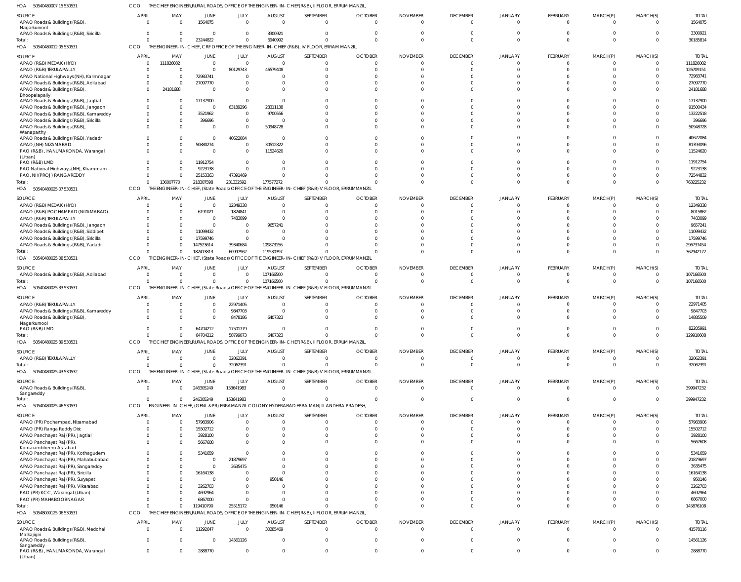HOA 50540480007 15 530531 CCO THE CHIEF ENGINEER,RURAL ROADS, OFFICE OF THE ENGINEER- IN- CHIEF(R&B), II FLOOR, ERRUM MANZIL,

| SOURCE | APRIL | MAY | JUNE | JULY | AUGUST | SEPTEMBER | OCTOBER | NOVEMBER | DECEMBER | JANUARY | FEBRUARY | MARCH(P) | MARCH(S) | TOTAL |
|---|---|---|---|---|---|---|---|---|---|---|---|---|---|---|
| APAO Roads & Buildings (R&B), Nagarkurnool | 0 | 0 | 1564075 | 0 | 0 | 0 | 0 | 0 | 0 | 0 | 0 | 0 | 0 | 1564075 |
| APAO Roads & Buildings (R&B), Siricilla | 0 | 0 | 0 | 0 | 3300921 | 0 | 0 | 0 | 0 | 0 | 0 | 0 | 0 | 3300921 |
| Total: | 0 | 0 | 23244822 | 0 | 6940992 | 0 | 0 | 0 | 0 | 0 | 0 | 0 | 0 | 30185814 |

HOA 50540480012 05 530531 CCO THE ENGINEER- IN- CHIEF, CRF OFFICE OF THE ENGINEER- IN- CHIEF (R&B), IV FLOOR, ERRAM MANZIL,

| SOURCE | APRIL | MAY | JUNE | JULY | AUGUST | SEPTEMBER | OCTOBER | NOVEMBER | DECEMBER | JANUARY | FEBRUARY | MARCH(P) | MARCH(S) | TOTAL |
|---|---|---|---|---|---|---|---|---|---|---|---|---|---|---|
| APAO (R&B) MEDAK (HYD) | 0 | 111826082 | 0 | 0 | 0 | 0 | 0 | 0 | 0 | 0 | 0 | 0 | 0 | 111826082 |
| APAO (R&B) TEKULAPALLY | 0 | 0 | 0 | 80129743 | 46579408 | 0 | 0 | 0 | 0 | 0 | 0 | 0 | 0 | 126709151 |
| APAO National Highways (NH), Karimnagar | 0 | 0 | 72983741 | 0 | 0 | 0 | 0 | 0 | 0 | 0 | 0 | 0 | 0 | 72983741 |
| APAO Roads & Buildings (R&B), Adilabad | 0 | 0 | 27097770 | 0 | 0 | 0 | 0 | 0 | 0 | 0 | 0 | 0 | 0 | 27097770 |
| APAO Roads & Buildings (R&B), Bhoopalapally | 0 | 24181688 | 0 | 0 | 0 | 0 | 0 | 0 | 0 | 0 | 0 | 0 | 0 | 24181688 |
| APAO Roads & Buildings (R&B), Jagtial | 0 | 0 | 17137900 | 0 | 0 | 0 | 0 | 0 | 0 | 0 | 0 | 0 | 0 | 17137900 |
| APAO Roads & Buildings (R&B), Jangaon | 0 | 0 | 0 | 63189296 | 28311138 | 0 | 0 | 0 | 0 | 0 | 0 | 0 | 0 | 91500434 |
| APAO Roads & Buildings (R&B), Kamareddy | 0 | 0 | 3521962 | 0 | 9700556 | 0 | 0 | 0 | 0 | 0 | 0 | 0 | 0 | 13222518 |
| APAO Roads & Buildings (R&B), Siricilla | 0 | 0 | 396696 | 0 | 0 | 0 | 0 | 0 | 0 | 0 | 0 | 0 | 0 | 396696 |
| APAO Roads & Buildings (R&B), Wanaparthy | 0 | 0 | 0 | 0 | 50948728 | 0 | 0 | 0 | 0 | 0 | 0 | 0 | 0 | 50948728 |
| APAO Roads & Buildings (R&B), Yadadri | 0 | 0 | 0 | 40622084 | 0 | 0 | 0 | 0 | 0 | 0 | 0 | 0 | 0 | 40622084 |
| APAO,(NH) NIZAMABAD | 0 | 0 | 50880274 | 0 | 30512822 | 0 | 0 | 0 | 0 | 0 | 0 | 0 | 0 | 81393096 |
| PAO (R&B) , HANUMAKONDA, Warangal (Urban) | 0 | 0 | 0 | 0 | 11524620 | 0 | 0 | 0 | 0 | 0 | 0 | 0 | 0 | 11524620 |
| PAO (R&B) LMD | 0 | 0 | 11912754 | 0 | 0 | 0 | 0 | 0 | 0 | 0 | 0 | 0 | 0 | 11912754 |
| PAO National Highways (NH), Khammam | 0 | 0 | 9223138 | 0 | 0 | 0 | 0 | 0 | 0 | 0 | 0 | 0 | 0 | 9223138 |
| PAO, NH(PROJ) RANGAREDDY | 0 | 0 | 25153363 | 47391469 | 0 | 0 | 0 | 0 | 0 | 0 | 0 | 0 | 0 | 72544832 |
| Total: | 0 | 136007770 | 218307598 | 231332592 | 177577272 | 0 | 0 | 0 | 0 | 0 | 0 | 0 | 0 | 763225232 |

HOA 50540480025 07 530531 CCO THE ENGINEER- IN- CHIEF, (State Roads) OFFICE OF THE ENGINEER- IN- CHIEF (R&B) V FLOOR, ERRUMMANZIL

| SOURCE | APRIL | MAY | JUNE | JULY | AUGUST | SEPTEMBER | OCTOBER | NOVEMBER | DECEMBER | JANUARY | FEBRUARY | MARCH(P) | MARCH(S) | TOTAL |
|---|---|---|---|---|---|---|---|---|---|---|---|---|---|---|
| APAO (R&B) MEDAK (HYD) | 0 | 0 | 0 | 12349338 | 0 | 0 | 0 | 0 | 0 | 0 | 0 | 0 | 0 | 12349338 |
| APAO (R&B) POCHAMPAD (NIZAMABAD) | 0 | 0 | 6191021 | 1824841 | 0 | 0 | 0 | 0 | 0 | 0 | 0 | 0 | 0 | 8015862 |
| APAO (R&B) TEKULAPALLY | 0 | 0 | 0 | 7483099 | 0 | 0 | 0 | 0 | 0 | 0 | 0 | 0 | 0 | 7483099 |
| APAO Roads & Buildings (R&B), Jangaon | 0 | 0 | 0 | 0 | 9657241 | 0 | 0 | 0 | 0 | 0 | 0 | 0 | 0 | 9657241 |
| APAO Roads & Buildings (R&B), Siddipet | 0 | 0 | 11099432 | 0 | 0 | 0 | 0 | 0 | 0 | 0 | 0 | 0 | 0 | 11099432 |
| APAO Roads & Buildings (R&B), Siricilla | 0 | 0 | 17599746 | 0 | 0 | 0 | 0 | 0 | 0 | 0 | 0 | 0 | 0 | 17599746 |
| APAO Roads & Buildings (R&B), Yadadri | 0 | 0 | 147523614 | 39340684 | 109873156 | 0 | 0 | 0 | 0 | 0 | 0 | 0 | 0 | 296737454 |
| Total: | 0 | 0 | 182413813 | 60997962 | 119530397 | 0 | 0 | 0 | 0 | 0 | 0 | 0 | 0 | 362942172 |

HOA 50540480025 08 530531 CCO THE ENGINEER- IN- CHIEF, (State Roads) OFFICE OF THE ENGINEER- IN- CHIEF (R&B) V FLOOR, ERRUMMANZIL

| SOURCE | APRIL | MAY | JUNE | JULY | AUGUST | SEPTEMBER | OCTOBER | NOVEMBER | DECEMBER | JANUARY | FEBRUARY | MARCH(P) | MARCH(S) | TOTAL |
|---|---|---|---|---|---|---|---|---|---|---|---|---|---|---|
| APAO Roads & Buildings (R&B), Adilabad | 0 | 0 | 0 | 0 | 107166500 | 0 | 0 | 0 | 0 | 0 | 0 | 0 | 0 | 107166500 |
| Total: | 0 | 0 | 0 | 0 | 107166500 | 0 | 0 | 0 | 0 | 0 | 0 | 0 | 0 | 107166500 |

HOA 50540480025 33 530531 CCO THE ENGINEER- IN- CHIEF, (State Roads) OFFICE OF THE ENGINEER- IN- CHIEF (R&B) V FLOOR, ERRUMMANZIL

| SOURCE | APRIL | MAY | JUNE | JULY | AUGUST | SEPTEMBER | OCTOBER | NOVEMBER | DECEMBER | JANUARY | FEBRUARY | MARCH(P) | MARCH(S) | TOTAL |
|---|---|---|---|---|---|---|---|---|---|---|---|---|---|---|
| APAO (R&B) TEKULAPALLY | 0 | 0 | 0 | 22971405 | 0 | 0 | 0 | 0 | 0 | 0 | 0 | 0 | 0 | 22971405 |
| APAO Roads & Buildings (R&B), Kamareddy | 0 | 0 | 0 | 9847703 | 0 | 0 | 0 | 0 | 0 | 0 | 0 | 0 | 0 | 9847703 |
| APAO Roads & Buildings (R&B), Nagarkurnool | 0 | 0 | 0 | 8478186 | 6407323 | 0 | 0 | 0 | 0 | 0 | 0 | 0 | 0 | 14885509 |
| PAO (R&B) LMD | 0 | 0 | 64704212 | 17501779 | 0 | 0 | 0 | 0 | 0 | 0 | 0 | 0 | 0 | 82205991 |
| Total: | 0 | 0 | 64704212 | 58799073 | 6407323 | 0 | 0 | 0 | 0 | 0 | 0 | 0 | 0 | 129910608 |

HOA 50540480025 39 530531 CCO THE CHIEF ENGINEER,RURAL ROADS, OFFICE OF THE ENGINEER- IN- CHIEF(R&B), II FLOOR, ERRUM MANZIL,

| SOURCE | APRIL | MAY | JUNE | JULY | AUGUST | SEPTEMBER | OCTOBER | NOVEMBER | DECEMBER | JANUARY | FEBRUARY | MARCH(P) | MARCH(S) | TOTAL |
|---|---|---|---|---|---|---|---|---|---|---|---|---|---|---|
| APAO (R&B) TEKULAPALLY | 0 | 0 | 0 | 32062391 | 0 | 0 | 0 | 0 | 0 | 0 | 0 | 0 | 0 | 32062391 |
| Total: | 0 | 0 | 0 | 32062391 | 0 | 0 | 0 | 0 | 0 | 0 | 0 | 0 | 0 | 32062391 |

HOA 50540480025 43 530532 CCO THE ENGINEER- IN- CHIEF, (State Roads) OFFICE OF THE ENGINEER- IN- CHIEF (R&B) V FLOOR, ERRUMMANZIL

| SOURCE | APRIL | MAY | JUNE | JULY | AUGUST | SEPTEMBER | OCTOBER | NOVEMBER | DECEMBER | JANUARY | FEBRUARY | MARCH(P) | MARCH(S) | TOTAL |
|---|---|---|---|---|---|---|---|---|---|---|---|---|---|---|
| APAO Roads & Buildings (R&B), Sangareddy | 0 | 0 | 246305249 | 153641983 | 0 | 0 | 0 | 0 | 0 | 0 | 0 | 0 | 0 | 399947232 |
| Total: | 0 | 0 | 246305249 | 153641983 | 0 | 0 | 0 | 0 | 0 | 0 | 0 | 0 | 0 | 399947232 |

HOA 50540480025 46 530531 CCO ENGINEER- IN- CHIEF, (GENL.&PR) ERRAMANZIL COLONY HYDERABAD ERRA MANJIL ANDHRA PRADESH,

| SOURCE | APRIL | MAY | JUNE | JULY | AUGUST | SEPTEMBER | OCTOBER | NOVEMBER | DECEMBER | JANUARY | FEBRUARY | MARCH(P) | MARCH(S) | TOTAL |
|---|---|---|---|---|---|---|---|---|---|---|---|---|---|---|
| APAO (PR) Pochampad, Nizamabad | 0 | 0 | 57983906 | 0 | 0 | 0 | 0 | 0 | 0 | 0 | 0 | 0 | 0 | 57983906 |
| APAO (PR) Ranga Reddy Dist | 0 | 0 | 15502712 | 0 | 0 | 0 | 0 | 0 | 0 | 0 | 0 | 0 | 0 | 15502712 |
| APAO Panchayat Raj (PR), Jagtial | 0 | 0 | 3928100 | 0 | 0 | 0 | 0 | 0 | 0 | 0 | 0 | 0 | 0 | 3928100 |
| APAO Panchayat Raj (PR), Komarambheem Asifabad | 0 | 0 | 5667608 | 0 | 0 | 0 | 0 | 0 | 0 | 0 | 0 | 0 | 0 | 5667608 |
| APAO Panchayat Raj (PR), Kothagudem | 0 | 0 | 5341659 | 0 | 0 | 0 | 0 | 0 | 0 | 0 | 0 | 0 | 0 | 5341659 |
| APAO Panchayat Raj (PR), Mahabubabad | 0 | 0 | 0 | 21879697 | 0 | 0 | 0 | 0 | 0 | 0 | 0 | 0 | 0 | 21879697 |
| APAO Panchayat Raj (PR), Sangareddy | 0 | 0 | 0 | 3635475 | 0 | 0 | 0 | 0 | 0 | 0 | 0 | 0 | 0 | 3635475 |
| APAO Panchayat Raj (PR), Siricilla | 0 | 0 | 16164138 | 0 | 0 | 0 | 0 | 0 | 0 | 0 | 0 | 0 | 0 | 16164138 |
| APAO Panchayat Raj (PR), Suryapet | 0 | 0 | 0 | 0 | 950146 | 0 | 0 | 0 | 0 | 0 | 0 | 0 | 0 | 950146 |
| APAO Panchayat Raj (PR), Vikarabad | 0 | 0 | 3262703 | 0 | 0 | 0 | 0 | 0 | 0 | 0 | 0 | 0 | 0 | 3262703 |
| PAO (PR) KCC , Warangal (Urban) | 0 | 0 | 4692964 | 0 | 0 | 0 | 0 | 0 | 0 | 0 | 0 | 0 | 0 | 4692964 |
| PAO (PR) MAHABOOBNAGAR | 0 | 0 | 6867000 | 0 | 0 | 0 | 0 | 0 | 0 | 0 | 0 | 0 | 0 | 6867000 |
| Total: | 0 | 0 | 119410790 | 25515172 | 950146 | 0 | 0 | 0 | 0 | 0 | 0 | 0 | 0 | 145876108 |

HOA 50548000125 06 530531 CCO THE CHIEF ENGINEER,RURAL ROADS, OFFICE OF THE ENGINEER- IN- CHIEF(R&B), II FLOOR, ERRUM MANZIL,

| SOURCE | APRIL | MAY | JUNE | JULY | AUGUST | SEPTEMBER | OCTOBER | NOVEMBER | DECEMBER | JANUARY | FEBRUARY | MARCH(P) | MARCH(S) | TOTAL |
|---|---|---|---|---|---|---|---|---|---|---|---|---|---|---|
| APAO Roads & Buildings (R&B), Medchal Malkajigiri | 0 | 0 | 11292647 | 0 | 30285469 | 0 | 0 | 0 | 0 | 0 | 0 | 0 | 0 | 41578116 |
| APAO Roads & Buildings (R&B), Sangareddy | 0 | 0 | 0 | 14561126 | 0 | 0 | 0 | 0 | 0 | 0 | 0 | 0 | 0 | 14561126 |
| PAO (R&B) , HANUMAKONDA, Warangal (Urban) | 0 | 0 | 2888770 | 0 | 0 | 0 | 0 | 0 | 0 | 0 | 0 | 0 | 0 | 2888770 |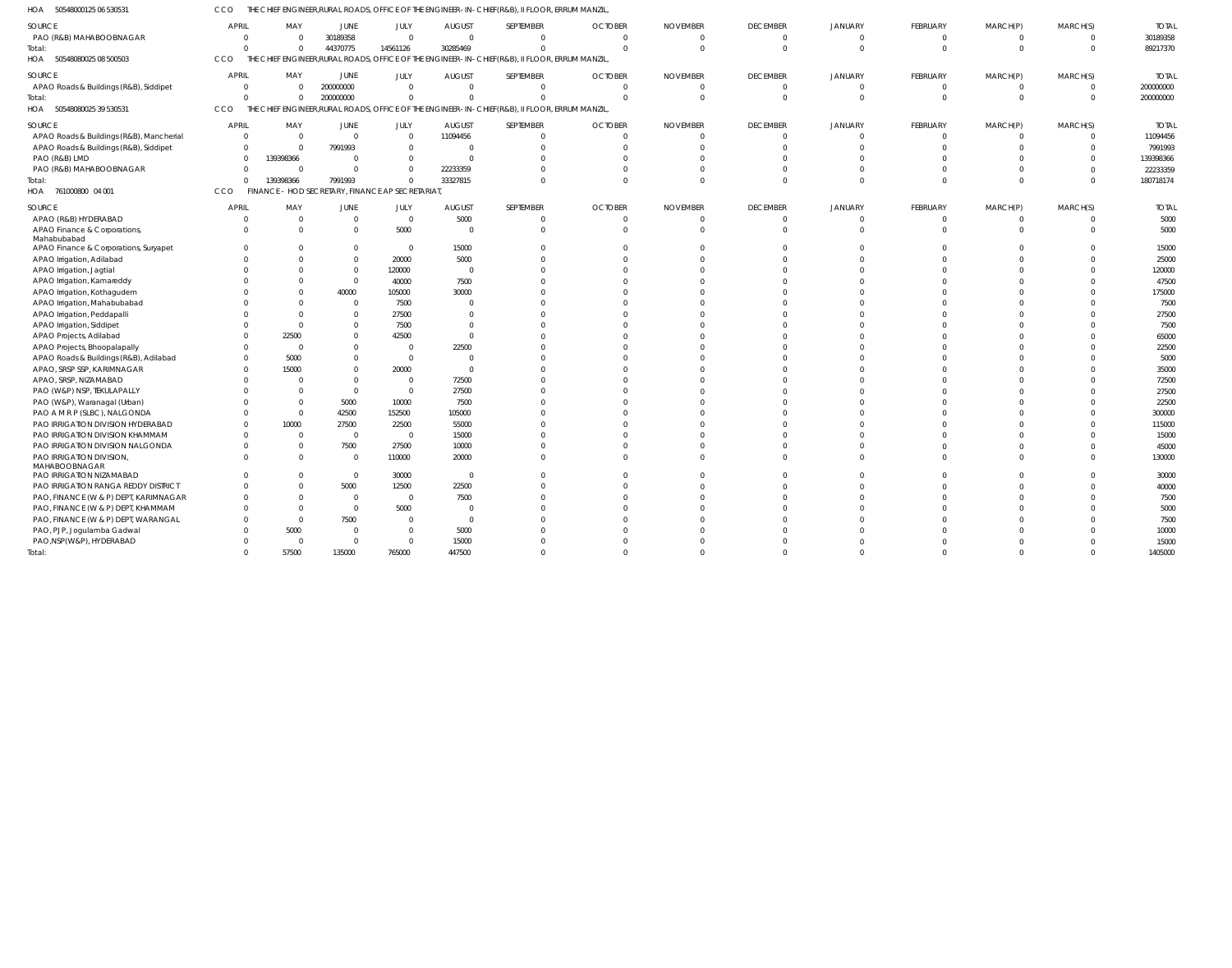HOA 50548000125 06 530531 CCO THE CHIEF ENGINEER,RURAL ROADS, OFFICE OF THE ENGINEER- IN- CHIEF(R&B), II FLOOR, ERRUM MANZIL,

| SOURCE | APRIL | MAY | JUNE | JULY | AUGUST | SEPTEMBER | OCTOBER | NOVEMBER | DECEMBER | JANUARY | FEBRUARY | MARCH(P) | MARCH(S) | TOTAL |
|---|---|---|---|---|---|---|---|---|---|---|---|---|---|---|
| PAO (R&B) MAHABOOBNAGAR | 0 | 0 | 30189358 | 0 | 0 | 0 | 0 | 0 | 0 | 0 | 0 | 0 | 0 | 30189358 |
| Total: | 0 | 0 | 44370775 | 14561126 | 30285469 | 0 | 0 | 0 | 0 | 0 | 0 | 0 | 0 | 89217370 |

HOA 50548080025 08 500503 CCO THE CHIEF ENGINEER,RURAL ROADS, OFFICE OF THE ENGINEER- IN- CHIEF(R&B), II FLOOR, ERRUM MANZIL,

| SOURCE | APRIL | MAY | JUNE | JULY | AUGUST | SEPTEMBER | OCTOBER | NOVEMBER | DECEMBER | JANUARY | FEBRUARY | MARCH(P) | MARCH(S) | TOTAL |
|---|---|---|---|---|---|---|---|---|---|---|---|---|---|---|
| APAO Roads & Buildings (R&B), Siddipet | 0 | 0 | 200000000 | 0 | 0 | 0 | 0 | 0 | 0 | 0 | 0 | 0 | 0 | 200000000 |
| Total: | 0 | 0 | 200000000 | 0 | 0 | 0 | 0 | 0 | 0 | 0 | 0 | 0 | 0 | 200000000 |

HOA 50548080025 39 530531 CCO THE CHIEF ENGINEER,RURAL ROADS, OFFICE OF THE ENGINEER- IN- CHIEF(R&B), II FLOOR, ERRUM MANZIL,

| SOURCE | APRIL | MAY | JUNE | JULY | AUGUST | SEPTEMBER | OCTOBER | NOVEMBER | DECEMBER | JANUARY | FEBRUARY | MARCH(P) | MARCH(S) | TOTAL |
|---|---|---|---|---|---|---|---|---|---|---|---|---|---|---|
| APAO Roads & Buildings (R&B), Mancherial | 0 | 0 | 0 | 0 | 11094456 | 0 | 0 | 0 | 0 | 0 | 0 | 0 | 0 | 11094456 |
| APAO Roads & Buildings (R&B), Siddipet | 0 | 0 | 7991993 | 0 | 0 | 0 | 0 | 0 | 0 | 0 | 0 | 0 | 0 | 7991993 |
| PAO (R&B) LMD | 0 | 139398366 | 0 | 0 | 0 | 0 | 0 | 0 | 0 | 0 | 0 | 0 | 0 | 139398366 |
| PAO (R&B) MAHABOOBNAGAR | 0 | 0 | 0 | 0 | 22233359 | 0 | 0 | 0 | 0 | 0 | 0 | 0 | 0 | 22233359 |
| Total: | 0 | 139398366 | 7991993 | 0 | 33327815 | 0 | 0 | 0 | 0 | 0 | 0 | 0 | 0 | 180718174 |

HOA 761000800 04 001 CCO FINANCE - HOD SECRETARY, FINANCE AP SECRETARIAT,

| SOURCE | APRIL | MAY | JUNE | JULY | AUGUST | SEPTEMBER | OCTOBER | NOVEMBER | DECEMBER | JANUARY | FEBRUARY | MARCH(P) | MARCH(S) | TOTAL |
|---|---|---|---|---|---|---|---|---|---|---|---|---|---|---|
| APAO (R&B) HYDERABAD | 0 | 0 | 0 | 0 | 5000 | 0 | 0 | 0 | 0 | 0 | 0 | 0 | 0 | 5000 |
| APAO Finance & Corporations, Mahabubabad | 0 | 0 | 0 | 5000 | 0 | 0 | 0 | 0 | 0 | 0 | 0 | 0 | 0 | 5000 |
| APAO Finance & Corporations, Suryapet | 0 | 0 | 0 | 0 | 15000 | 0 | 0 | 0 | 0 | 0 | 0 | 0 | 0 | 15000 |
| APAO Irrigation, Adilabad | 0 | 0 | 0 | 20000 | 5000 | 0 | 0 | 0 | 0 | 0 | 0 | 0 | 0 | 25000 |
| APAO Irrigation, Jagtial | 0 | 0 | 0 | 120000 | 0 | 0 | 0 | 0 | 0 | 0 | 0 | 0 | 0 | 120000 |
| APAO Irrigation, Kamareddy | 0 | 0 | 0 | 40000 | 7500 | 0 | 0 | 0 | 0 | 0 | 0 | 0 | 0 | 47500 |
| APAO Irrigation, Kothagudem | 0 | 0 | 40000 | 105000 | 30000 | 0 | 0 | 0 | 0 | 0 | 0 | 0 | 0 | 175000 |
| APAO Irrigation, Mahabubabad | 0 | 0 | 0 | 7500 | 0 | 0 | 0 | 0 | 0 | 0 | 0 | 0 | 0 | 7500 |
| APAO Irrigation, Peddapalli | 0 | 0 | 0 | 27500 | 0 | 0 | 0 | 0 | 0 | 0 | 0 | 0 | 0 | 27500 |
| APAO Irrigation, Siddipet | 0 | 0 | 0 | 7500 | 0 | 0 | 0 | 0 | 0 | 0 | 0 | 0 | 0 | 7500 |
| APAO Projects, Adilabad | 0 | 22500 | 0 | 42500 | 0 | 0 | 0 | 0 | 0 | 0 | 0 | 0 | 0 | 65000 |
| APAO Projects, Bhoopalapally | 0 | 0 | 0 | 0 | 22500 | 0 | 0 | 0 | 0 | 0 | 0 | 0 | 0 | 22500 |
| APAO Roads & Buildings (R&B), Adilabad | 0 | 5000 | 0 | 0 | 0 | 0 | 0 | 0 | 0 | 0 | 0 | 0 | 0 | 5000 |
| APAO, SRSP SSP, KARIMNAGAR | 0 | 15000 | 0 | 20000 | 0 | 0 | 0 | 0 | 0 | 0 | 0 | 0 | 0 | 35000 |
| APAO, SRSP, NIZAMABAD | 0 | 0 | 0 | 0 | 72500 | 0 | 0 | 0 | 0 | 0 | 0 | 0 | 0 | 72500 |
| PAO (W&P) NSP, TEKULAPALLY | 0 | 0 | 0 | 0 | 27500 | 0 | 0 | 0 | 0 | 0 | 0 | 0 | 0 | 27500 |
| PAO (W&P), Waranagal (Urban) | 0 | 0 | 5000 | 10000 | 7500 | 0 | 0 | 0 | 0 | 0 | 0 | 0 | 0 | 22500 |
| PAO A M R P (SLBC), NALGONDA | 0 | 0 | 42500 | 152500 | 105000 | 0 | 0 | 0 | 0 | 0 | 0 | 0 | 0 | 300000 |
| PAO IRRIGATION DIVISION HYDERABAD | 0 | 10000 | 27500 | 22500 | 55000 | 0 | 0 | 0 | 0 | 0 | 0 | 0 | 0 | 115000 |
| PAO IRRIGATION DIVISION KHAMMAM | 0 | 0 | 0 | 0 | 15000 | 0 | 0 | 0 | 0 | 0 | 0 | 0 | 0 | 15000 |
| PAO IRRIGATION DIVISION NALGONDA | 0 | 0 | 7500 | 27500 | 10000 | 0 | 0 | 0 | 0 | 0 | 0 | 0 | 0 | 45000 |
| PAO IRRIGATION DIVISION, MAHABOOBNAGAR | 0 | 0 | 0 | 110000 | 20000 | 0 | 0 | 0 | 0 | 0 | 0 | 0 | 0 | 130000 |
| PAO IRRIGATION NIZAMABAD | 0 | 0 | 0 | 30000 | 0 | 0 | 0 | 0 | 0 | 0 | 0 | 0 | 0 | 30000 |
| PAO IRRIGATION RANGA REDDY DISTRICT | 0 | 0 | 5000 | 12500 | 22500 | 0 | 0 | 0 | 0 | 0 | 0 | 0 | 0 | 40000 |
| PAO, FINANCE (W & P) DEPT, KARIMNAGAR | 0 | 0 | 0 | 0 | 7500 | 0 | 0 | 0 | 0 | 0 | 0 | 0 | 0 | 7500 |
| PAO, FINANCE (W & P) DEPT, KHAMMAM | 0 | 0 | 0 | 5000 | 0 | 0 | 0 | 0 | 0 | 0 | 0 | 0 | 0 | 5000 |
| PAO, FINANCE (W & P) DEPT, WARANGAL | 0 | 0 | 7500 | 0 | 0 | 0 | 0 | 0 | 0 | 0 | 0 | 0 | 0 | 7500 |
| PAO, PJP, Jogulamba Gadwal | 0 | 5000 | 0 | 0 | 5000 | 0 | 0 | 0 | 0 | 0 | 0 | 0 | 0 | 10000 |
| PAO,NSP(W&P), HYDERABAD | 0 | 0 | 0 | 0 | 15000 | 0 | 0 | 0 | 0 | 0 | 0 | 0 | 0 | 15000 |
| Total: | 0 | 57500 | 135000 | 765000 | 447500 | 0 | 0 | 0 | 0 | 0 | 0 | 0 | 0 | 1405000 |